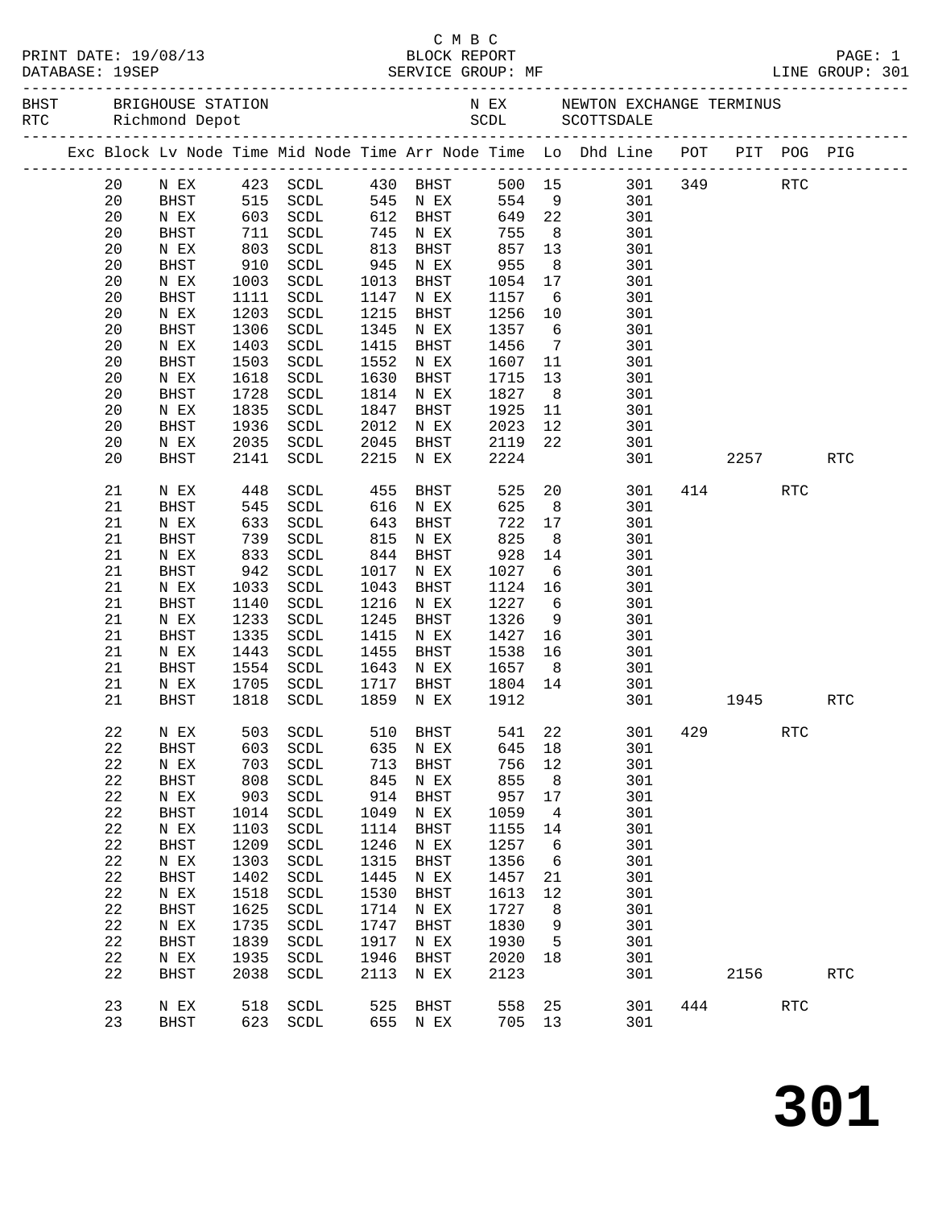C M B C

PRINT DATE: 19/08/13 BLOCK REPORT

DATABASE: 19SEP SERVICE GROUP: MF LINE GROUP: 301

BHST BRIGHOUSE STATION N EX NEWTON EXCHANGE TERMINUS
RTC Richmond Depot SCDL SCOTTSDALE

| Exc | Block | Lv Node | Time | Mid Node | Time | Arr Node | Time | Lo | Dhd Line | POT | PIT | POG | PIG |
|---|---|---|---|---|---|---|---|---|---|---|---|---|---|
| | 20 | N EX | 423 | SCDL | 430 | BHST | 500 | 15 | 301 | 349 | | RTC | |
| | 20 | BHST | 515 | SCDL | 545 | N EX | 554 | 9 | 301 | | | | |
| | 20 | N EX | 603 | SCDL | 612 | BHST | 649 | 22 | 301 | | | | |
| | 20 | BHST | 711 | SCDL | 745 | N EX | 755 | 8 | 301 | | | | |
| | 20 | N EX | 803 | SCDL | 813 | BHST | 857 | 13 | 301 | | | | |
| | 20 | BHST | 910 | SCDL | 945 | N EX | 955 | 8 | 301 | | | | |
| | 20 | N EX | 1003 | SCDL | 1013 | BHST | 1054 | 17 | 301 | | | | |
| | 20 | BHST | 1111 | SCDL | 1147 | N EX | 1157 | 6 | 301 | | | | |
| | 20 | N EX | 1203 | SCDL | 1215 | BHST | 1256 | 10 | 301 | | | | |
| | 20 | BHST | 1306 | SCDL | 1345 | N EX | 1357 | 6 | 301 | | | | |
| | 20 | N EX | 1403 | SCDL | 1415 | BHST | 1456 | 7 | 301 | | | | |
| | 20 | BHST | 1503 | SCDL | 1552 | N EX | 1607 | 11 | 301 | | | | |
| | 20 | N EX | 1618 | SCDL | 1630 | BHST | 1715 | 13 | 301 | | | | |
| | 20 | BHST | 1728 | SCDL | 1814 | N EX | 1827 | 8 | 301 | | | | |
| | 20 | N EX | 1835 | SCDL | 1847 | BHST | 1925 | 11 | 301 | | | | |
| | 20 | BHST | 1936 | SCDL | 2012 | N EX | 2023 | 12 | 301 | | | | |
| | 20 | N EX | 2035 | SCDL | 2045 | BHST | 2119 | 22 | 301 | | | | |
| | 20 | BHST | 2141 | SCDL | 2215 | N EX | 2224 | | 301 | | 2257 | | RTC |
| | 21 | N EX | 448 | SCDL | 455 | BHST | 525 | 20 | 301 | 414 | | RTC | |
| | 21 | BHST | 545 | SCDL | 616 | N EX | 625 | 8 | 301 | | | | |
| | 21 | N EX | 633 | SCDL | 643 | BHST | 722 | 17 | 301 | | | | |
| | 21 | BHST | 739 | SCDL | 815 | N EX | 825 | 8 | 301 | | | | |
| | 21 | N EX | 833 | SCDL | 844 | BHST | 928 | 14 | 301 | | | | |
| | 21 | BHST | 942 | SCDL | 1017 | N EX | 1027 | 6 | 301 | | | | |
| | 21 | N EX | 1033 | SCDL | 1043 | BHST | 1124 | 16 | 301 | | | | |
| | 21 | BHST | 1140 | SCDL | 1216 | N EX | 1227 | 6 | 301 | | | | |
| | 21 | N EX | 1233 | SCDL | 1245 | BHST | 1326 | 9 | 301 | | | | |
| | 21 | BHST | 1335 | SCDL | 1415 | N EX | 1427 | 16 | 301 | | | | |
| | 21 | N EX | 1443 | SCDL | 1455 | BHST | 1538 | 16 | 301 | | | | |
| | 21 | BHST | 1554 | SCDL | 1643 | N EX | 1657 | 8 | 301 | | | | |
| | 21 | N EX | 1705 | SCDL | 1717 | BHST | 1804 | 14 | 301 | | | | |
| | 21 | BHST | 1818 | SCDL | 1859 | N EX | 1912 | | 301 | | 1945 | | RTC |
| | 22 | N EX | 503 | SCDL | 510 | BHST | 541 | 22 | 301 | 429 | | RTC | |
| | 22 | BHST | 603 | SCDL | 635 | N EX | 645 | 18 | 301 | | | | |
| | 22 | N EX | 703 | SCDL | 713 | BHST | 756 | 12 | 301 | | | | |
| | 22 | BHST | 808 | SCDL | 845 | N EX | 855 | 8 | 301 | | | | |
| | 22 | N EX | 903 | SCDL | 914 | BHST | 957 | 17 | 301 | | | | |
| | 22 | BHST | 1014 | SCDL | 1049 | N EX | 1059 | 4 | 301 | | | | |
| | 22 | N EX | 1103 | SCDL | 1114 | BHST | 1155 | 14 | 301 | | | | |
| | 22 | BHST | 1209 | SCDL | 1246 | N EX | 1257 | 6 | 301 | | | | |
| | 22 | N EX | 1303 | SCDL | 1315 | BHST | 1356 | 6 | 301 | | | | |
| | 22 | BHST | 1402 | SCDL | 1445 | N EX | 1457 | 21 | 301 | | | | |
| | 22 | N EX | 1518 | SCDL | 1530 | BHST | 1613 | 12 | 301 | | | | |
| | 22 | BHST | 1625 | SCDL | 1714 | N EX | 1727 | 8 | 301 | | | | |
| | 22 | N EX | 1735 | SCDL | 1747 | BHST | 1830 | 9 | 301 | | | | |
| | 22 | BHST | 1839 | SCDL | 1917 | N EX | 1930 | 5 | 301 | | | | |
| | 22 | N EX | 1935 | SCDL | 1946 | BHST | 2020 | 18 | 301 | | | | |
| | 22 | BHST | 2038 | SCDL | 2113 | N EX | 2123 | | 301 | | 2156 | | RTC |
| | 23 | N EX | 518 | SCDL | 525 | BHST | 558 | 25 | 301 | 444 | | RTC | |
| | 23 | BHST | 623 | SCDL | 655 | N EX | 705 | 13 | 301 | | | | |

**301**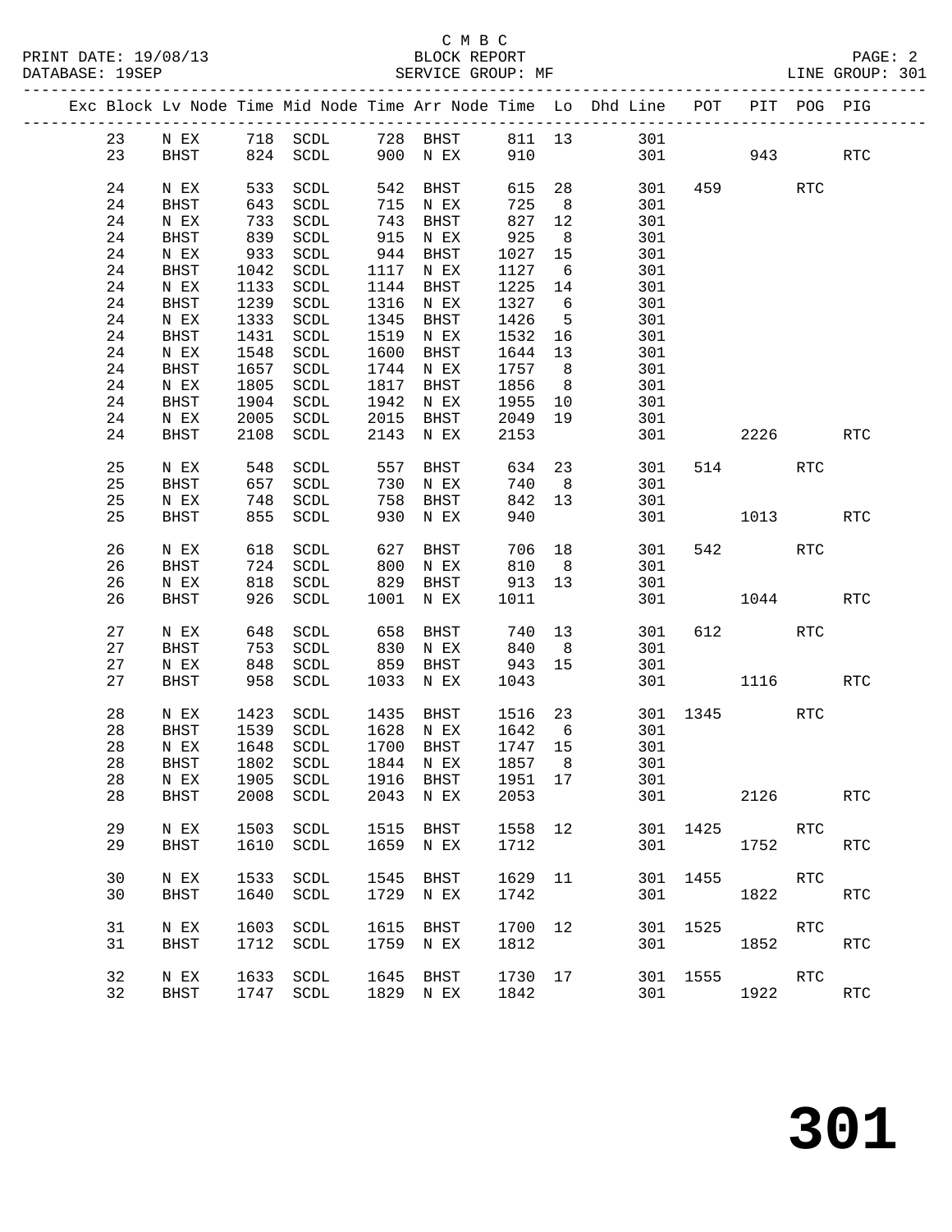C M B C
BLOCK REPORT
SERVICE GROUP: MF

PRINT DATE: 19/08/13
DATABASE: 19SEP
LINE GROUP: 301

| Exc | Block | Lv Node | Time | Mid Node | Time | Arr Node | Time | Lo | Dhd Line | POT | PIT | POG | PIG |
|---|---|---|---|---|---|---|---|---|---|---|---|---|---|
| | 23 | N EX | 718 | SCDL | 728 | BHST | 811 | 13 | 301 | | | | |
| | 23 | BHST | 824 | SCDL | 900 | N EX | 910 | | 301 | | 943 | | RTC |
| | 24 | N EX | 533 | SCDL | 542 | BHST | 615 | 28 | 301 | 459 | | RTC | |
| | 24 | BHST | 643 | SCDL | 715 | N EX | 725 | 8 | 301 | | | | |
| | 24 | N EX | 733 | SCDL | 743 | BHST | 827 | 12 | 301 | | | | |
| | 24 | BHST | 839 | SCDL | 915 | N EX | 925 | 8 | 301 | | | | |
| | 24 | N EX | 933 | SCDL | 944 | BHST | 1027 | 15 | 301 | | | | |
| | 24 | BHST | 1042 | SCDL | 1117 | N EX | 1127 | 6 | 301 | | | | |
| | 24 | N EX | 1133 | SCDL | 1144 | BHST | 1225 | 14 | 301 | | | | |
| | 24 | BHST | 1239 | SCDL | 1316 | N EX | 1327 | 6 | 301 | | | | |
| | 24 | N EX | 1333 | SCDL | 1345 | BHST | 1426 | 5 | 301 | | | | |
| | 24 | BHST | 1431 | SCDL | 1519 | N EX | 1532 | 16 | 301 | | | | |
| | 24 | N EX | 1548 | SCDL | 1600 | BHST | 1644 | 13 | 301 | | | | |
| | 24 | BHST | 1657 | SCDL | 1744 | N EX | 1757 | 8 | 301 | | | | |
| | 24 | N EX | 1805 | SCDL | 1817 | BHST | 1856 | 8 | 301 | | | | |
| | 24 | BHST | 1904 | SCDL | 1942 | N EX | 1955 | 10 | 301 | | | | |
| | 24 | N EX | 2005 | SCDL | 2015 | BHST | 2049 | 19 | 301 | | | | |
| | 24 | BHST | 2108 | SCDL | 2143 | N EX | 2153 | | 301 | | 2226 | | RTC |
| | 25 | N EX | 548 | SCDL | 557 | BHST | 634 | 23 | 301 | 514 | | RTC | |
| | 25 | BHST | 657 | SCDL | 730 | N EX | 740 | 8 | 301 | | | | |
| | 25 | N EX | 748 | SCDL | 758 | BHST | 842 | 13 | 301 | | | | |
| | 25 | BHST | 855 | SCDL | 930 | N EX | 940 | | 301 | | 1013 | | RTC |
| | 26 | N EX | 618 | SCDL | 627 | BHST | 706 | 18 | 301 | 542 | | RTC | |
| | 26 | BHST | 724 | SCDL | 800 | N EX | 810 | 8 | 301 | | | | |
| | 26 | N EX | 818 | SCDL | 829 | BHST | 913 | 13 | 301 | | | | |
| | 26 | BHST | 926 | SCDL | 1001 | N EX | 1011 | | 301 | | 1044 | | RTC |
| | 27 | N EX | 648 | SCDL | 658 | BHST | 740 | 13 | 301 | 612 | | RTC | |
| | 27 | BHST | 753 | SCDL | 830 | N EX | 840 | 8 | 301 | | | | |
| | 27 | N EX | 848 | SCDL | 859 | BHST | 943 | 15 | 301 | | | | |
| | 27 | BHST | 958 | SCDL | 1033 | N EX | 1043 | | 301 | | 1116 | | RTC |
| | 28 | N EX | 1423 | SCDL | 1435 | BHST | 1516 | 23 | 301 | 1345 | | RTC | |
| | 28 | BHST | 1539 | SCDL | 1628 | N EX | 1642 | 6 | 301 | | | | |
| | 28 | N EX | 1648 | SCDL | 1700 | BHST | 1747 | 15 | 301 | | | | |
| | 28 | BHST | 1802 | SCDL | 1844 | N EX | 1857 | 8 | 301 | | | | |
| | 28 | N EX | 1905 | SCDL | 1916 | BHST | 1951 | 17 | 301 | | | | |
| | 28 | BHST | 2008 | SCDL | 2043 | N EX | 2053 | | 301 | | 2126 | | RTC |
| | 29 | N EX | 1503 | SCDL | 1515 | BHST | 1558 | 12 | 301 | 1425 | | RTC | |
| | 29 | BHST | 1610 | SCDL | 1659 | N EX | 1712 | | 301 | | 1752 | | RTC |
| | 30 | N EX | 1533 | SCDL | 1545 | BHST | 1629 | 11 | 301 | 1455 | | RTC | |
| | 30 | BHST | 1640 | SCDL | 1729 | N EX | 1742 | | 301 | | 1822 | | RTC |
| | 31 | N EX | 1603 | SCDL | 1615 | BHST | 1700 | 12 | 301 | 1525 | | RTC | |
| | 31 | BHST | 1712 | SCDL | 1759 | N EX | 1812 | | 301 | | 1852 | | RTC |
| | 32 | N EX | 1633 | SCDL | 1645 | BHST | 1730 | 17 | 301 | 1555 | | RTC | |
| | 32 | BHST | 1747 | SCDL | 1829 | N EX | 1842 | | 301 | | 1922 | | RTC |

# 301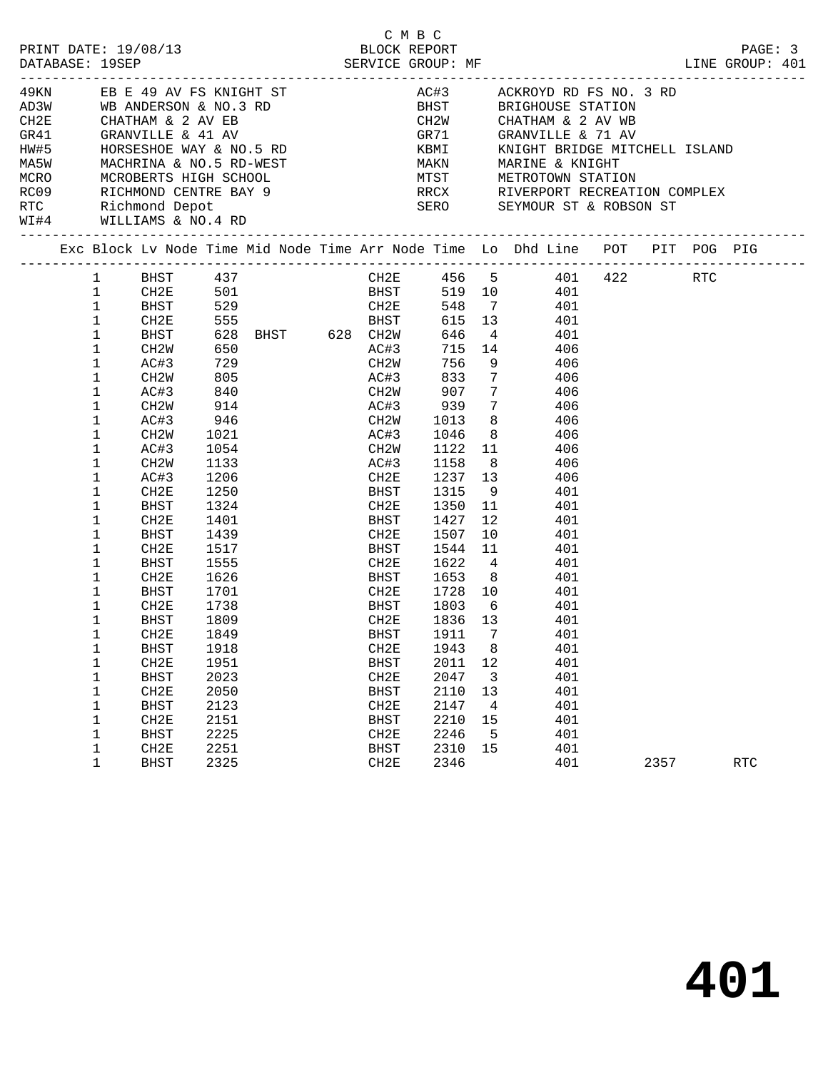C M B C

PRINT DATE: 19/08/13 BLOCK REPORT
DATABASE: 19SEP SERVICE GROUP: MF LINE GROUP: 401

| | | | |
|---|---|---|---|
| 49KN | EB E 49 AV FS KNIGHT ST | AC#3 | ACKROYD RD FS NO. 3 RD |
| AD3W | WB ANDERSON & NO.3 RD | BHST | BRIGHOUSE STATION |
| CH2E | CHATHAM & 2 AV EB | CH2W | CHATHAM & 2 AV WB |
| GR41 | GRANVILLE & 41 AV | GR71 | GRANVILLE & 71 AV |
| HW#5 | HORSESHOE WAY & NO.5 RD | KBMI | KNIGHT BRIDGE MITCHELL ISLAND |
| MA5W | MACHRINA & NO.5 RD-WEST | MAKN | MARINE & KNIGHT |
| MCRO | MCROBERTS HIGH SCHOOL | MTST | METROTOWN STATION |
| RC09 | RICHMOND CENTRE BAY 9 | RRCX | RIVERPORT RECREATION COMPLEX |
| RTC | Richmond Depot | SERO | SEYMOUR ST & ROBSON ST |
| WI#4 | WILLIAMS & NO.4 RD | | |

| Exc | Block | Lv Node | Time | Mid Node | Time | Arr Node | Time | Lo | Dhd | Line | POT | PIT | POG | PIG |
|---|---|---|---|---|---|---|---|---|---|---|---|---|---|---|
| | 1 | BHST | 437 | | | CH2E | 456 | 5 | | 401 | 422 | | RTC | |
| | 1 | CH2E | 501 | | | BHST | 519 | 10 | | 401 | | | | |
| | 1 | BHST | 529 | | | CH2E | 548 | 7 | | 401 | | | | |
| | 1 | CH2E | 555 | | | BHST | 615 | 13 | | 401 | | | | |
| | 1 | BHST | 628 | BHST | 628 | CH2W | 646 | 4 | | 401 | | | | |
| | 1 | CH2W | 650 | | | AC#3 | 715 | 14 | | 406 | | | | |
| | 1 | AC#3 | 729 | | | CH2W | 756 | 9 | | 406 | | | | |
| | 1 | CH2W | 805 | | | AC#3 | 833 | 7 | | 406 | | | | |
| | 1 | AC#3 | 840 | | | CH2W | 907 | 7 | | 406 | | | | |
| | 1 | CH2W | 914 | | | AC#3 | 939 | 7 | | 406 | | | | |
| | 1 | AC#3 | 946 | | | CH2W | 1013 | 8 | | 406 | | | | |
| | 1 | CH2W | 1021 | | | AC#3 | 1046 | 8 | | 406 | | | | |
| | 1 | AC#3 | 1054 | | | CH2W | 1122 | 11 | | 406 | | | | |
| | 1 | CH2W | 1133 | | | AC#3 | 1158 | 8 | | 406 | | | | |
| | 1 | AC#3 | 1206 | | | CH2E | 1237 | 13 | | 406 | | | | |
| | 1 | CH2E | 1250 | | | BHST | 1315 | 9 | | 401 | | | | |
| | 1 | BHST | 1324 | | | CH2E | 1350 | 11 | | 401 | | | | |
| | 1 | CH2E | 1401 | | | BHST | 1427 | 12 | | 401 | | | | |
| | 1 | BHST | 1439 | | | CH2E | 1507 | 10 | | 401 | | | | |
| | 1 | CH2E | 1517 | | | BHST | 1544 | 11 | | 401 | | | | |
| | 1 | BHST | 1555 | | | CH2E | 1622 | 4 | | 401 | | | | |
| | 1 | CH2E | 1626 | | | BHST | 1653 | 8 | | 401 | | | | |
| | 1 | BHST | 1701 | | | CH2E | 1728 | 10 | | 401 | | | | |
| | 1 | CH2E | 1738 | | | BHST | 1803 | 6 | | 401 | | | | |
| | 1 | BHST | 1809 | | | CH2E | 1836 | 13 | | 401 | | | | |
| | 1 | CH2E | 1849 | | | BHST | 1911 | 7 | | 401 | | | | |
| | 1 | BHST | 1918 | | | CH2E | 1943 | 8 | | 401 | | | | |
| | 1 | CH2E | 1951 | | | BHST | 2011 | 12 | | 401 | | | | |
| | 1 | BHST | 2023 | | | CH2E | 2047 | 3 | | 401 | | | | |
| | 1 | CH2E | 2050 | | | BHST | 2110 | 13 | | 401 | | | | |
| | 1 | BHST | 2123 | | | CH2E | 2147 | 4 | | 401 | | | | |
| | 1 | CH2E | 2151 | | | BHST | 2210 | 15 | | 401 | | | | |
| | 1 | BHST | 2225 | | | CH2E | 2246 | 5 | | 401 | | | | |
| | 1 | CH2E | 2251 | | | BHST | 2310 | 15 | | 401 | | | | |
| | 1 | BHST | 2325 | | | CH2E | 2346 | | | 401 | | 2357 | | RTC |

# 401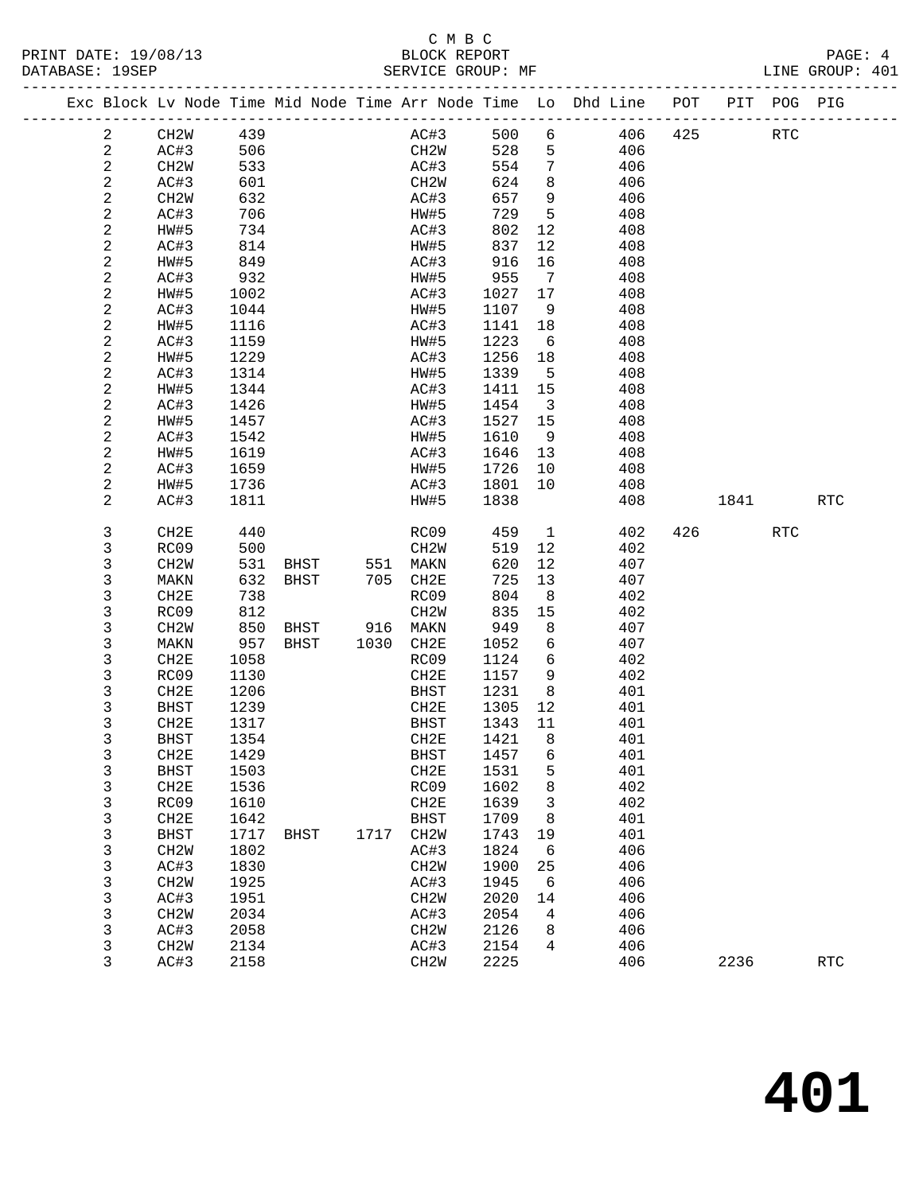C M B C
BLOCK REPORT
SERVICE GROUP: MF

PRINT DATE: 19/08/13
DATABASE: 19SEP

LINE GROUP: 401

| Exc | Block | Lv | Node | Time | Mid Node | Time | Arr Node | Time | Lo | Dhd Line | POT | PIT | POG | PIG |
|---|---|---|---|---|---|---|---|---|---|---|---|---|---|---|
| | 2 | | CH2W | 439 | | | AC#3 | 500 | 6 | 406 | 425 | | RTC | |
| | 2 | | AC#3 | 506 | | | CH2W | 528 | 5 | 406 | | | | |
| | 2 | | CH2W | 533 | | | AC#3 | 554 | 7 | 406 | | | | |
| | 2 | | AC#3 | 601 | | | CH2W | 624 | 8 | 406 | | | | |
| | 2 | | CH2W | 632 | | | AC#3 | 657 | 9 | 406 | | | | |
| | 2 | | AC#3 | 706 | | | HW#5 | 729 | 5 | 408 | | | | |
| | 2 | | HW#5 | 734 | | | AC#3 | 802 | 12 | 408 | | | | |
| | 2 | | AC#3 | 814 | | | HW#5 | 837 | 12 | 408 | | | | |
| | 2 | | HW#5 | 849 | | | AC#3 | 916 | 16 | 408 | | | | |
| | 2 | | AC#3 | 932 | | | HW#5 | 955 | 7 | 408 | | | | |
| | 2 | | HW#5 | 1002 | | | AC#3 | 1027 | 17 | 408 | | | | |
| | 2 | | AC#3 | 1044 | | | HW#5 | 1107 | 9 | 408 | | | | |
| | 2 | | HW#5 | 1116 | | | AC#3 | 1141 | 18 | 408 | | | | |
| | 2 | | AC#3 | 1159 | | | HW#5 | 1223 | 6 | 408 | | | | |
| | 2 | | HW#5 | 1229 | | | AC#3 | 1256 | 18 | 408 | | | | |
| | 2 | | AC#3 | 1314 | | | HW#5 | 1339 | 5 | 408 | | | | |
| | 2 | | HW#5 | 1344 | | | AC#3 | 1411 | 15 | 408 | | | | |
| | 2 | | AC#3 | 1426 | | | HW#5 | 1454 | 3 | 408 | | | | |
| | 2 | | HW#5 | 1457 | | | AC#3 | 1527 | 15 | 408 | | | | |
| | 2 | | AC#3 | 1542 | | | HW#5 | 1610 | 9 | 408 | | | | |
| | 2 | | HW#5 | 1619 | | | AC#3 | 1646 | 13 | 408 | | | | |
| | 2 | | AC#3 | 1659 | | | HW#5 | 1726 | 10 | 408 | | | | |
| | 2 | | HW#5 | 1736 | | | AC#3 | 1801 | 10 | 408 | | | | |
| | 2 | | AC#3 | 1811 | | | HW#5 | 1838 | | 408 | | 1841 | | RTC |
| | 3 | | CH2E | 440 | | | RC09 | 459 | 1 | 402 | 426 | | RTC | |
| | 3 | | RC09 | 500 | | | CH2W | 519 | 12 | 402 | | | | |
| | 3 | | CH2W | 531 | BHST | 551 | MAKN | 620 | 12 | 407 | | | | |
| | 3 | | MAKN | 632 | BHST | 705 | CH2E | 725 | 13 | 407 | | | | |
| | 3 | | CH2E | 738 | | | RC09 | 804 | 8 | 402 | | | | |
| | 3 | | RC09 | 812 | | | CH2W | 835 | 15 | 402 | | | | |
| | 3 | | CH2W | 850 | BHST | 916 | MAKN | 949 | 8 | 407 | | | | |
| | 3 | | MAKN | 957 | BHST | 1030 | CH2E | 1052 | 6 | 407 | | | | |
| | 3 | | CH2E | 1058 | | | RC09 | 1124 | 6 | 402 | | | | |
| | 3 | | RC09 | 1130 | | | CH2E | 1157 | 9 | 402 | | | | |
| | 3 | | CH2E | 1206 | | | BHST | 1231 | 8 | 401 | | | | |
| | 3 | | BHST | 1239 | | | CH2E | 1305 | 12 | 401 | | | | |
| | 3 | | CH2E | 1317 | | | BHST | 1343 | 11 | 401 | | | | |
| | 3 | | BHST | 1354 | | | CH2E | 1421 | 8 | 401 | | | | |
| | 3 | | CH2E | 1429 | | | BHST | 1457 | 6 | 401 | | | | |
| | 3 | | BHST | 1503 | | | CH2E | 1531 | 5 | 401 | | | | |
| | 3 | | CH2E | 1536 | | | RC09 | 1602 | 8 | 402 | | | | |
| | 3 | | RC09 | 1610 | | | CH2E | 1639 | 3 | 402 | | | | |
| | 3 | | CH2E | 1642 | | | BHST | 1709 | 8 | 401 | | | | |
| | 3 | | BHST | 1717 | BHST | 1717 | CH2W | 1743 | 19 | 401 | | | | |
| | 3 | | CH2W | 1802 | | | AC#3 | 1824 | 6 | 406 | | | | |
| | 3 | | AC#3 | 1830 | | | CH2W | 1900 | 25 | 406 | | | | |
| | 3 | | CH2W | 1925 | | | AC#3 | 1945 | 6 | 406 | | | | |
| | 3 | | AC#3 | 1951 | | | CH2W | 2020 | 14 | 406 | | | | |
| | 3 | | CH2W | 2034 | | | AC#3 | 2054 | 4 | 406 | | | | |
| | 3 | | AC#3 | 2058 | | | CH2W | 2126 | 8 | 406 | | | | |
| | 3 | | CH2W | 2134 | | | AC#3 | 2154 | 4 | 406 | | | | |
| | 3 | | AC#3 | 2158 | | | CH2W | 2225 | | 406 | | 2236 | | RTC |

# 401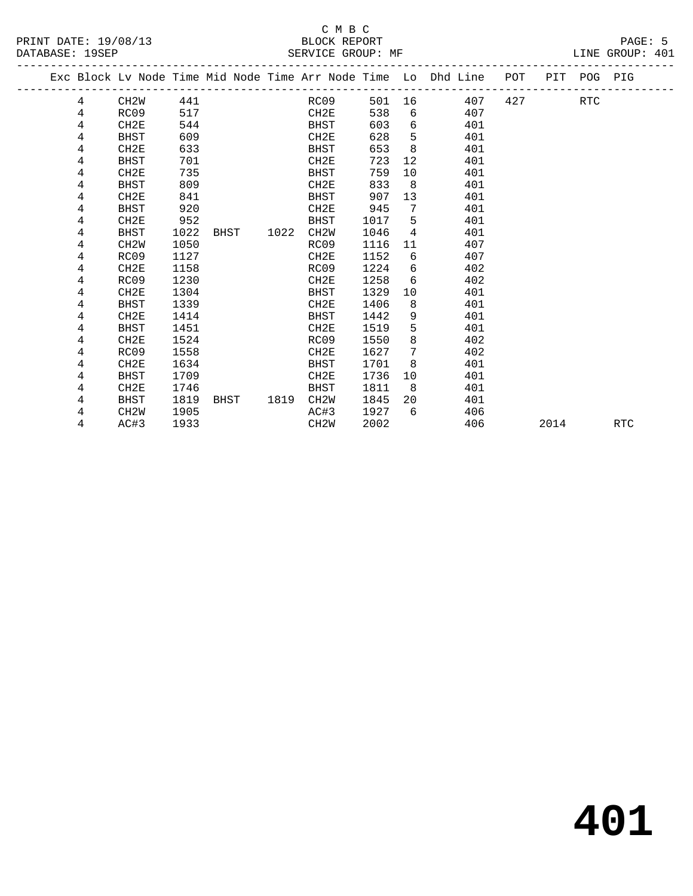C M B C
BLOCK REPORT
SERVICE GROUP: MF

PRINT DATE: 19/08/13
DATABASE: 19SEP
LINE GROUP: 401

| Exc | Block | Lv Node | Time | Mid Node | Time | Arr Node | Time | Lo | Dhd Line | POT | PIT | POG | PIG |
|---|---|---|---|---|---|---|---|---|---|---|---|---|---|
| | 4 | CH2W | 441 | | | RC09 | 501 | 16 | 407 | 427 | | RTC | |
| | 4 | RC09 | 517 | | | CH2E | 538 | 6 | 407 | | | | |
| | 4 | CH2E | 544 | | | BHST | 603 | 6 | 401 | | | | |
| | 4 | BHST | 609 | | | CH2E | 628 | 5 | 401 | | | | |
| | 4 | CH2E | 633 | | | BHST | 653 | 8 | 401 | | | | |
| | 4 | BHST | 701 | | | CH2E | 723 | 12 | 401 | | | | |
| | 4 | CH2E | 735 | | | BHST | 759 | 10 | 401 | | | | |
| | 4 | BHST | 809 | | | CH2E | 833 | 8 | 401 | | | | |
| | 4 | CH2E | 841 | | | BHST | 907 | 13 | 401 | | | | |
| | 4 | BHST | 920 | | | CH2E | 945 | 7 | 401 | | | | |
| | 4 | CH2E | 952 | | | BHST | 1017 | 5 | 401 | | | | |
| | 4 | BHST | 1022 | BHST | 1022 | CH2W | 1046 | 4 | 401 | | | | |
| | 4 | CH2W | 1050 | | | RC09 | 1116 | 11 | 407 | | | | |
| | 4 | RC09 | 1127 | | | CH2E | 1152 | 6 | 407 | | | | |
| | 4 | CH2E | 1158 | | | RC09 | 1224 | 6 | 402 | | | | |
| | 4 | RC09 | 1230 | | | CH2E | 1258 | 6 | 402 | | | | |
| | 4 | CH2E | 1304 | | | BHST | 1329 | 10 | 401 | | | | |
| | 4 | BHST | 1339 | | | CH2E | 1406 | 8 | 401 | | | | |
| | 4 | CH2E | 1414 | | | BHST | 1442 | 9 | 401 | | | | |
| | 4 | BHST | 1451 | | | CH2E | 1519 | 5 | 401 | | | | |
| | 4 | CH2E | 1524 | | | RC09 | 1550 | 8 | 402 | | | | |
| | 4 | RC09 | 1558 | | | CH2E | 1627 | 7 | 402 | | | | |
| | 4 | CH2E | 1634 | | | BHST | 1701 | 8 | 401 | | | | |
| | 4 | BHST | 1709 | | | CH2E | 1736 | 10 | 401 | | | | |
| | 4 | CH2E | 1746 | | | BHST | 1811 | 8 | 401 | | | | |
| | 4 | BHST | 1819 | BHST | 1819 | CH2W | 1845 | 20 | 401 | | | | |
| | 4 | CH2W | 1905 | | | AC#3 | 1927 | 6 | 406 | | | | |
| | 4 | AC#3 | 1933 | | | CH2W | 2002 | | 406 | | 2014 | | RTC |

# 401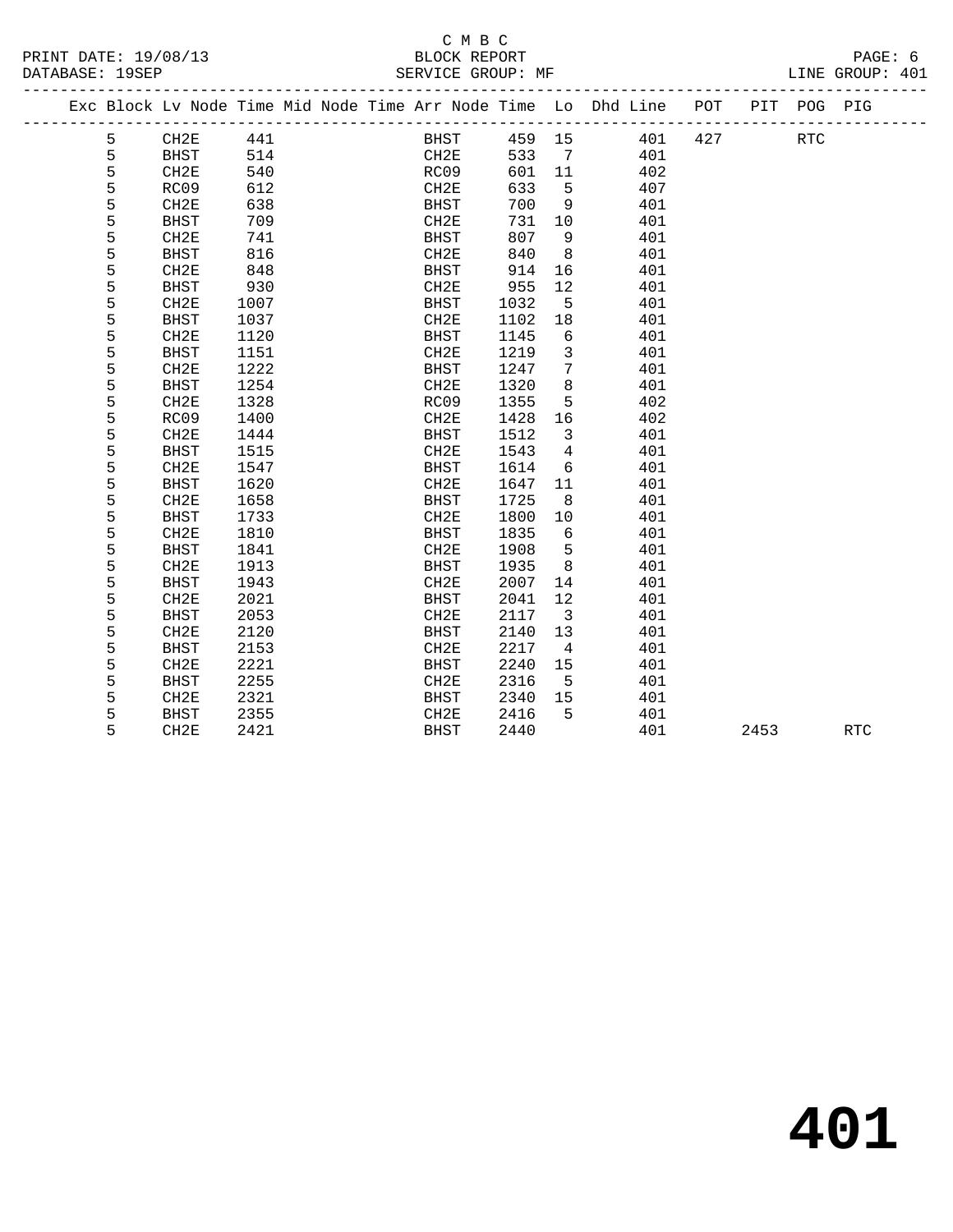C M B C
BLOCK REPORT
SERVICE GROUP: MF

PRINT DATE: 19/08/13
DATABASE: 19SEP
LINE GROUP: 401

| Exc | Block | Lv | Node | Time | Mid Node | Time | Arr Node | Time | Lo | Dhd Line | POT | PIT | POG | PIG |
|---|---|---|---|---|---|---|---|---|---|---|---|---|---|---|
| | 5 | | CH2E | 441 | | | BHST | 459 | 15 | 401 | 427 | | RTC | |
| | 5 | | BHST | 514 | | | CH2E | 533 | 7 | 401 | | | | |
| | 5 | | CH2E | 540 | | | RC09 | 601 | 11 | 402 | | | | |
| | 5 | | RC09 | 612 | | | CH2E | 633 | 5 | 407 | | | | |
| | 5 | | CH2E | 638 | | | BHST | 700 | 9 | 401 | | | | |
| | 5 | | BHST | 709 | | | CH2E | 731 | 10 | 401 | | | | |
| | 5 | | CH2E | 741 | | | BHST | 807 | 9 | 401 | | | | |
| | 5 | | BHST | 816 | | | CH2E | 840 | 8 | 401 | | | | |
| | 5 | | CH2E | 848 | | | BHST | 914 | 16 | 401 | | | | |
| | 5 | | BHST | 930 | | | CH2E | 955 | 12 | 401 | | | | |
| | 5 | | CH2E | 1007 | | | BHST | 1032 | 5 | 401 | | | | |
| | 5 | | BHST | 1037 | | | CH2E | 1102 | 18 | 401 | | | | |
| | 5 | | CH2E | 1120 | | | BHST | 1145 | 6 | 401 | | | | |
| | 5 | | BHST | 1151 | | | CH2E | 1219 | 3 | 401 | | | | |
| | 5 | | CH2E | 1222 | | | BHST | 1247 | 7 | 401 | | | | |
| | 5 | | BHST | 1254 | | | CH2E | 1320 | 8 | 401 | | | | |
| | 5 | | CH2E | 1328 | | | RC09 | 1355 | 5 | 402 | | | | |
| | 5 | | RC09 | 1400 | | | CH2E | 1428 | 16 | 402 | | | | |
| | 5 | | CH2E | 1444 | | | BHST | 1512 | 3 | 401 | | | | |
| | 5 | | BHST | 1515 | | | CH2E | 1543 | 4 | 401 | | | | |
| | 5 | | CH2E | 1547 | | | BHST | 1614 | 6 | 401 | | | | |
| | 5 | | BHST | 1620 | | | CH2E | 1647 | 11 | 401 | | | | |
| | 5 | | CH2E | 1658 | | | BHST | 1725 | 8 | 401 | | | | |
| | 5 | | BHST | 1733 | | | CH2E | 1800 | 10 | 401 | | | | |
| | 5 | | CH2E | 1810 | | | BHST | 1835 | 6 | 401 | | | | |
| | 5 | | BHST | 1841 | | | CH2E | 1908 | 5 | 401 | | | | |
| | 5 | | CH2E | 1913 | | | BHST | 1935 | 8 | 401 | | | | |
| | 5 | | BHST | 1943 | | | CH2E | 2007 | 14 | 401 | | | | |
| | 5 | | CH2E | 2021 | | | BHST | 2041 | 12 | 401 | | | | |
| | 5 | | BHST | 2053 | | | CH2E | 2117 | 3 | 401 | | | | |
| | 5 | | CH2E | 2120 | | | BHST | 2140 | 13 | 401 | | | | |
| | 5 | | BHST | 2153 | | | CH2E | 2217 | 4 | 401 | | | | |
| | 5 | | CH2E | 2221 | | | BHST | 2240 | 15 | 401 | | | | |
| | 5 | | BHST | 2255 | | | CH2E | 2316 | 5 | 401 | | | | |
| | 5 | | CH2E | 2321 | | | BHST | 2340 | 15 | 401 | | | | |
| | 5 | | BHST | 2355 | | | CH2E | 2416 | 5 | 401 | | | | |
| | 5 | | CH2E | 2421 | | | BHST | 2440 | | 401 | | 2453 | | RTC |

# 401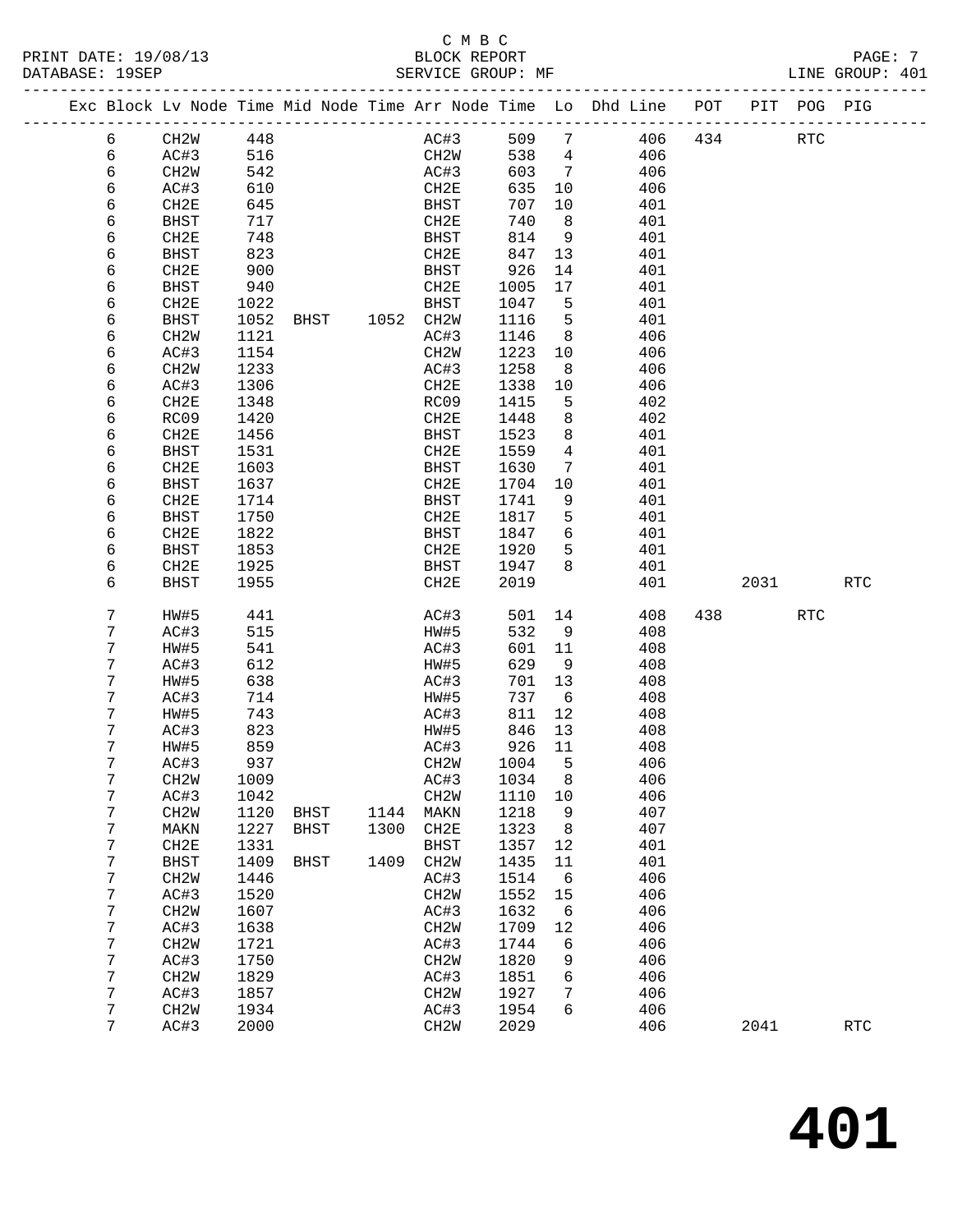C M B C

PRINT DATE: 19/08/13 BLOCK REPORT

DATABASE: 19SEP SERVICE GROUP: MF LINE GROUP: 401

| Exc | Block | Lv Node | Time | Mid Node | Time | Arr Node | Time | Lo | Dhd Line | POT | PIT | POG | PIG |
|---|---|---|---|---|---|---|---|---|---|---|---|---|---|
| | 6 | CH2W | 448 | | | AC#3 | 509 | 7 | 406 | 434 | | RTC | |
| | 6 | AC#3 | 516 | | | CH2W | 538 | 4 | 406 | | | | |
| | 6 | CH2W | 542 | | | AC#3 | 603 | 7 | 406 | | | | |
| | 6 | AC#3 | 610 | | | CH2E | 635 | 10 | 406 | | | | |
| | 6 | CH2E | 645 | | | BHST | 707 | 10 | 401 | | | | |
| | 6 | BHST | 717 | | | CH2E | 740 | 8 | 401 | | | | |
| | 6 | CH2E | 748 | | | BHST | 814 | 9 | 401 | | | | |
| | 6 | BHST | 823 | | | CH2E | 847 | 13 | 401 | | | | |
| | 6 | CH2E | 900 | | | BHST | 926 | 14 | 401 | | | | |
| | 6 | BHST | 940 | | | CH2E | 1005 | 17 | 401 | | | | |
| | 6 | CH2E | 1022 | | | BHST | 1047 | 5 | 401 | | | | |
| | 6 | BHST | 1052 | BHST | 1052 | CH2W | 1116 | 5 | 401 | | | | |
| | 6 | CH2W | 1121 | | | AC#3 | 1146 | 8 | 406 | | | | |
| | 6 | AC#3 | 1154 | | | CH2W | 1223 | 10 | 406 | | | | |
| | 6 | CH2W | 1233 | | | AC#3 | 1258 | 8 | 406 | | | | |
| | 6 | AC#3 | 1306 | | | CH2E | 1338 | 10 | 406 | | | | |
| | 6 | CH2E | 1348 | | | RC09 | 1415 | 5 | 402 | | | | |
| | 6 | RC09 | 1420 | | | CH2E | 1448 | 8 | 402 | | | | |
| | 6 | CH2E | 1456 | | | BHST | 1523 | 8 | 401 | | | | |
| | 6 | BHST | 1531 | | | CH2E | 1559 | 4 | 401 | | | | |
| | 6 | CH2E | 1603 | | | BHST | 1630 | 7 | 401 | | | | |
| | 6 | BHST | 1637 | | | CH2E | 1704 | 10 | 401 | | | | |
| | 6 | CH2E | 1714 | | | BHST | 1741 | 9 | 401 | | | | |
| | 6 | BHST | 1750 | | | CH2E | 1817 | 5 | 401 | | | | |
| | 6 | CH2E | 1822 | | | BHST | 1847 | 6 | 401 | | | | |
| | 6 | BHST | 1853 | | | CH2E | 1920 | 5 | 401 | | | | |
| | 6 | CH2E | 1925 | | | BHST | 1947 | 8 | 401 | | | | |
| | 6 | BHST | 1955 | | | CH2E | 2019 | | 401 | | 2031 | | RTC |
| | 7 | HW#5 | 441 | | | AC#3 | 501 | 14 | 408 | 438 | | RTC | |
| | 7 | AC#3 | 515 | | | HW#5 | 532 | 9 | 408 | | | | |
| | 7 | HW#5 | 541 | | | AC#3 | 601 | 11 | 408 | | | | |
| | 7 | AC#3 | 612 | | | HW#5 | 629 | 9 | 408 | | | | |
| | 7 | HW#5 | 638 | | | AC#3 | 701 | 13 | 408 | | | | |
| | 7 | AC#3 | 714 | | | HW#5 | 737 | 6 | 408 | | | | |
| | 7 | HW#5 | 743 | | | AC#3 | 811 | 12 | 408 | | | | |
| | 7 | AC#3 | 823 | | | HW#5 | 846 | 13 | 408 | | | | |
| | 7 | HW#5 | 859 | | | AC#3 | 926 | 11 | 408 | | | | |
| | 7 | AC#3 | 937 | | | CH2W | 1004 | 5 | 406 | | | | |
| | 7 | CH2W | 1009 | | | AC#3 | 1034 | 8 | 406 | | | | |
| | 7 | AC#3 | 1042 | | | CH2W | 1110 | 10 | 406 | | | | |
| | 7 | CH2W | 1120 | BHST | 1144 | MAKN | 1218 | 9 | 407 | | | | |
| | 7 | MAKN | 1227 | BHST | 1300 | CH2E | 1323 | 8 | 407 | | | | |
| | 7 | CH2E | 1331 | | | BHST | 1357 | 12 | 401 | | | | |
| | 7 | BHST | 1409 | BHST | 1409 | CH2W | 1435 | 11 | 401 | | | | |
| | 7 | CH2W | 1446 | | | AC#3 | 1514 | 6 | 406 | | | | |
| | 7 | AC#3 | 1520 | | | CH2W | 1552 | 15 | 406 | | | | |
| | 7 | CH2W | 1607 | | | AC#3 | 1632 | 6 | 406 | | | | |
| | 7 | AC#3 | 1638 | | | CH2W | 1709 | 12 | 406 | | | | |
| | 7 | CH2W | 1721 | | | AC#3 | 1744 | 6 | 406 | | | | |
| | 7 | AC#3 | 1750 | | | CH2W | 1820 | 9 | 406 | | | | |
| | 7 | CH2W | 1829 | | | AC#3 | 1851 | 6 | 406 | | | | |
| | 7 | AC#3 | 1857 | | | CH2W | 1927 | 7 | 406 | | | | |
| | 7 | CH2W | 1934 | | | AC#3 | 1954 | 6 | 406 | | | | |
| | 7 | AC#3 | 2000 | | | CH2W | 2029 | | 406 | | 2041 | | RTC |

# 401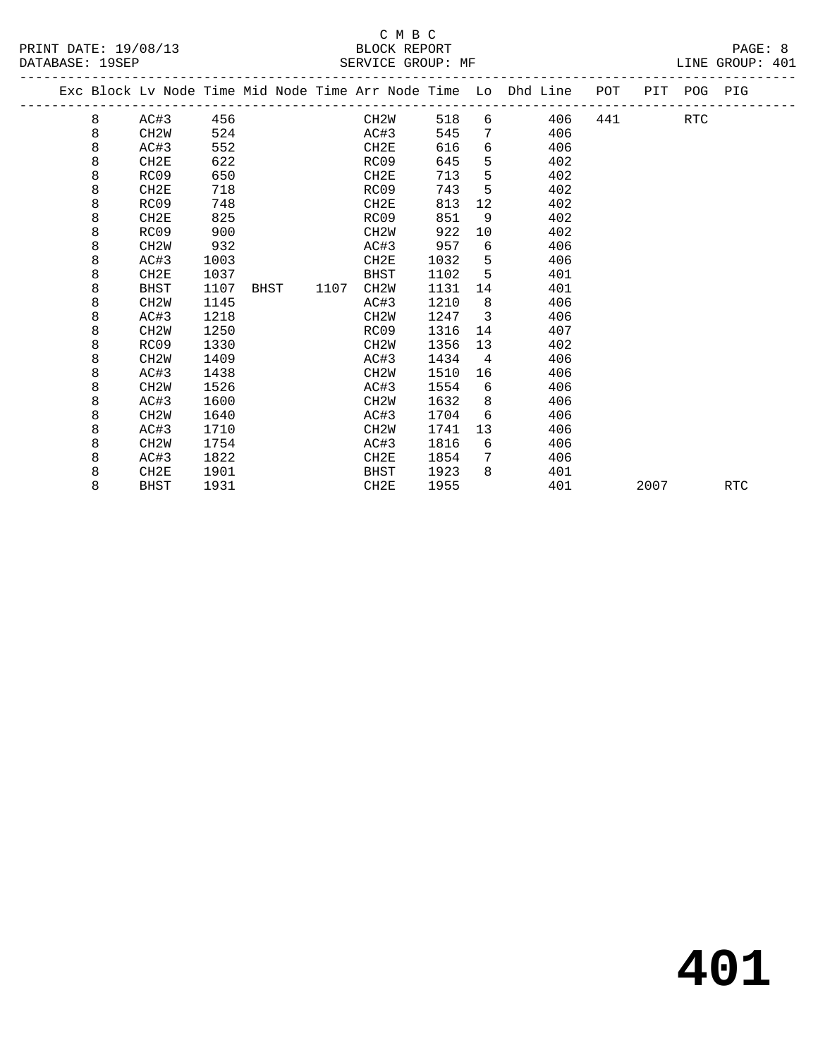C M B C
BLOCK REPORT
SERVICE GROUP: MF

PRINT DATE: 19/08/13
DATABASE: 19SEP
LINE GROUP: 401

| Exc | Block | Lv Node | Time | Mid Node | Time | Arr Node | Time | Lo | Dhd Line | POT | PIT | POG | PIG |
|---|---|---|---|---|---|---|---|---|---|---|---|---|---|
| | 8 | AC#3 | 456 | | | CH2W | 518 | 6 | 406 | 441 | | RTC | |
| | 8 | CH2W | 524 | | | AC#3 | 545 | 7 | 406 | | | | |
| | 8 | AC#3 | 552 | | | CH2E | 616 | 6 | 406 | | | | |
| | 8 | CH2E | 622 | | | RC09 | 645 | 5 | 402 | | | | |
| | 8 | RC09 | 650 | | | CH2E | 713 | 5 | 402 | | | | |
| | 8 | CH2E | 718 | | | RC09 | 743 | 5 | 402 | | | | |
| | 8 | RC09 | 748 | | | CH2E | 813 | 12 | 402 | | | | |
| | 8 | CH2E | 825 | | | RC09 | 851 | 9 | 402 | | | | |
| | 8 | RC09 | 900 | | | CH2W | 922 | 10 | 402 | | | | |
| | 8 | CH2W | 932 | | | AC#3 | 957 | 6 | 406 | | | | |
| | 8 | AC#3 | 1003 | | | CH2E | 1032 | 5 | 406 | | | | |
| | 8 | CH2E | 1037 | | | BHST | 1102 | 5 | 401 | | | | |
| | 8 | BHST | 1107 | BHST | 1107 | CH2W | 1131 | 14 | 401 | | | | |
| | 8 | CH2W | 1145 | | | AC#3 | 1210 | 8 | 406 | | | | |
| | 8 | AC#3 | 1218 | | | CH2W | 1247 | 3 | 406 | | | | |
| | 8 | CH2W | 1250 | | | RC09 | 1316 | 14 | 407 | | | | |
| | 8 | RC09 | 1330 | | | CH2W | 1356 | 13 | 402 | | | | |
| | 8 | CH2W | 1409 | | | AC#3 | 1434 | 4 | 406 | | | | |
| | 8 | AC#3 | 1438 | | | CH2W | 1510 | 16 | 406 | | | | |
| | 8 | CH2W | 1526 | | | AC#3 | 1554 | 6 | 406 | | | | |
| | 8 | AC#3 | 1600 | | | CH2W | 1632 | 8 | 406 | | | | |
| | 8 | CH2W | 1640 | | | AC#3 | 1704 | 6 | 406 | | | | |
| | 8 | AC#3 | 1710 | | | CH2W | 1741 | 13 | 406 | | | | |
| | 8 | CH2W | 1754 | | | AC#3 | 1816 | 6 | 406 | | | | |
| | 8 | AC#3 | 1822 | | | CH2E | 1854 | 7 | 406 | | | | |
| | 8 | CH2E | 1901 | | | BHST | 1923 | 8 | 401 | | | | |
| | 8 | BHST | 1931 | | | CH2E | 1955 | | 401 | | 2007 | | RTC |

**401**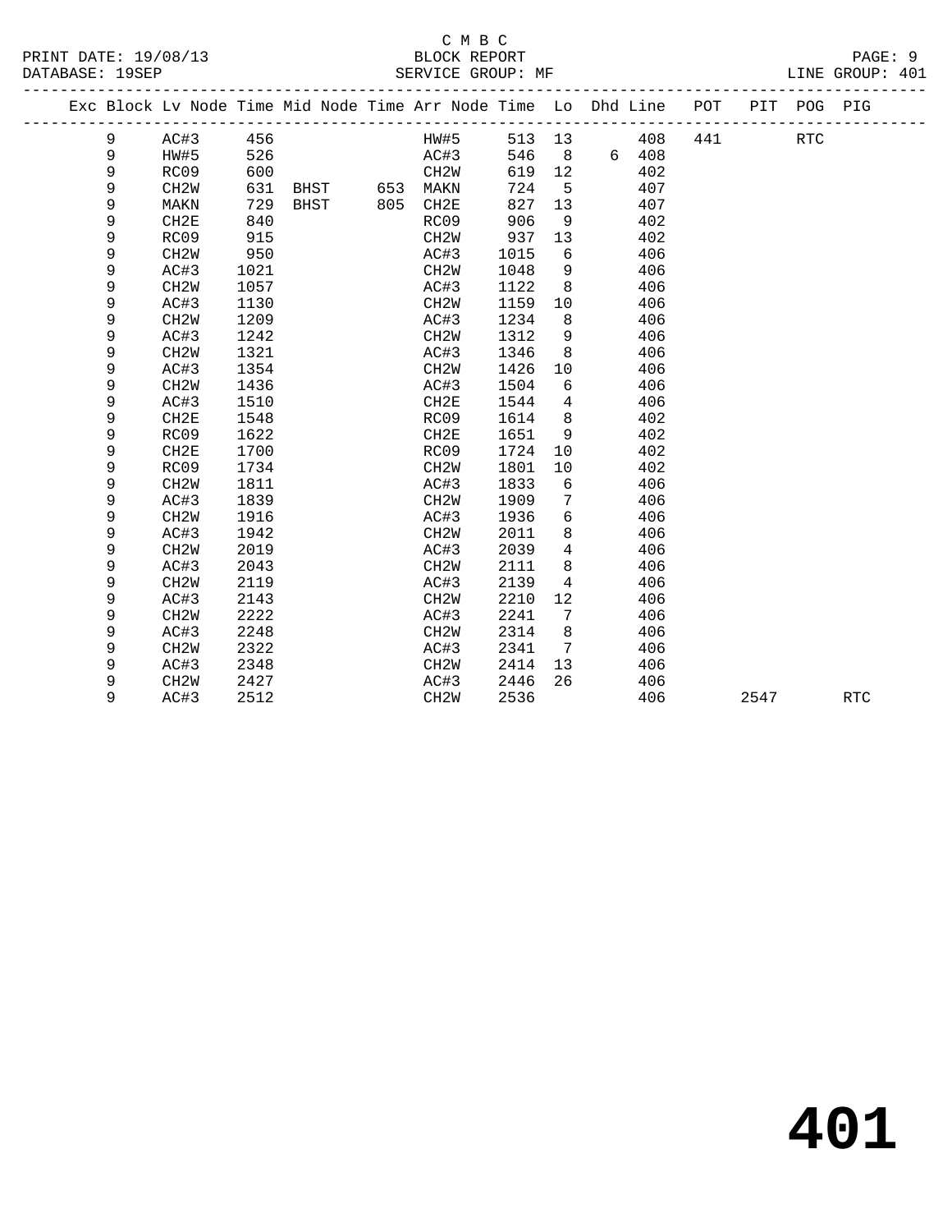C M B C

PRINT DATE: 19/08/13 BLOCK REPORT

DATABASE: 19SEP SERVICE GROUP: MF LINE GROUP: 401

| Exc | Block | Lv Node | Time | Mid Node | Time | Arr Node | Time | Lo | Dhd | Line | POT | PIT | POG | PIG |
|---|---|---|---|---|---|---|---|---|---|---|---|---|---|---|
| | 9 | AC#3 | 456 | | | HW#5 | 513 | 13 | | 408 | 441 | | RTC | |
| | 9 | HW#5 | 526 | | | AC#3 | 546 | 8 | 6 | 408 | | | | |
| | 9 | RC09 | 600 | | | CH2W | 619 | 12 | | 402 | | | | |
| | 9 | CH2W | 631 | BHST | 653 | MAKN | 724 | 5 | | 407 | | | | |
| | 9 | MAKN | 729 | BHST | 805 | CH2E | 827 | 13 | | 407 | | | | |
| | 9 | CH2E | 840 | | | RC09 | 906 | 9 | | 402 | | | | |
| | 9 | RC09 | 915 | | | CH2W | 937 | 13 | | 402 | | | | |
| | 9 | CH2W | 950 | | | AC#3 | 1015 | 6 | | 406 | | | | |
| | 9 | AC#3 | 1021 | | | CH2W | 1048 | 9 | | 406 | | | | |
| | 9 | CH2W | 1057 | | | AC#3 | 1122 | 8 | | 406 | | | | |
| | 9 | AC#3 | 1130 | | | CH2W | 1159 | 10 | | 406 | | | | |
| | 9 | CH2W | 1209 | | | AC#3 | 1234 | 8 | | 406 | | | | |
| | 9 | AC#3 | 1242 | | | CH2W | 1312 | 9 | | 406 | | | | |
| | 9 | CH2W | 1321 | | | AC#3 | 1346 | 8 | | 406 | | | | |
| | 9 | AC#3 | 1354 | | | CH2W | 1426 | 10 | | 406 | | | | |
| | 9 | CH2W | 1436 | | | AC#3 | 1504 | 6 | | 406 | | | | |
| | 9 | AC#3 | 1510 | | | CH2E | 1544 | 4 | | 406 | | | | |
| | 9 | CH2E | 1548 | | | RC09 | 1614 | 8 | | 402 | | | | |
| | 9 | RC09 | 1622 | | | CH2E | 1651 | 9 | | 402 | | | | |
| | 9 | CH2E | 1700 | | | RC09 | 1724 | 10 | | 402 | | | | |
| | 9 | RC09 | 1734 | | | CH2W | 1801 | 10 | | 402 | | | | |
| | 9 | CH2W | 1811 | | | AC#3 | 1833 | 6 | | 406 | | | | |
| | 9 | AC#3 | 1839 | | | CH2W | 1909 | 7 | | 406 | | | | |
| | 9 | CH2W | 1916 | | | AC#3 | 1936 | 6 | | 406 | | | | |
| | 9 | AC#3 | 1942 | | | CH2W | 2011 | 8 | | 406 | | | | |
| | 9 | CH2W | 2019 | | | AC#3 | 2039 | 4 | | 406 | | | | |
| | 9 | AC#3 | 2043 | | | CH2W | 2111 | 8 | | 406 | | | | |
| | 9 | CH2W | 2119 | | | AC#3 | 2139 | 4 | | 406 | | | | |
| | 9 | AC#3 | 2143 | | | CH2W | 2210 | 12 | | 406 | | | | |
| | 9 | CH2W | 2222 | | | AC#3 | 2241 | 7 | | 406 | | | | |
| | 9 | AC#3 | 2248 | | | CH2W | 2314 | 8 | | 406 | | | | |
| | 9 | CH2W | 2322 | | | AC#3 | 2341 | 7 | | 406 | | | | |
| | 9 | AC#3 | 2348 | | | CH2W | 2414 | 13 | | 406 | | | | |
| | 9 | CH2W | 2427 | | | AC#3 | 2446 | 26 | | 406 | | | | |
| | 9 | AC#3 | 2512 | | | CH2W | 2536 | | | 406 | | 2547 | | RTC |

# 401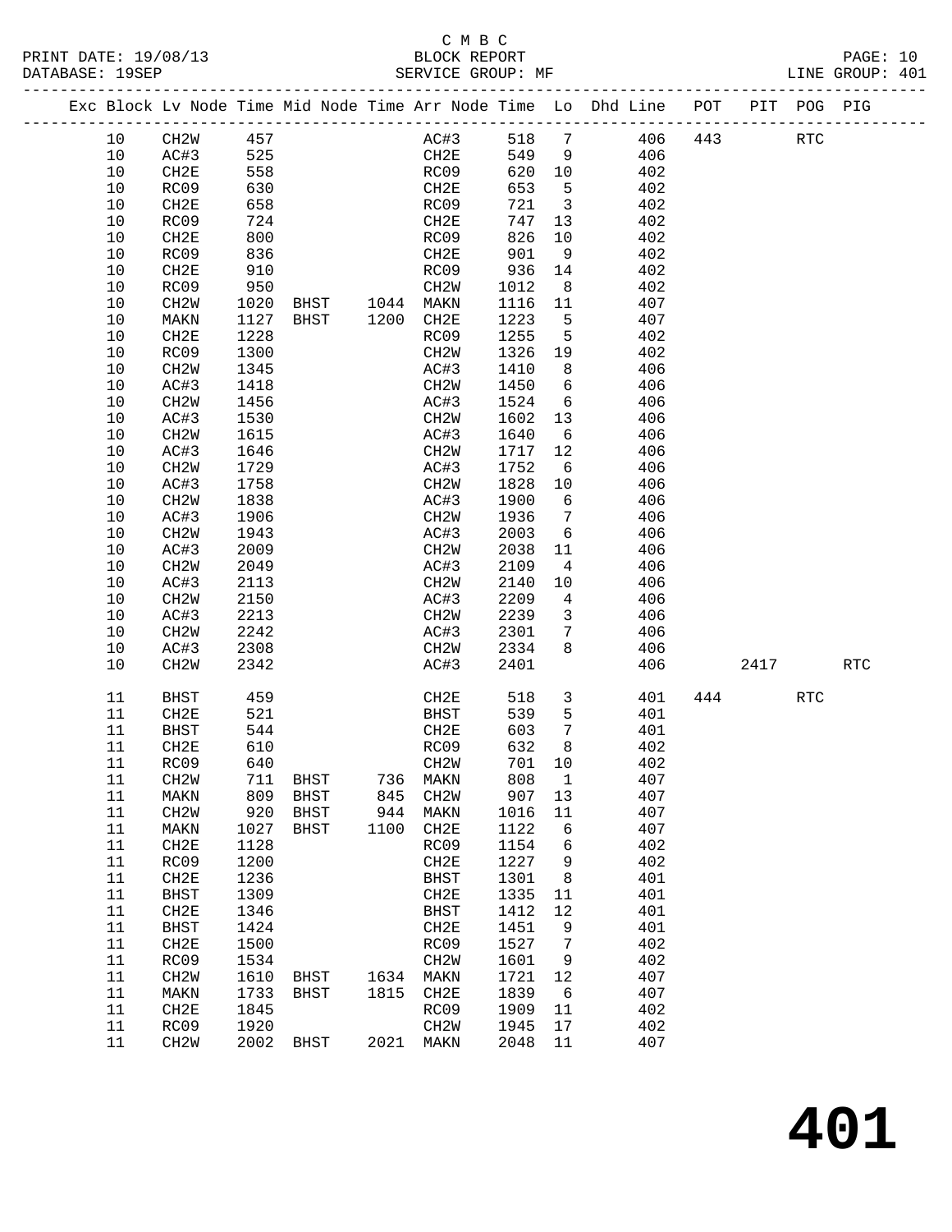C M B C
BLOCK REPORT
SERVICE GROUP: MF

PRINT DATE: 19/08/13
DATABASE: 19SEP
LINE GROUP: 401

| Exc | Block | Lv | Node | Time | Mid Node | Time | Arr Node | Time | Lo | Dhd Line | POT | PIT | POG | PIG |
|---|---|---|---|---|---|---|---|---|---|---|---|---|---|---|
| | 10 | | CH2W | 457 | | | AC#3 | 518 | 7 | 406 | 443 | | RTC | |
| | 10 | | AC#3 | 525 | | | CH2E | 549 | 9 | 406 | | | | |
| | 10 | | CH2E | 558 | | | RC09 | 620 | 10 | 402 | | | | |
| | 10 | | RC09 | 630 | | | CH2E | 653 | 5 | 402 | | | | |
| | 10 | | CH2E | 658 | | | RC09 | 721 | 3 | 402 | | | | |
| | 10 | | RC09 | 724 | | | CH2E | 747 | 13 | 402 | | | | |
| | 10 | | CH2E | 800 | | | RC09 | 826 | 10 | 402 | | | | |
| | 10 | | RC09 | 836 | | | CH2E | 901 | 9 | 402 | | | | |
| | 10 | | CH2E | 910 | | | RC09 | 936 | 14 | 402 | | | | |
| | 10 | | RC09 | 950 | | | CH2W | 1012 | 8 | 402 | | | | |
| | 10 | | CH2W | 1020 | BHST | 1044 | MAKN | 1116 | 11 | 407 | | | | |
| | 10 | | MAKN | 1127 | BHST | 1200 | CH2E | 1223 | 5 | 407 | | | | |
| | 10 | | CH2E | 1228 | | | RC09 | 1255 | 5 | 402 | | | | |
| | 10 | | RC09 | 1300 | | | CH2W | 1326 | 19 | 402 | | | | |
| | 10 | | CH2W | 1345 | | | AC#3 | 1410 | 8 | 406 | | | | |
| | 10 | | AC#3 | 1418 | | | CH2W | 1450 | 6 | 406 | | | | |
| | 10 | | CH2W | 1456 | | | AC#3 | 1524 | 6 | 406 | | | | |
| | 10 | | AC#3 | 1530 | | | CH2W | 1602 | 13 | 406 | | | | |
| | 10 | | CH2W | 1615 | | | AC#3 | 1640 | 6 | 406 | | | | |
| | 10 | | AC#3 | 1646 | | | CH2W | 1717 | 12 | 406 | | | | |
| | 10 | | CH2W | 1729 | | | AC#3 | 1752 | 6 | 406 | | | | |
| | 10 | | AC#3 | 1758 | | | CH2W | 1828 | 10 | 406 | | | | |
| | 10 | | CH2W | 1838 | | | AC#3 | 1900 | 6 | 406 | | | | |
| | 10 | | AC#3 | 1906 | | | CH2W | 1936 | 7 | 406 | | | | |
| | 10 | | CH2W | 1943 | | | AC#3 | 2003 | 6 | 406 | | | | |
| | 10 | | AC#3 | 2009 | | | CH2W | 2038 | 11 | 406 | | | | |
| | 10 | | CH2W | 2049 | | | AC#3 | 2109 | 4 | 406 | | | | |
| | 10 | | AC#3 | 2113 | | | CH2W | 2140 | 10 | 406 | | | | |
| | 10 | | CH2W | 2150 | | | AC#3 | 2209 | 4 | 406 | | | | |
| | 10 | | AC#3 | 2213 | | | CH2W | 2239 | 3 | 406 | | | | |
| | 10 | | CH2W | 2242 | | | AC#3 | 2301 | 7 | 406 | | | | |
| | 10 | | AC#3 | 2308 | | | CH2W | 2334 | 8 | 406 | | | | |
| | 10 | | CH2W | 2342 | | | AC#3 | 2401 | | 406 | | 2417 | | RTC |
| | 11 | | BHST | 459 | | | CH2E | 518 | 3 | 401 | 444 | | RTC | |
| | 11 | | CH2E | 521 | | | BHST | 539 | 5 | 401 | | | | |
| | 11 | | BHST | 544 | | | CH2E | 603 | 7 | 401 | | | | |
| | 11 | | CH2E | 610 | | | RC09 | 632 | 8 | 402 | | | | |
| | 11 | | RC09 | 640 | | | CH2W | 701 | 10 | 402 | | | | |
| | 11 | | CH2W | 711 | BHST | 736 | MAKN | 808 | 1 | 407 | | | | |
| | 11 | | MAKN | 809 | BHST | 845 | CH2W | 907 | 13 | 407 | | | | |
| | 11 | | CH2W | 920 | BHST | 944 | MAKN | 1016 | 11 | 407 | | | | |
| | 11 | | MAKN | 1027 | BHST | 1100 | CH2E | 1122 | 6 | 407 | | | | |
| | 11 | | CH2E | 1128 | | | RC09 | 1154 | 6 | 402 | | | | |
| | 11 | | RC09 | 1200 | | | CH2E | 1227 | 9 | 402 | | | | |
| | 11 | | CH2E | 1236 | | | BHST | 1301 | 8 | 401 | | | | |
| | 11 | | BHST | 1309 | | | CH2E | 1335 | 11 | 401 | | | | |
| | 11 | | CH2E | 1346 | | | BHST | 1412 | 12 | 401 | | | | |
| | 11 | | BHST | 1424 | | | CH2E | 1451 | 9 | 401 | | | | |
| | 11 | | CH2E | 1500 | | | RC09 | 1527 | 7 | 402 | | | | |
| | 11 | | RC09 | 1534 | | | CH2W | 1601 | 9 | 402 | | | | |
| | 11 | | CH2W | 1610 | BHST | 1634 | MAKN | 1721 | 12 | 407 | | | | |
| | 11 | | MAKN | 1733 | BHST | 1815 | CH2E | 1839 | 6 | 407 | | | | |
| | 11 | | CH2E | 1845 | | | RC09 | 1909 | 11 | 402 | | | | |
| | 11 | | RC09 | 1920 | | | CH2W | 1945 | 17 | 402 | | | | |
| | 11 | | CH2W | 2002 | BHST | 2021 | MAKN | 2048 | 11 | 407 | | | | |

# 401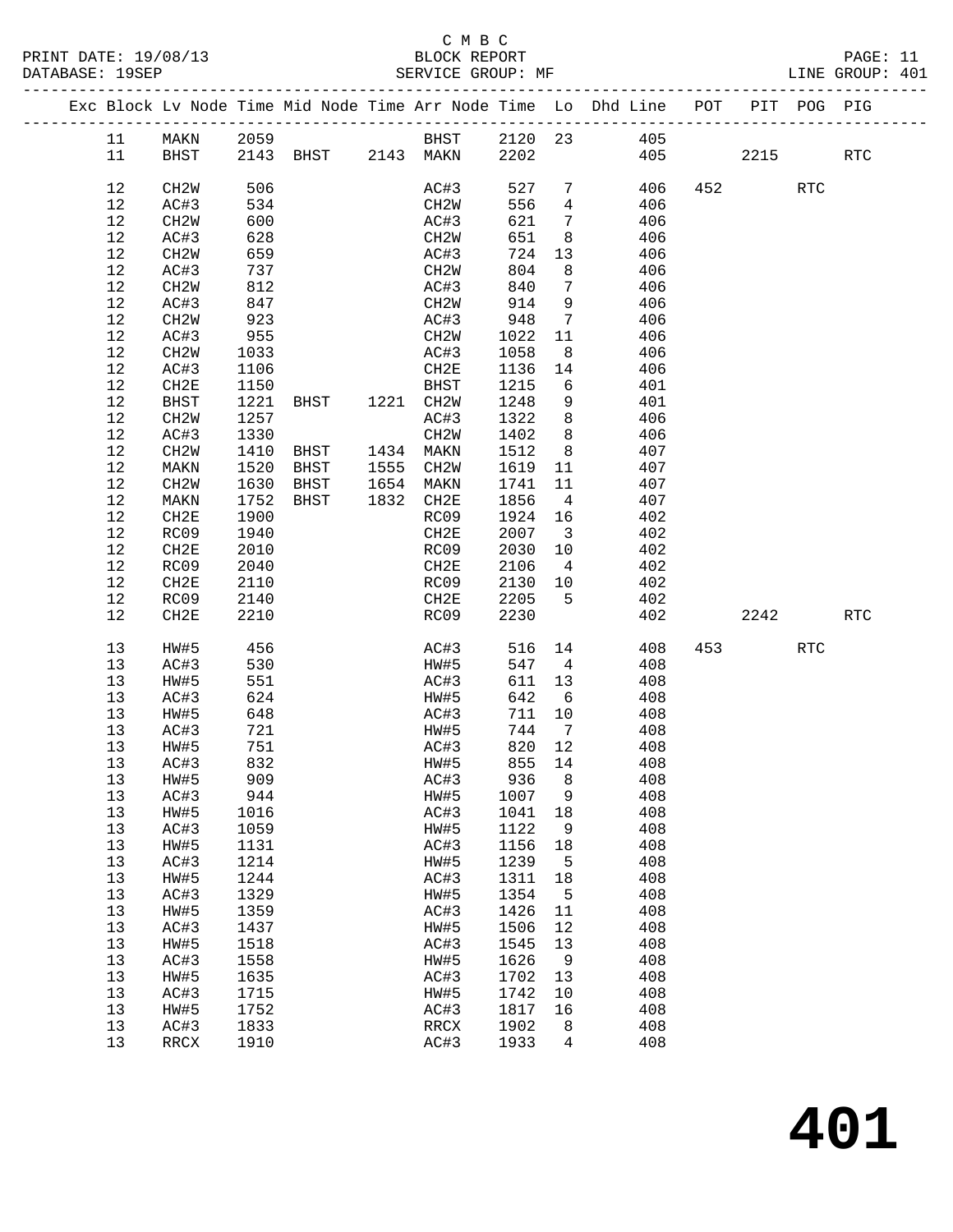C M B C
BLOCK REPORT
SERVICE GROUP: MF

PRINT DATE: 19/08/13
DATABASE: 19SEP
LINE GROUP: 401

| Exc | Block | Lv | Node | Time | Mid Node | Time | Arr Node | Time | Lo | Dhd Line | POT | PIT | POG | PIG |
|---|---|---|---|---|---|---|---|---|---|---|---|---|---|---|
| | 11 | | MAKN | 2059 | | | BHST | 2120 | 23 | 405 | | | | |
| | 11 | | BHST | 2143 | BHST | 2143 | MAKN | 2202 | | 405 | | 2215 | | RTC |
| | 12 | | CH2W | 506 | | | AC#3 | 527 | 7 | 406 | 452 | | RTC | |
| | 12 | | AC#3 | 534 | | | CH2W | 556 | 4 | 406 | | | | |
| | 12 | | CH2W | 600 | | | AC#3 | 621 | 7 | 406 | | | | |
| | 12 | | AC#3 | 628 | | | CH2W | 651 | 8 | 406 | | | | |
| | 12 | | CH2W | 659 | | | AC#3 | 724 | 13 | 406 | | | | |
| | 12 | | AC#3 | 737 | | | CH2W | 804 | 8 | 406 | | | | |
| | 12 | | CH2W | 812 | | | AC#3 | 840 | 7 | 406 | | | | |
| | 12 | | AC#3 | 847 | | | CH2W | 914 | 9 | 406 | | | | |
| | 12 | | CH2W | 923 | | | AC#3 | 948 | 7 | 406 | | | | |
| | 12 | | AC#3 | 955 | | | CH2W | 1022 | 11 | 406 | | | | |
| | 12 | | CH2W | 1033 | | | AC#3 | 1058 | 8 | 406 | | | | |
| | 12 | | AC#3 | 1106 | | | CH2E | 1136 | 14 | 406 | | | | |
| | 12 | | CH2E | 1150 | | | BHST | 1215 | 6 | 401 | | | | |
| | 12 | | BHST | 1221 | BHST | 1221 | CH2W | 1248 | 9 | 401 | | | | |
| | 12 | | CH2W | 1257 | | | AC#3 | 1322 | 8 | 406 | | | | |
| | 12 | | AC#3 | 1330 | | | CH2W | 1402 | 8 | 406 | | | | |
| | 12 | | CH2W | 1410 | BHST | 1434 | MAKN | 1512 | 8 | 407 | | | | |
| | 12 | | MAKN | 1520 | BHST | 1555 | CH2W | 1619 | 11 | 407 | | | | |
| | 12 | | CH2W | 1630 | BHST | 1654 | MAKN | 1741 | 11 | 407 | | | | |
| | 12 | | MAKN | 1752 | BHST | 1832 | CH2E | 1856 | 4 | 407 | | | | |
| | 12 | | CH2E | 1900 | | | RC09 | 1924 | 16 | 402 | | | | |
| | 12 | | RC09 | 1940 | | | CH2E | 2007 | 3 | 402 | | | | |
| | 12 | | CH2E | 2010 | | | RC09 | 2030 | 10 | 402 | | | | |
| | 12 | | RC09 | 2040 | | | CH2E | 2106 | 4 | 402 | | | | |
| | 12 | | CH2E | 2110 | | | RC09 | 2130 | 10 | 402 | | | | |
| | 12 | | RC09 | 2140 | | | CH2E | 2205 | 5 | 402 | | | | |
| | 12 | | CH2E | 2210 | | | RC09 | 2230 | | 402 | | 2242 | | RTC |
| | 13 | | HW#5 | 456 | | | AC#3 | 516 | 14 | 408 | 453 | | RTC | |
| | 13 | | AC#3 | 530 | | | HW#5 | 547 | 4 | 408 | | | | |
| | 13 | | HW#5 | 551 | | | AC#3 | 611 | 13 | 408 | | | | |
| | 13 | | AC#3 | 624 | | | HW#5 | 642 | 6 | 408 | | | | |
| | 13 | | HW#5 | 648 | | | AC#3 | 711 | 10 | 408 | | | | |
| | 13 | | AC#3 | 721 | | | HW#5 | 744 | 7 | 408 | | | | |
| | 13 | | HW#5 | 751 | | | AC#3 | 820 | 12 | 408 | | | | |
| | 13 | | AC#3 | 832 | | | HW#5 | 855 | 14 | 408 | | | | |
| | 13 | | HW#5 | 909 | | | AC#3 | 936 | 8 | 408 | | | | |
| | 13 | | AC#3 | 944 | | | HW#5 | 1007 | 9 | 408 | | | | |
| | 13 | | HW#5 | 1016 | | | AC#3 | 1041 | 18 | 408 | | | | |
| | 13 | | AC#3 | 1059 | | | HW#5 | 1122 | 9 | 408 | | | | |
| | 13 | | HW#5 | 1131 | | | AC#3 | 1156 | 18 | 408 | | | | |
| | 13 | | AC#3 | 1214 | | | HW#5 | 1239 | 5 | 408 | | | | |
| | 13 | | HW#5 | 1244 | | | AC#3 | 1311 | 18 | 408 | | | | |
| | 13 | | AC#3 | 1329 | | | HW#5 | 1354 | 5 | 408 | | | | |
| | 13 | | HW#5 | 1359 | | | AC#3 | 1426 | 11 | 408 | | | | |
| | 13 | | AC#3 | 1437 | | | HW#5 | 1506 | 12 | 408 | | | | |
| | 13 | | HW#5 | 1518 | | | AC#3 | 1545 | 13 | 408 | | | | |
| | 13 | | AC#3 | 1558 | | | HW#5 | 1626 | 9 | 408 | | | | |
| | 13 | | HW#5 | 1635 | | | AC#3 | 1702 | 13 | 408 | | | | |
| | 13 | | AC#3 | 1715 | | | HW#5 | 1742 | 10 | 408 | | | | |
| | 13 | | HW#5 | 1752 | | | AC#3 | 1817 | 16 | 408 | | | | |
| | 13 | | AC#3 | 1833 | | | RRCX | 1902 | 8 | 408 | | | | |
| | 13 | | RRCX | 1910 | | | AC#3 | 1933 | 4 | 408 | | | | |

401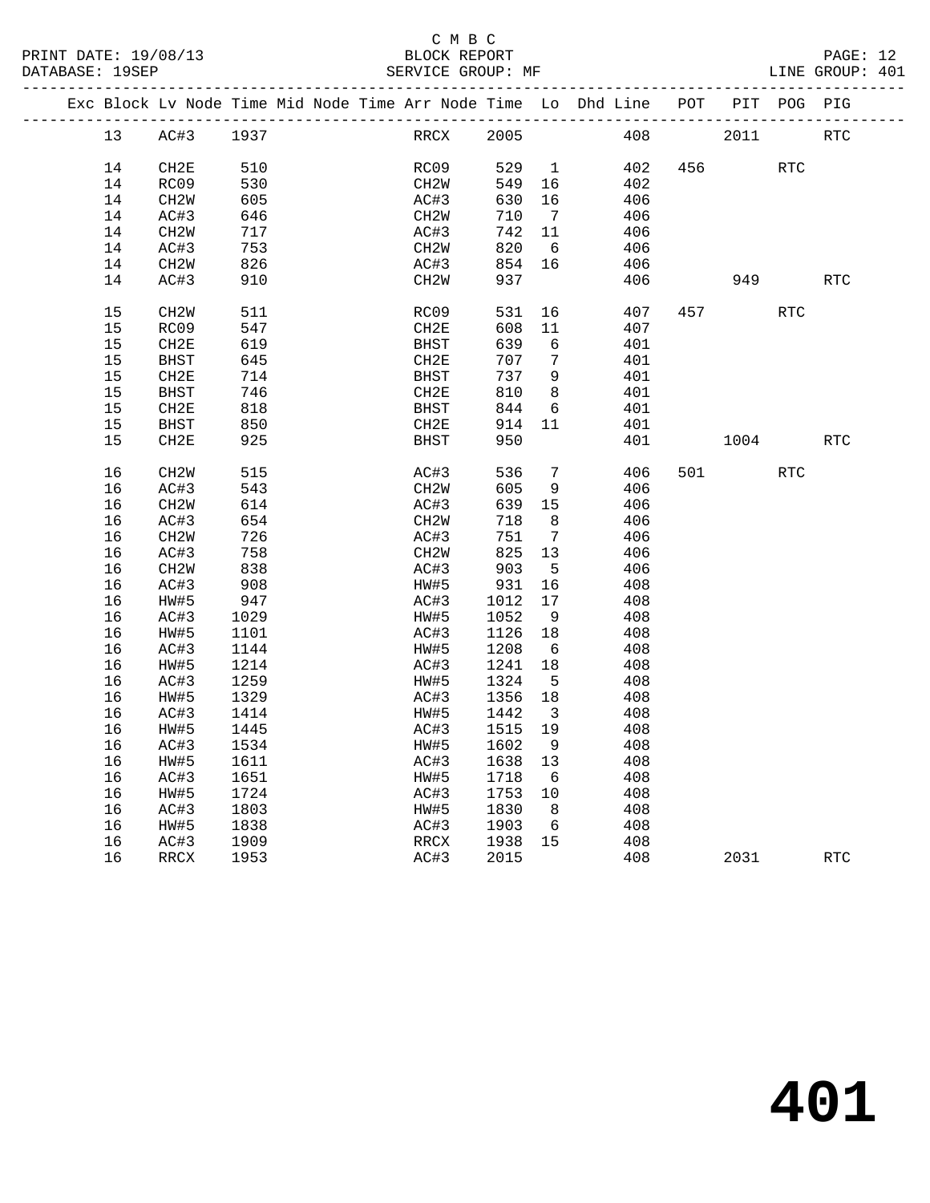C M B C

BLOCK REPORT

SERVICE GROUP: MF

| Exc | Block | Lv Node | Time | Mid Node | Time | Arr Node | Time | Lo | Dhd Line | POT | PIT | POG | PIG |
|---|---|---|---|---|---|---|---|---|---|---|---|---|---|
| | 13 | AC#3 | 1937 | | | RRCX | 2005 | | 408 | | 2011 | | RTC |
| | 14 | CH2E | 510 | | | RC09 | 529 | 1 | 402 | 456 | | RTC | |
| | 14 | RC09 | 530 | | | CH2W | 549 | 16 | 402 | | | | |
| | 14 | CH2W | 605 | | | AC#3 | 630 | 16 | 406 | | | | |
| | 14 | AC#3 | 646 | | | CH2W | 710 | 7 | 406 | | | | |
| | 14 | CH2W | 717 | | | AC#3 | 742 | 11 | 406 | | | | |
| | 14 | AC#3 | 753 | | | CH2W | 820 | 6 | 406 | | | | |
| | 14 | CH2W | 826 | | | AC#3 | 854 | 16 | 406 | | | | |
| | 14 | AC#3 | 910 | | | CH2W | 937 | | 406 | | 949 | | RTC |
| | 15 | CH2W | 511 | | | RC09 | 531 | 16 | 407 | 457 | | RTC | |
| | 15 | RC09 | 547 | | | CH2E | 608 | 11 | 407 | | | | |
| | 15 | CH2E | 619 | | | BHST | 639 | 6 | 401 | | | | |
| | 15 | BHST | 645 | | | CH2E | 707 | 7 | 401 | | | | |
| | 15 | CH2E | 714 | | | BHST | 737 | 9 | 401 | | | | |
| | 15 | BHST | 746 | | | CH2E | 810 | 8 | 401 | | | | |
| | 15 | CH2E | 818 | | | BHST | 844 | 6 | 401 | | | | |
| | 15 | BHST | 850 | | | CH2E | 914 | 11 | 401 | | | | |
| | 15 | CH2E | 925 | | | BHST | 950 | | 401 | | 1004 | | RTC |
| | 16 | CH2W | 515 | | | AC#3 | 536 | 7 | 406 | 501 | | RTC | |
| | 16 | AC#3 | 543 | | | CH2W | 605 | 9 | 406 | | | | |
| | 16 | CH2W | 614 | | | AC#3 | 639 | 15 | 406 | | | | |
| | 16 | AC#3 | 654 | | | CH2W | 718 | 8 | 406 | | | | |
| | 16 | CH2W | 726 | | | AC#3 | 751 | 7 | 406 | | | | |
| | 16 | AC#3 | 758 | | | CH2W | 825 | 13 | 406 | | | | |
| | 16 | CH2W | 838 | | | AC#3 | 903 | 5 | 406 | | | | |
| | 16 | AC#3 | 908 | | | HW#5 | 931 | 16 | 408 | | | | |
| | 16 | HW#5 | 947 | | | AC#3 | 1012 | 17 | 408 | | | | |
| | 16 | AC#3 | 1029 | | | HW#5 | 1052 | 9 | 408 | | | | |
| | 16 | HW#5 | 1101 | | | AC#3 | 1126 | 18 | 408 | | | | |
| | 16 | AC#3 | 1144 | | | HW#5 | 1208 | 6 | 408 | | | | |
| | 16 | HW#5 | 1214 | | | AC#3 | 1241 | 18 | 408 | | | | |
| | 16 | AC#3 | 1259 | | | HW#5 | 1324 | 5 | 408 | | | | |
| | 16 | HW#5 | 1329 | | | AC#3 | 1356 | 18 | 408 | | | | |
| | 16 | AC#3 | 1414 | | | HW#5 | 1442 | 3 | 408 | | | | |
| | 16 | HW#5 | 1445 | | | AC#3 | 1515 | 19 | 408 | | | | |
| | 16 | AC#3 | 1534 | | | HW#5 | 1602 | 9 | 408 | | | | |
| | 16 | HW#5 | 1611 | | | AC#3 | 1638 | 13 | 408 | | | | |
| | 16 | AC#3 | 1651 | | | HW#5 | 1718 | 6 | 408 | | | | |
| | 16 | HW#5 | 1724 | | | AC#3 | 1753 | 10 | 408 | | | | |
| | 16 | AC#3 | 1803 | | | HW#5 | 1830 | 8 | 408 | | | | |
| | 16 | HW#5 | 1838 | | | AC#3 | 1903 | 6 | 408 | | | | |
| | 16 | AC#3 | 1909 | | | RRCX | 1938 | 15 | 408 | | | | |
| | 16 | RRCX | 1953 | | | AC#3 | 2015 | | 408 | | 2031 | | RTC |

# 401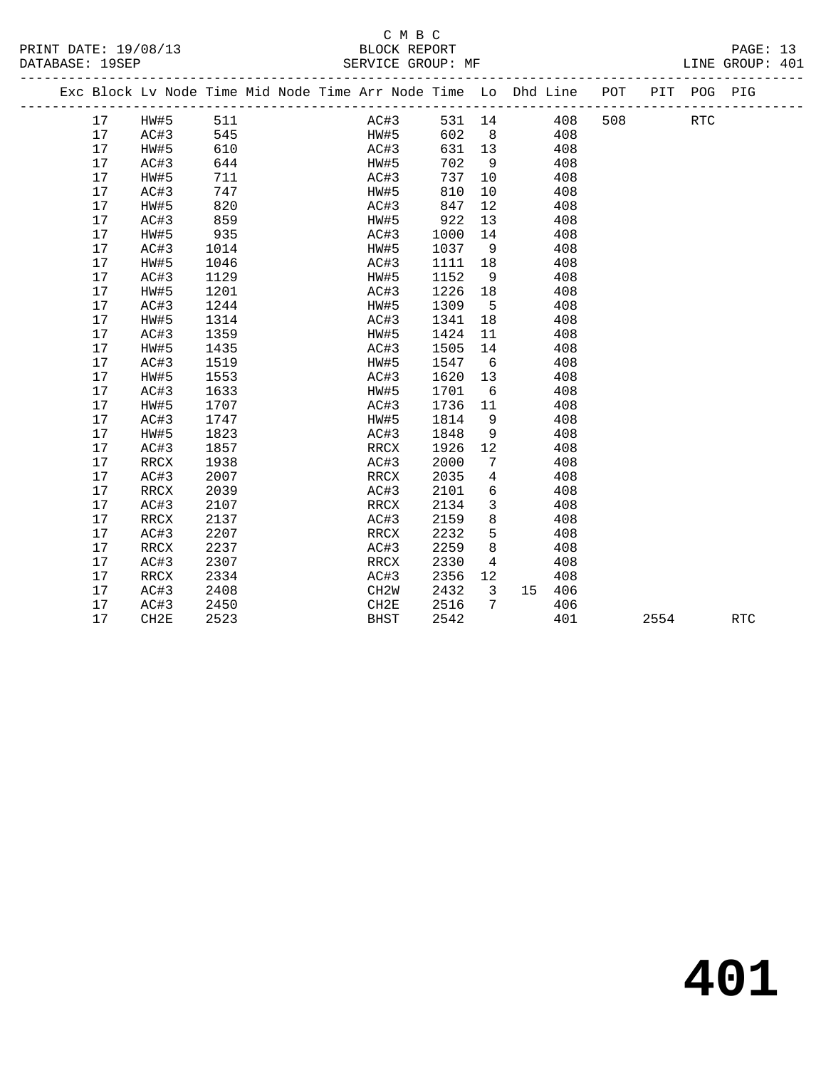C M B C

BLOCK REPORT

SERVICE GROUP: MF

| Exc | Block | Lv | Node | Time | Mid | Node | Time | Arr | Node | Time | Lo | Dhd | Line | POT | PIT | POG | PIG |
|---|---|---|---|---|---|---|---|---|---|---|---|---|---|---|---|---|---|
| | 17 | | HW#5 | 511 | | | | | AC#3 | 531 | 14 | | 408 | 508 | | RTC | |
| | 17 | | AC#3 | 545 | | | | | HW#5 | 602 | 8 | | 408 | | | | |
| | 17 | | HW#5 | 610 | | | | | AC#3 | 631 | 13 | | 408 | | | | |
| | 17 | | AC#3 | 644 | | | | | HW#5 | 702 | 9 | | 408 | | | | |
| | 17 | | HW#5 | 711 | | | | | AC#3 | 737 | 10 | | 408 | | | | |
| | 17 | | AC#3 | 747 | | | | | HW#5 | 810 | 10 | | 408 | | | | |
| | 17 | | HW#5 | 820 | | | | | AC#3 | 847 | 12 | | 408 | | | | |
| | 17 | | AC#3 | 859 | | | | | HW#5 | 922 | 13 | | 408 | | | | |
| | 17 | | HW#5 | 935 | | | | | AC#3 | 1000 | 14 | | 408 | | | | |
| | 17 | | AC#3 | 1014 | | | | | HW#5 | 1037 | 9 | | 408 | | | | |
| | 17 | | HW#5 | 1046 | | | | | AC#3 | 1111 | 18 | | 408 | | | | |
| | 17 | | AC#3 | 1129 | | | | | HW#5 | 1152 | 9 | | 408 | | | | |
| | 17 | | HW#5 | 1201 | | | | | AC#3 | 1226 | 18 | | 408 | | | | |
| | 17 | | AC#3 | 1244 | | | | | HW#5 | 1309 | 5 | | 408 | | | | |
| | 17 | | HW#5 | 1314 | | | | | AC#3 | 1341 | 18 | | 408 | | | | |
| | 17 | | AC#3 | 1359 | | | | | HW#5 | 1424 | 11 | | 408 | | | | |
| | 17 | | HW#5 | 1435 | | | | | AC#3 | 1505 | 14 | | 408 | | | | |
| | 17 | | AC#3 | 1519 | | | | | HW#5 | 1547 | 6 | | 408 | | | | |
| | 17 | | HW#5 | 1553 | | | | | AC#3 | 1620 | 13 | | 408 | | | | |
| | 17 | | AC#3 | 1633 | | | | | HW#5 | 1701 | 6 | | 408 | | | | |
| | 17 | | HW#5 | 1707 | | | | | AC#3 | 1736 | 11 | | 408 | | | | |
| | 17 | | AC#3 | 1747 | | | | | HW#5 | 1814 | 9 | | 408 | | | | |
| | 17 | | HW#5 | 1823 | | | | | AC#3 | 1848 | 9 | | 408 | | | | |
| | 17 | | AC#3 | 1857 | | | | | RRCX | 1926 | 12 | | 408 | | | | |
| | 17 | | RRCX | 1938 | | | | | AC#3 | 2000 | 7 | | 408 | | | | |
| | 17 | | AC#3 | 2007 | | | | | RRCX | 2035 | 4 | | 408 | | | | |
| | 17 | | RRCX | 2039 | | | | | AC#3 | 2101 | 6 | | 408 | | | | |
| | 17 | | AC#3 | 2107 | | | | | RRCX | 2134 | 3 | | 408 | | | | |
| | 17 | | RRCX | 2137 | | | | | AC#3 | 2159 | 8 | | 408 | | | | |
| | 17 | | AC#3 | 2207 | | | | | RRCX | 2232 | 5 | | 408 | | | | |
| | 17 | | RRCX | 2237 | | | | | AC#3 | 2259 | 8 | | 408 | | | | |
| | 17 | | AC#3 | 2307 | | | | | RRCX | 2330 | 4 | | 408 | | | | |
| | 17 | | RRCX | 2334 | | | | | AC#3 | 2356 | 12 | | 408 | | | | |
| | 17 | | AC#3 | 2408 | | | | | CH2W | 2432 | 3 | 15 | 406 | | | | |
| | 17 | | AC#3 | 2450 | | | | | CH2E | 2516 | 7 | | 406 | | | | |
| | 17 | | CH2E | 2523 | | | | | BHST | 2542 | | | 401 | | 2554 | | RTC |

# 401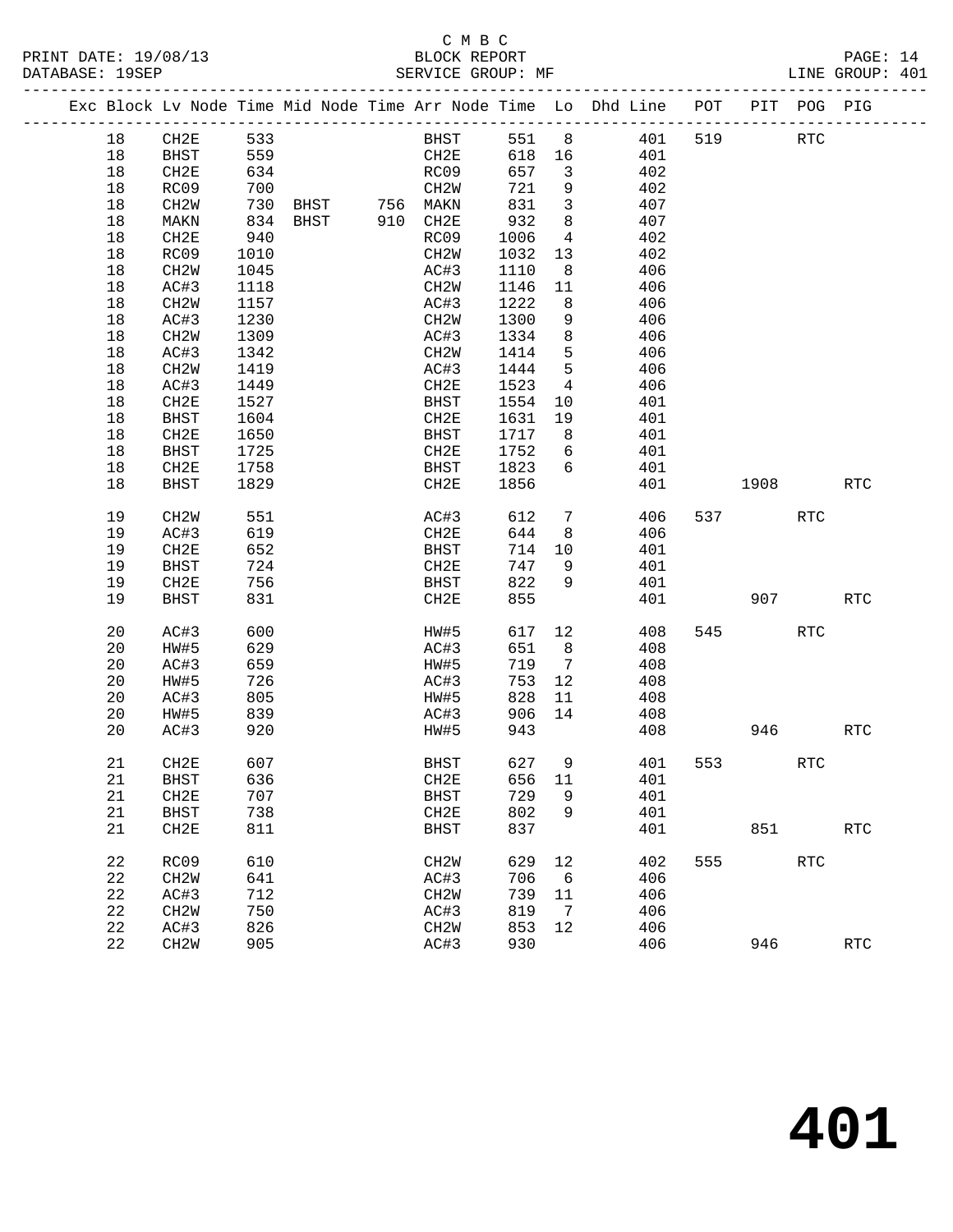C M B C
BLOCK REPORT
SERVICE GROUP: MF

PRINT DATE: 19/08/13
DATABASE: 19SEP

LINE GROUP: 401

| Exc | Block | Lv Node | Time | Mid Node | Time | Arr Node | Time | Lo | Dhd Line | POT | PIT | POG | PIG |
|---|---|---|---|---|---|---|---|---|---|---|---|---|---|
| | 18 | CH2E | 533 | | | BHST | 551 | 8 | 401 | 519 | | RTC | |
| | 18 | BHST | 559 | | | CH2E | 618 | 16 | 401 | | | | |
| | 18 | CH2E | 634 | | | RC09 | 657 | 3 | 402 | | | | |
| | 18 | RC09 | 700 | | | CH2W | 721 | 9 | 402 | | | | |
| | 18 | CH2W | 730 | BHST | 756 | MAKN | 831 | 3 | 407 | | | | |
| | 18 | MAKN | 834 | BHST | 910 | CH2E | 932 | 8 | 407 | | | | |
| | 18 | CH2E | 940 | | | RC09 | 1006 | 4 | 402 | | | | |
| | 18 | RC09 | 1010 | | | CH2W | 1032 | 13 | 402 | | | | |
| | 18 | CH2W | 1045 | | | AC#3 | 1110 | 8 | 406 | | | | |
| | 18 | AC#3 | 1118 | | | CH2W | 1146 | 11 | 406 | | | | |
| | 18 | CH2W | 1157 | | | AC#3 | 1222 | 8 | 406 | | | | |
| | 18 | AC#3 | 1230 | | | CH2W | 1300 | 9 | 406 | | | | |
| | 18 | CH2W | 1309 | | | AC#3 | 1334 | 8 | 406 | | | | |
| | 18 | AC#3 | 1342 | | | CH2W | 1414 | 5 | 406 | | | | |
| | 18 | CH2W | 1419 | | | AC#3 | 1444 | 5 | 406 | | | | |
| | 18 | AC#3 | 1449 | | | CH2E | 1523 | 4 | 406 | | | | |
| | 18 | CH2E | 1527 | | | BHST | 1554 | 10 | 401 | | | | |
| | 18 | BHST | 1604 | | | CH2E | 1631 | 19 | 401 | | | | |
| | 18 | CH2E | 1650 | | | BHST | 1717 | 8 | 401 | | | | |
| | 18 | BHST | 1725 | | | CH2E | 1752 | 6 | 401 | | | | |
| | 18 | CH2E | 1758 | | | BHST | 1823 | 6 | 401 | | | | |
| | 18 | BHST | 1829 | | | CH2E | 1856 | | 401 | | 1908 | | RTC |
| | 19 | CH2W | 551 | | | AC#3 | 612 | 7 | 406 | 537 | | RTC | |
| | 19 | AC#3 | 619 | | | CH2E | 644 | 8 | 406 | | | | |
| | 19 | CH2E | 652 | | | BHST | 714 | 10 | 401 | | | | |
| | 19 | BHST | 724 | | | CH2E | 747 | 9 | 401 | | | | |
| | 19 | CH2E | 756 | | | BHST | 822 | 9 | 401 | | | | |
| | 19 | BHST | 831 | | | CH2E | 855 | | 401 | | 907 | | RTC |
| | 20 | AC#3 | 600 | | | HW#5 | 617 | 12 | 408 | 545 | | RTC | |
| | 20 | HW#5 | 629 | | | AC#3 | 651 | 8 | 408 | | | | |
| | 20 | AC#3 | 659 | | | HW#5 | 719 | 7 | 408 | | | | |
| | 20 | HW#5 | 726 | | | AC#3 | 753 | 12 | 408 | | | | |
| | 20 | AC#3 | 805 | | | HW#5 | 828 | 11 | 408 | | | | |
| | 20 | HW#5 | 839 | | | AC#3 | 906 | 14 | 408 | | | | |
| | 20 | AC#3 | 920 | | | HW#5 | 943 | | 408 | | 946 | | RTC |
| | 21 | CH2E | 607 | | | BHST | 627 | 9 | 401 | 553 | | RTC | |
| | 21 | BHST | 636 | | | CH2E | 656 | 11 | 401 | | | | |
| | 21 | CH2E | 707 | | | BHST | 729 | 9 | 401 | | | | |
| | 21 | BHST | 738 | | | CH2E | 802 | 9 | 401 | | | | |
| | 21 | CH2E | 811 | | | BHST | 837 | | 401 | | 851 | | RTC |
| | 22 | RC09 | 610 | | | CH2W | 629 | 12 | 402 | 555 | | RTC | |
| | 22 | CH2W | 641 | | | AC#3 | 706 | 6 | 406 | | | | |
| | 22 | AC#3 | 712 | | | CH2W | 739 | 11 | 406 | | | | |
| | 22 | CH2W | 750 | | | AC#3 | 819 | 7 | 406 | | | | |
| | 22 | AC#3 | 826 | | | CH2W | 853 | 12 | 406 | | | | |
| | 22 | CH2W | 905 | | | AC#3 | 930 | | 406 | | 946 | | RTC |

# 401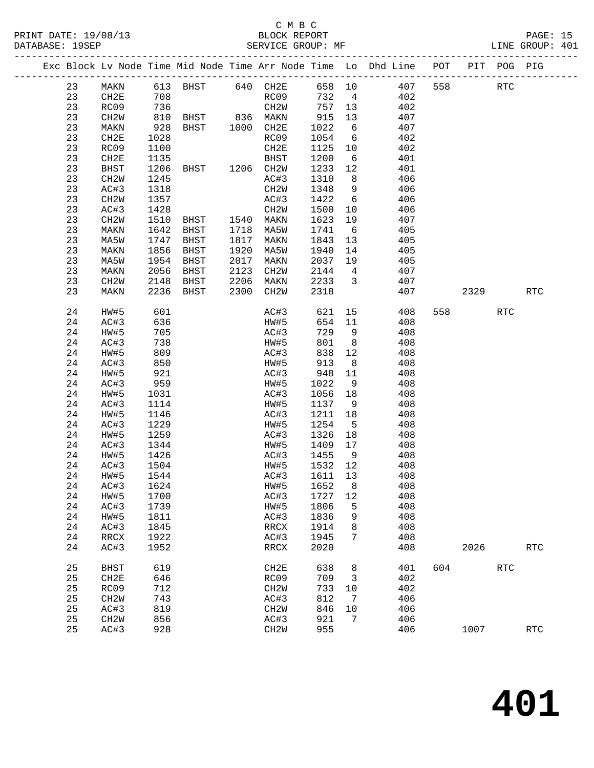C M B C

BLOCK REPORT

SERVICE GROUP: MF

LINE GROUP: 401

| Exc | Block | Lv Node | Time | Mid Node | Time | Arr Node | Time | Lo | Dhd Line | POT | PIT | POG | PIG |
|---|---|---|---|---|---|---|---|---|---|---|---|---|---|
| | 23 | MAKN | 613 | BHST | 640 | CH2E | 658 | 10 | 407 | 558 | | RTC | |
| | 23 | CH2E | 708 | | | RC09 | 732 | 4 | 402 | | | | |
| | 23 | RC09 | 736 | | | CH2W | 757 | 13 | 402 | | | | |
| | 23 | CH2W | 810 | BHST | 836 | MAKN | 915 | 13 | 407 | | | | |
| | 23 | MAKN | 928 | BHST | 1000 | CH2E | 1022 | 6 | 407 | | | | |
| | 23 | CH2E | 1028 | | | RC09 | 1054 | 6 | 402 | | | | |
| | 23 | RC09 | 1100 | | | CH2E | 1125 | 10 | 402 | | | | |
| | 23 | CH2E | 1135 | | | BHST | 1200 | 6 | 401 | | | | |
| | 23 | BHST | 1206 | BHST | 1206 | CH2W | 1233 | 12 | 401 | | | | |
| | 23 | CH2W | 1245 | | | AC#3 | 1310 | 8 | 406 | | | | |
| | 23 | AC#3 | 1318 | | | CH2W | 1348 | 9 | 406 | | | | |
| | 23 | CH2W | 1357 | | | AC#3 | 1422 | 6 | 406 | | | | |
| | 23 | AC#3 | 1428 | | | CH2W | 1500 | 10 | 406 | | | | |
| | 23 | CH2W | 1510 | BHST | 1540 | MAKN | 1623 | 19 | 407 | | | | |
| | 23 | MAKN | 1642 | BHST | 1718 | MA5W | 1741 | 6 | 405 | | | | |
| | 23 | MA5W | 1747 | BHST | 1817 | MAKN | 1843 | 13 | 405 | | | | |
| | 23 | MAKN | 1856 | BHST | 1920 | MA5W | 1940 | 14 | 405 | | | | |
| | 23 | MA5W | 1954 | BHST | 2017 | MAKN | 2037 | 19 | 405 | | | | |
| | 23 | MAKN | 2056 | BHST | 2123 | CH2W | 2144 | 4 | 407 | | | | |
| | 23 | CH2W | 2148 | BHST | 2206 | MAKN | 2233 | 3 | 407 | | | | |
| | 23 | MAKN | 2236 | BHST | 2300 | CH2W | 2318 | | 407 | | 2329 | | RTC |
| | 24 | HW#5 | 601 | | | AC#3 | 621 | 15 | 408 | 558 | | RTC | |
| | 24 | AC#3 | 636 | | | HW#5 | 654 | 11 | 408 | | | | |
| | 24 | HW#5 | 705 | | | AC#3 | 729 | 9 | 408 | | | | |
| | 24 | AC#3 | 738 | | | HW#5 | 801 | 8 | 408 | | | | |
| | 24 | HW#5 | 809 | | | AC#3 | 838 | 12 | 408 | | | | |
| | 24 | AC#3 | 850 | | | HW#5 | 913 | 8 | 408 | | | | |
| | 24 | HW#5 | 921 | | | AC#3 | 948 | 11 | 408 | | | | |
| | 24 | AC#3 | 959 | | | HW#5 | 1022 | 9 | 408 | | | | |
| | 24 | HW#5 | 1031 | | | AC#3 | 1056 | 18 | 408 | | | | |
| | 24 | AC#3 | 1114 | | | HW#5 | 1137 | 9 | 408 | | | | |
| | 24 | HW#5 | 1146 | | | AC#3 | 1211 | 18 | 408 | | | | |
| | 24 | AC#3 | 1229 | | | HW#5 | 1254 | 5 | 408 | | | | |
| | 24 | HW#5 | 1259 | | | AC#3 | 1326 | 18 | 408 | | | | |
| | 24 | AC#3 | 1344 | | | HW#5 | 1409 | 17 | 408 | | | | |
| | 24 | HW#5 | 1426 | | | AC#3 | 1455 | 9 | 408 | | | | |
| | 24 | AC#3 | 1504 | | | HW#5 | 1532 | 12 | 408 | | | | |
| | 24 | HW#5 | 1544 | | | AC#3 | 1611 | 13 | 408 | | | | |
| | 24 | AC#3 | 1624 | | | HW#5 | 1652 | 8 | 408 | | | | |
| | 24 | HW#5 | 1700 | | | AC#3 | 1727 | 12 | 408 | | | | |
| | 24 | AC#3 | 1739 | | | HW#5 | 1806 | 5 | 408 | | | | |
| | 24 | HW#5 | 1811 | | | AC#3 | 1836 | 9 | 408 | | | | |
| | 24 | AC#3 | 1845 | | | RRCX | 1914 | 8 | 408 | | | | |
| | 24 | RRCX | 1922 | | | AC#3 | 1945 | 7 | 408 | | | | |
| | 24 | AC#3 | 1952 | | | RRCX | 2020 | | 408 | | 2026 | | RTC |
| | 25 | BHST | 619 | | | CH2E | 638 | 8 | 401 | 604 | | RTC | |
| | 25 | CH2E | 646 | | | RC09 | 709 | 3 | 402 | | | | |
| | 25 | RC09 | 712 | | | CH2W | 733 | 10 | 402 | | | | |
| | 25 | CH2W | 743 | | | AC#3 | 812 | 7 | 406 | | | | |
| | 25 | AC#3 | 819 | | | CH2W | 846 | 10 | 406 | | | | |
| | 25 | CH2W | 856 | | | AC#3 | 921 | 7 | 406 | | | | |
| | 25 | AC#3 | 928 | | | CH2W | 955 | | 406 | | 1007 | | RTC |

# 401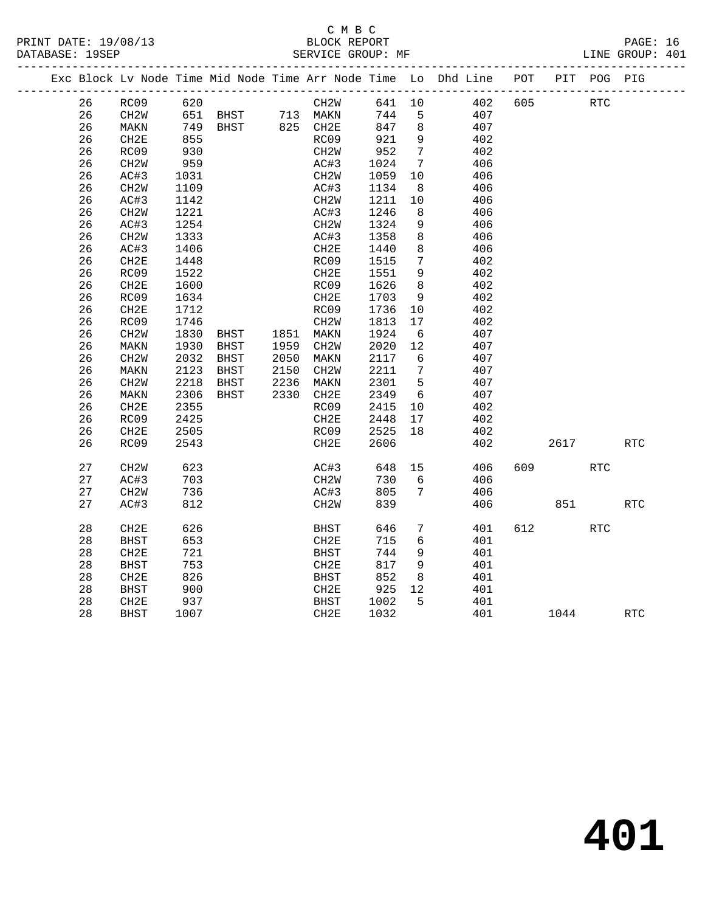C M B C
BLOCK REPORT
SERVICE GROUP: MF

PRINT DATE: 19/08/13
DATABASE: 19SEP
LINE GROUP: 401

| Exc | Block | Lv Node | Time | Mid Node | Time | Arr Node | Time | Lo | Dhd Line | POT | PIT | POG | PIG |
|---|---|---|---|---|---|---|---|---|---|---|---|---|---|
| | 26 | RC09 | 620 | | | CH2W | 641 | 10 | 402 | 605 | | RTC | |
| | 26 | CH2W | 651 | BHST | 713 | MAKN | 744 | 5 | 407 | | | | |
| | 26 | MAKN | 749 | BHST | 825 | CH2E | 847 | 8 | 407 | | | | |
| | 26 | CH2E | 855 | | | RC09 | 921 | 9 | 402 | | | | |
| | 26 | RC09 | 930 | | | CH2W | 952 | 7 | 402 | | | | |
| | 26 | CH2W | 959 | | | AC#3 | 1024 | 7 | 406 | | | | |
| | 26 | AC#3 | 1031 | | | CH2W | 1059 | 10 | 406 | | | | |
| | 26 | CH2W | 1109 | | | AC#3 | 1134 | 8 | 406 | | | | |
| | 26 | AC#3 | 1142 | | | CH2W | 1211 | 10 | 406 | | | | |
| | 26 | CH2W | 1221 | | | AC#3 | 1246 | 8 | 406 | | | | |
| | 26 | AC#3 | 1254 | | | CH2W | 1324 | 9 | 406 | | | | |
| | 26 | CH2W | 1333 | | | AC#3 | 1358 | 8 | 406 | | | | |
| | 26 | AC#3 | 1406 | | | CH2E | 1440 | 8 | 406 | | | | |
| | 26 | CH2E | 1448 | | | RC09 | 1515 | 7 | 402 | | | | |
| | 26 | RC09 | 1522 | | | CH2E | 1551 | 9 | 402 | | | | |
| | 26 | CH2E | 1600 | | | RC09 | 1626 | 8 | 402 | | | | |
| | 26 | RC09 | 1634 | | | CH2E | 1703 | 9 | 402 | | | | |
| | 26 | CH2E | 1712 | | | RC09 | 1736 | 10 | 402 | | | | |
| | 26 | RC09 | 1746 | | | CH2W | 1813 | 17 | 402 | | | | |
| | 26 | CH2W | 1830 | BHST | 1851 | MAKN | 1924 | 6 | 407 | | | | |
| | 26 | MAKN | 1930 | BHST | 1959 | CH2W | 2020 | 12 | 407 | | | | |
| | 26 | CH2W | 2032 | BHST | 2050 | MAKN | 2117 | 6 | 407 | | | | |
| | 26 | MAKN | 2123 | BHST | 2150 | CH2W | 2211 | 7 | 407 | | | | |
| | 26 | CH2W | 2218 | BHST | 2236 | MAKN | 2301 | 5 | 407 | | | | |
| | 26 | MAKN | 2306 | BHST | 2330 | CH2E | 2349 | 6 | 407 | | | | |
| | 26 | CH2E | 2355 | | | RC09 | 2415 | 10 | 402 | | | | |
| | 26 | RC09 | 2425 | | | CH2E | 2448 | 17 | 402 | | | | |
| | 26 | CH2E | 2505 | | | RC09 | 2525 | 18 | 402 | | | | |
| | 26 | RC09 | 2543 | | | CH2E | 2606 | | 402 | | 2617 | | RTC |
| | 27 | CH2W | 623 | | | AC#3 | 648 | 15 | 406 | 609 | | RTC | |
| | 27 | AC#3 | 703 | | | CH2W | 730 | 6 | 406 | | | | |
| | 27 | CH2W | 736 | | | AC#3 | 805 | 7 | 406 | | | | |
| | 27 | AC#3 | 812 | | | CH2W | 839 | | 406 | | 851 | | RTC |
| | 28 | CH2E | 626 | | | BHST | 646 | 7 | 401 | 612 | | RTC | |
| | 28 | BHST | 653 | | | CH2E | 715 | 6 | 401 | | | | |
| | 28 | CH2E | 721 | | | BHST | 744 | 9 | 401 | | | | |
| | 28 | BHST | 753 | | | CH2E | 817 | 9 | 401 | | | | |
| | 28 | CH2E | 826 | | | BHST | 852 | 8 | 401 | | | | |
| | 28 | BHST | 900 | | | CH2E | 925 | 12 | 401 | | | | |
| | 28 | CH2E | 937 | | | BHST | 1002 | 5 | 401 | | | | |
| | 28 | BHST | 1007 | | | CH2E | 1032 | | 401 | | 1044 | | RTC |

401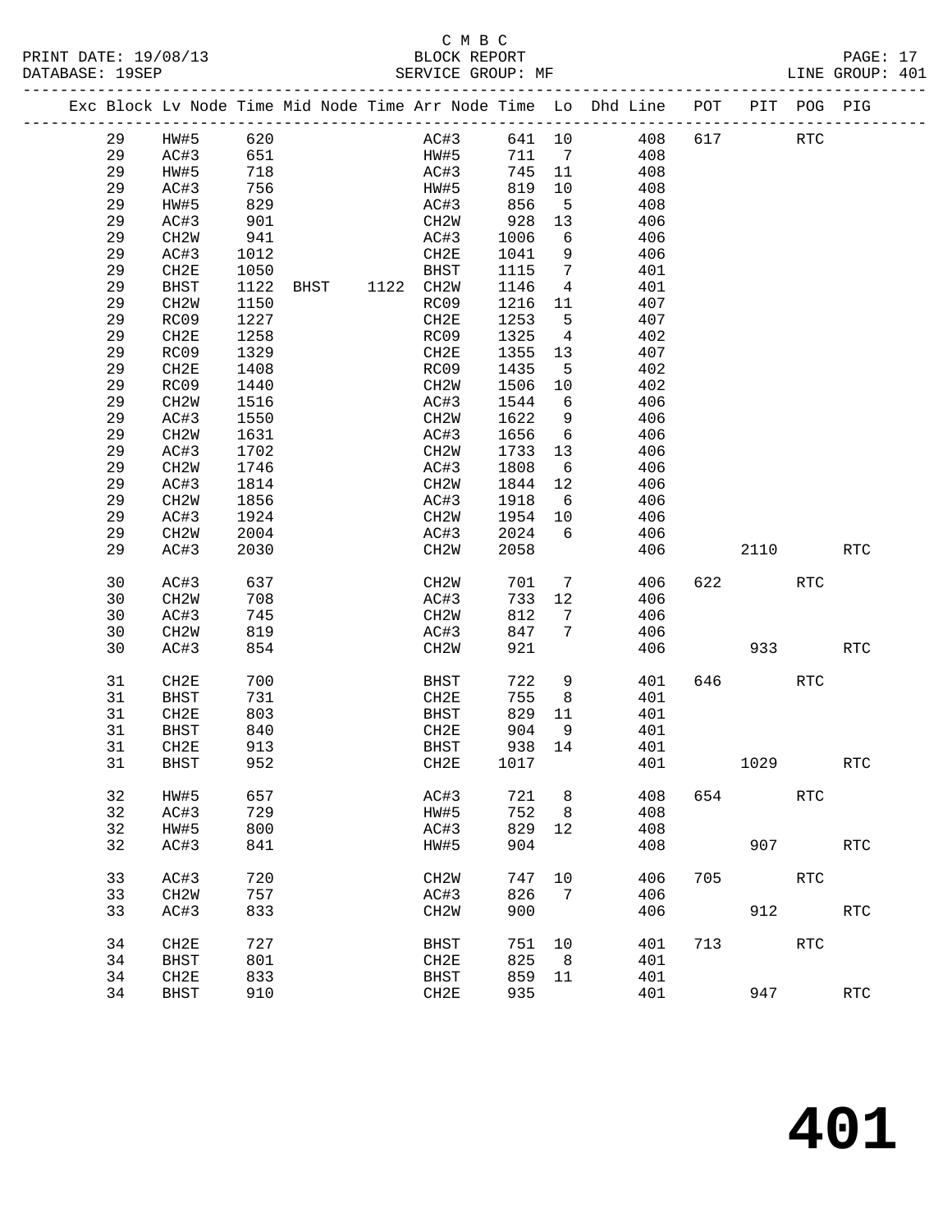C M B C

BLOCK REPORT

SERVICE GROUP: MF

LINE GROUP: 401

| Exc | Block | Lv Node | Time | Mid Node | Time | Arr Node | Time | Lo | Dhd Line | POT | PIT | POG | PIG |
|---|---|---|---|---|---|---|---|---|---|---|---|---|---|
| | 29 | HW#5 | 620 | | | AC#3 | 641 | 10 | 408 | 617 | | RTC | |
| | 29 | AC#3 | 651 | | | HW#5 | 711 | 7 | 408 | | | | |
| | 29 | HW#5 | 718 | | | AC#3 | 745 | 11 | 408 | | | | |
| | 29 | AC#3 | 756 | | | HW#5 | 819 | 10 | 408 | | | | |
| | 29 | HW#5 | 829 | | | AC#3 | 856 | 5 | 408 | | | | |
| | 29 | AC#3 | 901 | | | CH2W | 928 | 13 | 406 | | | | |
| | 29 | CH2W | 941 | | | AC#3 | 1006 | 6 | 406 | | | | |
| | 29 | AC#3 | 1012 | | | CH2E | 1041 | 9 | 406 | | | | |
| | 29 | CH2E | 1050 | | | BHST | 1115 | 7 | 401 | | | | |
| | 29 | BHST | 1122 | BHST | 1122 | CH2W | 1146 | 4 | 401 | | | | |
| | 29 | CH2W | 1150 | | | RC09 | 1216 | 11 | 407 | | | | |
| | 29 | RC09 | 1227 | | | CH2E | 1253 | 5 | 407 | | | | |
| | 29 | CH2E | 1258 | | | RC09 | 1325 | 4 | 402 | | | | |
| | 29 | RC09 | 1329 | | | CH2E | 1355 | 13 | 407 | | | | |
| | 29 | CH2E | 1408 | | | RC09 | 1435 | 5 | 402 | | | | |
| | 29 | RC09 | 1440 | | | CH2W | 1506 | 10 | 402 | | | | |
| | 29 | CH2W | 1516 | | | AC#3 | 1544 | 6 | 406 | | | | |
| | 29 | AC#3 | 1550 | | | CH2W | 1622 | 9 | 406 | | | | |
| | 29 | CH2W | 1631 | | | AC#3 | 1656 | 6 | 406 | | | | |
| | 29 | AC#3 | 1702 | | | CH2W | 1733 | 13 | 406 | | | | |
| | 29 | CH2W | 1746 | | | AC#3 | 1808 | 6 | 406 | | | | |
| | 29 | AC#3 | 1814 | | | CH2W | 1844 | 12 | 406 | | | | |
| | 29 | CH2W | 1856 | | | AC#3 | 1918 | 6 | 406 | | | | |
| | 29 | AC#3 | 1924 | | | CH2W | 1954 | 10 | 406 | | | | |
| | 29 | CH2W | 2004 | | | AC#3 | 2024 | 6 | 406 | | | | |
| | 29 | AC#3 | 2030 | | | CH2W | 2058 | | 406 | | 2110 | | RTC |
| | 30 | AC#3 | 637 | | | CH2W | 701 | 7 | 406 | 622 | | RTC | |
| | 30 | CH2W | 708 | | | AC#3 | 733 | 12 | 406 | | | | |
| | 30 | AC#3 | 745 | | | CH2W | 812 | 7 | 406 | | | | |
| | 30 | CH2W | 819 | | | AC#3 | 847 | 7 | 406 | | | | |
| | 30 | AC#3 | 854 | | | CH2W | 921 | | 406 | | 933 | | RTC |
| | 31 | CH2E | 700 | | | BHST | 722 | 9 | 401 | 646 | | RTC | |
| | 31 | BHST | 731 | | | CH2E | 755 | 8 | 401 | | | | |
| | 31 | CH2E | 803 | | | BHST | 829 | 11 | 401 | | | | |
| | 31 | BHST | 840 | | | CH2E | 904 | 9 | 401 | | | | |
| | 31 | CH2E | 913 | | | BHST | 938 | 14 | 401 | | | | |
| | 31 | BHST | 952 | | | CH2E | 1017 | | 401 | | 1029 | | RTC |
| | 32 | HW#5 | 657 | | | AC#3 | 721 | 8 | 408 | 654 | | RTC | |
| | 32 | AC#3 | 729 | | | HW#5 | 752 | 8 | 408 | | | | |
| | 32 | HW#5 | 800 | | | AC#3 | 829 | 12 | 408 | | | | |
| | 32 | AC#3 | 841 | | | HW#5 | 904 | | 408 | | 907 | | RTC |
| | 33 | AC#3 | 720 | | | CH2W | 747 | 10 | 406 | 705 | | RTC | |
| | 33 | CH2W | 757 | | | AC#3 | 826 | 7 | 406 | | | | |
| | 33 | AC#3 | 833 | | | CH2W | 900 | | 406 | | 912 | | RTC |
| | 34 | CH2E | 727 | | | BHST | 751 | 10 | 401 | 713 | | RTC | |
| | 34 | BHST | 801 | | | CH2E | 825 | 8 | 401 | | | | |
| | 34 | CH2E | 833 | | | BHST | 859 | 11 | 401 | | | | |
| | 34 | BHST | 910 | | | CH2E | 935 | | 401 | | 947 | | RTC |

# 401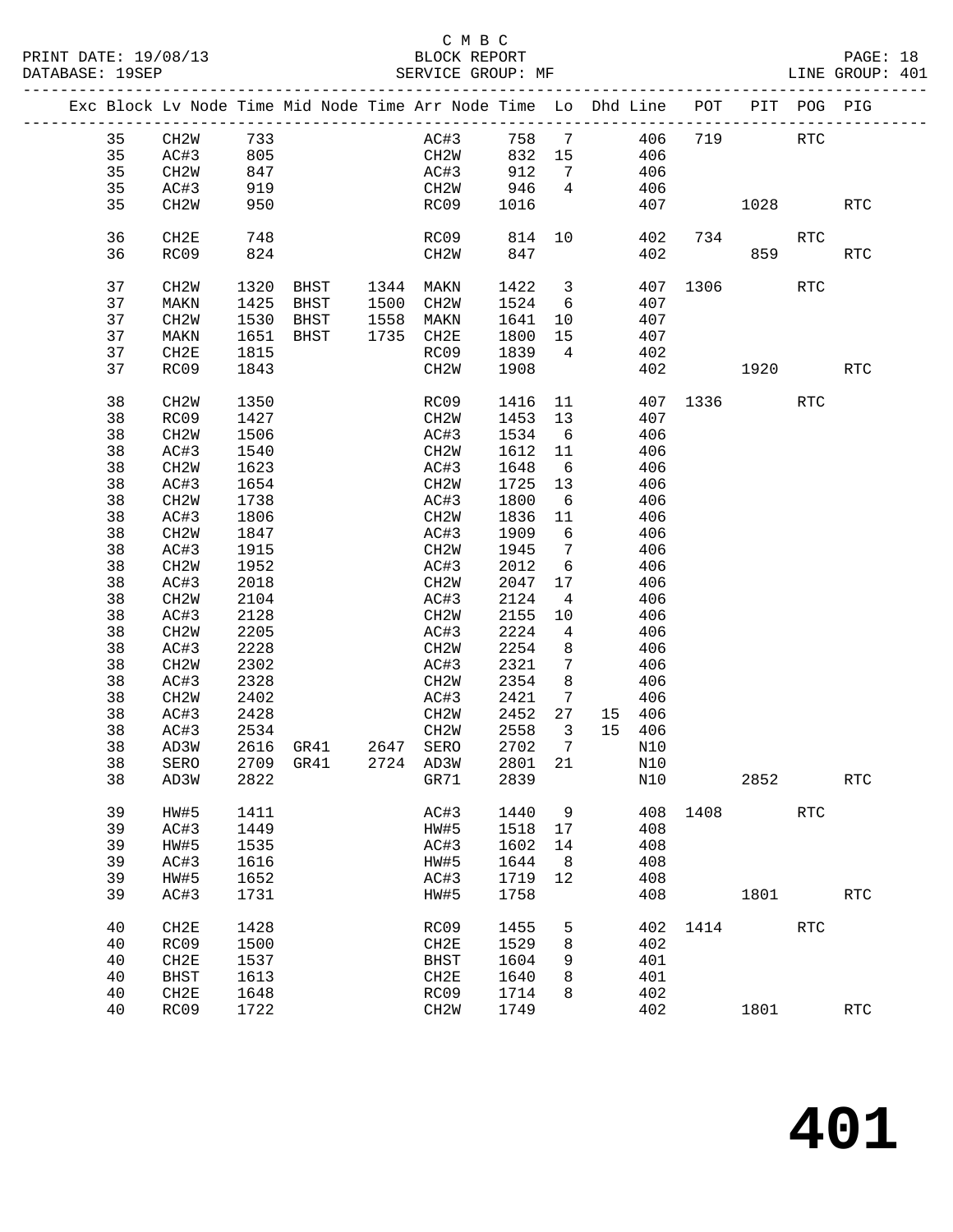C M B C

BLOCK REPORT

SERVICE GROUP: MF

PRINT DATE: 19/08/13
DATABASE: 19SEP

LINE GROUP: 401

| Exc | Block | Lv | Node | Time | Mid Node | Time | Arr Node | Time | Lo | Dhd | Line | POT | PIT | POG | PIG |
|---|---|---|---|---|---|---|---|---|---|---|---|---|---|---|---|
| | 35 | | CH2W | 733 | | | AC#3 | 758 | 7 | | 406 | 719 | | RTC | |
| | 35 | | AC#3 | 805 | | | CH2W | 832 | 15 | | 406 | | | | |
| | 35 | | CH2W | 847 | | | AC#3 | 912 | 7 | | 406 | | | | |
| | 35 | | AC#3 | 919 | | | CH2W | 946 | 4 | | 406 | | | | |
| | 35 | | CH2W | 950 | | | RC09 | 1016 | | | 407 | | 1028 | | RTC |
| | 36 | | CH2E | 748 | | | RC09 | 814 | 10 | | 402 | 734 | | RTC | |
| | 36 | | RC09 | 824 | | | CH2W | 847 | | | 402 | | 859 | | RTC |
| | 37 | | CH2W | 1320 | BHST | 1344 | MAKN | 1422 | 3 | | 407 | 1306 | | RTC | |
| | 37 | | MAKN | 1425 | BHST | 1500 | CH2W | 1524 | 6 | | 407 | | | | |
| | 37 | | CH2W | 1530 | BHST | 1558 | MAKN | 1641 | 10 | | 407 | | | | |
| | 37 | | MAKN | 1651 | BHST | 1735 | CH2E | 1800 | 15 | | 407 | | | | |
| | 37 | | CH2E | 1815 | | | RC09 | 1839 | 4 | | 402 | | | | |
| | 37 | | RC09 | 1843 | | | CH2W | 1908 | | | 402 | | 1920 | | RTC |
| | 38 | | CH2W | 1350 | | | RC09 | 1416 | 11 | | 407 | 1336 | | RTC | |
| | 38 | | RC09 | 1427 | | | CH2W | 1453 | 13 | | 407 | | | | |
| | 38 | | CH2W | 1506 | | | AC#3 | 1534 | 6 | | 406 | | | | |
| | 38 | | AC#3 | 1540 | | | CH2W | 1612 | 11 | | 406 | | | | |
| | 38 | | CH2W | 1623 | | | AC#3 | 1648 | 6 | | 406 | | | | |
| | 38 | | AC#3 | 1654 | | | CH2W | 1725 | 13 | | 406 | | | | |
| | 38 | | CH2W | 1738 | | | AC#3 | 1800 | 6 | | 406 | | | | |
| | 38 | | AC#3 | 1806 | | | CH2W | 1836 | 11 | | 406 | | | | |
| | 38 | | CH2W | 1847 | | | AC#3 | 1909 | 6 | | 406 | | | | |
| | 38 | | AC#3 | 1915 | | | CH2W | 1945 | 7 | | 406 | | | | |
| | 38 | | CH2W | 1952 | | | AC#3 | 2012 | 6 | | 406 | | | | |
| | 38 | | AC#3 | 2018 | | | CH2W | 2047 | 17 | | 406 | | | | |
| | 38 | | CH2W | 2104 | | | AC#3 | 2124 | 4 | | 406 | | | | |
| | 38 | | AC#3 | 2128 | | | CH2W | 2155 | 10 | | 406 | | | | |
| | 38 | | CH2W | 2205 | | | AC#3 | 2224 | 4 | | 406 | | | | |
| | 38 | | AC#3 | 2228 | | | CH2W | 2254 | 8 | | 406 | | | | |
| | 38 | | CH2W | 2302 | | | AC#3 | 2321 | 7 | | 406 | | | | |
| | 38 | | AC#3 | 2328 | | | CH2W | 2354 | 8 | | 406 | | | | |
| | 38 | | CH2W | 2402 | | | AC#3 | 2421 | 7 | | 406 | | | | |
| | 38 | | AC#3 | 2428 | | | CH2W | 2452 | 27 | 15 | 406 | | | | |
| | 38 | | AC#3 | 2534 | | | CH2W | 2558 | 3 | 15 | 406 | | | | |
| | 38 | | AD3W | 2616 | GR41 | 2647 | SERO | 2702 | 7 | | N10 | | | | |
| | 38 | | SERO | 2709 | GR41 | 2724 | AD3W | 2801 | 21 | | N10 | | | | |
| | 38 | | AD3W | 2822 | | | GR71 | 2839 | | | N10 | | 2852 | | RTC |
| | 39 | | HW#5 | 1411 | | | AC#3 | 1440 | 9 | | 408 | 1408 | | RTC | |
| | 39 | | AC#3 | 1449 | | | HW#5 | 1518 | 17 | | 408 | | | | |
| | 39 | | HW#5 | 1535 | | | AC#3 | 1602 | 14 | | 408 | | | | |
| | 39 | | AC#3 | 1616 | | | HW#5 | 1644 | 8 | | 408 | | | | |
| | 39 | | HW#5 | 1652 | | | AC#3 | 1719 | 12 | | 408 | | | | |
| | 39 | | AC#3 | 1731 | | | HW#5 | 1758 | | | 408 | | 1801 | | RTC |
| | 40 | | CH2E | 1428 | | | RC09 | 1455 | 5 | | 402 | 1414 | | RTC | |
| | 40 | | RC09 | 1500 | | | CH2E | 1529 | 8 | | 402 | | | | |
| | 40 | | CH2E | 1537 | | | BHST | 1604 | 9 | | 401 | | | | |
| | 40 | | BHST | 1613 | | | CH2E | 1640 | 8 | | 401 | | | | |
| | 40 | | CH2E | 1648 | | | RC09 | 1714 | 8 | | 402 | | | | |
| | 40 | | RC09 | 1722 | | | CH2W | 1749 | | | 402 | | 1801 | | RTC |

# 401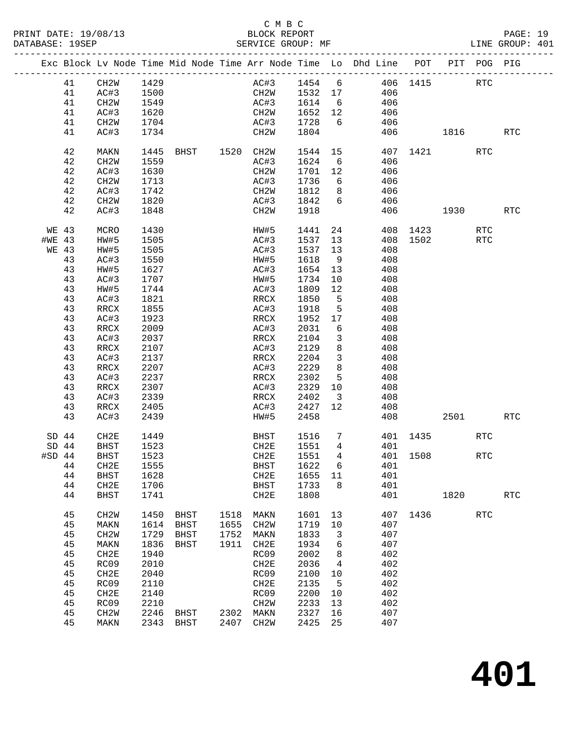C M B C
BLOCK REPORT
SERVICE GROUP: MF

PRINT DATE: 19/08/13
DATABASE: 19SEP
LINE GROUP: 401

| Exc | Block | Lv Node | Time | Mid Node | Time | Arr Node | Time | Lo | Dhd Line | POT | PIT | POG | PIG |
|---|---|---|---|---|---|---|---|---|---|---|---|---|---|
| | 41 | CH2W | 1429 | | | AC#3 | 1454 | 6 | 406 | 1415 | | RTC | |
| | 41 | AC#3 | 1500 | | | CH2W | 1532 | 17 | 406 | | | | |
| | 41 | CH2W | 1549 | | | AC#3 | 1614 | 6 | 406 | | | | |
| | 41 | AC#3 | 1620 | | | CH2W | 1652 | 12 | 406 | | | | |
| | 41 | CH2W | 1704 | | | AC#3 | 1728 | 6 | 406 | | | | |
| | 41 | AC#3 | 1734 | | | CH2W | 1804 | | 406 | | 1816 | | RTC |
| | 42 | MAKN | 1445 | BHST | 1520 | CH2W | 1544 | 15 | 407 | 1421 | | RTC | |
| | 42 | CH2W | 1559 | | | AC#3 | 1624 | 6 | 406 | | | | |
| | 42 | AC#3 | 1630 | | | CH2W | 1701 | 12 | 406 | | | | |
| | 42 | CH2W | 1713 | | | AC#3 | 1736 | 6 | 406 | | | | |
| | 42 | AC#3 | 1742 | | | CH2W | 1812 | 8 | 406 | | | | |
| | 42 | CH2W | 1820 | | | AC#3 | 1842 | 6 | 406 | | | | |
| | 42 | AC#3 | 1848 | | | CH2W | 1918 | | 406 | | 1930 | | RTC |
| WE | 43 | MCRO | 1430 | | | HW#5 | 1441 | 24 | 408 | 1423 | | RTC | |
| #WE | 43 | HW#5 | 1505 | | | AC#3 | 1537 | 13 | 408 | 1502 | | RTC | |
| WE | 43 | HW#5 | 1505 | | | AC#3 | 1537 | 13 | 408 | | | | |
| | 43 | AC#3 | 1550 | | | HW#5 | 1618 | 9 | 408 | | | | |
| | 43 | HW#5 | 1627 | | | AC#3 | 1654 | 13 | 408 | | | | |
| | 43 | AC#3 | 1707 | | | HW#5 | 1734 | 10 | 408 | | | | |
| | 43 | HW#5 | 1744 | | | AC#3 | 1809 | 12 | 408 | | | | |
| | 43 | AC#3 | 1821 | | | RRCX | 1850 | 5 | 408 | | | | |
| | 43 | RRCX | 1855 | | | AC#3 | 1918 | 5 | 408 | | | | |
| | 43 | AC#3 | 1923 | | | RRCX | 1952 | 17 | 408 | | | | |
| | 43 | RRCX | 2009 | | | AC#3 | 2031 | 6 | 408 | | | | |
| | 43 | AC#3 | 2037 | | | RRCX | 2104 | 3 | 408 | | | | |
| | 43 | RRCX | 2107 | | | AC#3 | 2129 | 8 | 408 | | | | |
| | 43 | AC#3 | 2137 | | | RRCX | 2204 | 3 | 408 | | | | |
| | 43 | RRCX | 2207 | | | AC#3 | 2229 | 8 | 408 | | | | |
| | 43 | AC#3 | 2237 | | | RRCX | 2302 | 5 | 408 | | | | |
| | 43 | RRCX | 2307 | | | AC#3 | 2329 | 10 | 408 | | | | |
| | 43 | AC#3 | 2339 | | | RRCX | 2402 | 3 | 408 | | | | |
| | 43 | RRCX | 2405 | | | AC#3 | 2427 | 12 | 408 | | | | |
| | 43 | AC#3 | 2439 | | | HW#5 | 2458 | | 408 | | 2501 | | RTC |
| SD | 44 | CH2E | 1449 | | | BHST | 1516 | 7 | 401 | 1435 | | RTC | |
| SD | 44 | BHST | 1523 | | | CH2E | 1551 | 4 | 401 | | | | |
| #SD | 44 | BHST | 1523 | | | CH2E | 1551 | 4 | 401 | 1508 | | RTC | |
| | 44 | CH2E | 1555 | | | BHST | 1622 | 6 | 401 | | | | |
| | 44 | BHST | 1628 | | | CH2E | 1655 | 11 | 401 | | | | |
| | 44 | CH2E | 1706 | | | BHST | 1733 | 8 | 401 | | | | |
| | 44 | BHST | 1741 | | | CH2E | 1808 | | 401 | | 1820 | | RTC |
| | 45 | CH2W | 1450 | BHST | 1518 | MAKN | 1601 | 13 | 407 | 1436 | | RTC | |
| | 45 | MAKN | 1614 | BHST | 1655 | CH2W | 1719 | 10 | 407 | | | | |
| | 45 | CH2W | 1729 | BHST | 1752 | MAKN | 1833 | 3 | 407 | | | | |
| | 45 | MAKN | 1836 | BHST | 1911 | CH2E | 1934 | 6 | 407 | | | | |
| | 45 | CH2E | 1940 | | | RC09 | 2002 | 8 | 402 | | | | |
| | 45 | RC09 | 2010 | | | CH2E | 2036 | 4 | 402 | | | | |
| | 45 | CH2E | 2040 | | | RC09 | 2100 | 10 | 402 | | | | |
| | 45 | RC09 | 2110 | | | CH2E | 2135 | 5 | 402 | | | | |
| | 45 | CH2E | 2140 | | | RC09 | 2200 | 10 | 402 | | | | |
| | 45 | RC09 | 2210 | | | CH2W | 2233 | 13 | 402 | | | | |
| | 45 | CH2W | 2246 | BHST | 2302 | MAKN | 2327 | 16 | 407 | | | | |
| | 45 | MAKN | 2343 | BHST | 2407 | CH2W | 2425 | 25 | 407 | | | | |

401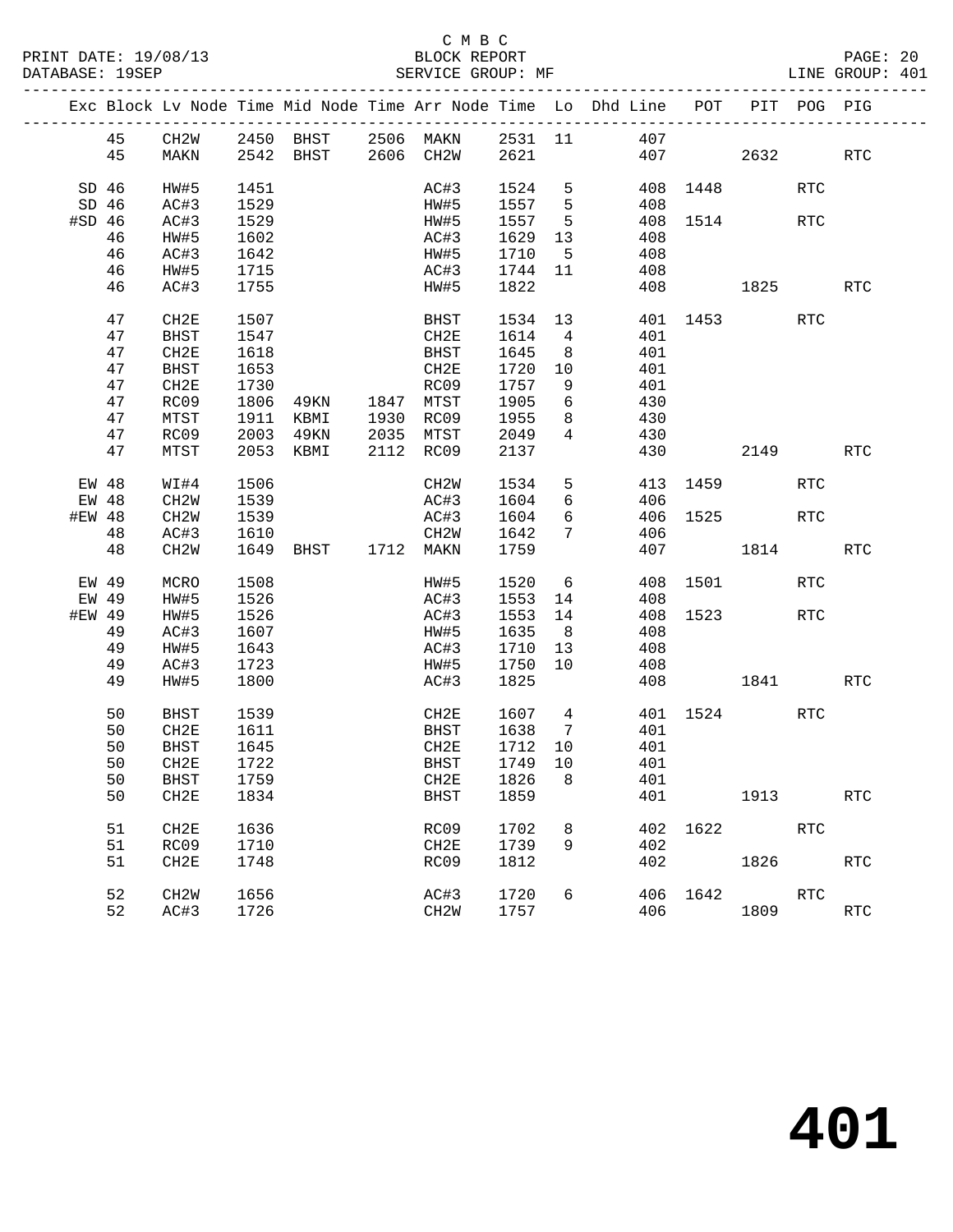C M B C

PRINT DATE: 19/08/13 BLOCK REPORT

DATABASE: 19SEP SERVICE GROUP: MF LINE GROUP: 401

| Exc | Block | Lv Node | Time | Mid Node | Time | Arr Node | Time | Lo | Dhd Line | POT | PIT | POG | PIG |
|---|---|---|---|---|---|---|---|---|---|---|---|---|---|
| | 45 | CH2W | 2450 | BHST | 2506 | MAKN | 2531 | 11 | 407 | | | | |
| | 45 | MAKN | 2542 | BHST | 2606 | CH2W | 2621 | | 407 | | 2632 | | RTC |
| SD | 46 | HW#5 | 1451 | | | AC#3 | 1524 | 5 | 408 | 1448 | | RTC | |
| SD | 46 | AC#3 | 1529 | | | HW#5 | 1557 | 5 | 408 | | | | |
| #SD | 46 | AC#3 | 1529 | | | HW#5 | 1557 | 5 | 408 | 1514 | | RTC | |
| | 46 | HW#5 | 1602 | | | AC#3 | 1629 | 13 | 408 | | | | |
| | 46 | AC#3 | 1642 | | | HW#5 | 1710 | 5 | 408 | | | | |
| | 46 | HW#5 | 1715 | | | AC#3 | 1744 | 11 | 408 | | | | |
| | 46 | AC#3 | 1755 | | | HW#5 | 1822 | | 408 | | 1825 | | RTC |
| | 47 | CH2E | 1507 | | | BHST | 1534 | 13 | 401 | 1453 | | RTC | |
| | 47 | BHST | 1547 | | | CH2E | 1614 | 4 | 401 | | | | |
| | 47 | CH2E | 1618 | | | BHST | 1645 | 8 | 401 | | | | |
| | 47 | BHST | 1653 | | | CH2E | 1720 | 10 | 401 | | | | |
| | 47 | CH2E | 1730 | | | RC09 | 1757 | 9 | 401 | | | | |
| | 47 | RC09 | 1806 | 49KN | 1847 | MTST | 1905 | 6 | 430 | | | | |
| | 47 | MTST | 1911 | KBMI | 1930 | RC09 | 1955 | 8 | 430 | | | | |
| | 47 | RC09 | 2003 | 49KN | 2035 | MTST | 2049 | 4 | 430 | | | | |
| | 47 | MTST | 2053 | KBMI | 2112 | RC09 | 2137 | | 430 | | 2149 | | RTC |
| EW | 48 | WI#4 | 1506 | | | CH2W | 1534 | 5 | 413 | 1459 | | RTC | |
| EW | 48 | CH2W | 1539 | | | AC#3 | 1604 | 6 | 406 | | | | |
| #EW | 48 | CH2W | 1539 | | | AC#3 | 1604 | 6 | 406 | 1525 | | RTC | |
| | 48 | AC#3 | 1610 | | | CH2W | 1642 | 7 | 406 | | | | |
| | 48 | CH2W | 1649 | BHST | 1712 | MAKN | 1759 | | 407 | | 1814 | | RTC |
| EW | 49 | MCRO | 1508 | | | HW#5 | 1520 | 6 | 408 | 1501 | | RTC | |
| EW | 49 | HW#5 | 1526 | | | AC#3 | 1553 | 14 | 408 | | | | |
| #EW | 49 | HW#5 | 1526 | | | AC#3 | 1553 | 14 | 408 | 1523 | | RTC | |
| | 49 | AC#3 | 1607 | | | HW#5 | 1635 | 8 | 408 | | | | |
| | 49 | HW#5 | 1643 | | | AC#3 | 1710 | 13 | 408 | | | | |
| | 49 | AC#3 | 1723 | | | HW#5 | 1750 | 10 | 408 | | | | |
| | 49 | HW#5 | 1800 | | | AC#3 | 1825 | | 408 | | 1841 | | RTC |
| | 50 | BHST | 1539 | | | CH2E | 1607 | 4 | 401 | 1524 | | RTC | |
| | 50 | CH2E | 1611 | | | BHST | 1638 | 7 | 401 | | | | |
| | 50 | BHST | 1645 | | | CH2E | 1712 | 10 | 401 | | | | |
| | 50 | CH2E | 1722 | | | BHST | 1749 | 10 | 401 | | | | |
| | 50 | BHST | 1759 | | | CH2E | 1826 | 8 | 401 | | | | |
| | 50 | CH2E | 1834 | | | BHST | 1859 | | 401 | | 1913 | | RTC |
| | 51 | CH2E | 1636 | | | RC09 | 1702 | 8 | 402 | 1622 | | RTC | |
| | 51 | RC09 | 1710 | | | CH2E | 1739 | 9 | 402 | | | | |
| | 51 | CH2E | 1748 | | | RC09 | 1812 | | 402 | | 1826 | | RTC |
| | 52 | CH2W | 1656 | | | AC#3 | 1720 | 6 | 406 | 1642 | | RTC | |
| | 52 | AC#3 | 1726 | | | CH2W | 1757 | | 406 | | 1809 | | RTC |

# 401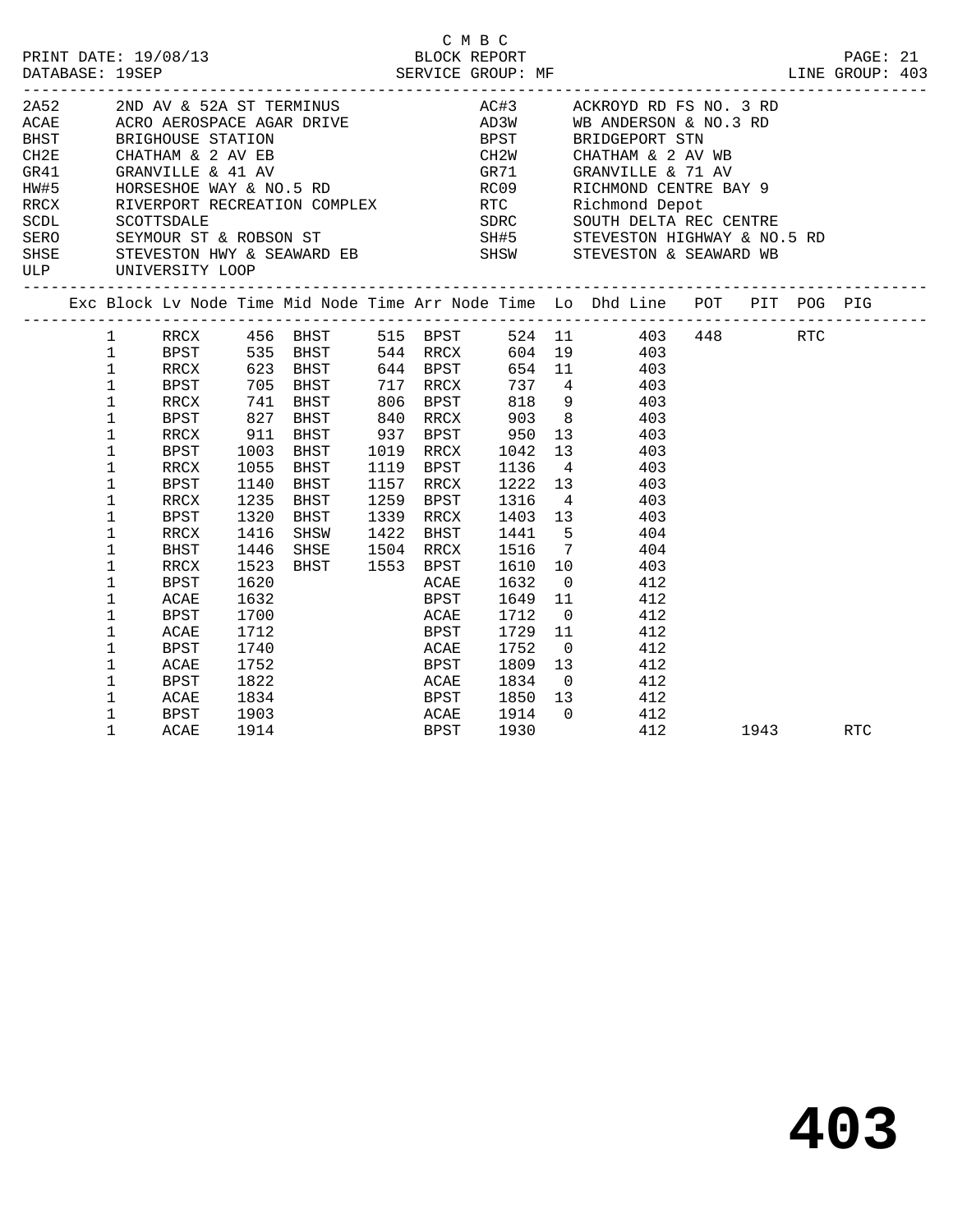C M B C

PRINT DATE: 19/08/13 BLOCK REPORT
DATABASE: 19SEP SERVICE GROUP: MF LINE GROUP: 403

| Code | Description | Code | Description |
|---|---|---|---|
| 2A52 | 2ND AV & 52A ST TERMINUS | AC#3 | ACKROYD RD FS NO. 3 RD |
| ACAE | ACRO AEROSPACE AGAR DRIVE | AD3W | WB ANDERSON & NO.3 RD |
| BHST | BRIGHOUSE STATION | BPST | BRIDGEPORT STN |
| CH2E | CHATHAM & 2 AV EB | CH2W | CHATHAM & 2 AV WB |
| GR41 | GRANVILLE & 41 AV | GR71 | GRANVILLE & 71 AV |
| HW#5 | HORSESHOE WAY & NO.5 RD | RC09 | RICHMOND CENTRE BAY 9 |
| RRCX | RIVERPORT RECREATION COMPLEX | RTC | Richmond Depot |
| SCDL | SCOTTSDALE | SDRC | SOUTH DELTA REC CENTRE |
| SERO | SEYMOUR ST & ROBSON ST | SH#5 | STEVESTON HIGHWAY & NO.5 RD |
| SHSE | STEVESTON HWY & SEAWARD EB | SHSW | STEVESTON & SEAWARD WB |
| ULP | UNIVERSITY LOOP | | |

| Exc | Block | Lv Node | Time | Mid Node | Time | Arr Node | Time | Lo | Dhd Line | POT | PIT | POG | PIG |
|---|---|---|---|---|---|---|---|---|---|---|---|---|---|
| | 1 | RRCX | 456 | BHST | 515 | BPST | 524 | 11 | 403 | 448 | | RTC | |
| | 1 | BPST | 535 | BHST | 544 | RRCX | 604 | 19 | 403 | | | | |
| | 1 | RRCX | 623 | BHST | 644 | BPST | 654 | 11 | 403 | | | | |
| | 1 | BPST | 705 | BHST | 717 | RRCX | 737 | 4 | 403 | | | | |
| | 1 | RRCX | 741 | BHST | 806 | BPST | 818 | 9 | 403 | | | | |
| | 1 | BPST | 827 | BHST | 840 | RRCX | 903 | 8 | 403 | | | | |
| | 1 | RRCX | 911 | BHST | 937 | BPST | 950 | 13 | 403 | | | | |
| | 1 | BPST | 1003 | BHST | 1019 | RRCX | 1042 | 13 | 403 | | | | |
| | 1 | RRCX | 1055 | BHST | 1119 | BPST | 1136 | 4 | 403 | | | | |
| | 1 | BPST | 1140 | BHST | 1157 | RRCX | 1222 | 13 | 403 | | | | |
| | 1 | RRCX | 1235 | BHST | 1259 | BPST | 1316 | 4 | 403 | | | | |
| | 1 | BPST | 1320 | BHST | 1339 | RRCX | 1403 | 13 | 403 | | | | |
| | 1 | RRCX | 1416 | SHSW | 1422 | BHST | 1441 | 5 | 404 | | | | |
| | 1 | BHST | 1446 | SHSE | 1504 | RRCX | 1516 | 7 | 404 | | | | |
| | 1 | RRCX | 1523 | BHST | 1553 | BPST | 1610 | 10 | 403 | | | | |
| | 1 | BPST | 1620 | | | ACAE | 1632 | 0 | 412 | | | | |
| | 1 | ACAE | 1632 | | | BPST | 1649 | 11 | 412 | | | | |
| | 1 | BPST | 1700 | | | ACAE | 1712 | 0 | 412 | | | | |
| | 1 | ACAE | 1712 | | | BPST | 1729 | 11 | 412 | | | | |
| | 1 | BPST | 1740 | | | ACAE | 1752 | 0 | 412 | | | | |
| | 1 | ACAE | 1752 | | | BPST | 1809 | 13 | 412 | | | | |
| | 1 | BPST | 1822 | | | ACAE | 1834 | 0 | 412 | | | | |
| | 1 | ACAE | 1834 | | | BPST | 1850 | 13 | 412 | | | | |
| | 1 | BPST | 1903 | | | ACAE | 1914 | 0 | 412 | | | | |
| | 1 | ACAE | 1914 | | | BPST | 1930 | | 412 | | 1943 | | RTC |

**403**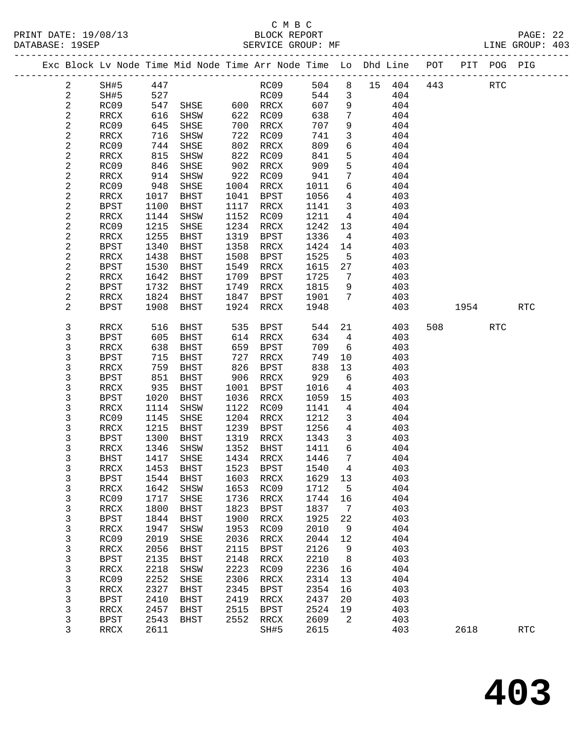C M B C
BLOCK REPORT
SERVICE GROUP: MF

PRINT DATE: 19/08/13
DATABASE: 19SEP
LINE GROUP: 403

| Exc | Block | Lv | Node | Time | Mid Node | Time | Arr Node | Time | Lo | Dhd | Line | POT | PIT | POG | PIG |
|---|---|---|---|---|---|---|---|---|---|---|---|---|---|---|---|
| | 2 | | SH#5 | 447 | | | RC09 | 504 | 8 | 15 | 404 | 443 | | RTC | |
| | 2 | | SH#5 | 527 | | | RC09 | 544 | 3 | | 404 | | | | |
| | 2 | | RC09 | 547 | SHSE | 600 | RRCX | 607 | 9 | | 404 | | | | |
| | 2 | | RRCX | 616 | SHSW | 622 | RC09 | 638 | 7 | | 404 | | | | |
| | 2 | | RC09 | 645 | SHSE | 700 | RRCX | 707 | 9 | | 404 | | | | |
| | 2 | | RRCX | 716 | SHSW | 722 | RC09 | 741 | 3 | | 404 | | | | |
| | 2 | | RC09 | 744 | SHSE | 802 | RRCX | 809 | 6 | | 404 | | | | |
| | 2 | | RRCX | 815 | SHSW | 822 | RC09 | 841 | 5 | | 404 | | | | |
| | 2 | | RC09 | 846 | SHSE | 902 | RRCX | 909 | 5 | | 404 | | | | |
| | 2 | | RRCX | 914 | SHSW | 922 | RC09 | 941 | 7 | | 404 | | | | |
| | 2 | | RC09 | 948 | SHSE | 1004 | RRCX | 1011 | 6 | | 404 | | | | |
| | 2 | | RRCX | 1017 | BHST | 1041 | BPST | 1056 | 4 | | 403 | | | | |
| | 2 | | BPST | 1100 | BHST | 1117 | RRCX | 1141 | 3 | | 403 | | | | |
| | 2 | | RRCX | 1144 | SHSW | 1152 | RC09 | 1211 | 4 | | 404 | | | | |
| | 2 | | RC09 | 1215 | SHSE | 1234 | RRCX | 1242 | 13 | | 404 | | | | |
| | 2 | | RRCX | 1255 | BHST | 1319 | BPST | 1336 | 4 | | 403 | | | | |
| | 2 | | BPST | 1340 | BHST | 1358 | RRCX | 1424 | 14 | | 403 | | | | |
| | 2 | | RRCX | 1438 | BHST | 1508 | BPST | 1525 | 5 | | 403 | | | | |
| | 2 | | BPST | 1530 | BHST | 1549 | RRCX | 1615 | 27 | | 403 | | | | |
| | 2 | | RRCX | 1642 | BHST | 1709 | BPST | 1725 | 7 | | 403 | | | | |
| | 2 | | BPST | 1732 | BHST | 1749 | RRCX | 1815 | 9 | | 403 | | | | |
| | 2 | | RRCX | 1824 | BHST | 1847 | BPST | 1901 | 7 | | 403 | | | | |
| | 2 | | BPST | 1908 | BHST | 1924 | RRCX | 1948 | | | 403 | | 1954 | | RTC |
| | 3 | | RRCX | 516 | BHST | 535 | BPST | 544 | 21 | | 403 | 508 | | RTC | |
| | 3 | | BPST | 605 | BHST | 614 | RRCX | 634 | 4 | | 403 | | | | |
| | 3 | | RRCX | 638 | BHST | 659 | BPST | 709 | 6 | | 403 | | | | |
| | 3 | | BPST | 715 | BHST | 727 | RRCX | 749 | 10 | | 403 | | | | |
| | 3 | | RRCX | 759 | BHST | 826 | BPST | 838 | 13 | | 403 | | | | |
| | 3 | | BPST | 851 | BHST | 906 | RRCX | 929 | 6 | | 403 | | | | |
| | 3 | | RRCX | 935 | BHST | 1001 | BPST | 1016 | 4 | | 403 | | | | |
| | 3 | | BPST | 1020 | BHST | 1036 | RRCX | 1059 | 15 | | 403 | | | | |
| | 3 | | RRCX | 1114 | SHSW | 1122 | RC09 | 1141 | 4 | | 404 | | | | |
| | 3 | | RC09 | 1145 | SHSE | 1204 | RRCX | 1212 | 3 | | 404 | | | | |
| | 3 | | RRCX | 1215 | BHST | 1239 | BPST | 1256 | 4 | | 403 | | | | |
| | 3 | | BPST | 1300 | BHST | 1319 | RRCX | 1343 | 3 | | 403 | | | | |
| | 3 | | RRCX | 1346 | SHSW | 1352 | BHST | 1411 | 6 | | 404 | | | | |
| | 3 | | BHST | 1417 | SHSE | 1434 | RRCX | 1446 | 7 | | 404 | | | | |
| | 3 | | RRCX | 1453 | BHST | 1523 | BPST | 1540 | 4 | | 403 | | | | |
| | 3 | | BPST | 1544 | BHST | 1603 | RRCX | 1629 | 13 | | 403 | | | | |
| | 3 | | RRCX | 1642 | SHSW | 1653 | RC09 | 1712 | 5 | | 404 | | | | |
| | 3 | | RC09 | 1717 | SHSE | 1736 | RRCX | 1744 | 16 | | 404 | | | | |
| | 3 | | RRCX | 1800 | BHST | 1823 | BPST | 1837 | 7 | | 403 | | | | |
| | 3 | | BPST | 1844 | BHST | 1900 | RRCX | 1925 | 22 | | 403 | | | | |
| | 3 | | RRCX | 1947 | SHSW | 1953 | RC09 | 2010 | 9 | | 404 | | | | |
| | 3 | | RC09 | 2019 | SHSE | 2036 | RRCX | 2044 | 12 | | 404 | | | | |
| | 3 | | RRCX | 2056 | BHST | 2115 | BPST | 2126 | 9 | | 403 | | | | |
| | 3 | | BPST | 2135 | BHST | 2148 | RRCX | 2210 | 8 | | 403 | | | | |
| | 3 | | RRCX | 2218 | SHSW | 2223 | RC09 | 2236 | 16 | | 404 | | | | |
| | 3 | | RC09 | 2252 | SHSE | 2306 | RRCX | 2314 | 13 | | 404 | | | | |
| | 3 | | RRCX | 2327 | BHST | 2345 | BPST | 2354 | 16 | | 403 | | | | |
| | 3 | | BPST | 2410 | BHST | 2419 | RRCX | 2437 | 20 | | 403 | | | | |
| | 3 | | RRCX | 2457 | BHST | 2515 | BPST | 2524 | 19 | | 403 | | | | |
| | 3 | | BPST | 2543 | BHST | 2552 | RRCX | 2609 | 2 | | 403 | | | | |
| | 3 | | RRCX | 2611 | | | SH#5 | 2615 | | | 403 | | 2618 | | RTC |

# 403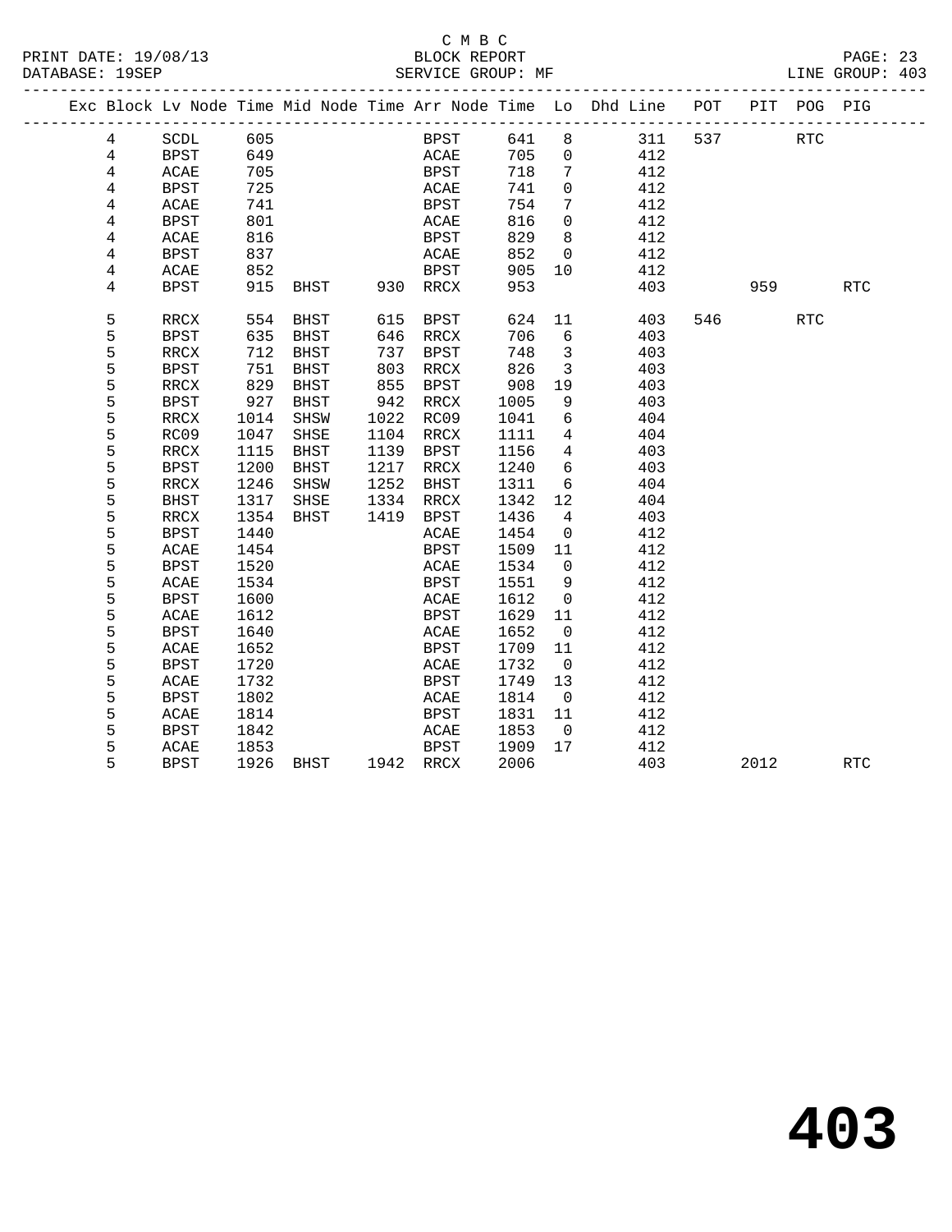C M B C

BLOCK REPORT

SERVICE GROUP: MF

LINE GROUP: 403

| Exc | Block | Lv | Node | Time | Mid Node | Time | Arr Node | Time | Lo | Dhd Line | POT | PIT | POG | PIG |
|---|---|---|---|---|---|---|---|---|---|---|---|---|---|---|
| | 4 | | SCDL | 605 | | | BPST | 641 | 8 | 311 | 537 | | RTC | |
| | 4 | | BPST | 649 | | | ACAE | 705 | 0 | 412 | | | | |
| | 4 | | ACAE | 705 | | | BPST | 718 | 7 | 412 | | | | |
| | 4 | | BPST | 725 | | | ACAE | 741 | 0 | 412 | | | | |
| | 4 | | ACAE | 741 | | | BPST | 754 | 7 | 412 | | | | |
| | 4 | | BPST | 801 | | | ACAE | 816 | 0 | 412 | | | | |
| | 4 | | ACAE | 816 | | | BPST | 829 | 8 | 412 | | | | |
| | 4 | | BPST | 837 | | | ACAE | 852 | 0 | 412 | | | | |
| | 4 | | ACAE | 852 | | | BPST | 905 | 10 | 412 | | | | |
| | 4 | | BPST | 915 | BHST | 930 | RRCX | 953 | | 403 | | 959 | | RTC |
| | 5 | | RRCX | 554 | BHST | 615 | BPST | 624 | 11 | 403 | 546 | | RTC | |
| | 5 | | BPST | 635 | BHST | 646 | RRCX | 706 | 6 | 403 | | | | |
| | 5 | | RRCX | 712 | BHST | 737 | BPST | 748 | 3 | 403 | | | | |
| | 5 | | BPST | 751 | BHST | 803 | RRCX | 826 | 3 | 403 | | | | |
| | 5 | | RRCX | 829 | BHST | 855 | BPST | 908 | 19 | 403 | | | | |
| | 5 | | BPST | 927 | BHST | 942 | RRCX | 1005 | 9 | 403 | | | | |
| | 5 | | RRCX | 1014 | SHSW | 1022 | RC09 | 1041 | 6 | 404 | | | | |
| | 5 | | RC09 | 1047 | SHSE | 1104 | RRCX | 1111 | 4 | 404 | | | | |
| | 5 | | RRCX | 1115 | BHST | 1139 | BPST | 1156 | 4 | 403 | | | | |
| | 5 | | BPST | 1200 | BHST | 1217 | RRCX | 1240 | 6 | 403 | | | | |
| | 5 | | RRCX | 1246 | SHSW | 1252 | BHST | 1311 | 6 | 404 | | | | |
| | 5 | | BHST | 1317 | SHSE | 1334 | RRCX | 1342 | 12 | 404 | | | | |
| | 5 | | RRCX | 1354 | BHST | 1419 | BPST | 1436 | 4 | 403 | | | | |
| | 5 | | BPST | 1440 | | | ACAE | 1454 | 0 | 412 | | | | |
| | 5 | | ACAE | 1454 | | | BPST | 1509 | 11 | 412 | | | | |
| | 5 | | BPST | 1520 | | | ACAE | 1534 | 0 | 412 | | | | |
| | 5 | | ACAE | 1534 | | | BPST | 1551 | 9 | 412 | | | | |
| | 5 | | BPST | 1600 | | | ACAE | 1612 | 0 | 412 | | | | |
| | 5 | | ACAE | 1612 | | | BPST | 1629 | 11 | 412 | | | | |
| | 5 | | BPST | 1640 | | | ACAE | 1652 | 0 | 412 | | | | |
| | 5 | | ACAE | 1652 | | | BPST | 1709 | 11 | 412 | | | | |
| | 5 | | BPST | 1720 | | | ACAE | 1732 | 0 | 412 | | | | |
| | 5 | | ACAE | 1732 | | | BPST | 1749 | 13 | 412 | | | | |
| | 5 | | BPST | 1802 | | | ACAE | 1814 | 0 | 412 | | | | |
| | 5 | | ACAE | 1814 | | | BPST | 1831 | 11 | 412 | | | | |
| | 5 | | BPST | 1842 | | | ACAE | 1853 | 0 | 412 | | | | |
| | 5 | | ACAE | 1853 | | | BPST | 1909 | 17 | 412 | | | | |
| | 5 | | BPST | 1926 | BHST | 1942 | RRCX | 2006 | | 403 | | 2012 | | RTC |

# 403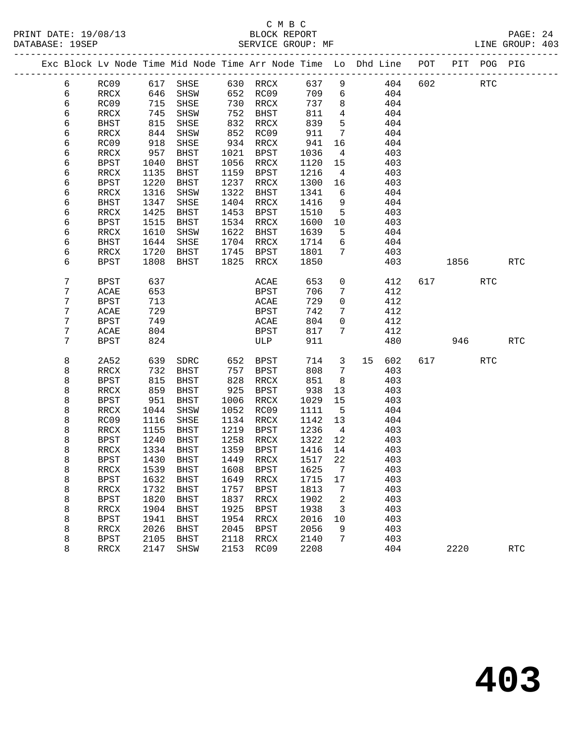C M B C

PRINT DATE: 19/08/13 BLOCK REPORT PAGE: 24
DATABASE: 19SEP SERVICE GROUP: MF LINE GROUP: 403

| Exc | Block | Lv Node | Time | Mid Node | Time | Arr Node | Time | Lo | Dhd | Line | POT | PIT | POG | PIG |
|---|---|---|---|---|---|---|---|---|---|---|---|---|---|---|
| | 6 | RC09 | 617 | SHSE | 630 | RRCX | 637 | 9 | | 404 | 602 | | RTC | |
| | 6 | RRCX | 646 | SHSW | 652 | RC09 | 709 | 6 | | 404 | | | | |
| | 6 | RC09 | 715 | SHSE | 730 | RRCX | 737 | 8 | | 404 | | | | |
| | 6 | RRCX | 745 | SHSW | 752 | BHST | 811 | 4 | | 404 | | | | |
| | 6 | BHST | 815 | SHSE | 832 | RRCX | 839 | 5 | | 404 | | | | |
| | 6 | RRCX | 844 | SHSW | 852 | RC09 | 911 | 7 | | 404 | | | | |
| | 6 | RC09 | 918 | SHSE | 934 | RRCX | 941 | 16 | | 404 | | | | |
| | 6 | RRCX | 957 | BHST | 1021 | BPST | 1036 | 4 | | 403 | | | | |
| | 6 | BPST | 1040 | BHST | 1056 | RRCX | 1120 | 15 | | 403 | | | | |
| | 6 | RRCX | 1135 | BHST | 1159 | BPST | 1216 | 4 | | 403 | | | | |
| | 6 | BPST | 1220 | BHST | 1237 | RRCX | 1300 | 16 | | 403 | | | | |
| | 6 | RRCX | 1316 | SHSW | 1322 | BHST | 1341 | 6 | | 404 | | | | |
| | 6 | BHST | 1347 | SHSE | 1404 | RRCX | 1416 | 9 | | 404 | | | | |
| | 6 | RRCX | 1425 | BHST | 1453 | BPST | 1510 | 5 | | 403 | | | | |
| | 6 | BPST | 1515 | BHST | 1534 | RRCX | 1600 | 10 | | 403 | | | | |
| | 6 | RRCX | 1610 | SHSW | 1622 | BHST | 1639 | 5 | | 404 | | | | |
| | 6 | BHST | 1644 | SHSE | 1704 | RRCX | 1714 | 6 | | 404 | | | | |
| | 6 | RRCX | 1720 | BHST | 1745 | BPST | 1801 | 7 | | 403 | | | | |
| | 6 | BPST | 1808 | BHST | 1825 | RRCX | 1850 | | | 403 | | 1856 | | RTC |
| | 7 | BPST | 637 | | | ACAE | 653 | 0 | | 412 | 617 | | RTC | |
| | 7 | ACAE | 653 | | | BPST | 706 | 7 | | 412 | | | | |
| | 7 | BPST | 713 | | | ACAE | 729 | 0 | | 412 | | | | |
| | 7 | ACAE | 729 | | | BPST | 742 | 7 | | 412 | | | | |
| | 7 | BPST | 749 | | | ACAE | 804 | 0 | | 412 | | | | |
| | 7 | ACAE | 804 | | | BPST | 817 | 7 | | 412 | | | | |
| | 7 | BPST | 824 | | | ULP | 911 | | | 480 | | 946 | | RTC |
| | 8 | 2A52 | 639 | SDRC | 652 | BPST | 714 | 3 | 15 | 602 | 617 | | RTC | |
| | 8 | RRCX | 732 | BHST | 757 | BPST | 808 | 7 | | 403 | | | | |
| | 8 | BPST | 815 | BHST | 828 | RRCX | 851 | 8 | | 403 | | | | |
| | 8 | RRCX | 859 | BHST | 925 | BPST | 938 | 13 | | 403 | | | | |
| | 8 | BPST | 951 | BHST | 1006 | RRCX | 1029 | 15 | | 403 | | | | |
| | 8 | RRCX | 1044 | SHSW | 1052 | RC09 | 1111 | 5 | | 404 | | | | |
| | 8 | RC09 | 1116 | SHSE | 1134 | RRCX | 1142 | 13 | | 404 | | | | |
| | 8 | RRCX | 1155 | BHST | 1219 | BPST | 1236 | 4 | | 403 | | | | |
| | 8 | BPST | 1240 | BHST | 1258 | RRCX | 1322 | 12 | | 403 | | | | |
| | 8 | RRCX | 1334 | BHST | 1359 | BPST | 1416 | 14 | | 403 | | | | |
| | 8 | BPST | 1430 | BHST | 1449 | RRCX | 1517 | 22 | | 403 | | | | |
| | 8 | RRCX | 1539 | BHST | 1608 | BPST | 1625 | 7 | | 403 | | | | |
| | 8 | BPST | 1632 | BHST | 1649 | RRCX | 1715 | 17 | | 403 | | | | |
| | 8 | RRCX | 1732 | BHST | 1757 | BPST | 1813 | 7 | | 403 | | | | |
| | 8 | BPST | 1820 | BHST | 1837 | RRCX | 1902 | 2 | | 403 | | | | |
| | 8 | RRCX | 1904 | BHST | 1925 | BPST | 1938 | 3 | | 403 | | | | |
| | 8 | BPST | 1941 | BHST | 1954 | RRCX | 2016 | 10 | | 403 | | | | |
| | 8 | RRCX | 2026 | BHST | 2045 | BPST | 2056 | 9 | | 403 | | | | |
| | 8 | BPST | 2105 | BHST | 2118 | RRCX | 2140 | 7 | | 403 | | | | |
| | 8 | RRCX | 2147 | SHSW | 2153 | RC09 | 2208 | | | 404 | | 2220 | | RTC |

# 403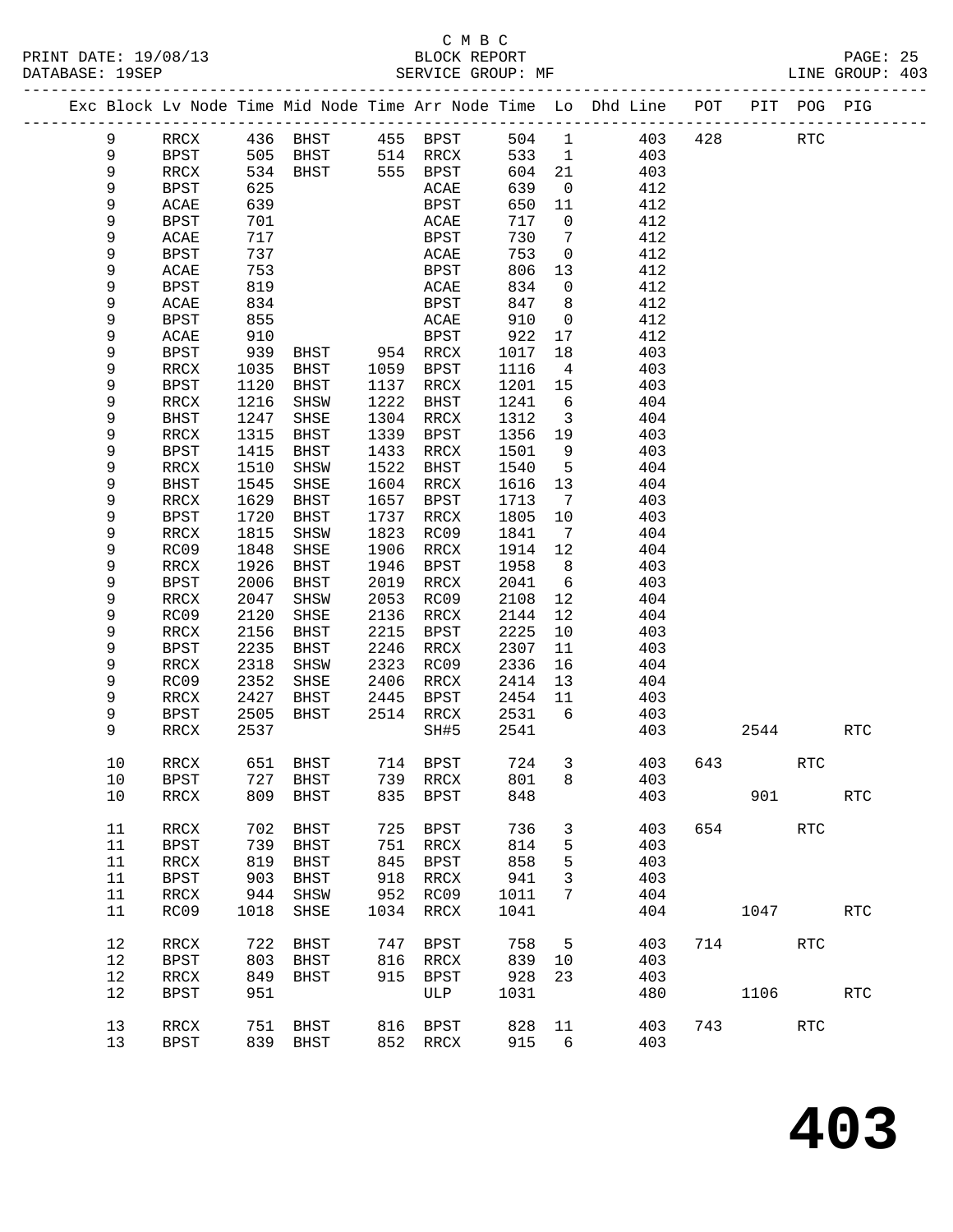C M B C
BLOCK REPORT
SERVICE GROUP: MF

PRINT DATE: 19/08/13
DATABASE: 19SEP
LINE GROUP: 403

| Exc | Block | Lv Node | Time | Mid Node | Time | Arr Node | Time | Lo | Dhd Line | POT | PIT | POG | PIG |
|---|---|---|---|---|---|---|---|---|---|---|---|---|---|
| | 9 | RRCX | 436 | BHST | 455 | BPST | 504 | 1 | 403 | 428 | | RTC | |
| | 9 | BPST | 505 | BHST | 514 | RRCX | 533 | 1 | 403 | | | | |
| | 9 | RRCX | 534 | BHST | 555 | BPST | 604 | 21 | 403 | | | | |
| | 9 | BPST | 625 | | | ACAE | 639 | 0 | 412 | | | | |
| | 9 | ACAE | 639 | | | BPST | 650 | 11 | 412 | | | | |
| | 9 | BPST | 701 | | | ACAE | 717 | 0 | 412 | | | | |
| | 9 | ACAE | 717 | | | BPST | 730 | 7 | 412 | | | | |
| | 9 | BPST | 737 | | | ACAE | 753 | 0 | 412 | | | | |
| | 9 | ACAE | 753 | | | BPST | 806 | 13 | 412 | | | | |
| | 9 | BPST | 819 | | | ACAE | 834 | 0 | 412 | | | | |
| | 9 | ACAE | 834 | | | BPST | 847 | 8 | 412 | | | | |
| | 9 | BPST | 855 | | | ACAE | 910 | 0 | 412 | | | | |
| | 9 | ACAE | 910 | | | BPST | 922 | 17 | 412 | | | | |
| | 9 | BPST | 939 | BHST | 954 | RRCX | 1017 | 18 | 403 | | | | |
| | 9 | RRCX | 1035 | BHST | 1059 | BPST | 1116 | 4 | 403 | | | | |
| | 9 | BPST | 1120 | BHST | 1137 | RRCX | 1201 | 15 | 403 | | | | |
| | 9 | RRCX | 1216 | SHSW | 1222 | BHST | 1241 | 6 | 404 | | | | |
| | 9 | BHST | 1247 | SHSE | 1304 | RRCX | 1312 | 3 | 404 | | | | |
| | 9 | RRCX | 1315 | BHST | 1339 | BPST | 1356 | 19 | 403 | | | | |
| | 9 | BPST | 1415 | BHST | 1433 | RRCX | 1501 | 9 | 403 | | | | |
| | 9 | RRCX | 1510 | SHSW | 1522 | BHST | 1540 | 5 | 404 | | | | |
| | 9 | BHST | 1545 | SHSE | 1604 | RRCX | 1616 | 13 | 404 | | | | |
| | 9 | RRCX | 1629 | BHST | 1657 | BPST | 1713 | 7 | 403 | | | | |
| | 9 | BPST | 1720 | BHST | 1737 | RRCX | 1805 | 10 | 403 | | | | |
| | 9 | RRCX | 1815 | SHSW | 1823 | RC09 | 1841 | 7 | 404 | | | | |
| | 9 | RC09 | 1848 | SHSE | 1906 | RRCX | 1914 | 12 | 404 | | | | |
| | 9 | RRCX | 1926 | BHST | 1946 | BPST | 1958 | 8 | 403 | | | | |
| | 9 | BPST | 2006 | BHST | 2019 | RRCX | 2041 | 6 | 403 | | | | |
| | 9 | RRCX | 2047 | SHSW | 2053 | RC09 | 2108 | 12 | 404 | | | | |
| | 9 | RC09 | 2120 | SHSE | 2136 | RRCX | 2144 | 12 | 404 | | | | |
| | 9 | RRCX | 2156 | BHST | 2215 | BPST | 2225 | 10 | 403 | | | | |
| | 9 | BPST | 2235 | BHST | 2246 | RRCX | 2307 | 11 | 403 | | | | |
| | 9 | RRCX | 2318 | SHSW | 2323 | RC09 | 2336 | 16 | 404 | | | | |
| | 9 | RC09 | 2352 | SHSE | 2406 | RRCX | 2414 | 13 | 404 | | | | |
| | 9 | RRCX | 2427 | BHST | 2445 | BPST | 2454 | 11 | 403 | | | | |
| | 9 | BPST | 2505 | BHST | 2514 | RRCX | 2531 | 6 | 403 | | | | |
| | 9 | RRCX | 2537 | | | SH#5 | 2541 | | 403 | | 2544 | | RTC |
| | 10 | RRCX | 651 | BHST | 714 | BPST | 724 | 3 | 403 | 643 | | RTC | |
| | 10 | BPST | 727 | BHST | 739 | RRCX | 801 | 8 | 403 | | | | |
| | 10 | RRCX | 809 | BHST | 835 | BPST | 848 | | 403 | | 901 | | RTC |
| | 11 | RRCX | 702 | BHST | 725 | BPST | 736 | 3 | 403 | 654 | | RTC | |
| | 11 | BPST | 739 | BHST | 751 | RRCX | 814 | 5 | 403 | | | | |
| | 11 | RRCX | 819 | BHST | 845 | BPST | 858 | 5 | 403 | | | | |
| | 11 | BPST | 903 | BHST | 918 | RRCX | 941 | 3 | 403 | | | | |
| | 11 | RRCX | 944 | SHSW | 952 | RC09 | 1011 | 7 | 404 | | | | |
| | 11 | RC09 | 1018 | SHSE | 1034 | RRCX | 1041 | | 404 | | 1047 | | RTC |
| | 12 | RRCX | 722 | BHST | 747 | BPST | 758 | 5 | 403 | 714 | | RTC | |
| | 12 | BPST | 803 | BHST | 816 | RRCX | 839 | 10 | 403 | | | | |
| | 12 | RRCX | 849 | BHST | 915 | BPST | 928 | 23 | 403 | | | | |
| | 12 | BPST | 951 | | | ULP | 1031 | | 480 | | 1106 | | RTC |
| | 13 | RRCX | 751 | BHST | 816 | BPST | 828 | 11 | 403 | 743 | | RTC | |
| | 13 | BPST | 839 | BHST | 852 | RRCX | 915 | 6 | 403 | | | | |

# 403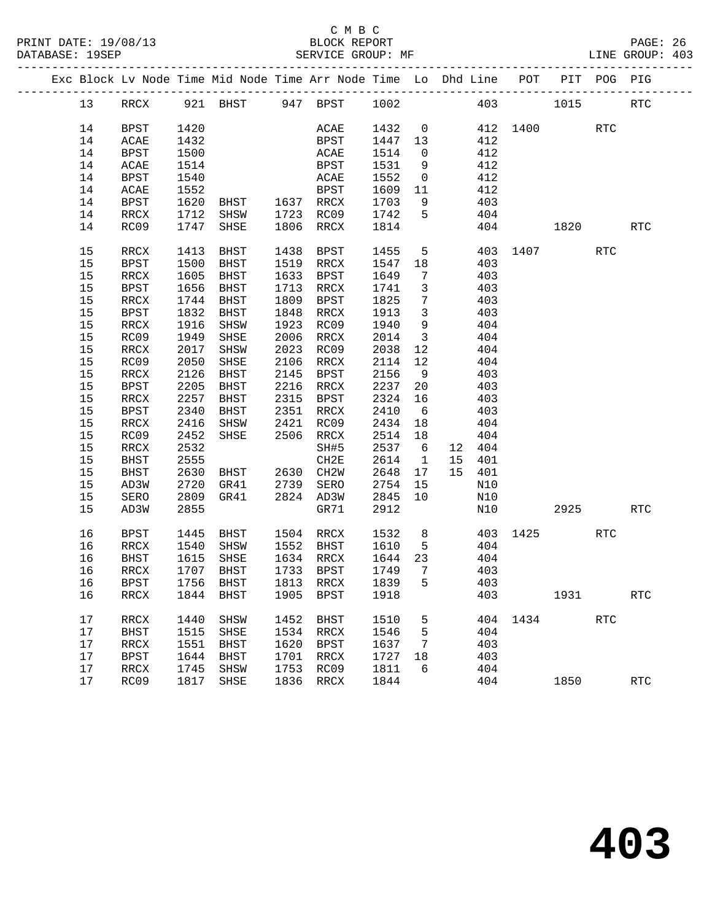C M B C
PRINT DATE: 19/08/13 BLOCK REPORT
DATABASE: 19SEP SERVICE GROUP: MF LINE GROUP: 403

| Exc | Block | Lv Node | Time | Mid Node | Time | Arr Node | Time | Lo | Dhd | Line | POT | PIT | POG | PIG |
|---|---|---|---|---|---|---|---|---|---|---|---|---|---|---|
| | 13 | RRCX | 921 | BHST | 947 | BPST | 1002 | | | 403 | | 1015 | | RTC |
| | 14 | BPST | 1420 | | | ACAE | 1432 | 0 | | 412 | 1400 | | RTC | |
| | 14 | ACAE | 1432 | | | BPST | 1447 | 13 | | 412 | | | | |
| | 14 | BPST | 1500 | | | ACAE | 1514 | 0 | | 412 | | | | |
| | 14 | ACAE | 1514 | | | BPST | 1531 | 9 | | 412 | | | | |
| | 14 | BPST | 1540 | | | ACAE | 1552 | 0 | | 412 | | | | |
| | 14 | ACAE | 1552 | | | BPST | 1609 | 11 | | 412 | | | | |
| | 14 | BPST | 1620 | BHST | 1637 | RRCX | 1703 | 9 | | 403 | | | | |
| | 14 | RRCX | 1712 | SHSW | 1723 | RC09 | 1742 | 5 | | 404 | | | | |
| | 14 | RC09 | 1747 | SHSE | 1806 | RRCX | 1814 | | | 404 | | 1820 | | RTC |
| | 15 | RRCX | 1413 | BHST | 1438 | BPST | 1455 | 5 | | 403 | 1407 | | RTC | |
| | 15 | BPST | 1500 | BHST | 1519 | RRCX | 1547 | 18 | | 403 | | | | |
| | 15 | RRCX | 1605 | BHST | 1633 | BPST | 1649 | 7 | | 403 | | | | |
| | 15 | BPST | 1656 | BHST | 1713 | RRCX | 1741 | 3 | | 403 | | | | |
| | 15 | RRCX | 1744 | BHST | 1809 | BPST | 1825 | 7 | | 403 | | | | |
| | 15 | BPST | 1832 | BHST | 1848 | RRCX | 1913 | 3 | | 403 | | | | |
| | 15 | RRCX | 1916 | SHSW | 1923 | RC09 | 1940 | 9 | | 404 | | | | |
| | 15 | RC09 | 1949 | SHSE | 2006 | RRCX | 2014 | 3 | | 404 | | | | |
| | 15 | RRCX | 2017 | SHSW | 2023 | RC09 | 2038 | 12 | | 404 | | | | |
| | 15 | RC09 | 2050 | SHSE | 2106 | RRCX | 2114 | 12 | | 404 | | | | |
| | 15 | RRCX | 2126 | BHST | 2145 | BPST | 2156 | 9 | | 403 | | | | |
| | 15 | BPST | 2205 | BHST | 2216 | RRCX | 2237 | 20 | | 403 | | | | |
| | 15 | RRCX | 2257 | BHST | 2315 | BPST | 2324 | 16 | | 403 | | | | |
| | 15 | BPST | 2340 | BHST | 2351 | RRCX | 2410 | 6 | | 403 | | | | |
| | 15 | RRCX | 2416 | SHSW | 2421 | RC09 | 2434 | 18 | | 404 | | | | |
| | 15 | RC09 | 2452 | SHSE | 2506 | RRCX | 2514 | 18 | | 404 | | | | |
| | 15 | RRCX | 2532 | | | SH#5 | 2537 | 6 | 12 | 404 | | | | |
| | 15 | BHST | 2555 | | | CH2E | 2614 | 1 | 15 | 401 | | | | |
| | 15 | BHST | 2630 | BHST | 2630 | CH2W | 2648 | 17 | 15 | 401 | | | | |
| | 15 | AD3W | 2720 | GR41 | 2739 | SERO | 2754 | 15 | | N10 | | | | |
| | 15 | SERO | 2809 | GR41 | 2824 | AD3W | 2845 | 10 | | N10 | | | | |
| | 15 | AD3W | 2855 | | | GR71 | 2912 | | | N10 | | 2925 | | RTC |
| | 16 | BPST | 1445 | BHST | 1504 | RRCX | 1532 | 8 | | 403 | 1425 | | RTC | |
| | 16 | RRCX | 1540 | SHSW | 1552 | BHST | 1610 | 5 | | 404 | | | | |
| | 16 | BHST | 1615 | SHSE | 1634 | RRCX | 1644 | 23 | | 404 | | | | |
| | 16 | RRCX | 1707 | BHST | 1733 | BPST | 1749 | 7 | | 403 | | | | |
| | 16 | BPST | 1756 | BHST | 1813 | RRCX | 1839 | 5 | | 403 | | | | |
| | 16 | RRCX | 1844 | BHST | 1905 | BPST | 1918 | | | 403 | | 1931 | | RTC |
| | 17 | RRCX | 1440 | SHSW | 1452 | BHST | 1510 | 5 | | 404 | 1434 | | RTC | |
| | 17 | BHST | 1515 | SHSE | 1534 | RRCX | 1546 | 5 | | 404 | | | | |
| | 17 | RRCX | 1551 | BHST | 1620 | BPST | 1637 | 7 | | 403 | | | | |
| | 17 | BPST | 1644 | BHST | 1701 | RRCX | 1727 | 18 | | 403 | | | | |
| | 17 | RRCX | 1745 | SHSW | 1753 | RC09 | 1811 | 6 | | 404 | | | | |
| | 17 | RC09 | 1817 | SHSE | 1836 | RRCX | 1844 | | | 404 | | 1850 | | RTC |

403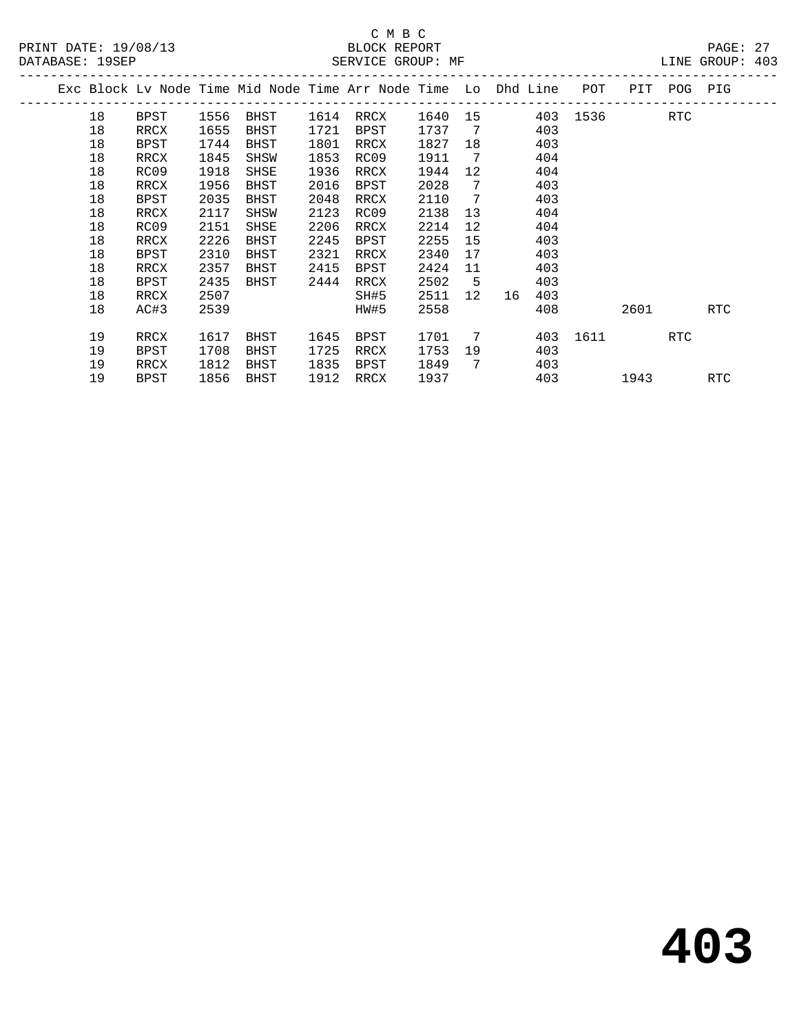C M B C
BLOCK REPORT
SERVICE GROUP: MF

PRINT DATE: 19/08/13
DATABASE: 19SEP

LINE GROUP: 403

| Exc | Block | Lv | Node | Time | Mid Node | Time | Arr Node | Time | Lo | Dhd | Line | POT | PIT | POG | PIG |
|---|---|---|---|---|---|---|---|---|---|---|---|---|---|---|---|
| | 18 | | BPST | 1556 | BHST | 1614 | RRCX | 1640 | 15 | | 403 | 1536 | | RTC | |
| | 18 | | RRCX | 1655 | BHST | 1721 | BPST | 1737 | 7 | | 403 | | | | |
| | 18 | | BPST | 1744 | BHST | 1801 | RRCX | 1827 | 18 | | 403 | | | | |
| | 18 | | RRCX | 1845 | SHSW | 1853 | RC09 | 1911 | 7 | | 404 | | | | |
| | 18 | | RC09 | 1918 | SHSE | 1936 | RRCX | 1944 | 12 | | 404 | | | | |
| | 18 | | RRCX | 1956 | BHST | 2016 | BPST | 2028 | 7 | | 403 | | | | |
| | 18 | | BPST | 2035 | BHST | 2048 | RRCX | 2110 | 7 | | 403 | | | | |
| | 18 | | RRCX | 2117 | SHSW | 2123 | RC09 | 2138 | 13 | | 404 | | | | |
| | 18 | | RC09 | 2151 | SHSE | 2206 | RRCX | 2214 | 12 | | 404 | | | | |
| | 18 | | RRCX | 2226 | BHST | 2245 | BPST | 2255 | 15 | | 403 | | | | |
| | 18 | | BPST | 2310 | BHST | 2321 | RRCX | 2340 | 17 | | 403 | | | | |
| | 18 | | RRCX | 2357 | BHST | 2415 | BPST | 2424 | 11 | | 403 | | | | |
| | 18 | | BPST | 2435 | BHST | 2444 | RRCX | 2502 | 5 | | 403 | | | | |
| | 18 | | RRCX | 2507 | | | SH#5 | 2511 | 12 | 16 | 403 | | | | |
| | 18 | | AC#3 | 2539 | | | HW#5 | 2558 | | | 408 | | 2601 | | RTC |
| | 19 | | RRCX | 1617 | BHST | 1645 | BPST | 1701 | 7 | | 403 | 1611 | | RTC | |
| | 19 | | BPST | 1708 | BHST | 1725 | RRCX | 1753 | 19 | | 403 | | | | |
| | 19 | | RRCX | 1812 | BHST | 1835 | BPST | 1849 | 7 | | 403 | | | | |
| | 19 | | BPST | 1856 | BHST | 1912 | RRCX | 1937 | | | 403 | | 1943 | | RTC |

# 403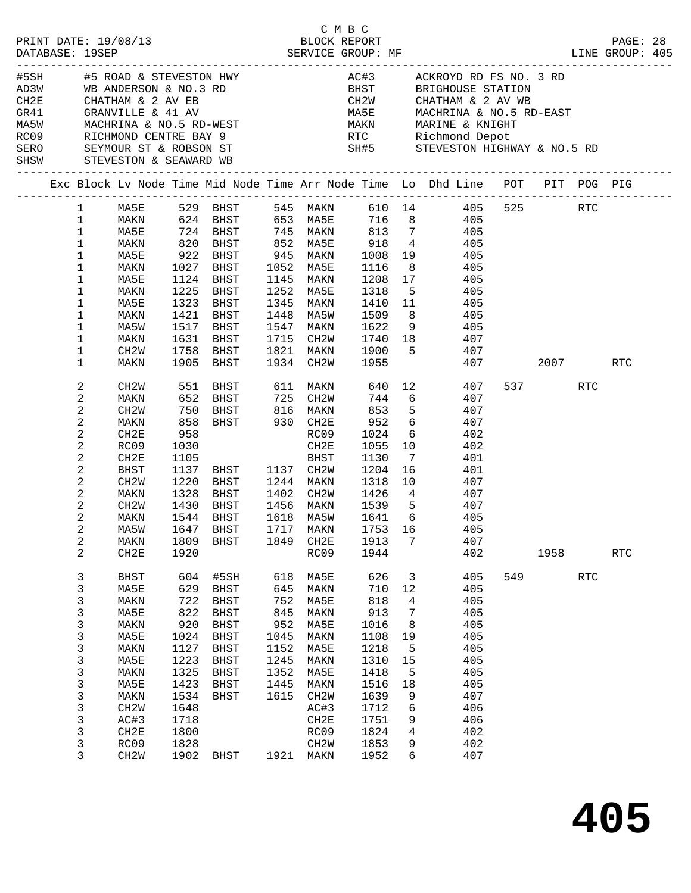C M B C

PRINT DATE: 19/08/13 BLOCK REPORT
DATABASE: 19SEP SERVICE GROUP: MF LINE GROUP: 405

| | | | |
|---|---|---|---|
| #5SH | #5 ROAD & STEVESTON HWY | AC#3 | ACKROYD RD FS NO. 3 RD |
| AD3W | WB ANDERSON & NO.3 RD | BHST | BRIGHOUSE STATION |
| CH2E | CHATHAM & 2 AV EB | CH2W | CHATHAM & 2 AV WB |
| GR41 | GRANVILLE & 41 AV | MA5E | MACHRINA & NO.5 RD-EAST |
| MA5W | MACHRINA & NO.5 RD-WEST | MAKN | MARINE & KNIGHT |
| RC09 | RICHMOND CENTRE BAY 9 | RTC | Richmond Depot |
| SERO | SEYMOUR ST & ROBSON ST | SH#5 | STEVESTON HIGHWAY & NO.5 RD |
| SHSW | STEVESTON & SEAWARD WB | | |

| Exc | Block | Lv Node | Time | Mid Node | Time | Arr Node | Time | Lo | Dhd Line | POT | PIT | POG | PIG |
|---|---|---|---|---|---|---|---|---|---|---|---|---|---|
| | 1 | MA5E | 529 | BHST | 545 | MAKN | 610 | 14 | 405 | 525 | | RTC | |
| | 1 | MAKN | 624 | BHST | 653 | MA5E | 716 | 8 | 405 | | | | |
| | 1 | MA5E | 724 | BHST | 745 | MAKN | 813 | 7 | 405 | | | | |
| | 1 | MAKN | 820 | BHST | 852 | MA5E | 918 | 4 | 405 | | | | |
| | 1 | MA5E | 922 | BHST | 945 | MAKN | 1008 | 19 | 405 | | | | |
| | 1 | MAKN | 1027 | BHST | 1052 | MA5E | 1116 | 8 | 405 | | | | |
| | 1 | MA5E | 1124 | BHST | 1145 | MAKN | 1208 | 17 | 405 | | | | |
| | 1 | MAKN | 1225 | BHST | 1252 | MA5E | 1318 | 5 | 405 | | | | |
| | 1 | MA5E | 1323 | BHST | 1345 | MAKN | 1410 | 11 | 405 | | | | |
| | 1 | MAKN | 1421 | BHST | 1448 | MA5W | 1509 | 8 | 405 | | | | |
| | 1 | MA5W | 1517 | BHST | 1547 | MAKN | 1622 | 9 | 405 | | | | |
| | 1 | MAKN | 1631 | BHST | 1715 | CH2W | 1740 | 18 | 407 | | | | |
| | 1 | CH2W | 1758 | BHST | 1821 | MAKN | 1900 | 5 | 407 | | | | |
| | 1 | MAKN | 1905 | BHST | 1934 | CH2W | 1955 | | 407 | | 2007 | | RTC |
| | 2 | CH2W | 551 | BHST | 611 | MAKN | 640 | 12 | 407 | 537 | | RTC | |
| | 2 | MAKN | 652 | BHST | 725 | CH2W | 744 | 6 | 407 | | | | |
| | 2 | CH2W | 750 | BHST | 816 | MAKN | 853 | 5 | 407 | | | | |
| | 2 | MAKN | 858 | BHST | 930 | CH2E | 952 | 6 | 407 | | | | |
| | 2 | CH2E | 958 | | | RC09 | 1024 | 6 | 402 | | | | |
| | 2 | RC09 | 1030 | | | CH2E | 1055 | 10 | 402 | | | | |
| | 2 | CH2E | 1105 | | | BHST | 1130 | 7 | 401 | | | | |
| | 2 | BHST | 1137 | BHST | 1137 | CH2W | 1204 | 16 | 401 | | | | |
| | 2 | CH2W | 1220 | BHST | 1244 | MAKN | 1318 | 10 | 407 | | | | |
| | 2 | MAKN | 1328 | BHST | 1402 | CH2W | 1426 | 4 | 407 | | | | |
| | 2 | CH2W | 1430 | BHST | 1456 | MAKN | 1539 | 5 | 407 | | | | |
| | 2 | MAKN | 1544 | BHST | 1618 | MA5W | 1641 | 6 | 405 | | | | |
| | 2 | MA5W | 1647 | BHST | 1717 | MAKN | 1753 | 16 | 405 | | | | |
| | 2 | MAKN | 1809 | BHST | 1849 | CH2E | 1913 | 7 | 407 | | | | |
| | 2 | CH2E | 1920 | | | RC09 | 1944 | | 402 | | 1958 | | RTC |
| | 3 | BHST | 604 | #5SH | 618 | MA5E | 626 | 3 | 405 | 549 | | RTC | |
| | 3 | MA5E | 629 | BHST | 645 | MAKN | 710 | 12 | 405 | | | | |
| | 3 | MAKN | 722 | BHST | 752 | MA5E | 818 | 4 | 405 | | | | |
| | 3 | MA5E | 822 | BHST | 845 | MAKN | 913 | 7 | 405 | | | | |
| | 3 | MAKN | 920 | BHST | 952 | MA5E | 1016 | 8 | 405 | | | | |
| | 3 | MA5E | 1024 | BHST | 1045 | MAKN | 1108 | 19 | 405 | | | | |
| | 3 | MAKN | 1127 | BHST | 1152 | MA5E | 1218 | 5 | 405 | | | | |
| | 3 | MA5E | 1223 | BHST | 1245 | MAKN | 1310 | 15 | 405 | | | | |
| | 3 | MAKN | 1325 | BHST | 1352 | MA5E | 1418 | 5 | 405 | | | | |
| | 3 | MA5E | 1423 | BHST | 1445 | MAKN | 1516 | 18 | 405 | | | | |
| | 3 | MAKN | 1534 | BHST | 1615 | CH2W | 1639 | 9 | 407 | | | | |
| | 3 | CH2W | 1648 | | | AC#3 | 1712 | 6 | 406 | | | | |
| | 3 | AC#3 | 1718 | | | CH2E | 1751 | 9 | 406 | | | | |
| | 3 | CH2E | 1800 | | | RC09 | 1824 | 4 | 402 | | | | |
| | 3 | RC09 | 1828 | | | CH2W | 1853 | 9 | 402 | | | | |
| | 3 | CH2W | 1902 | BHST | 1921 | MAKN | 1952 | 6 | 407 | | | | |

405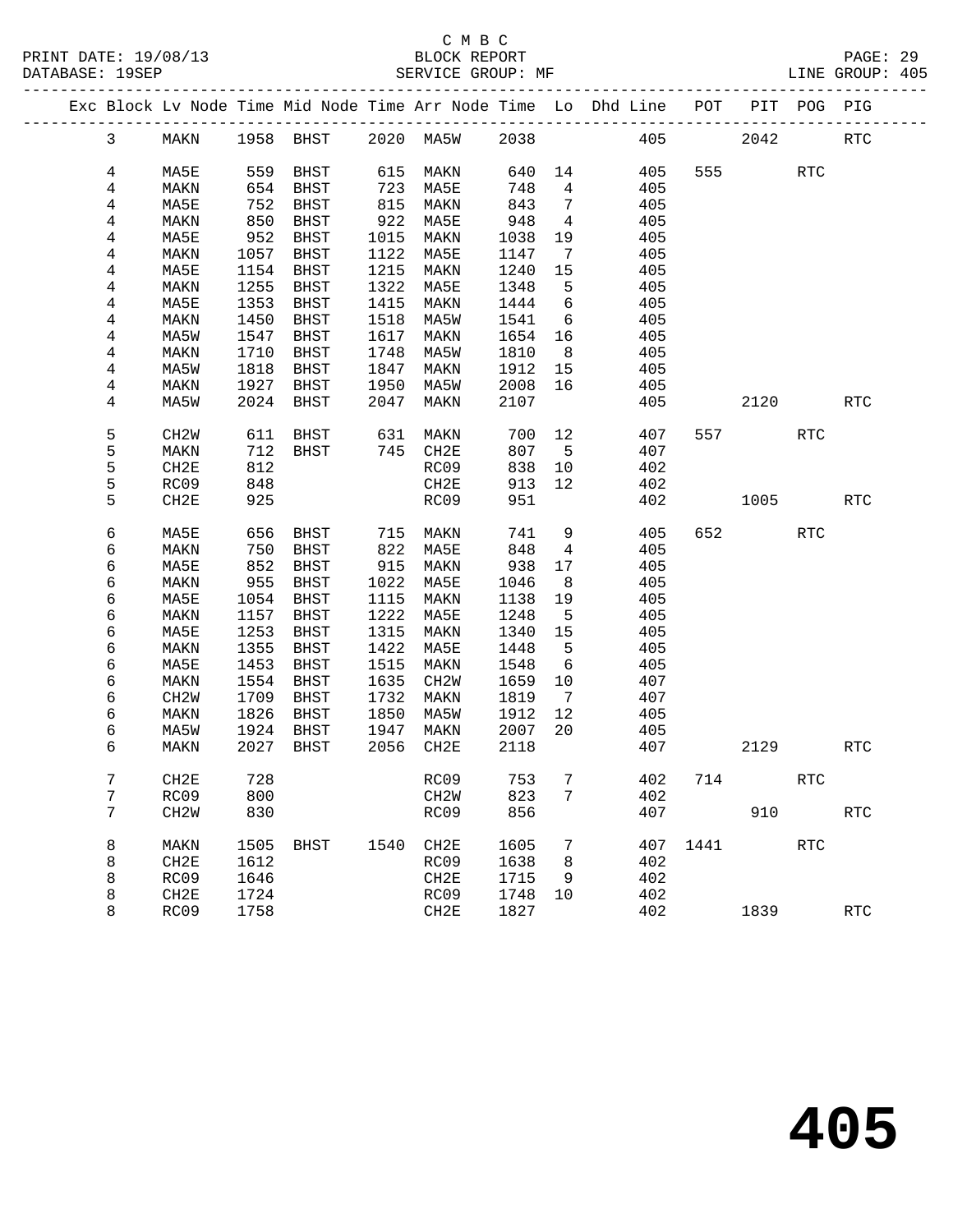C M B C

BLOCK REPORT

SERVICE GROUP: MF

| Exc | Block | Lv Node | Time | Mid Node | Time | Arr Node | Time | Lo | Dhd Line | POT | PIT | POG | PIG |
|---|---|---|---|---|---|---|---|---|---|---|---|---|---|
| | 3 | MAKN | 1958 | BHST | 2020 | MA5W | 2038 | | 405 | | 2042 | | RTC |
| | 4 | MA5E | 559 | BHST | 615 | MAKN | 640 | 14 | 405 | 555 | | RTC | |
| | 4 | MAKN | 654 | BHST | 723 | MA5E | 748 | 4 | 405 | | | | |
| | 4 | MA5E | 752 | BHST | 815 | MAKN | 843 | 7 | 405 | | | | |
| | 4 | MAKN | 850 | BHST | 922 | MA5E | 948 | 4 | 405 | | | | |
| | 4 | MA5E | 952 | BHST | 1015 | MAKN | 1038 | 19 | 405 | | | | |
| | 4 | MAKN | 1057 | BHST | 1122 | MA5E | 1147 | 7 | 405 | | | | |
| | 4 | MA5E | 1154 | BHST | 1215 | MAKN | 1240 | 15 | 405 | | | | |
| | 4 | MAKN | 1255 | BHST | 1322 | MA5E | 1348 | 5 | 405 | | | | |
| | 4 | MA5E | 1353 | BHST | 1415 | MAKN | 1444 | 6 | 405 | | | | |
| | 4 | MAKN | 1450 | BHST | 1518 | MA5W | 1541 | 6 | 405 | | | | |
| | 4 | MA5W | 1547 | BHST | 1617 | MAKN | 1654 | 16 | 405 | | | | |
| | 4 | MAKN | 1710 | BHST | 1748 | MA5W | 1810 | 8 | 405 | | | | |
| | 4 | MA5W | 1818 | BHST | 1847 | MAKN | 1912 | 15 | 405 | | | | |
| | 4 | MAKN | 1927 | BHST | 1950 | MA5W | 2008 | 16 | 405 | | | | |
| | 4 | MA5W | 2024 | BHST | 2047 | MAKN | 2107 | | 405 | | 2120 | | RTC |
| | 5 | CH2W | 611 | BHST | 631 | MAKN | 700 | 12 | 407 | 557 | | RTC | |
| | 5 | MAKN | 712 | BHST | 745 | CH2E | 807 | 5 | 407 | | | | |
| | 5 | CH2E | 812 | | | RC09 | 838 | 10 | 402 | | | | |
| | 5 | RC09 | 848 | | | CH2E | 913 | 12 | 402 | | | | |
| | 5 | CH2E | 925 | | | RC09 | 951 | | 402 | | 1005 | | RTC |
| | 6 | MA5E | 656 | BHST | 715 | MAKN | 741 | 9 | 405 | 652 | | RTC | |
| | 6 | MAKN | 750 | BHST | 822 | MA5E | 848 | 4 | 405 | | | | |
| | 6 | MA5E | 852 | BHST | 915 | MAKN | 938 | 17 | 405 | | | | |
| | 6 | MAKN | 955 | BHST | 1022 | MA5E | 1046 | 8 | 405 | | | | |
| | 6 | MA5E | 1054 | BHST | 1115 | MAKN | 1138 | 19 | 405 | | | | |
| | 6 | MAKN | 1157 | BHST | 1222 | MA5E | 1248 | 5 | 405 | | | | |
| | 6 | MA5E | 1253 | BHST | 1315 | MAKN | 1340 | 15 | 405 | | | | |
| | 6 | MAKN | 1355 | BHST | 1422 | MA5E | 1448 | 5 | 405 | | | | |
| | 6 | MA5E | 1453 | BHST | 1515 | MAKN | 1548 | 6 | 405 | | | | |
| | 6 | MAKN | 1554 | BHST | 1635 | CH2W | 1659 | 10 | 407 | | | | |
| | 6 | CH2W | 1709 | BHST | 1732 | MAKN | 1819 | 7 | 407 | | | | |
| | 6 | MAKN | 1826 | BHST | 1850 | MA5W | 1912 | 12 | 405 | | | | |
| | 6 | MA5W | 1924 | BHST | 1947 | MAKN | 2007 | 20 | 405 | | | | |
| | 6 | MAKN | 2027 | BHST | 2056 | CH2E | 2118 | | 407 | | 2129 | | RTC |
| | 7 | CH2E | 728 | | | RC09 | 753 | 7 | 402 | 714 | | RTC | |
| | 7 | RC09 | 800 | | | CH2W | 823 | 7 | 402 | | | | |
| | 7 | CH2W | 830 | | | RC09 | 856 | | 407 | | 910 | | RTC |
| | 8 | MAKN | 1505 | BHST | 1540 | CH2E | 1605 | 7 | 407 | 1441 | | RTC | |
| | 8 | CH2E | 1612 | | | RC09 | 1638 | 8 | 402 | | | | |
| | 8 | RC09 | 1646 | | | CH2E | 1715 | 9 | 402 | | | | |
| | 8 | CH2E | 1724 | | | RC09 | 1748 | 10 | 402 | | | | |
| | 8 | RC09 | 1758 | | | CH2E | 1827 | | 402 | | 1839 | | RTC |

# 405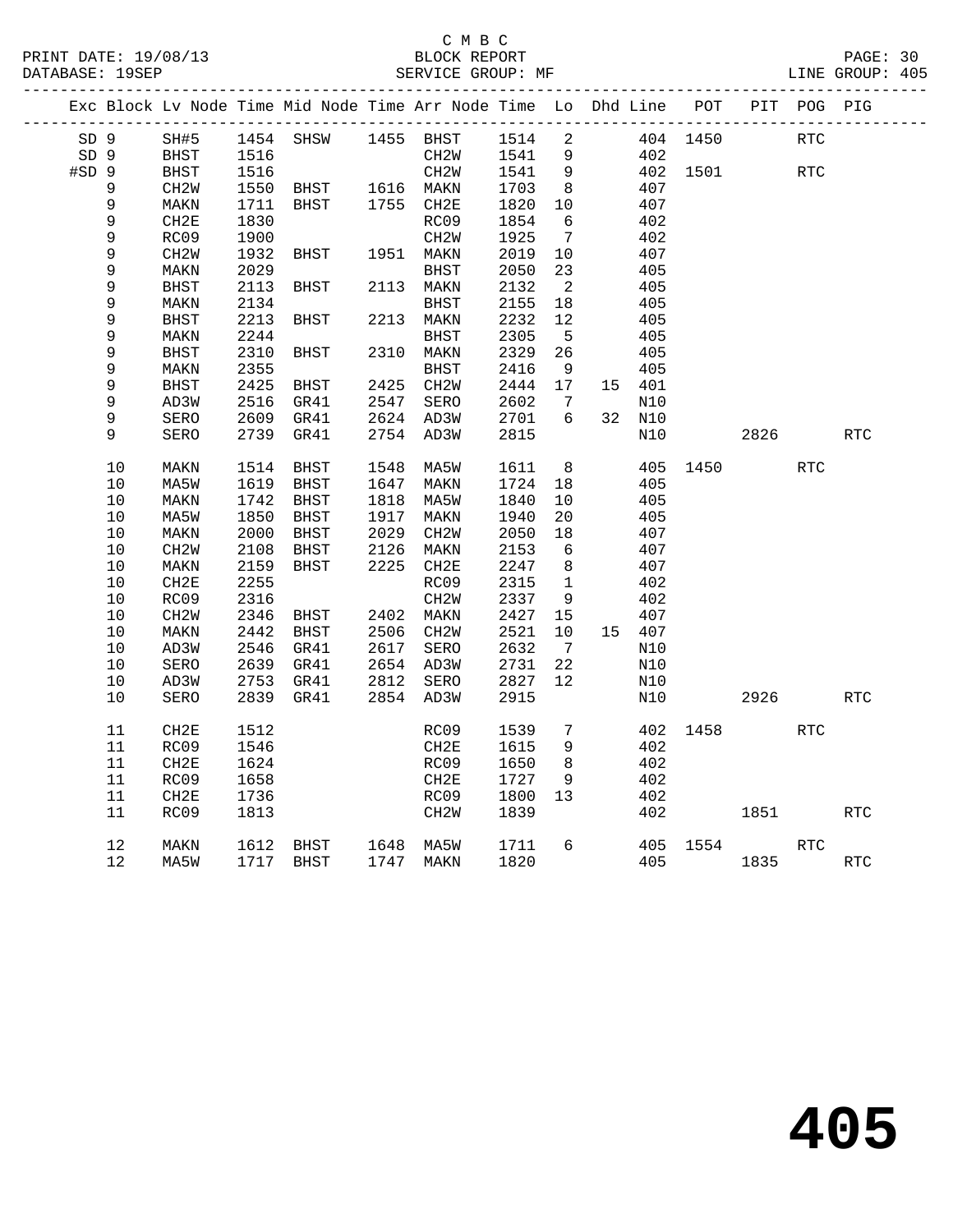C M B C
PRINT DATE: 19/08/13 BLOCK REPORT PAGE: 30
DATABASE: 19SEP SERVICE GROUP: MF LINE GROUP: 405

| Exc | Block | Lv Node | Time | Mid Node | Time | Arr Node | Time | Lo | Dhd | Line | POT | PIT | POG | PIG |
|---|---|---|---|---|---|---|---|---|---|---|---|---|---|---|
| SD | 9 | SH#5 | 1454 | SHSW | 1455 | BHST | 1514 | 2 | | 404 | 1450 | | RTC | |
| SD | 9 | BHST | 1516 | | | CH2W | 1541 | 9 | | 402 | | | | |
| #SD | 9 | BHST | 1516 | | | CH2W | 1541 | 9 | | 402 | 1501 | | RTC | |
| | 9 | CH2W | 1550 | BHST | 1616 | MAKN | 1703 | 8 | | 407 | | | | |
| | 9 | MAKN | 1711 | BHST | 1755 | CH2E | 1820 | 10 | | 407 | | | | |
| | 9 | CH2E | 1830 | | | RC09 | 1854 | 6 | | 402 | | | | |
| | 9 | RC09 | 1900 | | | CH2W | 1925 | 7 | | 402 | | | | |
| | 9 | CH2W | 1932 | BHST | 1951 | MAKN | 2019 | 10 | | 407 | | | | |
| | 9 | MAKN | 2029 | | | BHST | 2050 | 23 | | 405 | | | | |
| | 9 | BHST | 2113 | BHST | 2113 | MAKN | 2132 | 2 | | 405 | | | | |
| | 9 | MAKN | 2134 | | | BHST | 2155 | 18 | | 405 | | | | |
| | 9 | BHST | 2213 | BHST | 2213 | MAKN | 2232 | 12 | | 405 | | | | |
| | 9 | MAKN | 2244 | | | BHST | 2305 | 5 | | 405 | | | | |
| | 9 | BHST | 2310 | BHST | 2310 | MAKN | 2329 | 26 | | 405 | | | | |
| | 9 | MAKN | 2355 | | | BHST | 2416 | 9 | | 405 | | | | |
| | 9 | BHST | 2425 | BHST | 2425 | CH2W | 2444 | 17 | 15 | 401 | | | | |
| | 9 | AD3W | 2516 | GR41 | 2547 | SERO | 2602 | 7 | | N10 | | | | |
| | 9 | SERO | 2609 | GR41 | 2624 | AD3W | 2701 | 6 | 32 | N10 | | | | |
| | 9 | SERO | 2739 | GR41 | 2754 | AD3W | 2815 | | | N10 | | 2826 | | RTC |
| | 10 | MAKN | 1514 | BHST | 1548 | MA5W | 1611 | 8 | | 405 | 1450 | | RTC | |
| | 10 | MA5W | 1619 | BHST | 1647 | MAKN | 1724 | 18 | | 405 | | | | |
| | 10 | MAKN | 1742 | BHST | 1818 | MA5W | 1840 | 10 | | 405 | | | | |
| | 10 | MA5W | 1850 | BHST | 1917 | MAKN | 1940 | 20 | | 405 | | | | |
| | 10 | MAKN | 2000 | BHST | 2029 | CH2W | 2050 | 18 | | 407 | | | | |
| | 10 | CH2W | 2108 | BHST | 2126 | MAKN | 2153 | 6 | | 407 | | | | |
| | 10 | MAKN | 2159 | BHST | 2225 | CH2E | 2247 | 8 | | 407 | | | | |
| | 10 | CH2E | 2255 | | | RC09 | 2315 | 1 | | 402 | | | | |
| | 10 | RC09 | 2316 | | | CH2W | 2337 | 9 | | 402 | | | | |
| | 10 | CH2W | 2346 | BHST | 2402 | MAKN | 2427 | 15 | | 407 | | | | |
| | 10 | MAKN | 2442 | BHST | 2506 | CH2W | 2521 | 10 | 15 | 407 | | | | |
| | 10 | AD3W | 2546 | GR41 | 2617 | SERO | 2632 | 7 | | N10 | | | | |
| | 10 | SERO | 2639 | GR41 | 2654 | AD3W | 2731 | 22 | | N10 | | | | |
| | 10 | AD3W | 2753 | GR41 | 2812 | SERO | 2827 | 12 | | N10 | | | | |
| | 10 | SERO | 2839 | GR41 | 2854 | AD3W | 2915 | | | N10 | | 2926 | | RTC |
| | 11 | CH2E | 1512 | | | RC09 | 1539 | 7 | | 402 | 1458 | | RTC | |
| | 11 | RC09 | 1546 | | | CH2E | 1615 | 9 | | 402 | | | | |
| | 11 | CH2E | 1624 | | | RC09 | 1650 | 8 | | 402 | | | | |
| | 11 | RC09 | 1658 | | | CH2E | 1727 | 9 | | 402 | | | | |
| | 11 | CH2E | 1736 | | | RC09 | 1800 | 13 | | 402 | | | | |
| | 11 | RC09 | 1813 | | | CH2W | 1839 | | | 402 | | 1851 | | RTC |
| | 12 | MAKN | 1612 | BHST | 1648 | MA5W | 1711 | 6 | | 405 | 1554 | | RTC | |
| | 12 | MA5W | 1717 | BHST | 1747 | MAKN | 1820 | | | 405 | | 1835 | | RTC |

# 405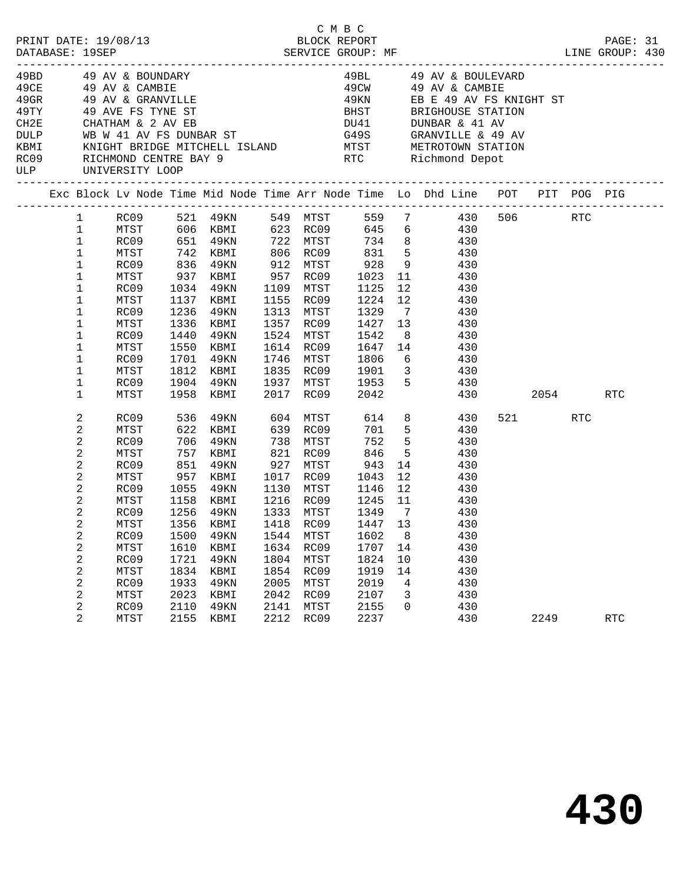C M B C
PRINT DATE: 19/08/13 BLOCK REPORT
DATABASE: 19SEP SERVICE GROUP: MF LINE GROUP: 430

| | | | |
|---|---|---|---|
| 49BD | 49 AV & BOUNDARY | 49BL | 49 AV & BOULEVARD |
| 49CE | 49 AV & CAMBIE | 49CW | 49 AV & CAMBIE |
| 49GR | 49 AV & GRANVILLE | 49KN | EB E 49 AV FS KNIGHT ST |
| 49TY | 49 AVE FS TYNE ST | BHST | BRIGHOUSE STATION |
| CH2E | CHATHAM & 2 AV EB | DU41 | DUNBAR & 41 AV |
| DULP | WB W 41 AV FS DUNBAR ST | G49S | GRANVILLE & 49 AV |
| KBMI | KNIGHT BRIDGE MITCHELL ISLAND | MTST | METROTOWN STATION |
| RC09 | RICHMOND CENTRE BAY 9 | RTC | Richmond Depot |
| ULP | UNIVERSITY LOOP | | |

| Exc | Block | Lv Node | Time | Mid Node | Time | Arr Node | Time | Lo | Dhd Line | POT | PIT | POG | PIG |
|---|---|---|---|---|---|---|---|---|---|---|---|---|---|
| | 1 | RC09 | 521 | 49KN | 549 | MTST | 559 | 7 | 430 | 506 | | RTC | |
| | 1 | MTST | 606 | KBMI | 623 | RC09 | 645 | 6 | 430 | | | | |
| | 1 | RC09 | 651 | 49KN | 722 | MTST | 734 | 8 | 430 | | | | |
| | 1 | MTST | 742 | KBMI | 806 | RC09 | 831 | 5 | 430 | | | | |
| | 1 | RC09 | 836 | 49KN | 912 | MTST | 928 | 9 | 430 | | | | |
| | 1 | MTST | 937 | KBMI | 957 | RC09 | 1023 | 11 | 430 | | | | |
| | 1 | RC09 | 1034 | 49KN | 1109 | MTST | 1125 | 12 | 430 | | | | |
| | 1 | MTST | 1137 | KBMI | 1155 | RC09 | 1224 | 12 | 430 | | | | |
| | 1 | RC09 | 1236 | 49KN | 1313 | MTST | 1329 | 7 | 430 | | | | |
| | 1 | MTST | 1336 | KBMI | 1357 | RC09 | 1427 | 13 | 430 | | | | |
| | 1 | RC09 | 1440 | 49KN | 1524 | MTST | 1542 | 8 | 430 | | | | |
| | 1 | MTST | 1550 | KBMI | 1614 | RC09 | 1647 | 14 | 430 | | | | |
| | 1 | RC09 | 1701 | 49KN | 1746 | MTST | 1806 | 6 | 430 | | | | |
| | 1 | MTST | 1812 | KBMI | 1835 | RC09 | 1901 | 3 | 430 | | | | |
| | 1 | RC09 | 1904 | 49KN | 1937 | MTST | 1953 | 5 | 430 | | | | |
| | 1 | MTST | 1958 | KBMI | 2017 | RC09 | 2042 | | 430 | | 2054 | | RTC |
| | 2 | RC09 | 536 | 49KN | 604 | MTST | 614 | 8 | 430 | 521 | | RTC | |
| | 2 | MTST | 622 | KBMI | 639 | RC09 | 701 | 5 | 430 | | | | |
| | 2 | RC09 | 706 | 49KN | 738 | MTST | 752 | 5 | 430 | | | | |
| | 2 | MTST | 757 | KBMI | 821 | RC09 | 846 | 5 | 430 | | | | |
| | 2 | RC09 | 851 | 49KN | 927 | MTST | 943 | 14 | 430 | | | | |
| | 2 | MTST | 957 | KBMI | 1017 | RC09 | 1043 | 12 | 430 | | | | |
| | 2 | RC09 | 1055 | 49KN | 1130 | MTST | 1146 | 12 | 430 | | | | |
| | 2 | MTST | 1158 | KBMI | 1216 | RC09 | 1245 | 11 | 430 | | | | |
| | 2 | RC09 | 1256 | 49KN | 1333 | MTST | 1349 | 7 | 430 | | | | |
| | 2 | MTST | 1356 | KBMI | 1418 | RC09 | 1447 | 13 | 430 | | | | |
| | 2 | RC09 | 1500 | 49KN | 1544 | MTST | 1602 | 8 | 430 | | | | |
| | 2 | MTST | 1610 | KBMI | 1634 | RC09 | 1707 | 14 | 430 | | | | |
| | 2 | RC09 | 1721 | 49KN | 1804 | MTST | 1824 | 10 | 430 | | | | |
| | 2 | MTST | 1834 | KBMI | 1854 | RC09 | 1919 | 14 | 430 | | | | |
| | 2 | RC09 | 1933 | 49KN | 2005 | MTST | 2019 | 4 | 430 | | | | |
| | 2 | MTST | 2023 | KBMI | 2042 | RC09 | 2107 | 3 | 430 | | | | |
| | 2 | RC09 | 2110 | 49KN | 2141 | MTST | 2155 | 0 | 430 | | | | |
| | 2 | MTST | 2155 | KBMI | 2212 | RC09 | 2237 | | 430 | | 2249 | | RTC |

430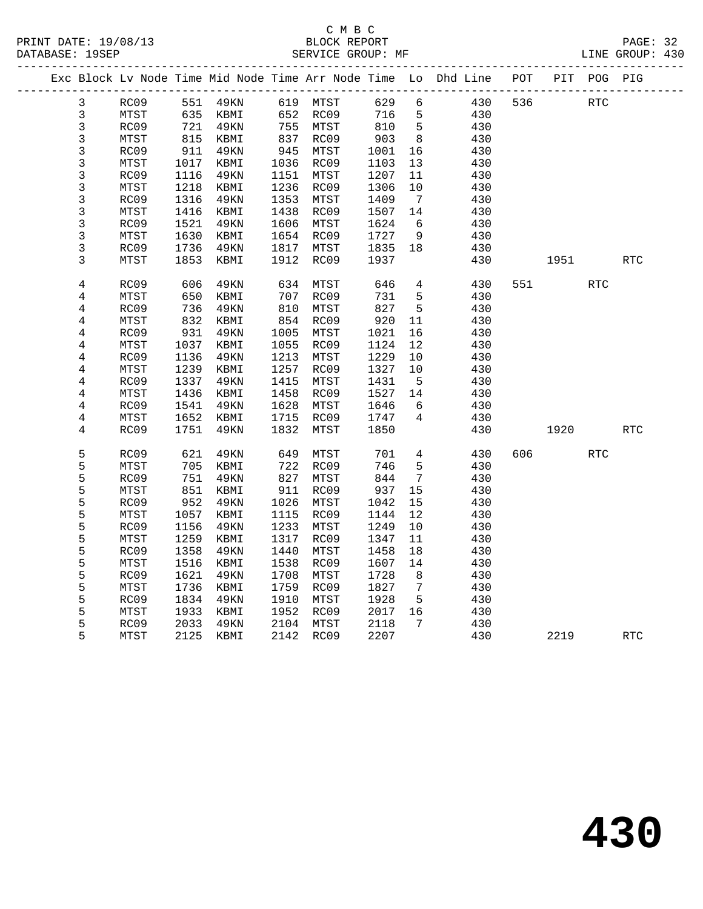C M B C
PRINT DATE: 19/08/13 BLOCK REPORT
DATABASE: 19SEP SERVICE GROUP: MF LINE GROUP: 430

| Exc | Block | Lv | Node | Time | Mid Node | Time | Arr Node | Time | Lo | Dhd Line | POT | PIT | POG | PIG |
|---|---|---|---|---|---|---|---|---|---|---|---|---|---|---|
| | 3 | | RC09 | 551 | 49KN | 619 | MTST | 629 | 6 | 430 | 536 | | RTC | |
| | 3 | | MTST | 635 | KBMI | 652 | RC09 | 716 | 5 | 430 | | | | |
| | 3 | | RC09 | 721 | 49KN | 755 | MTST | 810 | 5 | 430 | | | | |
| | 3 | | MTST | 815 | KBMI | 837 | RC09 | 903 | 8 | 430 | | | | |
| | 3 | | RC09 | 911 | 49KN | 945 | MTST | 1001 | 16 | 430 | | | | |
| | 3 | | MTST | 1017 | KBMI | 1036 | RC09 | 1103 | 13 | 430 | | | | |
| | 3 | | RC09 | 1116 | 49KN | 1151 | MTST | 1207 | 11 | 430 | | | | |
| | 3 | | MTST | 1218 | KBMI | 1236 | RC09 | 1306 | 10 | 430 | | | | |
| | 3 | | RC09 | 1316 | 49KN | 1353 | MTST | 1409 | 7 | 430 | | | | |
| | 3 | | MTST | 1416 | KBMI | 1438 | RC09 | 1507 | 14 | 430 | | | | |
| | 3 | | RC09 | 1521 | 49KN | 1606 | MTST | 1624 | 6 | 430 | | | | |
| | 3 | | MTST | 1630 | KBMI | 1654 | RC09 | 1727 | 9 | 430 | | | | |
| | 3 | | RC09 | 1736 | 49KN | 1817 | MTST | 1835 | 18 | 430 | | | | |
| | 3 | | MTST | 1853 | KBMI | 1912 | RC09 | 1937 | | 430 | | 1951 | | RTC |
| | 4 | | RC09 | 606 | 49KN | 634 | MTST | 646 | 4 | 430 | 551 | | RTC | |
| | 4 | | MTST | 650 | KBMI | 707 | RC09 | 731 | 5 | 430 | | | | |
| | 4 | | RC09 | 736 | 49KN | 810 | MTST | 827 | 5 | 430 | | | | |
| | 4 | | MTST | 832 | KBMI | 854 | RC09 | 920 | 11 | 430 | | | | |
| | 4 | | RC09 | 931 | 49KN | 1005 | MTST | 1021 | 16 | 430 | | | | |
| | 4 | | MTST | 1037 | KBMI | 1055 | RC09 | 1124 | 12 | 430 | | | | |
| | 4 | | RC09 | 1136 | 49KN | 1213 | MTST | 1229 | 10 | 430 | | | | |
| | 4 | | MTST | 1239 | KBMI | 1257 | RC09 | 1327 | 10 | 430 | | | | |
| | 4 | | RC09 | 1337 | 49KN | 1415 | MTST | 1431 | 5 | 430 | | | | |
| | 4 | | MTST | 1436 | KBMI | 1458 | RC09 | 1527 | 14 | 430 | | | | |
| | 4 | | RC09 | 1541 | 49KN | 1628 | MTST | 1646 | 6 | 430 | | | | |
| | 4 | | MTST | 1652 | KBMI | 1715 | RC09 | 1747 | 4 | 430 | | | | |
| | 4 | | RC09 | 1751 | 49KN | 1832 | MTST | 1850 | | 430 | | 1920 | | RTC |
| | 5 | | RC09 | 621 | 49KN | 649 | MTST | 701 | 4 | 430 | 606 | | RTC | |
| | 5 | | MTST | 705 | KBMI | 722 | RC09 | 746 | 5 | 430 | | | | |
| | 5 | | RC09 | 751 | 49KN | 827 | MTST | 844 | 7 | 430 | | | | |
| | 5 | | MTST | 851 | KBMI | 911 | RC09 | 937 | 15 | 430 | | | | |
| | 5 | | RC09 | 952 | 49KN | 1026 | MTST | 1042 | 15 | 430 | | | | |
| | 5 | | MTST | 1057 | KBMI | 1115 | RC09 | 1144 | 12 | 430 | | | | |
| | 5 | | RC09 | 1156 | 49KN | 1233 | MTST | 1249 | 10 | 430 | | | | |
| | 5 | | MTST | 1259 | KBMI | 1317 | RC09 | 1347 | 11 | 430 | | | | |
| | 5 | | RC09 | 1358 | 49KN | 1440 | MTST | 1458 | 18 | 430 | | | | |
| | 5 | | MTST | 1516 | KBMI | 1538 | RC09 | 1607 | 14 | 430 | | | | |
| | 5 | | RC09 | 1621 | 49KN | 1708 | MTST | 1728 | 8 | 430 | | | | |
| | 5 | | MTST | 1736 | KBMI | 1759 | RC09 | 1827 | 7 | 430 | | | | |
| | 5 | | RC09 | 1834 | 49KN | 1910 | MTST | 1928 | 5 | 430 | | | | |
| | 5 | | MTST | 1933 | KBMI | 1952 | RC09 | 2017 | 16 | 430 | | | | |
| | 5 | | RC09 | 2033 | 49KN | 2104 | MTST | 2118 | 7 | 430 | | | | |
| | 5 | | MTST | 2125 | KBMI | 2142 | RC09 | 2207 | | 430 | | 2219 | | RTC |

430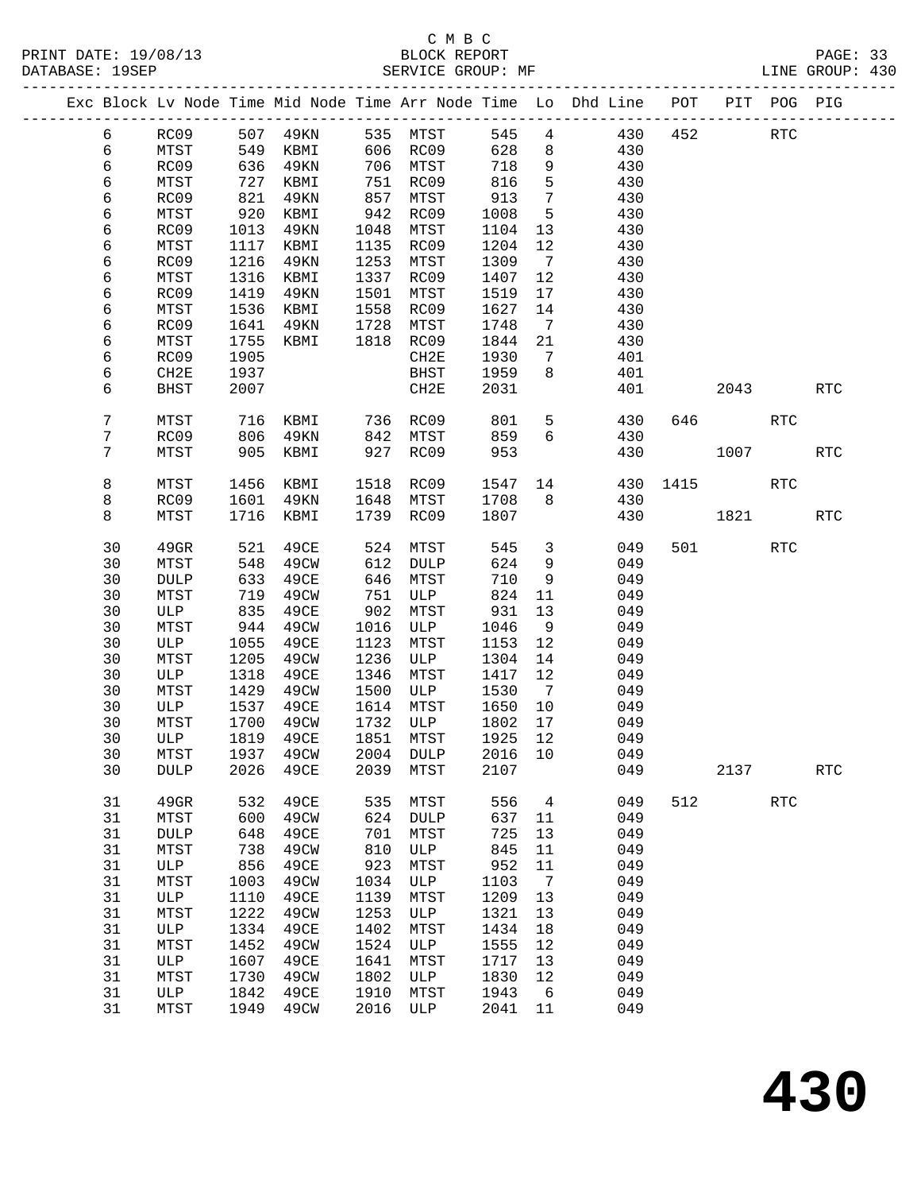C M B C
BLOCK REPORT
SERVICE GROUP: MF

PRINT DATE: 19/08/13
DATABASE: 19SEP
LINE GROUP: 430

| Exc | Block | Lv Node | Time | Mid Node | Time | Arr Node | Time | Lo | Dhd Line | POT | PIT | POG | PIG |
|---|---|---|---|---|---|---|---|---|---|---|---|---|---|
| | 6 | RC09 | 507 | 49KN | 535 | MTST | 545 | 4 | 430 | 452 | | RTC | |
| | 6 | MTST | 549 | KBMI | 606 | RC09 | 628 | 8 | 430 | | | | |
| | 6 | RC09 | 636 | 49KN | 706 | MTST | 718 | 9 | 430 | | | | |
| | 6 | MTST | 727 | KBMI | 751 | RC09 | 816 | 5 | 430 | | | | |
| | 6 | RC09 | 821 | 49KN | 857 | MTST | 913 | 7 | 430 | | | | |
| | 6 | MTST | 920 | KBMI | 942 | RC09 | 1008 | 5 | 430 | | | | |
| | 6 | RC09 | 1013 | 49KN | 1048 | MTST | 1104 | 13 | 430 | | | | |
| | 6 | MTST | 1117 | KBMI | 1135 | RC09 | 1204 | 12 | 430 | | | | |
| | 6 | RC09 | 1216 | 49KN | 1253 | MTST | 1309 | 7 | 430 | | | | |
| | 6 | MTST | 1316 | KBMI | 1337 | RC09 | 1407 | 12 | 430 | | | | |
| | 6 | RC09 | 1419 | 49KN | 1501 | MTST | 1519 | 17 | 430 | | | | |
| | 6 | MTST | 1536 | KBMI | 1558 | RC09 | 1627 | 14 | 430 | | | | |
| | 6 | RC09 | 1641 | 49KN | 1728 | MTST | 1748 | 7 | 430 | | | | |
| | 6 | MTST | 1755 | KBMI | 1818 | RC09 | 1844 | 21 | 430 | | | | |
| | 6 | RC09 | 1905 | | | CH2E | 1930 | 7 | 401 | | | | |
| | 6 | CH2E | 1937 | | | BHST | 1959 | 8 | 401 | | | | |
| | 6 | BHST | 2007 | | | CH2E | 2031 | | 401 | | 2043 | | RTC |
| | 7 | MTST | 716 | KBMI | 736 | RC09 | 801 | 5 | 430 | 646 | | RTC | |
| | 7 | RC09 | 806 | 49KN | 842 | MTST | 859 | 6 | 430 | | | | |
| | 7 | MTST | 905 | KBMI | 927 | RC09 | 953 | | 430 | | 1007 | | RTC |
| | 8 | MTST | 1456 | KBMI | 1518 | RC09 | 1547 | 14 | 430 | 1415 | | RTC | |
| | 8 | RC09 | 1601 | 49KN | 1648 | MTST | 1708 | 8 | 430 | | | | |
| | 8 | MTST | 1716 | KBMI | 1739 | RC09 | 1807 | | 430 | | 1821 | | RTC |
| | 30 | 49GR | 521 | 49CE | 524 | MTST | 545 | 3 | 049 | 501 | | RTC | |
| | 30 | MTST | 548 | 49CW | 612 | DULP | 624 | 9 | 049 | | | | |
| | 30 | DULP | 633 | 49CE | 646 | MTST | 710 | 9 | 049 | | | | |
| | 30 | MTST | 719 | 49CW | 751 | ULP | 824 | 11 | 049 | | | | |
| | 30 | ULP | 835 | 49CE | 902 | MTST | 931 | 13 | 049 | | | | |
| | 30 | MTST | 944 | 49CW | 1016 | ULP | 1046 | 9 | 049 | | | | |
| | 30 | ULP | 1055 | 49CE | 1123 | MTST | 1153 | 12 | 049 | | | | |
| | 30 | MTST | 1205 | 49CW | 1236 | ULP | 1304 | 14 | 049 | | | | |
| | 30 | ULP | 1318 | 49CE | 1346 | MTST | 1417 | 12 | 049 | | | | |
| | 30 | MTST | 1429 | 49CW | 1500 | ULP | 1530 | 7 | 049 | | | | |
| | 30 | ULP | 1537 | 49CE | 1614 | MTST | 1650 | 10 | 049 | | | | |
| | 30 | MTST | 1700 | 49CW | 1732 | ULP | 1802 | 17 | 049 | | | | |
| | 30 | ULP | 1819 | 49CE | 1851 | MTST | 1925 | 12 | 049 | | | | |
| | 30 | MTST | 1937 | 49CW | 2004 | DULP | 2016 | 10 | 049 | | | | |
| | 30 | DULP | 2026 | 49CE | 2039 | MTST | 2107 | | 049 | | 2137 | | RTC |
| | 31 | 49GR | 532 | 49CE | 535 | MTST | 556 | 4 | 049 | 512 | | RTC | |
| | 31 | MTST | 600 | 49CW | 624 | DULP | 637 | 11 | 049 | | | | |
| | 31 | DULP | 648 | 49CE | 701 | MTST | 725 | 13 | 049 | | | | |
| | 31 | MTST | 738 | 49CW | 810 | ULP | 845 | 11 | 049 | | | | |
| | 31 | ULP | 856 | 49CE | 923 | MTST | 952 | 11 | 049 | | | | |
| | 31 | MTST | 1003 | 49CW | 1034 | ULP | 1103 | 7 | 049 | | | | |
| | 31 | ULP | 1110 | 49CE | 1139 | MTST | 1209 | 13 | 049 | | | | |
| | 31 | MTST | 1222 | 49CW | 1253 | ULP | 1321 | 13 | 049 | | | | |
| | 31 | ULP | 1334 | 49CE | 1402 | MTST | 1434 | 18 | 049 | | | | |
| | 31 | MTST | 1452 | 49CW | 1524 | ULP | 1555 | 12 | 049 | | | | |
| | 31 | ULP | 1607 | 49CE | 1641 | MTST | 1717 | 13 | 049 | | | | |
| | 31 | MTST | 1730 | 49CW | 1802 | ULP | 1830 | 12 | 049 | | | | |
| | 31 | ULP | 1842 | 49CE | 1910 | MTST | 1943 | 6 | 049 | | | | |
| | 31 | MTST | 1949 | 49CW | 2016 | ULP | 2041 | 11 | 049 | | | | |

# 430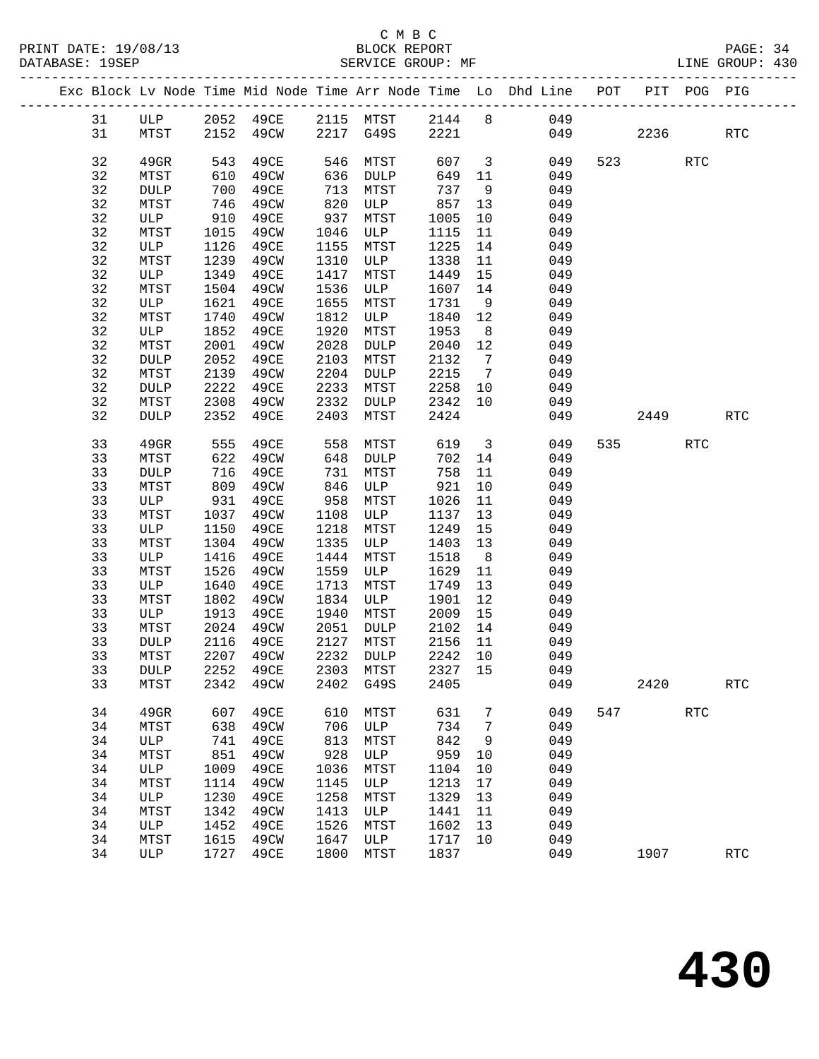C M B C
PRINT DATE: 19/08/13 BLOCK REPORT
DATABASE: 19SEP SERVICE GROUP: MF LINE GROUP: 430

| Exc | Block | Lv | Node | Time | Mid Node | Time | Arr Node | Time | Lo | Dhd Line | POT | PIT | POG | PIG |
|---|---|---|---|---|---|---|---|---|---|---|---|---|---|---|
| | 31 | | ULP | 2052 | 49CE | 2115 | MTST | 2144 | 8 | 049 | | | | |
| | 31 | | MTST | 2152 | 49CW | 2217 | G49S | 2221 | | 049 | | 2236 | | RTC |
| | 32 | | 49GR | 543 | 49CE | 546 | MTST | 607 | 3 | 049 | 523 | | RTC | |
| | 32 | | MTST | 610 | 49CW | 636 | DULP | 649 | 11 | 049 | | | | |
| | 32 | | DULP | 700 | 49CE | 713 | MTST | 737 | 9 | 049 | | | | |
| | 32 | | MTST | 746 | 49CW | 820 | ULP | 857 | 13 | 049 | | | | |
| | 32 | | ULP | 910 | 49CE | 937 | MTST | 1005 | 10 | 049 | | | | |
| | 32 | | MTST | 1015 | 49CW | 1046 | ULP | 1115 | 11 | 049 | | | | |
| | 32 | | ULP | 1126 | 49CE | 1155 | MTST | 1225 | 14 | 049 | | | | |
| | 32 | | MTST | 1239 | 49CW | 1310 | ULP | 1338 | 11 | 049 | | | | |
| | 32 | | ULP | 1349 | 49CE | 1417 | MTST | 1449 | 15 | 049 | | | | |
| | 32 | | MTST | 1504 | 49CW | 1536 | ULP | 1607 | 14 | 049 | | | | |
| | 32 | | ULP | 1621 | 49CE | 1655 | MTST | 1731 | 9 | 049 | | | | |
| | 32 | | MTST | 1740 | 49CW | 1812 | ULP | 1840 | 12 | 049 | | | | |
| | 32 | | ULP | 1852 | 49CE | 1920 | MTST | 1953 | 8 | 049 | | | | |
| | 32 | | MTST | 2001 | 49CW | 2028 | DULP | 2040 | 12 | 049 | | | | |
| | 32 | | DULP | 2052 | 49CE | 2103 | MTST | 2132 | 7 | 049 | | | | |
| | 32 | | MTST | 2139 | 49CW | 2204 | DULP | 2215 | 7 | 049 | | | | |
| | 32 | | DULP | 2222 | 49CE | 2233 | MTST | 2258 | 10 | 049 | | | | |
| | 32 | | MTST | 2308 | 49CW | 2332 | DULP | 2342 | 10 | 049 | | | | |
| | 32 | | DULP | 2352 | 49CE | 2403 | MTST | 2424 | | 049 | | 2449 | | RTC |
| | 33 | | 49GR | 555 | 49CE | 558 | MTST | 619 | 3 | 049 | 535 | | RTC | |
| | 33 | | MTST | 622 | 49CW | 648 | DULP | 702 | 14 | 049 | | | | |
| | 33 | | DULP | 716 | 49CE | 731 | MTST | 758 | 11 | 049 | | | | |
| | 33 | | MTST | 809 | 49CW | 846 | ULP | 921 | 10 | 049 | | | | |
| | 33 | | ULP | 931 | 49CE | 958 | MTST | 1026 | 11 | 049 | | | | |
| | 33 | | MTST | 1037 | 49CW | 1108 | ULP | 1137 | 13 | 049 | | | | |
| | 33 | | ULP | 1150 | 49CE | 1218 | MTST | 1249 | 15 | 049 | | | | |
| | 33 | | MTST | 1304 | 49CW | 1335 | ULP | 1403 | 13 | 049 | | | | |
| | 33 | | ULP | 1416 | 49CE | 1444 | MTST | 1518 | 8 | 049 | | | | |
| | 33 | | MTST | 1526 | 49CW | 1559 | ULP | 1629 | 11 | 049 | | | | |
| | 33 | | ULP | 1640 | 49CE | 1713 | MTST | 1749 | 13 | 049 | | | | |
| | 33 | | MTST | 1802 | 49CW | 1834 | ULP | 1901 | 12 | 049 | | | | |
| | 33 | | ULP | 1913 | 49CE | 1940 | MTST | 2009 | 15 | 049 | | | | |
| | 33 | | MTST | 2024 | 49CW | 2051 | DULP | 2102 | 14 | 049 | | | | |
| | 33 | | DULP | 2116 | 49CE | 2127 | MTST | 2156 | 11 | 049 | | | | |
| | 33 | | MTST | 2207 | 49CW | 2232 | DULP | 2242 | 10 | 049 | | | | |
| | 33 | | DULP | 2252 | 49CE | 2303 | MTST | 2327 | 15 | 049 | | | | |
| | 33 | | MTST | 2342 | 49CW | 2402 | G49S | 2405 | | 049 | | 2420 | | RTC |
| | 34 | | 49GR | 607 | 49CE | 610 | MTST | 631 | 7 | 049 | 547 | | RTC | |
| | 34 | | MTST | 638 | 49CW | 706 | ULP | 734 | 7 | 049 | | | | |
| | 34 | | ULP | 741 | 49CE | 813 | MTST | 842 | 9 | 049 | | | | |
| | 34 | | MTST | 851 | 49CW | 928 | ULP | 959 | 10 | 049 | | | | |
| | 34 | | ULP | 1009 | 49CE | 1036 | MTST | 1104 | 10 | 049 | | | | |
| | 34 | | MTST | 1114 | 49CW | 1145 | ULP | 1213 | 17 | 049 | | | | |
| | 34 | | ULP | 1230 | 49CE | 1258 | MTST | 1329 | 13 | 049 | | | | |
| | 34 | | MTST | 1342 | 49CW | 1413 | ULP | 1441 | 11 | 049 | | | | |
| | 34 | | ULP | 1452 | 49CE | 1526 | MTST | 1602 | 13 | 049 | | | | |
| | 34 | | MTST | 1615 | 49CW | 1647 | ULP | 1717 | 10 | 049 | | | | |
| | 34 | | ULP | 1727 | 49CE | 1800 | MTST | 1837 | | 049 | | 1907 | | RTC |

430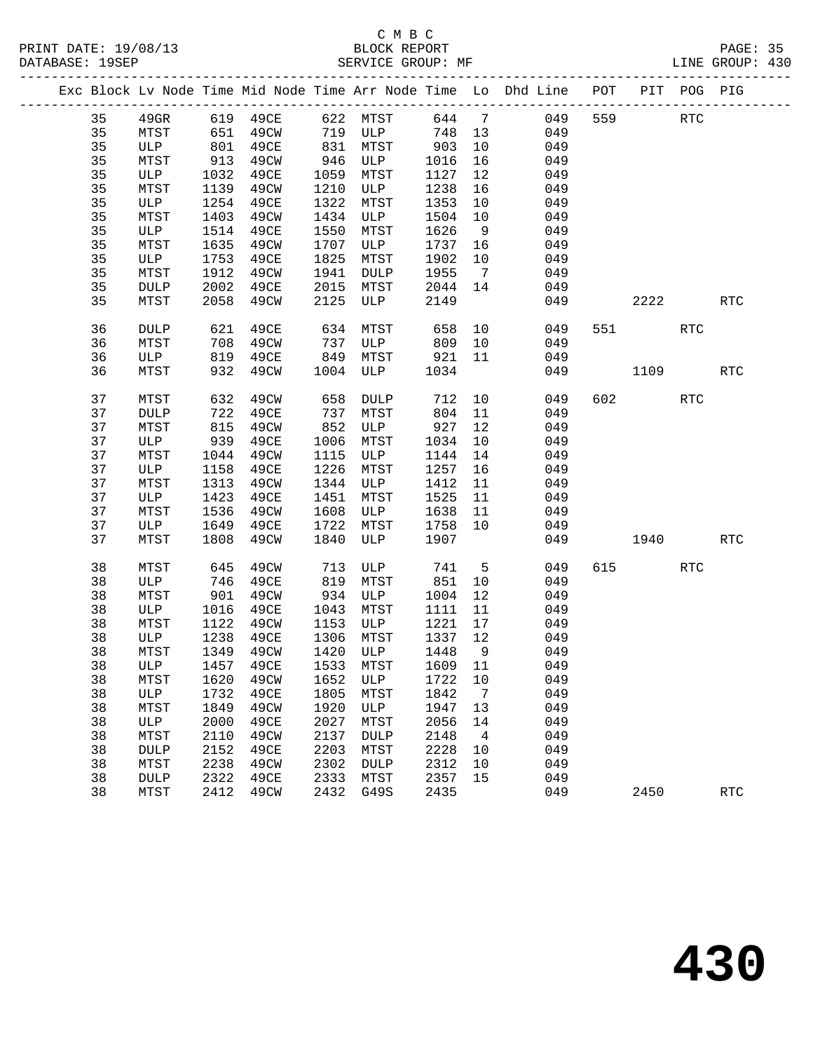C M B C
BLOCK REPORT
SERVICE GROUP: MF

PRINT DATE: 19/08/13
DATABASE: 19SEP
LINE GROUP: 430

| Exc | Block | Lv Node | Time | Mid Node | Time | Arr Node | Time | Lo | Dhd Line | POT | PIT | POG | PIG |
|---|---|---|---|---|---|---|---|---|---|---|---|---|---|
| | 35 | 49GR | 619 | 49CE | 622 | MTST | 644 | 7 | 049 | 559 | | RTC | |
| | 35 | MTST | 651 | 49CW | 719 | ULP | 748 | 13 | 049 | | | | |
| | 35 | ULP | 801 | 49CE | 831 | MTST | 903 | 10 | 049 | | | | |
| | 35 | MTST | 913 | 49CW | 946 | ULP | 1016 | 16 | 049 | | | | |
| | 35 | ULP | 1032 | 49CE | 1059 | MTST | 1127 | 12 | 049 | | | | |
| | 35 | MTST | 1139 | 49CW | 1210 | ULP | 1238 | 16 | 049 | | | | |
| | 35 | ULP | 1254 | 49CE | 1322 | MTST | 1353 | 10 | 049 | | | | |
| | 35 | MTST | 1403 | 49CW | 1434 | ULP | 1504 | 10 | 049 | | | | |
| | 35 | ULP | 1514 | 49CE | 1550 | MTST | 1626 | 9 | 049 | | | | |
| | 35 | MTST | 1635 | 49CW | 1707 | ULP | 1737 | 16 | 049 | | | | |
| | 35 | ULP | 1753 | 49CE | 1825 | MTST | 1902 | 10 | 049 | | | | |
| | 35 | MTST | 1912 | 49CW | 1941 | DULP | 1955 | 7 | 049 | | | | |
| | 35 | DULP | 2002 | 49CE | 2015 | MTST | 2044 | 14 | 049 | | | | |
| | 35 | MTST | 2058 | 49CW | 2125 | ULP | 2149 | | 049 | | 2222 | | RTC |
| | 36 | DULP | 621 | 49CE | 634 | MTST | 658 | 10 | 049 | 551 | | RTC | |
| | 36 | MTST | 708 | 49CW | 737 | ULP | 809 | 10 | 049 | | | | |
| | 36 | ULP | 819 | 49CE | 849 | MTST | 921 | 11 | 049 | | | | |
| | 36 | MTST | 932 | 49CW | 1004 | ULP | 1034 | | 049 | | 1109 | | RTC |
| | 37 | MTST | 632 | 49CW | 658 | DULP | 712 | 10 | 049 | 602 | | RTC | |
| | 37 | DULP | 722 | 49CE | 737 | MTST | 804 | 11 | 049 | | | | |
| | 37 | MTST | 815 | 49CW | 852 | ULP | 927 | 12 | 049 | | | | |
| | 37 | ULP | 939 | 49CE | 1006 | MTST | 1034 | 10 | 049 | | | | |
| | 37 | MTST | 1044 | 49CW | 1115 | ULP | 1144 | 14 | 049 | | | | |
| | 37 | ULP | 1158 | 49CE | 1226 | MTST | 1257 | 16 | 049 | | | | |
| | 37 | MTST | 1313 | 49CW | 1344 | ULP | 1412 | 11 | 049 | | | | |
| | 37 | ULP | 1423 | 49CE | 1451 | MTST | 1525 | 11 | 049 | | | | |
| | 37 | MTST | 1536 | 49CW | 1608 | ULP | 1638 | 11 | 049 | | | | |
| | 37 | ULP | 1649 | 49CE | 1722 | MTST | 1758 | 10 | 049 | | | | |
| | 37 | MTST | 1808 | 49CW | 1840 | ULP | 1907 | | 049 | | 1940 | | RTC |
| | 38 | MTST | 645 | 49CW | 713 | ULP | 741 | 5 | 049 | 615 | | RTC | |
| | 38 | ULP | 746 | 49CE | 819 | MTST | 851 | 10 | 049 | | | | |
| | 38 | MTST | 901 | 49CW | 934 | ULP | 1004 | 12 | 049 | | | | |
| | 38 | ULP | 1016 | 49CE | 1043 | MTST | 1111 | 11 | 049 | | | | |
| | 38 | MTST | 1122 | 49CW | 1153 | ULP | 1221 | 17 | 049 | | | | |
| | 38 | ULP | 1238 | 49CE | 1306 | MTST | 1337 | 12 | 049 | | | | |
| | 38 | MTST | 1349 | 49CW | 1420 | ULP | 1448 | 9 | 049 | | | | |
| | 38 | ULP | 1457 | 49CE | 1533 | MTST | 1609 | 11 | 049 | | | | |
| | 38 | MTST | 1620 | 49CW | 1652 | ULP | 1722 | 10 | 049 | | | | |
| | 38 | ULP | 1732 | 49CE | 1805 | MTST | 1842 | 7 | 049 | | | | |
| | 38 | MTST | 1849 | 49CW | 1920 | ULP | 1947 | 13 | 049 | | | | |
| | 38 | ULP | 2000 | 49CE | 2027 | MTST | 2056 | 14 | 049 | | | | |
| | 38 | MTST | 2110 | 49CW | 2137 | DULP | 2148 | 4 | 049 | | | | |
| | 38 | DULP | 2152 | 49CE | 2203 | MTST | 2228 | 10 | 049 | | | | |
| | 38 | MTST | 2238 | 49CW | 2302 | DULP | 2312 | 10 | 049 | | | | |
| | 38 | DULP | 2322 | 49CE | 2333 | MTST | 2357 | 15 | 049 | | | | |
| | 38 | MTST | 2412 | 49CW | 2432 | G49S | 2435 | | 049 | | 2450 | | RTC |

430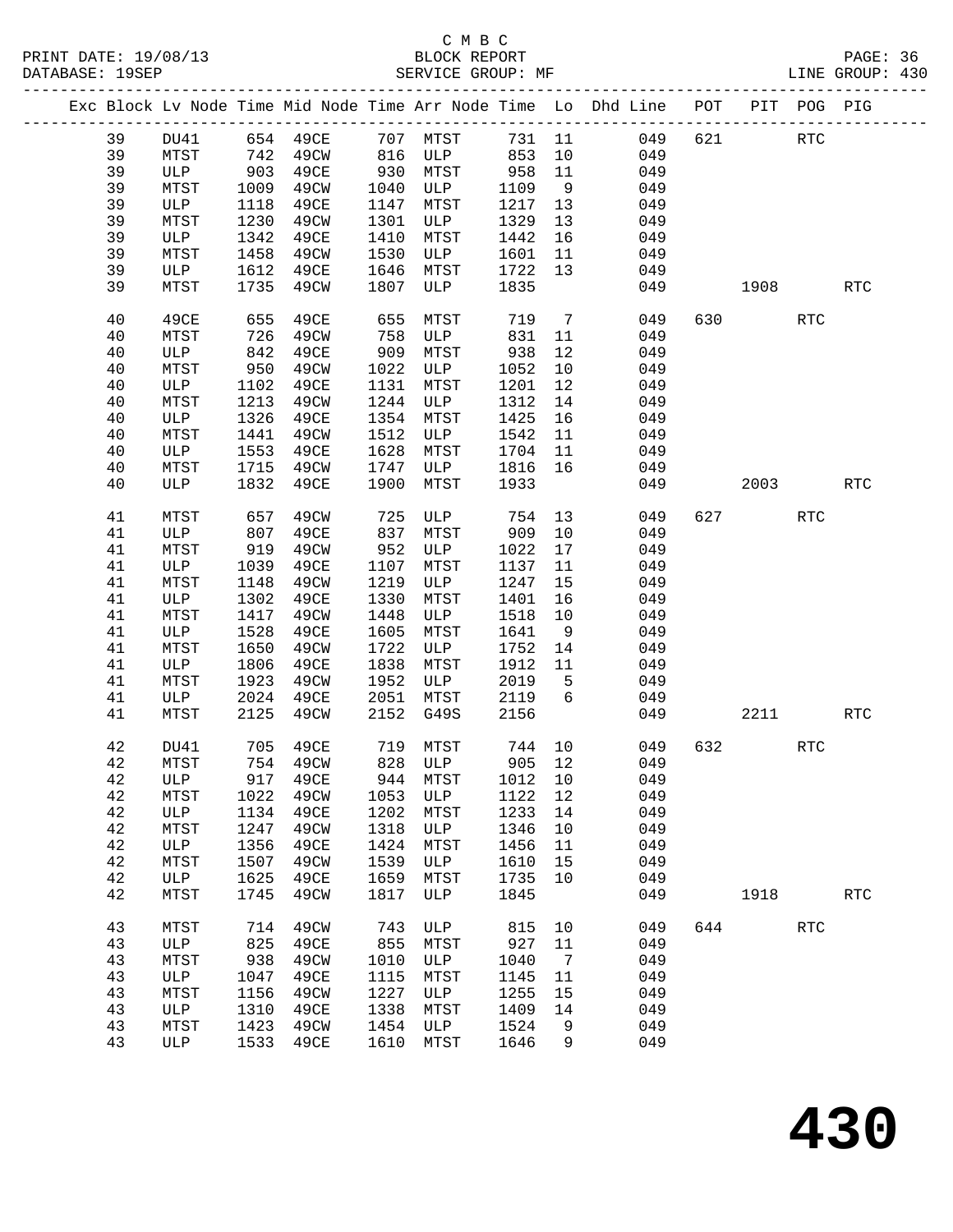C M B C

PRINT DATE: 19/08/13 BLOCK REPORT

DATABASE: 19SEP SERVICE GROUP: MF LINE GROUP: 430

| Exc | Block | Lv | Node | Time | Mid Node | Time | Arr Node | Time | Lo | Dhd Line | POT | PIT | POG | PIG |
|---|---|---|---|---|---|---|---|---|---|---|---|---|---|---|
| | 39 | | DU41 | 654 | 49CE | 707 | MTST | 731 | 11 | 049 | 621 | | RTC | |
| | 39 | | MTST | 742 | 49CW | 816 | ULP | 853 | 10 | 049 | | | | |
| | 39 | | ULP | 903 | 49CE | 930 | MTST | 958 | 11 | 049 | | | | |
| | 39 | | MTST | 1009 | 49CW | 1040 | ULP | 1109 | 9 | 049 | | | | |
| | 39 | | ULP | 1118 | 49CE | 1147 | MTST | 1217 | 13 | 049 | | | | |
| | 39 | | MTST | 1230 | 49CW | 1301 | ULP | 1329 | 13 | 049 | | | | |
| | 39 | | ULP | 1342 | 49CE | 1410 | MTST | 1442 | 16 | 049 | | | | |
| | 39 | | MTST | 1458 | 49CW | 1530 | ULP | 1601 | 11 | 049 | | | | |
| | 39 | | ULP | 1612 | 49CE | 1646 | MTST | 1722 | 13 | 049 | | | | |
| | 39 | | MTST | 1735 | 49CW | 1807 | ULP | 1835 | | 049 | | 1908 | | RTC |
| | 40 | | 49CE | 655 | 49CE | 655 | MTST | 719 | 7 | 049 | 630 | | RTC | |
| | 40 | | MTST | 726 | 49CW | 758 | ULP | 831 | 11 | 049 | | | | |
| | 40 | | ULP | 842 | 49CE | 909 | MTST | 938 | 12 | 049 | | | | |
| | 40 | | MTST | 950 | 49CW | 1022 | ULP | 1052 | 10 | 049 | | | | |
| | 40 | | ULP | 1102 | 49CE | 1131 | MTST | 1201 | 12 | 049 | | | | |
| | 40 | | MTST | 1213 | 49CW | 1244 | ULP | 1312 | 14 | 049 | | | | |
| | 40 | | ULP | 1326 | 49CE | 1354 | MTST | 1425 | 16 | 049 | | | | |
| | 40 | | MTST | 1441 | 49CW | 1512 | ULP | 1542 | 11 | 049 | | | | |
| | 40 | | ULP | 1553 | 49CE | 1628 | MTST | 1704 | 11 | 049 | | | | |
| | 40 | | MTST | 1715 | 49CW | 1747 | ULP | 1816 | 16 | 049 | | | | |
| | 40 | | ULP | 1832 | 49CE | 1900 | MTST | 1933 | | 049 | | 2003 | | RTC |
| | 41 | | MTST | 657 | 49CW | 725 | ULP | 754 | 13 | 049 | 627 | | RTC | |
| | 41 | | ULP | 807 | 49CE | 837 | MTST | 909 | 10 | 049 | | | | |
| | 41 | | MTST | 919 | 49CW | 952 | ULP | 1022 | 17 | 049 | | | | |
| | 41 | | ULP | 1039 | 49CE | 1107 | MTST | 1137 | 11 | 049 | | | | |
| | 41 | | MTST | 1148 | 49CW | 1219 | ULP | 1247 | 15 | 049 | | | | |
| | 41 | | ULP | 1302 | 49CE | 1330 | MTST | 1401 | 16 | 049 | | | | |
| | 41 | | MTST | 1417 | 49CW | 1448 | ULP | 1518 | 10 | 049 | | | | |
| | 41 | | ULP | 1528 | 49CE | 1605 | MTST | 1641 | 9 | 049 | | | | |
| | 41 | | MTST | 1650 | 49CW | 1722 | ULP | 1752 | 14 | 049 | | | | |
| | 41 | | ULP | 1806 | 49CE | 1838 | MTST | 1912 | 11 | 049 | | | | |
| | 41 | | MTST | 1923 | 49CW | 1952 | ULP | 2019 | 5 | 049 | | | | |
| | 41 | | ULP | 2024 | 49CE | 2051 | MTST | 2119 | 6 | 049 | | | | |
| | 41 | | MTST | 2125 | 49CW | 2152 | G49S | 2156 | | 049 | | 2211 | | RTC |
| | 42 | | DU41 | 705 | 49CE | 719 | MTST | 744 | 10 | 049 | 632 | | RTC | |
| | 42 | | MTST | 754 | 49CW | 828 | ULP | 905 | 12 | 049 | | | | |
| | 42 | | ULP | 917 | 49CE | 944 | MTST | 1012 | 10 | 049 | | | | |
| | 42 | | MTST | 1022 | 49CW | 1053 | ULP | 1122 | 12 | 049 | | | | |
| | 42 | | ULP | 1134 | 49CE | 1202 | MTST | 1233 | 14 | 049 | | | | |
| | 42 | | MTST | 1247 | 49CW | 1318 | ULP | 1346 | 10 | 049 | | | | |
| | 42 | | ULP | 1356 | 49CE | 1424 | MTST | 1456 | 11 | 049 | | | | |
| | 42 | | MTST | 1507 | 49CW | 1539 | ULP | 1610 | 15 | 049 | | | | |
| | 42 | | ULP | 1625 | 49CE | 1659 | MTST | 1735 | 10 | 049 | | | | |
| | 42 | | MTST | 1745 | 49CW | 1817 | ULP | 1845 | | 049 | | 1918 | | RTC |
| | 43 | | MTST | 714 | 49CW | 743 | ULP | 815 | 10 | 049 | 644 | | RTC | |
| | 43 | | ULP | 825 | 49CE | 855 | MTST | 927 | 11 | 049 | | | | |
| | 43 | | MTST | 938 | 49CW | 1010 | ULP | 1040 | 7 | 049 | | | | |
| | 43 | | ULP | 1047 | 49CE | 1115 | MTST | 1145 | 11 | 049 | | | | |
| | 43 | | MTST | 1156 | 49CW | 1227 | ULP | 1255 | 15 | 049 | | | | |
| | 43 | | ULP | 1310 | 49CE | 1338 | MTST | 1409 | 14 | 049 | | | | |
| | 43 | | MTST | 1423 | 49CW | 1454 | ULP | 1524 | 9 | 049 | | | | |
| | 43 | | ULP | 1533 | 49CE | 1610 | MTST | 1646 | 9 | 049 | | | | |

# 430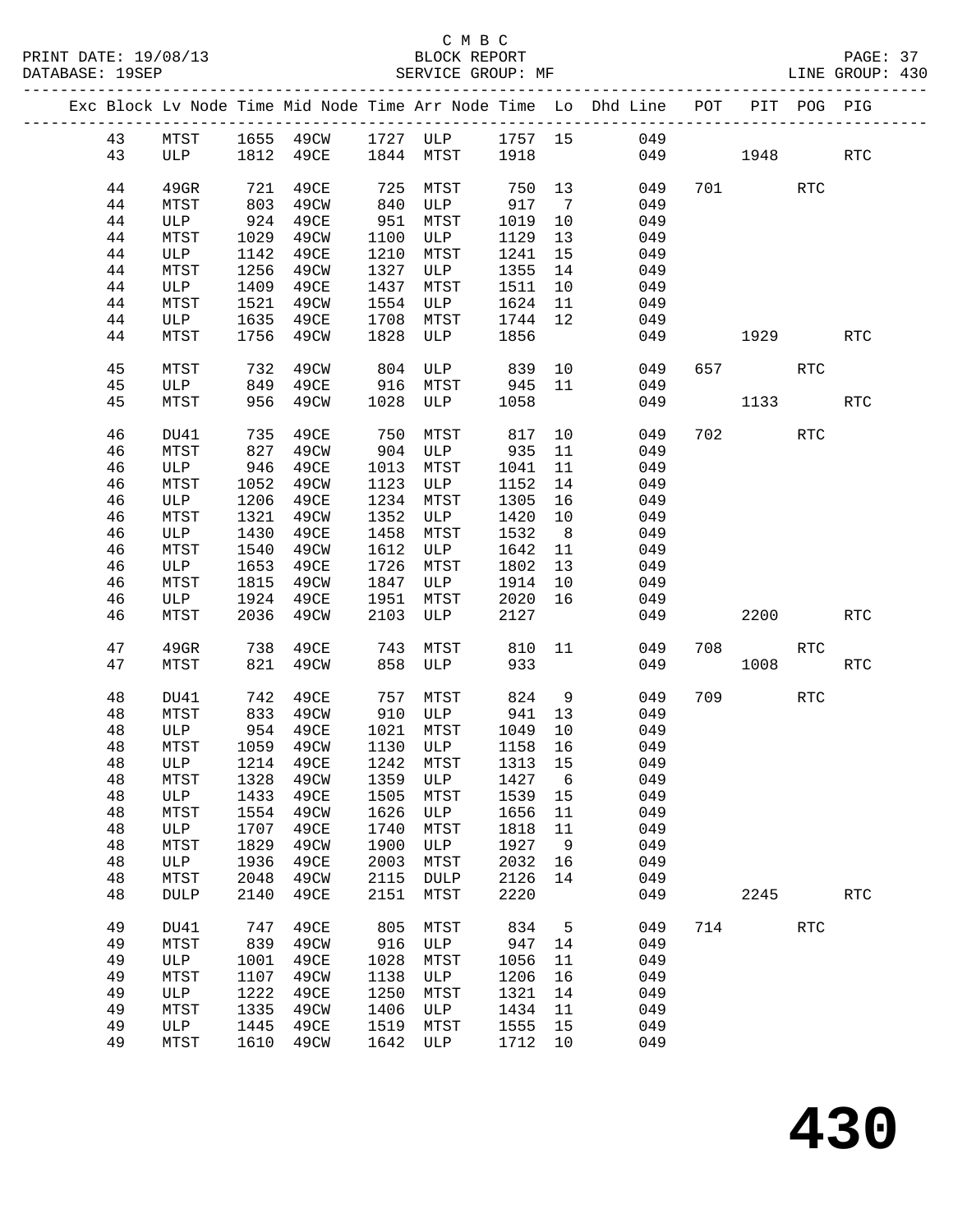C M B C

PRINT DATE: 19/08/13 BLOCK REPORT
DATABASE: 19SEP SERVICE GROUP: MF LINE GROUP: 430

| Exc | Block | Lv | Node | Time | Mid Node | Time | Arr Node | Time | Lo | Dhd Line | POT | PIT | POG | PIG |
|---|---|---|---|---|---|---|---|---|---|---|---|---|---|---|
| | 43 | | MTST | 1655 | 49CW | 1727 | ULP | 1757 | 15 | 049 | | | | |
| | 43 | | ULP | 1812 | 49CE | 1844 | MTST | 1918 | | 049 | | 1948 | | RTC |
| | 44 | | 49GR | 721 | 49CE | 725 | MTST | 750 | 13 | 049 | 701 | | RTC | |
| | 44 | | MTST | 803 | 49CW | 840 | ULP | 917 | 7 | 049 | | | | |
| | 44 | | ULP | 924 | 49CE | 951 | MTST | 1019 | 10 | 049 | | | | |
| | 44 | | MTST | 1029 | 49CW | 1100 | ULP | 1129 | 13 | 049 | | | | |
| | 44 | | ULP | 1142 | 49CE | 1210 | MTST | 1241 | 15 | 049 | | | | |
| | 44 | | MTST | 1256 | 49CW | 1327 | ULP | 1355 | 14 | 049 | | | | |
| | 44 | | ULP | 1409 | 49CE | 1437 | MTST | 1511 | 10 | 049 | | | | |
| | 44 | | MTST | 1521 | 49CW | 1554 | ULP | 1624 | 11 | 049 | | | | |
| | 44 | | ULP | 1635 | 49CE | 1708 | MTST | 1744 | 12 | 049 | | | | |
| | 44 | | MTST | 1756 | 49CW | 1828 | ULP | 1856 | | 049 | | 1929 | | RTC |
| | 45 | | MTST | 732 | 49CW | 804 | ULP | 839 | 10 | 049 | 657 | | RTC | |
| | 45 | | ULP | 849 | 49CE | 916 | MTST | 945 | 11 | 049 | | | | |
| | 45 | | MTST | 956 | 49CW | 1028 | ULP | 1058 | | 049 | | 1133 | | RTC |
| | 46 | | DU41 | 735 | 49CE | 750 | MTST | 817 | 10 | 049 | 702 | | RTC | |
| | 46 | | MTST | 827 | 49CW | 904 | ULP | 935 | 11 | 049 | | | | |
| | 46 | | ULP | 946 | 49CE | 1013 | MTST | 1041 | 11 | 049 | | | | |
| | 46 | | MTST | 1052 | 49CW | 1123 | ULP | 1152 | 14 | 049 | | | | |
| | 46 | | ULP | 1206 | 49CE | 1234 | MTST | 1305 | 16 | 049 | | | | |
| | 46 | | MTST | 1321 | 49CW | 1352 | ULP | 1420 | 10 | 049 | | | | |
| | 46 | | ULP | 1430 | 49CE | 1458 | MTST | 1532 | 8 | 049 | | | | |
| | 46 | | MTST | 1540 | 49CW | 1612 | ULP | 1642 | 11 | 049 | | | | |
| | 46 | | ULP | 1653 | 49CE | 1726 | MTST | 1802 | 13 | 049 | | | | |
| | 46 | | MTST | 1815 | 49CW | 1847 | ULP | 1914 | 10 | 049 | | | | |
| | 46 | | ULP | 1924 | 49CE | 1951 | MTST | 2020 | 16 | 049 | | | | |
| | 46 | | MTST | 2036 | 49CW | 2103 | ULP | 2127 | | 049 | | 2200 | | RTC |
| | 47 | | 49GR | 738 | 49CE | 743 | MTST | 810 | 11 | 049 | 708 | | RTC | |
| | 47 | | MTST | 821 | 49CW | 858 | ULP | 933 | | 049 | | 1008 | | RTC |
| | 48 | | DU41 | 742 | 49CE | 757 | MTST | 824 | 9 | 049 | 709 | | RTC | |
| | 48 | | MTST | 833 | 49CW | 910 | ULP | 941 | 13 | 049 | | | | |
| | 48 | | ULP | 954 | 49CE | 1021 | MTST | 1049 | 10 | 049 | | | | |
| | 48 | | MTST | 1059 | 49CW | 1130 | ULP | 1158 | 16 | 049 | | | | |
| | 48 | | ULP | 1214 | 49CE | 1242 | MTST | 1313 | 15 | 049 | | | | |
| | 48 | | MTST | 1328 | 49CW | 1359 | ULP | 1427 | 6 | 049 | | | | |
| | 48 | | ULP | 1433 | 49CE | 1505 | MTST | 1539 | 15 | 049 | | | | |
| | 48 | | MTST | 1554 | 49CW | 1626 | ULP | 1656 | 11 | 049 | | | | |
| | 48 | | ULP | 1707 | 49CE | 1740 | MTST | 1818 | 11 | 049 | | | | |
| | 48 | | MTST | 1829 | 49CW | 1900 | ULP | 1927 | 9 | 049 | | | | |
| | 48 | | ULP | 1936 | 49CE | 2003 | MTST | 2032 | 16 | 049 | | | | |
| | 48 | | MTST | 2048 | 49CW | 2115 | DULP | 2126 | 14 | 049 | | | | |
| | 48 | | DULP | 2140 | 49CE | 2151 | MTST | 2220 | | 049 | | 2245 | | RTC |
| | 49 | | DU41 | 747 | 49CE | 805 | MTST | 834 | 5 | 049 | 714 | | RTC | |
| | 49 | | MTST | 839 | 49CW | 916 | ULP | 947 | 14 | 049 | | | | |
| | 49 | | ULP | 1001 | 49CE | 1028 | MTST | 1056 | 11 | 049 | | | | |
| | 49 | | MTST | 1107 | 49CW | 1138 | ULP | 1206 | 16 | 049 | | | | |
| | 49 | | ULP | 1222 | 49CE | 1250 | MTST | 1321 | 14 | 049 | | | | |
| | 49 | | MTST | 1335 | 49CW | 1406 | ULP | 1434 | 11 | 049 | | | | |
| | 49 | | ULP | 1445 | 49CE | 1519 | MTST | 1555 | 15 | 049 | | | | |
| | 49 | | MTST | 1610 | 49CW | 1642 | ULP | 1712 | 10 | 049 | | | | |

430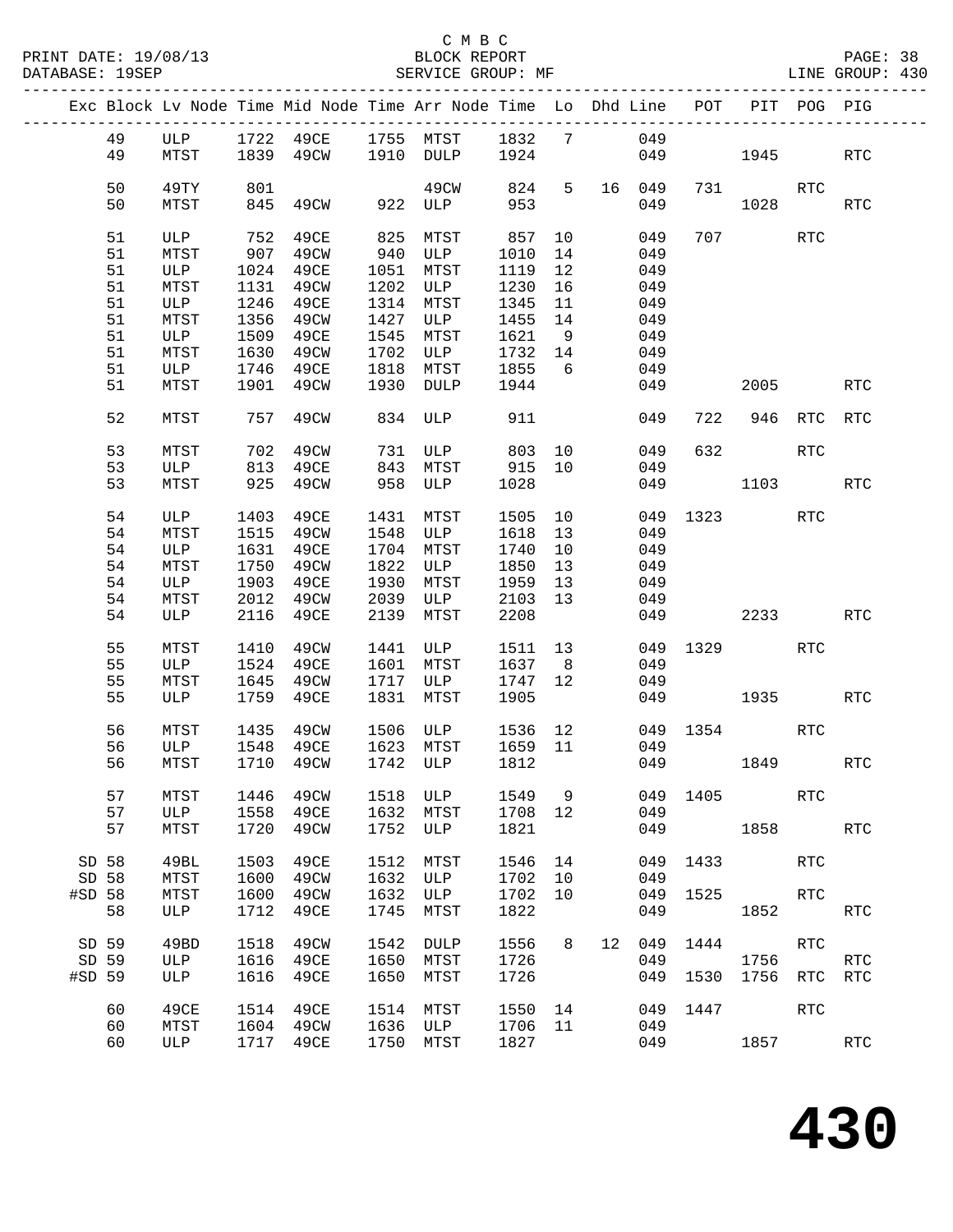C M B C
BLOCK REPORT
SERVICE GROUP: MF

PRINT DATE: 19/08/13
DATABASE: 19SEP
LINE GROUP: 430

| Exc | Block | Lv Node | Time | Mid Node | Time | Arr Node | Time | Lo | Dhd | Line | POT | PIT | POG | PIG |
|---|---|---|---|---|---|---|---|---|---|---|---|---|---|---|
| | 49 | ULP | 1722 | 49CE | 1755 | MTST | 1832 | 7 | | 049 | | | | |
| | 49 | MTST | 1839 | 49CW | 1910 | DULP | 1924 | | | 049 | | 1945 | | RTC |
| | 50 | 49TY | 801 | | | 49CW | 824 | 5 | 16 | 049 | 731 | | RTC | |
| | 50 | MTST | 845 | 49CW | 922 | ULP | 953 | | | 049 | | 1028 | | RTC |
| | 51 | ULP | 752 | 49CE | 825 | MTST | 857 | 10 | | 049 | 707 | | RTC | |
| | 51 | MTST | 907 | 49CW | 940 | ULP | 1010 | 14 | | 049 | | | | |
| | 51 | ULP | 1024 | 49CE | 1051 | MTST | 1119 | 12 | | 049 | | | | |
| | 51 | MTST | 1131 | 49CW | 1202 | ULP | 1230 | 16 | | 049 | | | | |
| | 51 | ULP | 1246 | 49CE | 1314 | MTST | 1345 | 11 | | 049 | | | | |
| | 51 | MTST | 1356 | 49CW | 1427 | ULP | 1455 | 14 | | 049 | | | | |
| | 51 | ULP | 1509 | 49CE | 1545 | MTST | 1621 | 9 | | 049 | | | | |
| | 51 | MTST | 1630 | 49CW | 1702 | ULP | 1732 | 14 | | 049 | | | | |
| | 51 | ULP | 1746 | 49CE | 1818 | MTST | 1855 | 6 | | 049 | | | | |
| | 51 | MTST | 1901 | 49CW | 1930 | DULP | 1944 | | | 049 | | 2005 | | RTC |
| | 52 | MTST | 757 | 49CW | 834 | ULP | 911 | | | 049 | 722 | 946 | RTC | RTC |
| | 53 | MTST | 702 | 49CW | 731 | ULP | 803 | 10 | | 049 | 632 | | RTC | |
| | 53 | ULP | 813 | 49CE | 843 | MTST | 915 | 10 | | 049 | | | | |
| | 53 | MTST | 925 | 49CW | 958 | ULP | 1028 | | | 049 | | 1103 | | RTC |
| | 54 | ULP | 1403 | 49CE | 1431 | MTST | 1505 | 10 | | 049 | 1323 | | RTC | |
| | 54 | MTST | 1515 | 49CW | 1548 | ULP | 1618 | 13 | | 049 | | | | |
| | 54 | ULP | 1631 | 49CE | 1704 | MTST | 1740 | 10 | | 049 | | | | |
| | 54 | MTST | 1750 | 49CW | 1822 | ULP | 1850 | 13 | | 049 | | | | |
| | 54 | ULP | 1903 | 49CE | 1930 | MTST | 1959 | 13 | | 049 | | | | |
| | 54 | MTST | 2012 | 49CW | 2039 | ULP | 2103 | 13 | | 049 | | | | |
| | 54 | ULP | 2116 | 49CE | 2139 | MTST | 2208 | | | 049 | | 2233 | | RTC |
| | 55 | MTST | 1410 | 49CW | 1441 | ULP | 1511 | 13 | | 049 | 1329 | | RTC | |
| | 55 | ULP | 1524 | 49CE | 1601 | MTST | 1637 | 8 | | 049 | | | | |
| | 55 | MTST | 1645 | 49CW | 1717 | ULP | 1747 | 12 | | 049 | | | | |
| | 55 | ULP | 1759 | 49CE | 1831 | MTST | 1905 | | | 049 | | 1935 | | RTC |
| | 56 | MTST | 1435 | 49CW | 1506 | ULP | 1536 | 12 | | 049 | 1354 | | RTC | |
| | 56 | ULP | 1548 | 49CE | 1623 | MTST | 1659 | 11 | | 049 | | | | |
| | 56 | MTST | 1710 | 49CW | 1742 | ULP | 1812 | | | 049 | | 1849 | | RTC |
| | 57 | MTST | 1446 | 49CW | 1518 | ULP | 1549 | 9 | | 049 | 1405 | | RTC | |
| | 57 | ULP | 1558 | 49CE | 1632 | MTST | 1708 | 12 | | 049 | | | | |
| | 57 | MTST | 1720 | 49CW | 1752 | ULP | 1821 | | | 049 | | 1858 | | RTC |
| SD | 58 | 49BL | 1503 | 49CE | 1512 | MTST | 1546 | 14 | | 049 | 1433 | | RTC | |
| SD | 58 | MTST | 1600 | 49CW | 1632 | ULP | 1702 | 10 | | 049 | | | | |
| #SD | 58 | MTST | 1600 | 49CW | 1632 | ULP | 1702 | 10 | | 049 | 1525 | | RTC | |
| | 58 | ULP | 1712 | 49CE | 1745 | MTST | 1822 | | | 049 | | 1852 | | RTC |
| SD | 59 | 49BD | 1518 | 49CW | 1542 | DULP | 1556 | 8 | 12 | 049 | 1444 | | RTC | |
| SD | 59 | ULP | 1616 | 49CE | 1650 | MTST | 1726 | | | 049 | | 1756 | | RTC |
| #SD | 59 | ULP | 1616 | 49CE | 1650 | MTST | 1726 | | | 049 | 1530 | 1756 | RTC | RTC |
| | 60 | 49CE | 1514 | 49CE | 1514 | MTST | 1550 | 14 | | 049 | 1447 | | RTC | |
| | 60 | MTST | 1604 | 49CW | 1636 | ULP | 1706 | 11 | | 049 | | | | |
| | 60 | ULP | 1717 | 49CE | 1750 | MTST | 1827 | | | 049 | | 1857 | | RTC |

# 430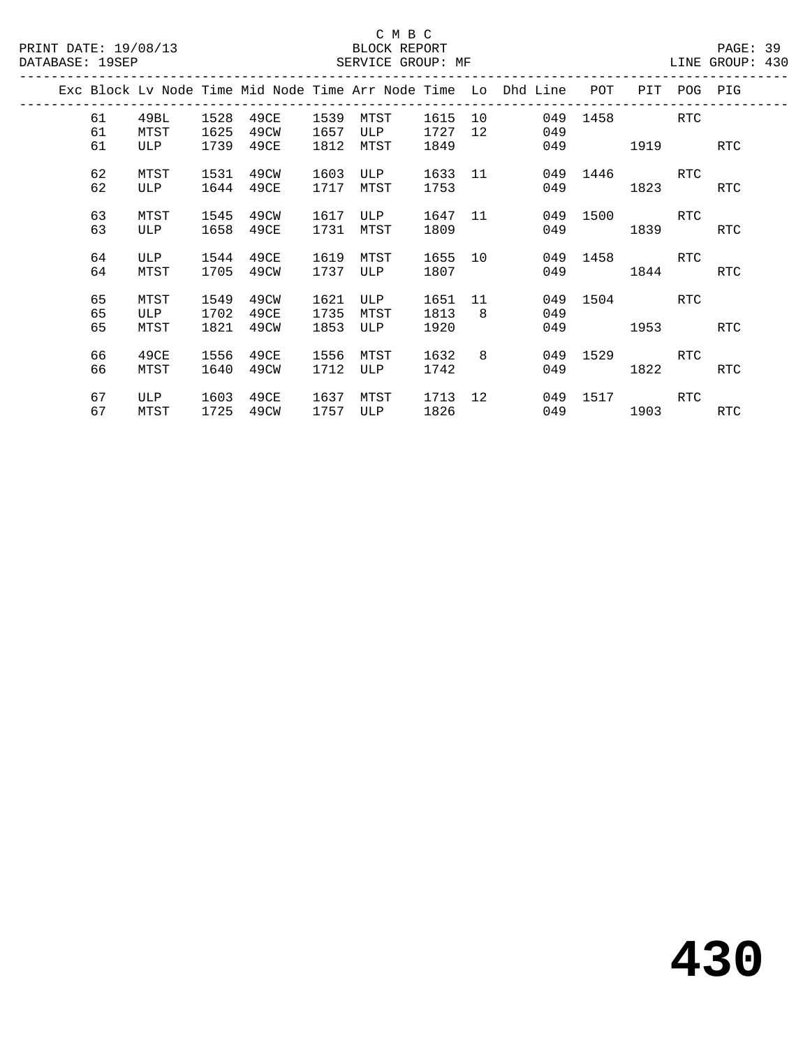C M B C
BLOCK REPORT
SERVICE GROUP: MF

PRINT DATE: 19/08/13
DATABASE: 19SEP

LINE GROUP: 430

| Exc | Block | Lv Node | Time | Mid Node | Time | Arr Node | Time | Lo | Dhd Line | POT | PIT | POG | PIG |
|---|---|---|---|---|---|---|---|---|---|---|---|---|---|
| | 61 | 49BL | 1528 | 49CE | 1539 | MTST | 1615 | 10 | 049 | 1458 | | RTC | |
| | 61 | MTST | 1625 | 49CW | 1657 | ULP | 1727 | 12 | 049 | | | | |
| | 61 | ULP | 1739 | 49CE | 1812 | MTST | 1849 | | 049 | | 1919 | | RTC |
| | 62 | MTST | 1531 | 49CW | 1603 | ULP | 1633 | 11 | 049 | 1446 | | RTC | |
| | 62 | ULP | 1644 | 49CE | 1717 | MTST | 1753 | | 049 | | 1823 | | RTC |
| | 63 | MTST | 1545 | 49CW | 1617 | ULP | 1647 | 11 | 049 | 1500 | | RTC | |
| | 63 | ULP | 1658 | 49CE | 1731 | MTST | 1809 | | 049 | | 1839 | | RTC |
| | 64 | ULP | 1544 | 49CE | 1619 | MTST | 1655 | 10 | 049 | 1458 | | RTC | |
| | 64 | MTST | 1705 | 49CW | 1737 | ULP | 1807 | | 049 | | 1844 | | RTC |
| | 65 | MTST | 1549 | 49CW | 1621 | ULP | 1651 | 11 | 049 | 1504 | | RTC | |
| | 65 | ULP | 1702 | 49CE | 1735 | MTST | 1813 | 8 | 049 | | | | |
| | 65 | MTST | 1821 | 49CW | 1853 | ULP | 1920 | | 049 | | 1953 | | RTC |
| | 66 | 49CE | 1556 | 49CE | 1556 | MTST | 1632 | 8 | 049 | 1529 | | RTC | |
| | 66 | MTST | 1640 | 49CW | 1712 | ULP | 1742 | | 049 | | 1822 | | RTC |
| | 67 | ULP | 1603 | 49CE | 1637 | MTST | 1713 | 12 | 049 | 1517 | | RTC | |
| | 67 | MTST | 1725 | 49CW | 1757 | ULP | 1826 | | 049 | | 1903 | | RTC |

# 430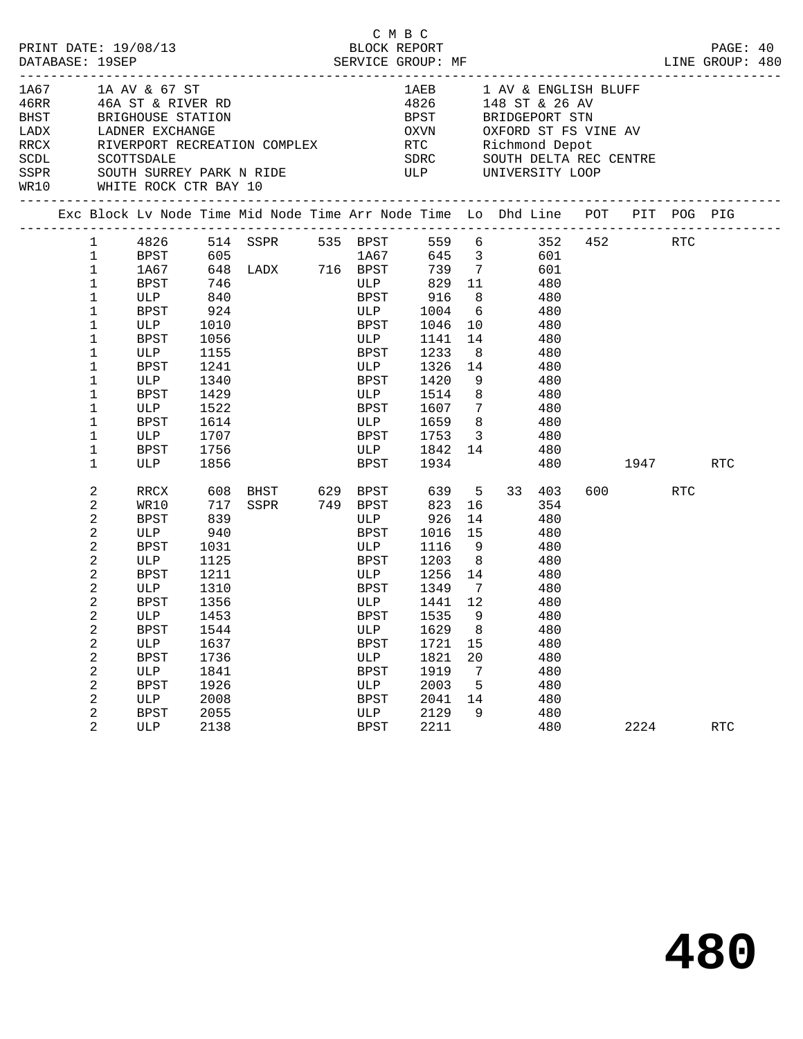C M B C

PRINT DATE: 19/08/13 BLOCK REPORT
DATABASE: 19SEP SERVICE GROUP: MF LINE GROUP: 480

| | | | |
|---|---|---|---|
| 1A67 | 1A AV & 67 ST | 1AEB | 1 AV & ENGLISH BLUFF |
| 46RR | 46A ST & RIVER RD | 4826 | 148 ST & 26 AV |
| BHST | BRIGHOUSE STATION | BPST | BRIDGEPORT STN |
| LADX | LADNER EXCHANGE | OXVN | OXFORD ST FS VINE AV |
| RRCX | RIVERPORT RECREATION COMPLEX | RTC | Richmond Depot |
| SCDL | SCOTTSDALE | SDRC | SOUTH DELTA REC CENTRE |
| SSPR | SOUTH SURREY PARK N RIDE | ULP | UNIVERSITY LOOP |
| WR10 | WHITE ROCK CTR BAY 10 | | |

| Exc | Block | Lv Node | Time | Mid Node | Time | Arr Node | Time | Lo | Dhd | Line | POT | PIT | POG | PIG |
|---|---|---|---|---|---|---|---|---|---|---|---|---|---|---|
| | 1 | 4826 | 514 | SSPR | 535 | BPST | 559 | 6 | | 352 | 452 | | RTC | |
| | 1 | BPST | 605 | | | 1A67 | 645 | 3 | | 601 | | | | |
| | 1 | 1A67 | 648 | LADX | 716 | BPST | 739 | 7 | | 601 | | | | |
| | 1 | BPST | 746 | | | ULP | 829 | 11 | | 480 | | | | |
| | 1 | ULP | 840 | | | BPST | 916 | 8 | | 480 | | | | |
| | 1 | BPST | 924 | | | ULP | 1004 | 6 | | 480 | | | | |
| | 1 | ULP | 1010 | | | BPST | 1046 | 10 | | 480 | | | | |
| | 1 | BPST | 1056 | | | ULP | 1141 | 14 | | 480 | | | | |
| | 1 | ULP | 1155 | | | BPST | 1233 | 8 | | 480 | | | | |
| | 1 | BPST | 1241 | | | ULP | 1326 | 14 | | 480 | | | | |
| | 1 | ULP | 1340 | | | BPST | 1420 | 9 | | 480 | | | | |
| | 1 | BPST | 1429 | | | ULP | 1514 | 8 | | 480 | | | | |
| | 1 | ULP | 1522 | | | BPST | 1607 | 7 | | 480 | | | | |
| | 1 | BPST | 1614 | | | ULP | 1659 | 8 | | 480 | | | | |
| | 1 | ULP | 1707 | | | BPST | 1753 | 3 | | 480 | | | | |
| | 1 | BPST | 1756 | | | ULP | 1842 | 14 | | 480 | | | | |
| | 1 | ULP | 1856 | | | BPST | 1934 | | | 480 | | 1947 | | RTC |
| | 2 | RRCX | 608 | BHST | 629 | BPST | 639 | 5 | 33 | 403 | 600 | | RTC | |
| | 2 | WR10 | 717 | SSPR | 749 | BPST | 823 | 16 | | 354 | | | | |
| | 2 | BPST | 839 | | | ULP | 926 | 14 | | 480 | | | | |
| | 2 | ULP | 940 | | | BPST | 1016 | 15 | | 480 | | | | |
| | 2 | BPST | 1031 | | | ULP | 1116 | 9 | | 480 | | | | |
| | 2 | ULP | 1125 | | | BPST | 1203 | 8 | | 480 | | | | |
| | 2 | BPST | 1211 | | | ULP | 1256 | 14 | | 480 | | | | |
| | 2 | ULP | 1310 | | | BPST | 1349 | 7 | | 480 | | | | |
| | 2 | BPST | 1356 | | | ULP | 1441 | 12 | | 480 | | | | |
| | 2 | ULP | 1453 | | | BPST | 1535 | 9 | | 480 | | | | |
| | 2 | BPST | 1544 | | | ULP | 1629 | 8 | | 480 | | | | |
| | 2 | ULP | 1637 | | | BPST | 1721 | 15 | | 480 | | | | |
| | 2 | BPST | 1736 | | | ULP | 1821 | 20 | | 480 | | | | |
| | 2 | ULP | 1841 | | | BPST | 1919 | 7 | | 480 | | | | |
| | 2 | BPST | 1926 | | | ULP | 2003 | 5 | | 480 | | | | |
| | 2 | ULP | 2008 | | | BPST | 2041 | 14 | | 480 | | | | |
| | 2 | BPST | 2055 | | | ULP | 2129 | 9 | | 480 | | | | |
| | 2 | ULP | 2138 | | | BPST | 2211 | | | 480 | | 2224 | | RTC |

# 480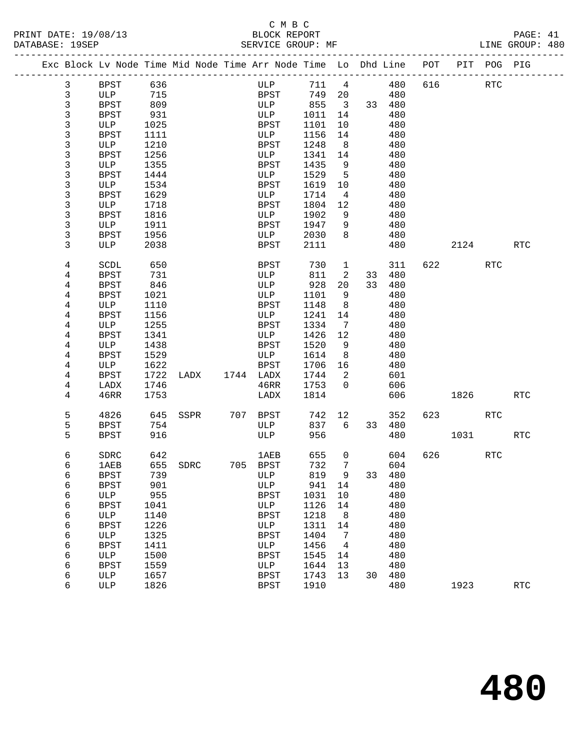C M B C
PRINT DATE: 19/08/13 BLOCK REPORT
DATABASE: 19SEP SERVICE GROUP: MF LINE GROUP: 480

| Exc | Block | Lv | Node | Time | Mid Node | Time | Arr Node | Time | Lo | Dhd | Line | POT | PIT | POG | PIG |
|---|---|---|---|---|---|---|---|---|---|---|---|---|---|---|---|
| | 3 | | BPST | 636 | | | ULP | 711 | 4 | | 480 | 616 | | RTC | |
| | 3 | | ULP | 715 | | | BPST | 749 | 20 | | 480 | | | | |
| | 3 | | BPST | 809 | | | ULP | 855 | 3 | 33 | 480 | | | | |
| | 3 | | BPST | 931 | | | ULP | 1011 | 14 | | 480 | | | | |
| | 3 | | ULP | 1025 | | | BPST | 1101 | 10 | | 480 | | | | |
| | 3 | | BPST | 1111 | | | ULP | 1156 | 14 | | 480 | | | | |
| | 3 | | ULP | 1210 | | | BPST | 1248 | 8 | | 480 | | | | |
| | 3 | | BPST | 1256 | | | ULP | 1341 | 14 | | 480 | | | | |
| | 3 | | ULP | 1355 | | | BPST | 1435 | 9 | | 480 | | | | |
| | 3 | | BPST | 1444 | | | ULP | 1529 | 5 | | 480 | | | | |
| | 3 | | ULP | 1534 | | | BPST | 1619 | 10 | | 480 | | | | |
| | 3 | | BPST | 1629 | | | ULP | 1714 | 4 | | 480 | | | | |
| | 3 | | ULP | 1718 | | | BPST | 1804 | 12 | | 480 | | | | |
| | 3 | | BPST | 1816 | | | ULP | 1902 | 9 | | 480 | | | | |
| | 3 | | ULP | 1911 | | | BPST | 1947 | 9 | | 480 | | | | |
| | 3 | | BPST | 1956 | | | ULP | 2030 | 8 | | 480 | | | | |
| | 3 | | ULP | 2038 | | | BPST | 2111 | | | 480 | | 2124 | | RTC |
| | 4 | | SCDL | 650 | | | BPST | 730 | 1 | | 311 | 622 | | RTC | |
| | 4 | | BPST | 731 | | | ULP | 811 | 2 | 33 | 480 | | | | |
| | 4 | | BPST | 846 | | | ULP | 928 | 20 | 33 | 480 | | | | |
| | 4 | | BPST | 1021 | | | ULP | 1101 | 9 | | 480 | | | | |
| | 4 | | ULP | 1110 | | | BPST | 1148 | 8 | | 480 | | | | |
| | 4 | | BPST | 1156 | | | ULP | 1241 | 14 | | 480 | | | | |
| | 4 | | ULP | 1255 | | | BPST | 1334 | 7 | | 480 | | | | |
| | 4 | | BPST | 1341 | | | ULP | 1426 | 12 | | 480 | | | | |
| | 4 | | ULP | 1438 | | | BPST | 1520 | 9 | | 480 | | | | |
| | 4 | | BPST | 1529 | | | ULP | 1614 | 8 | | 480 | | | | |
| | 4 | | ULP | 1622 | | | BPST | 1706 | 16 | | 480 | | | | |
| | 4 | | BPST | 1722 | LADX | 1744 | LADX | 1744 | 2 | | 601 | | | | |
| | 4 | | LADX | 1746 | | | 46RR | 1753 | 0 | | 606 | | | | |
| | 4 | | 46RR | 1753 | | | LADX | 1814 | | | 606 | | 1826 | | RTC |
| | 5 | | 4826 | 645 | SSPR | 707 | BPST | 742 | 12 | | 352 | 623 | | RTC | |
| | 5 | | BPST | 754 | | | ULP | 837 | 6 | 33 | 480 | | | | |
| | 5 | | BPST | 916 | | | ULP | 956 | | | 480 | | 1031 | | RTC |
| | 6 | | SDRC | 642 | | | 1AEB | 655 | 0 | | 604 | 626 | | RTC | |
| | 6 | | 1AEB | 655 | SDRC | 705 | BPST | 732 | 7 | | 604 | | | | |
| | 6 | | BPST | 739 | | | ULP | 819 | 9 | 33 | 480 | | | | |
| | 6 | | BPST | 901 | | | ULP | 941 | 14 | | 480 | | | | |
| | 6 | | ULP | 955 | | | BPST | 1031 | 10 | | 480 | | | | |
| | 6 | | BPST | 1041 | | | ULP | 1126 | 14 | | 480 | | | | |
| | 6 | | ULP | 1140 | | | BPST | 1218 | 8 | | 480 | | | | |
| | 6 | | BPST | 1226 | | | ULP | 1311 | 14 | | 480 | | | | |
| | 6 | | ULP | 1325 | | | BPST | 1404 | 7 | | 480 | | | | |
| | 6 | | BPST | 1411 | | | ULP | 1456 | 4 | | 480 | | | | |
| | 6 | | ULP | 1500 | | | BPST | 1545 | 14 | | 480 | | | | |
| | 6 | | BPST | 1559 | | | ULP | 1644 | 13 | | 480 | | | | |
| | 6 | | ULP | 1657 | | | BPST | 1743 | 13 | 30 | 480 | | | | |
| | 6 | | ULP | 1826 | | | BPST | 1910 | | | 480 | | 1923 | | RTC |

**480**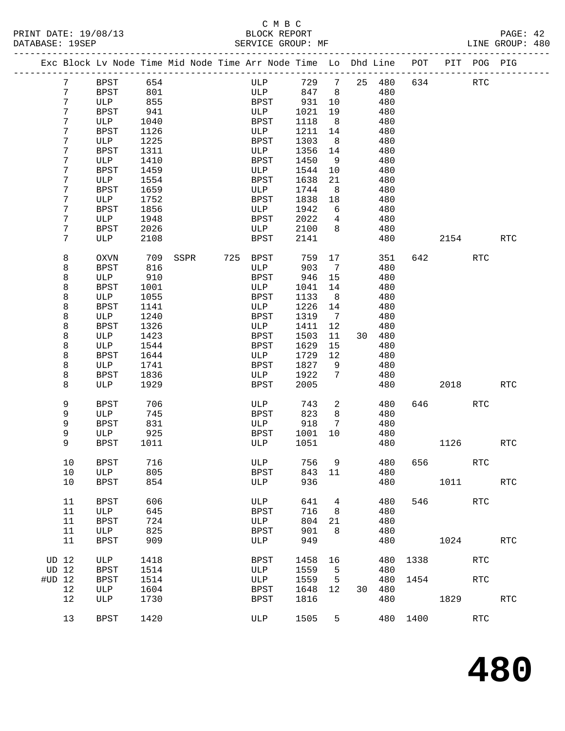C M B C
BLOCK REPORT
SERVICE GROUP: MF

PRINT DATE: 19/08/13
DATABASE: 19SEP

LINE GROUP: 480

| Exc | Block | Lv Node | Time | Mid Node | Time | Arr Node | Time | Lo | Dhd | Line | POT | PIT | POG | PIG |
|---|---|---|---|---|---|---|---|---|---|---|---|---|---|---|
| | 7 | BPST | 654 | | | ULP | 729 | 7 | 25 | 480 | 634 | | RTC | |
| | 7 | BPST | 801 | | | ULP | 847 | 8 | | 480 | | | | |
| | 7 | ULP | 855 | | | BPST | 931 | 10 | | 480 | | | | |
| | 7 | BPST | 941 | | | ULP | 1021 | 19 | | 480 | | | | |
| | 7 | ULP | 1040 | | | BPST | 1118 | 8 | | 480 | | | | |
| | 7 | BPST | 1126 | | | ULP | 1211 | 14 | | 480 | | | | |
| | 7 | ULP | 1225 | | | BPST | 1303 | 8 | | 480 | | | | |
| | 7 | BPST | 1311 | | | ULP | 1356 | 14 | | 480 | | | | |
| | 7 | ULP | 1410 | | | BPST | 1450 | 9 | | 480 | | | | |
| | 7 | BPST | 1459 | | | ULP | 1544 | 10 | | 480 | | | | |
| | 7 | ULP | 1554 | | | BPST | 1638 | 21 | | 480 | | | | |
| | 7 | BPST | 1659 | | | ULP | 1744 | 8 | | 480 | | | | |
| | 7 | ULP | 1752 | | | BPST | 1838 | 18 | | 480 | | | | |
| | 7 | BPST | 1856 | | | ULP | 1942 | 6 | | 480 | | | | |
| | 7 | ULP | 1948 | | | BPST | 2022 | 4 | | 480 | | | | |
| | 7 | BPST | 2026 | | | ULP | 2100 | 8 | | 480 | | | | |
| | 7 | ULP | 2108 | | | BPST | 2141 | | | 480 | | 2154 | | RTC |
| | 8 | OXVN | 709 | SSPR | 725 | BPST | 759 | 17 | | 351 | 642 | | RTC | |
| | 8 | BPST | 816 | | | ULP | 903 | 7 | | 480 | | | | |
| | 8 | ULP | 910 | | | BPST | 946 | 15 | | 480 | | | | |
| | 8 | BPST | 1001 | | | ULP | 1041 | 14 | | 480 | | | | |
| | 8 | ULP | 1055 | | | BPST | 1133 | 8 | | 480 | | | | |
| | 8 | BPST | 1141 | | | ULP | 1226 | 14 | | 480 | | | | |
| | 8 | ULP | 1240 | | | BPST | 1319 | 7 | | 480 | | | | |
| | 8 | BPST | 1326 | | | ULP | 1411 | 12 | | 480 | | | | |
| | 8 | ULP | 1423 | | | BPST | 1503 | 11 | 30 | 480 | | | | |
| | 8 | ULP | 1544 | | | BPST | 1629 | 15 | | 480 | | | | |
| | 8 | BPST | 1644 | | | ULP | 1729 | 12 | | 480 | | | | |
| | 8 | ULP | 1741 | | | BPST | 1827 | 9 | | 480 | | | | |
| | 8 | BPST | 1836 | | | ULP | 1922 | 7 | | 480 | | | | |
| | 8 | ULP | 1929 | | | BPST | 2005 | | | 480 | | 2018 | | RTC |
| | 9 | BPST | 706 | | | ULP | 743 | 2 | | 480 | 646 | | RTC | |
| | 9 | ULP | 745 | | | BPST | 823 | 8 | | 480 | | | | |
| | 9 | BPST | 831 | | | ULP | 918 | 7 | | 480 | | | | |
| | 9 | ULP | 925 | | | BPST | 1001 | 10 | | 480 | | | | |
| | 9 | BPST | 1011 | | | ULP | 1051 | | | 480 | | 1126 | | RTC |
| | 10 | BPST | 716 | | | ULP | 756 | 9 | | 480 | 656 | | RTC | |
| | 10 | ULP | 805 | | | BPST | 843 | 11 | | 480 | | | | |
| | 10 | BPST | 854 | | | ULP | 936 | | | 480 | | 1011 | | RTC |
| | 11 | BPST | 606 | | | ULP | 641 | 4 | | 480 | 546 | | RTC | |
| | 11 | ULP | 645 | | | BPST | 716 | 8 | | 480 | | | | |
| | 11 | BPST | 724 | | | ULP | 804 | 21 | | 480 | | | | |
| | 11 | ULP | 825 | | | BPST | 901 | 8 | | 480 | | | | |
| | 11 | BPST | 909 | | | ULP | 949 | | | 480 | | 1024 | | RTC |
| UD | 12 | ULP | 1418 | | | BPST | 1458 | 16 | | 480 | 1338 | | RTC | |
| UD | 12 | BPST | 1514 | | | ULP | 1559 | 5 | | 480 | | | | |
| #UD | 12 | BPST | 1514 | | | ULP | 1559 | 5 | | 480 | 1454 | | RTC | |
| | 12 | ULP | 1604 | | | BPST | 1648 | 12 | 30 | 480 | | | | |
| | 12 | ULP | 1730 | | | BPST | 1816 | | | 480 | | 1829 | | RTC |
| | 13 | BPST | 1420 | | | ULP | 1505 | 5 | | 480 | 1400 | | RTC | |

# 480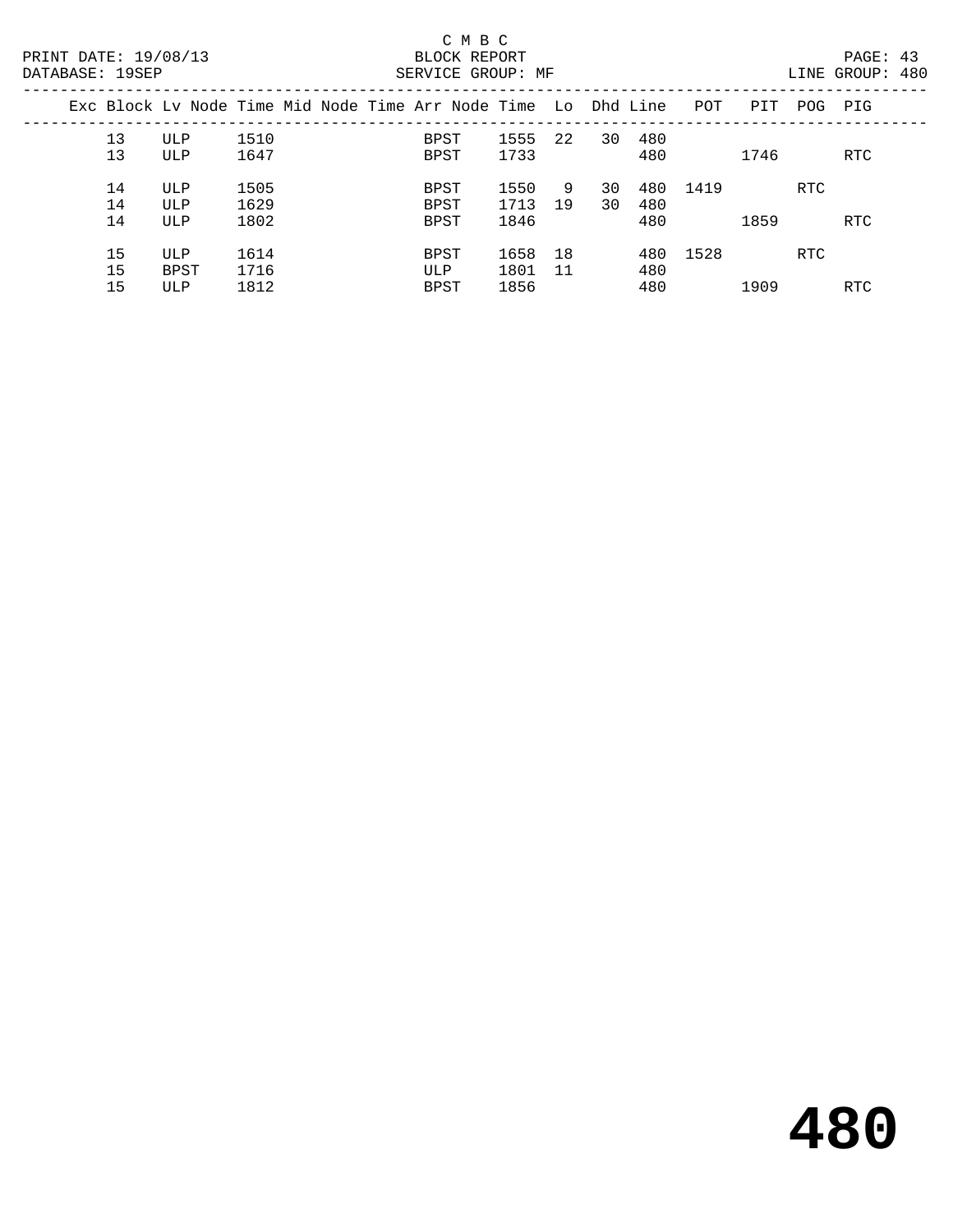C M B C

PRINT DATE: 19/08/13 BLOCK REPORT

DATABASE: 19SEP SERVICE GROUP: MF LINE GROUP: 480

| Exc | Block | Lv Node | Time | Mid Node | Time | Arr Node | Time | Lo | Dhd | Line | POT | PIT | POG | PIG |
|---|---|---|---|---|---|---|---|---|---|---|---|---|---|---|
| | 13 | ULP | 1510 | | | BPST | 1555 | 22 | 30 | 480 | | | | |
| | 13 | ULP | 1647 | | | BPST | 1733 | | | 480 | | 1746 | | RTC |
| | 14 | ULP | 1505 | | | BPST | 1550 | 9 | 30 | 480 | 1419 | | RTC | |
| | 14 | ULP | 1629 | | | BPST | 1713 | 19 | 30 | 480 | | | | |
| | 14 | ULP | 1802 | | | BPST | 1846 | | | 480 | | 1859 | | RTC |
| | 15 | ULP | 1614 | | | BPST | 1658 | 18 | | 480 | 1528 | | RTC | |
| | 15 | BPST | 1716 | | | ULP | 1801 | 11 | | 480 | | | | |
| | 15 | ULP | 1812 | | | BPST | 1856 | | | 480 | | 1909 | | RTC |

# 480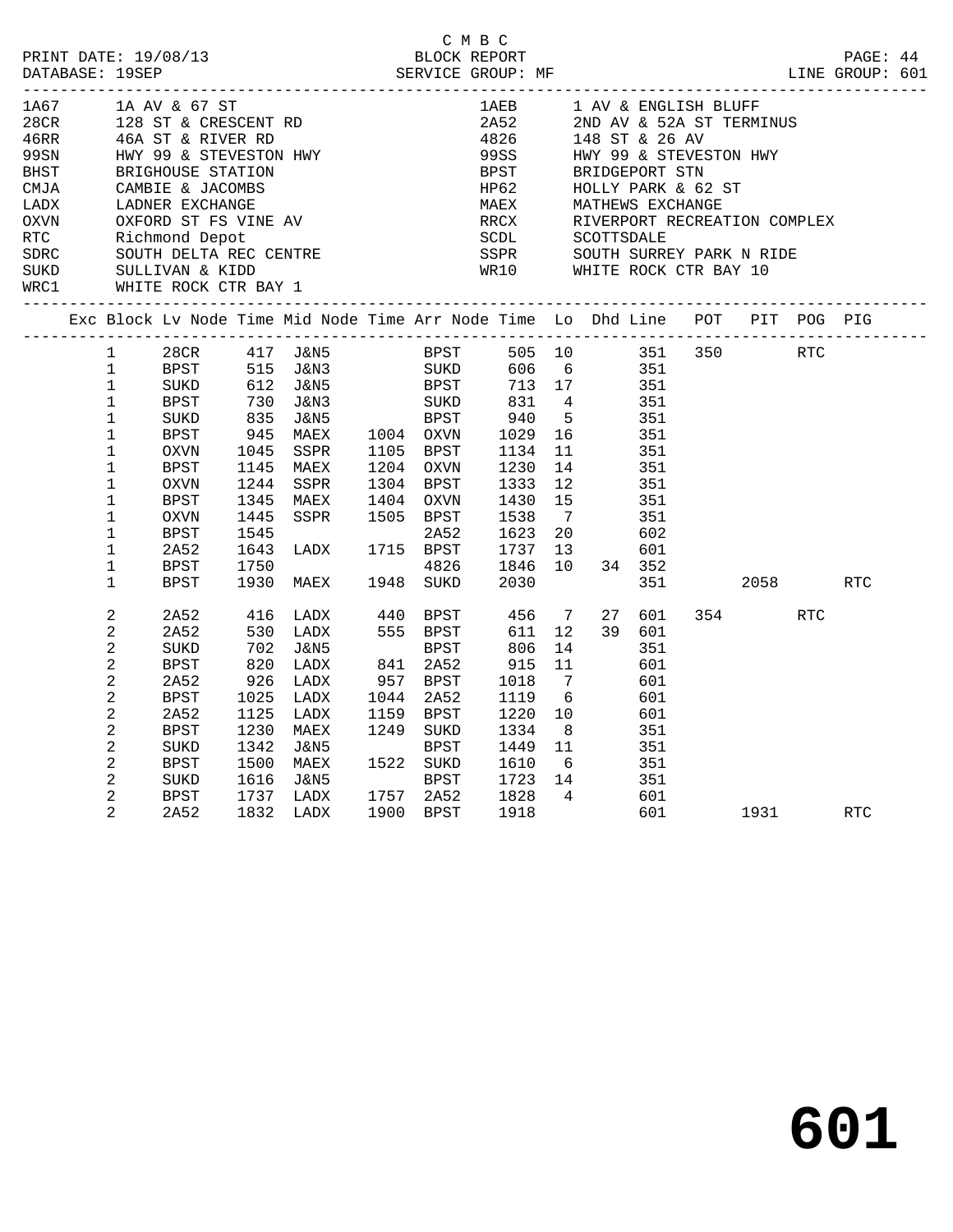C M B C

PRINT DATE: 19/08/13 BLOCK REPORT
DATABASE: 19SEP SERVICE GROUP: MF LINE GROUP: 601

| | | | |
|---|---|---|---|
| 1A67 | 1A AV & 67 ST | 1AEB | 1 AV & ENGLISH BLUFF |
| 28CR | 128 ST & CRESCENT RD | 2A52 | 2ND AV & 52A ST TERMINUS |
| 46RR | 46A ST & RIVER RD | 4826 | 148 ST & 26 AV |
| 99SN | HWY 99 & STEVESTON HWY | 99SS | HWY 99 & STEVESTON HWY |
| BHST | BRIGHOUSE STATION | BPST | BRIDGEPORT STN |
| CMJA | CAMBIE & JACOMBS | HP62 | HOLLY PARK & 62 ST |
| LADX | LADNER EXCHANGE | MAEX | MATHEWS EXCHANGE |
| OXVN | OXFORD ST FS VINE AV | RRCX | RIVERPORT RECREATION COMPLEX |
| RTC | Richmond Depot | SCDL | SCOTTSDALE |
| SDRC | SOUTH DELTA REC CENTRE | SSPR | SOUTH SURREY PARK N RIDE |
| SUKD | SULLIVAN & KIDD | WR10 | WHITE ROCK CTR BAY 10 |
| WRC1 | WHITE ROCK CTR BAY 1 | | |

| Exc | Block | Lv Node | Time | Mid Node | Time | Arr Node | Time | Lo | Dhd | Line | POT | PIT | POG | PIG |
|---|---|---|---|---|---|---|---|---|---|---|---|---|---|---|
| | 1 | 28CR | 417 | J&N5 | | BPST | 505 | 10 | | 351 | 350 | | RTC | |
| | 1 | BPST | 515 | J&N3 | | SUKD | 606 | 6 | | 351 | | | | |
| | 1 | SUKD | 612 | J&N5 | | BPST | 713 | 17 | | 351 | | | | |
| | 1 | BPST | 730 | J&N3 | | SUKD | 831 | 4 | | 351 | | | | |
| | 1 | SUKD | 835 | J&N5 | | BPST | 940 | 5 | | 351 | | | | |
| | 1 | BPST | 945 | MAEX | 1004 | OXVN | 1029 | 16 | | 351 | | | | |
| | 1 | OXVN | 1045 | SSPR | 1105 | BPST | 1134 | 11 | | 351 | | | | |
| | 1 | BPST | 1145 | MAEX | 1204 | OXVN | 1230 | 14 | | 351 | | | | |
| | 1 | OXVN | 1244 | SSPR | 1304 | BPST | 1333 | 12 | | 351 | | | | |
| | 1 | BPST | 1345 | MAEX | 1404 | OXVN | 1430 | 15 | | 351 | | | | |
| | 1 | OXVN | 1445 | SSPR | 1505 | BPST | 1538 | 7 | | 351 | | | | |
| | 1 | BPST | 1545 | | | 2A52 | 1623 | 20 | | 602 | | | | |
| | 1 | 2A52 | 1643 | LADX | 1715 | BPST | 1737 | 13 | | 601 | | | | |
| | 1 | BPST | 1750 | | | 4826 | 1846 | 10 | 34 | 352 | | | | |
| | 1 | BPST | 1930 | MAEX | 1948 | SUKD | 2030 | | | 351 | | 2058 | | RTC |
| | 2 | 2A52 | 416 | LADX | 440 | BPST | 456 | 7 | 27 | 601 | 354 | | RTC | |
| | 2 | 2A52 | 530 | LADX | 555 | BPST | 611 | 12 | 39 | 601 | | | | |
| | 2 | SUKD | 702 | J&N5 | | BPST | 806 | 14 | | 351 | | | | |
| | 2 | BPST | 820 | LADX | 841 | 2A52 | 915 | 11 | | 601 | | | | |
| | 2 | 2A52 | 926 | LADX | 957 | BPST | 1018 | 7 | | 601 | | | | |
| | 2 | BPST | 1025 | LADX | 1044 | 2A52 | 1119 | 6 | | 601 | | | | |
| | 2 | 2A52 | 1125 | LADX | 1159 | BPST | 1220 | 10 | | 601 | | | | |
| | 2 | BPST | 1230 | MAEX | 1249 | SUKD | 1334 | 8 | | 351 | | | | |
| | 2 | SUKD | 1342 | J&N5 | | BPST | 1449 | 11 | | 351 | | | | |
| | 2 | BPST | 1500 | MAEX | 1522 | SUKD | 1610 | 6 | | 351 | | | | |
| | 2 | SUKD | 1616 | J&N5 | | BPST | 1723 | 14 | | 351 | | | | |
| | 2 | BPST | 1737 | LADX | 1757 | 2A52 | 1828 | 4 | | 601 | | | | |
| | 2 | 2A52 | 1832 | LADX | 1900 | BPST | 1918 | | | 601 | | 1931 | | RTC |

601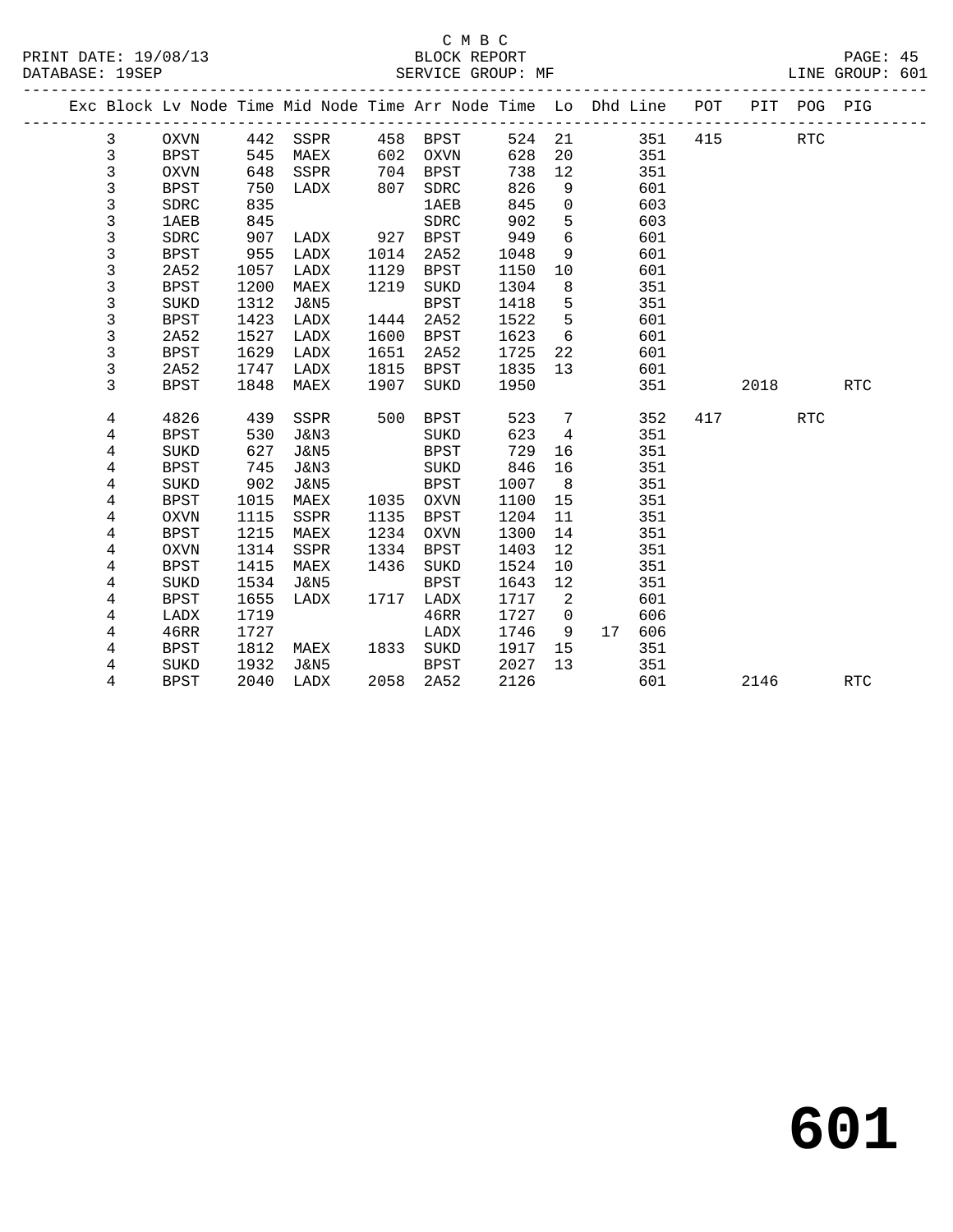C M B C
BLOCK REPORT
SERVICE GROUP: MF

PRINT DATE: 19/08/13
DATABASE: 19SEP
LINE GROUP: 601

| Exc | Block | Lv | Node | Time | Mid Node | Time | Arr Node | Time | Lo | Dhd | Line | POT | PIT | POG | PIG |
|---|---|---|---|---|---|---|---|---|---|---|---|---|---|---|---|
| | 3 | | OXVN | 442 | SSPR | 458 | BPST | 524 | 21 | | 351 | 415 | | RTC | |
| | 3 | | BPST | 545 | MAEX | 602 | OXVN | 628 | 20 | | 351 | | | | |
| | 3 | | OXVN | 648 | SSPR | 704 | BPST | 738 | 12 | | 351 | | | | |
| | 3 | | BPST | 750 | LADX | 807 | SDRC | 826 | 9 | | 601 | | | | |
| | 3 | | SDRC | 835 | | | 1AEB | 845 | 0 | | 603 | | | | |
| | 3 | | 1AEB | 845 | | | SDRC | 902 | 5 | | 603 | | | | |
| | 3 | | SDRC | 907 | LADX | 927 | BPST | 949 | 6 | | 601 | | | | |
| | 3 | | BPST | 955 | LADX | 1014 | 2A52 | 1048 | 9 | | 601 | | | | |
| | 3 | | 2A52 | 1057 | LADX | 1129 | BPST | 1150 | 10 | | 601 | | | | |
| | 3 | | BPST | 1200 | MAEX | 1219 | SUKD | 1304 | 8 | | 351 | | | | |
| | 3 | | SUKD | 1312 | J&N5 | | BPST | 1418 | 5 | | 351 | | | | |
| | 3 | | BPST | 1423 | LADX | 1444 | 2A52 | 1522 | 5 | | 601 | | | | |
| | 3 | | 2A52 | 1527 | LADX | 1600 | BPST | 1623 | 6 | | 601 | | | | |
| | 3 | | BPST | 1629 | LADX | 1651 | 2A52 | 1725 | 22 | | 601 | | | | |
| | 3 | | 2A52 | 1747 | LADX | 1815 | BPST | 1835 | 13 | | 601 | | | | |
| | 3 | | BPST | 1848 | MAEX | 1907 | SUKD | 1950 | | | 351 | | 2018 | | RTC |
| | 4 | | 4826 | 439 | SSPR | 500 | BPST | 523 | 7 | | 352 | 417 | | RTC | |
| | 4 | | BPST | 530 | J&N3 | | SUKD | 623 | 4 | | 351 | | | | |
| | 4 | | SUKD | 627 | J&N5 | | BPST | 729 | 16 | | 351 | | | | |
| | 4 | | BPST | 745 | J&N3 | | SUKD | 846 | 16 | | 351 | | | | |
| | 4 | | SUKD | 902 | J&N5 | | BPST | 1007 | 8 | | 351 | | | | |
| | 4 | | BPST | 1015 | MAEX | 1035 | OXVN | 1100 | 15 | | 351 | | | | |
| | 4 | | OXVN | 1115 | SSPR | 1135 | BPST | 1204 | 11 | | 351 | | | | |
| | 4 | | BPST | 1215 | MAEX | 1234 | OXVN | 1300 | 14 | | 351 | | | | |
| | 4 | | OXVN | 1314 | SSPR | 1334 | BPST | 1403 | 12 | | 351 | | | | |
| | 4 | | BPST | 1415 | MAEX | 1436 | SUKD | 1524 | 10 | | 351 | | | | |
| | 4 | | SUKD | 1534 | J&N5 | | BPST | 1643 | 12 | | 351 | | | | |
| | 4 | | BPST | 1655 | LADX | 1717 | LADX | 1717 | 2 | | 601 | | | | |
| | 4 | | LADX | 1719 | | | 46RR | 1727 | 0 | | 606 | | | | |
| | 4 | | 46RR | 1727 | | | LADX | 1746 | 9 | 17 | 606 | | | | |
| | 4 | | BPST | 1812 | MAEX | 1833 | SUKD | 1917 | 15 | | 351 | | | | |
| | 4 | | SUKD | 1932 | J&N5 | | BPST | 2027 | 13 | | 351 | | | | |
| | 4 | | BPST | 2040 | LADX | 2058 | 2A52 | 2126 | | | 601 | | 2146 | | RTC |

601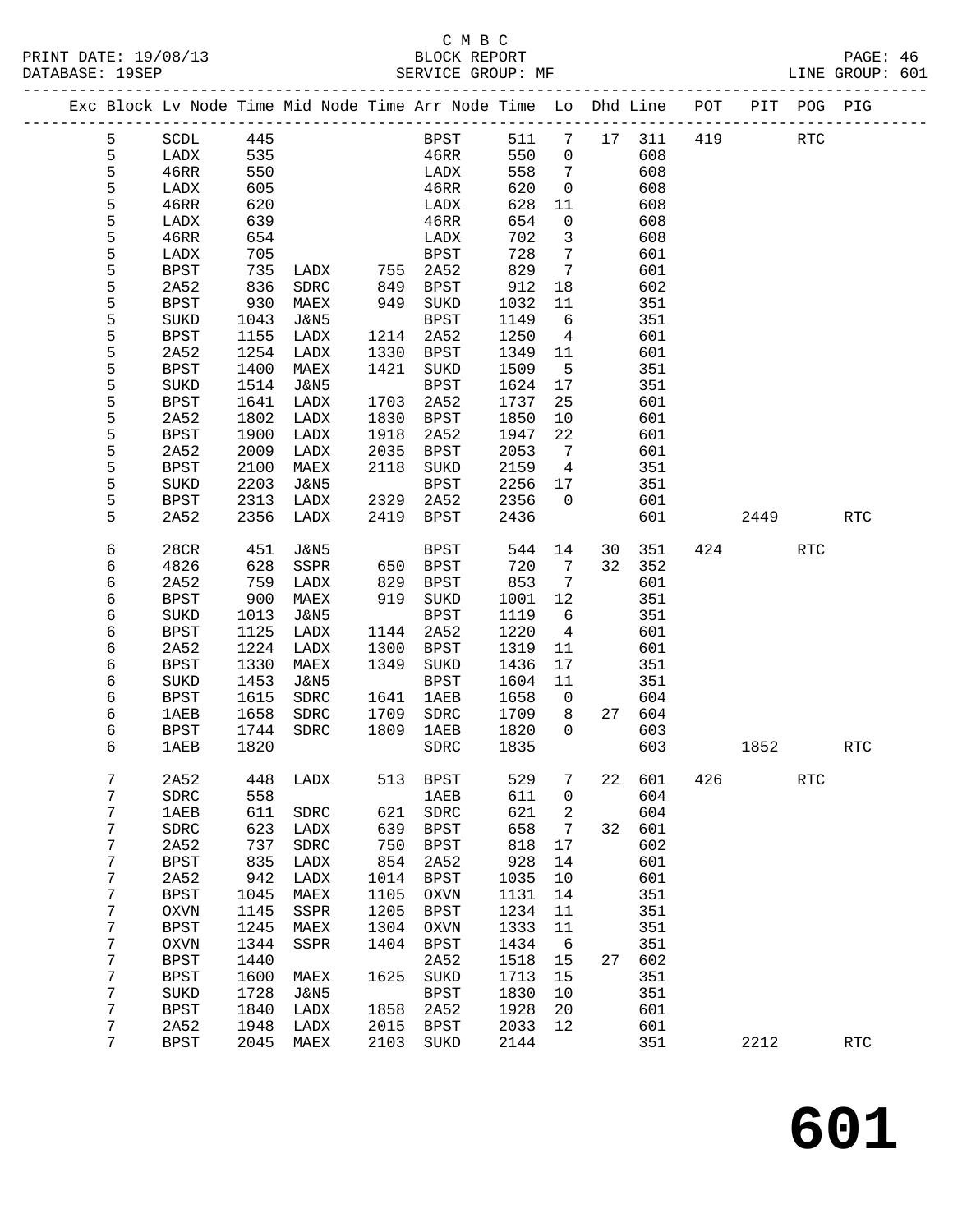C M B C

PRINT DATE: 19/08/13 BLOCK REPORT
DATABASE: 19SEP SERVICE GROUP: MF LINE GROUP: 601

| Exc | Block | Lv | Node | Time | Mid Node | Time | Arr Node | Time | Lo | Dhd | Line | POT | PIT | POG | PIG |
|---|---|---|---|---|---|---|---|---|---|---|---|---|---|---|---|
| | 5 | | SCDL | 445 | | | BPST | 511 | 7 | 17 | 311 | 419 | | RTC | |
| | 5 | | LADX | 535 | | | 46RR | 550 | 0 | | 608 | | | | |
| | 5 | | 46RR | 550 | | | LADX | 558 | 7 | | 608 | | | | |
| | 5 | | LADX | 605 | | | 46RR | 620 | 0 | | 608 | | | | |
| | 5 | | 46RR | 620 | | | LADX | 628 | 11 | | 608 | | | | |
| | 5 | | LADX | 639 | | | 46RR | 654 | 0 | | 608 | | | | |
| | 5 | | 46RR | 654 | | | LADX | 702 | 3 | | 608 | | | | |
| | 5 | | LADX | 705 | | | BPST | 728 | 7 | | 601 | | | | |
| | 5 | | BPST | 735 | LADX | 755 | 2A52 | 829 | 7 | | 601 | | | | |
| | 5 | | 2A52 | 836 | SDRC | 849 | BPST | 912 | 18 | | 602 | | | | |
| | 5 | | BPST | 930 | MAEX | 949 | SUKD | 1032 | 11 | | 351 | | | | |
| | 5 | | SUKD | 1043 | J&N5 | | BPST | 1149 | 6 | | 351 | | | | |
| | 5 | | BPST | 1155 | LADX | 1214 | 2A52 | 1250 | 4 | | 601 | | | | |
| | 5 | | 2A52 | 1254 | LADX | 1330 | BPST | 1349 | 11 | | 601 | | | | |
| | 5 | | BPST | 1400 | MAEX | 1421 | SUKD | 1509 | 5 | | 351 | | | | |
| | 5 | | SUKD | 1514 | J&N5 | | BPST | 1624 | 17 | | 351 | | | | |
| | 5 | | BPST | 1641 | LADX | 1703 | 2A52 | 1737 | 25 | | 601 | | | | |
| | 5 | | 2A52 | 1802 | LADX | 1830 | BPST | 1850 | 10 | | 601 | | | | |
| | 5 | | BPST | 1900 | LADX | 1918 | 2A52 | 1947 | 22 | | 601 | | | | |
| | 5 | | 2A52 | 2009 | LADX | 2035 | BPST | 2053 | 7 | | 601 | | | | |
| | 5 | | BPST | 2100 | MAEX | 2118 | SUKD | 2159 | 4 | | 351 | | | | |
| | 5 | | SUKD | 2203 | J&N5 | | BPST | 2256 | 17 | | 351 | | | | |
| | 5 | | BPST | 2313 | LADX | 2329 | 2A52 | 2356 | 0 | | 601 | | | | |
| | 5 | | 2A52 | 2356 | LADX | 2419 | BPST | 2436 | | | 601 | | 2449 | | RTC |
| | 6 | | 28CR | 451 | J&N5 | | BPST | 544 | 14 | 30 | 351 | 424 | | RTC | |
| | 6 | | 4826 | 628 | SSPR | 650 | BPST | 720 | 7 | 32 | 352 | | | | |
| | 6 | | 2A52 | 759 | LADX | 829 | BPST | 853 | 7 | | 601 | | | | |
| | 6 | | BPST | 900 | MAEX | 919 | SUKD | 1001 | 12 | | 351 | | | | |
| | 6 | | SUKD | 1013 | J&N5 | | BPST | 1119 | 6 | | 351 | | | | |
| | 6 | | BPST | 1125 | LADX | 1144 | 2A52 | 1220 | 4 | | 601 | | | | |
| | 6 | | 2A52 | 1224 | LADX | 1300 | BPST | 1319 | 11 | | 601 | | | | |
| | 6 | | BPST | 1330 | MAEX | 1349 | SUKD | 1436 | 17 | | 351 | | | | |
| | 6 | | SUKD | 1453 | J&N5 | | BPST | 1604 | 11 | | 351 | | | | |
| | 6 | | BPST | 1615 | SDRC | 1641 | 1AEB | 1658 | 0 | | 604 | | | | |
| | 6 | | 1AEB | 1658 | SDRC | 1709 | SDRC | 1709 | 8 | 27 | 604 | | | | |
| | 6 | | BPST | 1744 | SDRC | 1809 | 1AEB | 1820 | 0 | | 603 | | | | |
| | 6 | | 1AEB | 1820 | | | SDRC | 1835 | | | 603 | | 1852 | | RTC |
| | 7 | | 2A52 | 448 | LADX | 513 | BPST | 529 | 7 | 22 | 601 | 426 | | RTC | |
| | 7 | | SDRC | 558 | | | 1AEB | 611 | 0 | | 604 | | | | |
| | 7 | | 1AEB | 611 | SDRC | 621 | SDRC | 621 | 2 | | 604 | | | | |
| | 7 | | SDRC | 623 | LADX | 639 | BPST | 658 | 7 | 32 | 601 | | | | |
| | 7 | | 2A52 | 737 | SDRC | 750 | BPST | 818 | 17 | | 602 | | | | |
| | 7 | | BPST | 835 | LADX | 854 | 2A52 | 928 | 14 | | 601 | | | | |
| | 7 | | 2A52 | 942 | LADX | 1014 | BPST | 1035 | 10 | | 601 | | | | |
| | 7 | | BPST | 1045 | MAEX | 1105 | OXVN | 1131 | 14 | | 351 | | | | |
| | 7 | | OXVN | 1145 | SSPR | 1205 | BPST | 1234 | 11 | | 351 | | | | |
| | 7 | | BPST | 1245 | MAEX | 1304 | OXVN | 1333 | 11 | | 351 | | | | |
| | 7 | | OXVN | 1344 | SSPR | 1404 | BPST | 1434 | 6 | | 351 | | | | |
| | 7 | | BPST | 1440 | | | 2A52 | 1518 | 15 | 27 | 602 | | | | |
| | 7 | | BPST | 1600 | MAEX | 1625 | SUKD | 1713 | 15 | | 351 | | | | |
| | 7 | | SUKD | 1728 | J&N5 | | BPST | 1830 | 10 | | 351 | | | | |
| | 7 | | BPST | 1840 | LADX | 1858 | 2A52 | 1928 | 20 | | 601 | | | | |
| | 7 | | 2A52 | 1948 | LADX | 2015 | BPST | 2033 | 12 | | 601 | | | | |
| | 7 | | BPST | 2045 | MAEX | 2103 | SUKD | 2144 | | | 351 | | 2212 | | RTC |

# 601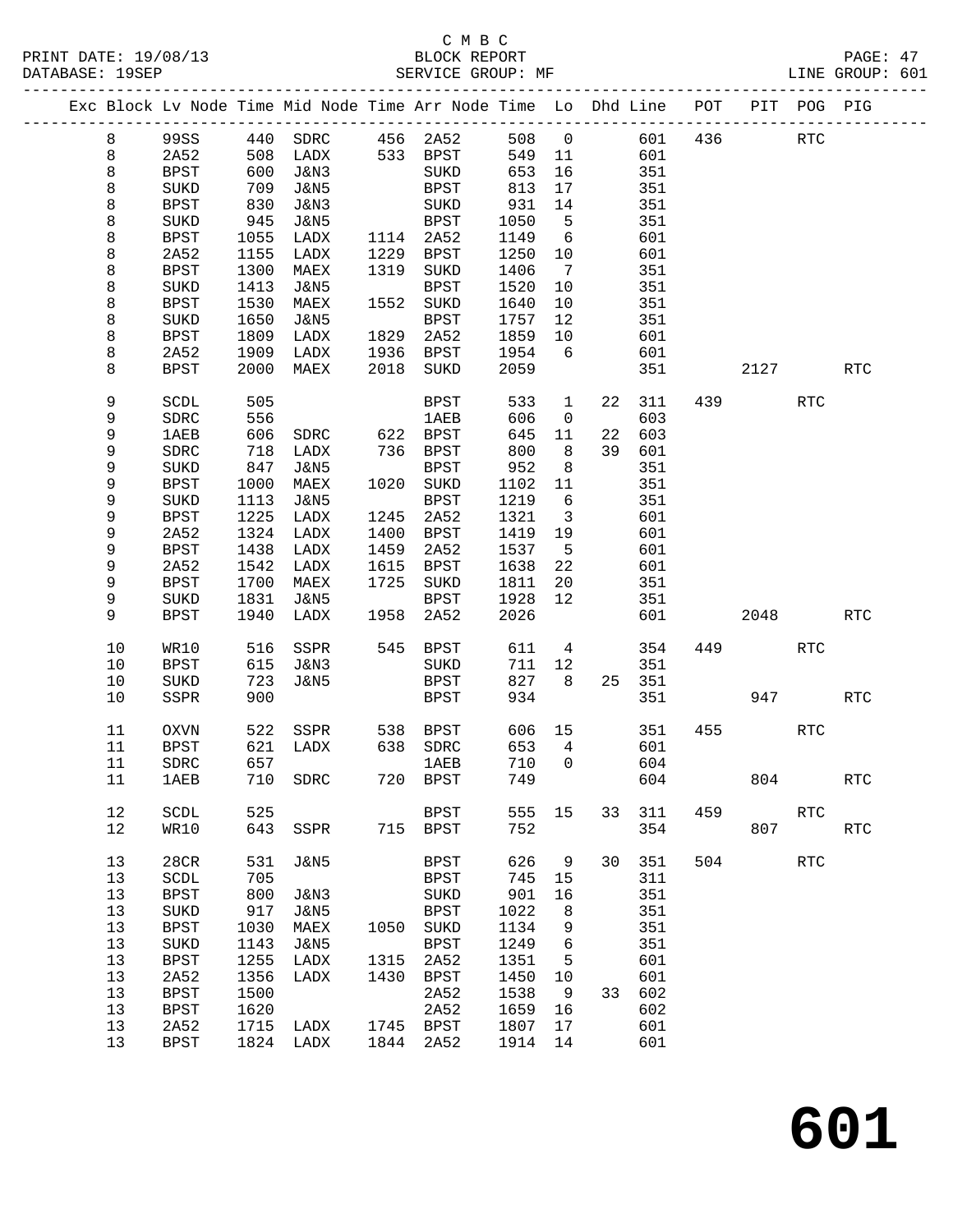C M B C

BLOCK REPORT

SERVICE GROUP: MF

LINE GROUP: 601

| Exc | Block | Lv | Node | Time | Mid Node | Time | Arr Node | Time | Lo | Dhd | Line | POT | PIT | POG | PIG |
|---|---|---|---|---|---|---|---|---|---|---|---|---|---|---|---|
| | 8 | | 99SS | 440 | SDRC | 456 | 2A52 | 508 | 0 | | 601 | 436 | | RTC | |
| | 8 | | 2A52 | 508 | LADX | 533 | BPST | 549 | 11 | | 601 | | | | |
| | 8 | | BPST | 600 | J&N3 | | SUKD | 653 | 16 | | 351 | | | | |
| | 8 | | SUKD | 709 | J&N5 | | BPST | 813 | 17 | | 351 | | | | |
| | 8 | | BPST | 830 | J&N3 | | SUKD | 931 | 14 | | 351 | | | | |
| | 8 | | SUKD | 945 | J&N5 | | BPST | 1050 | 5 | | 351 | | | | |
| | 8 | | BPST | 1055 | LADX | 1114 | 2A52 | 1149 | 6 | | 601 | | | | |
| | 8 | | 2A52 | 1155 | LADX | 1229 | BPST | 1250 | 10 | | 601 | | | | |
| | 8 | | BPST | 1300 | MAEX | 1319 | SUKD | 1406 | 7 | | 351 | | | | |
| | 8 | | SUKD | 1413 | J&N5 | | BPST | 1520 | 10 | | 351 | | | | |
| | 8 | | BPST | 1530 | MAEX | 1552 | SUKD | 1640 | 10 | | 351 | | | | |
| | 8 | | SUKD | 1650 | J&N5 | | BPST | 1757 | 12 | | 351 | | | | |
| | 8 | | BPST | 1809 | LADX | 1829 | 2A52 | 1859 | 10 | | 601 | | | | |
| | 8 | | 2A52 | 1909 | LADX | 1936 | BPST | 1954 | 6 | | 601 | | | | |
| | 8 | | BPST | 2000 | MAEX | 2018 | SUKD | 2059 | | | 351 | | 2127 | | RTC |
| | 9 | | SCDL | 505 | | | BPST | 533 | 1 | 22 | 311 | 439 | | RTC | |
| | 9 | | SDRC | 556 | | | 1AEB | 606 | 0 | | 603 | | | | |
| | 9 | | 1AEB | 606 | SDRC | 622 | BPST | 645 | 11 | 22 | 603 | | | | |
| | 9 | | SDRC | 718 | LADX | 736 | BPST | 800 | 8 | 39 | 601 | | | | |
| | 9 | | SUKD | 847 | J&N5 | | BPST | 952 | 8 | | 351 | | | | |
| | 9 | | BPST | 1000 | MAEX | 1020 | SUKD | 1102 | 11 | | 351 | | | | |
| | 9 | | SUKD | 1113 | J&N5 | | BPST | 1219 | 6 | | 351 | | | | |
| | 9 | | BPST | 1225 | LADX | 1245 | 2A52 | 1321 | 3 | | 601 | | | | |
| | 9 | | 2A52 | 1324 | LADX | 1400 | BPST | 1419 | 19 | | 601 | | | | |
| | 9 | | BPST | 1438 | LADX | 1459 | 2A52 | 1537 | 5 | | 601 | | | | |
| | 9 | | 2A52 | 1542 | LADX | 1615 | BPST | 1638 | 22 | | 601 | | | | |
| | 9 | | BPST | 1700 | MAEX | 1725 | SUKD | 1811 | 20 | | 351 | | | | |
| | 9 | | SUKD | 1831 | J&N5 | | BPST | 1928 | 12 | | 351 | | | | |
| | 9 | | BPST | 1940 | LADX | 1958 | 2A52 | 2026 | | | 601 | | 2048 | | RTC |
| | 10 | | WR10 | 516 | SSPR | 545 | BPST | 611 | 4 | | 354 | 449 | | RTC | |
| | 10 | | BPST | 615 | J&N3 | | SUKD | 711 | 12 | | 351 | | | | |
| | 10 | | SUKD | 723 | J&N5 | | BPST | 827 | 8 | 25 | 351 | | | | |
| | 10 | | SSPR | 900 | | | BPST | 934 | | | 351 | | 947 | | RTC |
| | 11 | | OXVN | 522 | SSPR | 538 | BPST | 606 | 15 | | 351 | 455 | | RTC | |
| | 11 | | BPST | 621 | LADX | 638 | SDRC | 653 | 4 | | 601 | | | | |
| | 11 | | SDRC | 657 | | | 1AEB | 710 | 0 | | 604 | | | | |
| | 11 | | 1AEB | 710 | SDRC | 720 | BPST | 749 | | | 604 | | 804 | | RTC |
| | 12 | | SCDL | 525 | | | BPST | 555 | 15 | 33 | 311 | 459 | | RTC | |
| | 12 | | WR10 | 643 | SSPR | 715 | BPST | 752 | | | 354 | | 807 | | RTC |
| | 13 | | 28CR | 531 | J&N5 | | BPST | 626 | 9 | 30 | 351 | 504 | | RTC | |
| | 13 | | SCDL | 705 | | | BPST | 745 | 15 | | 311 | | | | |
| | 13 | | BPST | 800 | J&N3 | | SUKD | 901 | 16 | | 351 | | | | |
| | 13 | | SUKD | 917 | J&N5 | | BPST | 1022 | 8 | | 351 | | | | |
| | 13 | | BPST | 1030 | MAEX | 1050 | SUKD | 1134 | 9 | | 351 | | | | |
| | 13 | | SUKD | 1143 | J&N5 | | BPST | 1249 | 6 | | 351 | | | | |
| | 13 | | BPST | 1255 | LADX | 1315 | 2A52 | 1351 | 5 | | 601 | | | | |
| | 13 | | 2A52 | 1356 | LADX | 1430 | BPST | 1450 | 10 | | 601 | | | | |
| | 13 | | BPST | 1500 | | | 2A52 | 1538 | 9 | 33 | 602 | | | | |
| | 13 | | BPST | 1620 | | | 2A52 | 1659 | 16 | | 602 | | | | |
| | 13 | | 2A52 | 1715 | LADX | 1745 | BPST | 1807 | 17 | | 601 | | | | |
| | 13 | | BPST | 1824 | LADX | 1844 | 2A52 | 1914 | 14 | | 601 | | | | |

**601**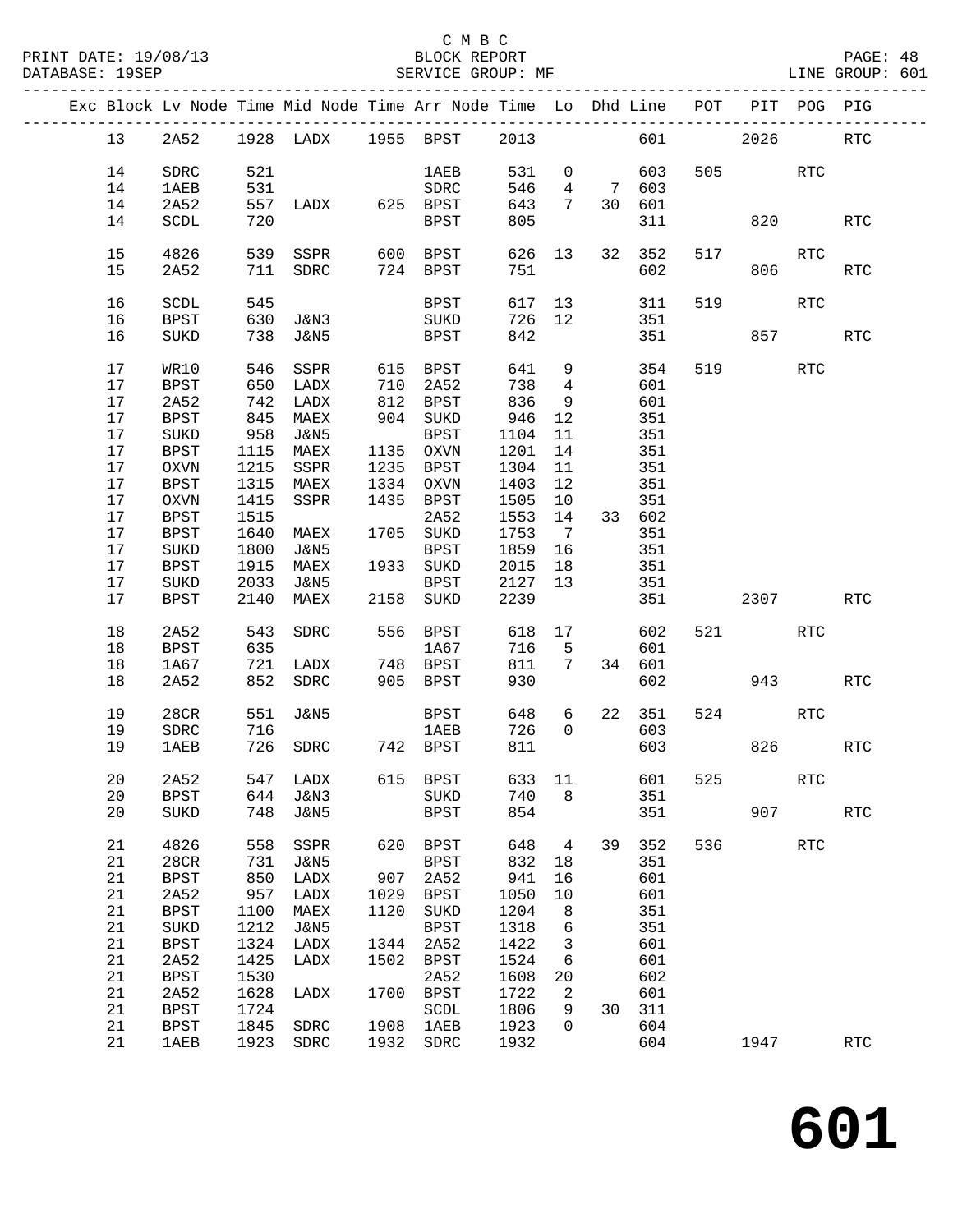C M B C

BLOCK REPORT

SERVICE GROUP: MF

PRINT DATE: 19/08/13
DATABASE: 19SEP
LINE GROUP: 601

| Exc | Block | Lv Node | Time | Mid Node | Time | Arr Node | Time | Lo | Dhd | Line | POT | PIT | POG | PIG |
|---|---|---|---|---|---|---|---|---|---|---|---|---|---|---|
| | 13 | 2A52 | 1928 | LADX | 1955 | BPST | 2013 | | | 601 | | 2026 | | RTC |
| | 14 | SDRC | 521 | | | 1AEB | 531 | 0 | | 603 | 505 | | RTC | |
| | 14 | 1AEB | 531 | | | SDRC | 546 | 4 | 7 | 603 | | | | |
| | 14 | 2A52 | 557 | LADX | 625 | BPST | 643 | 7 | 30 | 601 | | | | |
| | 14 | SCDL | 720 | | | BPST | 805 | | | 311 | | 820 | | RTC |
| | 15 | 4826 | 539 | SSPR | 600 | BPST | 626 | 13 | 32 | 352 | 517 | | RTC | |
| | 15 | 2A52 | 711 | SDRC | 724 | BPST | 751 | | | 602 | | 806 | | RTC |
| | 16 | SCDL | 545 | | | BPST | 617 | 13 | | 311 | 519 | | RTC | |
| | 16 | BPST | 630 | J&N3 | | SUKD | 726 | 12 | | 351 | | | | |
| | 16 | SUKD | 738 | J&N5 | | BPST | 842 | | | 351 | | 857 | | RTC |
| | 17 | WR10 | 546 | SSPR | 615 | BPST | 641 | 9 | | 354 | 519 | | RTC | |
| | 17 | BPST | 650 | LADX | 710 | 2A52 | 738 | 4 | | 601 | | | | |
| | 17 | 2A52 | 742 | LADX | 812 | BPST | 836 | 9 | | 601 | | | | |
| | 17 | BPST | 845 | MAEX | 904 | SUKD | 946 | 12 | | 351 | | | | |
| | 17 | SUKD | 958 | J&N5 | | BPST | 1104 | 11 | | 351 | | | | |
| | 17 | BPST | 1115 | MAEX | 1135 | OXVN | 1201 | 14 | | 351 | | | | |
| | 17 | OXVN | 1215 | SSPR | 1235 | BPST | 1304 | 11 | | 351 | | | | |
| | 17 | BPST | 1315 | MAEX | 1334 | OXVN | 1403 | 12 | | 351 | | | | |
| | 17 | OXVN | 1415 | SSPR | 1435 | BPST | 1505 | 10 | | 351 | | | | |
| | 17 | BPST | 1515 | | | 2A52 | 1553 | 14 | 33 | 602 | | | | |
| | 17 | BPST | 1640 | MAEX | 1705 | SUKD | 1753 | 7 | | 351 | | | | |
| | 17 | SUKD | 1800 | J&N5 | | BPST | 1859 | 16 | | 351 | | | | |
| | 17 | BPST | 1915 | MAEX | 1933 | SUKD | 2015 | 18 | | 351 | | | | |
| | 17 | SUKD | 2033 | J&N5 | | BPST | 2127 | 13 | | 351 | | | | |
| | 17 | BPST | 2140 | MAEX | 2158 | SUKD | 2239 | | | 351 | | 2307 | | RTC |
| | 18 | 2A52 | 543 | SDRC | 556 | BPST | 618 | 17 | | 602 | 521 | | RTC | |
| | 18 | BPST | 635 | | | 1A67 | 716 | 5 | | 601 | | | | |
| | 18 | 1A67 | 721 | LADX | 748 | BPST | 811 | 7 | 34 | 601 | | | | |
| | 18 | 2A52 | 852 | SDRC | 905 | BPST | 930 | | | 602 | | 943 | | RTC |
| | 19 | 28CR | 551 | J&N5 | | BPST | 648 | 6 | 22 | 351 | 524 | | RTC | |
| | 19 | SDRC | 716 | | | 1AEB | 726 | 0 | | 603 | | | | |
| | 19 | 1AEB | 726 | SDRC | 742 | BPST | 811 | | | 603 | | 826 | | RTC |
| | 20 | 2A52 | 547 | LADX | 615 | BPST | 633 | 11 | | 601 | 525 | | RTC | |
| | 20 | BPST | 644 | J&N3 | | SUKD | 740 | 8 | | 351 | | | | |
| | 20 | SUKD | 748 | J&N5 | | BPST | 854 | | | 351 | | 907 | | RTC |
| | 21 | 4826 | 558 | SSPR | 620 | BPST | 648 | 4 | 39 | 352 | 536 | | RTC | |
| | 21 | 28CR | 731 | J&N5 | | BPST | 832 | 18 | | 351 | | | | |
| | 21 | BPST | 850 | LADX | 907 | 2A52 | 941 | 16 | | 601 | | | | |
| | 21 | 2A52 | 957 | LADX | 1029 | BPST | 1050 | 10 | | 601 | | | | |
| | 21 | BPST | 1100 | MAEX | 1120 | SUKD | 1204 | 8 | | 351 | | | | |
| | 21 | SUKD | 1212 | J&N5 | | BPST | 1318 | 6 | | 351 | | | | |
| | 21 | BPST | 1324 | LADX | 1344 | 2A52 | 1422 | 3 | | 601 | | | | |
| | 21 | 2A52 | 1425 | LADX | 1502 | BPST | 1524 | 6 | | 601 | | | | |
| | 21 | BPST | 1530 | | | 2A52 | 1608 | 20 | | 602 | | | | |
| | 21 | 2A52 | 1628 | LADX | 1700 | BPST | 1722 | 2 | | 601 | | | | |
| | 21 | BPST | 1724 | | | SCDL | 1806 | 9 | 30 | 311 | | | | |
| | 21 | BPST | 1845 | SDRC | 1908 | 1AEB | 1923 | 0 | | 604 | | | | |
| | 21 | 1AEB | 1923 | SDRC | 1932 | SDRC | 1932 | | | 604 | | 1947 | | RTC |

# 601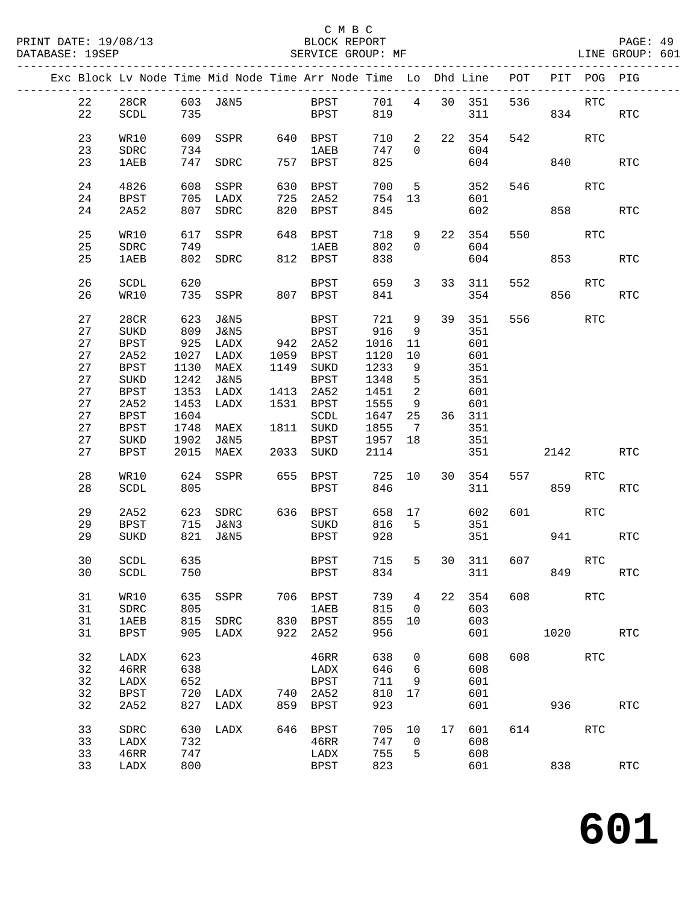C M B C
BLOCK REPORT
SERVICE GROUP: MF

PRINT DATE: 19/08/13
DATABASE: 19SEP
LINE GROUP: 601

| Exc | Block | Lv | Node | Time | Mid Node | Time | Arr Node | Time | Lo | Dhd | Line | POT | PIT | POG | PIG |
|---|---|---|---|---|---|---|---|---|---|---|---|---|---|---|---|
| | 22 | | 28CR | 603 | J&N5 | | BPST | 701 | 4 | 30 | 351 | 536 | | RTC | |
| | 22 | | SCDL | 735 | | | BPST | 819 | | | 311 | | 834 | | RTC |
| | 23 | | WR10 | 609 | SSPR | 640 | BPST | 710 | 2 | 22 | 354 | 542 | | RTC | |
| | 23 | | SDRC | 734 | | | 1AEB | 747 | 0 | | 604 | | | | |
| | 23 | | 1AEB | 747 | SDRC | 757 | BPST | 825 | | | 604 | | 840 | | RTC |
| | 24 | | 4826 | 608 | SSPR | 630 | BPST | 700 | 5 | | 352 | 546 | | RTC | |
| | 24 | | BPST | 705 | LADX | 725 | 2A52 | 754 | 13 | | 601 | | | | |
| | 24 | | 2A52 | 807 | SDRC | 820 | BPST | 845 | | | 602 | | 858 | | RTC |
| | 25 | | WR10 | 617 | SSPR | 648 | BPST | 718 | 9 | 22 | 354 | 550 | | RTC | |
| | 25 | | SDRC | 749 | | | 1AEB | 802 | 0 | | 604 | | | | |
| | 25 | | 1AEB | 802 | SDRC | 812 | BPST | 838 | | | 604 | | 853 | | RTC |
| | 26 | | SCDL | 620 | | | BPST | 659 | 3 | 33 | 311 | 552 | | RTC | |
| | 26 | | WR10 | 735 | SSPR | 807 | BPST | 841 | | | 354 | | 856 | | RTC |
| | 27 | | 28CR | 623 | J&N5 | | BPST | 721 | 9 | 39 | 351 | 556 | | RTC | |
| | 27 | | SUKD | 809 | J&N5 | | BPST | 916 | 9 | | 351 | | | | |
| | 27 | | BPST | 925 | LADX | 942 | 2A52 | 1016 | 11 | | 601 | | | | |
| | 27 | | 2A52 | 1027 | LADX | 1059 | BPST | 1120 | 10 | | 601 | | | | |
| | 27 | | BPST | 1130 | MAEX | 1149 | SUKD | 1233 | 9 | | 351 | | | | |
| | 27 | | SUKD | 1242 | J&N5 | | BPST | 1348 | 5 | | 351 | | | | |
| | 27 | | BPST | 1353 | LADX | 1413 | 2A52 | 1451 | 2 | | 601 | | | | |
| | 27 | | 2A52 | 1453 | LADX | 1531 | BPST | 1555 | 9 | | 601 | | | | |
| | 27 | | BPST | 1604 | | | SCDL | 1647 | 25 | 36 | 311 | | | | |
| | 27 | | BPST | 1748 | MAEX | 1811 | SUKD | 1855 | 7 | | 351 | | | | |
| | 27 | | SUKD | 1902 | J&N5 | | BPST | 1957 | 18 | | 351 | | | | |
| | 27 | | BPST | 2015 | MAEX | 2033 | SUKD | 2114 | | | 351 | | 2142 | | RTC |
| | 28 | | WR10 | 624 | SSPR | 655 | BPST | 725 | 10 | 30 | 354 | 557 | | RTC | |
| | 28 | | SCDL | 805 | | | BPST | 846 | | | 311 | | 859 | | RTC |
| | 29 | | 2A52 | 623 | SDRC | 636 | BPST | 658 | 17 | | 602 | 601 | | RTC | |
| | 29 | | BPST | 715 | J&N3 | | SUKD | 816 | 5 | | 351 | | | | |
| | 29 | | SUKD | 821 | J&N5 | | BPST | 928 | | | 351 | | 941 | | RTC |
| | 30 | | SCDL | 635 | | | BPST | 715 | 5 | 30 | 311 | 607 | | RTC | |
| | 30 | | SCDL | 750 | | | BPST | 834 | | | 311 | | 849 | | RTC |
| | 31 | | WR10 | 635 | SSPR | 706 | BPST | 739 | 4 | 22 | 354 | 608 | | RTC | |
| | 31 | | SDRC | 805 | | | 1AEB | 815 | 0 | | 603 | | | | |
| | 31 | | 1AEB | 815 | SDRC | 830 | BPST | 855 | 10 | | 603 | | | | |
| | 31 | | BPST | 905 | LADX | 922 | 2A52 | 956 | | | 601 | | 1020 | | RTC |
| | 32 | | LADX | 623 | | | 46RR | 638 | 0 | | 608 | 608 | | RTC | |
| | 32 | | 46RR | 638 | | | LADX | 646 | 6 | | 608 | | | | |
| | 32 | | LADX | 652 | | | BPST | 711 | 9 | | 601 | | | | |
| | 32 | | BPST | 720 | LADX | 740 | 2A52 | 810 | 17 | | 601 | | | | |
| | 32 | | 2A52 | 827 | LADX | 859 | BPST | 923 | | | 601 | | 936 | | RTC |
| | 33 | | SDRC | 630 | LADX | 646 | BPST | 705 | 10 | 17 | 601 | 614 | | RTC | |
| | 33 | | LADX | 732 | | | 46RR | 747 | 0 | | 608 | | | | |
| | 33 | | 46RR | 747 | | | LADX | 755 | 5 | | 608 | | | | |
| | 33 | | LADX | 800 | | | BPST | 823 | | | 601 | | 838 | | RTC |

601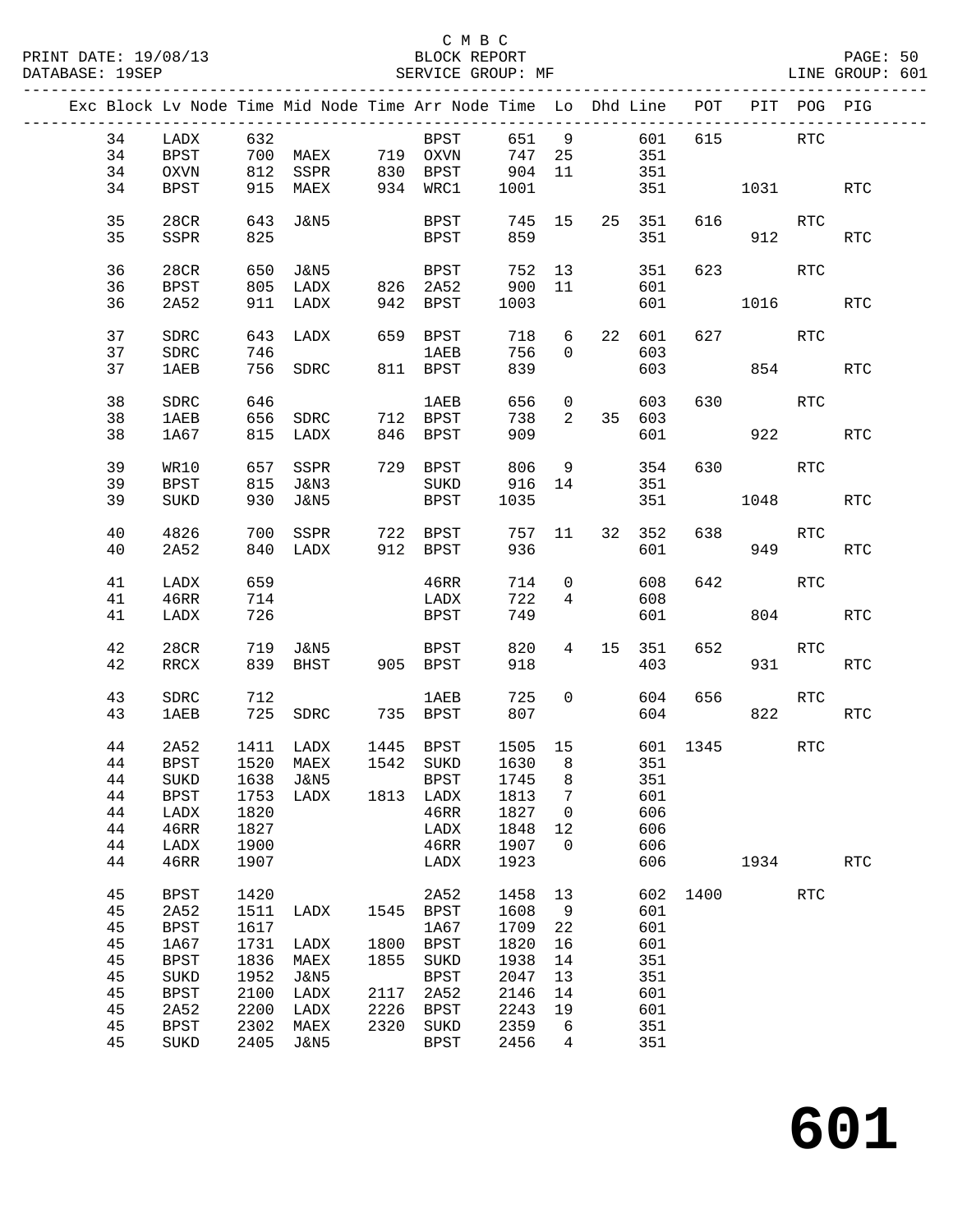C M B C
BLOCK REPORT
SERVICE GROUP: MF

PRINT DATE: 19/08/13
DATABASE: 19SEP
LINE GROUP: 601

| Exc | Block | Lv | Node | Time | Mid Node | Time | Arr Node | Time | Lo | Dhd | Line | POT | PIT | POG | PIG |
|---|---|---|---|---|---|---|---|---|---|---|---|---|---|---|---|
| | 34 | | LADX | 632 | | | BPST | 651 | 9 | | 601 | 615 | | RTC | |
| | 34 | | BPST | 700 | MAEX | 719 | OXVN | 747 | 25 | | 351 | | | | |
| | 34 | | OXVN | 812 | SSPR | 830 | BPST | 904 | 11 | | 351 | | | | |
| | 34 | | BPST | 915 | MAEX | 934 | WRC1 | 1001 | | | 351 | | 1031 | | RTC |
| | 35 | | 28CR | 643 | J&N5 | | BPST | 745 | 15 | 25 | 351 | 616 | | RTC | |
| | 35 | | SSPR | 825 | | | BPST | 859 | | | 351 | | 912 | | RTC |
| | 36 | | 28CR | 650 | J&N5 | | BPST | 752 | 13 | | 351 | 623 | | RTC | |
| | 36 | | BPST | 805 | LADX | 826 | 2A52 | 900 | 11 | | 601 | | | | |
| | 36 | | 2A52 | 911 | LADX | 942 | BPST | 1003 | | | 601 | | 1016 | | RTC |
| | 37 | | SDRC | 643 | LADX | 659 | BPST | 718 | 6 | 22 | 601 | 627 | | RTC | |
| | 37 | | SDRC | 746 | | | 1AEB | 756 | 0 | | 603 | | | | |
| | 37 | | 1AEB | 756 | SDRC | 811 | BPST | 839 | | | 603 | | 854 | | RTC |
| | 38 | | SDRC | 646 | | | 1AEB | 656 | 0 | | 603 | 630 | | RTC | |
| | 38 | | 1AEB | 656 | SDRC | 712 | BPST | 738 | 2 | 35 | 603 | | | | |
| | 38 | | 1A67 | 815 | LADX | 846 | BPST | 909 | | | 601 | | 922 | | RTC |
| | 39 | | WR10 | 657 | SSPR | 729 | BPST | 806 | 9 | | 354 | 630 | | RTC | |
| | 39 | | BPST | 815 | J&N3 | | SUKD | 916 | 14 | | 351 | | | | |
| | 39 | | SUKD | 930 | J&N5 | | BPST | 1035 | | | 351 | | 1048 | | RTC |
| | 40 | | 4826 | 700 | SSPR | 722 | BPST | 757 | 11 | 32 | 352 | 638 | | RTC | |
| | 40 | | 2A52 | 840 | LADX | 912 | BPST | 936 | | | 601 | | 949 | | RTC |
| | 41 | | LADX | 659 | | | 46RR | 714 | 0 | | 608 | 642 | | RTC | |
| | 41 | | 46RR | 714 | | | LADX | 722 | 4 | | 608 | | | | |
| | 41 | | LADX | 726 | | | BPST | 749 | | | 601 | | 804 | | RTC |
| | 42 | | 28CR | 719 | J&N5 | | BPST | 820 | 4 | 15 | 351 | 652 | | RTC | |
| | 42 | | RRCX | 839 | BHST | 905 | BPST | 918 | | | 403 | | 931 | | RTC |
| | 43 | | SDRC | 712 | | | 1AEB | 725 | 0 | | 604 | 656 | | RTC | |
| | 43 | | 1AEB | 725 | SDRC | 735 | BPST | 807 | | | 604 | | 822 | | RTC |
| | 44 | | 2A52 | 1411 | LADX | 1445 | BPST | 1505 | 15 | | 601 | 1345 | | RTC | |
| | 44 | | BPST | 1520 | MAEX | 1542 | SUKD | 1630 | 8 | | 351 | | | | |
| | 44 | | SUKD | 1638 | J&N5 | | BPST | 1745 | 8 | | 351 | | | | |
| | 44 | | BPST | 1753 | LADX | 1813 | LADX | 1813 | 7 | | 601 | | | | |
| | 44 | | LADX | 1820 | | | 46RR | 1827 | 0 | | 606 | | | | |
| | 44 | | 46RR | 1827 | | | LADX | 1848 | 12 | | 606 | | | | |
| | 44 | | LADX | 1900 | | | 46RR | 1907 | 0 | | 606 | | | | |
| | 44 | | 46RR | 1907 | | | LADX | 1923 | | | 606 | | 1934 | | RTC |
| | 45 | | BPST | 1420 | | | 2A52 | 1458 | 13 | | 602 | 1400 | | RTC | |
| | 45 | | 2A52 | 1511 | LADX | 1545 | BPST | 1608 | 9 | | 601 | | | | |
| | 45 | | BPST | 1617 | | | 1A67 | 1709 | 22 | | 601 | | | | |
| | 45 | | 1A67 | 1731 | LADX | 1800 | BPST | 1820 | 16 | | 601 | | | | |
| | 45 | | BPST | 1836 | MAEX | 1855 | SUKD | 1938 | 14 | | 351 | | | | |
| | 45 | | SUKD | 1952 | J&N5 | | BPST | 2047 | 13 | | 351 | | | | |
| | 45 | | BPST | 2100 | LADX | 2117 | 2A52 | 2146 | 14 | | 601 | | | | |
| | 45 | | 2A52 | 2200 | LADX | 2226 | BPST | 2243 | 19 | | 601 | | | | |
| | 45 | | BPST | 2302 | MAEX | 2320 | SUKD | 2359 | 6 | | 351 | | | | |
| | 45 | | SUKD | 2405 | J&N5 | | BPST | 2456 | 4 | | 351 | | | | |

# 601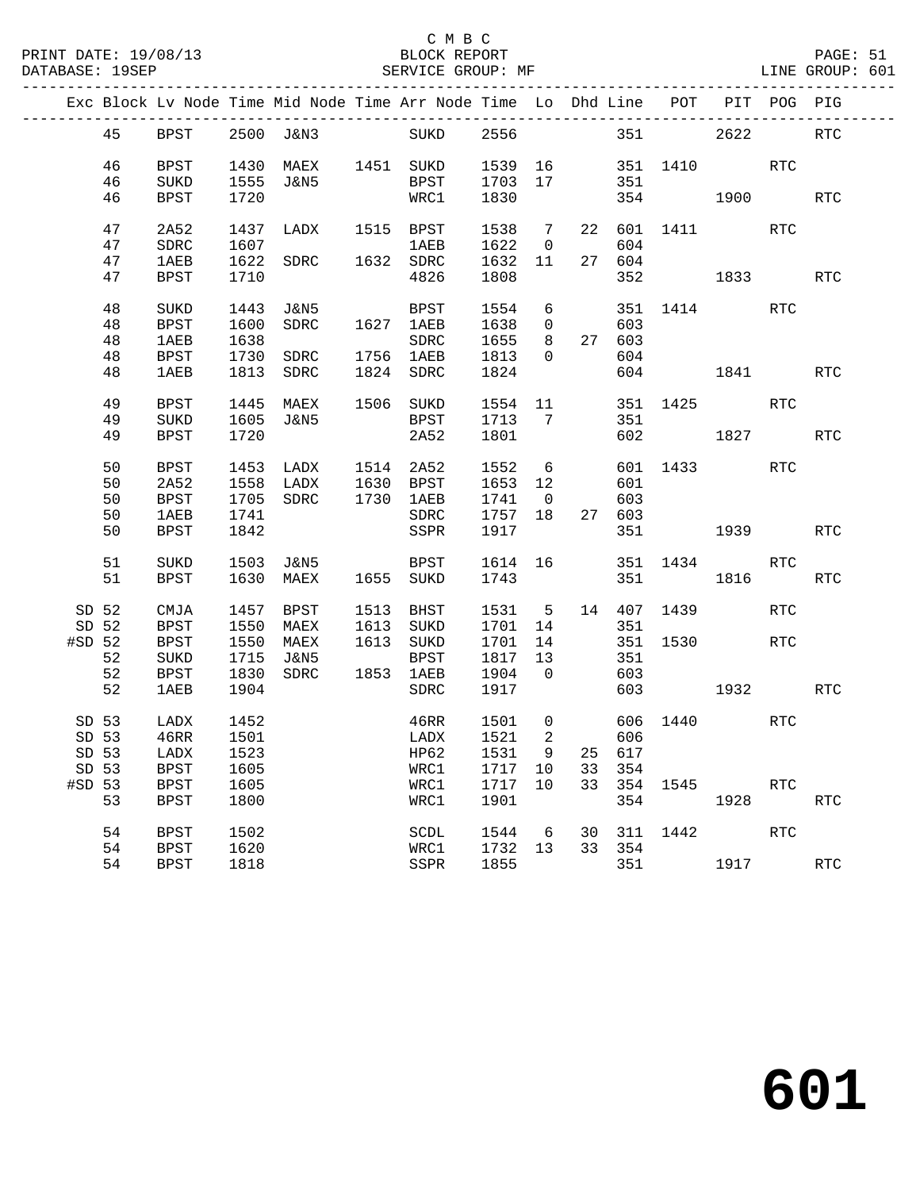C M B C
PRINT DATE: 19/08/13 BLOCK REPORT
DATABASE: 19SEP SERVICE GROUP: MF LINE GROUP: 601

| Exc | Block | Lv | Node | Time | Mid Node | Time | Arr Node | Time | Lo | Dhd | Line | POT | PIT | POG | PIG |
|---|---|---|---|---|---|---|---|---|---|---|---|---|---|---|---|
| | 45 | | BPST | 2500 | J&N3 | | SUKD | 2556 | | | 351 | | 2622 | | RTC |
| | 46 | | BPST | 1430 | MAEX | 1451 | SUKD | 1539 | 16 | | 351 | 1410 | | RTC | |
| | 46 | | SUKD | 1555 | J&N5 | | BPST | 1703 | 17 | | 351 | | | | |
| | 46 | | BPST | 1720 | | | WRC1 | 1830 | | | 354 | | 1900 | | RTC |
| | 47 | | 2A52 | 1437 | LADX | 1515 | BPST | 1538 | 7 | 22 | 601 | 1411 | | RTC | |
| | 47 | | SDRC | 1607 | | | 1AEB | 1622 | 0 | | 604 | | | | |
| | 47 | | 1AEB | 1622 | SDRC | 1632 | SDRC | 1632 | 11 | 27 | 604 | | | | |
| | 47 | | BPST | 1710 | | | 4826 | 1808 | | | 352 | | 1833 | | RTC |
| | 48 | | SUKD | 1443 | J&N5 | | BPST | 1554 | 6 | | 351 | 1414 | | RTC | |
| | 48 | | BPST | 1600 | SDRC | 1627 | 1AEB | 1638 | 0 | | 603 | | | | |
| | 48 | | 1AEB | 1638 | | | SDRC | 1655 | 8 | 27 | 603 | | | | |
| | 48 | | BPST | 1730 | SDRC | 1756 | 1AEB | 1813 | 0 | | 604 | | | | |
| | 48 | | 1AEB | 1813 | SDRC | 1824 | SDRC | 1824 | | | 604 | | 1841 | | RTC |
| | 49 | | BPST | 1445 | MAEX | 1506 | SUKD | 1554 | 11 | | 351 | 1425 | | RTC | |
| | 49 | | SUKD | 1605 | J&N5 | | BPST | 1713 | 7 | | 351 | | | | |
| | 49 | | BPST | 1720 | | | 2A52 | 1801 | | | 602 | | 1827 | | RTC |
| | 50 | | BPST | 1453 | LADX | 1514 | 2A52 | 1552 | 6 | | 601 | 1433 | | RTC | |
| | 50 | | 2A52 | 1558 | LADX | 1630 | BPST | 1653 | 12 | | 601 | | | | |
| | 50 | | BPST | 1705 | SDRC | 1730 | 1AEB | 1741 | 0 | | 603 | | | | |
| | 50 | | 1AEB | 1741 | | | SDRC | 1757 | 18 | 27 | 603 | | | | |
| | 50 | | BPST | 1842 | | | SSPR | 1917 | | | 351 | | 1939 | | RTC |
| | 51 | | SUKD | 1503 | J&N5 | | BPST | 1614 | 16 | | 351 | 1434 | | RTC | |
| | 51 | | BPST | 1630 | MAEX | 1655 | SUKD | 1743 | | | 351 | | 1816 | | RTC |
| SD | 52 | | CMJA | 1457 | BPST | 1513 | BHST | 1531 | 5 | 14 | 407 | 1439 | | RTC | |
| SD | 52 | | BPST | 1550 | MAEX | 1613 | SUKD | 1701 | 14 | | 351 | | | | |
| #SD | 52 | | BPST | 1550 | MAEX | 1613 | SUKD | 1701 | 14 | | 351 | 1530 | | RTC | |
| | 52 | | SUKD | 1715 | J&N5 | | BPST | 1817 | 13 | | 351 | | | | |
| | 52 | | BPST | 1830 | SDRC | 1853 | 1AEB | 1904 | 0 | | 603 | | | | |
| | 52 | | 1AEB | 1904 | | | SDRC | 1917 | | | 603 | | 1932 | | RTC |
| SD | 53 | | LADX | 1452 | | | 46RR | 1501 | 0 | | 606 | 1440 | | RTC | |
| SD | 53 | | 46RR | 1501 | | | LADX | 1521 | 2 | | 606 | | | | |
| SD | 53 | | LADX | 1523 | | | HP62 | 1531 | 9 | 25 | 617 | | | | |
| SD | 53 | | BPST | 1605 | | | WRC1 | 1717 | 10 | 33 | 354 | | | | |
| #SD | 53 | | BPST | 1605 | | | WRC1 | 1717 | 10 | 33 | 354 | 1545 | | RTC | |
| | 53 | | BPST | 1800 | | | WRC1 | 1901 | | | 354 | | 1928 | | RTC |
| | 54 | | BPST | 1502 | | | SCDL | 1544 | 6 | 30 | 311 | 1442 | | RTC | |
| | 54 | | BPST | 1620 | | | WRC1 | 1732 | 13 | 33 | 354 | | | | |
| | 54 | | BPST | 1818 | | | SSPR | 1855 | | | 351 | | 1917 | | RTC |

# 601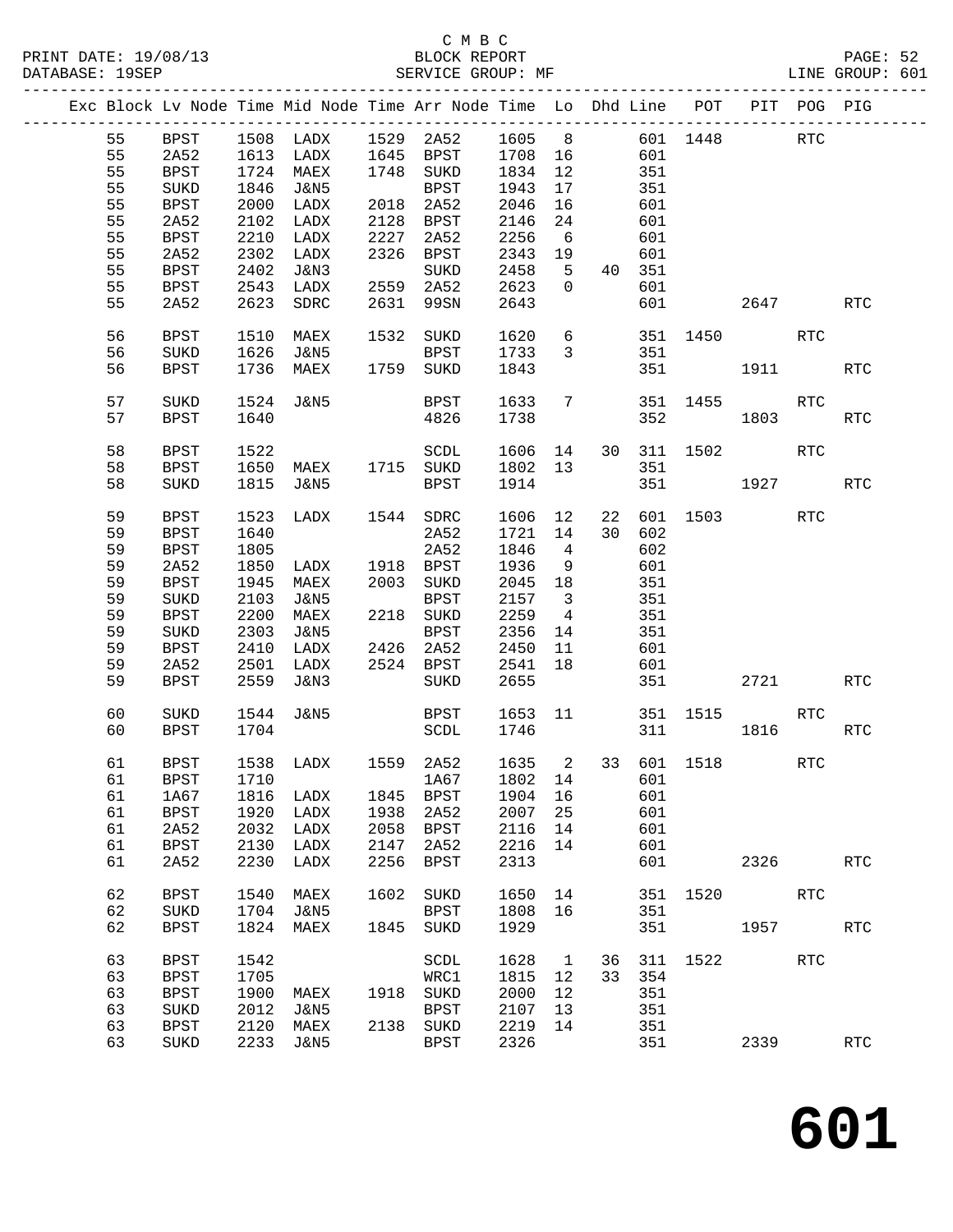C M B C
BLOCK REPORT
SERVICE GROUP: MF

| Exc | Block | Lv | Node | Time | Mid Node | Time | Arr Node | Time | Lo | Dhd | Line | POT | PIT | POG | PIG |
|---|---|---|---|---|---|---|---|---|---|---|---|---|---|---|---|
| | 55 | | BPST | 1508 | LADX | 1529 | 2A52 | 1605 | 8 | | 601 | 1448 | | RTC | |
| | 55 | | 2A52 | 1613 | LADX | 1645 | BPST | 1708 | 16 | | 601 | | | | |
| | 55 | | BPST | 1724 | MAEX | 1748 | SUKD | 1834 | 12 | | 351 | | | | |
| | 55 | | SUKD | 1846 | J&N5 | | BPST | 1943 | 17 | | 351 | | | | |
| | 55 | | BPST | 2000 | LADX | 2018 | 2A52 | 2046 | 16 | | 601 | | | | |
| | 55 | | 2A52 | 2102 | LADX | 2128 | BPST | 2146 | 24 | | 601 | | | | |
| | 55 | | BPST | 2210 | LADX | 2227 | 2A52 | 2256 | 6 | | 601 | | | | |
| | 55 | | 2A52 | 2302 | LADX | 2326 | BPST | 2343 | 19 | | 601 | | | | |
| | 55 | | BPST | 2402 | J&N3 | | SUKD | 2458 | 5 | 40 | 351 | | | | |
| | 55 | | BPST | 2543 | LADX | 2559 | 2A52 | 2623 | 0 | | 601 | | | | |
| | 55 | | 2A52 | 2623 | SDRC | 2631 | 99SN | 2643 | | | 601 | | 2647 | | RTC |
| | 56 | | BPST | 1510 | MAEX | 1532 | SUKD | 1620 | 6 | | 351 | 1450 | | RTC | |
| | 56 | | SUKD | 1626 | J&N5 | | BPST | 1733 | 3 | | 351 | | | | |
| | 56 | | BPST | 1736 | MAEX | 1759 | SUKD | 1843 | | | 351 | | 1911 | | RTC |
| | 57 | | SUKD | 1524 | J&N5 | | BPST | 1633 | 7 | | 351 | 1455 | | RTC | |
| | 57 | | BPST | 1640 | | | 4826 | 1738 | | | 352 | | 1803 | | RTC |
| | 58 | | BPST | 1522 | | | SCDL | 1606 | 14 | 30 | 311 | 1502 | | RTC | |
| | 58 | | BPST | 1650 | MAEX | 1715 | SUKD | 1802 | 13 | | 351 | | | | |
| | 58 | | SUKD | 1815 | J&N5 | | BPST | 1914 | | | 351 | | 1927 | | RTC |
| | 59 | | BPST | 1523 | LADX | 1544 | SDRC | 1606 | 12 | 22 | 601 | 1503 | | RTC | |
| | 59 | | BPST | 1640 | | | 2A52 | 1721 | 14 | 30 | 602 | | | | |
| | 59 | | BPST | 1805 | | | 2A52 | 1846 | 4 | | 602 | | | | |
| | 59 | | 2A52 | 1850 | LADX | 1918 | BPST | 1936 | 9 | | 601 | | | | |
| | 59 | | BPST | 1945 | MAEX | 2003 | SUKD | 2045 | 18 | | 351 | | | | |
| | 59 | | SUKD | 2103 | J&N5 | | BPST | 2157 | 3 | | 351 | | | | |
| | 59 | | BPST | 2200 | MAEX | 2218 | SUKD | 2259 | 4 | | 351 | | | | |
| | 59 | | SUKD | 2303 | J&N5 | | BPST | 2356 | 14 | | 351 | | | | |
| | 59 | | BPST | 2410 | LADX | 2426 | 2A52 | 2450 | 11 | | 601 | | | | |
| | 59 | | 2A52 | 2501 | LADX | 2524 | BPST | 2541 | 18 | | 601 | | | | |
| | 59 | | BPST | 2559 | J&N3 | | SUKD | 2655 | | | 351 | | 2721 | | RTC |
| | 60 | | SUKD | 1544 | J&N5 | | BPST | 1653 | 11 | | 351 | 1515 | | RTC | |
| | 60 | | BPST | 1704 | | | SCDL | 1746 | | | 311 | | 1816 | | RTC |
| | 61 | | BPST | 1538 | LADX | 1559 | 2A52 | 1635 | 2 | 33 | 601 | 1518 | | RTC | |
| | 61 | | BPST | 1710 | | | 1A67 | 1802 | 14 | | 601 | | | | |
| | 61 | | 1A67 | 1816 | LADX | 1845 | BPST | 1904 | 16 | | 601 | | | | |
| | 61 | | BPST | 1920 | LADX | 1938 | 2A52 | 2007 | 25 | | 601 | | | | |
| | 61 | | 2A52 | 2032 | LADX | 2058 | BPST | 2116 | 14 | | 601 | | | | |
| | 61 | | BPST | 2130 | LADX | 2147 | 2A52 | 2216 | 14 | | 601 | | | | |
| | 61 | | 2A52 | 2230 | LADX | 2256 | BPST | 2313 | | | 601 | | 2326 | | RTC |
| | 62 | | BPST | 1540 | MAEX | 1602 | SUKD | 1650 | 14 | | 351 | 1520 | | RTC | |
| | 62 | | SUKD | 1704 | J&N5 | | BPST | 1808 | 16 | | 351 | | | | |
| | 62 | | BPST | 1824 | MAEX | 1845 | SUKD | 1929 | | | 351 | | 1957 | | RTC |
| | 63 | | BPST | 1542 | | | SCDL | 1628 | 1 | 36 | 311 | 1522 | | RTC | |
| | 63 | | BPST | 1705 | | | WRC1 | 1815 | 12 | 33 | 354 | | | | |
| | 63 | | BPST | 1900 | MAEX | 1918 | SUKD | 2000 | 12 | | 351 | | | | |
| | 63 | | SUKD | 2012 | J&N5 | | BPST | 2107 | 13 | | 351 | | | | |
| | 63 | | BPST | 2120 | MAEX | 2138 | SUKD | 2219 | 14 | | 351 | | | | |
| | 63 | | SUKD | 2233 | J&N5 | | BPST | 2326 | | | 351 | | 2339 | | RTC |

601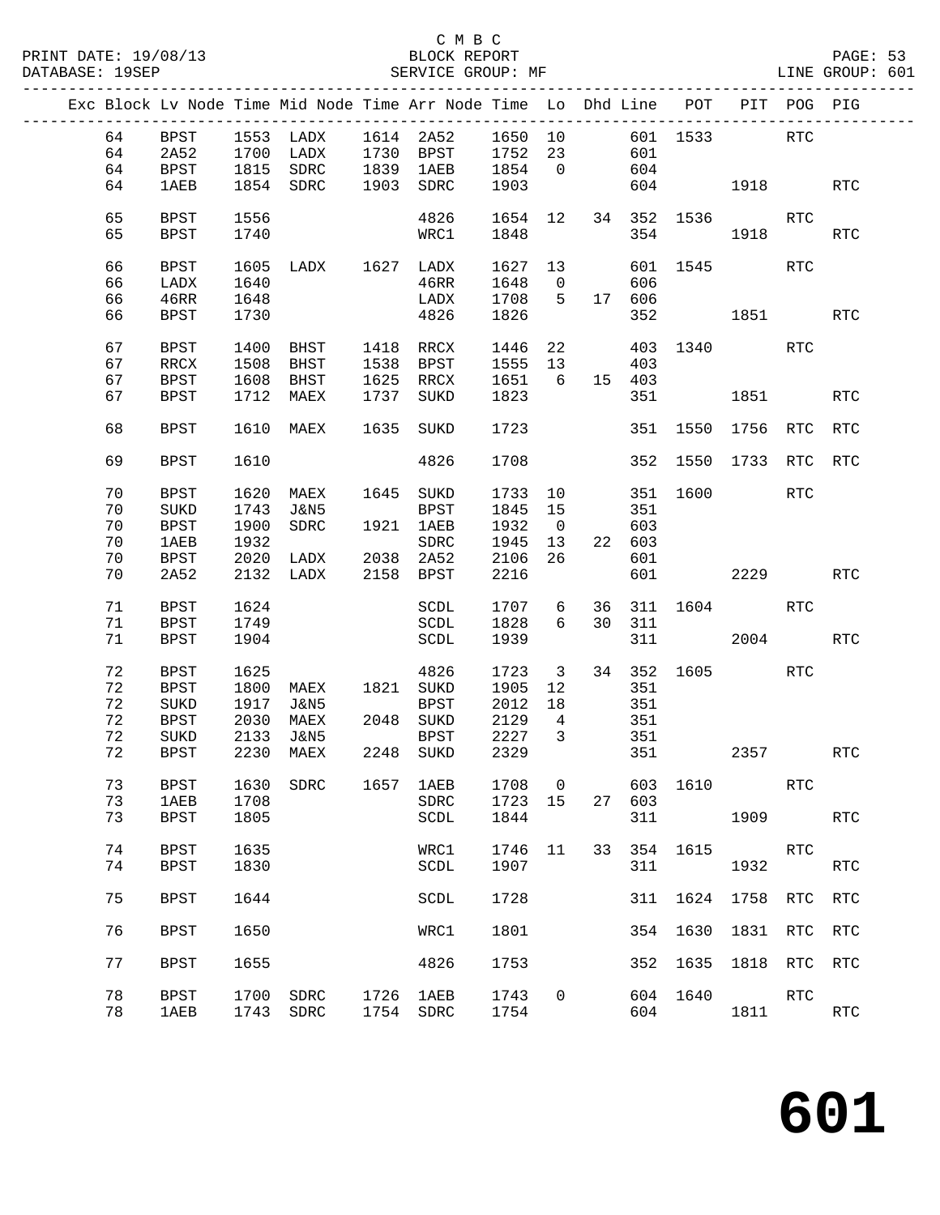C M B C
PRINT DATE: 19/08/13 BLOCK REPORT
DATABASE: 19SEP SERVICE GROUP: MF LINE GROUP: 601

| Exc | Block | Lv | Node | Time | Mid Node | Time | Arr Node | Time | Lo | Dhd | Line | POT | PIT | POG | PIG |
|---|---|---|---|---|---|---|---|---|---|---|---|---|---|---|---|
| | 64 | | BPST | 1553 | LADX | 1614 | 2A52 | 1650 | 10 | | 601 | 1533 | | RTC | |
| | 64 | | 2A52 | 1700 | LADX | 1730 | BPST | 1752 | 23 | | 601 | | | | |
| | 64 | | BPST | 1815 | SDRC | 1839 | 1AEB | 1854 | 0 | | 604 | | | | |
| | 64 | | 1AEB | 1854 | SDRC | 1903 | SDRC | 1903 | | | 604 | | 1918 | | RTC |
| | 65 | | BPST | 1556 | | | 4826 | 1654 | 12 | 34 | 352 | 1536 | | RTC | |
| | 65 | | BPST | 1740 | | | WRC1 | 1848 | | | 354 | | 1918 | | RTC |
| | 66 | | BPST | 1605 | LADX | 1627 | LADX | 1627 | 13 | | 601 | 1545 | | RTC | |
| | 66 | | LADX | 1640 | | | 46RR | 1648 | 0 | | 606 | | | | |
| | 66 | | 46RR | 1648 | | | LADX | 1708 | 5 | 17 | 606 | | | | |
| | 66 | | BPST | 1730 | | | 4826 | 1826 | | | 352 | | 1851 | | RTC |
| | 67 | | BPST | 1400 | BHST | 1418 | RRCX | 1446 | 22 | | 403 | 1340 | | RTC | |
| | 67 | | RRCX | 1508 | BHST | 1538 | BPST | 1555 | 13 | | 403 | | | | |
| | 67 | | BPST | 1608 | BHST | 1625 | RRCX | 1651 | 6 | 15 | 403 | | | | |
| | 67 | | BPST | 1712 | MAEX | 1737 | SUKD | 1823 | | | 351 | | 1851 | | RTC |
| | 68 | | BPST | 1610 | MAEX | 1635 | SUKD | 1723 | | | 351 | 1550 | 1756 | RTC | RTC |
| | 69 | | BPST | 1610 | | | 4826 | 1708 | | | 352 | 1550 | 1733 | RTC | RTC |
| | 70 | | BPST | 1620 | MAEX | 1645 | SUKD | 1733 | 10 | | 351 | 1600 | | RTC | |
| | 70 | | SUKD | 1743 | J&N5 | | BPST | 1845 | 15 | | 351 | | | | |
| | 70 | | BPST | 1900 | SDRC | 1921 | 1AEB | 1932 | 0 | | 603 | | | | |
| | 70 | | 1AEB | 1932 | | | SDRC | 1945 | 13 | 22 | 603 | | | | |
| | 70 | | BPST | 2020 | LADX | 2038 | 2A52 | 2106 | 26 | | 601 | | | | |
| | 70 | | 2A52 | 2132 | LADX | 2158 | BPST | 2216 | | | 601 | | 2229 | | RTC |
| | 71 | | BPST | 1624 | | | SCDL | 1707 | 6 | 36 | 311 | 1604 | | RTC | |
| | 71 | | BPST | 1749 | | | SCDL | 1828 | 6 | 30 | 311 | | | | |
| | 71 | | BPST | 1904 | | | SCDL | 1939 | | | 311 | | 2004 | | RTC |
| | 72 | | BPST | 1625 | | | 4826 | 1723 | 3 | 34 | 352 | 1605 | | RTC | |
| | 72 | | BPST | 1800 | MAEX | 1821 | SUKD | 1905 | 12 | | 351 | | | | |
| | 72 | | SUKD | 1917 | J&N5 | | BPST | 2012 | 18 | | 351 | | | | |
| | 72 | | BPST | 2030 | MAEX | 2048 | SUKD | 2129 | 4 | | 351 | | | | |
| | 72 | | SUKD | 2133 | J&N5 | | BPST | 2227 | 3 | | 351 | | | | |
| | 72 | | BPST | 2230 | MAEX | 2248 | SUKD | 2329 | | | 351 | | 2357 | | RTC |
| | 73 | | BPST | 1630 | SDRC | 1657 | 1AEB | 1708 | 0 | | 603 | 1610 | | RTC | |
| | 73 | | 1AEB | 1708 | | | SDRC | 1723 | 15 | 27 | 603 | | | | |
| | 73 | | BPST | 1805 | | | SCDL | 1844 | | | 311 | | 1909 | | RTC |
| | 74 | | BPST | 1635 | | | WRC1 | 1746 | 11 | 33 | 354 | 1615 | | RTC | |
| | 74 | | BPST | 1830 | | | SCDL | 1907 | | | 311 | | 1932 | | RTC |
| | 75 | | BPST | 1644 | | | SCDL | 1728 | | | 311 | 1624 | 1758 | RTC | RTC |
| | 76 | | BPST | 1650 | | | WRC1 | 1801 | | | 354 | 1630 | 1831 | RTC | RTC |
| | 77 | | BPST | 1655 | | | 4826 | 1753 | | | 352 | 1635 | 1818 | RTC | RTC |
| | 78 | | BPST | 1700 | SDRC | 1726 | 1AEB | 1743 | 0 | | 604 | 1640 | | RTC | |
| | 78 | | 1AEB | 1743 | SDRC | 1754 | SDRC | 1754 | | | 604 | | 1811 | | RTC |

601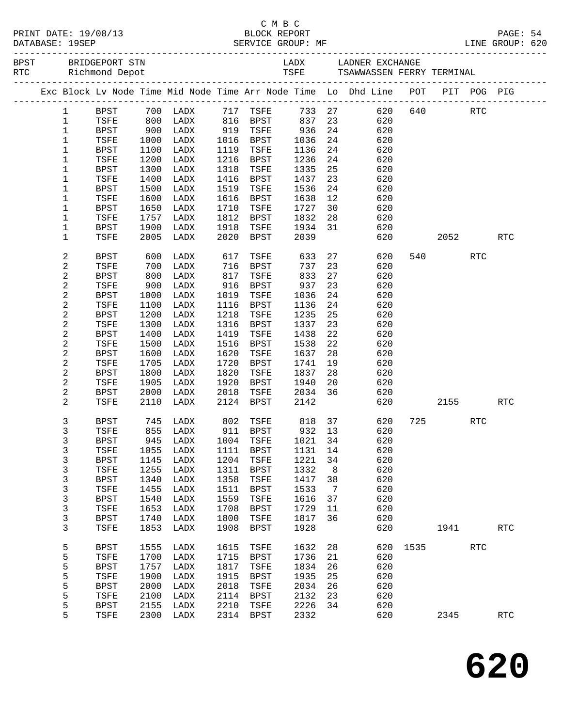C M B C

PRINT DATE: 19/08/13 BLOCK REPORT
DATABASE: 19SEP SERVICE GROUP: MF LINE GROUP: 620

BPST BRIDGEPORT STN LADX LADNER EXCHANGE
RTC Richmond Depot TSFE TSAWWASSEN FERRY TERMINAL

| Exc | Block | Lv | Node | Time | Mid Node | Time | Arr Node | Time | Lo | Dhd Line | POT | PIT | POG | PIG |
|---|---|---|---|---|---|---|---|---|---|---|---|---|---|---|
| | 1 | | BPST | 700 | LADX | 717 | TSFE | 733 | 27 | 620 | 640 | | RTC | |
| | 1 | | TSFE | 800 | LADX | 816 | BPST | 837 | 23 | 620 | | | | |
| | 1 | | BPST | 900 | LADX | 919 | TSFE | 936 | 24 | 620 | | | | |
| | 1 | | TSFE | 1000 | LADX | 1016 | BPST | 1036 | 24 | 620 | | | | |
| | 1 | | BPST | 1100 | LADX | 1119 | TSFE | 1136 | 24 | 620 | | | | |
| | 1 | | TSFE | 1200 | LADX | 1216 | BPST | 1236 | 24 | 620 | | | | |
| | 1 | | BPST | 1300 | LADX | 1318 | TSFE | 1335 | 25 | 620 | | | | |
| | 1 | | TSFE | 1400 | LADX | 1416 | BPST | 1437 | 23 | 620 | | | | |
| | 1 | | BPST | 1500 | LADX | 1519 | TSFE | 1536 | 24 | 620 | | | | |
| | 1 | | TSFE | 1600 | LADX | 1616 | BPST | 1638 | 12 | 620 | | | | |
| | 1 | | BPST | 1650 | LADX | 1710 | TSFE | 1727 | 30 | 620 | | | | |
| | 1 | | TSFE | 1757 | LADX | 1812 | BPST | 1832 | 28 | 620 | | | | |
| | 1 | | BPST | 1900 | LADX | 1918 | TSFE | 1934 | 31 | 620 | | | | |
| | 1 | | TSFE | 2005 | LADX | 2020 | BPST | 2039 | | 620 | | 2052 | | RTC |
| | 2 | | BPST | 600 | LADX | 617 | TSFE | 633 | 27 | 620 | 540 | | RTC | |
| | 2 | | TSFE | 700 | LADX | 716 | BPST | 737 | 23 | 620 | | | | |
| | 2 | | BPST | 800 | LADX | 817 | TSFE | 833 | 27 | 620 | | | | |
| | 2 | | TSFE | 900 | LADX | 916 | BPST | 937 | 23 | 620 | | | | |
| | 2 | | BPST | 1000 | LADX | 1019 | TSFE | 1036 | 24 | 620 | | | | |
| | 2 | | TSFE | 1100 | LADX | 1116 | BPST | 1136 | 24 | 620 | | | | |
| | 2 | | BPST | 1200 | LADX | 1218 | TSFE | 1235 | 25 | 620 | | | | |
| | 2 | | TSFE | 1300 | LADX | 1316 | BPST | 1337 | 23 | 620 | | | | |
| | 2 | | BPST | 1400 | LADX | 1419 | TSFE | 1438 | 22 | 620 | | | | |
| | 2 | | TSFE | 1500 | LADX | 1516 | BPST | 1538 | 22 | 620 | | | | |
| | 2 | | BPST | 1600 | LADX | 1620 | TSFE | 1637 | 28 | 620 | | | | |
| | 2 | | TSFE | 1705 | LADX | 1720 | BPST | 1741 | 19 | 620 | | | | |
| | 2 | | BPST | 1800 | LADX | 1820 | TSFE | 1837 | 28 | 620 | | | | |
| | 2 | | TSFE | 1905 | LADX | 1920 | BPST | 1940 | 20 | 620 | | | | |
| | 2 | | BPST | 2000 | LADX | 2018 | TSFE | 2034 | 36 | 620 | | | | |
| | 2 | | TSFE | 2110 | LADX | 2124 | BPST | 2142 | | 620 | | 2155 | | RTC |
| | 3 | | BPST | 745 | LADX | 802 | TSFE | 818 | 37 | 620 | 725 | | RTC | |
| | 3 | | TSFE | 855 | LADX | 911 | BPST | 932 | 13 | 620 | | | | |
| | 3 | | BPST | 945 | LADX | 1004 | TSFE | 1021 | 34 | 620 | | | | |
| | 3 | | TSFE | 1055 | LADX | 1111 | BPST | 1131 | 14 | 620 | | | | |
| | 3 | | BPST | 1145 | LADX | 1204 | TSFE | 1221 | 34 | 620 | | | | |
| | 3 | | TSFE | 1255 | LADX | 1311 | BPST | 1332 | 8 | 620 | | | | |
| | 3 | | BPST | 1340 | LADX | 1358 | TSFE | 1417 | 38 | 620 | | | | |
| | 3 | | TSFE | 1455 | LADX | 1511 | BPST | 1533 | 7 | 620 | | | | |
| | 3 | | BPST | 1540 | LADX | 1559 | TSFE | 1616 | 37 | 620 | | | | |
| | 3 | | TSFE | 1653 | LADX | 1708 | BPST | 1729 | 11 | 620 | | | | |
| | 3 | | BPST | 1740 | LADX | 1800 | TSFE | 1817 | 36 | 620 | | | | |
| | 3 | | TSFE | 1853 | LADX | 1908 | BPST | 1928 | | 620 | | 1941 | | RTC |
| | 5 | | BPST | 1555 | LADX | 1615 | TSFE | 1632 | 28 | 620 | 1535 | | RTC | |
| | 5 | | TSFE | 1700 | LADX | 1715 | BPST | 1736 | 21 | 620 | | | | |
| | 5 | | BPST | 1757 | LADX | 1817 | TSFE | 1834 | 26 | 620 | | | | |
| | 5 | | TSFE | 1900 | LADX | 1915 | BPST | 1935 | 25 | 620 | | | | |
| | 5 | | BPST | 2000 | LADX | 2018 | TSFE | 2034 | 26 | 620 | | | | |
| | 5 | | TSFE | 2100 | LADX | 2114 | BPST | 2132 | 23 | 620 | | | | |
| | 5 | | BPST | 2155 | LADX | 2210 | TSFE | 2226 | 34 | 620 | | | | |
| | 5 | | TSFE | 2300 | LADX | 2314 | BPST | 2332 | | 620 | | 2345 | | RTC |

# 620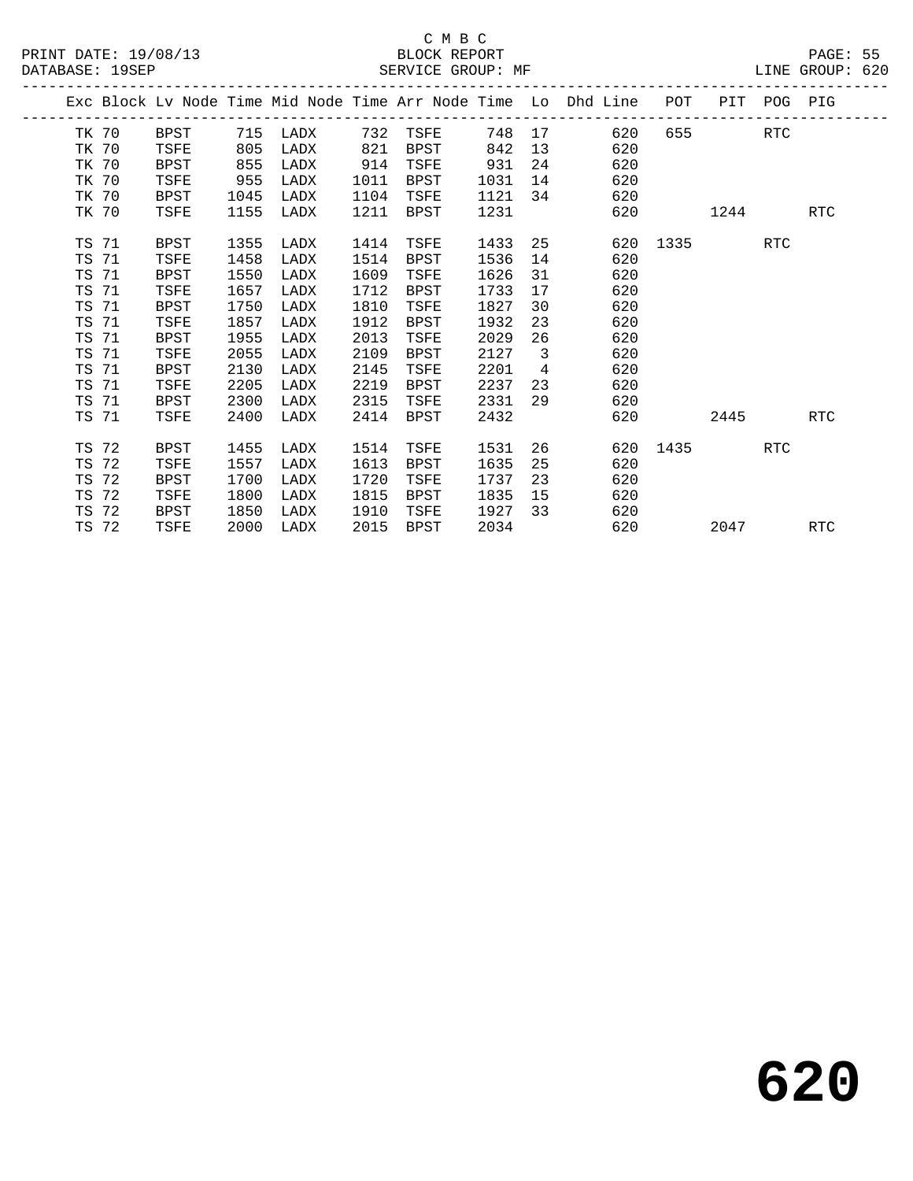C M B C
BLOCK REPORT
SERVICE GROUP: MF

PRINT DATE: 19/08/13
DATABASE: 19SEP
LINE GROUP: 620

| Exc | Block | Lv | Node | Time | Mid Node | Time | Arr Node | Time | Lo | Dhd Line | POT | PIT | POG | PIG |
|---|---|---|---|---|---|---|---|---|---|---|---|---|---|---|
| | TK 70 | | BPST | 715 | LADX | 732 | TSFE | 748 | 17 | 620 | 655 | | RTC | |
| | TK 70 | | TSFE | 805 | LADX | 821 | BPST | 842 | 13 | 620 | | | | |
| | TK 70 | | BPST | 855 | LADX | 914 | TSFE | 931 | 24 | 620 | | | | |
| | TK 70 | | TSFE | 955 | LADX | 1011 | BPST | 1031 | 14 | 620 | | | | |
| | TK 70 | | BPST | 1045 | LADX | 1104 | TSFE | 1121 | 34 | 620 | | | | |
| | TK 70 | | TSFE | 1155 | LADX | 1211 | BPST | 1231 | | 620 | | 1244 | | RTC |
| | TS 71 | | BPST | 1355 | LADX | 1414 | TSFE | 1433 | 25 | 620 | 1335 | | RTC | |
| | TS 71 | | TSFE | 1458 | LADX | 1514 | BPST | 1536 | 14 | 620 | | | | |
| | TS 71 | | BPST | 1550 | LADX | 1609 | TSFE | 1626 | 31 | 620 | | | | |
| | TS 71 | | TSFE | 1657 | LADX | 1712 | BPST | 1733 | 17 | 620 | | | | |
| | TS 71 | | BPST | 1750 | LADX | 1810 | TSFE | 1827 | 30 | 620 | | | | |
| | TS 71 | | TSFE | 1857 | LADX | 1912 | BPST | 1932 | 23 | 620 | | | | |
| | TS 71 | | BPST | 1955 | LADX | 2013 | TSFE | 2029 | 26 | 620 | | | | |
| | TS 71 | | TSFE | 2055 | LADX | 2109 | BPST | 2127 | 3 | 620 | | | | |
| | TS 71 | | BPST | 2130 | LADX | 2145 | TSFE | 2201 | 4 | 620 | | | | |
| | TS 71 | | TSFE | 2205 | LADX | 2219 | BPST | 2237 | 23 | 620 | | | | |
| | TS 71 | | BPST | 2300 | LADX | 2315 | TSFE | 2331 | 29 | 620 | | | | |
| | TS 71 | | TSFE | 2400 | LADX | 2414 | BPST | 2432 | | 620 | | 2445 | | RTC |
| | TS 72 | | BPST | 1455 | LADX | 1514 | TSFE | 1531 | 26 | 620 | 1435 | | RTC | |
| | TS 72 | | TSFE | 1557 | LADX | 1613 | BPST | 1635 | 25 | 620 | | | | |
| | TS 72 | | BPST | 1700 | LADX | 1720 | TSFE | 1737 | 23 | 620 | | | | |
| | TS 72 | | TSFE | 1800 | LADX | 1815 | BPST | 1835 | 15 | 620 | | | | |
| | TS 72 | | BPST | 1850 | LADX | 1910 | TSFE | 1927 | 33 | 620 | | | | |
| | TS 72 | | TSFE | 2000 | LADX | 2015 | BPST | 2034 | | 620 | | 2047 | | RTC |

# 620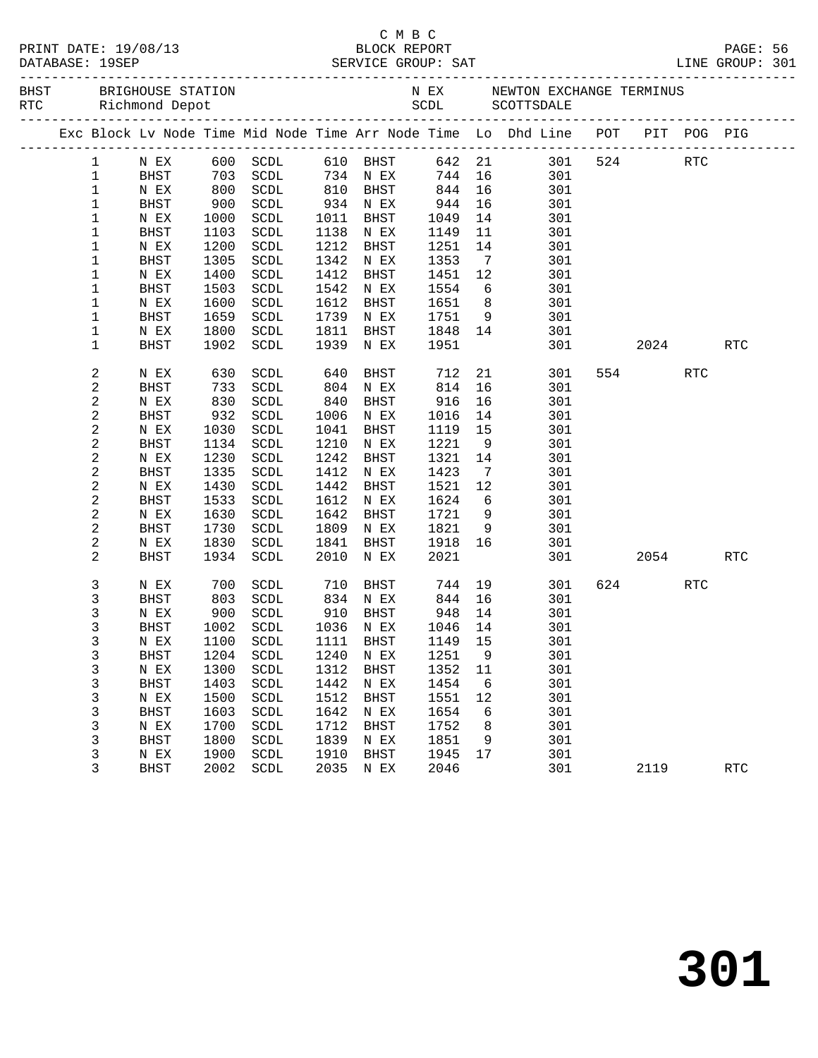C M B C

BLOCK REPORT

SERVICE GROUP: SAT

PRINT DATE: 19/08/13
DATABASE: 19SEP

LINE GROUP: 301

BHST BRIGHOUSE STATION    N EX NEWTON EXCHANGE TERMINUS
RTC Richmond Depot    SCDL SCOTTSDALE

| Exc | Block | Lv Node | Time | Mid Node | Time | Arr Node | Time | Lo | Dhd Line | POT | PIT | POG | PIG |
|---|---|---|---|---|---|---|---|---|---|---|---|---|---|
| | 1 | N EX | 600 | SCDL | 610 | BHST | 642 | 21 | 301 | 524 | | RTC | |
| | 1 | BHST | 703 | SCDL | 734 | N EX | 744 | 16 | 301 | | | | |
| | 1 | N EX | 800 | SCDL | 810 | BHST | 844 | 16 | 301 | | | | |
| | 1 | BHST | 900 | SCDL | 934 | N EX | 944 | 16 | 301 | | | | |
| | 1 | N EX | 1000 | SCDL | 1011 | BHST | 1049 | 14 | 301 | | | | |
| | 1 | BHST | 1103 | SCDL | 1138 | N EX | 1149 | 11 | 301 | | | | |
| | 1 | N EX | 1200 | SCDL | 1212 | BHST | 1251 | 14 | 301 | | | | |
| | 1 | BHST | 1305 | SCDL | 1342 | N EX | 1353 | 7 | 301 | | | | |
| | 1 | N EX | 1400 | SCDL | 1412 | BHST | 1451 | 12 | 301 | | | | |
| | 1 | BHST | 1503 | SCDL | 1542 | N EX | 1554 | 6 | 301 | | | | |
| | 1 | N EX | 1600 | SCDL | 1612 | BHST | 1651 | 8 | 301 | | | | |
| | 1 | BHST | 1659 | SCDL | 1739 | N EX | 1751 | 9 | 301 | | | | |
| | 1 | N EX | 1800 | SCDL | 1811 | BHST | 1848 | 14 | 301 | | | | |
| | 1 | BHST | 1902 | SCDL | 1939 | N EX | 1951 | | 301 | | 2024 | | RTC |
| | 2 | N EX | 630 | SCDL | 640 | BHST | 712 | 21 | 301 | 554 | | RTC | |
| | 2 | BHST | 733 | SCDL | 804 | N EX | 814 | 16 | 301 | | | | |
| | 2 | N EX | 830 | SCDL | 840 | BHST | 916 | 16 | 301 | | | | |
| | 2 | BHST | 932 | SCDL | 1006 | N EX | 1016 | 14 | 301 | | | | |
| | 2 | N EX | 1030 | SCDL | 1041 | BHST | 1119 | 15 | 301 | | | | |
| | 2 | BHST | 1134 | SCDL | 1210 | N EX | 1221 | 9 | 301 | | | | |
| | 2 | N EX | 1230 | SCDL | 1242 | BHST | 1321 | 14 | 301 | | | | |
| | 2 | BHST | 1335 | SCDL | 1412 | N EX | 1423 | 7 | 301 | | | | |
| | 2 | N EX | 1430 | SCDL | 1442 | BHST | 1521 | 12 | 301 | | | | |
| | 2 | BHST | 1533 | SCDL | 1612 | N EX | 1624 | 6 | 301 | | | | |
| | 2 | N EX | 1630 | SCDL | 1642 | BHST | 1721 | 9 | 301 | | | | |
| | 2 | BHST | 1730 | SCDL | 1809 | N EX | 1821 | 9 | 301 | | | | |
| | 2 | N EX | 1830 | SCDL | 1841 | BHST | 1918 | 16 | 301 | | | | |
| | 2 | BHST | 1934 | SCDL | 2010 | N EX | 2021 | | 301 | | 2054 | | RTC |
| | 3 | N EX | 700 | SCDL | 710 | BHST | 744 | 19 | 301 | 624 | | RTC | |
| | 3 | BHST | 803 | SCDL | 834 | N EX | 844 | 16 | 301 | | | | |
| | 3 | N EX | 900 | SCDL | 910 | BHST | 948 | 14 | 301 | | | | |
| | 3 | BHST | 1002 | SCDL | 1036 | N EX | 1046 | 14 | 301 | | | | |
| | 3 | N EX | 1100 | SCDL | 1111 | BHST | 1149 | 15 | 301 | | | | |
| | 3 | BHST | 1204 | SCDL | 1240 | N EX | 1251 | 9 | 301 | | | | |
| | 3 | N EX | 1300 | SCDL | 1312 | BHST | 1352 | 11 | 301 | | | | |
| | 3 | BHST | 1403 | SCDL | 1442 | N EX | 1454 | 6 | 301 | | | | |
| | 3 | N EX | 1500 | SCDL | 1512 | BHST | 1551 | 12 | 301 | | | | |
| | 3 | BHST | 1603 | SCDL | 1642 | N EX | 1654 | 6 | 301 | | | | |
| | 3 | N EX | 1700 | SCDL | 1712 | BHST | 1752 | 8 | 301 | | | | |
| | 3 | BHST | 1800 | SCDL | 1839 | N EX | 1851 | 9 | 301 | | | | |
| | 3 | N EX | 1900 | SCDL | 1910 | BHST | 1945 | 17 | 301 | | | | |
| | 3 | BHST | 2002 | SCDL | 2035 | N EX | 2046 | | 301 | | 2119 | | RTC |

# 301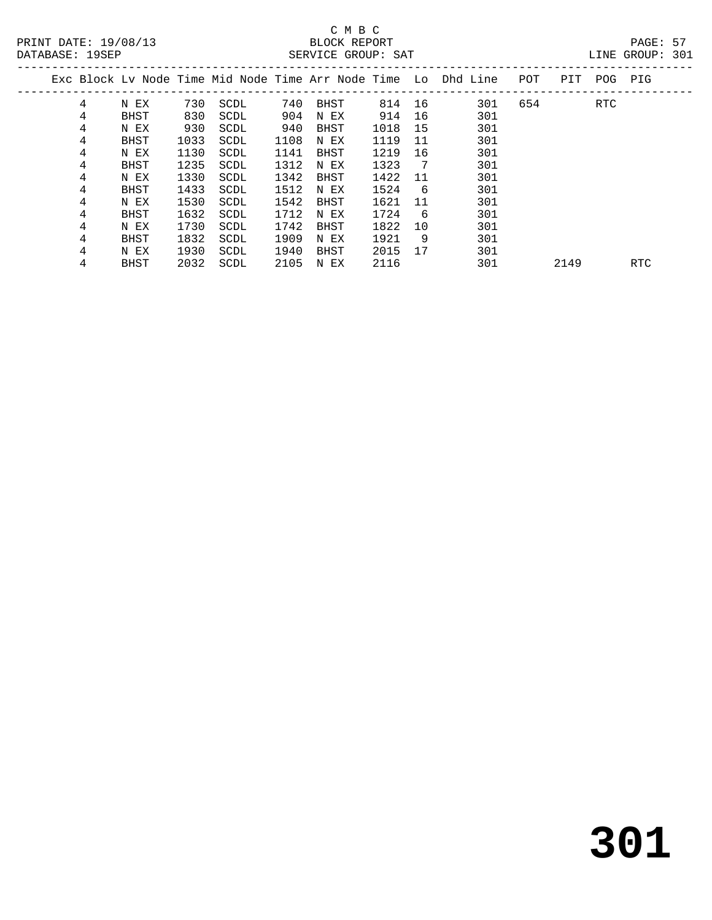C M B C

BLOCK REPORT

SERVICE GROUP: SAT

LINE GROUP: 301

| Exc | Block | Lv | Node | Time | Mid Node | Time | Arr Node | Time | Lo | Dhd | Line | POT | PIT | POG | PIG |
|---|---|---|---|---|---|---|---|---|---|---|---|---|---|---|---|
| | 4 | | N EX | 730 | SCDL | 740 | BHST | 814 | 16 | | 301 | 654 | | RTC | |
| | 4 | | BHST | 830 | SCDL | 904 | N EX | 914 | 16 | | 301 | | | | |
| | 4 | | N EX | 930 | SCDL | 940 | BHST | 1018 | 15 | | 301 | | | | |
| | 4 | | BHST | 1033 | SCDL | 1108 | N EX | 1119 | 11 | | 301 | | | | |
| | 4 | | N EX | 1130 | SCDL | 1141 | BHST | 1219 | 16 | | 301 | | | | |
| | 4 | | BHST | 1235 | SCDL | 1312 | N EX | 1323 | 7 | | 301 | | | | |
| | 4 | | N EX | 1330 | SCDL | 1342 | BHST | 1422 | 11 | | 301 | | | | |
| | 4 | | BHST | 1433 | SCDL | 1512 | N EX | 1524 | 6 | | 301 | | | | |
| | 4 | | N EX | 1530 | SCDL | 1542 | BHST | 1621 | 11 | | 301 | | | | |
| | 4 | | BHST | 1632 | SCDL | 1712 | N EX | 1724 | 6 | | 301 | | | | |
| | 4 | | N EX | 1730 | SCDL | 1742 | BHST | 1822 | 10 | | 301 | | | | |
| | 4 | | BHST | 1832 | SCDL | 1909 | N EX | 1921 | 9 | | 301 | | | | |
| | 4 | | N EX | 1930 | SCDL | 1940 | BHST | 2015 | 17 | | 301 | | | | |
| | 4 | | BHST | 2032 | SCDL | 2105 | N EX | 2116 | | | 301 | | 2149 | | RTC |

# 301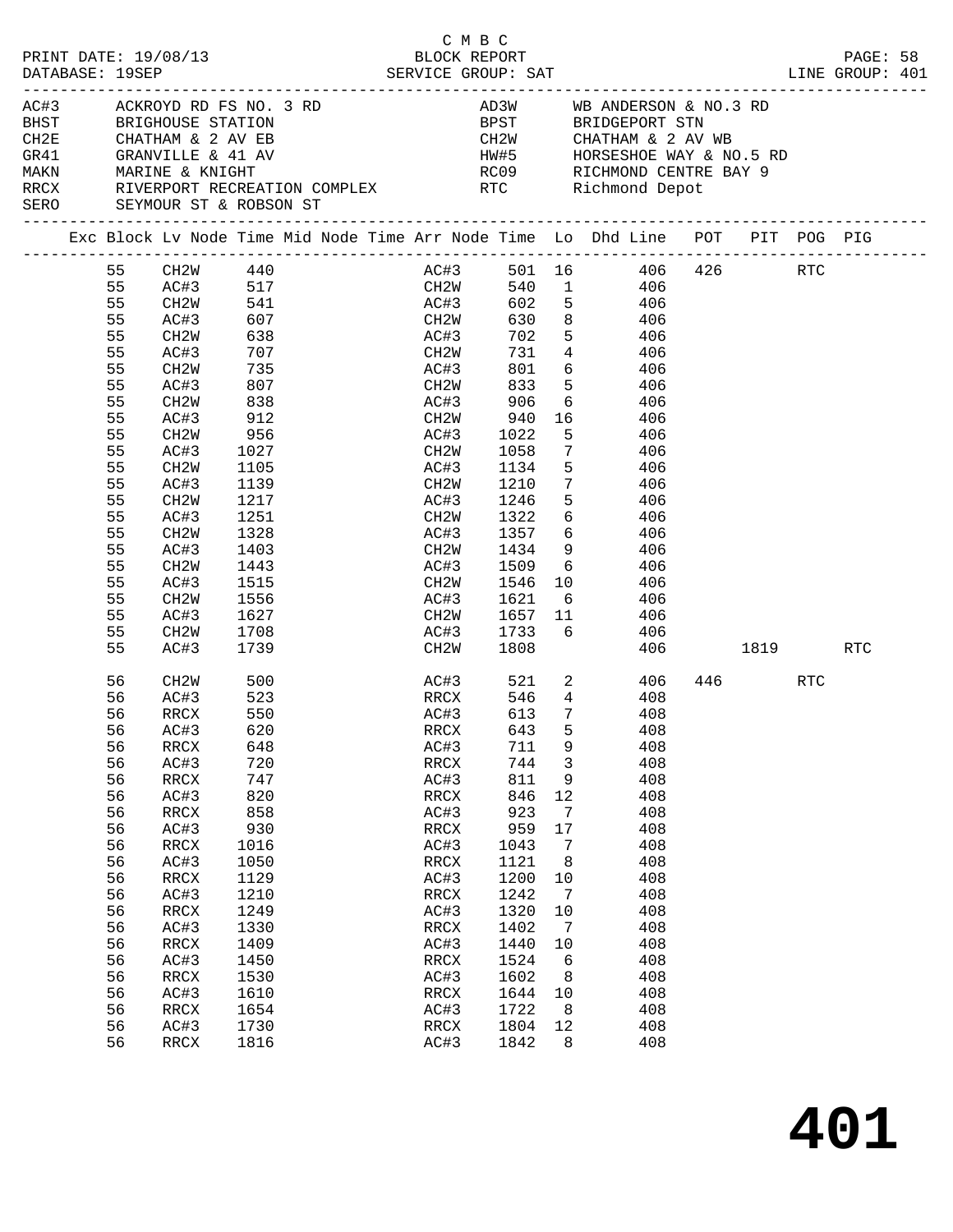C M B C
PRINT DATE: 19/08/13 BLOCK REPORT
DATABASE: 19SEP SERVICE GROUP: SAT LINE GROUP: 401

| | | | |
|---|---|---|---|
| AC#3 | ACKROYD RD FS NO. 3 RD | AD3W | WB ANDERSON & NO.3 RD |
| BHST | BRIGHOUSE STATION | BPST | BRIDGEPORT STN |
| CH2E | CHATHAM & 2 AV EB | CH2W | CHATHAM & 2 AV WB |
| GR41 | GRANVILLE & 41 AV | HW#5 | HORSESHOE WAY & NO.5 RD |
| MAKN | MARINE & KNIGHT | RC09 | RICHMOND CENTRE BAY 9 |
| RRCX | RIVERPORT RECREATION COMPLEX | RTC | Richmond Depot |
| SERO | SEYMOUR ST & ROBSON ST | | |

| Exc | Block | Lv Node | Time | Mid Node | Time | Arr Node | Time | Lo | Dhd Line | POT | PIT | POG | PIG |
|---|---|---|---|---|---|---|---|---|---|---|---|---|---|
| | 55 | CH2W | 440 | | | AC#3 | 501 | 16 | 406 | 426 | | RTC | |
| | 55 | AC#3 | 517 | | | CH2W | 540 | 1 | 406 | | | | |
| | 55 | CH2W | 541 | | | AC#3 | 602 | 5 | 406 | | | | |
| | 55 | AC#3 | 607 | | | CH2W | 630 | 8 | 406 | | | | |
| | 55 | CH2W | 638 | | | AC#3 | 702 | 5 | 406 | | | | |
| | 55 | AC#3 | 707 | | | CH2W | 731 | 4 | 406 | | | | |
| | 55 | CH2W | 735 | | | AC#3 | 801 | 6 | 406 | | | | |
| | 55 | AC#3 | 807 | | | CH2W | 833 | 5 | 406 | | | | |
| | 55 | CH2W | 838 | | | AC#3 | 906 | 6 | 406 | | | | |
| | 55 | AC#3 | 912 | | | CH2W | 940 | 16 | 406 | | | | |
| | 55 | CH2W | 956 | | | AC#3 | 1022 | 5 | 406 | | | | |
| | 55 | AC#3 | 1027 | | | CH2W | 1058 | 7 | 406 | | | | |
| | 55 | CH2W | 1105 | | | AC#3 | 1134 | 5 | 406 | | | | |
| | 55 | AC#3 | 1139 | | | CH2W | 1210 | 7 | 406 | | | | |
| | 55 | CH2W | 1217 | | | AC#3 | 1246 | 5 | 406 | | | | |
| | 55 | AC#3 | 1251 | | | CH2W | 1322 | 6 | 406 | | | | |
| | 55 | CH2W | 1328 | | | AC#3 | 1357 | 6 | 406 | | | | |
| | 55 | AC#3 | 1403 | | | CH2W | 1434 | 9 | 406 | | | | |
| | 55 | CH2W | 1443 | | | AC#3 | 1509 | 6 | 406 | | | | |
| | 55 | AC#3 | 1515 | | | CH2W | 1546 | 10 | 406 | | | | |
| | 55 | CH2W | 1556 | | | AC#3 | 1621 | 6 | 406 | | | | |
| | 55 | AC#3 | 1627 | | | CH2W | 1657 | 11 | 406 | | | | |
| | 55 | CH2W | 1708 | | | AC#3 | 1733 | 6 | 406 | | | | |
| | 55 | AC#3 | 1739 | | | CH2W | 1808 | | 406 | | 1819 | | RTC |
| | 56 | CH2W | 500 | | | AC#3 | 521 | 2 | 406 | 446 | | RTC | |
| | 56 | AC#3 | 523 | | | RRCX | 546 | 4 | 408 | | | | |
| | 56 | RRCX | 550 | | | AC#3 | 613 | 7 | 408 | | | | |
| | 56 | AC#3 | 620 | | | RRCX | 643 | 5 | 408 | | | | |
| | 56 | RRCX | 648 | | | AC#3 | 711 | 9 | 408 | | | | |
| | 56 | AC#3 | 720 | | | RRCX | 744 | 3 | 408 | | | | |
| | 56 | RRCX | 747 | | | AC#3 | 811 | 9 | 408 | | | | |
| | 56 | AC#3 | 820 | | | RRCX | 846 | 12 | 408 | | | | |
| | 56 | RRCX | 858 | | | AC#3 | 923 | 7 | 408 | | | | |
| | 56 | AC#3 | 930 | | | RRCX | 959 | 17 | 408 | | | | |
| | 56 | RRCX | 1016 | | | AC#3 | 1043 | 7 | 408 | | | | |
| | 56 | AC#3 | 1050 | | | RRCX | 1121 | 8 | 408 | | | | |
| | 56 | RRCX | 1129 | | | AC#3 | 1200 | 10 | 408 | | | | |
| | 56 | AC#3 | 1210 | | | RRCX | 1242 | 7 | 408 | | | | |
| | 56 | RRCX | 1249 | | | AC#3 | 1320 | 10 | 408 | | | | |
| | 56 | AC#3 | 1330 | | | RRCX | 1402 | 7 | 408 | | | | |
| | 56 | RRCX | 1409 | | | AC#3 | 1440 | 10 | 408 | | | | |
| | 56 | AC#3 | 1450 | | | RRCX | 1524 | 6 | 408 | | | | |
| | 56 | RRCX | 1530 | | | AC#3 | 1602 | 8 | 408 | | | | |
| | 56 | AC#3 | 1610 | | | RRCX | 1644 | 10 | 408 | | | | |
| | 56 | RRCX | 1654 | | | AC#3 | 1722 | 8 | 408 | | | | |
| | 56 | AC#3 | 1730 | | | RRCX | 1804 | 12 | 408 | | | | |
| | 56 | RRCX | 1816 | | | AC#3 | 1842 | 8 | 408 | | | | |

# 401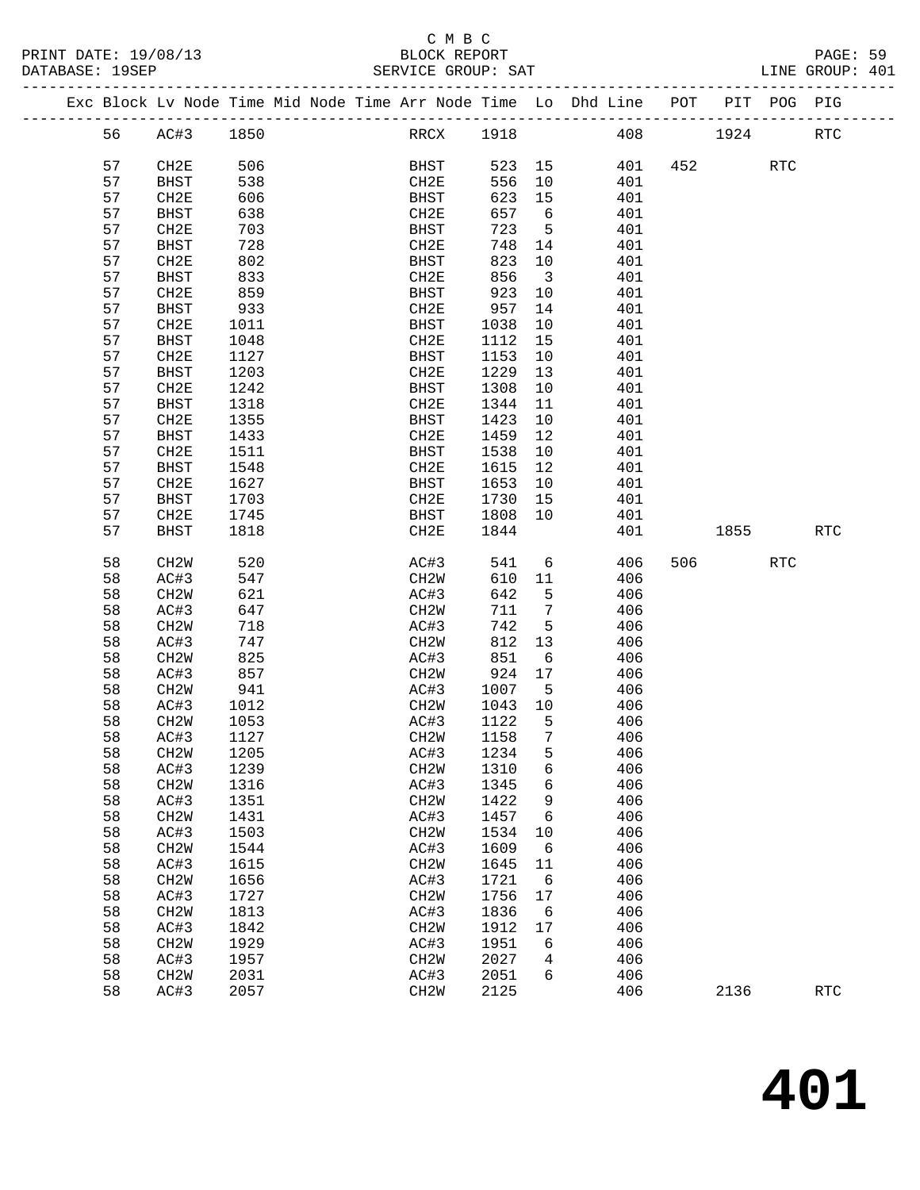C M B C

PRINT DATE: 19/08/13 BLOCK REPORT
DATABASE: 19SEP SERVICE GROUP: SAT LINE GROUP: 401

| Exc | Block | Lv | Node | Time | Mid | Node | Time | Arr | Node | Time | Lo | Dhd | Line | POT | PIT | POG | PIG |
|---|---|---|---|---|---|---|---|---|---|---|---|---|---|---|---|---|---|
| | 56 | | AC#3 | 1850 | | | | | RRCX | 1918 | | | 408 | | 1924 | | RTC |
| | 57 | | CH2E | 506 | | | | | BHST | 523 | 15 | | 401 | 452 | | RTC | |
| | 57 | | BHST | 538 | | | | | CH2E | 556 | 10 | | 401 | | | | |
| | 57 | | CH2E | 606 | | | | | BHST | 623 | 15 | | 401 | | | | |
| | 57 | | BHST | 638 | | | | | CH2E | 657 | 6 | | 401 | | | | |
| | 57 | | CH2E | 703 | | | | | BHST | 723 | 5 | | 401 | | | | |
| | 57 | | BHST | 728 | | | | | CH2E | 748 | 14 | | 401 | | | | |
| | 57 | | CH2E | 802 | | | | | BHST | 823 | 10 | | 401 | | | | |
| | 57 | | BHST | 833 | | | | | CH2E | 856 | 3 | | 401 | | | | |
| | 57 | | CH2E | 859 | | | | | BHST | 923 | 10 | | 401 | | | | |
| | 57 | | BHST | 933 | | | | | CH2E | 957 | 14 | | 401 | | | | |
| | 57 | | CH2E | 1011 | | | | | BHST | 1038 | 10 | | 401 | | | | |
| | 57 | | BHST | 1048 | | | | | CH2E | 1112 | 15 | | 401 | | | | |
| | 57 | | CH2E | 1127 | | | | | BHST | 1153 | 10 | | 401 | | | | |
| | 57 | | BHST | 1203 | | | | | CH2E | 1229 | 13 | | 401 | | | | |
| | 57 | | CH2E | 1242 | | | | | BHST | 1308 | 10 | | 401 | | | | |
| | 57 | | BHST | 1318 | | | | | CH2E | 1344 | 11 | | 401 | | | | |
| | 57 | | CH2E | 1355 | | | | | BHST | 1423 | 10 | | 401 | | | | |
| | 57 | | BHST | 1433 | | | | | CH2E | 1459 | 12 | | 401 | | | | |
| | 57 | | CH2E | 1511 | | | | | BHST | 1538 | 10 | | 401 | | | | |
| | 57 | | BHST | 1548 | | | | | CH2E | 1615 | 12 | | 401 | | | | |
| | 57 | | CH2E | 1627 | | | | | BHST | 1653 | 10 | | 401 | | | | |
| | 57 | | BHST | 1703 | | | | | CH2E | 1730 | 15 | | 401 | | | | |
| | 57 | | CH2E | 1745 | | | | | BHST | 1808 | 10 | | 401 | | | | |
| | 57 | | BHST | 1818 | | | | | CH2E | 1844 | | | 401 | | 1855 | | RTC |
| | 58 | | CH2W | 520 | | | | | AC#3 | 541 | 6 | | 406 | 506 | | RTC | |
| | 58 | | AC#3 | 547 | | | | | CH2W | 610 | 11 | | 406 | | | | |
| | 58 | | CH2W | 621 | | | | | AC#3 | 642 | 5 | | 406 | | | | |
| | 58 | | AC#3 | 647 | | | | | CH2W | 711 | 7 | | 406 | | | | |
| | 58 | | CH2W | 718 | | | | | AC#3 | 742 | 5 | | 406 | | | | |
| | 58 | | AC#3 | 747 | | | | | CH2W | 812 | 13 | | 406 | | | | |
| | 58 | | CH2W | 825 | | | | | AC#3 | 851 | 6 | | 406 | | | | |
| | 58 | | AC#3 | 857 | | | | | CH2W | 924 | 17 | | 406 | | | | |
| | 58 | | CH2W | 941 | | | | | AC#3 | 1007 | 5 | | 406 | | | | |
| | 58 | | AC#3 | 1012 | | | | | CH2W | 1043 | 10 | | 406 | | | | |
| | 58 | | CH2W | 1053 | | | | | AC#3 | 1122 | 5 | | 406 | | | | |
| | 58 | | AC#3 | 1127 | | | | | CH2W | 1158 | 7 | | 406 | | | | |
| | 58 | | CH2W | 1205 | | | | | AC#3 | 1234 | 5 | | 406 | | | | |
| | 58 | | AC#3 | 1239 | | | | | CH2W | 1310 | 6 | | 406 | | | | |
| | 58 | | CH2W | 1316 | | | | | AC#3 | 1345 | 6 | | 406 | | | | |
| | 58 | | AC#3 | 1351 | | | | | CH2W | 1422 | 9 | | 406 | | | | |
| | 58 | | CH2W | 1431 | | | | | AC#3 | 1457 | 6 | | 406 | | | | |
| | 58 | | AC#3 | 1503 | | | | | CH2W | 1534 | 10 | | 406 | | | | |
| | 58 | | CH2W | 1544 | | | | | AC#3 | 1609 | 6 | | 406 | | | | |
| | 58 | | AC#3 | 1615 | | | | | CH2W | 1645 | 11 | | 406 | | | | |
| | 58 | | CH2W | 1656 | | | | | AC#3 | 1721 | 6 | | 406 | | | | |
| | 58 | | AC#3 | 1727 | | | | | CH2W | 1756 | 17 | | 406 | | | | |
| | 58 | | CH2W | 1813 | | | | | AC#3 | 1836 | 6 | | 406 | | | | |
| | 58 | | AC#3 | 1842 | | | | | CH2W | 1912 | 17 | | 406 | | | | |
| | 58 | | CH2W | 1929 | | | | | AC#3 | 1951 | 6 | | 406 | | | | |
| | 58 | | AC#3 | 1957 | | | | | CH2W | 2027 | 4 | | 406 | | | | |
| | 58 | | CH2W | 2031 | | | | | AC#3 | 2051 | 6 | | 406 | | | | |
| | 58 | | AC#3 | 2057 | | | | | CH2W | 2125 | | | 406 | | 2136 | | RTC |

# 401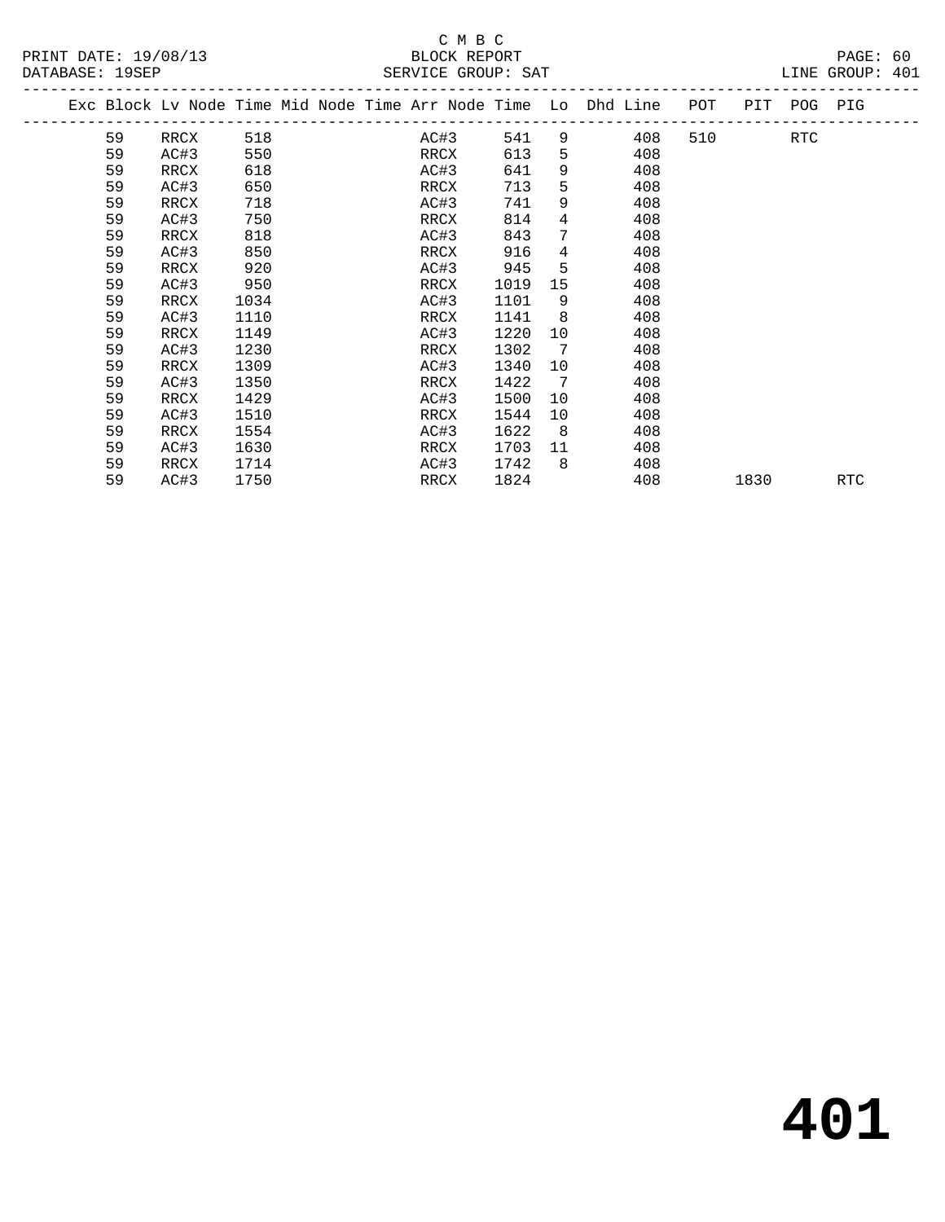C M B C
BLOCK REPORT
SERVICE GROUP: SAT

PRINT DATE: 19/08/13
DATABASE: 19SEP
LINE GROUP: 401

| Exc | Block | Lv Node | Time | Mid Node | Time | Arr Node | Time | Lo | Dhd | Line | POT | PIT | POG | PIG |
|---|---|---|---|---|---|---|---|---|---|---|---|---|---|---|
| | 59 | RRCX | 518 | | | AC#3 | 541 | 9 | | 408 | 510 | | RTC | |
| | 59 | AC#3 | 550 | | | RRCX | 613 | 5 | | 408 | | | | |
| | 59 | RRCX | 618 | | | AC#3 | 641 | 9 | | 408 | | | | |
| | 59 | AC#3 | 650 | | | RRCX | 713 | 5 | | 408 | | | | |
| | 59 | RRCX | 718 | | | AC#3 | 741 | 9 | | 408 | | | | |
| | 59 | AC#3 | 750 | | | RRCX | 814 | 4 | | 408 | | | | |
| | 59 | RRCX | 818 | | | AC#3 | 843 | 7 | | 408 | | | | |
| | 59 | AC#3 | 850 | | | RRCX | 916 | 4 | | 408 | | | | |
| | 59 | RRCX | 920 | | | AC#3 | 945 | 5 | | 408 | | | | |
| | 59 | AC#3 | 950 | | | RRCX | 1019 | 15 | | 408 | | | | |
| | 59 | RRCX | 1034 | | | AC#3 | 1101 | 9 | | 408 | | | | |
| | 59 | AC#3 | 1110 | | | RRCX | 1141 | 8 | | 408 | | | | |
| | 59 | RRCX | 1149 | | | AC#3 | 1220 | 10 | | 408 | | | | |
| | 59 | AC#3 | 1230 | | | RRCX | 1302 | 7 | | 408 | | | | |
| | 59 | RRCX | 1309 | | | AC#3 | 1340 | 10 | | 408 | | | | |
| | 59 | AC#3 | 1350 | | | RRCX | 1422 | 7 | | 408 | | | | |
| | 59 | RRCX | 1429 | | | AC#3 | 1500 | 10 | | 408 | | | | |
| | 59 | AC#3 | 1510 | | | RRCX | 1544 | 10 | | 408 | | | | |
| | 59 | RRCX | 1554 | | | AC#3 | 1622 | 8 | | 408 | | | | |
| | 59 | AC#3 | 1630 | | | RRCX | 1703 | 11 | | 408 | | | | |
| | 59 | RRCX | 1714 | | | AC#3 | 1742 | 8 | | 408 | | | | |
| | 59 | AC#3 | 1750 | | | RRCX | 1824 | | | 408 | | 1830 | | RTC |

# 401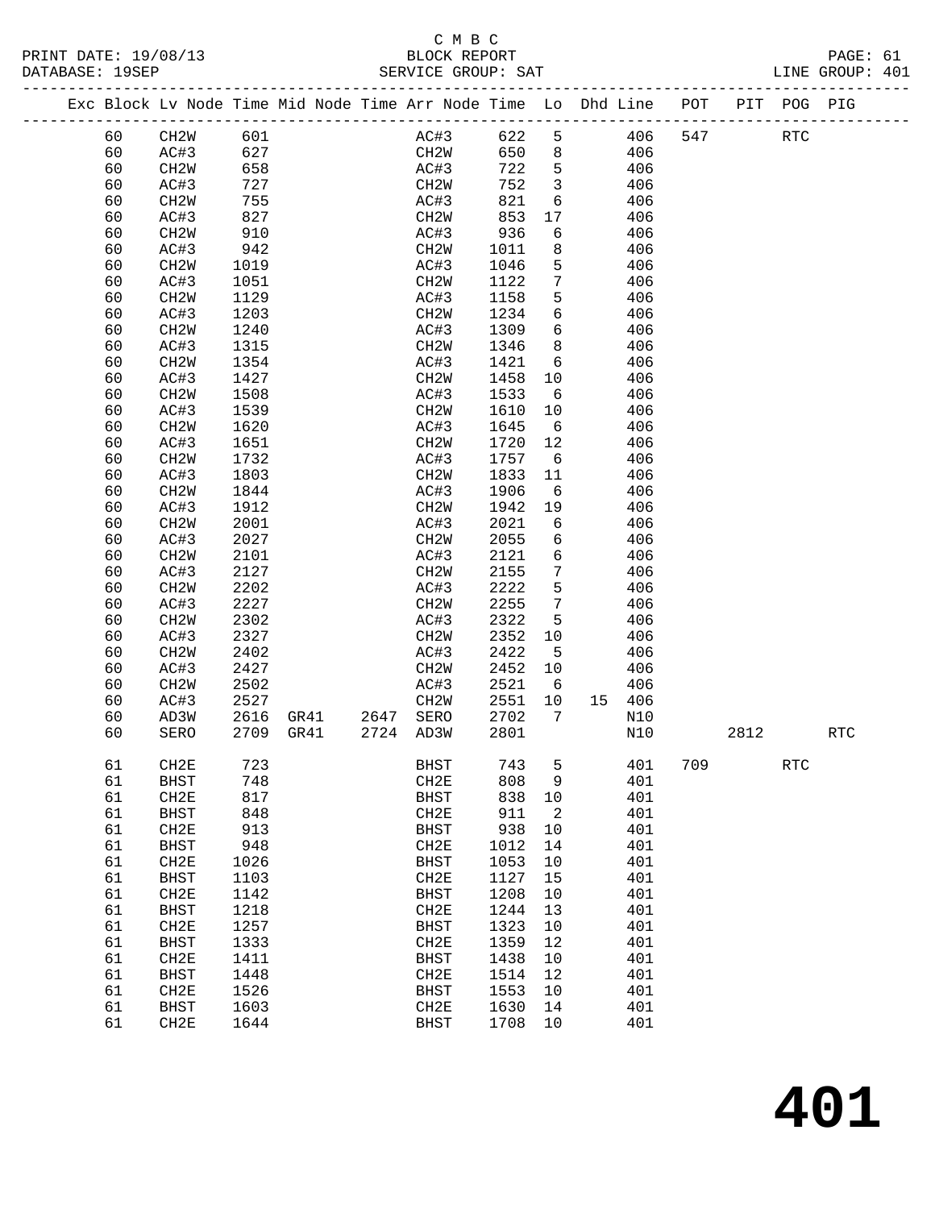C M B C

BLOCK REPORT

SERVICE GROUP: SAT

PRINT DATE: 19/08/13

DATABASE: 19SEP

LINE GROUP: 401

| Exc | Block | Lv | Node | Time | Mid | Node | Time | Arr | Node | Time | Lo | Dhd | Line | POT | PIT | POG | PIG |
|---|---|---|---|---|---|---|---|---|---|---|---|---|---|---|---|---|---|
| | 60 | | CH2W | 601 | | | | | AC#3 | 622 | 5 | | 406 | 547 | | RTC | |
| | 60 | | AC#3 | 627 | | | | | CH2W | 650 | 8 | | 406 | | | | |
| | 60 | | CH2W | 658 | | | | | AC#3 | 722 | 5 | | 406 | | | | |
| | 60 | | AC#3 | 727 | | | | | CH2W | 752 | 3 | | 406 | | | | |
| | 60 | | CH2W | 755 | | | | | AC#3 | 821 | 6 | | 406 | | | | |
| | 60 | | AC#3 | 827 | | | | | CH2W | 853 | 17 | | 406 | | | | |
| | 60 | | CH2W | 910 | | | | | AC#3 | 936 | 6 | | 406 | | | | |
| | 60 | | AC#3 | 942 | | | | | CH2W | 1011 | 8 | | 406 | | | | |
| | 60 | | CH2W | 1019 | | | | | AC#3 | 1046 | 5 | | 406 | | | | |
| | 60 | | AC#3 | 1051 | | | | | CH2W | 1122 | 7 | | 406 | | | | |
| | 60 | | CH2W | 1129 | | | | | AC#3 | 1158 | 5 | | 406 | | | | |
| | 60 | | AC#3 | 1203 | | | | | CH2W | 1234 | 6 | | 406 | | | | |
| | 60 | | CH2W | 1240 | | | | | AC#3 | 1309 | 6 | | 406 | | | | |
| | 60 | | AC#3 | 1315 | | | | | CH2W | 1346 | 8 | | 406 | | | | |
| | 60 | | CH2W | 1354 | | | | | AC#3 | 1421 | 6 | | 406 | | | | |
| | 60 | | AC#3 | 1427 | | | | | CH2W | 1458 | 10 | | 406 | | | | |
| | 60 | | CH2W | 1508 | | | | | AC#3 | 1533 | 6 | | 406 | | | | |
| | 60 | | AC#3 | 1539 | | | | | CH2W | 1610 | 10 | | 406 | | | | |
| | 60 | | CH2W | 1620 | | | | | AC#3 | 1645 | 6 | | 406 | | | | |
| | 60 | | AC#3 | 1651 | | | | | CH2W | 1720 | 12 | | 406 | | | | |
| | 60 | | CH2W | 1732 | | | | | AC#3 | 1757 | 6 | | 406 | | | | |
| | 60 | | AC#3 | 1803 | | | | | CH2W | 1833 | 11 | | 406 | | | | |
| | 60 | | CH2W | 1844 | | | | | AC#3 | 1906 | 6 | | 406 | | | | |
| | 60 | | AC#3 | 1912 | | | | | CH2W | 1942 | 19 | | 406 | | | | |
| | 60 | | CH2W | 2001 | | | | | AC#3 | 2021 | 6 | | 406 | | | | |
| | 60 | | AC#3 | 2027 | | | | | CH2W | 2055 | 6 | | 406 | | | | |
| | 60 | | CH2W | 2101 | | | | | AC#3 | 2121 | 6 | | 406 | | | | |
| | 60 | | AC#3 | 2127 | | | | | CH2W | 2155 | 7 | | 406 | | | | |
| | 60 | | CH2W | 2202 | | | | | AC#3 | 2222 | 5 | | 406 | | | | |
| | 60 | | AC#3 | 2227 | | | | | CH2W | 2255 | 7 | | 406 | | | | |
| | 60 | | CH2W | 2302 | | | | | AC#3 | 2322 | 5 | | 406 | | | | |
| | 60 | | AC#3 | 2327 | | | | | CH2W | 2352 | 10 | | 406 | | | | |
| | 60 | | CH2W | 2402 | | | | | AC#3 | 2422 | 5 | | 406 | | | | |
| | 60 | | AC#3 | 2427 | | | | | CH2W | 2452 | 10 | | 406 | | | | |
| | 60 | | CH2W | 2502 | | | | | AC#3 | 2521 | 6 | | 406 | | | | |
| | 60 | | AC#3 | 2527 | | | | | CH2W | 2551 | 10 | 15 | 406 | | | | |
| | 60 | | AD3W | 2616 | | GR41 | 2647 | | SERO | 2702 | 7 | | N10 | | | | |
| | 60 | | SERO | 2709 | | GR41 | 2724 | | AD3W | 2801 | | | N10 | | 2812 | | RTC |
| | 61 | | CH2E | 723 | | | | | BHST | 743 | 5 | | 401 | 709 | | RTC | |
| | 61 | | BHST | 748 | | | | | CH2E | 808 | 9 | | 401 | | | | |
| | 61 | | CH2E | 817 | | | | | BHST | 838 | 10 | | 401 | | | | |
| | 61 | | BHST | 848 | | | | | CH2E | 911 | 2 | | 401 | | | | |
| | 61 | | CH2E | 913 | | | | | BHST | 938 | 10 | | 401 | | | | |
| | 61 | | BHST | 948 | | | | | CH2E | 1012 | 14 | | 401 | | | | |
| | 61 | | CH2E | 1026 | | | | | BHST | 1053 | 10 | | 401 | | | | |
| | 61 | | BHST | 1103 | | | | | CH2E | 1127 | 15 | | 401 | | | | |
| | 61 | | CH2E | 1142 | | | | | BHST | 1208 | 10 | | 401 | | | | |
| | 61 | | BHST | 1218 | | | | | CH2E | 1244 | 13 | | 401 | | | | |
| | 61 | | CH2E | 1257 | | | | | BHST | 1323 | 10 | | 401 | | | | |
| | 61 | | BHST | 1333 | | | | | CH2E | 1359 | 12 | | 401 | | | | |
| | 61 | | CH2E | 1411 | | | | | BHST | 1438 | 10 | | 401 | | | | |
| | 61 | | BHST | 1448 | | | | | CH2E | 1514 | 12 | | 401 | | | | |
| | 61 | | CH2E | 1526 | | | | | BHST | 1553 | 10 | | 401 | | | | |
| | 61 | | BHST | 1603 | | | | | CH2E | 1630 | 14 | | 401 | | | | |
| | 61 | | CH2E | 1644 | | | | | BHST | 1708 | 10 | | 401 | | | | |

# 401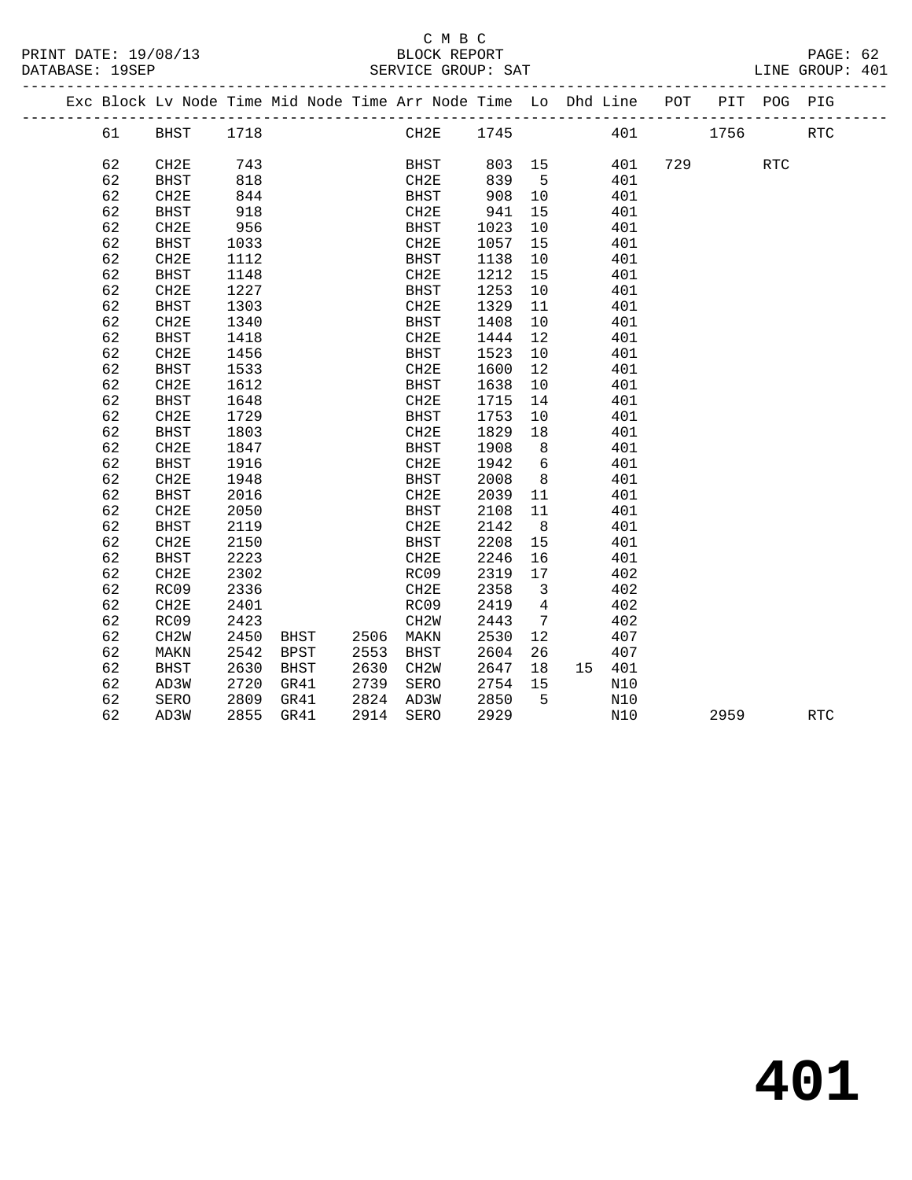C M B C

PRINT DATE: 19/08/13 BLOCK REPORT

DATABASE: 19SEP SERVICE GROUP: SAT LINE GROUP: 401

| Exc | Block | Lv | Node | Time | Mid Node | Time | Arr Node | Time | Lo | Dhd | Line | POT | PIT | POG | PIG |
|---|---|---|---|---|---|---|---|---|---|---|---|---|---|---|---|
| | 61 | | BHST | 1718 | | | CH2E | 1745 | | | 401 | | 1756 | | RTC |
| | 62 | | CH2E | 743 | | | BHST | 803 | 15 | | 401 | 729 | | RTC | |
| | 62 | | BHST | 818 | | | CH2E | 839 | 5 | | 401 | | | | |
| | 62 | | CH2E | 844 | | | BHST | 908 | 10 | | 401 | | | | |
| | 62 | | BHST | 918 | | | CH2E | 941 | 15 | | 401 | | | | |
| | 62 | | CH2E | 956 | | | BHST | 1023 | 10 | | 401 | | | | |
| | 62 | | BHST | 1033 | | | CH2E | 1057 | 15 | | 401 | | | | |
| | 62 | | CH2E | 1112 | | | BHST | 1138 | 10 | | 401 | | | | |
| | 62 | | BHST | 1148 | | | CH2E | 1212 | 15 | | 401 | | | | |
| | 62 | | CH2E | 1227 | | | BHST | 1253 | 10 | | 401 | | | | |
| | 62 | | BHST | 1303 | | | CH2E | 1329 | 11 | | 401 | | | | |
| | 62 | | CH2E | 1340 | | | BHST | 1408 | 10 | | 401 | | | | |
| | 62 | | BHST | 1418 | | | CH2E | 1444 | 12 | | 401 | | | | |
| | 62 | | CH2E | 1456 | | | BHST | 1523 | 10 | | 401 | | | | |
| | 62 | | BHST | 1533 | | | CH2E | 1600 | 12 | | 401 | | | | |
| | 62 | | CH2E | 1612 | | | BHST | 1638 | 10 | | 401 | | | | |
| | 62 | | BHST | 1648 | | | CH2E | 1715 | 14 | | 401 | | | | |
| | 62 | | CH2E | 1729 | | | BHST | 1753 | 10 | | 401 | | | | |
| | 62 | | BHST | 1803 | | | CH2E | 1829 | 18 | | 401 | | | | |
| | 62 | | CH2E | 1847 | | | BHST | 1908 | 8 | | 401 | | | | |
| | 62 | | BHST | 1916 | | | CH2E | 1942 | 6 | | 401 | | | | |
| | 62 | | CH2E | 1948 | | | BHST | 2008 | 8 | | 401 | | | | |
| | 62 | | BHST | 2016 | | | CH2E | 2039 | 11 | | 401 | | | | |
| | 62 | | CH2E | 2050 | | | BHST | 2108 | 11 | | 401 | | | | |
| | 62 | | BHST | 2119 | | | CH2E | 2142 | 8 | | 401 | | | | |
| | 62 | | CH2E | 2150 | | | BHST | 2208 | 15 | | 401 | | | | |
| | 62 | | BHST | 2223 | | | CH2E | 2246 | 16 | | 401 | | | | |
| | 62 | | CH2E | 2302 | | | RC09 | 2319 | 17 | | 402 | | | | |
| | 62 | | RC09 | 2336 | | | CH2E | 2358 | 3 | | 402 | | | | |
| | 62 | | CH2E | 2401 | | | RC09 | 2419 | 4 | | 402 | | | | |
| | 62 | | RC09 | 2423 | | | CH2W | 2443 | 7 | | 402 | | | | |
| | 62 | | CH2W | 2450 | BHST | 2506 | MAKN | 2530 | 12 | | 407 | | | | |
| | 62 | | MAKN | 2542 | BPST | 2553 | BHST | 2604 | 26 | | 407 | | | | |
| | 62 | | BHST | 2630 | BHST | 2630 | CH2W | 2647 | 18 | 15 | 401 | | | | |
| | 62 | | AD3W | 2720 | GR41 | 2739 | SERO | 2754 | 15 | | N10 | | | | |
| | 62 | | SERO | 2809 | GR41 | 2824 | AD3W | 2850 | 5 | | N10 | | | | |
| | 62 | | AD3W | 2855 | GR41 | 2914 | SERO | 2929 | | | N10 | | 2959 | | RTC |

# 401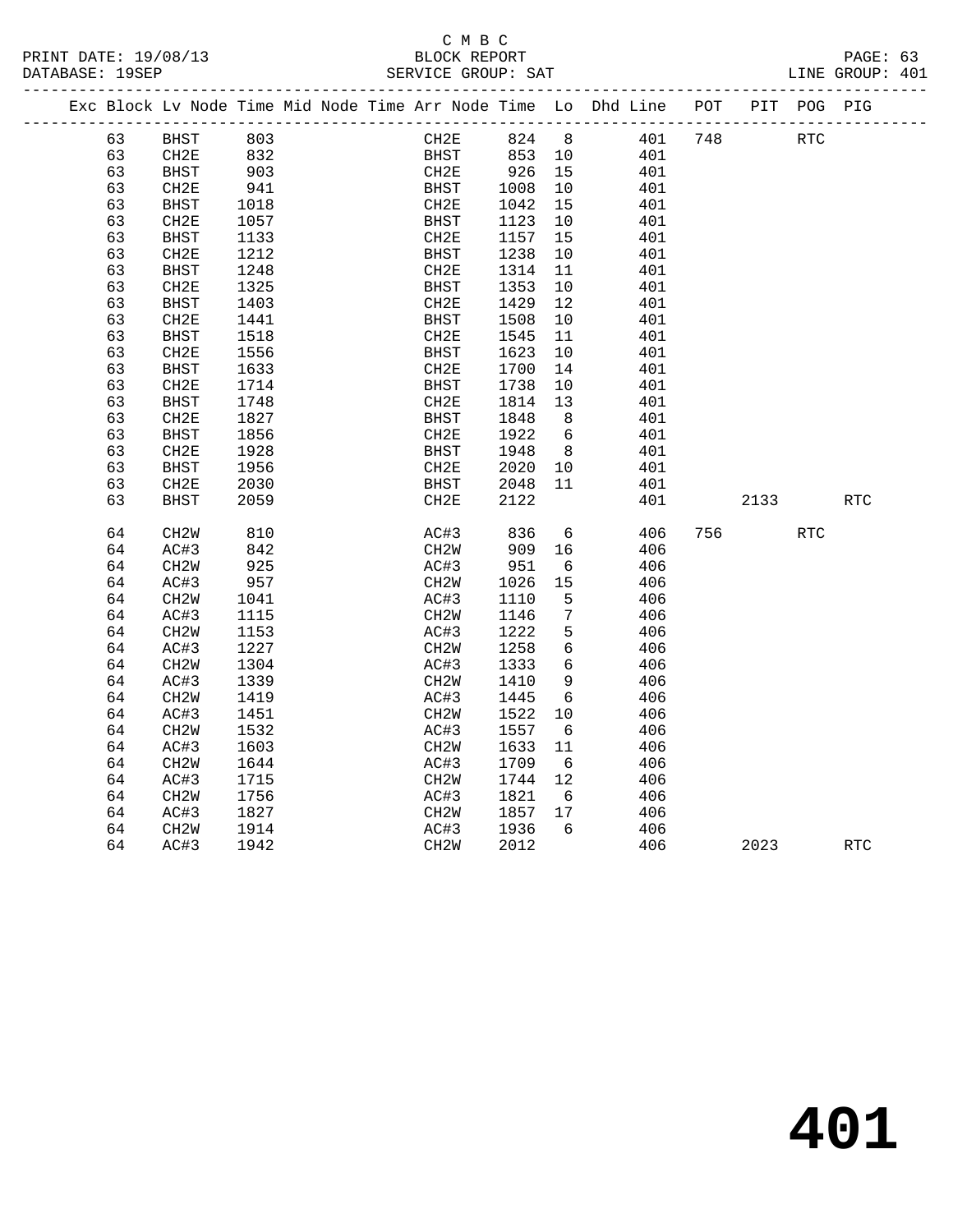C M B C
BLOCK REPORT
SERVICE GROUP: SAT

| Exc | Block | Lv | Node | Time | Mid Node | Time | Arr Node | Time | Lo | Dhd | Line | POT | PIT | POG | PIG |
|---|---|---|---|---|---|---|---|---|---|---|---|---|---|---|---|
| | 63 | | BHST | 803 | | | CH2E | 824 | 8 | | 401 | 748 | | RTC | |
| | 63 | | CH2E | 832 | | | BHST | 853 | 10 | | 401 | | | | |
| | 63 | | BHST | 903 | | | CH2E | 926 | 15 | | 401 | | | | |
| | 63 | | CH2E | 941 | | | BHST | 1008 | 10 | | 401 | | | | |
| | 63 | | BHST | 1018 | | | CH2E | 1042 | 15 | | 401 | | | | |
| | 63 | | CH2E | 1057 | | | BHST | 1123 | 10 | | 401 | | | | |
| | 63 | | BHST | 1133 | | | CH2E | 1157 | 15 | | 401 | | | | |
| | 63 | | CH2E | 1212 | | | BHST | 1238 | 10 | | 401 | | | | |
| | 63 | | BHST | 1248 | | | CH2E | 1314 | 11 | | 401 | | | | |
| | 63 | | CH2E | 1325 | | | BHST | 1353 | 10 | | 401 | | | | |
| | 63 | | BHST | 1403 | | | CH2E | 1429 | 12 | | 401 | | | | |
| | 63 | | CH2E | 1441 | | | BHST | 1508 | 10 | | 401 | | | | |
| | 63 | | BHST | 1518 | | | CH2E | 1545 | 11 | | 401 | | | | |
| | 63 | | CH2E | 1556 | | | BHST | 1623 | 10 | | 401 | | | | |
| | 63 | | BHST | 1633 | | | CH2E | 1700 | 14 | | 401 | | | | |
| | 63 | | CH2E | 1714 | | | BHST | 1738 | 10 | | 401 | | | | |
| | 63 | | BHST | 1748 | | | CH2E | 1814 | 13 | | 401 | | | | |
| | 63 | | CH2E | 1827 | | | BHST | 1848 | 8 | | 401 | | | | |
| | 63 | | BHST | 1856 | | | CH2E | 1922 | 6 | | 401 | | | | |
| | 63 | | CH2E | 1928 | | | BHST | 1948 | 8 | | 401 | | | | |
| | 63 | | BHST | 1956 | | | CH2E | 2020 | 10 | | 401 | | | | |
| | 63 | | CH2E | 2030 | | | BHST | 2048 | 11 | | 401 | | | | |
| | 63 | | BHST | 2059 | | | CH2E | 2122 | | | 401 | | 2133 | | RTC |
| | 64 | | CH2W | 810 | | | AC#3 | 836 | 6 | | 406 | 756 | | RTC | |
| | 64 | | AC#3 | 842 | | | CH2W | 909 | 16 | | 406 | | | | |
| | 64 | | CH2W | 925 | | | AC#3 | 951 | 6 | | 406 | | | | |
| | 64 | | AC#3 | 957 | | | CH2W | 1026 | 15 | | 406 | | | | |
| | 64 | | CH2W | 1041 | | | AC#3 | 1110 | 5 | | 406 | | | | |
| | 64 | | AC#3 | 1115 | | | CH2W | 1146 | 7 | | 406 | | | | |
| | 64 | | CH2W | 1153 | | | AC#3 | 1222 | 5 | | 406 | | | | |
| | 64 | | AC#3 | 1227 | | | CH2W | 1258 | 6 | | 406 | | | | |
| | 64 | | CH2W | 1304 | | | AC#3 | 1333 | 6 | | 406 | | | | |
| | 64 | | AC#3 | 1339 | | | CH2W | 1410 | 9 | | 406 | | | | |
| | 64 | | CH2W | 1419 | | | AC#3 | 1445 | 6 | | 406 | | | | |
| | 64 | | AC#3 | 1451 | | | CH2W | 1522 | 10 | | 406 | | | | |
| | 64 | | CH2W | 1532 | | | AC#3 | 1557 | 6 | | 406 | | | | |
| | 64 | | AC#3 | 1603 | | | CH2W | 1633 | 11 | | 406 | | | | |
| | 64 | | CH2W | 1644 | | | AC#3 | 1709 | 6 | | 406 | | | | |
| | 64 | | AC#3 | 1715 | | | CH2W | 1744 | 12 | | 406 | | | | |
| | 64 | | CH2W | 1756 | | | AC#3 | 1821 | 6 | | 406 | | | | |
| | 64 | | AC#3 | 1827 | | | CH2W | 1857 | 17 | | 406 | | | | |
| | 64 | | CH2W | 1914 | | | AC#3 | 1936 | 6 | | 406 | | | | |
| | 64 | | AC#3 | 1942 | | | CH2W | 2012 | | | 406 | | 2023 | | RTC |

# 401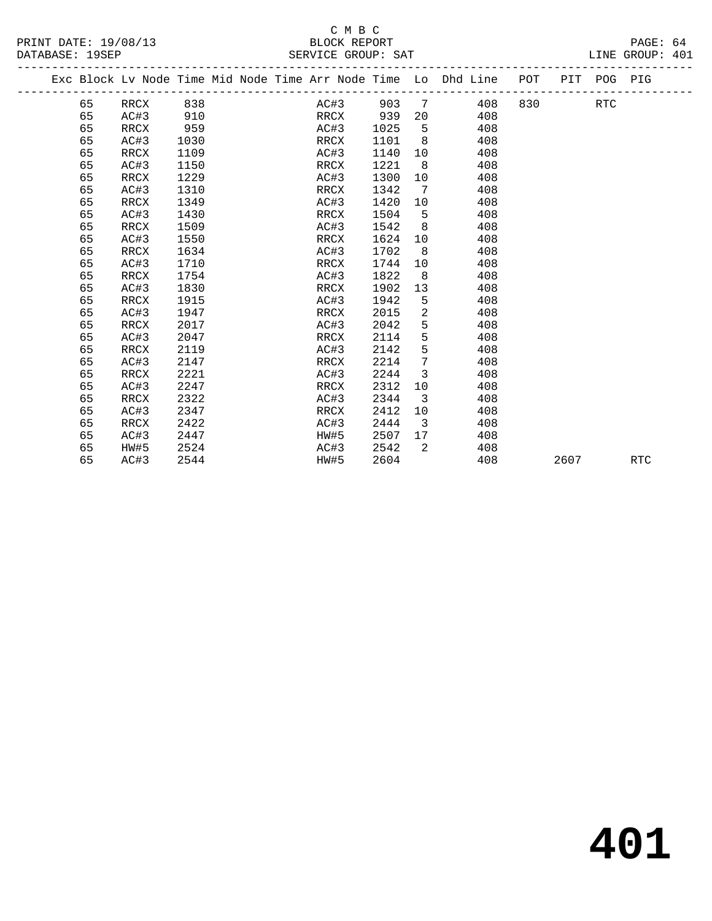C M B C

BLOCK REPORT

SERVICE GROUP: SAT

LINE GROUP: 401

| Exc | Block | Lv Node | Time | Mid Node | Time | Arr Node | Time | Lo | Dhd Line | POT | PIT | POG | PIG |
|---|---|---|---|---|---|---|---|---|---|---|---|---|---|
| | 65 | RRCX | 838 | | | AC#3 | 903 | 7 | 408 | 830 | | RTC | |
| | 65 | AC#3 | 910 | | | RRCX | 939 | 20 | 408 | | | | |
| | 65 | RRCX | 959 | | | AC#3 | 1025 | 5 | 408 | | | | |
| | 65 | AC#3 | 1030 | | | RRCX | 1101 | 8 | 408 | | | | |
| | 65 | RRCX | 1109 | | | AC#3 | 1140 | 10 | 408 | | | | |
| | 65 | AC#3 | 1150 | | | RRCX | 1221 | 8 | 408 | | | | |
| | 65 | RRCX | 1229 | | | AC#3 | 1300 | 10 | 408 | | | | |
| | 65 | AC#3 | 1310 | | | RRCX | 1342 | 7 | 408 | | | | |
| | 65 | RRCX | 1349 | | | AC#3 | 1420 | 10 | 408 | | | | |
| | 65 | AC#3 | 1430 | | | RRCX | 1504 | 5 | 408 | | | | |
| | 65 | RRCX | 1509 | | | AC#3 | 1542 | 8 | 408 | | | | |
| | 65 | AC#3 | 1550 | | | RRCX | 1624 | 10 | 408 | | | | |
| | 65 | RRCX | 1634 | | | AC#3 | 1702 | 8 | 408 | | | | |
| | 65 | AC#3 | 1710 | | | RRCX | 1744 | 10 | 408 | | | | |
| | 65 | RRCX | 1754 | | | AC#3 | 1822 | 8 | 408 | | | | |
| | 65 | AC#3 | 1830 | | | RRCX | 1902 | 13 | 408 | | | | |
| | 65 | RRCX | 1915 | | | AC#3 | 1942 | 5 | 408 | | | | |
| | 65 | AC#3 | 1947 | | | RRCX | 2015 | 2 | 408 | | | | |
| | 65 | RRCX | 2017 | | | AC#3 | 2042 | 5 | 408 | | | | |
| | 65 | AC#3 | 2047 | | | RRCX | 2114 | 5 | 408 | | | | |
| | 65 | RRCX | 2119 | | | AC#3 | 2142 | 5 | 408 | | | | |
| | 65 | AC#3 | 2147 | | | RRCX | 2214 | 7 | 408 | | | | |
| | 65 | RRCX | 2221 | | | AC#3 | 2244 | 3 | 408 | | | | |
| | 65 | AC#3 | 2247 | | | RRCX | 2312 | 10 | 408 | | | | |
| | 65 | RRCX | 2322 | | | AC#3 | 2344 | 3 | 408 | | | | |
| | 65 | AC#3 | 2347 | | | RRCX | 2412 | 10 | 408 | | | | |
| | 65 | RRCX | 2422 | | | AC#3 | 2444 | 3 | 408 | | | | |
| | 65 | AC#3 | 2447 | | | HW#5 | 2507 | 17 | 408 | | | | |
| | 65 | HW#5 | 2524 | | | AC#3 | 2542 | 2 | 408 | | | | |
| | 65 | AC#3 | 2544 | | | HW#5 | 2604 | | 408 | | 2607 | | RTC |

401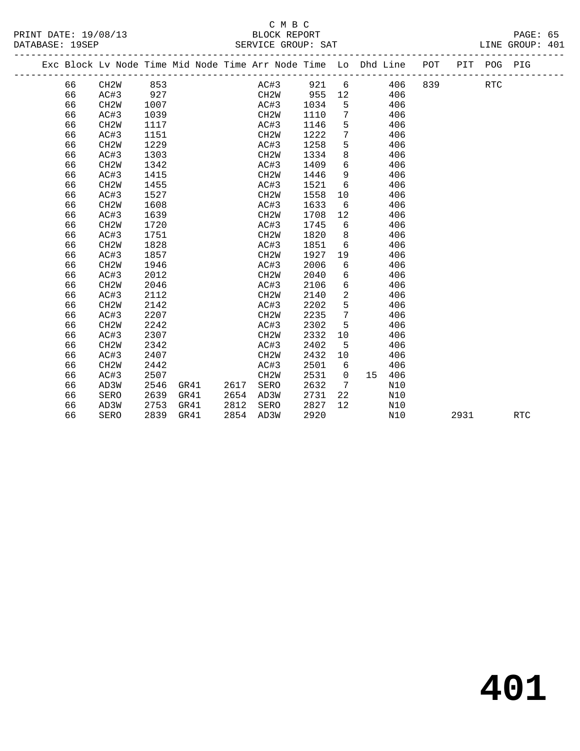C M B C

BLOCK REPORT

SERVICE GROUP: SAT

PRINT DATE: 19/08/13

DATABASE: 19SEP

LINE GROUP: 401

| Exc | Block | Lv | Node | Time | Mid Node | Time | Arr Node | Time | Lo | Dhd | Line | POT | PIT | POG | PIG |
|---|---|---|---|---|---|---|---|---|---|---|---|---|---|---|---|
| | 66 | | CH2W | 853 | | | AC#3 | 921 | 6 | | 406 | 839 | | RTC | |
| | 66 | | AC#3 | 927 | | | CH2W | 955 | 12 | | 406 | | | | |
| | 66 | | CH2W | 1007 | | | AC#3 | 1034 | 5 | | 406 | | | | |
| | 66 | | AC#3 | 1039 | | | CH2W | 1110 | 7 | | 406 | | | | |
| | 66 | | CH2W | 1117 | | | AC#3 | 1146 | 5 | | 406 | | | | |
| | 66 | | AC#3 | 1151 | | | CH2W | 1222 | 7 | | 406 | | | | |
| | 66 | | CH2W | 1229 | | | AC#3 | 1258 | 5 | | 406 | | | | |
| | 66 | | AC#3 | 1303 | | | CH2W | 1334 | 8 | | 406 | | | | |
| | 66 | | CH2W | 1342 | | | AC#3 | 1409 | 6 | | 406 | | | | |
| | 66 | | AC#3 | 1415 | | | CH2W | 1446 | 9 | | 406 | | | | |
| | 66 | | CH2W | 1455 | | | AC#3 | 1521 | 6 | | 406 | | | | |
| | 66 | | AC#3 | 1527 | | | CH2W | 1558 | 10 | | 406 | | | | |
| | 66 | | CH2W | 1608 | | | AC#3 | 1633 | 6 | | 406 | | | | |
| | 66 | | AC#3 | 1639 | | | CH2W | 1708 | 12 | | 406 | | | | |
| | 66 | | CH2W | 1720 | | | AC#3 | 1745 | 6 | | 406 | | | | |
| | 66 | | AC#3 | 1751 | | | CH2W | 1820 | 8 | | 406 | | | | |
| | 66 | | CH2W | 1828 | | | AC#3 | 1851 | 6 | | 406 | | | | |
| | 66 | | AC#3 | 1857 | | | CH2W | 1927 | 19 | | 406 | | | | |
| | 66 | | CH2W | 1946 | | | AC#3 | 2006 | 6 | | 406 | | | | |
| | 66 | | AC#3 | 2012 | | | CH2W | 2040 | 6 | | 406 | | | | |
| | 66 | | CH2W | 2046 | | | AC#3 | 2106 | 6 | | 406 | | | | |
| | 66 | | AC#3 | 2112 | | | CH2W | 2140 | 2 | | 406 | | | | |
| | 66 | | CH2W | 2142 | | | AC#3 | 2202 | 5 | | 406 | | | | |
| | 66 | | AC#3 | 2207 | | | CH2W | 2235 | 7 | | 406 | | | | |
| | 66 | | CH2W | 2242 | | | AC#3 | 2302 | 5 | | 406 | | | | |
| | 66 | | AC#3 | 2307 | | | CH2W | 2332 | 10 | | 406 | | | | |
| | 66 | | CH2W | 2342 | | | AC#3 | 2402 | 5 | | 406 | | | | |
| | 66 | | AC#3 | 2407 | | | CH2W | 2432 | 10 | | 406 | | | | |
| | 66 | | CH2W | 2442 | | | AC#3 | 2501 | 6 | | 406 | | | | |
| | 66 | | AC#3 | 2507 | | | CH2W | 2531 | 0 | 15 | 406 | | | | |
| | 66 | | AD3W | 2546 | GR41 | 2617 | SERO | 2632 | 7 | | N10 | | | | |
| | 66 | | SERO | 2639 | GR41 | 2654 | AD3W | 2731 | 22 | | N10 | | | | |
| | 66 | | AD3W | 2753 | GR41 | 2812 | SERO | 2827 | 12 | | N10 | | | | |
| | 66 | | SERO | 2839 | GR41 | 2854 | AD3W | 2920 | | | N10 | | 2931 | | RTC |

# 401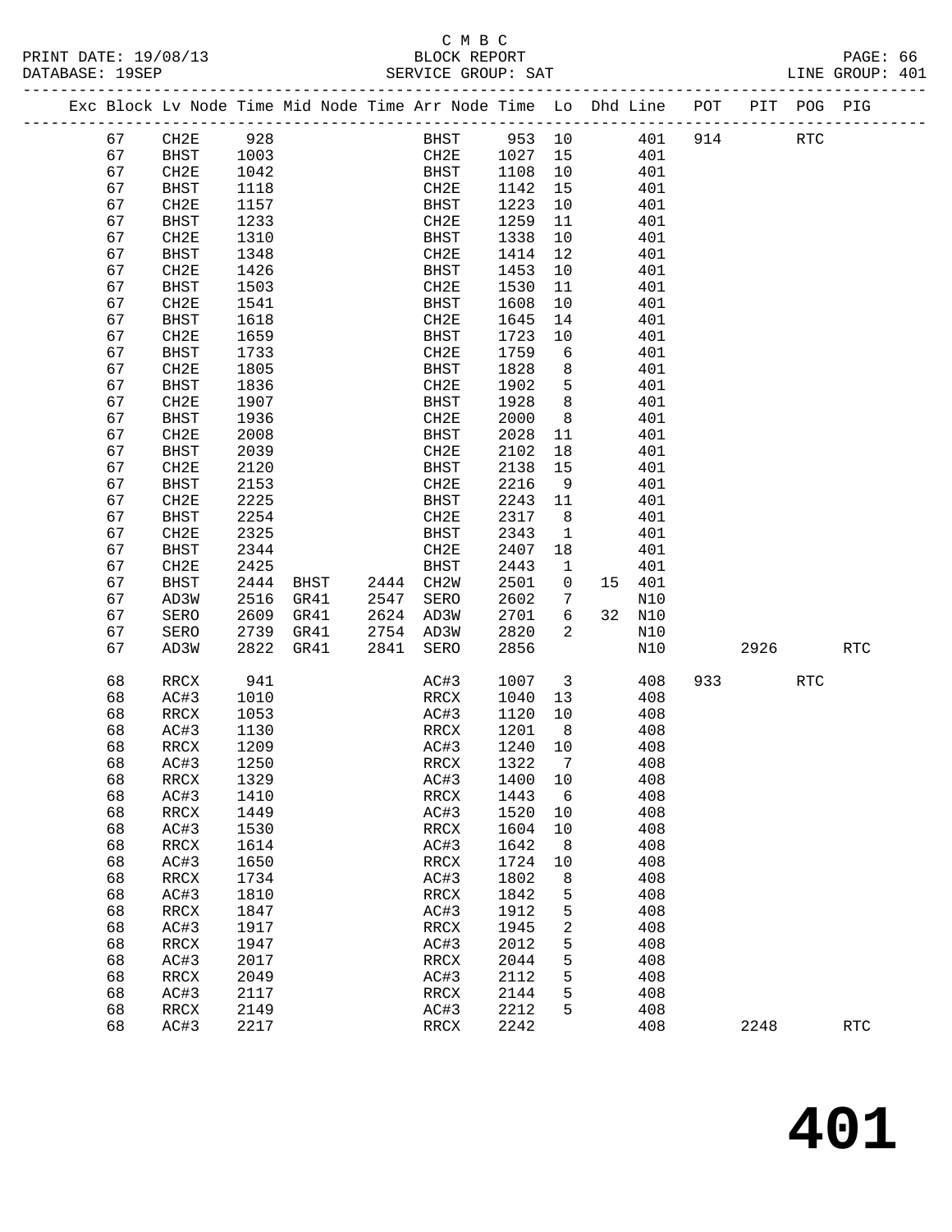C M B C

PRINT DATE: 19/08/13 BLOCK REPORT PAGE: 66
DATABASE: 19SEP SERVICE GROUP: SAT LINE GROUP: 401

| Exc | Block | Lv | Node | Time | Mid Node | Time | Arr Node | Time | Lo | Dhd | Line | POT | PIT | POG | PIG |
|---|---|---|---|---|---|---|---|---|---|---|---|---|---|---|---|
| | 67 | | CH2E | 928 | | | BHST | 953 | 10 | | 401 | 914 | | RTC | |
| | 67 | | BHST | 1003 | | | CH2E | 1027 | 15 | | 401 | | | | |
| | 67 | | CH2E | 1042 | | | BHST | 1108 | 10 | | 401 | | | | |
| | 67 | | BHST | 1118 | | | CH2E | 1142 | 15 | | 401 | | | | |
| | 67 | | CH2E | 1157 | | | BHST | 1223 | 10 | | 401 | | | | |
| | 67 | | BHST | 1233 | | | CH2E | 1259 | 11 | | 401 | | | | |
| | 67 | | CH2E | 1310 | | | BHST | 1338 | 10 | | 401 | | | | |
| | 67 | | BHST | 1348 | | | CH2E | 1414 | 12 | | 401 | | | | |
| | 67 | | CH2E | 1426 | | | BHST | 1453 | 10 | | 401 | | | | |
| | 67 | | BHST | 1503 | | | CH2E | 1530 | 11 | | 401 | | | | |
| | 67 | | CH2E | 1541 | | | BHST | 1608 | 10 | | 401 | | | | |
| | 67 | | BHST | 1618 | | | CH2E | 1645 | 14 | | 401 | | | | |
| | 67 | | CH2E | 1659 | | | BHST | 1723 | 10 | | 401 | | | | |
| | 67 | | BHST | 1733 | | | CH2E | 1759 | 6 | | 401 | | | | |
| | 67 | | CH2E | 1805 | | | BHST | 1828 | 8 | | 401 | | | | |
| | 67 | | BHST | 1836 | | | CH2E | 1902 | 5 | | 401 | | | | |
| | 67 | | CH2E | 1907 | | | BHST | 1928 | 8 | | 401 | | | | |
| | 67 | | BHST | 1936 | | | CH2E | 2000 | 8 | | 401 | | | | |
| | 67 | | CH2E | 2008 | | | BHST | 2028 | 11 | | 401 | | | | |
| | 67 | | BHST | 2039 | | | CH2E | 2102 | 18 | | 401 | | | | |
| | 67 | | CH2E | 2120 | | | BHST | 2138 | 15 | | 401 | | | | |
| | 67 | | BHST | 2153 | | | CH2E | 2216 | 9 | | 401 | | | | |
| | 67 | | CH2E | 2225 | | | BHST | 2243 | 11 | | 401 | | | | |
| | 67 | | BHST | 2254 | | | CH2E | 2317 | 8 | | 401 | | | | |
| | 67 | | CH2E | 2325 | | | BHST | 2343 | 1 | | 401 | | | | |
| | 67 | | BHST | 2344 | | | CH2E | 2407 | 18 | | 401 | | | | |
| | 67 | | CH2E | 2425 | | | BHST | 2443 | 1 | | 401 | | | | |
| | 67 | | BHST | 2444 | BHST | 2444 | CH2W | 2501 | 0 | 15 | 401 | | | | |
| | 67 | | AD3W | 2516 | GR41 | 2547 | SERO | 2602 | 7 | | N10 | | | | |
| | 67 | | SERO | 2609 | GR41 | 2624 | AD3W | 2701 | 6 | 32 | N10 | | | | |
| | 67 | | SERO | 2739 | GR41 | 2754 | AD3W | 2820 | 2 | | N10 | | | | |
| | 67 | | AD3W | 2822 | GR41 | 2841 | SERO | 2856 | | | N10 | | 2926 | | RTC |
| | 68 | | RRCX | 941 | | | AC#3 | 1007 | 3 | | 408 | 933 | | RTC | |
| | 68 | | AC#3 | 1010 | | | RRCX | 1040 | 13 | | 408 | | | | |
| | 68 | | RRCX | 1053 | | | AC#3 | 1120 | 10 | | 408 | | | | |
| | 68 | | AC#3 | 1130 | | | RRCX | 1201 | 8 | | 408 | | | | |
| | 68 | | RRCX | 1209 | | | AC#3 | 1240 | 10 | | 408 | | | | |
| | 68 | | AC#3 | 1250 | | | RRCX | 1322 | 7 | | 408 | | | | |
| | 68 | | RRCX | 1329 | | | AC#3 | 1400 | 10 | | 408 | | | | |
| | 68 | | AC#3 | 1410 | | | RRCX | 1443 | 6 | | 408 | | | | |
| | 68 | | RRCX | 1449 | | | AC#3 | 1520 | 10 | | 408 | | | | |
| | 68 | | AC#3 | 1530 | | | RRCX | 1604 | 10 | | 408 | | | | |
| | 68 | | RRCX | 1614 | | | AC#3 | 1642 | 8 | | 408 | | | | |
| | 68 | | AC#3 | 1650 | | | RRCX | 1724 | 10 | | 408 | | | | |
| | 68 | | RRCX | 1734 | | | AC#3 | 1802 | 8 | | 408 | | | | |
| | 68 | | AC#3 | 1810 | | | RRCX | 1842 | 5 | | 408 | | | | |
| | 68 | | RRCX | 1847 | | | AC#3 | 1912 | 5 | | 408 | | | | |
| | 68 | | AC#3 | 1917 | | | RRCX | 1945 | 2 | | 408 | | | | |
| | 68 | | RRCX | 1947 | | | AC#3 | 2012 | 5 | | 408 | | | | |
| | 68 | | AC#3 | 2017 | | | RRCX | 2044 | 5 | | 408 | | | | |
| | 68 | | RRCX | 2049 | | | AC#3 | 2112 | 5 | | 408 | | | | |
| | 68 | | AC#3 | 2117 | | | RRCX | 2144 | 5 | | 408 | | | | |
| | 68 | | RRCX | 2149 | | | AC#3 | 2212 | 5 | | 408 | | | | |
| | 68 | | AC#3 | 2217 | | | RRCX | 2242 | | | 408 | | 2248 | | RTC |

# 401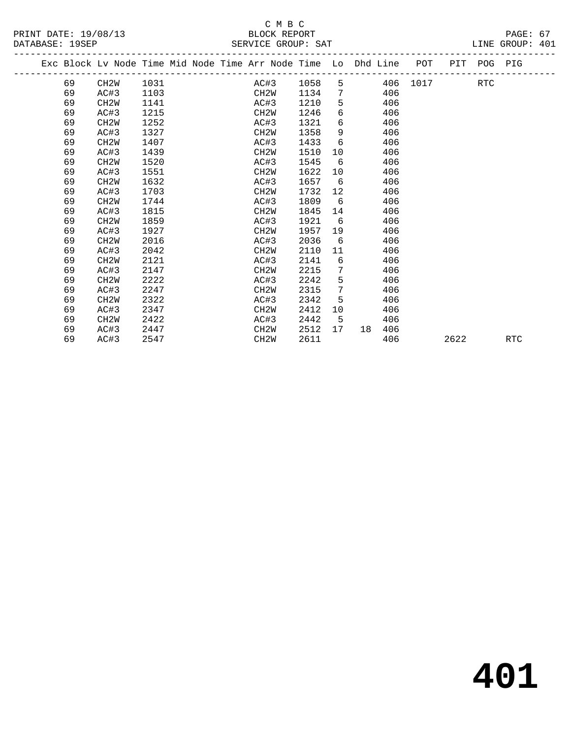C M B C
BLOCK REPORT
SERVICE GROUP: SAT

PRINT DATE: 19/08/13
DATABASE: 19SEP
PAGE: 67
LINE GROUP: 401

| Exc | Block | Lv | Node | Time | Mid Node | Time | Arr Node | Time | Lo | Dhd | Line | POT | PIT | POG | PIG |
|---|---|---|---|---|---|---|---|---|---|---|---|---|---|---|---|
| | 69 | | CH2W | 1031 | | | AC#3 | 1058 | 5 | | 406 | 1017 | | RTC | |
| | 69 | | AC#3 | 1103 | | | CH2W | 1134 | 7 | | 406 | | | | |
| | 69 | | CH2W | 1141 | | | AC#3 | 1210 | 5 | | 406 | | | | |
| | 69 | | AC#3 | 1215 | | | CH2W | 1246 | 6 | | 406 | | | | |
| | 69 | | CH2W | 1252 | | | AC#3 | 1321 | 6 | | 406 | | | | |
| | 69 | | AC#3 | 1327 | | | CH2W | 1358 | 9 | | 406 | | | | |
| | 69 | | CH2W | 1407 | | | AC#3 | 1433 | 6 | | 406 | | | | |
| | 69 | | AC#3 | 1439 | | | CH2W | 1510 | 10 | | 406 | | | | |
| | 69 | | CH2W | 1520 | | | AC#3 | 1545 | 6 | | 406 | | | | |
| | 69 | | AC#3 | 1551 | | | CH2W | 1622 | 10 | | 406 | | | | |
| | 69 | | CH2W | 1632 | | | AC#3 | 1657 | 6 | | 406 | | | | |
| | 69 | | AC#3 | 1703 | | | CH2W | 1732 | 12 | | 406 | | | | |
| | 69 | | CH2W | 1744 | | | AC#3 | 1809 | 6 | | 406 | | | | |
| | 69 | | AC#3 | 1815 | | | CH2W | 1845 | 14 | | 406 | | | | |
| | 69 | | CH2W | 1859 | | | AC#3 | 1921 | 6 | | 406 | | | | |
| | 69 | | AC#3 | 1927 | | | CH2W | 1957 | 19 | | 406 | | | | |
| | 69 | | CH2W | 2016 | | | AC#3 | 2036 | 6 | | 406 | | | | |
| | 69 | | AC#3 | 2042 | | | CH2W | 2110 | 11 | | 406 | | | | |
| | 69 | | CH2W | 2121 | | | AC#3 | 2141 | 6 | | 406 | | | | |
| | 69 | | AC#3 | 2147 | | | CH2W | 2215 | 7 | | 406 | | | | |
| | 69 | | CH2W | 2222 | | | AC#3 | 2242 | 5 | | 406 | | | | |
| | 69 | | AC#3 | 2247 | | | CH2W | 2315 | 7 | | 406 | | | | |
| | 69 | | CH2W | 2322 | | | AC#3 | 2342 | 5 | | 406 | | | | |
| | 69 | | AC#3 | 2347 | | | CH2W | 2412 | 10 | | 406 | | | | |
| | 69 | | CH2W | 2422 | | | AC#3 | 2442 | 5 | | 406 | | | | |
| | 69 | | AC#3 | 2447 | | | CH2W | 2512 | 17 | 18 | 406 | | | | |
| | 69 | | AC#3 | 2547 | | | CH2W | 2611 | | | 406 | | 2622 | | RTC |

# 401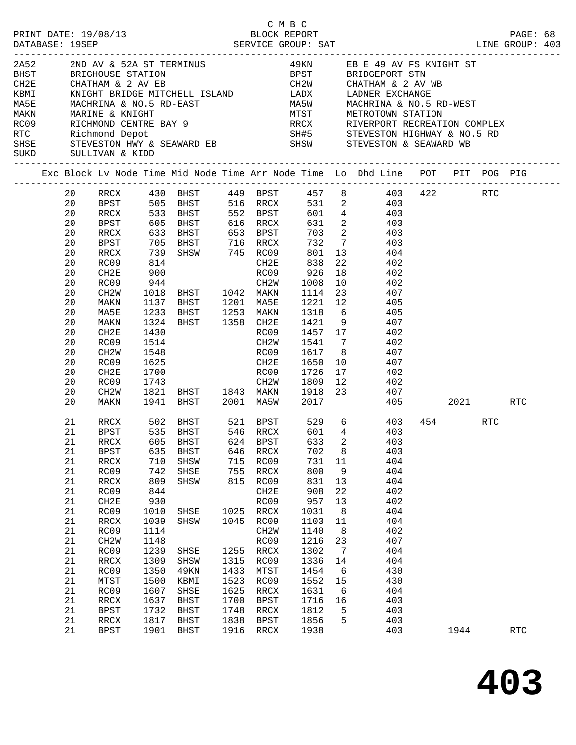C M B C
PRINT DATE: 19/08/13 BLOCK REPORT
DATABASE: 19SEP SERVICE GROUP: SAT LINE GROUP: 403

| | | | |
|---|---|---|---|
| 2A52 | 2ND AV & 52A ST TERMINUS | 49KN | EB E 49 AV FS KNIGHT ST |
| BHST | BRIGHOUSE STATION | BPST | BRIDGEPORT STN |
| CH2E | CHATHAM & 2 AV EB | CH2W | CHATHAM & 2 AV WB |
| KBMI | KNIGHT BRIDGE MITCHELL ISLAND | LADX | LADNER EXCHANGE |
| MA5E | MACHRINA & NO.5 RD-EAST | MA5W | MACHRINA & NO.5 RD-WEST |
| MAKN | MARINE & KNIGHT | MTST | METROTOWN STATION |
| RC09 | RICHMOND CENTRE BAY 9 | RRCX | RIVERPORT RECREATION COMPLEX |
| RTC | Richmond Depot | SH#5 | STEVESTON HIGHWAY & NO.5 RD |
| SHSE | STEVESTON HWY & SEAWARD EB | SHSW | STEVESTON & SEAWARD WB |
| SUKD | SULLIVAN & KIDD | | |

| Exc | Block | Lv Node | Time | Mid Node | Time | Arr Node | Time | Lo | Dhd Line | POT | PIT | POG | PIG |
|---|---|---|---|---|---|---|---|---|---|---|---|---|---|
| | 20 | RRCX | 430 | BHST | 449 | BPST | 457 | 8 | 403 | 422 | | RTC | |
| | 20 | BPST | 505 | BHST | 516 | RRCX | 531 | 2 | 403 | | | | |
| | 20 | RRCX | 533 | BHST | 552 | BPST | 601 | 4 | 403 | | | | |
| | 20 | BPST | 605 | BHST | 616 | RRCX | 631 | 2 | 403 | | | | |
| | 20 | RRCX | 633 | BHST | 653 | BPST | 703 | 2 | 403 | | | | |
| | 20 | BPST | 705 | BHST | 716 | RRCX | 732 | 7 | 403 | | | | |
| | 20 | RRCX | 739 | SHSW | 745 | RC09 | 801 | 13 | 404 | | | | |
| | 20 | RC09 | 814 | | | CH2E | 838 | 22 | 402 | | | | |
| | 20 | CH2E | 900 | | | RC09 | 926 | 18 | 402 | | | | |
| | 20 | RC09 | 944 | | | CH2W | 1008 | 10 | 402 | | | | |
| | 20 | CH2W | 1018 | BHST | 1042 | MAKN | 1114 | 23 | 407 | | | | |
| | 20 | MAKN | 1137 | BHST | 1201 | MA5E | 1221 | 12 | 405 | | | | |
| | 20 | MA5E | 1233 | BHST | 1253 | MAKN | 1318 | 6 | 405 | | | | |
| | 20 | MAKN | 1324 | BHST | 1358 | CH2E | 1421 | 9 | 407 | | | | |
| | 20 | CH2E | 1430 | | | RC09 | 1457 | 17 | 402 | | | | |
| | 20 | RC09 | 1514 | | | CH2W | 1541 | 7 | 402 | | | | |
| | 20 | CH2W | 1548 | | | RC09 | 1617 | 8 | 407 | | | | |
| | 20 | RC09 | 1625 | | | CH2E | 1650 | 10 | 407 | | | | |
| | 20 | CH2E | 1700 | | | RC09 | 1726 | 17 | 402 | | | | |
| | 20 | RC09 | 1743 | | | CH2W | 1809 | 12 | 402 | | | | |
| | 20 | CH2W | 1821 | BHST | 1843 | MAKN | 1918 | 23 | 407 | | | | |
| | 20 | MAKN | 1941 | BHST | 2001 | MA5W | 2017 | | 405 | | 2021 | | RTC |
| | 21 | RRCX | 502 | BHST | 521 | BPST | 529 | 6 | 403 | 454 | | RTC | |
| | 21 | BPST | 535 | BHST | 546 | RRCX | 601 | 4 | 403 | | | | |
| | 21 | RRCX | 605 | BHST | 624 | BPST | 633 | 2 | 403 | | | | |
| | 21 | BPST | 635 | BHST | 646 | RRCX | 702 | 8 | 403 | | | | |
| | 21 | RRCX | 710 | SHSW | 715 | RC09 | 731 | 11 | 404 | | | | |
| | 21 | RC09 | 742 | SHSE | 755 | RRCX | 800 | 9 | 404 | | | | |
| | 21 | RRCX | 809 | SHSW | 815 | RC09 | 831 | 13 | 404 | | | | |
| | 21 | RC09 | 844 | | | CH2E | 908 | 22 | 402 | | | | |
| | 21 | CH2E | 930 | | | RC09 | 957 | 13 | 402 | | | | |
| | 21 | RC09 | 1010 | SHSE | 1025 | RRCX | 1031 | 8 | 404 | | | | |
| | 21 | RRCX | 1039 | SHSW | 1045 | RC09 | 1103 | 11 | 404 | | | | |
| | 21 | RC09 | 1114 | | | CH2W | 1140 | 8 | 402 | | | | |
| | 21 | CH2W | 1148 | | | RC09 | 1216 | 23 | 407 | | | | |
| | 21 | RC09 | 1239 | SHSE | 1255 | RRCX | 1302 | 7 | 404 | | | | |
| | 21 | RRCX | 1309 | SHSW | 1315 | RC09 | 1336 | 14 | 404 | | | | |
| | 21 | RC09 | 1350 | 49KN | 1433 | MTST | 1454 | 6 | 430 | | | | |
| | 21 | MTST | 1500 | KBMI | 1523 | RC09 | 1552 | 15 | 430 | | | | |
| | 21 | RC09 | 1607 | SHSE | 1625 | RRCX | 1631 | 6 | 404 | | | | |
| | 21 | RRCX | 1637 | BHST | 1700 | BPST | 1716 | 16 | 403 | | | | |
| | 21 | BPST | 1732 | BHST | 1748 | RRCX | 1812 | 5 | 403 | | | | |
| | 21 | RRCX | 1817 | BHST | 1838 | BPST | 1856 | 5 | 403 | | | | |
| | 21 | BPST | 1901 | BHST | 1916 | RRCX | 1938 | | 403 | | 1944 | | RTC |

403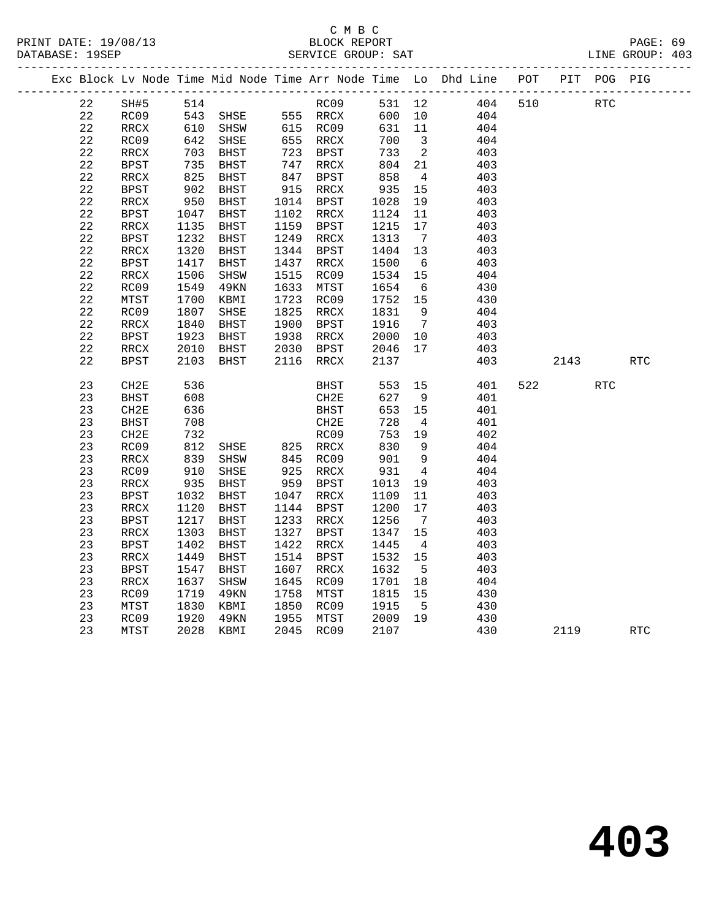C M B C
BLOCK REPORT
SERVICE GROUP: SAT

PRINT DATE: 19/08/13
DATABASE: 19SEP
LINE GROUP: 403

| Exc | Block | Lv | Node | Time | Mid Node | Time | Arr Node | Time | Lo | Dhd Line | POT | PIT | POG | PIG |
|---|---|---|---|---|---|---|---|---|---|---|---|---|---|---|
| | 22 | | SH#5 | 514 | | | RC09 | 531 | 12 | 404 | 510 | | RTC | |
| | 22 | | RC09 | 543 | SHSE | 555 | RRCX | 600 | 10 | 404 | | | | |
| | 22 | | RRCX | 610 | SHSW | 615 | RC09 | 631 | 11 | 404 | | | | |
| | 22 | | RC09 | 642 | SHSE | 655 | RRCX | 700 | 3 | 404 | | | | |
| | 22 | | RRCX | 703 | BHST | 723 | BPST | 733 | 2 | 403 | | | | |
| | 22 | | BPST | 735 | BHST | 747 | RRCX | 804 | 21 | 403 | | | | |
| | 22 | | RRCX | 825 | BHST | 847 | BPST | 858 | 4 | 403 | | | | |
| | 22 | | BPST | 902 | BHST | 915 | RRCX | 935 | 15 | 403 | | | | |
| | 22 | | RRCX | 950 | BHST | 1014 | BPST | 1028 | 19 | 403 | | | | |
| | 22 | | BPST | 1047 | BHST | 1102 | RRCX | 1124 | 11 | 403 | | | | |
| | 22 | | RRCX | 1135 | BHST | 1159 | BPST | 1215 | 17 | 403 | | | | |
| | 22 | | BPST | 1232 | BHST | 1249 | RRCX | 1313 | 7 | 403 | | | | |
| | 22 | | RRCX | 1320 | BHST | 1344 | BPST | 1404 | 13 | 403 | | | | |
| | 22 | | BPST | 1417 | BHST | 1437 | RRCX | 1500 | 6 | 403 | | | | |
| | 22 | | RRCX | 1506 | SHSW | 1515 | RC09 | 1534 | 15 | 404 | | | | |
| | 22 | | RC09 | 1549 | 49KN | 1633 | MTST | 1654 | 6 | 430 | | | | |
| | 22 | | MTST | 1700 | KBMI | 1723 | RC09 | 1752 | 15 | 430 | | | | |
| | 22 | | RC09 | 1807 | SHSE | 1825 | RRCX | 1831 | 9 | 404 | | | | |
| | 22 | | RRCX | 1840 | BHST | 1900 | BPST | 1916 | 7 | 403 | | | | |
| | 22 | | BPST | 1923 | BHST | 1938 | RRCX | 2000 | 10 | 403 | | | | |
| | 22 | | RRCX | 2010 | BHST | 2030 | BPST | 2046 | 17 | 403 | | | | |
| | 22 | | BPST | 2103 | BHST | 2116 | RRCX | 2137 | | 403 | | 2143 | | RTC |
| | 23 | | CH2E | 536 | | | BHST | 553 | 15 | 401 | 522 | | RTC | |
| | 23 | | BHST | 608 | | | CH2E | 627 | 9 | 401 | | | | |
| | 23 | | CH2E | 636 | | | BHST | 653 | 15 | 401 | | | | |
| | 23 | | BHST | 708 | | | CH2E | 728 | 4 | 401 | | | | |
| | 23 | | CH2E | 732 | | | RC09 | 753 | 19 | 402 | | | | |
| | 23 | | RC09 | 812 | SHSE | 825 | RRCX | 830 | 9 | 404 | | | | |
| | 23 | | RRCX | 839 | SHSW | 845 | RC09 | 901 | 9 | 404 | | | | |
| | 23 | | RC09 | 910 | SHSE | 925 | RRCX | 931 | 4 | 404 | | | | |
| | 23 | | RRCX | 935 | BHST | 959 | BPST | 1013 | 19 | 403 | | | | |
| | 23 | | BPST | 1032 | BHST | 1047 | RRCX | 1109 | 11 | 403 | | | | |
| | 23 | | RRCX | 1120 | BHST | 1144 | BPST | 1200 | 17 | 403 | | | | |
| | 23 | | BPST | 1217 | BHST | 1233 | RRCX | 1256 | 7 | 403 | | | | |
| | 23 | | RRCX | 1303 | BHST | 1327 | BPST | 1347 | 15 | 403 | | | | |
| | 23 | | BPST | 1402 | BHST | 1422 | RRCX | 1445 | 4 | 403 | | | | |
| | 23 | | RRCX | 1449 | BHST | 1514 | BPST | 1532 | 15 | 403 | | | | |
| | 23 | | BPST | 1547 | BHST | 1607 | RRCX | 1632 | 5 | 403 | | | | |
| | 23 | | RRCX | 1637 | SHSW | 1645 | RC09 | 1701 | 18 | 404 | | | | |
| | 23 | | RC09 | 1719 | 49KN | 1758 | MTST | 1815 | 15 | 430 | | | | |
| | 23 | | MTST | 1830 | KBMI | 1850 | RC09 | 1915 | 5 | 430 | | | | |
| | 23 | | RC09 | 1920 | 49KN | 1955 | MTST | 2009 | 19 | 430 | | | | |
| | 23 | | MTST | 2028 | KBMI | 2045 | RC09 | 2107 | | 430 | | 2119 | | RTC |

# 403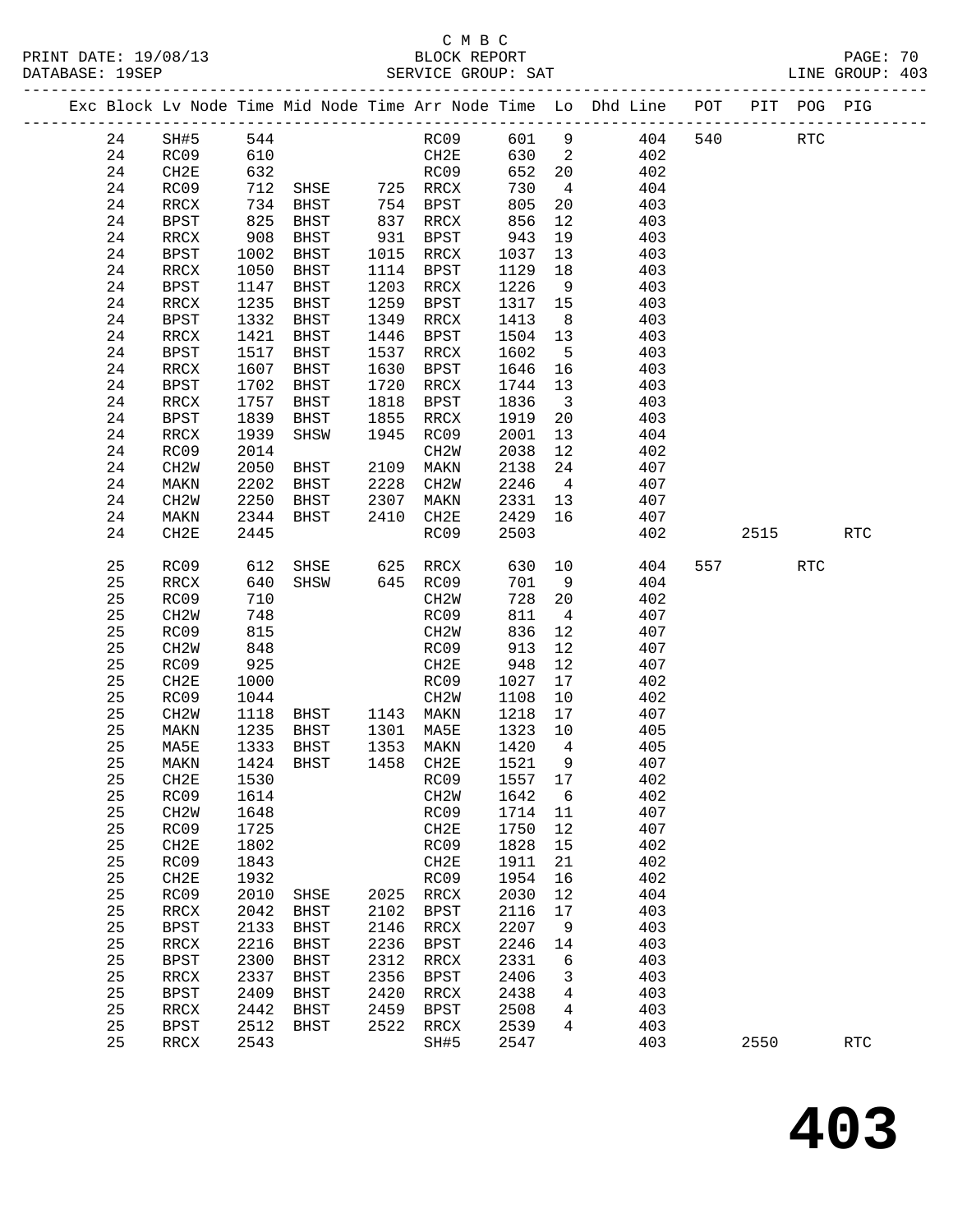C M B C
PRINT DATE: 19/08/13 BLOCK REPORT PAGE: 70
DATABASE: 19SEP SERVICE GROUP: SAT LINE GROUP: 403

| Exc | Block | Lv Node | Time | Mid Node | Time | Arr Node | Time | Lo | Dhd Line | POT | PIT | POG | PIG |
|---|---|---|---|---|---|---|---|---|---|---|---|---|---|
| | 24 | SH#5 | 544 | | | RC09 | 601 | 9 | 404 | 540 | | RTC | |
| | 24 | RC09 | 610 | | | CH2E | 630 | 2 | 402 | | | | |
| | 24 | CH2E | 632 | | | RC09 | 652 | 20 | 402 | | | | |
| | 24 | RC09 | 712 | SHSE | 725 | RRCX | 730 | 4 | 404 | | | | |
| | 24 | RRCX | 734 | BHST | 754 | BPST | 805 | 20 | 403 | | | | |
| | 24 | BPST | 825 | BHST | 837 | RRCX | 856 | 12 | 403 | | | | |
| | 24 | RRCX | 908 | BHST | 931 | BPST | 943 | 19 | 403 | | | | |
| | 24 | BPST | 1002 | BHST | 1015 | RRCX | 1037 | 13 | 403 | | | | |
| | 24 | RRCX | 1050 | BHST | 1114 | BPST | 1129 | 18 | 403 | | | | |
| | 24 | BPST | 1147 | BHST | 1203 | RRCX | 1226 | 9 | 403 | | | | |
| | 24 | RRCX | 1235 | BHST | 1259 | BPST | 1317 | 15 | 403 | | | | |
| | 24 | BPST | 1332 | BHST | 1349 | RRCX | 1413 | 8 | 403 | | | | |
| | 24 | RRCX | 1421 | BHST | 1446 | BPST | 1504 | 13 | 403 | | | | |
| | 24 | BPST | 1517 | BHST | 1537 | RRCX | 1602 | 5 | 403 | | | | |
| | 24 | RRCX | 1607 | BHST | 1630 | BPST | 1646 | 16 | 403 | | | | |
| | 24 | BPST | 1702 | BHST | 1720 | RRCX | 1744 | 13 | 403 | | | | |
| | 24 | RRCX | 1757 | BHST | 1818 | BPST | 1836 | 3 | 403 | | | | |
| | 24 | BPST | 1839 | BHST | 1855 | RRCX | 1919 | 20 | 403 | | | | |
| | 24 | RRCX | 1939 | SHSW | 1945 | RC09 | 2001 | 13 | 404 | | | | |
| | 24 | RC09 | 2014 | | | CH2W | 2038 | 12 | 402 | | | | |
| | 24 | CH2W | 2050 | BHST | 2109 | MAKN | 2138 | 24 | 407 | | | | |
| | 24 | MAKN | 2202 | BHST | 2228 | CH2W | 2246 | 4 | 407 | | | | |
| | 24 | CH2W | 2250 | BHST | 2307 | MAKN | 2331 | 13 | 407 | | | | |
| | 24 | MAKN | 2344 | BHST | 2410 | CH2E | 2429 | 16 | 407 | | | | |
| | 24 | CH2E | 2445 | | | RC09 | 2503 | | 402 | | 2515 | | RTC |
| | 25 | RC09 | 612 | SHSE | 625 | RRCX | 630 | 10 | 404 | 557 | | RTC | |
| | 25 | RRCX | 640 | SHSW | 645 | RC09 | 701 | 9 | 404 | | | | |
| | 25 | RC09 | 710 | | | CH2W | 728 | 20 | 402 | | | | |
| | 25 | CH2W | 748 | | | RC09 | 811 | 4 | 407 | | | | |
| | 25 | RC09 | 815 | | | CH2W | 836 | 12 | 407 | | | | |
| | 25 | CH2W | 848 | | | RC09 | 913 | 12 | 407 | | | | |
| | 25 | RC09 | 925 | | | CH2E | 948 | 12 | 407 | | | | |
| | 25 | CH2E | 1000 | | | RC09 | 1027 | 17 | 402 | | | | |
| | 25 | RC09 | 1044 | | | CH2W | 1108 | 10 | 402 | | | | |
| | 25 | CH2W | 1118 | BHST | 1143 | MAKN | 1218 | 17 | 407 | | | | |
| | 25 | MAKN | 1235 | BHST | 1301 | MA5E | 1323 | 10 | 405 | | | | |
| | 25 | MA5E | 1333 | BHST | 1353 | MAKN | 1420 | 4 | 405 | | | | |
| | 25 | MAKN | 1424 | BHST | 1458 | CH2E | 1521 | 9 | 407 | | | | |
| | 25 | CH2E | 1530 | | | RC09 | 1557 | 17 | 402 | | | | |
| | 25 | RC09 | 1614 | | | CH2W | 1642 | 6 | 402 | | | | |
| | 25 | CH2W | 1648 | | | RC09 | 1714 | 11 | 407 | | | | |
| | 25 | RC09 | 1725 | | | CH2E | 1750 | 12 | 407 | | | | |
| | 25 | CH2E | 1802 | | | RC09 | 1828 | 15 | 402 | | | | |
| | 25 | RC09 | 1843 | | | CH2E | 1911 | 21 | 402 | | | | |
| | 25 | CH2E | 1932 | | | RC09 | 1954 | 16 | 402 | | | | |
| | 25 | RC09 | 2010 | SHSE | 2025 | RRCX | 2030 | 12 | 404 | | | | |
| | 25 | RRCX | 2042 | BHST | 2102 | BPST | 2116 | 17 | 403 | | | | |
| | 25 | BPST | 2133 | BHST | 2146 | RRCX | 2207 | 9 | 403 | | | | |
| | 25 | RRCX | 2216 | BHST | 2236 | BPST | 2246 | 14 | 403 | | | | |
| | 25 | BPST | 2300 | BHST | 2312 | RRCX | 2331 | 6 | 403 | | | | |
| | 25 | RRCX | 2337 | BHST | 2356 | BPST | 2406 | 3 | 403 | | | | |
| | 25 | BPST | 2409 | BHST | 2420 | RRCX | 2438 | 4 | 403 | | | | |
| | 25 | RRCX | 2442 | BHST | 2459 | BPST | 2508 | 4 | 403 | | | | |
| | 25 | BPST | 2512 | BHST | 2522 | RRCX | 2539 | 4 | 403 | | | | |
| | 25 | RRCX | 2543 | | | SH#5 | 2547 | | 403 | | 2550 | | RTC |

# 403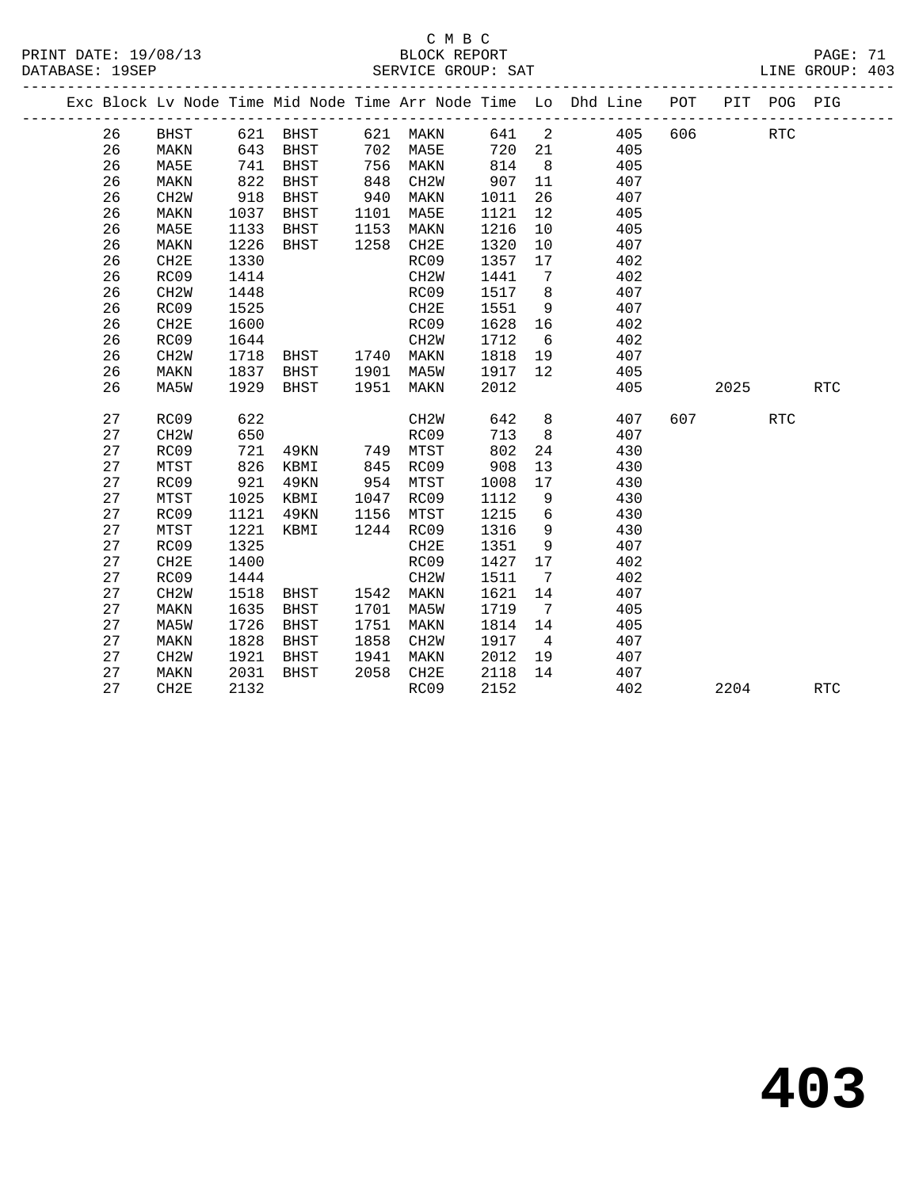C M B C

BLOCK REPORT

SERVICE GROUP: SAT

PRINT DATE: 19/08/13
DATABASE: 19SEP
LINE GROUP: 403

| Exc | Block | Lv | Node | Time | Mid Node | Time | Arr Node | Time | Lo | Dhd Line | POT | PIT | POG | PIG |
|---|---|---|---|---|---|---|---|---|---|---|---|---|---|---|
| | 26 | | BHST | 621 | BHST | 621 | MAKN | 641 | 2 | 405 | 606 | | RTC | |
| | 26 | | MAKN | 643 | BHST | 702 | MA5E | 720 | 21 | 405 | | | | |
| | 26 | | MA5E | 741 | BHST | 756 | MAKN | 814 | 8 | 405 | | | | |
| | 26 | | MAKN | 822 | BHST | 848 | CH2W | 907 | 11 | 407 | | | | |
| | 26 | | CH2W | 918 | BHST | 940 | MAKN | 1011 | 26 | 407 | | | | |
| | 26 | | MAKN | 1037 | BHST | 1101 | MA5E | 1121 | 12 | 405 | | | | |
| | 26 | | MA5E | 1133 | BHST | 1153 | MAKN | 1216 | 10 | 405 | | | | |
| | 26 | | MAKN | 1226 | BHST | 1258 | CH2E | 1320 | 10 | 407 | | | | |
| | 26 | | CH2E | 1330 | | | RC09 | 1357 | 17 | 402 | | | | |
| | 26 | | RC09 | 1414 | | | CH2W | 1441 | 7 | 402 | | | | |
| | 26 | | CH2W | 1448 | | | RC09 | 1517 | 8 | 407 | | | | |
| | 26 | | RC09 | 1525 | | | CH2E | 1551 | 9 | 407 | | | | |
| | 26 | | CH2E | 1600 | | | RC09 | 1628 | 16 | 402 | | | | |
| | 26 | | RC09 | 1644 | | | CH2W | 1712 | 6 | 402 | | | | |
| | 26 | | CH2W | 1718 | BHST | 1740 | MAKN | 1818 | 19 | 407 | | | | |
| | 26 | | MAKN | 1837 | BHST | 1901 | MA5W | 1917 | 12 | 405 | | | | |
| | 26 | | MA5W | 1929 | BHST | 1951 | MAKN | 2012 | | 405 | | 2025 | | RTC |
| | 27 | | RC09 | 622 | | | CH2W | 642 | 8 | 407 | 607 | | RTC | |
| | 27 | | CH2W | 650 | | | RC09 | 713 | 8 | 407 | | | | |
| | 27 | | RC09 | 721 | 49KN | 749 | MTST | 802 | 24 | 430 | | | | |
| | 27 | | MTST | 826 | KBMI | 845 | RC09 | 908 | 13 | 430 | | | | |
| | 27 | | RC09 | 921 | 49KN | 954 | MTST | 1008 | 17 | 430 | | | | |
| | 27 | | MTST | 1025 | KBMI | 1047 | RC09 | 1112 | 9 | 430 | | | | |
| | 27 | | RC09 | 1121 | 49KN | 1156 | MTST | 1215 | 6 | 430 | | | | |
| | 27 | | MTST | 1221 | KBMI | 1244 | RC09 | 1316 | 9 | 430 | | | | |
| | 27 | | RC09 | 1325 | | | CH2E | 1351 | 9 | 407 | | | | |
| | 27 | | CH2E | 1400 | | | RC09 | 1427 | 17 | 402 | | | | |
| | 27 | | RC09 | 1444 | | | CH2W | 1511 | 7 | 402 | | | | |
| | 27 | | CH2W | 1518 | BHST | 1542 | MAKN | 1621 | 14 | 407 | | | | |
| | 27 | | MAKN | 1635 | BHST | 1701 | MA5W | 1719 | 7 | 405 | | | | |
| | 27 | | MA5W | 1726 | BHST | 1751 | MAKN | 1814 | 14 | 405 | | | | |
| | 27 | | MAKN | 1828 | BHST | 1858 | CH2W | 1917 | 4 | 407 | | | | |
| | 27 | | CH2W | 1921 | BHST | 1941 | MAKN | 2012 | 19 | 407 | | | | |
| | 27 | | MAKN | 2031 | BHST | 2058 | CH2E | 2118 | 14 | 407 | | | | |
| | 27 | | CH2E | 2132 | | | RC09 | 2152 | | 402 | | 2204 | | RTC |

403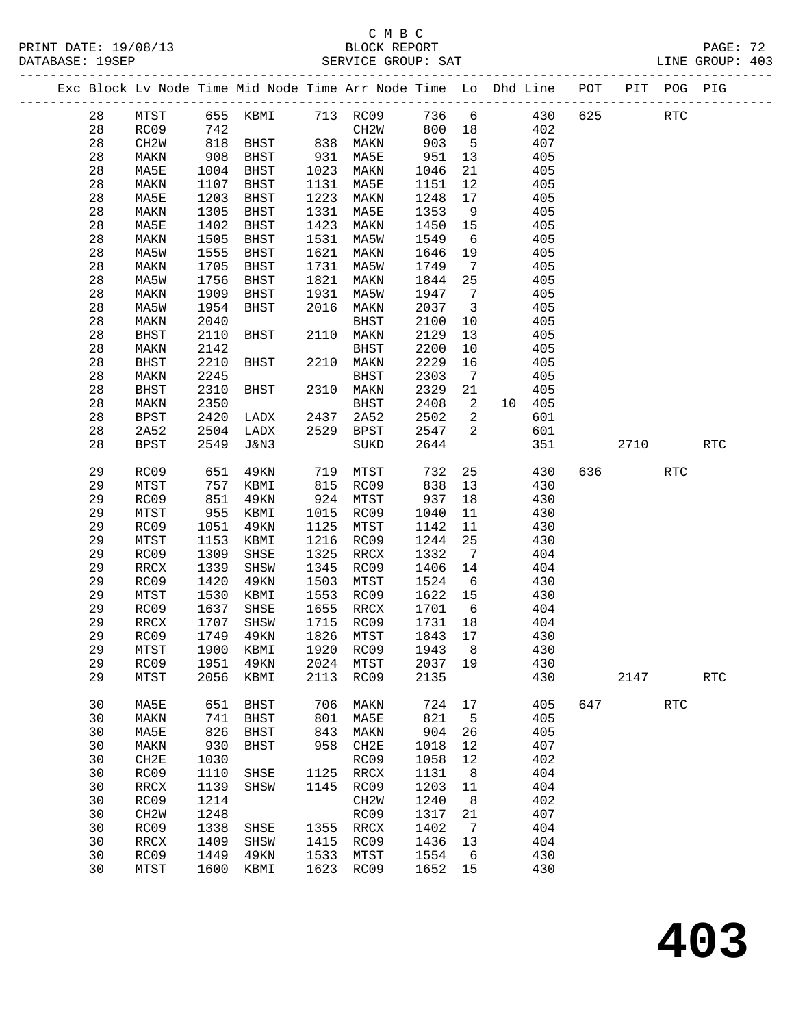C M B C

BLOCK REPORT

SERVICE GROUP: SAT

PRINT DATE: 19/08/13
DATABASE: 19SEP
LINE GROUP: 403

| Exc | Block | Lv | Node | Time | Mid Node | Time | Arr Node | Time | Lo | Dhd | Line | POT | PIT | POG | PIG |
|---|---|---|---|---|---|---|---|---|---|---|---|---|---|---|---|
| | 28 | | MTST | 655 | KBMI | 713 | RC09 | 736 | 6 | | 430 | 625 | | RTC | |
| | 28 | | RC09 | 742 | | | CH2W | 800 | 18 | | 402 | | | | |
| | 28 | | CH2W | 818 | BHST | 838 | MAKN | 903 | 5 | | 407 | | | | |
| | 28 | | MAKN | 908 | BHST | 931 | MA5E | 951 | 13 | | 405 | | | | |
| | 28 | | MA5E | 1004 | BHST | 1023 | MAKN | 1046 | 21 | | 405 | | | | |
| | 28 | | MAKN | 1107 | BHST | 1131 | MA5E | 1151 | 12 | | 405 | | | | |
| | 28 | | MA5E | 1203 | BHST | 1223 | MAKN | 1248 | 17 | | 405 | | | | |
| | 28 | | MAKN | 1305 | BHST | 1331 | MA5E | 1353 | 9 | | 405 | | | | |
| | 28 | | MA5E | 1402 | BHST | 1423 | MAKN | 1450 | 15 | | 405 | | | | |
| | 28 | | MAKN | 1505 | BHST | 1531 | MA5W | 1549 | 6 | | 405 | | | | |
| | 28 | | MA5W | 1555 | BHST | 1621 | MAKN | 1646 | 19 | | 405 | | | | |
| | 28 | | MAKN | 1705 | BHST | 1731 | MA5W | 1749 | 7 | | 405 | | | | |
| | 28 | | MA5W | 1756 | BHST | 1821 | MAKN | 1844 | 25 | | 405 | | | | |
| | 28 | | MAKN | 1909 | BHST | 1931 | MA5W | 1947 | 7 | | 405 | | | | |
| | 28 | | MA5W | 1954 | BHST | 2016 | MAKN | 2037 | 3 | | 405 | | | | |
| | 28 | | MAKN | 2040 | | | BHST | 2100 | 10 | | 405 | | | | |
| | 28 | | BHST | 2110 | BHST | 2110 | MAKN | 2129 | 13 | | 405 | | | | |
| | 28 | | MAKN | 2142 | | | BHST | 2200 | 10 | | 405 | | | | |
| | 28 | | BHST | 2210 | BHST | 2210 | MAKN | 2229 | 16 | | 405 | | | | |
| | 28 | | MAKN | 2245 | | | BHST | 2303 | 7 | | 405 | | | | |
| | 28 | | BHST | 2310 | BHST | 2310 | MAKN | 2329 | 21 | | 405 | | | | |
| | 28 | | MAKN | 2350 | | | BHST | 2408 | 2 | 10 | 405 | | | | |
| | 28 | | BPST | 2420 | LADX | 2437 | 2A52 | 2502 | 2 | | 601 | | | | |
| | 28 | | 2A52 | 2504 | LADX | 2529 | BPST | 2547 | 2 | | 601 | | | | |
| | 28 | | BPST | 2549 | J&N3 | | SUKD | 2644 | | | 351 | | 2710 | | RTC |
| | 29 | | RC09 | 651 | 49KN | 719 | MTST | 732 | 25 | | 430 | 636 | | RTC | |
| | 29 | | MTST | 757 | KBMI | 815 | RC09 | 838 | 13 | | 430 | | | | |
| | 29 | | RC09 | 851 | 49KN | 924 | MTST | 937 | 18 | | 430 | | | | |
| | 29 | | MTST | 955 | KBMI | 1015 | RC09 | 1040 | 11 | | 430 | | | | |
| | 29 | | RC09 | 1051 | 49KN | 1125 | MTST | 1142 | 11 | | 430 | | | | |
| | 29 | | MTST | 1153 | KBMI | 1216 | RC09 | 1244 | 25 | | 430 | | | | |
| | 29 | | RC09 | 1309 | SHSE | 1325 | RRCX | 1332 | 7 | | 404 | | | | |
| | 29 | | RRCX | 1339 | SHSW | 1345 | RC09 | 1406 | 14 | | 404 | | | | |
| | 29 | | RC09 | 1420 | 49KN | 1503 | MTST | 1524 | 6 | | 430 | | | | |
| | 29 | | MTST | 1530 | KBMI | 1553 | RC09 | 1622 | 15 | | 430 | | | | |
| | 29 | | RC09 | 1637 | SHSE | 1655 | RRCX | 1701 | 6 | | 404 | | | | |
| | 29 | | RRCX | 1707 | SHSW | 1715 | RC09 | 1731 | 18 | | 404 | | | | |
| | 29 | | RC09 | 1749 | 49KN | 1826 | MTST | 1843 | 17 | | 430 | | | | |
| | 29 | | MTST | 1900 | KBMI | 1920 | RC09 | 1943 | 8 | | 430 | | | | |
| | 29 | | RC09 | 1951 | 49KN | 2024 | MTST | 2037 | 19 | | 430 | | | | |
| | 29 | | MTST | 2056 | KBMI | 2113 | RC09 | 2135 | | | 430 | | 2147 | | RTC |
| | 30 | | MA5E | 651 | BHST | 706 | MAKN | 724 | 17 | | 405 | 647 | | RTC | |
| | 30 | | MAKN | 741 | BHST | 801 | MA5E | 821 | 5 | | 405 | | | | |
| | 30 | | MA5E | 826 | BHST | 843 | MAKN | 904 | 26 | | 405 | | | | |
| | 30 | | MAKN | 930 | BHST | 958 | CH2E | 1018 | 12 | | 407 | | | | |
| | 30 | | CH2E | 1030 | | | RC09 | 1058 | 12 | | 402 | | | | |
| | 30 | | RC09 | 1110 | SHSE | 1125 | RRCX | 1131 | 8 | | 404 | | | | |
| | 30 | | RRCX | 1139 | SHSW | 1145 | RC09 | 1203 | 11 | | 404 | | | | |
| | 30 | | RC09 | 1214 | | | CH2W | 1240 | 8 | | 402 | | | | |
| | 30 | | CH2W | 1248 | | | RC09 | 1317 | 21 | | 407 | | | | |
| | 30 | | RC09 | 1338 | SHSE | 1355 | RRCX | 1402 | 7 | | 404 | | | | |
| | 30 | | RRCX | 1409 | SHSW | 1415 | RC09 | 1436 | 13 | | 404 | | | | |
| | 30 | | RC09 | 1449 | 49KN | 1533 | MTST | 1554 | 6 | | 430 | | | | |
| | 30 | | MTST | 1600 | KBMI | 1623 | RC09 | 1652 | 15 | | 430 | | | | |

# 403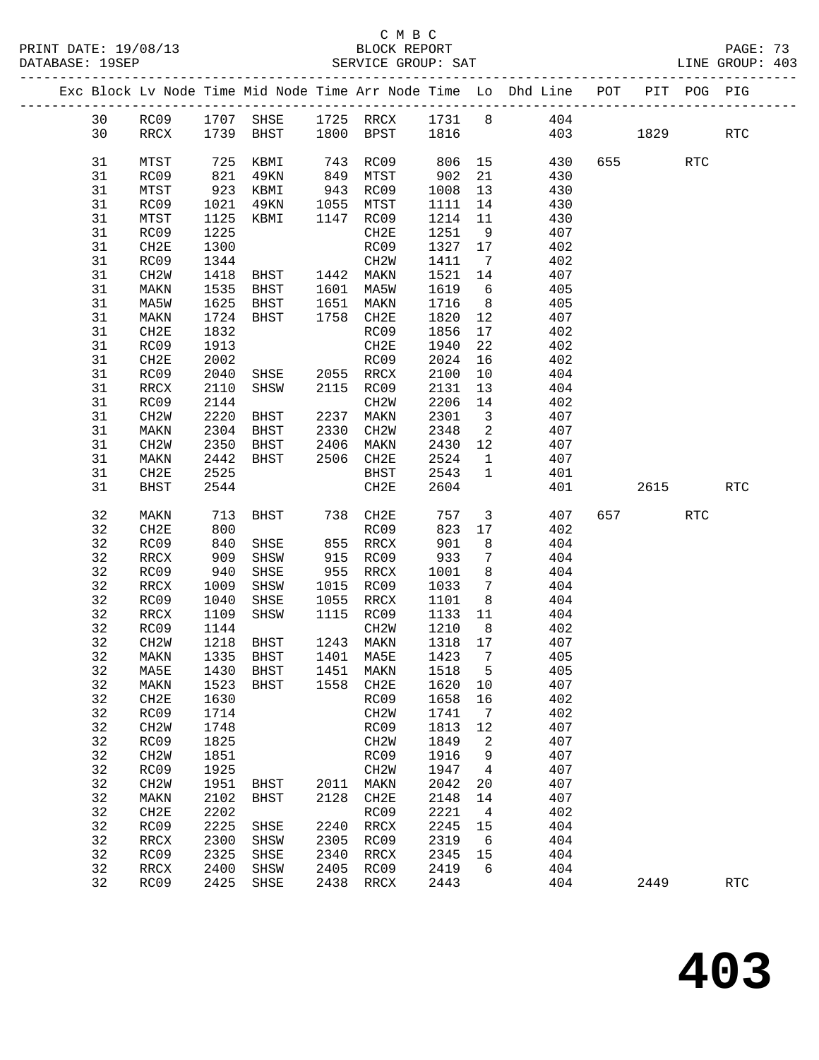C M B C
PRINT DATE: 19/08/13 BLOCK REPORT
DATABASE: 19SEP SERVICE GROUP: SAT LINE GROUP: 403

| Exc | Block | Lv | Node | Time | Mid | Node | Time | Arr | Node | Time | Lo | Dhd | Line | POT | PIT | POG | PIG |
|---|---|---|---|---|---|---|---|---|---|---|---|---|---|---|---|---|---|
| | 30 | | RC09 | 1707 | SHSE | | 1725 | RRCX | | 1731 | 8 | | 404 | | | | |
| | 30 | | RRCX | 1739 | BHST | | 1800 | BPST | | 1816 | | | 403 | | 1829 | | RTC |
| | 31 | | MTST | 725 | KBMI | | 743 | RC09 | | 806 | 15 | | 430 | 655 | | RTC | |
| | 31 | | RC09 | 821 | 49KN | | 849 | MTST | | 902 | 21 | | 430 | | | | |
| | 31 | | MTST | 923 | KBMI | | 943 | RC09 | | 1008 | 13 | | 430 | | | | |
| | 31 | | RC09 | 1021 | 49KN | | 1055 | MTST | | 1111 | 14 | | 430 | | | | |
| | 31 | | MTST | 1125 | KBMI | | 1147 | RC09 | | 1214 | 11 | | 430 | | | | |
| | 31 | | RC09 | 1225 | | | | CH2E | | 1251 | 9 | | 407 | | | | |
| | 31 | | CH2E | 1300 | | | | RC09 | | 1327 | 17 | | 402 | | | | |
| | 31 | | RC09 | 1344 | | | | CH2W | | 1411 | 7 | | 402 | | | | |
| | 31 | | CH2W | 1418 | BHST | | 1442 | MAKN | | 1521 | 14 | | 407 | | | | |
| | 31 | | MAKN | 1535 | BHST | | 1601 | MA5W | | 1619 | 6 | | 405 | | | | |
| | 31 | | MA5W | 1625 | BHST | | 1651 | MAKN | | 1716 | 8 | | 405 | | | | |
| | 31 | | MAKN | 1724 | BHST | | 1758 | CH2E | | 1820 | 12 | | 407 | | | | |
| | 31 | | CH2E | 1832 | | | | RC09 | | 1856 | 17 | | 402 | | | | |
| | 31 | | RC09 | 1913 | | | | CH2E | | 1940 | 22 | | 402 | | | | |
| | 31 | | CH2E | 2002 | | | | RC09 | | 2024 | 16 | | 402 | | | | |
| | 31 | | RC09 | 2040 | SHSE | | 2055 | RRCX | | 2100 | 10 | | 404 | | | | |
| | 31 | | RRCX | 2110 | SHSW | | 2115 | RC09 | | 2131 | 13 | | 404 | | | | |
| | 31 | | RC09 | 2144 | | | | CH2W | | 2206 | 14 | | 402 | | | | |
| | 31 | | CH2W | 2220 | BHST | | 2237 | MAKN | | 2301 | 3 | | 407 | | | | |
| | 31 | | MAKN | 2304 | BHST | | 2330 | CH2W | | 2348 | 2 | | 407 | | | | |
| | 31 | | CH2W | 2350 | BHST | | 2406 | MAKN | | 2430 | 12 | | 407 | | | | |
| | 31 | | MAKN | 2442 | BHST | | 2506 | CH2E | | 2524 | 1 | | 407 | | | | |
| | 31 | | CH2E | 2525 | | | | BHST | | 2543 | 1 | | 401 | | | | |
| | 31 | | BHST | 2544 | | | | CH2E | | 2604 | | | 401 | | 2615 | | RTC |
| | 32 | | MAKN | 713 | BHST | | 738 | CH2E | | 757 | 3 | | 407 | 657 | | RTC | |
| | 32 | | CH2E | 800 | | | | RC09 | | 823 | 17 | | 402 | | | | |
| | 32 | | RC09 | 840 | SHSE | | 855 | RRCX | | 901 | 8 | | 404 | | | | |
| | 32 | | RRCX | 909 | SHSW | | 915 | RC09 | | 933 | 7 | | 404 | | | | |
| | 32 | | RC09 | 940 | SHSE | | 955 | RRCX | | 1001 | 8 | | 404 | | | | |
| | 32 | | RRCX | 1009 | SHSW | | 1015 | RC09 | | 1033 | 7 | | 404 | | | | |
| | 32 | | RC09 | 1040 | SHSE | | 1055 | RRCX | | 1101 | 8 | | 404 | | | | |
| | 32 | | RRCX | 1109 | SHSW | | 1115 | RC09 | | 1133 | 11 | | 404 | | | | |
| | 32 | | RC09 | 1144 | | | | CH2W | | 1210 | 8 | | 402 | | | | |
| | 32 | | CH2W | 1218 | BHST | | 1243 | MAKN | | 1318 | 17 | | 407 | | | | |
| | 32 | | MAKN | 1335 | BHST | | 1401 | MA5E | | 1423 | 7 | | 405 | | | | |
| | 32 | | MA5E | 1430 | BHST | | 1451 | MAKN | | 1518 | 5 | | 405 | | | | |
| | 32 | | MAKN | 1523 | BHST | | 1558 | CH2E | | 1620 | 10 | | 407 | | | | |
| | 32 | | CH2E | 1630 | | | | RC09 | | 1658 | 16 | | 402 | | | | |
| | 32 | | RC09 | 1714 | | | | CH2W | | 1741 | 7 | | 402 | | | | |
| | 32 | | CH2W | 1748 | | | | RC09 | | 1813 | 12 | | 407 | | | | |
| | 32 | | RC09 | 1825 | | | | CH2W | | 1849 | 2 | | 407 | | | | |
| | 32 | | CH2W | 1851 | | | | RC09 | | 1916 | 9 | | 407 | | | | |
| | 32 | | RC09 | 1925 | | | | CH2W | | 1947 | 4 | | 407 | | | | |
| | 32 | | CH2W | 1951 | BHST | | 2011 | MAKN | | 2042 | 20 | | 407 | | | | |
| | 32 | | MAKN | 2102 | BHST | | 2128 | CH2E | | 2148 | 14 | | 407 | | | | |
| | 32 | | CH2E | 2202 | | | | RC09 | | 2221 | 4 | | 402 | | | | |
| | 32 | | RC09 | 2225 | SHSE | | 2240 | RRCX | | 2245 | 15 | | 404 | | | | |
| | 32 | | RRCX | 2300 | SHSW | | 2305 | RC09 | | 2319 | 6 | | 404 | | | | |
| | 32 | | RC09 | 2325 | SHSE | | 2340 | RRCX | | 2345 | 15 | | 404 | | | | |
| | 32 | | RRCX | 2400 | SHSW | | 2405 | RC09 | | 2419 | 6 | | 404 | | | | |
| | 32 | | RC09 | 2425 | SHSE | | 2438 | RRCX | | 2443 | | | 404 | | 2449 | | RTC |

# 403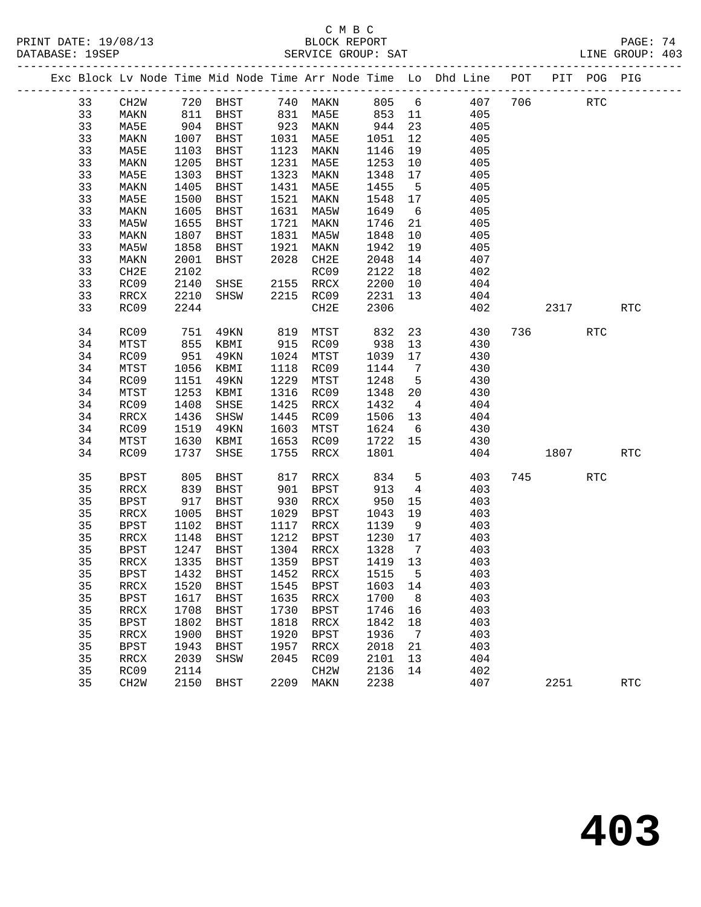C M B C
BLOCK REPORT
SERVICE GROUP: SAT

| Exc | Block | Lv Node | Time | Mid Node | Time | Arr Node | Time | Lo | Dhd Line | POT | PIT | POG | PIG |
|---|---|---|---|---|---|---|---|---|---|---|---|---|---|
| | 33 | CH2W | 720 | BHST | 740 | MAKN | 805 | 6 | 407 | 706 | | RTC | |
| | 33 | MAKN | 811 | BHST | 831 | MA5E | 853 | 11 | 405 | | | | |
| | 33 | MA5E | 904 | BHST | 923 | MAKN | 944 | 23 | 405 | | | | |
| | 33 | MAKN | 1007 | BHST | 1031 | MA5E | 1051 | 12 | 405 | | | | |
| | 33 | MA5E | 1103 | BHST | 1123 | MAKN | 1146 | 19 | 405 | | | | |
| | 33 | MAKN | 1205 | BHST | 1231 | MA5E | 1253 | 10 | 405 | | | | |
| | 33 | MA5E | 1303 | BHST | 1323 | MAKN | 1348 | 17 | 405 | | | | |
| | 33 | MAKN | 1405 | BHST | 1431 | MA5E | 1455 | 5 | 405 | | | | |
| | 33 | MA5E | 1500 | BHST | 1521 | MAKN | 1548 | 17 | 405 | | | | |
| | 33 | MAKN | 1605 | BHST | 1631 | MA5W | 1649 | 6 | 405 | | | | |
| | 33 | MA5W | 1655 | BHST | 1721 | MAKN | 1746 | 21 | 405 | | | | |
| | 33 | MAKN | 1807 | BHST | 1831 | MA5W | 1848 | 10 | 405 | | | | |
| | 33 | MA5W | 1858 | BHST | 1921 | MAKN | 1942 | 19 | 405 | | | | |
| | 33 | MAKN | 2001 | BHST | 2028 | CH2E | 2048 | 14 | 407 | | | | |
| | 33 | CH2E | 2102 | | | RC09 | 2122 | 18 | 402 | | | | |
| | 33 | RC09 | 2140 | SHSE | 2155 | RRCX | 2200 | 10 | 404 | | | | |
| | 33 | RRCX | 2210 | SHSW | 2215 | RC09 | 2231 | 13 | 404 | | | | |
| | 33 | RC09 | 2244 | | | CH2E | 2306 | | 402 | | 2317 | | RTC |
| | 34 | RC09 | 751 | 49KN | 819 | MTST | 832 | 23 | 430 | 736 | | RTC | |
| | 34 | MTST | 855 | KBMI | 915 | RC09 | 938 | 13 | 430 | | | | |
| | 34 | RC09 | 951 | 49KN | 1024 | MTST | 1039 | 17 | 430 | | | | |
| | 34 | MTST | 1056 | KBMI | 1118 | RC09 | 1144 | 7 | 430 | | | | |
| | 34 | RC09 | 1151 | 49KN | 1229 | MTST | 1248 | 5 | 430 | | | | |
| | 34 | MTST | 1253 | KBMI | 1316 | RC09 | 1348 | 20 | 430 | | | | |
| | 34 | RC09 | 1408 | SHSE | 1425 | RRCX | 1432 | 4 | 404 | | | | |
| | 34 | RRCX | 1436 | SHSW | 1445 | RC09 | 1506 | 13 | 404 | | | | |
| | 34 | RC09 | 1519 | 49KN | 1603 | MTST | 1624 | 6 | 430 | | | | |
| | 34 | MTST | 1630 | KBMI | 1653 | RC09 | 1722 | 15 | 430 | | | | |
| | 34 | RC09 | 1737 | SHSE | 1755 | RRCX | 1801 | | 404 | | 1807 | | RTC |
| | 35 | BPST | 805 | BHST | 817 | RRCX | 834 | 5 | 403 | 745 | | RTC | |
| | 35 | RRCX | 839 | BHST | 901 | BPST | 913 | 4 | 403 | | | | |
| | 35 | BPST | 917 | BHST | 930 | RRCX | 950 | 15 | 403 | | | | |
| | 35 | RRCX | 1005 | BHST | 1029 | BPST | 1043 | 19 | 403 | | | | |
| | 35 | BPST | 1102 | BHST | 1117 | RRCX | 1139 | 9 | 403 | | | | |
| | 35 | RRCX | 1148 | BHST | 1212 | BPST | 1230 | 17 | 403 | | | | |
| | 35 | BPST | 1247 | BHST | 1304 | RRCX | 1328 | 7 | 403 | | | | |
| | 35 | RRCX | 1335 | BHST | 1359 | BPST | 1419 | 13 | 403 | | | | |
| | 35 | BPST | 1432 | BHST | 1452 | RRCX | 1515 | 5 | 403 | | | | |
| | 35 | RRCX | 1520 | BHST | 1545 | BPST | 1603 | 14 | 403 | | | | |
| | 35 | BPST | 1617 | BHST | 1635 | RRCX | 1700 | 8 | 403 | | | | |
| | 35 | RRCX | 1708 | BHST | 1730 | BPST | 1746 | 16 | 403 | | | | |
| | 35 | BPST | 1802 | BHST | 1818 | RRCX | 1842 | 18 | 403 | | | | |
| | 35 | RRCX | 1900 | BHST | 1920 | BPST | 1936 | 7 | 403 | | | | |
| | 35 | BPST | 1943 | BHST | 1957 | RRCX | 2018 | 21 | 403 | | | | |
| | 35 | RRCX | 2039 | SHSW | 2045 | RC09 | 2101 | 13 | 404 | | | | |
| | 35 | RC09 | 2114 | | | CH2W | 2136 | 14 | 402 | | | | |
| | 35 | CH2W | 2150 | BHST | 2209 | MAKN | 2238 | | 407 | | 2251 | | RTC |

403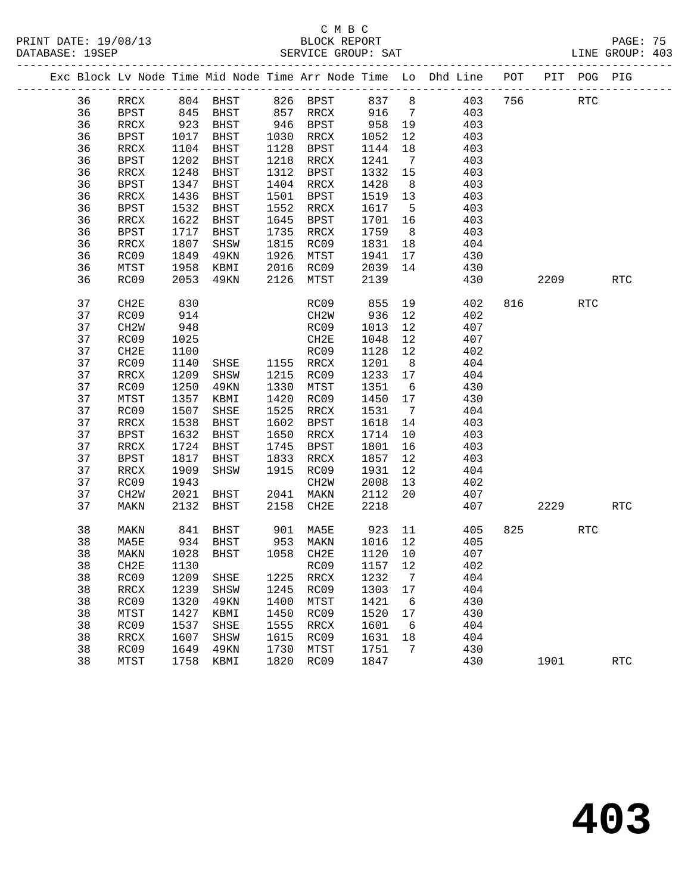C M B C
BLOCK REPORT
SERVICE GROUP: SAT

PRINT DATE: 19/08/13
DATABASE: 19SEP
LINE GROUP: 403

| Exc | Block | Lv Node | Time | Mid Node | Time | Arr Node | Time | Lo | Dhd Line | POT | PIT | POG | PIG |
|---|---|---|---|---|---|---|---|---|---|---|---|---|---|
| | 36 | RRCX | 804 | BHST | 826 | BPST | 837 | 8 | 403 | 756 | | RTC | |
| | 36 | BPST | 845 | BHST | 857 | RRCX | 916 | 7 | 403 | | | | |
| | 36 | RRCX | 923 | BHST | 946 | BPST | 958 | 19 | 403 | | | | |
| | 36 | BPST | 1017 | BHST | 1030 | RRCX | 1052 | 12 | 403 | | | | |
| | 36 | RRCX | 1104 | BHST | 1128 | BPST | 1144 | 18 | 403 | | | | |
| | 36 | BPST | 1202 | BHST | 1218 | RRCX | 1241 | 7 | 403 | | | | |
| | 36 | RRCX | 1248 | BHST | 1312 | BPST | 1332 | 15 | 403 | | | | |
| | 36 | BPST | 1347 | BHST | 1404 | RRCX | 1428 | 8 | 403 | | | | |
| | 36 | RRCX | 1436 | BHST | 1501 | BPST | 1519 | 13 | 403 | | | | |
| | 36 | BPST | 1532 | BHST | 1552 | RRCX | 1617 | 5 | 403 | | | | |
| | 36 | RRCX | 1622 | BHST | 1645 | BPST | 1701 | 16 | 403 | | | | |
| | 36 | BPST | 1717 | BHST | 1735 | RRCX | 1759 | 8 | 403 | | | | |
| | 36 | RRCX | 1807 | SHSW | 1815 | RC09 | 1831 | 18 | 404 | | | | |
| | 36 | RC09 | 1849 | 49KN | 1926 | MTST | 1941 | 17 | 430 | | | | |
| | 36 | MTST | 1958 | KBMI | 2016 | RC09 | 2039 | 14 | 430 | | | | |
| | 36 | RC09 | 2053 | 49KN | 2126 | MTST | 2139 | | 430 | | 2209 | | RTC |
| | 37 | CH2E | 830 | | | RC09 | 855 | 19 | 402 | 816 | | RTC | |
| | 37 | RC09 | 914 | | | CH2W | 936 | 12 | 402 | | | | |
| | 37 | CH2W | 948 | | | RC09 | 1013 | 12 | 407 | | | | |
| | 37 | RC09 | 1025 | | | CH2E | 1048 | 12 | 407 | | | | |
| | 37 | CH2E | 1100 | | | RC09 | 1128 | 12 | 402 | | | | |
| | 37 | RC09 | 1140 | SHSE | 1155 | RRCX | 1201 | 8 | 404 | | | | |
| | 37 | RRCX | 1209 | SHSW | 1215 | RC09 | 1233 | 17 | 404 | | | | |
| | 37 | RC09 | 1250 | 49KN | 1330 | MTST | 1351 | 6 | 430 | | | | |
| | 37 | MTST | 1357 | KBMI | 1420 | RC09 | 1450 | 17 | 430 | | | | |
| | 37 | RC09 | 1507 | SHSE | 1525 | RRCX | 1531 | 7 | 404 | | | | |
| | 37 | RRCX | 1538 | BHST | 1602 | BPST | 1618 | 14 | 403 | | | | |
| | 37 | BPST | 1632 | BHST | 1650 | RRCX | 1714 | 10 | 403 | | | | |
| | 37 | RRCX | 1724 | BHST | 1745 | BPST | 1801 | 16 | 403 | | | | |
| | 37 | BPST | 1817 | BHST | 1833 | RRCX | 1857 | 12 | 403 | | | | |
| | 37 | RRCX | 1909 | SHSW | 1915 | RC09 | 1931 | 12 | 404 | | | | |
| | 37 | RC09 | 1943 | | | CH2W | 2008 | 13 | 402 | | | | |
| | 37 | CH2W | 2021 | BHST | 2041 | MAKN | 2112 | 20 | 407 | | | | |
| | 37 | MAKN | 2132 | BHST | 2158 | CH2E | 2218 | | 407 | | 2229 | | RTC |
| | 38 | MAKN | 841 | BHST | 901 | MA5E | 923 | 11 | 405 | 825 | | RTC | |
| | 38 | MA5E | 934 | BHST | 953 | MAKN | 1016 | 12 | 405 | | | | |
| | 38 | MAKN | 1028 | BHST | 1058 | CH2E | 1120 | 10 | 407 | | | | |
| | 38 | CH2E | 1130 | | | RC09 | 1157 | 12 | 402 | | | | |
| | 38 | RC09 | 1209 | SHSE | 1225 | RRCX | 1232 | 7 | 404 | | | | |
| | 38 | RRCX | 1239 | SHSW | 1245 | RC09 | 1303 | 17 | 404 | | | | |
| | 38 | RC09 | 1320 | 49KN | 1400 | MTST | 1421 | 6 | 430 | | | | |
| | 38 | MTST | 1427 | KBMI | 1450 | RC09 | 1520 | 17 | 430 | | | | |
| | 38 | RC09 | 1537 | SHSE | 1555 | RRCX | 1601 | 6 | 404 | | | | |
| | 38 | RRCX | 1607 | SHSW | 1615 | RC09 | 1631 | 18 | 404 | | | | |
| | 38 | RC09 | 1649 | 49KN | 1730 | MTST | 1751 | 7 | 430 | | | | |
| | 38 | MTST | 1758 | KBMI | 1820 | RC09 | 1847 | | 430 | | 1901 | | RTC |

# 403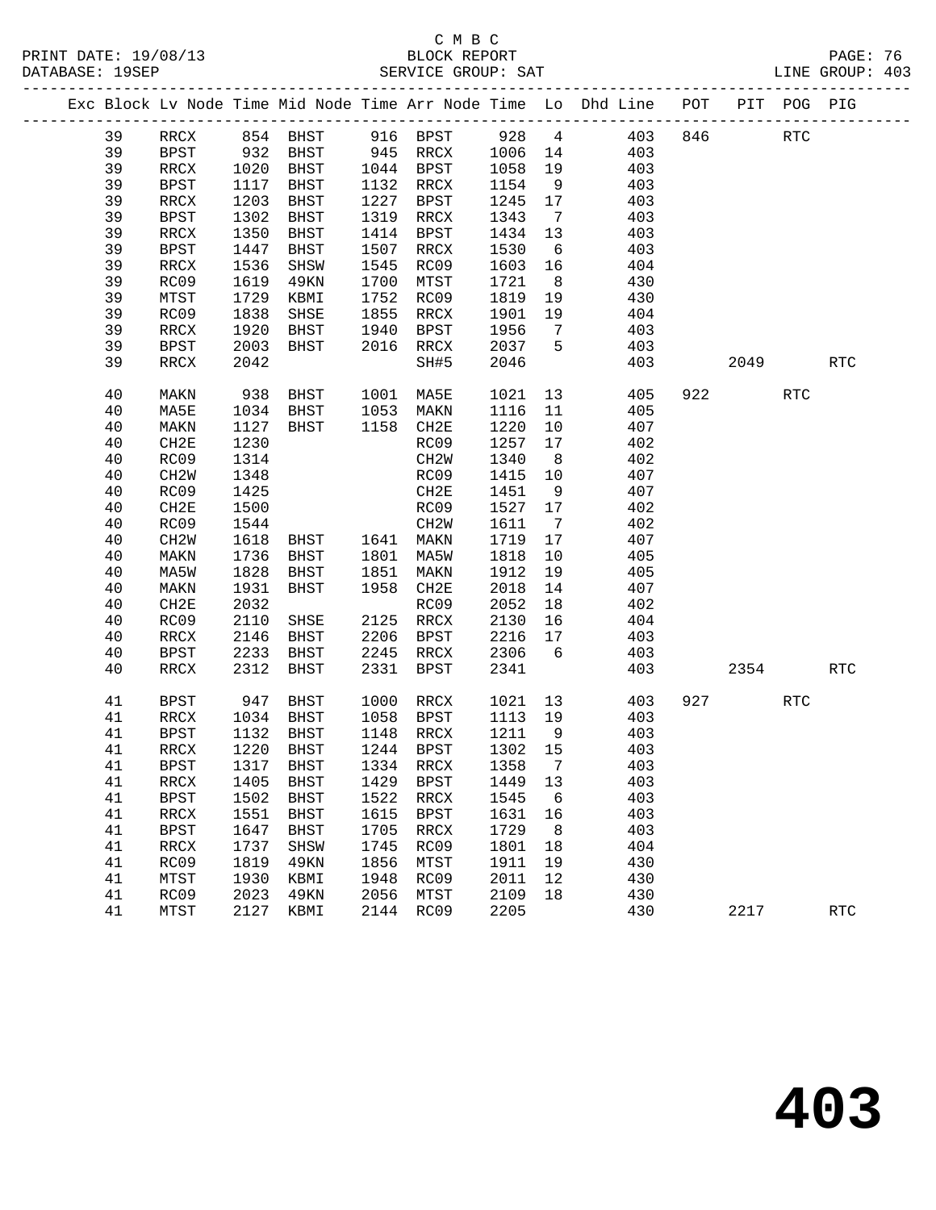| Exc | Block | Lv Node | Time | Mid Node | Time | Arr Node | Time | Lo | Dhd Line | POT | PIT | POG | PIG |
|---|---|---|---|---|---|---|---|---|---|---|---|---|---|
| | 39 | RRCX | 854 | BHST | 916 | BPST | 928 | 4 | 403 | 846 | | RTC | |
| | 39 | BPST | 932 | BHST | 945 | RRCX | 1006 | 14 | 403 | | | | |
| | 39 | RRCX | 1020 | BHST | 1044 | BPST | 1058 | 19 | 403 | | | | |
| | 39 | BPST | 1117 | BHST | 1132 | RRCX | 1154 | 9 | 403 | | | | |
| | 39 | RRCX | 1203 | BHST | 1227 | BPST | 1245 | 17 | 403 | | | | |
| | 39 | BPST | 1302 | BHST | 1319 | RRCX | 1343 | 7 | 403 | | | | |
| | 39 | RRCX | 1350 | BHST | 1414 | BPST | 1434 | 13 | 403 | | | | |
| | 39 | BPST | 1447 | BHST | 1507 | RRCX | 1530 | 6 | 403 | | | | |
| | 39 | RRCX | 1536 | SHSW | 1545 | RC09 | 1603 | 16 | 404 | | | | |
| | 39 | RC09 | 1619 | 49KN | 1700 | MTST | 1721 | 8 | 430 | | | | |
| | 39 | MTST | 1729 | KBMI | 1752 | RC09 | 1819 | 19 | 430 | | | | |
| | 39 | RC09 | 1838 | SHSE | 1855 | RRCX | 1901 | 19 | 404 | | | | |
| | 39 | RRCX | 1920 | BHST | 1940 | BPST | 1956 | 7 | 403 | | | | |
| | 39 | BPST | 2003 | BHST | 2016 | RRCX | 2037 | 5 | 403 | | | | |
| | 39 | RRCX | 2042 | | | SH#5 | 2046 | | 403 | | 2049 | | RTC |
| | 40 | MAKN | 938 | BHST | 1001 | MA5E | 1021 | 13 | 405 | 922 | | RTC | |
| | 40 | MA5E | 1034 | BHST | 1053 | MAKN | 1116 | 11 | 405 | | | | |
| | 40 | MAKN | 1127 | BHST | 1158 | CH2E | 1220 | 10 | 407 | | | | |
| | 40 | CH2E | 1230 | | | RC09 | 1257 | 17 | 402 | | | | |
| | 40 | RC09 | 1314 | | | CH2W | 1340 | 8 | 402 | | | | |
| | 40 | CH2W | 1348 | | | RC09 | 1415 | 10 | 407 | | | | |
| | 40 | RC09 | 1425 | | | CH2E | 1451 | 9 | 407 | | | | |
| | 40 | CH2E | 1500 | | | RC09 | 1527 | 17 | 402 | | | | |
| | 40 | RC09 | 1544 | | | CH2W | 1611 | 7 | 402 | | | | |
| | 40 | CH2W | 1618 | BHST | 1641 | MAKN | 1719 | 17 | 407 | | | | |
| | 40 | MAKN | 1736 | BHST | 1801 | MA5W | 1818 | 10 | 405 | | | | |
| | 40 | MA5W | 1828 | BHST | 1851 | MAKN | 1912 | 19 | 405 | | | | |
| | 40 | MAKN | 1931 | BHST | 1958 | CH2E | 2018 | 14 | 407 | | | | |
| | 40 | CH2E | 2032 | | | RC09 | 2052 | 18 | 402 | | | | |
| | 40 | RC09 | 2110 | SHSE | 2125 | RRCX | 2130 | 16 | 404 | | | | |
| | 40 | RRCX | 2146 | BHST | 2206 | BPST | 2216 | 17 | 403 | | | | |
| | 40 | BPST | 2233 | BHST | 2245 | RRCX | 2306 | 6 | 403 | | | | |
| | 40 | RRCX | 2312 | BHST | 2331 | BPST | 2341 | | 403 | | 2354 | | RTC |
| | 41 | BPST | 947 | BHST | 1000 | RRCX | 1021 | 13 | 403 | 927 | | RTC | |
| | 41 | RRCX | 1034 | BHST | 1058 | BPST | 1113 | 19 | 403 | | | | |
| | 41 | BPST | 1132 | BHST | 1148 | RRCX | 1211 | 9 | 403 | | | | |
| | 41 | RRCX | 1220 | BHST | 1244 | BPST | 1302 | 15 | 403 | | | | |
| | 41 | BPST | 1317 | BHST | 1334 | RRCX | 1358 | 7 | 403 | | | | |
| | 41 | RRCX | 1405 | BHST | 1429 | BPST | 1449 | 13 | 403 | | | | |
| | 41 | BPST | 1502 | BHST | 1522 | RRCX | 1545 | 6 | 403 | | | | |
| | 41 | RRCX | 1551 | BHST | 1615 | BPST | 1631 | 16 | 403 | | | | |
| | 41 | BPST | 1647 | BHST | 1705 | RRCX | 1729 | 8 | 403 | | | | |
| | 41 | RRCX | 1737 | SHSW | 1745 | RC09 | 1801 | 18 | 404 | | | | |
| | 41 | RC09 | 1819 | 49KN | 1856 | MTST | 1911 | 19 | 430 | | | | |
| | 41 | MTST | 1930 | KBMI | 1948 | RC09 | 2011 | 12 | 430 | | | | |
| | 41 | RC09 | 2023 | 49KN | 2056 | MTST | 2109 | 18 | 430 | | | | |
| | 41 | MTST | 2127 | KBMI | 2144 | RC09 | 2205 | | 430 | | 2217 | | RTC |

# 403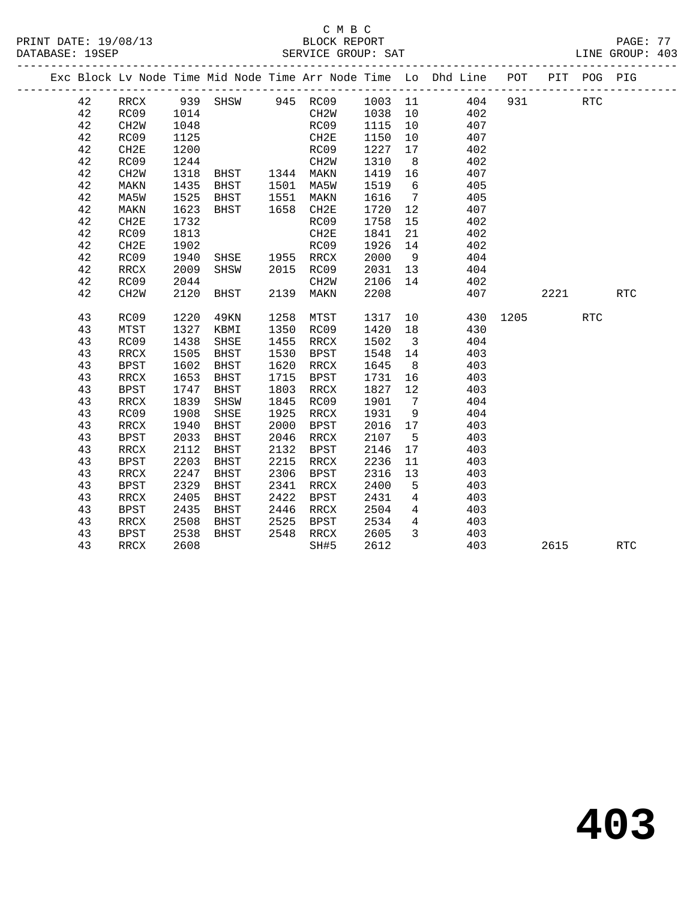C M B C
PRINT DATE: 19/08/13 BLOCK REPORT
DATABASE: 19SEP SERVICE GROUP: SAT LINE GROUP: 403

| Exc | Block | Lv | Node | Time | Mid Node | Time | Arr Node | Time | Lo | Dhd Line | POT | PIT | POG | PIG |
|---|---|---|---|---|---|---|---|---|---|---|---|---|---|---|
| | 42 | | RRCX | 939 | SHSW | 945 | RC09 | 1003 | 11 | 404 | 931 | | RTC | |
| | 42 | | RC09 | 1014 | | | CH2W | 1038 | 10 | 402 | | | | |
| | 42 | | CH2W | 1048 | | | RC09 | 1115 | 10 | 407 | | | | |
| | 42 | | RC09 | 1125 | | | CH2E | 1150 | 10 | 407 | | | | |
| | 42 | | CH2E | 1200 | | | RC09 | 1227 | 17 | 402 | | | | |
| | 42 | | RC09 | 1244 | | | CH2W | 1310 | 8 | 402 | | | | |
| | 42 | | CH2W | 1318 | BHST | 1344 | MAKN | 1419 | 16 | 407 | | | | |
| | 42 | | MAKN | 1435 | BHST | 1501 | MA5W | 1519 | 6 | 405 | | | | |
| | 42 | | MA5W | 1525 | BHST | 1551 | MAKN | 1616 | 7 | 405 | | | | |
| | 42 | | MAKN | 1623 | BHST | 1658 | CH2E | 1720 | 12 | 407 | | | | |
| | 42 | | CH2E | 1732 | | | RC09 | 1758 | 15 | 402 | | | | |
| | 42 | | RC09 | 1813 | | | CH2E | 1841 | 21 | 402 | | | | |
| | 42 | | CH2E | 1902 | | | RC09 | 1926 | 14 | 402 | | | | |
| | 42 | | RC09 | 1940 | SHSE | 1955 | RRCX | 2000 | 9 | 404 | | | | |
| | 42 | | RRCX | 2009 | SHSW | 2015 | RC09 | 2031 | 13 | 404 | | | | |
| | 42 | | RC09 | 2044 | | | CH2W | 2106 | 14 | 402 | | | | |
| | 42 | | CH2W | 2120 | BHST | 2139 | MAKN | 2208 | | 407 | | 2221 | | RTC |
| | 43 | | RC09 | 1220 | 49KN | 1258 | MTST | 1317 | 10 | 430 | 1205 | | RTC | |
| | 43 | | MTST | 1327 | KBMI | 1350 | RC09 | 1420 | 18 | 430 | | | | |
| | 43 | | RC09 | 1438 | SHSE | 1455 | RRCX | 1502 | 3 | 404 | | | | |
| | 43 | | RRCX | 1505 | BHST | 1530 | BPST | 1548 | 14 | 403 | | | | |
| | 43 | | BPST | 1602 | BHST | 1620 | RRCX | 1645 | 8 | 403 | | | | |
| | 43 | | RRCX | 1653 | BHST | 1715 | BPST | 1731 | 16 | 403 | | | | |
| | 43 | | BPST | 1747 | BHST | 1803 | RRCX | 1827 | 12 | 403 | | | | |
| | 43 | | RRCX | 1839 | SHSW | 1845 | RC09 | 1901 | 7 | 404 | | | | |
| | 43 | | RC09 | 1908 | SHSE | 1925 | RRCX | 1931 | 9 | 404 | | | | |
| | 43 | | RRCX | 1940 | BHST | 2000 | BPST | 2016 | 17 | 403 | | | | |
| | 43 | | BPST | 2033 | BHST | 2046 | RRCX | 2107 | 5 | 403 | | | | |
| | 43 | | RRCX | 2112 | BHST | 2132 | BPST | 2146 | 17 | 403 | | | | |
| | 43 | | BPST | 2203 | BHST | 2215 | RRCX | 2236 | 11 | 403 | | | | |
| | 43 | | RRCX | 2247 | BHST | 2306 | BPST | 2316 | 13 | 403 | | | | |
| | 43 | | BPST | 2329 | BHST | 2341 | RRCX | 2400 | 5 | 403 | | | | |
| | 43 | | RRCX | 2405 | BHST | 2422 | BPST | 2431 | 4 | 403 | | | | |
| | 43 | | BPST | 2435 | BHST | 2446 | RRCX | 2504 | 4 | 403 | | | | |
| | 43 | | RRCX | 2508 | BHST | 2525 | BPST | 2534 | 4 | 403 | | | | |
| | 43 | | BPST | 2538 | BHST | 2548 | RRCX | 2605 | 3 | 403 | | | | |
| | 43 | | RRCX | 2608 | | | SH#5 | 2612 | | 403 | | 2615 | | RTC |

403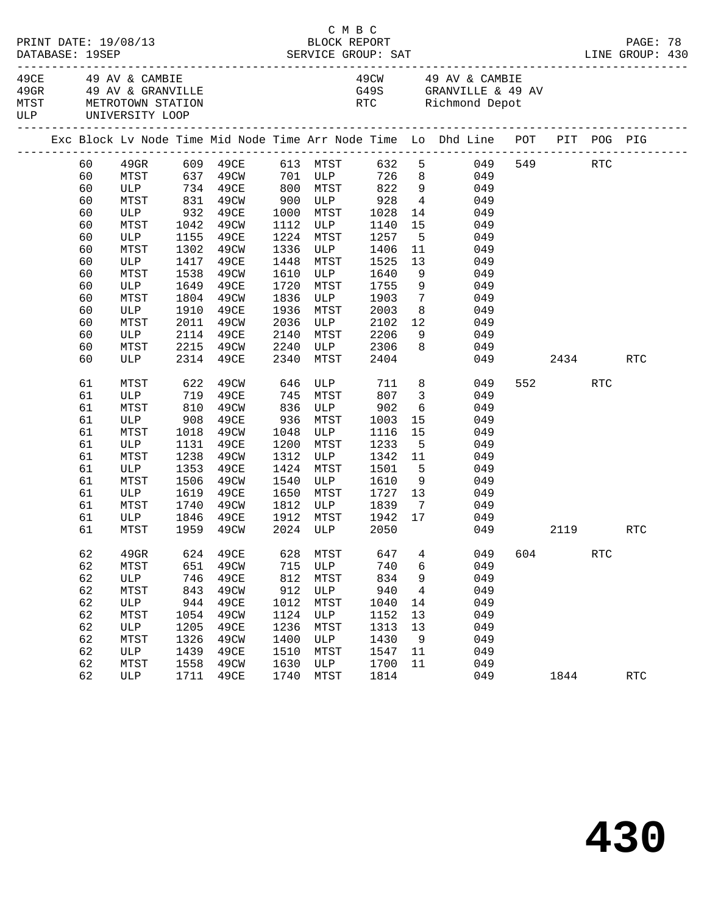C M B C
BLOCK REPORT
SERVICE GROUP: SAT

PRINT DATE: 19/08/13
DATABASE: 19SEP
LINE GROUP: 430

| | | | |
|---|---|---|---|
| 49CE | 49 AV & CAMBIE | 49CW | 49 AV & CAMBIE |
| 49GR | 49 AV & GRANVILLE | G49S | GRANVILLE & 49 AV |
| MTST | METROTOWN STATION | RTC | Richmond Depot |
| ULP | UNIVERSITY LOOP | | |

| Exc | Block | Lv Node | Time | Mid Node | Time | Arr Node | Time | Lo | Dhd Line | POT | PIT | POG | PIG |
|---|---|---|---|---|---|---|---|---|---|---|---|---|---|
| | 60 | 49GR | 609 | 49CE | 613 | MTST | 632 | 5 | 049 | 549 | | RTC | |
| | 60 | MTST | 637 | 49CW | 701 | ULP | 726 | 8 | 049 | | | | |
| | 60 | ULP | 734 | 49CE | 800 | MTST | 822 | 9 | 049 | | | | |
| | 60 | MTST | 831 | 49CW | 900 | ULP | 928 | 4 | 049 | | | | |
| | 60 | ULP | 932 | 49CE | 1000 | MTST | 1028 | 14 | 049 | | | | |
| | 60 | MTST | 1042 | 49CW | 1112 | ULP | 1140 | 15 | 049 | | | | |
| | 60 | ULP | 1155 | 49CE | 1224 | MTST | 1257 | 5 | 049 | | | | |
| | 60 | MTST | 1302 | 49CW | 1336 | ULP | 1406 | 11 | 049 | | | | |
| | 60 | ULP | 1417 | 49CE | 1448 | MTST | 1525 | 13 | 049 | | | | |
| | 60 | MTST | 1538 | 49CW | 1610 | ULP | 1640 | 9 | 049 | | | | |
| | 60 | ULP | 1649 | 49CE | 1720 | MTST | 1755 | 9 | 049 | | | | |
| | 60 | MTST | 1804 | 49CW | 1836 | ULP | 1903 | 7 | 049 | | | | |
| | 60 | ULP | 1910 | 49CE | 1936 | MTST | 2003 | 8 | 049 | | | | |
| | 60 | MTST | 2011 | 49CW | 2036 | ULP | 2102 | 12 | 049 | | | | |
| | 60 | ULP | 2114 | 49CE | 2140 | MTST | 2206 | 9 | 049 | | | | |
| | 60 | MTST | 2215 | 49CW | 2240 | ULP | 2306 | 8 | 049 | | | | |
| | 60 | ULP | 2314 | 49CE | 2340 | MTST | 2404 | | 049 | | 2434 | | RTC |
| | 61 | MTST | 622 | 49CW | 646 | ULP | 711 | 8 | 049 | 552 | | RTC | |
| | 61 | ULP | 719 | 49CE | 745 | MTST | 807 | 3 | 049 | | | | |
| | 61 | MTST | 810 | 49CW | 836 | ULP | 902 | 6 | 049 | | | | |
| | 61 | ULP | 908 | 49CE | 936 | MTST | 1003 | 15 | 049 | | | | |
| | 61 | MTST | 1018 | 49CW | 1048 | ULP | 1116 | 15 | 049 | | | | |
| | 61 | ULP | 1131 | 49CE | 1200 | MTST | 1233 | 5 | 049 | | | | |
| | 61 | MTST | 1238 | 49CW | 1312 | ULP | 1342 | 11 | 049 | | | | |
| | 61 | ULP | 1353 | 49CE | 1424 | MTST | 1501 | 5 | 049 | | | | |
| | 61 | MTST | 1506 | 49CW | 1540 | ULP | 1610 | 9 | 049 | | | | |
| | 61 | ULP | 1619 | 49CE | 1650 | MTST | 1727 | 13 | 049 | | | | |
| | 61 | MTST | 1740 | 49CW | 1812 | ULP | 1839 | 7 | 049 | | | | |
| | 61 | ULP | 1846 | 49CE | 1912 | MTST | 1942 | 17 | 049 | | | | |
| | 61 | MTST | 1959 | 49CW | 2024 | ULP | 2050 | | 049 | | 2119 | | RTC |
| | 62 | 49GR | 624 | 49CE | 628 | MTST | 647 | 4 | 049 | 604 | | RTC | |
| | 62 | MTST | 651 | 49CW | 715 | ULP | 740 | 6 | 049 | | | | |
| | 62 | ULP | 746 | 49CE | 812 | MTST | 834 | 9 | 049 | | | | |
| | 62 | MTST | 843 | 49CW | 912 | ULP | 940 | 4 | 049 | | | | |
| | 62 | ULP | 944 | 49CE | 1012 | MTST | 1040 | 14 | 049 | | | | |
| | 62 | MTST | 1054 | 49CW | 1124 | ULP | 1152 | 13 | 049 | | | | |
| | 62 | ULP | 1205 | 49CE | 1236 | MTST | 1313 | 13 | 049 | | | | |
| | 62 | MTST | 1326 | 49CW | 1400 | ULP | 1430 | 9 | 049 | | | | |
| | 62 | ULP | 1439 | 49CE | 1510 | MTST | 1547 | 11 | 049 | | | | |
| | 62 | MTST | 1558 | 49CW | 1630 | ULP | 1700 | 11 | 049 | | | | |
| | 62 | ULP | 1711 | 49CE | 1740 | MTST | 1814 | | 049 | | 1844 | | RTC |

430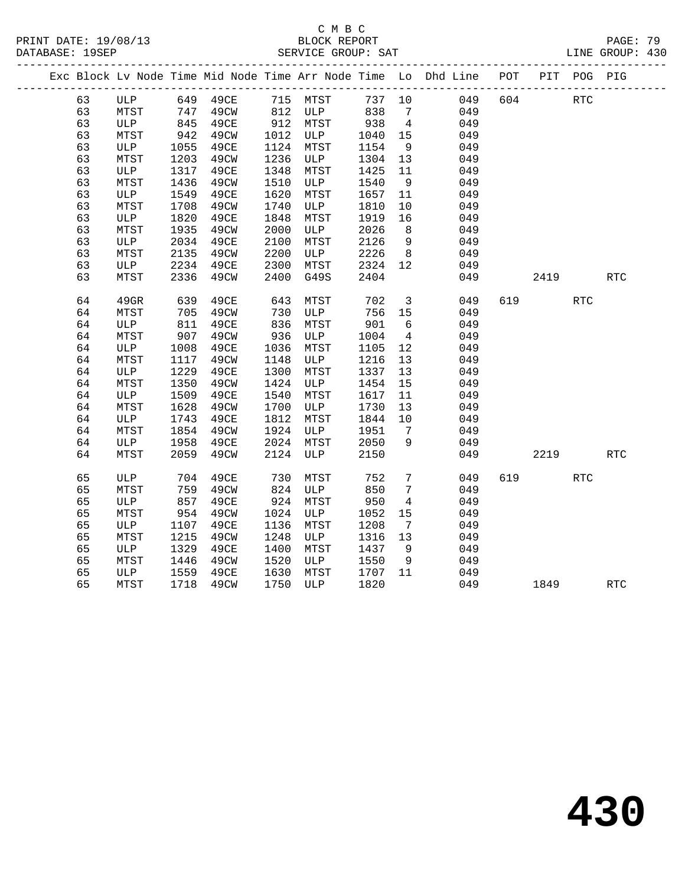C M B C
PRINT DATE: 19/08/13 BLOCK REPORT
DATABASE: 19SEP SERVICE GROUP: SAT LINE GROUP: 430

| Exc | Block | Lv | Node | Time | Mid Node | Time | Arr Node | Time | Lo | Dhd Line | POT | PIT | POG | PIG |
|---|---|---|---|---|---|---|---|---|---|---|---|---|---|---|
| | 63 | | ULP | 649 | 49CE | 715 | MTST | 737 | 10 | 049 | 604 | | RTC | |
| | 63 | | MTST | 747 | 49CW | 812 | ULP | 838 | 7 | 049 | | | | |
| | 63 | | ULP | 845 | 49CE | 912 | MTST | 938 | 4 | 049 | | | | |
| | 63 | | MTST | 942 | 49CW | 1012 | ULP | 1040 | 15 | 049 | | | | |
| | 63 | | ULP | 1055 | 49CE | 1124 | MTST | 1154 | 9 | 049 | | | | |
| | 63 | | MTST | 1203 | 49CW | 1236 | ULP | 1304 | 13 | 049 | | | | |
| | 63 | | ULP | 1317 | 49CE | 1348 | MTST | 1425 | 11 | 049 | | | | |
| | 63 | | MTST | 1436 | 49CW | 1510 | ULP | 1540 | 9 | 049 | | | | |
| | 63 | | ULP | 1549 | 49CE | 1620 | MTST | 1657 | 11 | 049 | | | | |
| | 63 | | MTST | 1708 | 49CW | 1740 | ULP | 1810 | 10 | 049 | | | | |
| | 63 | | ULP | 1820 | 49CE | 1848 | MTST | 1919 | 16 | 049 | | | | |
| | 63 | | MTST | 1935 | 49CW | 2000 | ULP | 2026 | 8 | 049 | | | | |
| | 63 | | ULP | 2034 | 49CE | 2100 | MTST | 2126 | 9 | 049 | | | | |
| | 63 | | MTST | 2135 | 49CW | 2200 | ULP | 2226 | 8 | 049 | | | | |
| | 63 | | ULP | 2234 | 49CE | 2300 | MTST | 2324 | 12 | 049 | | | | |
| | 63 | | MTST | 2336 | 49CW | 2400 | G49S | 2404 | | 049 | | 2419 | | RTC |
| | 64 | | 49GR | 639 | 49CE | 643 | MTST | 702 | 3 | 049 | 619 | | RTC | |
| | 64 | | MTST | 705 | 49CW | 730 | ULP | 756 | 15 | 049 | | | | |
| | 64 | | ULP | 811 | 49CE | 836 | MTST | 901 | 6 | 049 | | | | |
| | 64 | | MTST | 907 | 49CW | 936 | ULP | 1004 | 4 | 049 | | | | |
| | 64 | | ULP | 1008 | 49CE | 1036 | MTST | 1105 | 12 | 049 | | | | |
| | 64 | | MTST | 1117 | 49CW | 1148 | ULP | 1216 | 13 | 049 | | | | |
| | 64 | | ULP | 1229 | 49CE | 1300 | MTST | 1337 | 13 | 049 | | | | |
| | 64 | | MTST | 1350 | 49CW | 1424 | ULP | 1454 | 15 | 049 | | | | |
| | 64 | | ULP | 1509 | 49CE | 1540 | MTST | 1617 | 11 | 049 | | | | |
| | 64 | | MTST | 1628 | 49CW | 1700 | ULP | 1730 | 13 | 049 | | | | |
| | 64 | | ULP | 1743 | 49CE | 1812 | MTST | 1844 | 10 | 049 | | | | |
| | 64 | | MTST | 1854 | 49CW | 1924 | ULP | 1951 | 7 | 049 | | | | |
| | 64 | | ULP | 1958 | 49CE | 2024 | MTST | 2050 | 9 | 049 | | | | |
| | 64 | | MTST | 2059 | 49CW | 2124 | ULP | 2150 | | 049 | | 2219 | | RTC |
| | 65 | | ULP | 704 | 49CE | 730 | MTST | 752 | 7 | 049 | 619 | | RTC | |
| | 65 | | MTST | 759 | 49CW | 824 | ULP | 850 | 7 | 049 | | | | |
| | 65 | | ULP | 857 | 49CE | 924 | MTST | 950 | 4 | 049 | | | | |
| | 65 | | MTST | 954 | 49CW | 1024 | ULP | 1052 | 15 | 049 | | | | |
| | 65 | | ULP | 1107 | 49CE | 1136 | MTST | 1208 | 7 | 049 | | | | |
| | 65 | | MTST | 1215 | 49CW | 1248 | ULP | 1316 | 13 | 049 | | | | |
| | 65 | | ULP | 1329 | 49CE | 1400 | MTST | 1437 | 9 | 049 | | | | |
| | 65 | | MTST | 1446 | 49CW | 1520 | ULP | 1550 | 9 | 049 | | | | |
| | 65 | | ULP | 1559 | 49CE | 1630 | MTST | 1707 | 11 | 049 | | | | |
| | 65 | | MTST | 1718 | 49CW | 1750 | ULP | 1820 | | 049 | | 1849 | | RTC |

430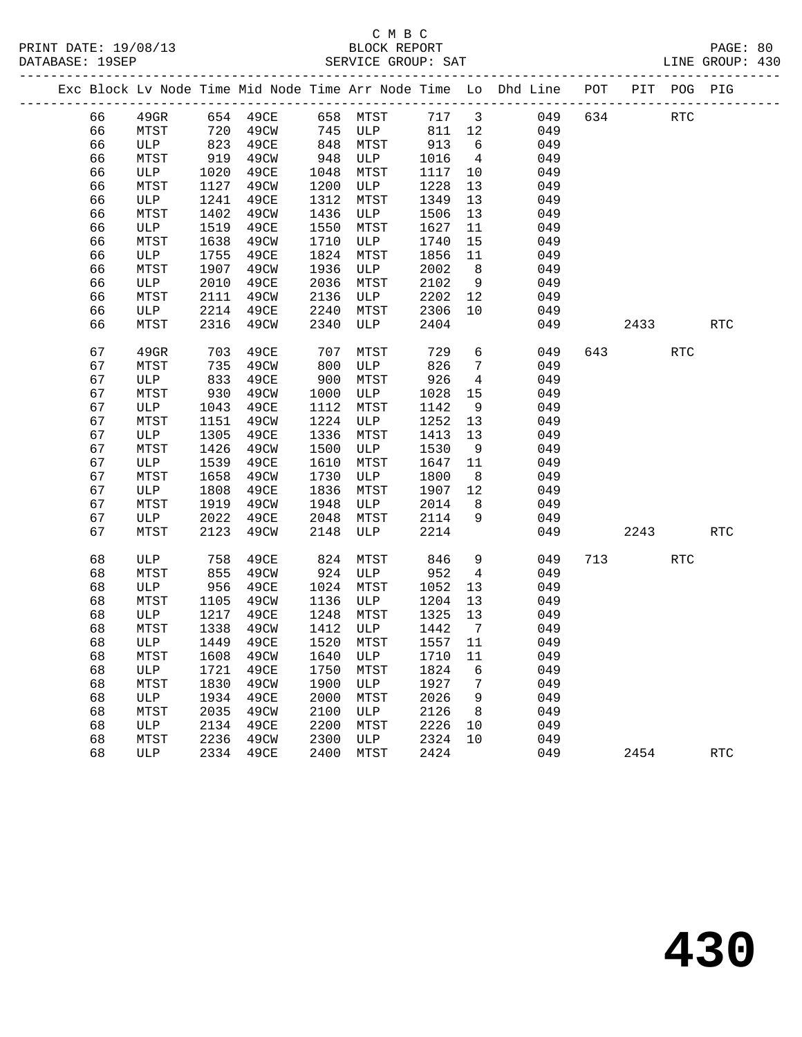C M B C
BLOCK REPORT
SERVICE GROUP: SAT

PRINT DATE: 19/08/13
DATABASE: 19SEP
LINE GROUP: 430

| Exc | Block | Lv | Node | Time | Mid Node | Time | Arr Node | Time | Lo | Dhd Line | POT | PIT | POG | PIG |
|---|---|---|---|---|---|---|---|---|---|---|---|---|---|---|
| | 66 | | 49GR | 654 | 49CE | 658 | MTST | 717 | 3 | 049 | 634 | | RTC | |
| | 66 | | MTST | 720 | 49CW | 745 | ULP | 811 | 12 | 049 | | | | |
| | 66 | | ULP | 823 | 49CE | 848 | MTST | 913 | 6 | 049 | | | | |
| | 66 | | MTST | 919 | 49CW | 948 | ULP | 1016 | 4 | 049 | | | | |
| | 66 | | ULP | 1020 | 49CE | 1048 | MTST | 1117 | 10 | 049 | | | | |
| | 66 | | MTST | 1127 | 49CW | 1200 | ULP | 1228 | 13 | 049 | | | | |
| | 66 | | ULP | 1241 | 49CE | 1312 | MTST | 1349 | 13 | 049 | | | | |
| | 66 | | MTST | 1402 | 49CW | 1436 | ULP | 1506 | 13 | 049 | | | | |
| | 66 | | ULP | 1519 | 49CE | 1550 | MTST | 1627 | 11 | 049 | | | | |
| | 66 | | MTST | 1638 | 49CW | 1710 | ULP | 1740 | 15 | 049 | | | | |
| | 66 | | ULP | 1755 | 49CE | 1824 | MTST | 1856 | 11 | 049 | | | | |
| | 66 | | MTST | 1907 | 49CW | 1936 | ULP | 2002 | 8 | 049 | | | | |
| | 66 | | ULP | 2010 | 49CE | 2036 | MTST | 2102 | 9 | 049 | | | | |
| | 66 | | MTST | 2111 | 49CW | 2136 | ULP | 2202 | 12 | 049 | | | | |
| | 66 | | ULP | 2214 | 49CE | 2240 | MTST | 2306 | 10 | 049 | | | | |
| | 66 | | MTST | 2316 | 49CW | 2340 | ULP | 2404 | | 049 | | 2433 | | RTC |
| | 67 | | 49GR | 703 | 49CE | 707 | MTST | 729 | 6 | 049 | 643 | | RTC | |
| | 67 | | MTST | 735 | 49CW | 800 | ULP | 826 | 7 | 049 | | | | |
| | 67 | | ULP | 833 | 49CE | 900 | MTST | 926 | 4 | 049 | | | | |
| | 67 | | MTST | 930 | 49CW | 1000 | ULP | 1028 | 15 | 049 | | | | |
| | 67 | | ULP | 1043 | 49CE | 1112 | MTST | 1142 | 9 | 049 | | | | |
| | 67 | | MTST | 1151 | 49CW | 1224 | ULP | 1252 | 13 | 049 | | | | |
| | 67 | | ULP | 1305 | 49CE | 1336 | MTST | 1413 | 13 | 049 | | | | |
| | 67 | | MTST | 1426 | 49CW | 1500 | ULP | 1530 | 9 | 049 | | | | |
| | 67 | | ULP | 1539 | 49CE | 1610 | MTST | 1647 | 11 | 049 | | | | |
| | 67 | | MTST | 1658 | 49CW | 1730 | ULP | 1800 | 8 | 049 | | | | |
| | 67 | | ULP | 1808 | 49CE | 1836 | MTST | 1907 | 12 | 049 | | | | |
| | 67 | | MTST | 1919 | 49CW | 1948 | ULP | 2014 | 8 | 049 | | | | |
| | 67 | | ULP | 2022 | 49CE | 2048 | MTST | 2114 | 9 | 049 | | | | |
| | 67 | | MTST | 2123 | 49CW | 2148 | ULP | 2214 | | 049 | | 2243 | | RTC |
| | 68 | | ULP | 758 | 49CE | 824 | MTST | 846 | 9 | 049 | 713 | | RTC | |
| | 68 | | MTST | 855 | 49CW | 924 | ULP | 952 | 4 | 049 | | | | |
| | 68 | | ULP | 956 | 49CE | 1024 | MTST | 1052 | 13 | 049 | | | | |
| | 68 | | MTST | 1105 | 49CW | 1136 | ULP | 1204 | 13 | 049 | | | | |
| | 68 | | ULP | 1217 | 49CE | 1248 | MTST | 1325 | 13 | 049 | | | | |
| | 68 | | MTST | 1338 | 49CW | 1412 | ULP | 1442 | 7 | 049 | | | | |
| | 68 | | ULP | 1449 | 49CE | 1520 | MTST | 1557 | 11 | 049 | | | | |
| | 68 | | MTST | 1608 | 49CW | 1640 | ULP | 1710 | 11 | 049 | | | | |
| | 68 | | ULP | 1721 | 49CE | 1750 | MTST | 1824 | 6 | 049 | | | | |
| | 68 | | MTST | 1830 | 49CW | 1900 | ULP | 1927 | 7 | 049 | | | | |
| | 68 | | ULP | 1934 | 49CE | 2000 | MTST | 2026 | 9 | 049 | | | | |
| | 68 | | MTST | 2035 | 49CW | 2100 | ULP | 2126 | 8 | 049 | | | | |
| | 68 | | ULP | 2134 | 49CE | 2200 | MTST | 2226 | 10 | 049 | | | | |
| | 68 | | MTST | 2236 | 49CW | 2300 | ULP | 2324 | 10 | 049 | | | | |
| | 68 | | ULP | 2334 | 49CE | 2400 | MTST | 2424 | | 049 | | 2454 | | RTC |

430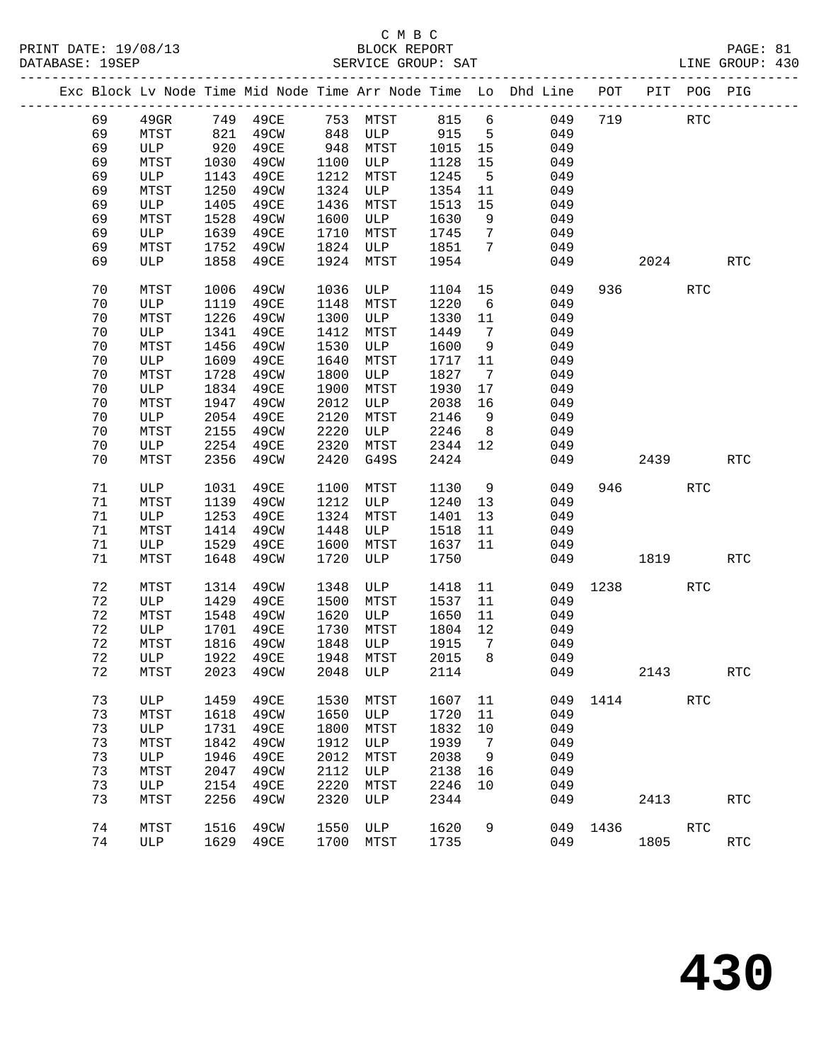C M B C
BLOCK REPORT
SERVICE GROUP: SAT

PRINT DATE: 19/08/13
DATABASE: 19SEP
LINE GROUP: 430

| Exc | Block | Lv | Node | Time | Mid Node | Time | Arr Node | Time | Lo | Dhd Line | POT | PIT | POG | PIG |
|---|---|---|---|---|---|---|---|---|---|---|---|---|---|---|
| | 69 | 49GR | 749 | 49CE | 753 | MTST | 815 | 6 | | 049 | 719 | | RTC | |
| | 69 | MTST | 821 | 49CW | 848 | ULP | 915 | 5 | | 049 | | | | |
| | 69 | ULP | 920 | 49CE | 948 | MTST | 1015 | 15 | | 049 | | | | |
| | 69 | MTST | 1030 | 49CW | 1100 | ULP | 1128 | 15 | | 049 | | | | |
| | 69 | ULP | 1143 | 49CE | 1212 | MTST | 1245 | 5 | | 049 | | | | |
| | 69 | MTST | 1250 | 49CW | 1324 | ULP | 1354 | 11 | | 049 | | | | |
| | 69 | ULP | 1405 | 49CE | 1436 | MTST | 1513 | 15 | | 049 | | | | |
| | 69 | MTST | 1528 | 49CW | 1600 | ULP | 1630 | 9 | | 049 | | | | |
| | 69 | ULP | 1639 | 49CE | 1710 | MTST | 1745 | 7 | | 049 | | | | |
| | 69 | MTST | 1752 | 49CW | 1824 | ULP | 1851 | 7 | | 049 | | | | |
| | 69 | ULP | 1858 | 49CE | 1924 | MTST | 1954 | | | 049 | | 2024 | | RTC |
| | 70 | MTST | 1006 | 49CW | 1036 | ULP | 1104 | 15 | | 049 | 936 | | RTC | |
| | 70 | ULP | 1119 | 49CE | 1148 | MTST | 1220 | 6 | | 049 | | | | |
| | 70 | MTST | 1226 | 49CW | 1300 | ULP | 1330 | 11 | | 049 | | | | |
| | 70 | ULP | 1341 | 49CE | 1412 | MTST | 1449 | 7 | | 049 | | | | |
| | 70 | MTST | 1456 | 49CW | 1530 | ULP | 1600 | 9 | | 049 | | | | |
| | 70 | ULP | 1609 | 49CE | 1640 | MTST | 1717 | 11 | | 049 | | | | |
| | 70 | MTST | 1728 | 49CW | 1800 | ULP | 1827 | 7 | | 049 | | | | |
| | 70 | ULP | 1834 | 49CE | 1900 | MTST | 1930 | 17 | | 049 | | | | |
| | 70 | MTST | 1947 | 49CW | 2012 | ULP | 2038 | 16 | | 049 | | | | |
| | 70 | ULP | 2054 | 49CE | 2120 | MTST | 2146 | 9 | | 049 | | | | |
| | 70 | MTST | 2155 | 49CW | 2220 | ULP | 2246 | 8 | | 049 | | | | |
| | 70 | ULP | 2254 | 49CE | 2320 | MTST | 2344 | 12 | | 049 | | | | |
| | 70 | MTST | 2356 | 49CW | 2420 | G49S | 2424 | | | 049 | | 2439 | | RTC |
| | 71 | ULP | 1031 | 49CE | 1100 | MTST | 1130 | 9 | | 049 | 946 | | RTC | |
| | 71 | MTST | 1139 | 49CW | 1212 | ULP | 1240 | 13 | | 049 | | | | |
| | 71 | ULP | 1253 | 49CE | 1324 | MTST | 1401 | 13 | | 049 | | | | |
| | 71 | MTST | 1414 | 49CW | 1448 | ULP | 1518 | 11 | | 049 | | | | |
| | 71 | ULP | 1529 | 49CE | 1600 | MTST | 1637 | 11 | | 049 | | | | |
| | 71 | MTST | 1648 | 49CW | 1720 | ULP | 1750 | | | 049 | | 1819 | | RTC |
| | 72 | MTST | 1314 | 49CW | 1348 | ULP | 1418 | 11 | | 049 | 1238 | | RTC | |
| | 72 | ULP | 1429 | 49CE | 1500 | MTST | 1537 | 11 | | 049 | | | | |
| | 72 | MTST | 1548 | 49CW | 1620 | ULP | 1650 | 11 | | 049 | | | | |
| | 72 | ULP | 1701 | 49CE | 1730 | MTST | 1804 | 12 | | 049 | | | | |
| | 72 | MTST | 1816 | 49CW | 1848 | ULP | 1915 | 7 | | 049 | | | | |
| | 72 | ULP | 1922 | 49CE | 1948 | MTST | 2015 | 8 | | 049 | | | | |
| | 72 | MTST | 2023 | 49CW | 2048 | ULP | 2114 | | | 049 | | 2143 | | RTC |
| | 73 | ULP | 1459 | 49CE | 1530 | MTST | 1607 | 11 | | 049 | 1414 | | RTC | |
| | 73 | MTST | 1618 | 49CW | 1650 | ULP | 1720 | 11 | | 049 | | | | |
| | 73 | ULP | 1731 | 49CE | 1800 | MTST | 1832 | 10 | | 049 | | | | |
| | 73 | MTST | 1842 | 49CW | 1912 | ULP | 1939 | 7 | | 049 | | | | |
| | 73 | ULP | 1946 | 49CE | 2012 | MTST | 2038 | 9 | | 049 | | | | |
| | 73 | MTST | 2047 | 49CW | 2112 | ULP | 2138 | 16 | | 049 | | | | |
| | 73 | ULP | 2154 | 49CE | 2220 | MTST | 2246 | 10 | | 049 | | | | |
| | 73 | MTST | 2256 | 49CW | 2320 | ULP | 2344 | | | 049 | | 2413 | | RTC |
| | 74 | MTST | 1516 | 49CW | 1550 | ULP | 1620 | 9 | | 049 | 1436 | | RTC | |
| | 74 | ULP | 1629 | 49CE | 1700 | MTST | 1735 | | | 049 | | 1805 | | RTC |

430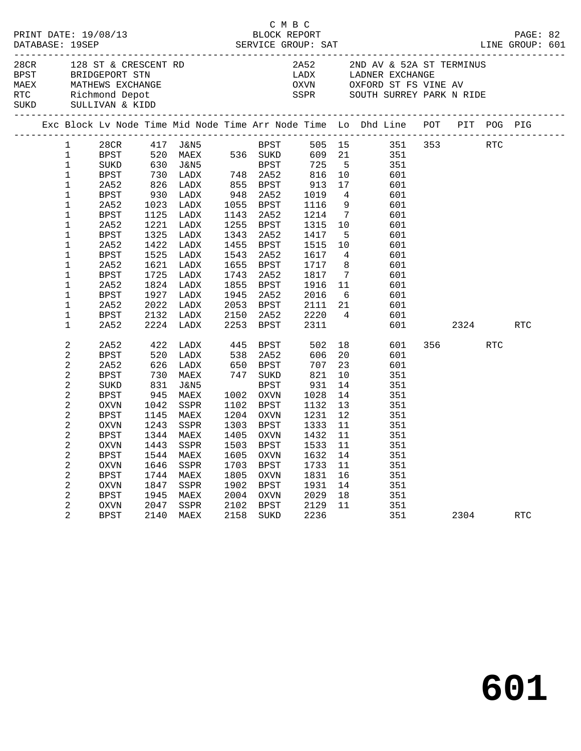C M B C
PRINT DATE: 19/08/13 BLOCK REPORT PAGE: 82
DATABASE: 19SEP SERVICE GROUP: SAT LINE GROUP: 601

| | | | |
|---|---|---|---|
| 28CR | 128 ST & CRESCENT RD | 2A52 | 2ND AV & 52A ST TERMINUS |
| BPST | BRIDGEPORT STN | LADX | LADNER EXCHANGE |
| MAEX | MATHEWS EXCHANGE | OXVN | OXFORD ST FS VINE AV |
| RTC | Richmond Depot | SSPR | SOUTH SURREY PARK N RIDE |
| SUKD | SULLIVAN & KIDD | | |

| Exc | Block | Lv Node | Time | Mid Node | Time | Arr Node | Time | Lo | Dhd Line | POT | PIT | POG | PIG |
|---|---|---|---|---|---|---|---|---|---|---|---|---|---|
| | 1 | 28CR | 417 | J&N5 | | BPST | 505 | 15 | 351 | 353 | | RTC | |
| | 1 | BPST | 520 | MAEX | 536 | SUKD | 609 | 21 | 351 | | | | |
| | 1 | SUKD | 630 | J&N5 | | BPST | 725 | 5 | 351 | | | | |
| | 1 | BPST | 730 | LADX | 748 | 2A52 | 816 | 10 | 601 | | | | |
| | 1 | 2A52 | 826 | LADX | 855 | BPST | 913 | 17 | 601 | | | | |
| | 1 | BPST | 930 | LADX | 948 | 2A52 | 1019 | 4 | 601 | | | | |
| | 1 | 2A52 | 1023 | LADX | 1055 | BPST | 1116 | 9 | 601 | | | | |
| | 1 | BPST | 1125 | LADX | 1143 | 2A52 | 1214 | 7 | 601 | | | | |
| | 1 | 2A52 | 1221 | LADX | 1255 | BPST | 1315 | 10 | 601 | | | | |
| | 1 | BPST | 1325 | LADX | 1343 | 2A52 | 1417 | 5 | 601 | | | | |
| | 1 | 2A52 | 1422 | LADX | 1455 | BPST | 1515 | 10 | 601 | | | | |
| | 1 | BPST | 1525 | LADX | 1543 | 2A52 | 1617 | 4 | 601 | | | | |
| | 1 | 2A52 | 1621 | LADX | 1655 | BPST | 1717 | 8 | 601 | | | | |
| | 1 | BPST | 1725 | LADX | 1743 | 2A52 | 1817 | 7 | 601 | | | | |
| | 1 | 2A52 | 1824 | LADX | 1855 | BPST | 1916 | 11 | 601 | | | | |
| | 1 | BPST | 1927 | LADX | 1945 | 2A52 | 2016 | 6 | 601 | | | | |
| | 1 | 2A52 | 2022 | LADX | 2053 | BPST | 2111 | 21 | 601 | | | | |
| | 1 | BPST | 2132 | LADX | 2150 | 2A52 | 2220 | 4 | 601 | | | | |
| | 1 | 2A52 | 2224 | LADX | 2253 | BPST | 2311 | | 601 | | 2324 | | RTC |
| | 2 | 2A52 | 422 | LADX | 445 | BPST | 502 | 18 | 601 | 356 | | RTC | |
| | 2 | BPST | 520 | LADX | 538 | 2A52 | 606 | 20 | 601 | | | | |
| | 2 | 2A52 | 626 | LADX | 650 | BPST | 707 | 23 | 601 | | | | |
| | 2 | BPST | 730 | MAEX | 747 | SUKD | 821 | 10 | 351 | | | | |
| | 2 | SUKD | 831 | J&N5 | | BPST | 931 | 14 | 351 | | | | |
| | 2 | BPST | 945 | MAEX | 1002 | OXVN | 1028 | 14 | 351 | | | | |
| | 2 | OXVN | 1042 | SSPR | 1102 | BPST | 1132 | 13 | 351 | | | | |
| | 2 | BPST | 1145 | MAEX | 1204 | OXVN | 1231 | 12 | 351 | | | | |
| | 2 | OXVN | 1243 | SSPR | 1303 | BPST | 1333 | 11 | 351 | | | | |
| | 2 | BPST | 1344 | MAEX | 1405 | OXVN | 1432 | 11 | 351 | | | | |
| | 2 | OXVN | 1443 | SSPR | 1503 | BPST | 1533 | 11 | 351 | | | | |
| | 2 | BPST | 1544 | MAEX | 1605 | OXVN | 1632 | 14 | 351 | | | | |
| | 2 | OXVN | 1646 | SSPR | 1703 | BPST | 1733 | 11 | 351 | | | | |
| | 2 | BPST | 1744 | MAEX | 1805 | OXVN | 1831 | 16 | 351 | | | | |
| | 2 | OXVN | 1847 | SSPR | 1902 | BPST | 1931 | 14 | 351 | | | | |
| | 2 | BPST | 1945 | MAEX | 2004 | OXVN | 2029 | 18 | 351 | | | | |
| | 2 | OXVN | 2047 | SSPR | 2102 | BPST | 2129 | 11 | 351 | | | | |
| | 2 | BPST | 2140 | MAEX | 2158 | SUKD | 2236 | | 351 | | 2304 | | RTC |

# 601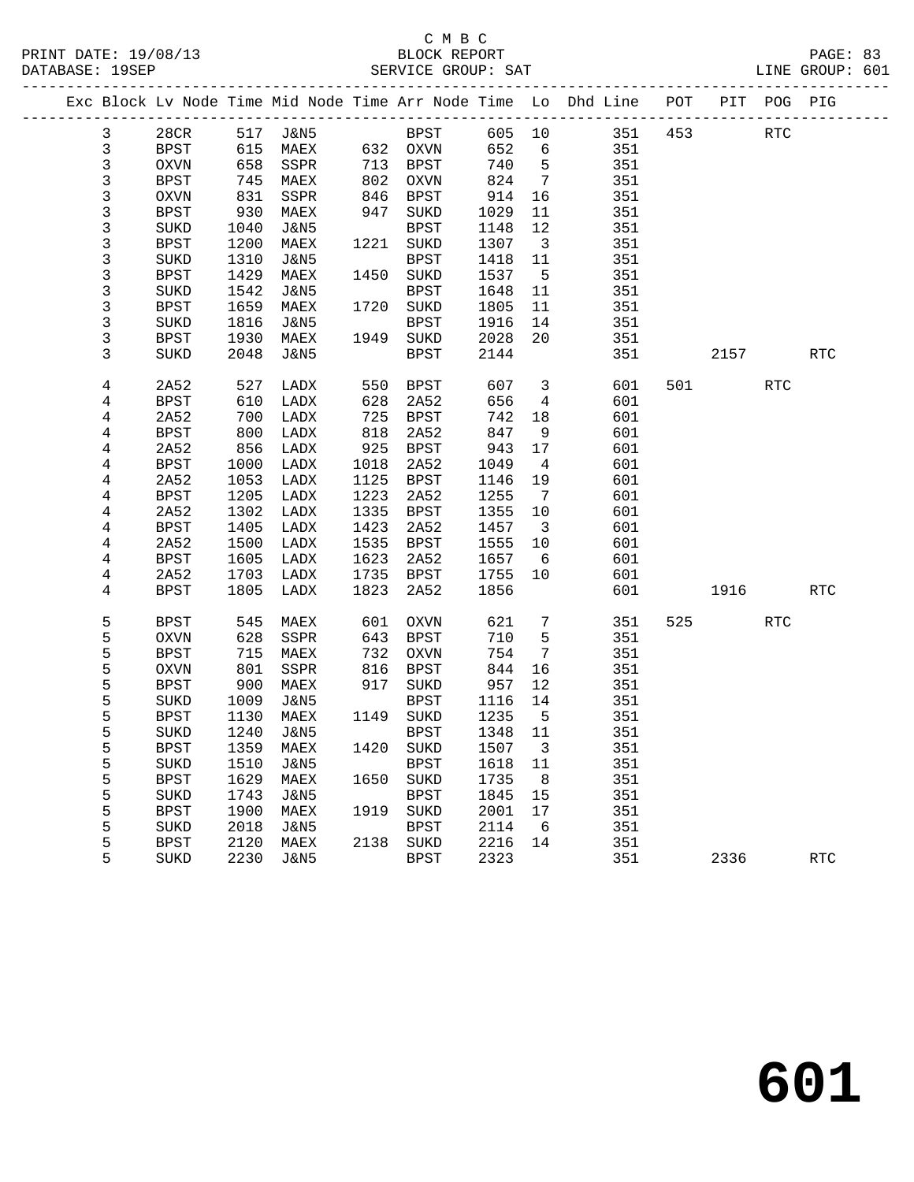C M B C
PRINT DATE: 19/08/13 BLOCK REPORT
DATABASE: 19SEP SERVICE GROUP: SAT LINE GROUP: 601

| Exc | Block | Lv | Node | Time | Mid Node | Time | Arr Node | Time | Lo | Dhd Line | POT | PIT | POG | PIG |
|---|---|---|---|---|---|---|---|---|---|---|---|---|---|---|
| | 3 | | 28CR | 517 | J&N5 | | BPST | 605 | 10 | 351 | 453 | | RTC | |
| | 3 | | BPST | 615 | MAEX | 632 | OXVN | 652 | 6 | 351 | | | | |
| | 3 | | OXVN | 658 | SSPR | 713 | BPST | 740 | 5 | 351 | | | | |
| | 3 | | BPST | 745 | MAEX | 802 | OXVN | 824 | 7 | 351 | | | | |
| | 3 | | OXVN | 831 | SSPR | 846 | BPST | 914 | 16 | 351 | | | | |
| | 3 | | BPST | 930 | MAEX | 947 | SUKD | 1029 | 11 | 351 | | | | |
| | 3 | | SUKD | 1040 | J&N5 | | BPST | 1148 | 12 | 351 | | | | |
| | 3 | | BPST | 1200 | MAEX | 1221 | SUKD | 1307 | 3 | 351 | | | | |
| | 3 | | SUKD | 1310 | J&N5 | | BPST | 1418 | 11 | 351 | | | | |
| | 3 | | BPST | 1429 | MAEX | 1450 | SUKD | 1537 | 5 | 351 | | | | |
| | 3 | | SUKD | 1542 | J&N5 | | BPST | 1648 | 11 | 351 | | | | |
| | 3 | | BPST | 1659 | MAEX | 1720 | SUKD | 1805 | 11 | 351 | | | | |
| | 3 | | SUKD | 1816 | J&N5 | | BPST | 1916 | 14 | 351 | | | | |
| | 3 | | BPST | 1930 | MAEX | 1949 | SUKD | 2028 | 20 | 351 | | | | |
| | 3 | | SUKD | 2048 | J&N5 | | BPST | 2144 | | 351 | | 2157 | | RTC |
| | 4 | | 2A52 | 527 | LADX | 550 | BPST | 607 | 3 | 601 | 501 | | RTC | |
| | 4 | | BPST | 610 | LADX | 628 | 2A52 | 656 | 4 | 601 | | | | |
| | 4 | | 2A52 | 700 | LADX | 725 | BPST | 742 | 18 | 601 | | | | |
| | 4 | | BPST | 800 | LADX | 818 | 2A52 | 847 | 9 | 601 | | | | |
| | 4 | | 2A52 | 856 | LADX | 925 | BPST | 943 | 17 | 601 | | | | |
| | 4 | | BPST | 1000 | LADX | 1018 | 2A52 | 1049 | 4 | 601 | | | | |
| | 4 | | 2A52 | 1053 | LADX | 1125 | BPST | 1146 | 19 | 601 | | | | |
| | 4 | | BPST | 1205 | LADX | 1223 | 2A52 | 1255 | 7 | 601 | | | | |
| | 4 | | 2A52 | 1302 | LADX | 1335 | BPST | 1355 | 10 | 601 | | | | |
| | 4 | | BPST | 1405 | LADX | 1423 | 2A52 | 1457 | 3 | 601 | | | | |
| | 4 | | 2A52 | 1500 | LADX | 1535 | BPST | 1555 | 10 | 601 | | | | |
| | 4 | | BPST | 1605 | LADX | 1623 | 2A52 | 1657 | 6 | 601 | | | | |
| | 4 | | 2A52 | 1703 | LADX | 1735 | BPST | 1755 | 10 | 601 | | | | |
| | 4 | | BPST | 1805 | LADX | 1823 | 2A52 | 1856 | | 601 | | 1916 | | RTC |
| | 5 | | BPST | 545 | MAEX | 601 | OXVN | 621 | 7 | 351 | 525 | | RTC | |
| | 5 | | OXVN | 628 | SSPR | 643 | BPST | 710 | 5 | 351 | | | | |
| | 5 | | BPST | 715 | MAEX | 732 | OXVN | 754 | 7 | 351 | | | | |
| | 5 | | OXVN | 801 | SSPR | 816 | BPST | 844 | 16 | 351 | | | | |
| | 5 | | BPST | 900 | MAEX | 917 | SUKD | 957 | 12 | 351 | | | | |
| | 5 | | SUKD | 1009 | J&N5 | | BPST | 1116 | 14 | 351 | | | | |
| | 5 | | BPST | 1130 | MAEX | 1149 | SUKD | 1235 | 5 | 351 | | | | |
| | 5 | | SUKD | 1240 | J&N5 | | BPST | 1348 | 11 | 351 | | | | |
| | 5 | | BPST | 1359 | MAEX | 1420 | SUKD | 1507 | 3 | 351 | | | | |
| | 5 | | SUKD | 1510 | J&N5 | | BPST | 1618 | 11 | 351 | | | | |
| | 5 | | BPST | 1629 | MAEX | 1650 | SUKD | 1735 | 8 | 351 | | | | |
| | 5 | | SUKD | 1743 | J&N5 | | BPST | 1845 | 15 | 351 | | | | |
| | 5 | | BPST | 1900 | MAEX | 1919 | SUKD | 2001 | 17 | 351 | | | | |
| | 5 | | SUKD | 2018 | J&N5 | | BPST | 2114 | 6 | 351 | | | | |
| | 5 | | BPST | 2120 | MAEX | 2138 | SUKD | 2216 | 14 | 351 | | | | |
| | 5 | | SUKD | 2230 | J&N5 | | BPST | 2323 | | 351 | | 2336 | | RTC |

# 601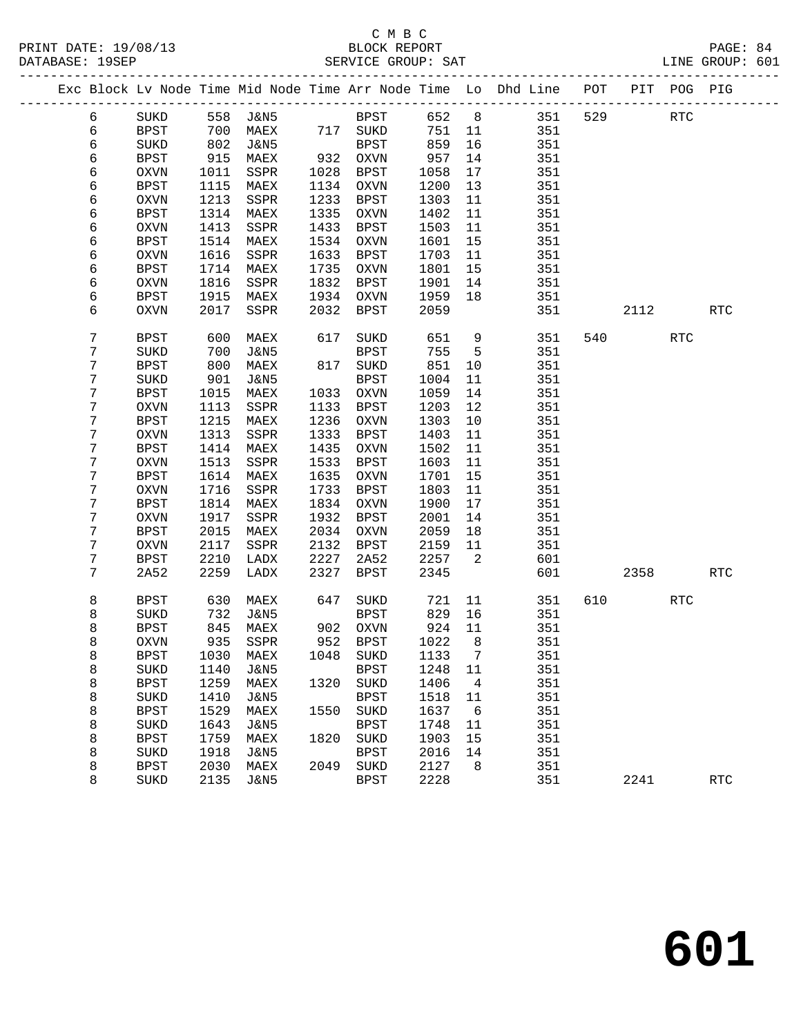C M B C
BLOCK REPORT
SERVICE GROUP: SAT

PRINT DATE: 19/08/13
DATABASE: 19SEP
LINE GROUP: 601

| Exc | Block | Lv Node | Time | Mid Node | Time | Arr Node | Time | Lo | Dhd Line | POT | PIT | POG | PIG |
|---|---|---|---|---|---|---|---|---|---|---|---|---|---|
| | 6 | SUKD | 558 | J&N5 | | BPST | 652 | 8 | 351 | 529 | | RTC | |
| | 6 | BPST | 700 | MAEX | 717 | SUKD | 751 | 11 | 351 | | | | |
| | 6 | SUKD | 802 | J&N5 | | BPST | 859 | 16 | 351 | | | | |
| | 6 | BPST | 915 | MAEX | 932 | OXVN | 957 | 14 | 351 | | | | |
| | 6 | OXVN | 1011 | SSPR | 1028 | BPST | 1058 | 17 | 351 | | | | |
| | 6 | BPST | 1115 | MAEX | 1134 | OXVN | 1200 | 13 | 351 | | | | |
| | 6 | OXVN | 1213 | SSPR | 1233 | BPST | 1303 | 11 | 351 | | | | |
| | 6 | BPST | 1314 | MAEX | 1335 | OXVN | 1402 | 11 | 351 | | | | |
| | 6 | OXVN | 1413 | SSPR | 1433 | BPST | 1503 | 11 | 351 | | | | |
| | 6 | BPST | 1514 | MAEX | 1534 | OXVN | 1601 | 15 | 351 | | | | |
| | 6 | OXVN | 1616 | SSPR | 1633 | BPST | 1703 | 11 | 351 | | | | |
| | 6 | BPST | 1714 | MAEX | 1735 | OXVN | 1801 | 15 | 351 | | | | |
| | 6 | OXVN | 1816 | SSPR | 1832 | BPST | 1901 | 14 | 351 | | | | |
| | 6 | BPST | 1915 | MAEX | 1934 | OXVN | 1959 | 18 | 351 | | | | |
| | 6 | OXVN | 2017 | SSPR | 2032 | BPST | 2059 | | 351 | | 2112 | | RTC |
| | 7 | BPST | 600 | MAEX | 617 | SUKD | 651 | 9 | 351 | 540 | | RTC | |
| | 7 | SUKD | 700 | J&N5 | | BPST | 755 | 5 | 351 | | | | |
| | 7 | BPST | 800 | MAEX | 817 | SUKD | 851 | 10 | 351 | | | | |
| | 7 | SUKD | 901 | J&N5 | | BPST | 1004 | 11 | 351 | | | | |
| | 7 | BPST | 1015 | MAEX | 1033 | OXVN | 1059 | 14 | 351 | | | | |
| | 7 | OXVN | 1113 | SSPR | 1133 | BPST | 1203 | 12 | 351 | | | | |
| | 7 | BPST | 1215 | MAEX | 1236 | OXVN | 1303 | 10 | 351 | | | | |
| | 7 | OXVN | 1313 | SSPR | 1333 | BPST | 1403 | 11 | 351 | | | | |
| | 7 | BPST | 1414 | MAEX | 1435 | OXVN | 1502 | 11 | 351 | | | | |
| | 7 | OXVN | 1513 | SSPR | 1533 | BPST | 1603 | 11 | 351 | | | | |
| | 7 | BPST | 1614 | MAEX | 1635 | OXVN | 1701 | 15 | 351 | | | | |
| | 7 | OXVN | 1716 | SSPR | 1733 | BPST | 1803 | 11 | 351 | | | | |
| | 7 | BPST | 1814 | MAEX | 1834 | OXVN | 1900 | 17 | 351 | | | | |
| | 7 | OXVN | 1917 | SSPR | 1932 | BPST | 2001 | 14 | 351 | | | | |
| | 7 | BPST | 2015 | MAEX | 2034 | OXVN | 2059 | 18 | 351 | | | | |
| | 7 | OXVN | 2117 | SSPR | 2132 | BPST | 2159 | 11 | 351 | | | | |
| | 7 | BPST | 2210 | LADX | 2227 | 2A52 | 2257 | 2 | 601 | | | | |
| | 7 | 2A52 | 2259 | LADX | 2327 | BPST | 2345 | | 601 | | 2358 | | RTC |
| | 8 | BPST | 630 | MAEX | 647 | SUKD | 721 | 11 | 351 | 610 | | RTC | |
| | 8 | SUKD | 732 | J&N5 | | BPST | 829 | 16 | 351 | | | | |
| | 8 | BPST | 845 | MAEX | 902 | OXVN | 924 | 11 | 351 | | | | |
| | 8 | OXVN | 935 | SSPR | 952 | BPST | 1022 | 8 | 351 | | | | |
| | 8 | BPST | 1030 | MAEX | 1048 | SUKD | 1133 | 7 | 351 | | | | |
| | 8 | SUKD | 1140 | J&N5 | | BPST | 1248 | 11 | 351 | | | | |
| | 8 | BPST | 1259 | MAEX | 1320 | SUKD | 1406 | 4 | 351 | | | | |
| | 8 | SUKD | 1410 | J&N5 | | BPST | 1518 | 11 | 351 | | | | |
| | 8 | BPST | 1529 | MAEX | 1550 | SUKD | 1637 | 6 | 351 | | | | |
| | 8 | SUKD | 1643 | J&N5 | | BPST | 1748 | 11 | 351 | | | | |
| | 8 | BPST | 1759 | MAEX | 1820 | SUKD | 1903 | 15 | 351 | | | | |
| | 8 | SUKD | 1918 | J&N5 | | BPST | 2016 | 14 | 351 | | | | |
| | 8 | BPST | 2030 | MAEX | 2049 | SUKD | 2127 | 8 | 351 | | | | |
| | 8 | SUKD | 2135 | J&N5 | | BPST | 2228 | | 351 | | 2241 | | RTC |

601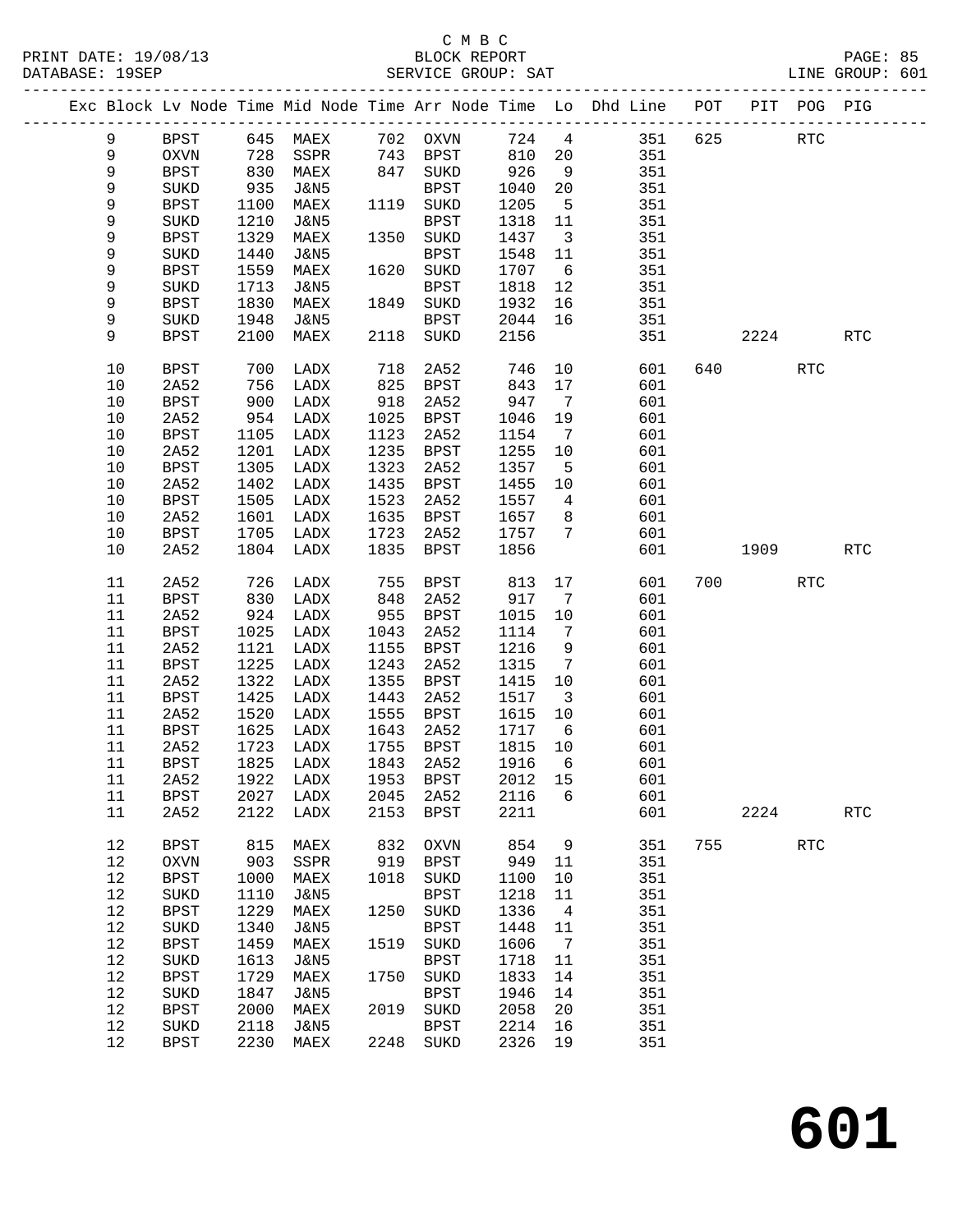C M B C

BLOCK REPORT

SERVICE GROUP: SAT

LINE GROUP: 601

| Exc | Block | Lv | Node | Time | Mid Node | Time | Arr Node | Time | Lo | Dhd Line | POT | PIT | POG | PIG |
|---|---|---|---|---|---|---|---|---|---|---|---|---|---|---|
| | 9 | | BPST | 645 | MAEX | 702 | OXVN | 724 | 4 | 351 | 625 | | RTC | |
| | 9 | | OXVN | 728 | SSPR | 743 | BPST | 810 | 20 | 351 | | | | |
| | 9 | | BPST | 830 | MAEX | 847 | SUKD | 926 | 9 | 351 | | | | |
| | 9 | | SUKD | 935 | J&N5 | | BPST | 1040 | 20 | 351 | | | | |
| | 9 | | BPST | 1100 | MAEX | 1119 | SUKD | 1205 | 5 | 351 | | | | |
| | 9 | | SUKD | 1210 | J&N5 | | BPST | 1318 | 11 | 351 | | | | |
| | 9 | | BPST | 1329 | MAEX | 1350 | SUKD | 1437 | 3 | 351 | | | | |
| | 9 | | SUKD | 1440 | J&N5 | | BPST | 1548 | 11 | 351 | | | | |
| | 9 | | BPST | 1559 | MAEX | 1620 | SUKD | 1707 | 6 | 351 | | | | |
| | 9 | | SUKD | 1713 | J&N5 | | BPST | 1818 | 12 | 351 | | | | |
| | 9 | | BPST | 1830 | MAEX | 1849 | SUKD | 1932 | 16 | 351 | | | | |
| | 9 | | SUKD | 1948 | J&N5 | | BPST | 2044 | 16 | 351 | | | | |
| | 9 | | BPST | 2100 | MAEX | 2118 | SUKD | 2156 | | 351 | | 2224 | | RTC |
| | 10 | | BPST | 700 | LADX | 718 | 2A52 | 746 | 10 | 601 | 640 | | RTC | |
| | 10 | | 2A52 | 756 | LADX | 825 | BPST | 843 | 17 | 601 | | | | |
| | 10 | | BPST | 900 | LADX | 918 | 2A52 | 947 | 7 | 601 | | | | |
| | 10 | | 2A52 | 954 | LADX | 1025 | BPST | 1046 | 19 | 601 | | | | |
| | 10 | | BPST | 1105 | LADX | 1123 | 2A52 | 1154 | 7 | 601 | | | | |
| | 10 | | 2A52 | 1201 | LADX | 1235 | BPST | 1255 | 10 | 601 | | | | |
| | 10 | | BPST | 1305 | LADX | 1323 | 2A52 | 1357 | 5 | 601 | | | | |
| | 10 | | 2A52 | 1402 | LADX | 1435 | BPST | 1455 | 10 | 601 | | | | |
| | 10 | | BPST | 1505 | LADX | 1523 | 2A52 | 1557 | 4 | 601 | | | | |
| | 10 | | 2A52 | 1601 | LADX | 1635 | BPST | 1657 | 8 | 601 | | | | |
| | 10 | | BPST | 1705 | LADX | 1723 | 2A52 | 1757 | 7 | 601 | | | | |
| | 10 | | 2A52 | 1804 | LADX | 1835 | BPST | 1856 | | 601 | | 1909 | | RTC |
| | 11 | | 2A52 | 726 | LADX | 755 | BPST | 813 | 17 | 601 | 700 | | RTC | |
| | 11 | | BPST | 830 | LADX | 848 | 2A52 | 917 | 7 | 601 | | | | |
| | 11 | | 2A52 | 924 | LADX | 955 | BPST | 1015 | 10 | 601 | | | | |
| | 11 | | BPST | 1025 | LADX | 1043 | 2A52 | 1114 | 7 | 601 | | | | |
| | 11 | | 2A52 | 1121 | LADX | 1155 | BPST | 1216 | 9 | 601 | | | | |
| | 11 | | BPST | 1225 | LADX | 1243 | 2A52 | 1315 | 7 | 601 | | | | |
| | 11 | | 2A52 | 1322 | LADX | 1355 | BPST | 1415 | 10 | 601 | | | | |
| | 11 | | BPST | 1425 | LADX | 1443 | 2A52 | 1517 | 3 | 601 | | | | |
| | 11 | | 2A52 | 1520 | LADX | 1555 | BPST | 1615 | 10 | 601 | | | | |
| | 11 | | BPST | 1625 | LADX | 1643 | 2A52 | 1717 | 6 | 601 | | | | |
| | 11 | | 2A52 | 1723 | LADX | 1755 | BPST | 1815 | 10 | 601 | | | | |
| | 11 | | BPST | 1825 | LADX | 1843 | 2A52 | 1916 | 6 | 601 | | | | |
| | 11 | | 2A52 | 1922 | LADX | 1953 | BPST | 2012 | 15 | 601 | | | | |
| | 11 | | BPST | 2027 | LADX | 2045 | 2A52 | 2116 | 6 | 601 | | | | |
| | 11 | | 2A52 | 2122 | LADX | 2153 | BPST | 2211 | | 601 | | 2224 | | RTC |
| | 12 | | BPST | 815 | MAEX | 832 | OXVN | 854 | 9 | 351 | 755 | | RTC | |
| | 12 | | OXVN | 903 | SSPR | 919 | BPST | 949 | 11 | 351 | | | | |
| | 12 | | BPST | 1000 | MAEX | 1018 | SUKD | 1100 | 10 | 351 | | | | |
| | 12 | | SUKD | 1110 | J&N5 | | BPST | 1218 | 11 | 351 | | | | |
| | 12 | | BPST | 1229 | MAEX | 1250 | SUKD | 1336 | 4 | 351 | | | | |
| | 12 | | SUKD | 1340 | J&N5 | | BPST | 1448 | 11 | 351 | | | | |
| | 12 | | BPST | 1459 | MAEX | 1519 | SUKD | 1606 | 7 | 351 | | | | |
| | 12 | | SUKD | 1613 | J&N5 | | BPST | 1718 | 11 | 351 | | | | |
| | 12 | | BPST | 1729 | MAEX | 1750 | SUKD | 1833 | 14 | 351 | | | | |
| | 12 | | SUKD | 1847 | J&N5 | | BPST | 1946 | 14 | 351 | | | | |
| | 12 | | BPST | 2000 | MAEX | 2019 | SUKD | 2058 | 20 | 351 | | | | |
| | 12 | | SUKD | 2118 | J&N5 | | BPST | 2214 | 16 | 351 | | | | |
| | 12 | | BPST | 2230 | MAEX | 2248 | SUKD | 2326 | 19 | 351 | | | | |

# 601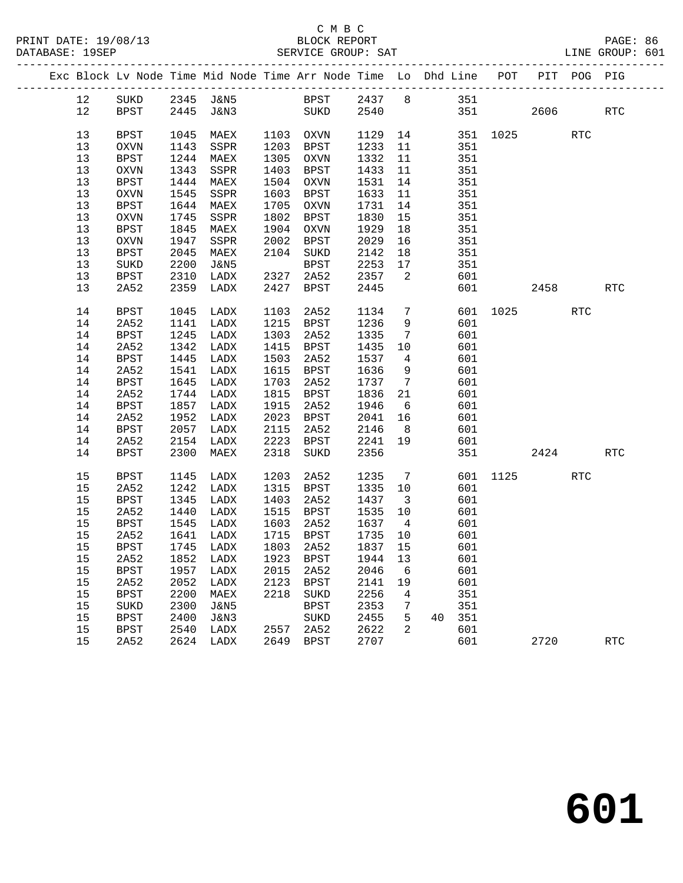C M B C

BLOCK REPORT

SERVICE GROUP: SAT

LINE GROUP: 601

| Exc | Block | Lv | Node | Time | Mid Node | Time | Arr Node | Time | Lo | Dhd | Line | POT | PIT | POG | PIG |
|---|---|---|---|---|---|---|---|---|---|---|---|---|---|---|---|
| | 12 | | SUKD | 2345 | J&N5 | | BPST | 2437 | 8 | | 351 | | | | |
| | 12 | | BPST | 2445 | J&N3 | | SUKD | 2540 | | | 351 | | 2606 | | RTC |
| | 13 | | BPST | 1045 | MAEX | 1103 | OXVN | 1129 | 14 | | 351 | 1025 | | RTC | |
| | 13 | | OXVN | 1143 | SSPR | 1203 | BPST | 1233 | 11 | | 351 | | | | |
| | 13 | | BPST | 1244 | MAEX | 1305 | OXVN | 1332 | 11 | | 351 | | | | |
| | 13 | | OXVN | 1343 | SSPR | 1403 | BPST | 1433 | 11 | | 351 | | | | |
| | 13 | | BPST | 1444 | MAEX | 1504 | OXVN | 1531 | 14 | | 351 | | | | |
| | 13 | | OXVN | 1545 | SSPR | 1603 | BPST | 1633 | 11 | | 351 | | | | |
| | 13 | | BPST | 1644 | MAEX | 1705 | OXVN | 1731 | 14 | | 351 | | | | |
| | 13 | | OXVN | 1745 | SSPR | 1802 | BPST | 1830 | 15 | | 351 | | | | |
| | 13 | | BPST | 1845 | MAEX | 1904 | OXVN | 1929 | 18 | | 351 | | | | |
| | 13 | | OXVN | 1947 | SSPR | 2002 | BPST | 2029 | 16 | | 351 | | | | |
| | 13 | | BPST | 2045 | MAEX | 2104 | SUKD | 2142 | 18 | | 351 | | | | |
| | 13 | | SUKD | 2200 | J&N5 | | BPST | 2253 | 17 | | 351 | | | | |
| | 13 | | BPST | 2310 | LADX | 2327 | 2A52 | 2357 | 2 | | 601 | | | | |
| | 13 | | 2A52 | 2359 | LADX | 2427 | BPST | 2445 | | | 601 | | 2458 | | RTC |
| | 14 | | BPST | 1045 | LADX | 1103 | 2A52 | 1134 | 7 | | 601 | 1025 | | RTC | |
| | 14 | | 2A52 | 1141 | LADX | 1215 | BPST | 1236 | 9 | | 601 | | | | |
| | 14 | | BPST | 1245 | LADX | 1303 | 2A52 | 1335 | 7 | | 601 | | | | |
| | 14 | | 2A52 | 1342 | LADX | 1415 | BPST | 1435 | 10 | | 601 | | | | |
| | 14 | | BPST | 1445 | LADX | 1503 | 2A52 | 1537 | 4 | | 601 | | | | |
| | 14 | | 2A52 | 1541 | LADX | 1615 | BPST | 1636 | 9 | | 601 | | | | |
| | 14 | | BPST | 1645 | LADX | 1703 | 2A52 | 1737 | 7 | | 601 | | | | |
| | 14 | | 2A52 | 1744 | LADX | 1815 | BPST | 1836 | 21 | | 601 | | | | |
| | 14 | | BPST | 1857 | LADX | 1915 | 2A52 | 1946 | 6 | | 601 | | | | |
| | 14 | | 2A52 | 1952 | LADX | 2023 | BPST | 2041 | 16 | | 601 | | | | |
| | 14 | | BPST | 2057 | LADX | 2115 | 2A52 | 2146 | 8 | | 601 | | | | |
| | 14 | | 2A52 | 2154 | LADX | 2223 | BPST | 2241 | 19 | | 601 | | | | |
| | 14 | | BPST | 2300 | MAEX | 2318 | SUKD | 2356 | | | 351 | | 2424 | | RTC |
| | 15 | | BPST | 1145 | LADX | 1203 | 2A52 | 1235 | 7 | | 601 | 1125 | | RTC | |
| | 15 | | 2A52 | 1242 | LADX | 1315 | BPST | 1335 | 10 | | 601 | | | | |
| | 15 | | BPST | 1345 | LADX | 1403 | 2A52 | 1437 | 3 | | 601 | | | | |
| | 15 | | 2A52 | 1440 | LADX | 1515 | BPST | 1535 | 10 | | 601 | | | | |
| | 15 | | BPST | 1545 | LADX | 1603 | 2A52 | 1637 | 4 | | 601 | | | | |
| | 15 | | 2A52 | 1641 | LADX | 1715 | BPST | 1735 | 10 | | 601 | | | | |
| | 15 | | BPST | 1745 | LADX | 1803 | 2A52 | 1837 | 15 | | 601 | | | | |
| | 15 | | 2A52 | 1852 | LADX | 1923 | BPST | 1944 | 13 | | 601 | | | | |
| | 15 | | BPST | 1957 | LADX | 2015 | 2A52 | 2046 | 6 | | 601 | | | | |
| | 15 | | 2A52 | 2052 | LADX | 2123 | BPST | 2141 | 19 | | 601 | | | | |
| | 15 | | BPST | 2200 | MAEX | 2218 | SUKD | 2256 | 4 | | 351 | | | | |
| | 15 | | SUKD | 2300 | J&N5 | | BPST | 2353 | 7 | | 351 | | | | |
| | 15 | | BPST | 2400 | J&N3 | | SUKD | 2455 | 5 | 40 | 351 | | | | |
| | 15 | | BPST | 2540 | LADX | 2557 | 2A52 | 2622 | 2 | | 601 | | | | |
| | 15 | | 2A52 | 2624 | LADX | 2649 | BPST | 2707 | | | 601 | | 2720 | | RTC |

601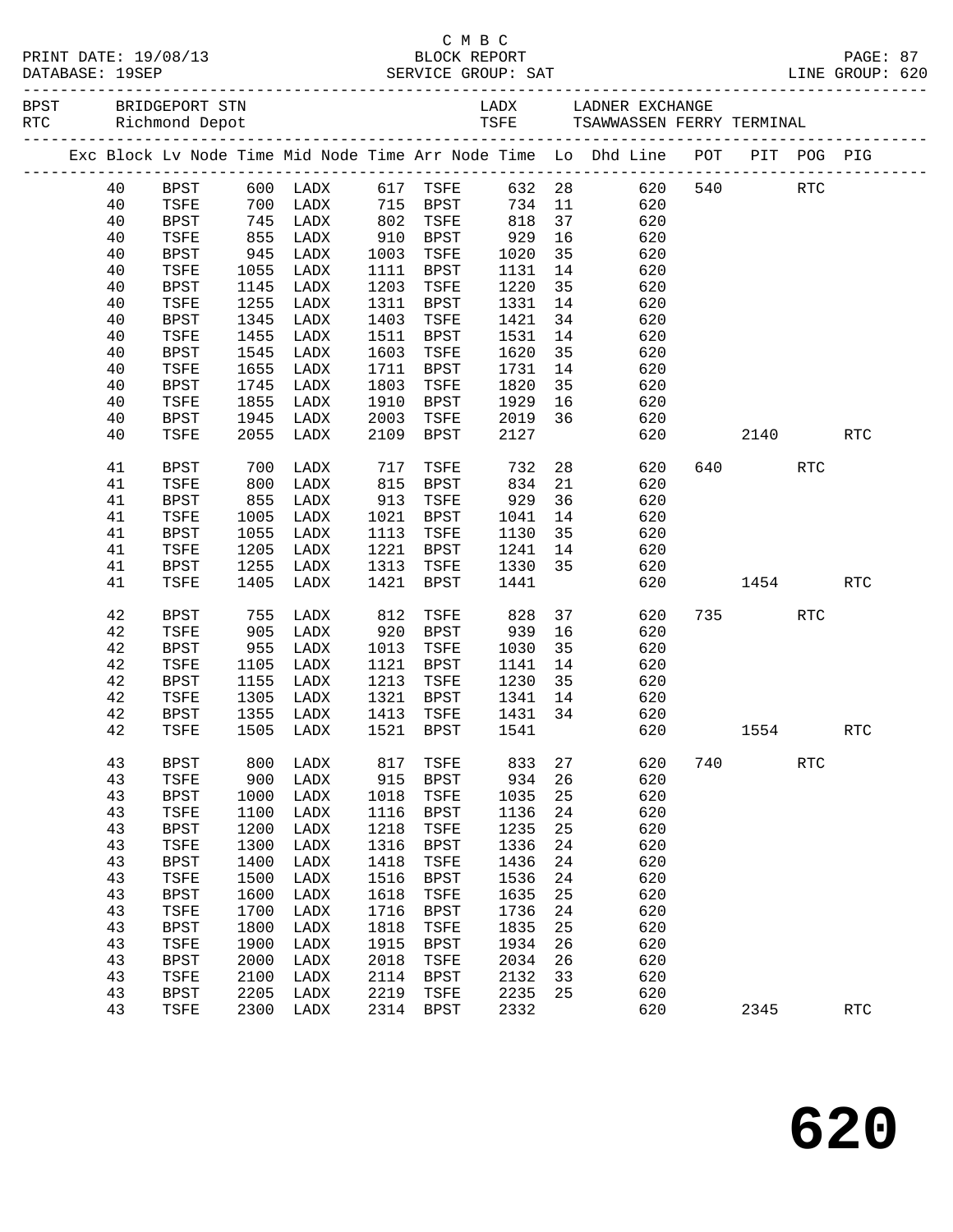C M B C

PRINT DATE: 19/08/13 BLOCK REPORT

DATABASE: 19SEP SERVICE GROUP: SAT LINE GROUP: 620

BPST BRIDGEPORT STN LADX LADNER EXCHANGE
RTC Richmond Depot TSFE TSAWWASSEN FERRY TERMINAL

| Exc | Block | Lv | Node | Time | Mid Node | Time | Arr Node | Time | Lo | Dhd Line | POT | PIT | POG | PIG |
|---|---|---|---|---|---|---|---|---|---|---|---|---|---|---|
| | 40 | | BPST | 600 | LADX | 617 | TSFE | 632 | 28 | 620 | 540 | | RTC | |
| | 40 | | TSFE | 700 | LADX | 715 | BPST | 734 | 11 | 620 | | | | |
| | 40 | | BPST | 745 | LADX | 802 | TSFE | 818 | 37 | 620 | | | | |
| | 40 | | TSFE | 855 | LADX | 910 | BPST | 929 | 16 | 620 | | | | |
| | 40 | | BPST | 945 | LADX | 1003 | TSFE | 1020 | 35 | 620 | | | | |
| | 40 | | TSFE | 1055 | LADX | 1111 | BPST | 1131 | 14 | 620 | | | | |
| | 40 | | BPST | 1145 | LADX | 1203 | TSFE | 1220 | 35 | 620 | | | | |
| | 40 | | TSFE | 1255 | LADX | 1311 | BPST | 1331 | 14 | 620 | | | | |
| | 40 | | BPST | 1345 | LADX | 1403 | TSFE | 1421 | 34 | 620 | | | | |
| | 40 | | TSFE | 1455 | LADX | 1511 | BPST | 1531 | 14 | 620 | | | | |
| | 40 | | BPST | 1545 | LADX | 1603 | TSFE | 1620 | 35 | 620 | | | | |
| | 40 | | TSFE | 1655 | LADX | 1711 | BPST | 1731 | 14 | 620 | | | | |
| | 40 | | BPST | 1745 | LADX | 1803 | TSFE | 1820 | 35 | 620 | | | | |
| | 40 | | TSFE | 1855 | LADX | 1910 | BPST | 1929 | 16 | 620 | | | | |
| | 40 | | BPST | 1945 | LADX | 2003 | TSFE | 2019 | 36 | 620 | | | | |
| | 40 | | TSFE | 2055 | LADX | 2109 | BPST | 2127 | | 620 | | 2140 | | RTC |
| | 41 | | BPST | 700 | LADX | 717 | TSFE | 732 | 28 | 620 | 640 | | RTC | |
| | 41 | | TSFE | 800 | LADX | 815 | BPST | 834 | 21 | 620 | | | | |
| | 41 | | BPST | 855 | LADX | 913 | TSFE | 929 | 36 | 620 | | | | |
| | 41 | | TSFE | 1005 | LADX | 1021 | BPST | 1041 | 14 | 620 | | | | |
| | 41 | | BPST | 1055 | LADX | 1113 | TSFE | 1130 | 35 | 620 | | | | |
| | 41 | | TSFE | 1205 | LADX | 1221 | BPST | 1241 | 14 | 620 | | | | |
| | 41 | | BPST | 1255 | LADX | 1313 | TSFE | 1330 | 35 | 620 | | | | |
| | 41 | | TSFE | 1405 | LADX | 1421 | BPST | 1441 | | 620 | | 1454 | | RTC |
| | 42 | | BPST | 755 | LADX | 812 | TSFE | 828 | 37 | 620 | 735 | | RTC | |
| | 42 | | TSFE | 905 | LADX | 920 | BPST | 939 | 16 | 620 | | | | |
| | 42 | | BPST | 955 | LADX | 1013 | TSFE | 1030 | 35 | 620 | | | | |
| | 42 | | TSFE | 1105 | LADX | 1121 | BPST | 1141 | 14 | 620 | | | | |
| | 42 | | BPST | 1155 | LADX | 1213 | TSFE | 1230 | 35 | 620 | | | | |
| | 42 | | TSFE | 1305 | LADX | 1321 | BPST | 1341 | 14 | 620 | | | | |
| | 42 | | BPST | 1355 | LADX | 1413 | TSFE | 1431 | 34 | 620 | | | | |
| | 42 | | TSFE | 1505 | LADX | 1521 | BPST | 1541 | | 620 | | 1554 | | RTC |
| | 43 | | BPST | 800 | LADX | 817 | TSFE | 833 | 27 | 620 | 740 | | RTC | |
| | 43 | | TSFE | 900 | LADX | 915 | BPST | 934 | 26 | 620 | | | | |
| | 43 | | BPST | 1000 | LADX | 1018 | TSFE | 1035 | 25 | 620 | | | | |
| | 43 | | TSFE | 1100 | LADX | 1116 | BPST | 1136 | 24 | 620 | | | | |
| | 43 | | BPST | 1200 | LADX | 1218 | TSFE | 1235 | 25 | 620 | | | | |
| | 43 | | TSFE | 1300 | LADX | 1316 | BPST | 1336 | 24 | 620 | | | | |
| | 43 | | BPST | 1400 | LADX | 1418 | TSFE | 1436 | 24 | 620 | | | | |
| | 43 | | TSFE | 1500 | LADX | 1516 | BPST | 1536 | 24 | 620 | | | | |
| | 43 | | BPST | 1600 | LADX | 1618 | TSFE | 1635 | 25 | 620 | | | | |
| | 43 | | TSFE | 1700 | LADX | 1716 | BPST | 1736 | 24 | 620 | | | | |
| | 43 | | BPST | 1800 | LADX | 1818 | TSFE | 1835 | 25 | 620 | | | | |
| | 43 | | TSFE | 1900 | LADX | 1915 | BPST | 1934 | 26 | 620 | | | | |
| | 43 | | BPST | 2000 | LADX | 2018 | TSFE | 2034 | 26 | 620 | | | | |
| | 43 | | TSFE | 2100 | LADX | 2114 | BPST | 2132 | 33 | 620 | | | | |
| | 43 | | BPST | 2205 | LADX | 2219 | TSFE | 2235 | 25 | 620 | | | | |
| | 43 | | TSFE | 2300 | LADX | 2314 | BPST | 2332 | | 620 | | 2345 | | RTC |

# 620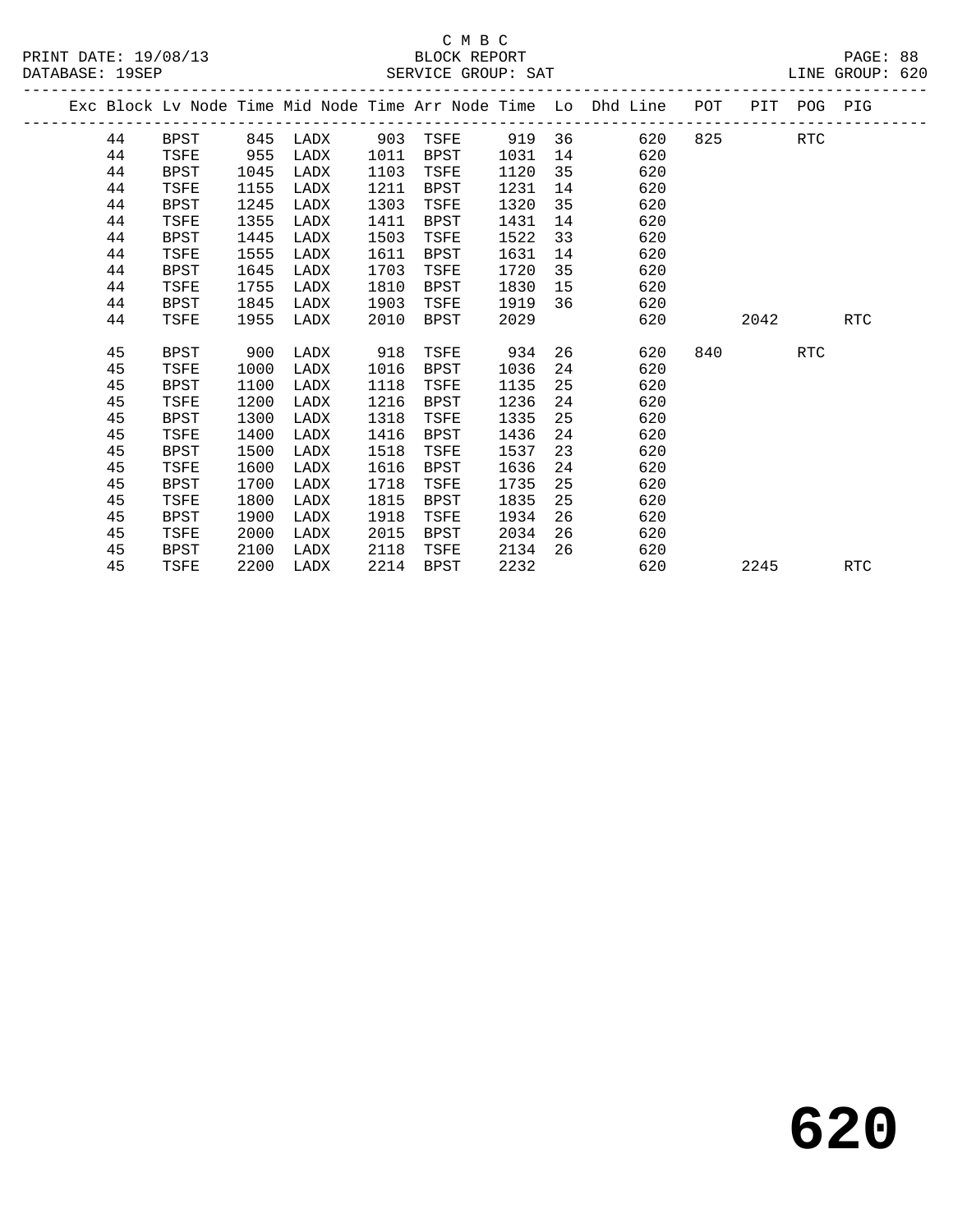C M B C

BLOCK REPORT

SERVICE GROUP: SAT

PRINT DATE: 19/08/13

DATABASE: 19SEP

LINE GROUP: 620

| Exc | Block | Lv Node | Time | Mid Node | Time | Arr Node | Time | Lo | Dhd Line | POT | PIT | POG | PIG |
|---|---|---|---|---|---|---|---|---|---|---|---|---|---|
| | 44 | BPST | 845 | LADX | 903 | TSFE | 919 | 36 | 620 | 825 | | RTC | |
| | 44 | TSFE | 955 | LADX | 1011 | BPST | 1031 | 14 | 620 | | | | |
| | 44 | BPST | 1045 | LADX | 1103 | TSFE | 1120 | 35 | 620 | | | | |
| | 44 | TSFE | 1155 | LADX | 1211 | BPST | 1231 | 14 | 620 | | | | |
| | 44 | BPST | 1245 | LADX | 1303 | TSFE | 1320 | 35 | 620 | | | | |
| | 44 | TSFE | 1355 | LADX | 1411 | BPST | 1431 | 14 | 620 | | | | |
| | 44 | BPST | 1445 | LADX | 1503 | TSFE | 1522 | 33 | 620 | | | | |
| | 44 | TSFE | 1555 | LADX | 1611 | BPST | 1631 | 14 | 620 | | | | |
| | 44 | BPST | 1645 | LADX | 1703 | TSFE | 1720 | 35 | 620 | | | | |
| | 44 | TSFE | 1755 | LADX | 1810 | BPST | 1830 | 15 | 620 | | | | |
| | 44 | BPST | 1845 | LADX | 1903 | TSFE | 1919 | 36 | 620 | | | | |
| | 44 | TSFE | 1955 | LADX | 2010 | BPST | 2029 | | 620 | | 2042 | | RTC |
| | 45 | BPST | 900 | LADX | 918 | TSFE | 934 | 26 | 620 | 840 | | RTC | |
| | 45 | TSFE | 1000 | LADX | 1016 | BPST | 1036 | 24 | 620 | | | | |
| | 45 | BPST | 1100 | LADX | 1118 | TSFE | 1135 | 25 | 620 | | | | |
| | 45 | TSFE | 1200 | LADX | 1216 | BPST | 1236 | 24 | 620 | | | | |
| | 45 | BPST | 1300 | LADX | 1318 | TSFE | 1335 | 25 | 620 | | | | |
| | 45 | TSFE | 1400 | LADX | 1416 | BPST | 1436 | 24 | 620 | | | | |
| | 45 | BPST | 1500 | LADX | 1518 | TSFE | 1537 | 23 | 620 | | | | |
| | 45 | TSFE | 1600 | LADX | 1616 | BPST | 1636 | 24 | 620 | | | | |
| | 45 | BPST | 1700 | LADX | 1718 | TSFE | 1735 | 25 | 620 | | | | |
| | 45 | TSFE | 1800 | LADX | 1815 | BPST | 1835 | 25 | 620 | | | | |
| | 45 | BPST | 1900 | LADX | 1918 | TSFE | 1934 | 26 | 620 | | | | |
| | 45 | TSFE | 2000 | LADX | 2015 | BPST | 2034 | 26 | 620 | | | | |
| | 45 | BPST | 2100 | LADX | 2118 | TSFE | 2134 | 26 | 620 | | | | |
| | 45 | TSFE | 2200 | LADX | 2214 | BPST | 2232 | | 620 | | 2245 | | RTC |

# 620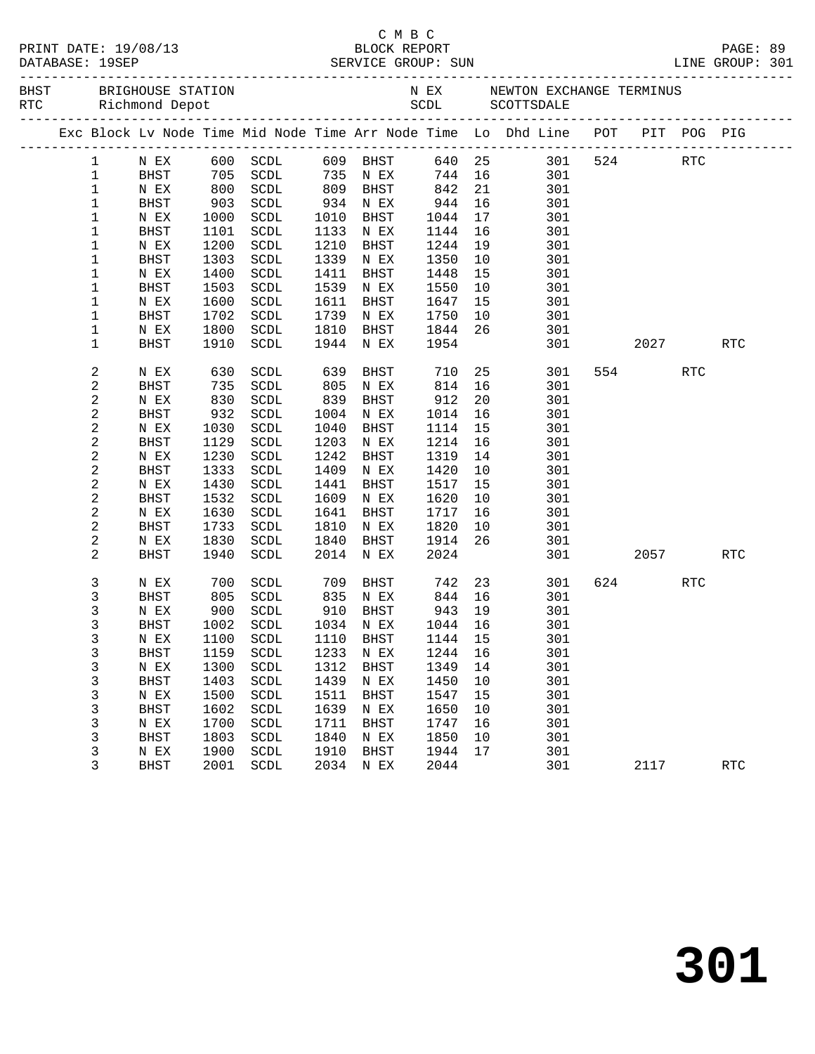C M B C
BLOCK REPORT
SERVICE GROUP: SUN

PRINT DATE: 19/08/13
DATABASE: 19SEP
LINE GROUP: 301

BHST BRIGHOUSE STATION — N EX NEWTON EXCHANGE TERMINUS
RTC Richmond Depot — SCDL SCOTTSDALE

| Exc | Block | Lv Node | Time | Mid Node | Time | Arr Node | Time | Lo | Dhd Line | POT | PIT | POG | PIG |
|---|---|---|---|---|---|---|---|---|---|---|---|---|---|
| | 1 | N EX | 600 | SCDL | 609 | BHST | 640 | 25 | 301 | 524 | | RTC | |
| | 1 | BHST | 705 | SCDL | 735 | N EX | 744 | 16 | 301 | | | | |
| | 1 | N EX | 800 | SCDL | 809 | BHST | 842 | 21 | 301 | | | | |
| | 1 | BHST | 903 | SCDL | 934 | N EX | 944 | 16 | 301 | | | | |
| | 1 | N EX | 1000 | SCDL | 1010 | BHST | 1044 | 17 | 301 | | | | |
| | 1 | BHST | 1101 | SCDL | 1133 | N EX | 1144 | 16 | 301 | | | | |
| | 1 | N EX | 1200 | SCDL | 1210 | BHST | 1244 | 19 | 301 | | | | |
| | 1 | BHST | 1303 | SCDL | 1339 | N EX | 1350 | 10 | 301 | | | | |
| | 1 | N EX | 1400 | SCDL | 1411 | BHST | 1448 | 15 | 301 | | | | |
| | 1 | BHST | 1503 | SCDL | 1539 | N EX | 1550 | 10 | 301 | | | | |
| | 1 | N EX | 1600 | SCDL | 1611 | BHST | 1647 | 15 | 301 | | | | |
| | 1 | BHST | 1702 | SCDL | 1739 | N EX | 1750 | 10 | 301 | | | | |
| | 1 | N EX | 1800 | SCDL | 1810 | BHST | 1844 | 26 | 301 | | | | |
| | 1 | BHST | 1910 | SCDL | 1944 | N EX | 1954 | | 301 | | 2027 | | RTC |
| | 2 | N EX | 630 | SCDL | 639 | BHST | 710 | 25 | 301 | 554 | | RTC | |
| | 2 | BHST | 735 | SCDL | 805 | N EX | 814 | 16 | 301 | | | | |
| | 2 | N EX | 830 | SCDL | 839 | BHST | 912 | 20 | 301 | | | | |
| | 2 | BHST | 932 | SCDL | 1004 | N EX | 1014 | 16 | 301 | | | | |
| | 2 | N EX | 1030 | SCDL | 1040 | BHST | 1114 | 15 | 301 | | | | |
| | 2 | BHST | 1129 | SCDL | 1203 | N EX | 1214 | 16 | 301 | | | | |
| | 2 | N EX | 1230 | SCDL | 1242 | BHST | 1319 | 14 | 301 | | | | |
| | 2 | BHST | 1333 | SCDL | 1409 | N EX | 1420 | 10 | 301 | | | | |
| | 2 | N EX | 1430 | SCDL | 1441 | BHST | 1517 | 15 | 301 | | | | |
| | 2 | BHST | 1532 | SCDL | 1609 | N EX | 1620 | 10 | 301 | | | | |
| | 2 | N EX | 1630 | SCDL | 1641 | BHST | 1717 | 16 | 301 | | | | |
| | 2 | BHST | 1733 | SCDL | 1810 | N EX | 1820 | 10 | 301 | | | | |
| | 2 | N EX | 1830 | SCDL | 1840 | BHST | 1914 | 26 | 301 | | | | |
| | 2 | BHST | 1940 | SCDL | 2014 | N EX | 2024 | | 301 | | 2057 | | RTC |
| | 3 | N EX | 700 | SCDL | 709 | BHST | 742 | 23 | 301 | 624 | | RTC | |
| | 3 | BHST | 805 | SCDL | 835 | N EX | 844 | 16 | 301 | | | | |
| | 3 | N EX | 900 | SCDL | 910 | BHST | 943 | 19 | 301 | | | | |
| | 3 | BHST | 1002 | SCDL | 1034 | N EX | 1044 | 16 | 301 | | | | |
| | 3 | N EX | 1100 | SCDL | 1110 | BHST | 1144 | 15 | 301 | | | | |
| | 3 | BHST | 1159 | SCDL | 1233 | N EX | 1244 | 16 | 301 | | | | |
| | 3 | N EX | 1300 | SCDL | 1312 | BHST | 1349 | 14 | 301 | | | | |
| | 3 | BHST | 1403 | SCDL | 1439 | N EX | 1450 | 10 | 301 | | | | |
| | 3 | N EX | 1500 | SCDL | 1511 | BHST | 1547 | 15 | 301 | | | | |
| | 3 | BHST | 1602 | SCDL | 1639 | N EX | 1650 | 10 | 301 | | | | |
| | 3 | N EX | 1700 | SCDL | 1711 | BHST | 1747 | 16 | 301 | | | | |
| | 3 | BHST | 1803 | SCDL | 1840 | N EX | 1850 | 10 | 301 | | | | |
| | 3 | N EX | 1900 | SCDL | 1910 | BHST | 1944 | 17 | 301 | | | | |
| | 3 | BHST | 2001 | SCDL | 2034 | N EX | 2044 | | 301 | | 2117 | | RTC |

301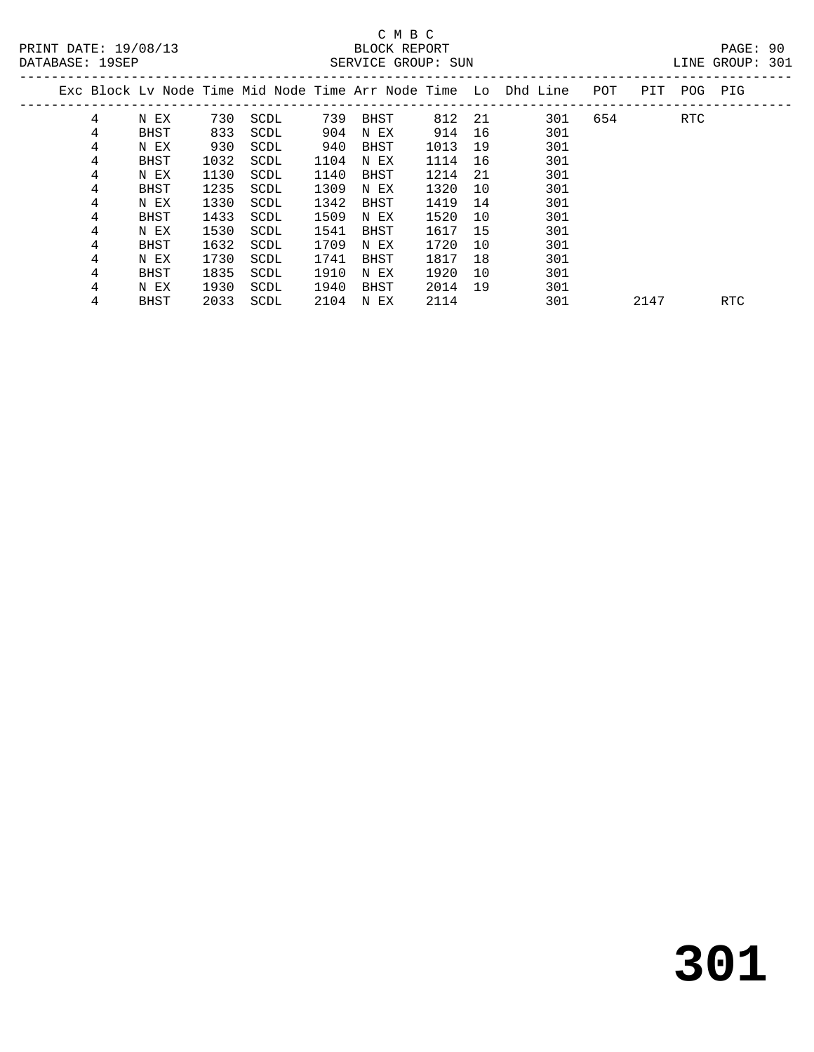C M B C

PRINT DATE: 19/08/13 BLOCK REPORT

DATABASE: 19SEP SERVICE GROUP: SUN LINE GROUP: 301

| Exc | Block | Lv | Node | Time | Mid Node | Time | Arr Node | Time | Lo | Dhd | Line | POT | PIT | POG | PIG |
|---|---|---|---|---|---|---|---|---|---|---|---|---|---|---|---|
| | 4 | | N EX | 730 | SCDL | 739 | BHST | 812 | 21 | | 301 | 654 | | RTC | |
| | 4 | | BHST | 833 | SCDL | 904 | N EX | 914 | 16 | | 301 | | | | |
| | 4 | | N EX | 930 | SCDL | 940 | BHST | 1013 | 19 | | 301 | | | | |
| | 4 | | BHST | 1032 | SCDL | 1104 | N EX | 1114 | 16 | | 301 | | | | |
| | 4 | | N EX | 1130 | SCDL | 1140 | BHST | 1214 | 21 | | 301 | | | | |
| | 4 | | BHST | 1235 | SCDL | 1309 | N EX | 1320 | 10 | | 301 | | | | |
| | 4 | | N EX | 1330 | SCDL | 1342 | BHST | 1419 | 14 | | 301 | | | | |
| | 4 | | BHST | 1433 | SCDL | 1509 | N EX | 1520 | 10 | | 301 | | | | |
| | 4 | | N EX | 1530 | SCDL | 1541 | BHST | 1617 | 15 | | 301 | | | | |
| | 4 | | BHST | 1632 | SCDL | 1709 | N EX | 1720 | 10 | | 301 | | | | |
| | 4 | | N EX | 1730 | SCDL | 1741 | BHST | 1817 | 18 | | 301 | | | | |
| | 4 | | BHST | 1835 | SCDL | 1910 | N EX | 1920 | 10 | | 301 | | | | |
| | 4 | | N EX | 1930 | SCDL | 1940 | BHST | 2014 | 19 | | 301 | | | | |
| | 4 | | BHST | 2033 | SCDL | 2104 | N EX | 2114 | | | 301 | | 2147 | | RTC |

**301**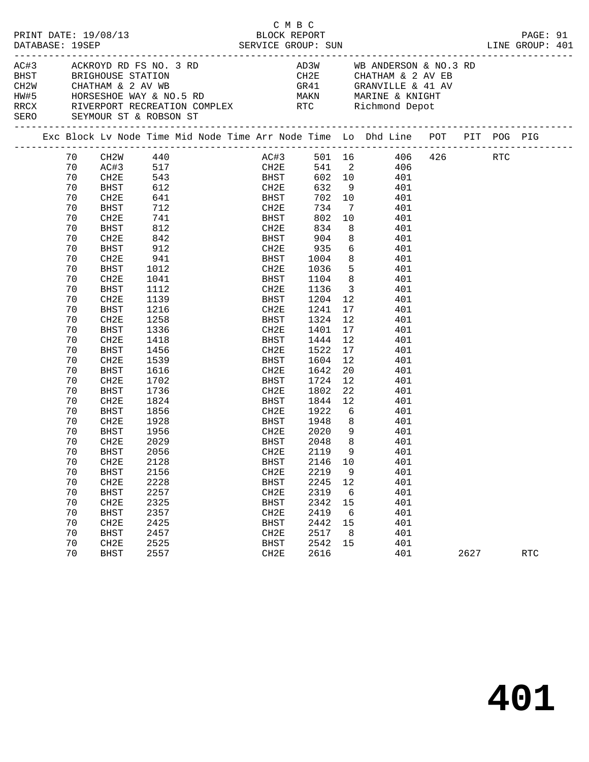C M B C
BLOCK REPORT
SERVICE GROUP: SUN

PRINT DATE: 19/08/13
DATABASE: 19SEP

LINE GROUP: 401

| | | | |
|---|---|---|---|
| AC#3 | ACKROYD RD FS NO. 3 RD | AD3W | WB ANDERSON & NO.3 RD |
| BHST | BRIGHOUSE STATION | CH2E | CHATHAM & 2 AV EB |
| CH2W | CHATHAM & 2 AV WB | GR41 | GRANVILLE & 41 AV |
| HW#5 | HORSESHOE WAY & NO.5 RD | MAKN | MARINE & KNIGHT |
| RRCX | RIVERPORT RECREATION COMPLEX | RTC | Richmond Depot |
| SERO | SEYMOUR ST & ROBSON ST | | |

| Exc | Block | Lv Node | Time | Mid Node | Time | Arr Node | Time | Lo | Dhd Line | POT | PIT | POG | PIG |
|---|---|---|---|---|---|---|---|---|---|---|---|---|---|
| | 70 | CH2W | 440 | | | AC#3 | 501 | 16 | 406 | 426 | | RTC | |
| | 70 | AC#3 | 517 | | | CH2E | 541 | 2 | 406 | | | | |
| | 70 | CH2E | 543 | | | BHST | 602 | 10 | 401 | | | | |
| | 70 | BHST | 612 | | | CH2E | 632 | 9 | 401 | | | | |
| | 70 | CH2E | 641 | | | BHST | 702 | 10 | 401 | | | | |
| | 70 | BHST | 712 | | | CH2E | 734 | 7 | 401 | | | | |
| | 70 | CH2E | 741 | | | BHST | 802 | 10 | 401 | | | | |
| | 70 | BHST | 812 | | | CH2E | 834 | 8 | 401 | | | | |
| | 70 | CH2E | 842 | | | BHST | 904 | 8 | 401 | | | | |
| | 70 | BHST | 912 | | | CH2E | 935 | 6 | 401 | | | | |
| | 70 | CH2E | 941 | | | BHST | 1004 | 8 | 401 | | | | |
| | 70 | BHST | 1012 | | | CH2E | 1036 | 5 | 401 | | | | |
| | 70 | CH2E | 1041 | | | BHST | 1104 | 8 | 401 | | | | |
| | 70 | BHST | 1112 | | | CH2E | 1136 | 3 | 401 | | | | |
| | 70 | CH2E | 1139 | | | BHST | 1204 | 12 | 401 | | | | |
| | 70 | BHST | 1216 | | | CH2E | 1241 | 17 | 401 | | | | |
| | 70 | CH2E | 1258 | | | BHST | 1324 | 12 | 401 | | | | |
| | 70 | BHST | 1336 | | | CH2E | 1401 | 17 | 401 | | | | |
| | 70 | CH2E | 1418 | | | BHST | 1444 | 12 | 401 | | | | |
| | 70 | BHST | 1456 | | | CH2E | 1522 | 17 | 401 | | | | |
| | 70 | CH2E | 1539 | | | BHST | 1604 | 12 | 401 | | | | |
| | 70 | BHST | 1616 | | | CH2E | 1642 | 20 | 401 | | | | |
| | 70 | CH2E | 1702 | | | BHST | 1724 | 12 | 401 | | | | |
| | 70 | BHST | 1736 | | | CH2E | 1802 | 22 | 401 | | | | |
| | 70 | CH2E | 1824 | | | BHST | 1844 | 12 | 401 | | | | |
| | 70 | BHST | 1856 | | | CH2E | 1922 | 6 | 401 | | | | |
| | 70 | CH2E | 1928 | | | BHST | 1948 | 8 | 401 | | | | |
| | 70 | BHST | 1956 | | | CH2E | 2020 | 9 | 401 | | | | |
| | 70 | CH2E | 2029 | | | BHST | 2048 | 8 | 401 | | | | |
| | 70 | BHST | 2056 | | | CH2E | 2119 | 9 | 401 | | | | |
| | 70 | CH2E | 2128 | | | BHST | 2146 | 10 | 401 | | | | |
| | 70 | BHST | 2156 | | | CH2E | 2219 | 9 | 401 | | | | |
| | 70 | CH2E | 2228 | | | BHST | 2245 | 12 | 401 | | | | |
| | 70 | BHST | 2257 | | | CH2E | 2319 | 6 | 401 | | | | |
| | 70 | CH2E | 2325 | | | BHST | 2342 | 15 | 401 | | | | |
| | 70 | BHST | 2357 | | | CH2E | 2419 | 6 | 401 | | | | |
| | 70 | CH2E | 2425 | | | BHST | 2442 | 15 | 401 | | | | |
| | 70 | BHST | 2457 | | | CH2E | 2517 | 8 | 401 | | | | |
| | 70 | CH2E | 2525 | | | BHST | 2542 | 15 | 401 | | | | |
| | 70 | BHST | 2557 | | | CH2E | 2616 | | 401 | | 2627 | | RTC |

401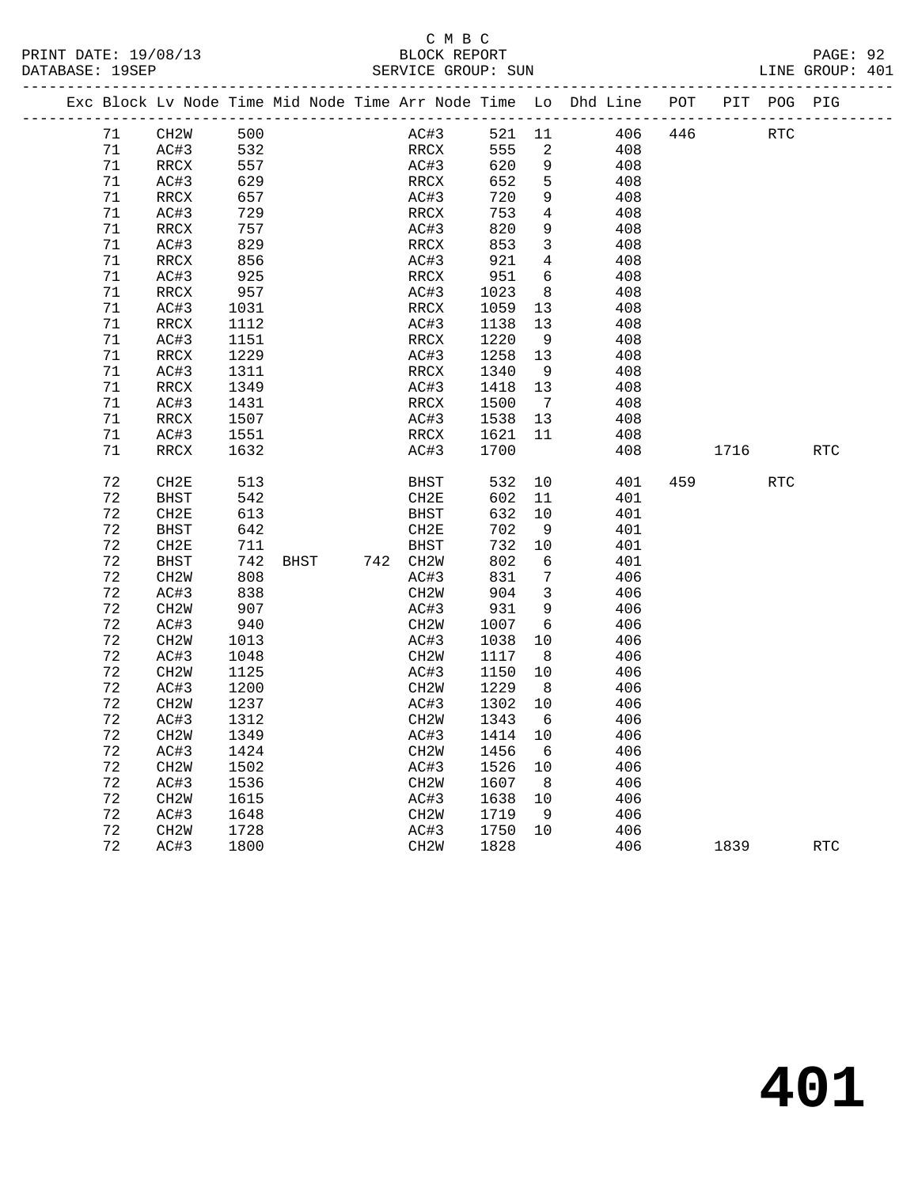C M B C

BLOCK REPORT

SERVICE GROUP: SUN

LINE GROUP: 401

| Exc | Block | Lv Node | Time | Mid Node | Time | Arr Node | Time | Lo | Dhd Line | POT | PIT | POG | PIG |
|---|---|---|---|---|---|---|---|---|---|---|---|---|---|
| | 71 | CH2W | 500 | | | AC#3 | 521 | 11 | 406 | 446 | | RTC | |
| | 71 | AC#3 | 532 | | | RRCX | 555 | 2 | 408 | | | | |
| | 71 | RRCX | 557 | | | AC#3 | 620 | 9 | 408 | | | | |
| | 71 | AC#3 | 629 | | | RRCX | 652 | 5 | 408 | | | | |
| | 71 | RRCX | 657 | | | AC#3 | 720 | 9 | 408 | | | | |
| | 71 | AC#3 | 729 | | | RRCX | 753 | 4 | 408 | | | | |
| | 71 | RRCX | 757 | | | AC#3 | 820 | 9 | 408 | | | | |
| | 71 | AC#3 | 829 | | | RRCX | 853 | 3 | 408 | | | | |
| | 71 | RRCX | 856 | | | AC#3 | 921 | 4 | 408 | | | | |
| | 71 | AC#3 | 925 | | | RRCX | 951 | 6 | 408 | | | | |
| | 71 | RRCX | 957 | | | AC#3 | 1023 | 8 | 408 | | | | |
| | 71 | AC#3 | 1031 | | | RRCX | 1059 | 13 | 408 | | | | |
| | 71 | RRCX | 1112 | | | AC#3 | 1138 | 13 | 408 | | | | |
| | 71 | AC#3 | 1151 | | | RRCX | 1220 | 9 | 408 | | | | |
| | 71 | RRCX | 1229 | | | AC#3 | 1258 | 13 | 408 | | | | |
| | 71 | AC#3 | 1311 | | | RRCX | 1340 | 9 | 408 | | | | |
| | 71 | RRCX | 1349 | | | AC#3 | 1418 | 13 | 408 | | | | |
| | 71 | AC#3 | 1431 | | | RRCX | 1500 | 7 | 408 | | | | |
| | 71 | RRCX | 1507 | | | AC#3 | 1538 | 13 | 408 | | | | |
| | 71 | AC#3 | 1551 | | | RRCX | 1621 | 11 | 408 | | | | |
| | 71 | RRCX | 1632 | | | AC#3 | 1700 | | 408 | | 1716 | | RTC |
| | 72 | CH2E | 513 | | | BHST | 532 | 10 | 401 | 459 | | RTC | |
| | 72 | BHST | 542 | | | CH2E | 602 | 11 | 401 | | | | |
| | 72 | CH2E | 613 | | | BHST | 632 | 10 | 401 | | | | |
| | 72 | BHST | 642 | | | CH2E | 702 | 9 | 401 | | | | |
| | 72 | CH2E | 711 | | | BHST | 732 | 10 | 401 | | | | |
| | 72 | BHST | 742 | BHST | 742 | CH2W | 802 | 6 | 401 | | | | |
| | 72 | CH2W | 808 | | | AC#3 | 831 | 7 | 406 | | | | |
| | 72 | AC#3 | 838 | | | CH2W | 904 | 3 | 406 | | | | |
| | 72 | CH2W | 907 | | | AC#3 | 931 | 9 | 406 | | | | |
| | 72 | AC#3 | 940 | | | CH2W | 1007 | 6 | 406 | | | | |
| | 72 | CH2W | 1013 | | | AC#3 | 1038 | 10 | 406 | | | | |
| | 72 | AC#3 | 1048 | | | CH2W | 1117 | 8 | 406 | | | | |
| | 72 | CH2W | 1125 | | | AC#3 | 1150 | 10 | 406 | | | | |
| | 72 | AC#3 | 1200 | | | CH2W | 1229 | 8 | 406 | | | | |
| | 72 | CH2W | 1237 | | | AC#3 | 1302 | 10 | 406 | | | | |
| | 72 | AC#3 | 1312 | | | CH2W | 1343 | 6 | 406 | | | | |
| | 72 | CH2W | 1349 | | | AC#3 | 1414 | 10 | 406 | | | | |
| | 72 | AC#3 | 1424 | | | CH2W | 1456 | 6 | 406 | | | | |
| | 72 | CH2W | 1502 | | | AC#3 | 1526 | 10 | 406 | | | | |
| | 72 | AC#3 | 1536 | | | CH2W | 1607 | 8 | 406 | | | | |
| | 72 | CH2W | 1615 | | | AC#3 | 1638 | 10 | 406 | | | | |
| | 72 | AC#3 | 1648 | | | CH2W | 1719 | 9 | 406 | | | | |
| | 72 | CH2W | 1728 | | | AC#3 | 1750 | 10 | 406 | | | | |
| | 72 | AC#3 | 1800 | | | CH2W | 1828 | | 406 | | 1839 | | RTC |

# 401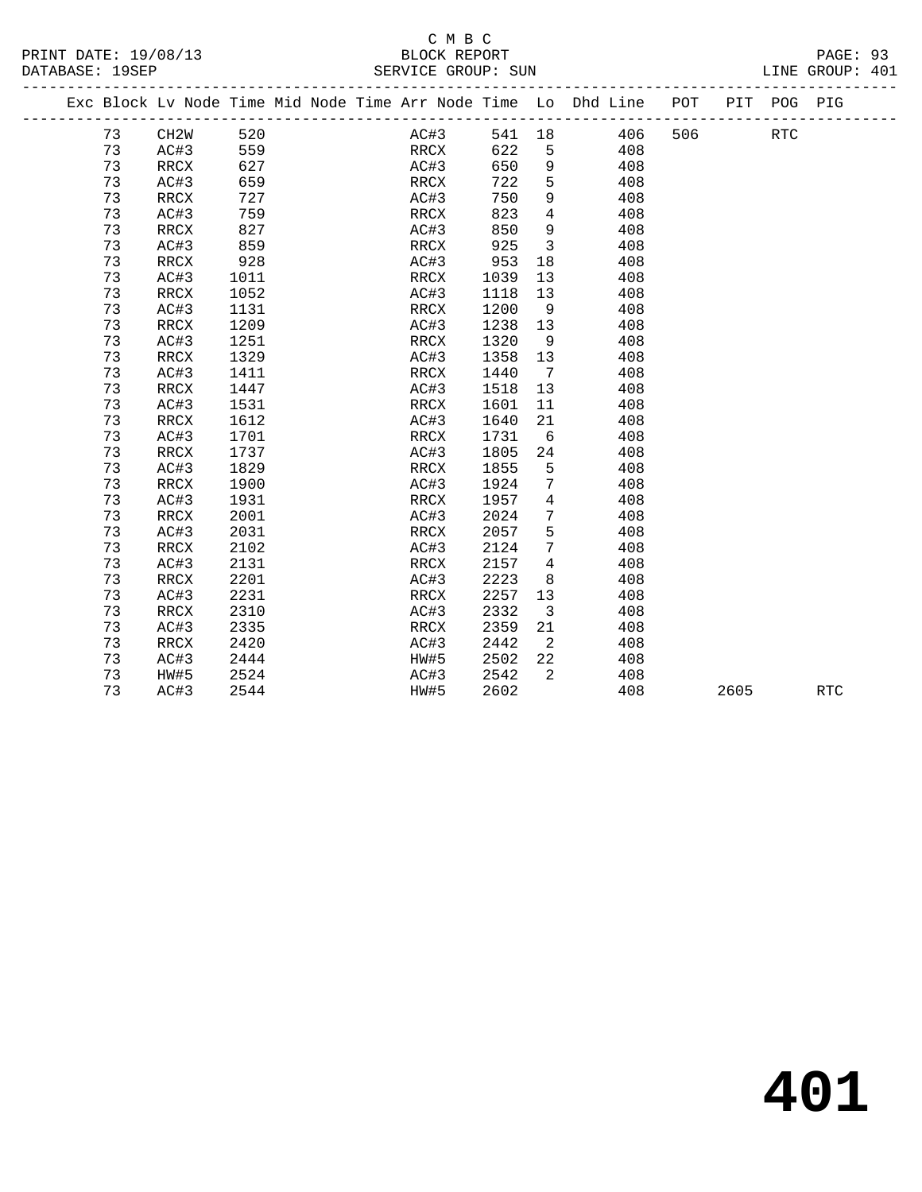C M B C

BLOCK REPORT

SERVICE GROUP: SUN

| Exc | Block | Lv Node | Time | Mid Node | Time | Arr Node | Time | Lo | Dhd Line | POT | PIT | POG | PIG |
|---|---|---|---|---|---|---|---|---|---|---|---|---|---|
| | 73 | CH2W | 520 | | | AC#3 | 541 | 18 | 406 | 506 | | RTC | |
| | 73 | AC#3 | 559 | | | RRCX | 622 | 5 | 408 | | | | |
| | 73 | RRCX | 627 | | | AC#3 | 650 | 9 | 408 | | | | |
| | 73 | AC#3 | 659 | | | RRCX | 722 | 5 | 408 | | | | |
| | 73 | RRCX | 727 | | | AC#3 | 750 | 9 | 408 | | | | |
| | 73 | AC#3 | 759 | | | RRCX | 823 | 4 | 408 | | | | |
| | 73 | RRCX | 827 | | | AC#3 | 850 | 9 | 408 | | | | |
| | 73 | AC#3 | 859 | | | RRCX | 925 | 3 | 408 | | | | |
| | 73 | RRCX | 928 | | | AC#3 | 953 | 18 | 408 | | | | |
| | 73 | AC#3 | 1011 | | | RRCX | 1039 | 13 | 408 | | | | |
| | 73 | RRCX | 1052 | | | AC#3 | 1118 | 13 | 408 | | | | |
| | 73 | AC#3 | 1131 | | | RRCX | 1200 | 9 | 408 | | | | |
| | 73 | RRCX | 1209 | | | AC#3 | 1238 | 13 | 408 | | | | |
| | 73 | AC#3 | 1251 | | | RRCX | 1320 | 9 | 408 | | | | |
| | 73 | RRCX | 1329 | | | AC#3 | 1358 | 13 | 408 | | | | |
| | 73 | AC#3 | 1411 | | | RRCX | 1440 | 7 | 408 | | | | |
| | 73 | RRCX | 1447 | | | AC#3 | 1518 | 13 | 408 | | | | |
| | 73 | AC#3 | 1531 | | | RRCX | 1601 | 11 | 408 | | | | |
| | 73 | RRCX | 1612 | | | AC#3 | 1640 | 21 | 408 | | | | |
| | 73 | AC#3 | 1701 | | | RRCX | 1731 | 6 | 408 | | | | |
| | 73 | RRCX | 1737 | | | AC#3 | 1805 | 24 | 408 | | | | |
| | 73 | AC#3 | 1829 | | | RRCX | 1855 | 5 | 408 | | | | |
| | 73 | RRCX | 1900 | | | AC#3 | 1924 | 7 | 408 | | | | |
| | 73 | AC#3 | 1931 | | | RRCX | 1957 | 4 | 408 | | | | |
| | 73 | RRCX | 2001 | | | AC#3 | 2024 | 7 | 408 | | | | |
| | 73 | AC#3 | 2031 | | | RRCX | 2057 | 5 | 408 | | | | |
| | 73 | RRCX | 2102 | | | AC#3 | 2124 | 7 | 408 | | | | |
| | 73 | AC#3 | 2131 | | | RRCX | 2157 | 4 | 408 | | | | |
| | 73 | RRCX | 2201 | | | AC#3 | 2223 | 8 | 408 | | | | |
| | 73 | AC#3 | 2231 | | | RRCX | 2257 | 13 | 408 | | | | |
| | 73 | RRCX | 2310 | | | AC#3 | 2332 | 3 | 408 | | | | |
| | 73 | AC#3 | 2335 | | | RRCX | 2359 | 21 | 408 | | | | |
| | 73 | RRCX | 2420 | | | AC#3 | 2442 | 2 | 408 | | | | |
| | 73 | AC#3 | 2444 | | | HW#5 | 2502 | 22 | 408 | | | | |
| | 73 | HW#5 | 2524 | | | AC#3 | 2542 | 2 | 408 | | | | |
| | 73 | AC#3 | 2544 | | | HW#5 | 2602 | | 408 | | 2605 | | RTC |

# 401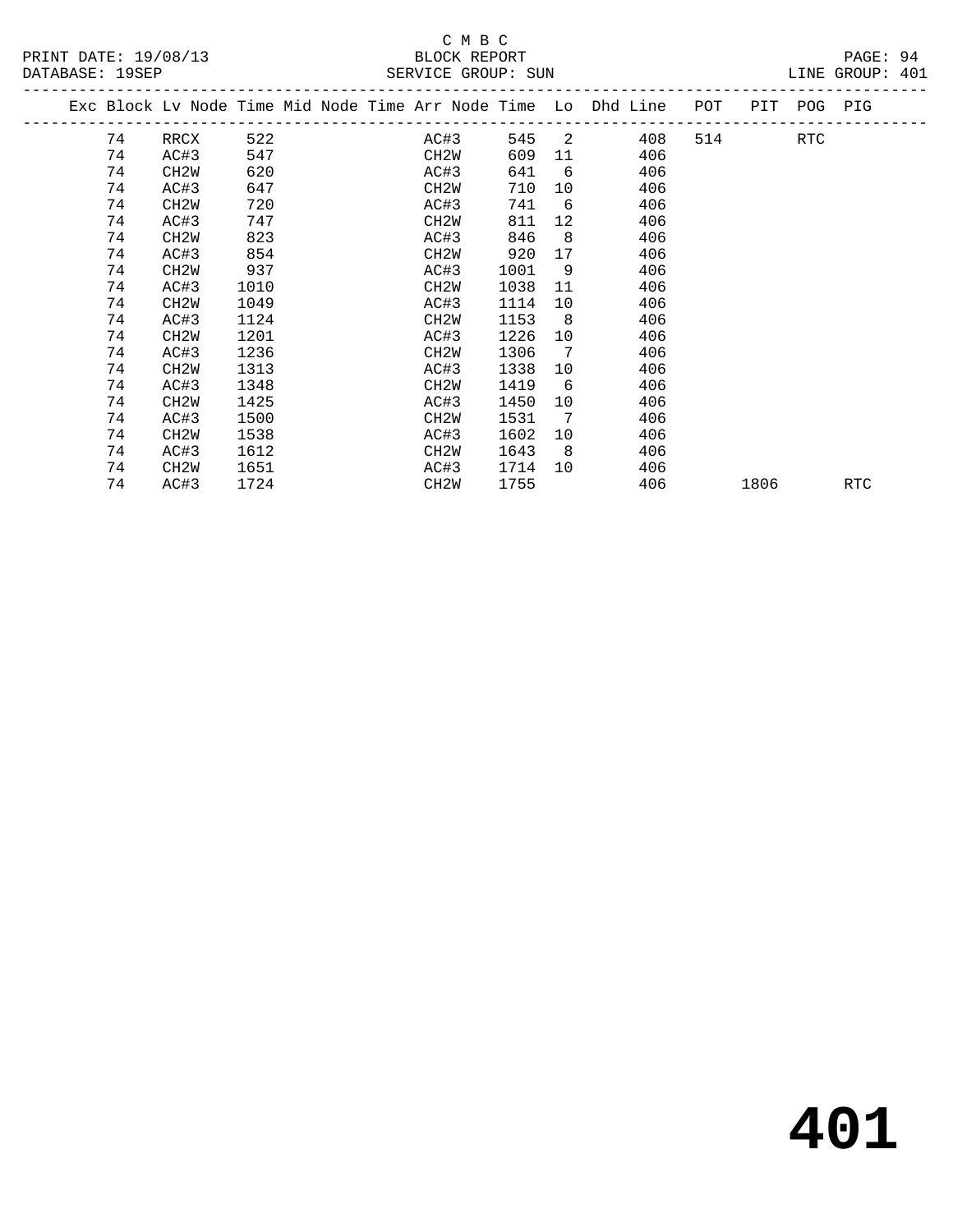C M B C

BLOCK REPORT

SERVICE GROUP: SUN

LINE GROUP: 401

| Exc | Block | Lv Node | Time | Mid Node | Time | Arr Node | Time | Lo | Dhd | Line | POT | PIT | POG | PIG |
|---|---|---|---|---|---|---|---|---|---|---|---|---|---|---|
| | 74 | RRCX | 522 | | | AC#3 | 545 | 2 | | 408 | 514 | | RTC | |
| | 74 | AC#3 | 547 | | | CH2W | 609 | 11 | | 406 | | | | |
| | 74 | CH2W | 620 | | | AC#3 | 641 | 6 | | 406 | | | | |
| | 74 | AC#3 | 647 | | | CH2W | 710 | 10 | | 406 | | | | |
| | 74 | CH2W | 720 | | | AC#3 | 741 | 6 | | 406 | | | | |
| | 74 | AC#3 | 747 | | | CH2W | 811 | 12 | | 406 | | | | |
| | 74 | CH2W | 823 | | | AC#3 | 846 | 8 | | 406 | | | | |
| | 74 | AC#3 | 854 | | | CH2W | 920 | 17 | | 406 | | | | |
| | 74 | CH2W | 937 | | | AC#3 | 1001 | 9 | | 406 | | | | |
| | 74 | AC#3 | 1010 | | | CH2W | 1038 | 11 | | 406 | | | | |
| | 74 | CH2W | 1049 | | | AC#3 | 1114 | 10 | | 406 | | | | |
| | 74 | AC#3 | 1124 | | | CH2W | 1153 | 8 | | 406 | | | | |
| | 74 | CH2W | 1201 | | | AC#3 | 1226 | 10 | | 406 | | | | |
| | 74 | AC#3 | 1236 | | | CH2W | 1306 | 7 | | 406 | | | | |
| | 74 | CH2W | 1313 | | | AC#3 | 1338 | 10 | | 406 | | | | |
| | 74 | AC#3 | 1348 | | | CH2W | 1419 | 6 | | 406 | | | | |
| | 74 | CH2W | 1425 | | | AC#3 | 1450 | 10 | | 406 | | | | |
| | 74 | AC#3 | 1500 | | | CH2W | 1531 | 7 | | 406 | | | | |
| | 74 | CH2W | 1538 | | | AC#3 | 1602 | 10 | | 406 | | | | |
| | 74 | AC#3 | 1612 | | | CH2W | 1643 | 8 | | 406 | | | | |
| | 74 | CH2W | 1651 | | | AC#3 | 1714 | 10 | | 406 | | | | |
| | 74 | AC#3 | 1724 | | | CH2W | 1755 | | | 406 | | 1806 | | RTC |

# 401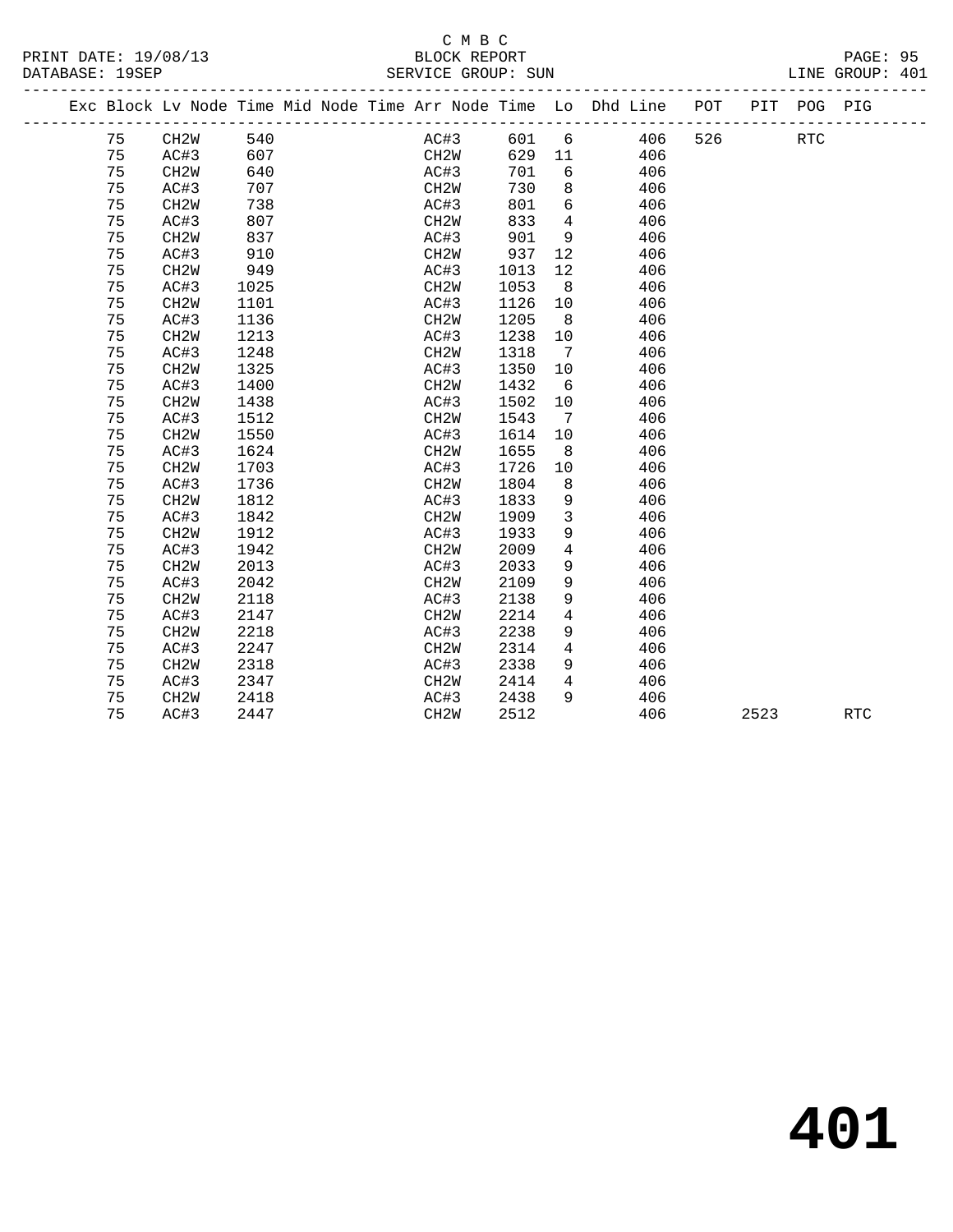C M B C
BLOCK REPORT
SERVICE GROUP: SUN

| Exc | Block | Lv | Node | Time | Mid Node | Time | Arr Node | Time | Lo | Dhd Line | POT | PIT | POG | PIG |
|---|---|---|---|---|---|---|---|---|---|---|---|---|---|---|
| | 75 | | CH2W | 540 | | | AC#3 | 601 | 6 | 406 | 526 | | RTC | |
| | 75 | | AC#3 | 607 | | | CH2W | 629 | 11 | 406 | | | | |
| | 75 | | CH2W | 640 | | | AC#3 | 701 | 6 | 406 | | | | |
| | 75 | | AC#3 | 707 | | | CH2W | 730 | 8 | 406 | | | | |
| | 75 | | CH2W | 738 | | | AC#3 | 801 | 6 | 406 | | | | |
| | 75 | | AC#3 | 807 | | | CH2W | 833 | 4 | 406 | | | | |
| | 75 | | CH2W | 837 | | | AC#3 | 901 | 9 | 406 | | | | |
| | 75 | | AC#3 | 910 | | | CH2W | 937 | 12 | 406 | | | | |
| | 75 | | CH2W | 949 | | | AC#3 | 1013 | 12 | 406 | | | | |
| | 75 | | AC#3 | 1025 | | | CH2W | 1053 | 8 | 406 | | | | |
| | 75 | | CH2W | 1101 | | | AC#3 | 1126 | 10 | 406 | | | | |
| | 75 | | AC#3 | 1136 | | | CH2W | 1205 | 8 | 406 | | | | |
| | 75 | | CH2W | 1213 | | | AC#3 | 1238 | 10 | 406 | | | | |
| | 75 | | AC#3 | 1248 | | | CH2W | 1318 | 7 | 406 | | | | |
| | 75 | | CH2W | 1325 | | | AC#3 | 1350 | 10 | 406 | | | | |
| | 75 | | AC#3 | 1400 | | | CH2W | 1432 | 6 | 406 | | | | |
| | 75 | | CH2W | 1438 | | | AC#3 | 1502 | 10 | 406 | | | | |
| | 75 | | AC#3 | 1512 | | | CH2W | 1543 | 7 | 406 | | | | |
| | 75 | | CH2W | 1550 | | | AC#3 | 1614 | 10 | 406 | | | | |
| | 75 | | AC#3 | 1624 | | | CH2W | 1655 | 8 | 406 | | | | |
| | 75 | | CH2W | 1703 | | | AC#3 | 1726 | 10 | 406 | | | | |
| | 75 | | AC#3 | 1736 | | | CH2W | 1804 | 8 | 406 | | | | |
| | 75 | | CH2W | 1812 | | | AC#3 | 1833 | 9 | 406 | | | | |
| | 75 | | AC#3 | 1842 | | | CH2W | 1909 | 3 | 406 | | | | |
| | 75 | | CH2W | 1912 | | | AC#3 | 1933 | 9 | 406 | | | | |
| | 75 | | AC#3 | 1942 | | | CH2W | 2009 | 4 | 406 | | | | |
| | 75 | | CH2W | 2013 | | | AC#3 | 2033 | 9 | 406 | | | | |
| | 75 | | AC#3 | 2042 | | | CH2W | 2109 | 9 | 406 | | | | |
| | 75 | | CH2W | 2118 | | | AC#3 | 2138 | 9 | 406 | | | | |
| | 75 | | AC#3 | 2147 | | | CH2W | 2214 | 4 | 406 | | | | |
| | 75 | | CH2W | 2218 | | | AC#3 | 2238 | 9 | 406 | | | | |
| | 75 | | AC#3 | 2247 | | | CH2W | 2314 | 4 | 406 | | | | |
| | 75 | | CH2W | 2318 | | | AC#3 | 2338 | 9 | 406 | | | | |
| | 75 | | AC#3 | 2347 | | | CH2W | 2414 | 4 | 406 | | | | |
| | 75 | | CH2W | 2418 | | | AC#3 | 2438 | 9 | 406 | | | | |
| | 75 | | AC#3 | 2447 | | | CH2W | 2512 | | 406 | | 2523 | | RTC |

# 401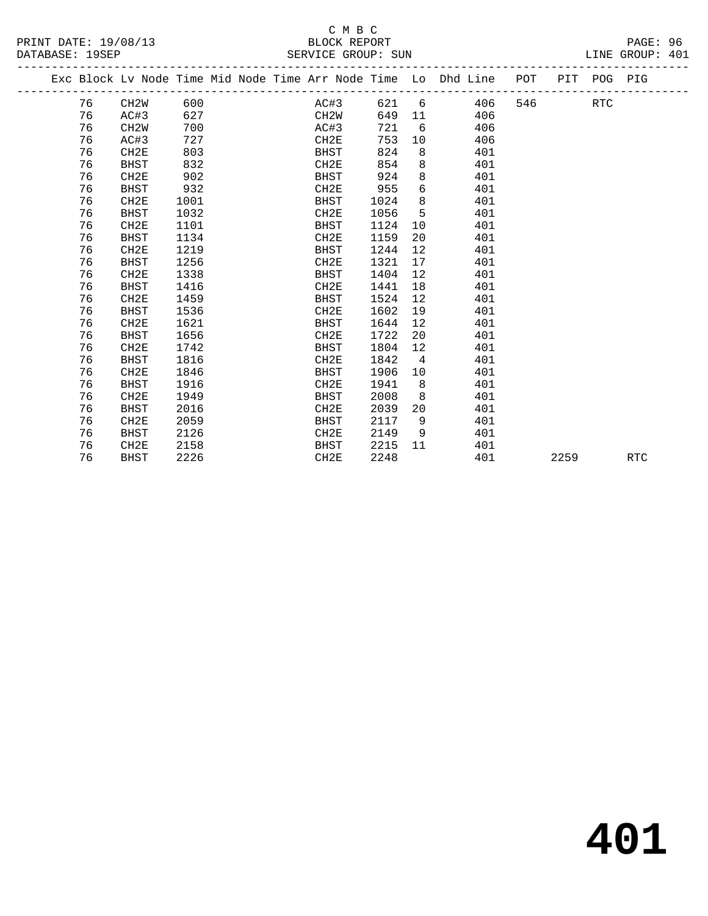C M B C

BLOCK REPORT

SERVICE GROUP: SUN

PRINT DATE: 19/08/13

DATABASE: 19SEP

LINE GROUP: 401

| Exc | Block | Lv Node | Time | Mid Node | Time | Arr Node | Time | Lo | Dhd | Line | POT | PIT | POG | PIG |
|---|---|---|---|---|---|---|---|---|---|---|---|---|---|---|
| | 76 | CH2W | 600 | | | AC#3 | 621 | 6 | | 406 | 546 | | RTC | |
| | 76 | AC#3 | 627 | | | CH2W | 649 | 11 | | 406 | | | | |
| | 76 | CH2W | 700 | | | AC#3 | 721 | 6 | | 406 | | | | |
| | 76 | AC#3 | 727 | | | CH2E | 753 | 10 | | 406 | | | | |
| | 76 | CH2E | 803 | | | BHST | 824 | 8 | | 401 | | | | |
| | 76 | BHST | 832 | | | CH2E | 854 | 8 | | 401 | | | | |
| | 76 | CH2E | 902 | | | BHST | 924 | 8 | | 401 | | | | |
| | 76 | BHST | 932 | | | CH2E | 955 | 6 | | 401 | | | | |
| | 76 | CH2E | 1001 | | | BHST | 1024 | 8 | | 401 | | | | |
| | 76 | BHST | 1032 | | | CH2E | 1056 | 5 | | 401 | | | | |
| | 76 | CH2E | 1101 | | | BHST | 1124 | 10 | | 401 | | | | |
| | 76 | BHST | 1134 | | | CH2E | 1159 | 20 | | 401 | | | | |
| | 76 | CH2E | 1219 | | | BHST | 1244 | 12 | | 401 | | | | |
| | 76 | BHST | 1256 | | | CH2E | 1321 | 17 | | 401 | | | | |
| | 76 | CH2E | 1338 | | | BHST | 1404 | 12 | | 401 | | | | |
| | 76 | BHST | 1416 | | | CH2E | 1441 | 18 | | 401 | | | | |
| | 76 | CH2E | 1459 | | | BHST | 1524 | 12 | | 401 | | | | |
| | 76 | BHST | 1536 | | | CH2E | 1602 | 19 | | 401 | | | | |
| | 76 | CH2E | 1621 | | | BHST | 1644 | 12 | | 401 | | | | |
| | 76 | BHST | 1656 | | | CH2E | 1722 | 20 | | 401 | | | | |
| | 76 | CH2E | 1742 | | | BHST | 1804 | 12 | | 401 | | | | |
| | 76 | BHST | 1816 | | | CH2E | 1842 | 4 | | 401 | | | | |
| | 76 | CH2E | 1846 | | | BHST | 1906 | 10 | | 401 | | | | |
| | 76 | BHST | 1916 | | | CH2E | 1941 | 8 | | 401 | | | | |
| | 76 | CH2E | 1949 | | | BHST | 2008 | 8 | | 401 | | | | |
| | 76 | BHST | 2016 | | | CH2E | 2039 | 20 | | 401 | | | | |
| | 76 | CH2E | 2059 | | | BHST | 2117 | 9 | | 401 | | | | |
| | 76 | BHST | 2126 | | | CH2E | 2149 | 9 | | 401 | | | | |
| | 76 | CH2E | 2158 | | | BHST | 2215 | 11 | | 401 | | | | |
| | 76 | BHST | 2226 | | | CH2E | 2248 | | | 401 | | 2259 | | RTC |

# 401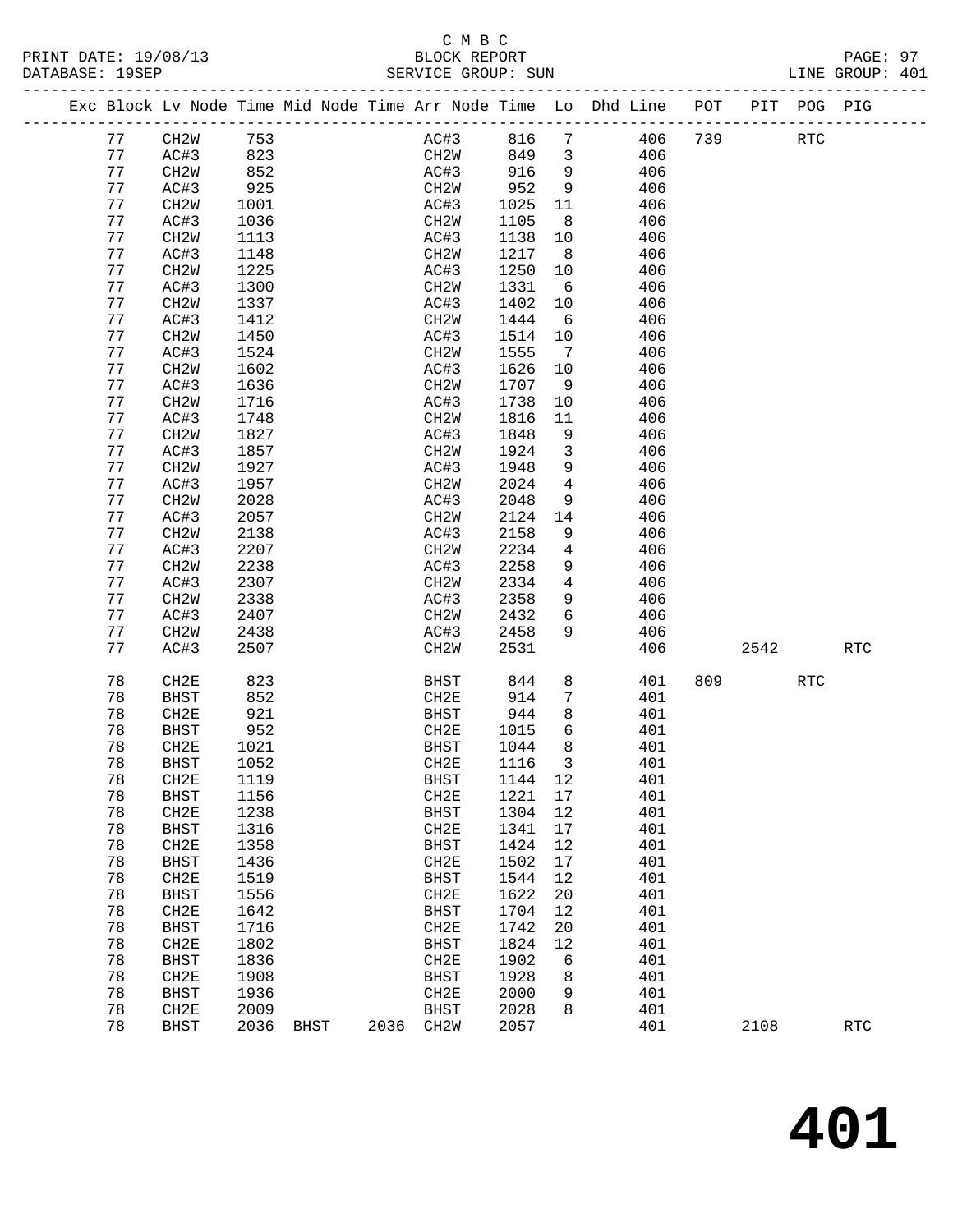C M B C
BLOCK REPORT
SERVICE GROUP: SUN

PRINT DATE: 19/08/13
DATABASE: 19SEP
LINE GROUP: 401

| Exc | Block | Lv | Node | Time | Mid Node | Time | Arr Node | Time | Lo | Dhd Line | POT | PIT | POG | PIG |
|---|---|---|---|---|---|---|---|---|---|---|---|---|---|---|
| | 77 | | CH2W | 753 | | | AC#3 | 816 | 7 | 406 | 739 | | RTC | |
| | 77 | | AC#3 | 823 | | | CH2W | 849 | 3 | 406 | | | | |
| | 77 | | CH2W | 852 | | | AC#3 | 916 | 9 | 406 | | | | |
| | 77 | | AC#3 | 925 | | | CH2W | 952 | 9 | 406 | | | | |
| | 77 | | CH2W | 1001 | | | AC#3 | 1025 | 11 | 406 | | | | |
| | 77 | | AC#3 | 1036 | | | CH2W | 1105 | 8 | 406 | | | | |
| | 77 | | CH2W | 1113 | | | AC#3 | 1138 | 10 | 406 | | | | |
| | 77 | | AC#3 | 1148 | | | CH2W | 1217 | 8 | 406 | | | | |
| | 77 | | CH2W | 1225 | | | AC#3 | 1250 | 10 | 406 | | | | |
| | 77 | | AC#3 | 1300 | | | CH2W | 1331 | 6 | 406 | | | | |
| | 77 | | CH2W | 1337 | | | AC#3 | 1402 | 10 | 406 | | | | |
| | 77 | | AC#3 | 1412 | | | CH2W | 1444 | 6 | 406 | | | | |
| | 77 | | CH2W | 1450 | | | AC#3 | 1514 | 10 | 406 | | | | |
| | 77 | | AC#3 | 1524 | | | CH2W | 1555 | 7 | 406 | | | | |
| | 77 | | CH2W | 1602 | | | AC#3 | 1626 | 10 | 406 | | | | |
| | 77 | | AC#3 | 1636 | | | CH2W | 1707 | 9 | 406 | | | | |
| | 77 | | CH2W | 1716 | | | AC#3 | 1738 | 10 | 406 | | | | |
| | 77 | | AC#3 | 1748 | | | CH2W | 1816 | 11 | 406 | | | | |
| | 77 | | CH2W | 1827 | | | AC#3 | 1848 | 9 | 406 | | | | |
| | 77 | | AC#3 | 1857 | | | CH2W | 1924 | 3 | 406 | | | | |
| | 77 | | CH2W | 1927 | | | AC#3 | 1948 | 9 | 406 | | | | |
| | 77 | | AC#3 | 1957 | | | CH2W | 2024 | 4 | 406 | | | | |
| | 77 | | CH2W | 2028 | | | AC#3 | 2048 | 9 | 406 | | | | |
| | 77 | | AC#3 | 2057 | | | CH2W | 2124 | 14 | 406 | | | | |
| | 77 | | CH2W | 2138 | | | AC#3 | 2158 | 9 | 406 | | | | |
| | 77 | | AC#3 | 2207 | | | CH2W | 2234 | 4 | 406 | | | | |
| | 77 | | CH2W | 2238 | | | AC#3 | 2258 | 9 | 406 | | | | |
| | 77 | | AC#3 | 2307 | | | CH2W | 2334 | 4 | 406 | | | | |
| | 77 | | CH2W | 2338 | | | AC#3 | 2358 | 9 | 406 | | | | |
| | 77 | | AC#3 | 2407 | | | CH2W | 2432 | 6 | 406 | | | | |
| | 77 | | CH2W | 2438 | | | AC#3 | 2458 | 9 | 406 | | | | |
| | 77 | | AC#3 | 2507 | | | CH2W | 2531 | | 406 | | 2542 | | RTC |
| | 78 | | CH2E | 823 | | | BHST | 844 | 8 | 401 | 809 | | RTC | |
| | 78 | | BHST | 852 | | | CH2E | 914 | 7 | 401 | | | | |
| | 78 | | CH2E | 921 | | | BHST | 944 | 8 | 401 | | | | |
| | 78 | | BHST | 952 | | | CH2E | 1015 | 6 | 401 | | | | |
| | 78 | | CH2E | 1021 | | | BHST | 1044 | 8 | 401 | | | | |
| | 78 | | BHST | 1052 | | | CH2E | 1116 | 3 | 401 | | | | |
| | 78 | | CH2E | 1119 | | | BHST | 1144 | 12 | 401 | | | | |
| | 78 | | BHST | 1156 | | | CH2E | 1221 | 17 | 401 | | | | |
| | 78 | | CH2E | 1238 | | | BHST | 1304 | 12 | 401 | | | | |
| | 78 | | BHST | 1316 | | | CH2E | 1341 | 17 | 401 | | | | |
| | 78 | | CH2E | 1358 | | | BHST | 1424 | 12 | 401 | | | | |
| | 78 | | BHST | 1436 | | | CH2E | 1502 | 17 | 401 | | | | |
| | 78 | | CH2E | 1519 | | | BHST | 1544 | 12 | 401 | | | | |
| | 78 | | BHST | 1556 | | | CH2E | 1622 | 20 | 401 | | | | |
| | 78 | | CH2E | 1642 | | | BHST | 1704 | 12 | 401 | | | | |
| | 78 | | BHST | 1716 | | | CH2E | 1742 | 20 | 401 | | | | |
| | 78 | | CH2E | 1802 | | | BHST | 1824 | 12 | 401 | | | | |
| | 78 | | BHST | 1836 | | | CH2E | 1902 | 6 | 401 | | | | |
| | 78 | | CH2E | 1908 | | | BHST | 1928 | 8 | 401 | | | | |
| | 78 | | BHST | 1936 | | | CH2E | 2000 | 9 | 401 | | | | |
| | 78 | | CH2E | 2009 | | | BHST | 2028 | 8 | 401 | | | | |
| | 78 | | BHST | 2036 | BHST | 2036 | CH2W | 2057 | | 401 | | 2108 | | RTC |

401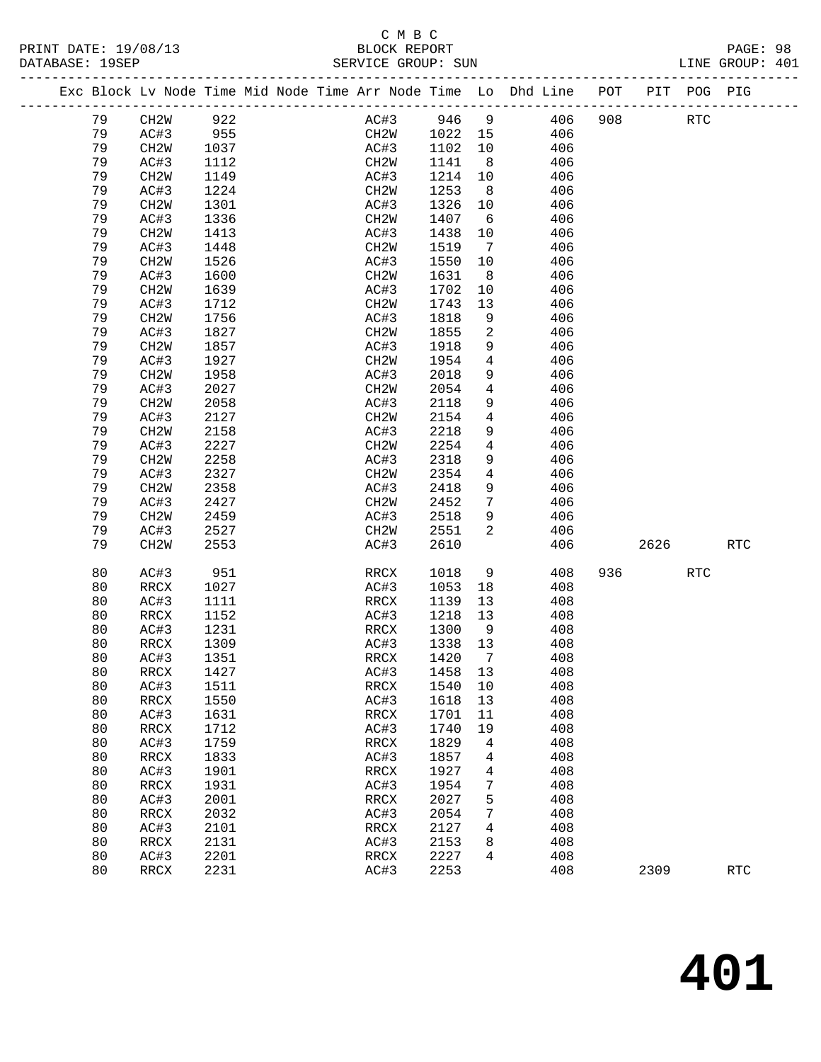C M B C

BLOCK REPORT

SERVICE GROUP: SUN

| Exc | Block | Lv | Node | Time | Mid | Node | Time | Arr | Node | Time | Lo | Dhd | Line | POT | PIT | POG | PIG |
|---|---|---|---|---|---|---|---|---|---|---|---|---|---|---|---|---|---|
| | 79 | | CH2W | 922 | | | | | AC#3 | 946 | 9 | | 406 | 908 | | RTC | |
| | 79 | | AC#3 | 955 | | | | | CH2W | 1022 | 15 | | 406 | | | | |
| | 79 | | CH2W | 1037 | | | | | AC#3 | 1102 | 10 | | 406 | | | | |
| | 79 | | AC#3 | 1112 | | | | | CH2W | 1141 | 8 | | 406 | | | | |
| | 79 | | CH2W | 1149 | | | | | AC#3 | 1214 | 10 | | 406 | | | | |
| | 79 | | AC#3 | 1224 | | | | | CH2W | 1253 | 8 | | 406 | | | | |
| | 79 | | CH2W | 1301 | | | | | AC#3 | 1326 | 10 | | 406 | | | | |
| | 79 | | AC#3 | 1336 | | | | | CH2W | 1407 | 6 | | 406 | | | | |
| | 79 | | CH2W | 1413 | | | | | AC#3 | 1438 | 10 | | 406 | | | | |
| | 79 | | AC#3 | 1448 | | | | | CH2W | 1519 | 7 | | 406 | | | | |
| | 79 | | CH2W | 1526 | | | | | AC#3 | 1550 | 10 | | 406 | | | | |
| | 79 | | AC#3 | 1600 | | | | | CH2W | 1631 | 8 | | 406 | | | | |
| | 79 | | CH2W | 1639 | | | | | AC#3 | 1702 | 10 | | 406 | | | | |
| | 79 | | AC#3 | 1712 | | | | | CH2W | 1743 | 13 | | 406 | | | | |
| | 79 | | CH2W | 1756 | | | | | AC#3 | 1818 | 9 | | 406 | | | | |
| | 79 | | AC#3 | 1827 | | | | | CH2W | 1855 | 2 | | 406 | | | | |
| | 79 | | CH2W | 1857 | | | | | AC#3 | 1918 | 9 | | 406 | | | | |
| | 79 | | AC#3 | 1927 | | | | | CH2W | 1954 | 4 | | 406 | | | | |
| | 79 | | CH2W | 1958 | | | | | AC#3 | 2018 | 9 | | 406 | | | | |
| | 79 | | AC#3 | 2027 | | | | | CH2W | 2054 | 4 | | 406 | | | | |
| | 79 | | CH2W | 2058 | | | | | AC#3 | 2118 | 9 | | 406 | | | | |
| | 79 | | AC#3 | 2127 | | | | | CH2W | 2154 | 4 | | 406 | | | | |
| | 79 | | CH2W | 2158 | | | | | AC#3 | 2218 | 9 | | 406 | | | | |
| | 79 | | AC#3 | 2227 | | | | | CH2W | 2254 | 4 | | 406 | | | | |
| | 79 | | CH2W | 2258 | | | | | AC#3 | 2318 | 9 | | 406 | | | | |
| | 79 | | AC#3 | 2327 | | | | | CH2W | 2354 | 4 | | 406 | | | | |
| | 79 | | CH2W | 2358 | | | | | AC#3 | 2418 | 9 | | 406 | | | | |
| | 79 | | AC#3 | 2427 | | | | | CH2W | 2452 | 7 | | 406 | | | | |
| | 79 | | CH2W | 2459 | | | | | AC#3 | 2518 | 9 | | 406 | | | | |
| | 79 | | AC#3 | 2527 | | | | | CH2W | 2551 | 2 | | 406 | | | | |
| | 79 | | CH2W | 2553 | | | | | AC#3 | 2610 | | | 406 | | 2626 | | RTC |
| | 80 | | AC#3 | 951 | | | | | RRCX | 1018 | 9 | | 408 | 936 | | RTC | |
| | 80 | | RRCX | 1027 | | | | | AC#3 | 1053 | 18 | | 408 | | | | |
| | 80 | | AC#3 | 1111 | | | | | RRCX | 1139 | 13 | | 408 | | | | |
| | 80 | | RRCX | 1152 | | | | | AC#3 | 1218 | 13 | | 408 | | | | |
| | 80 | | AC#3 | 1231 | | | | | RRCX | 1300 | 9 | | 408 | | | | |
| | 80 | | RRCX | 1309 | | | | | AC#3 | 1338 | 13 | | 408 | | | | |
| | 80 | | AC#3 | 1351 | | | | | RRCX | 1420 | 7 | | 408 | | | | |
| | 80 | | RRCX | 1427 | | | | | AC#3 | 1458 | 13 | | 408 | | | | |
| | 80 | | AC#3 | 1511 | | | | | RRCX | 1540 | 10 | | 408 | | | | |
| | 80 | | RRCX | 1550 | | | | | AC#3 | 1618 | 13 | | 408 | | | | |
| | 80 | | AC#3 | 1631 | | | | | RRCX | 1701 | 11 | | 408 | | | | |
| | 80 | | RRCX | 1712 | | | | | AC#3 | 1740 | 19 | | 408 | | | | |
| | 80 | | AC#3 | 1759 | | | | | RRCX | 1829 | 4 | | 408 | | | | |
| | 80 | | RRCX | 1833 | | | | | AC#3 | 1857 | 4 | | 408 | | | | |
| | 80 | | AC#3 | 1901 | | | | | RRCX | 1927 | 4 | | 408 | | | | |
| | 80 | | RRCX | 1931 | | | | | AC#3 | 1954 | 7 | | 408 | | | | |
| | 80 | | AC#3 | 2001 | | | | | RRCX | 2027 | 5 | | 408 | | | | |
| | 80 | | RRCX | 2032 | | | | | AC#3 | 2054 | 7 | | 408 | | | | |
| | 80 | | AC#3 | 2101 | | | | | RRCX | 2127 | 4 | | 408 | | | | |
| | 80 | | RRCX | 2131 | | | | | AC#3 | 2153 | 8 | | 408 | | | | |
| | 80 | | AC#3 | 2201 | | | | | RRCX | 2227 | 4 | | 408 | | | | |
| | 80 | | RRCX | 2231 | | | | | AC#3 | 2253 | | | 408 | | 2309 | | RTC |

# 401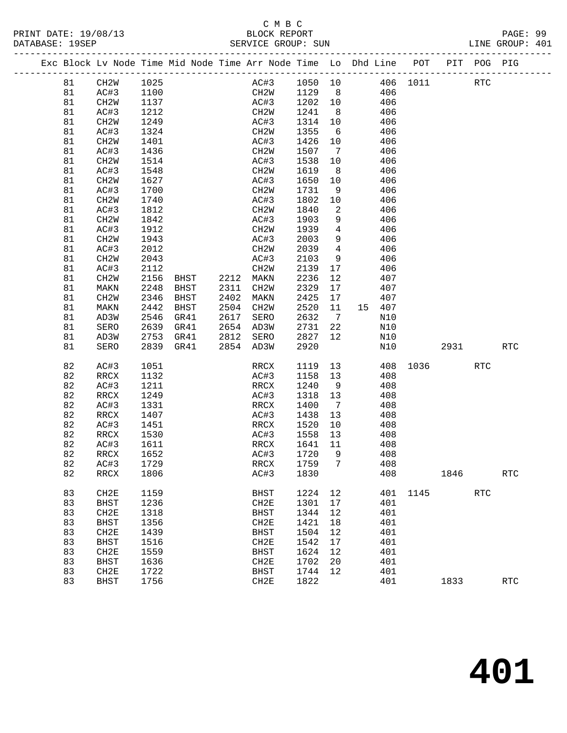C M B C
BLOCK REPORT
SERVICE GROUP: SUN

PRINT DATE: 19/08/13
DATABASE: 19SEP

LINE GROUP: 401

| Exc | Block | Lv Node | Time | Mid Node | Time | Arr Node | Time | Lo | Dhd | Line | POT | PIT | POG | PIG |
|---|---|---|---|---|---|---|---|---|---|---|---|---|---|---|
| | 81 | CH2W | 1025 | | | AC#3 | 1050 | 10 | | 406 | 1011 | | RTC | |
| | 81 | AC#3 | 1100 | | | CH2W | 1129 | 8 | | 406 | | | | |
| | 81 | CH2W | 1137 | | | AC#3 | 1202 | 10 | | 406 | | | | |
| | 81 | AC#3 | 1212 | | | CH2W | 1241 | 8 | | 406 | | | | |
| | 81 | CH2W | 1249 | | | AC#3 | 1314 | 10 | | 406 | | | | |
| | 81 | AC#3 | 1324 | | | CH2W | 1355 | 6 | | 406 | | | | |
| | 81 | CH2W | 1401 | | | AC#3 | 1426 | 10 | | 406 | | | | |
| | 81 | AC#3 | 1436 | | | CH2W | 1507 | 7 | | 406 | | | | |
| | 81 | CH2W | 1514 | | | AC#3 | 1538 | 10 | | 406 | | | | |
| | 81 | AC#3 | 1548 | | | CH2W | 1619 | 8 | | 406 | | | | |
| | 81 | CH2W | 1627 | | | AC#3 | 1650 | 10 | | 406 | | | | |
| | 81 | AC#3 | 1700 | | | CH2W | 1731 | 9 | | 406 | | | | |
| | 81 | CH2W | 1740 | | | AC#3 | 1802 | 10 | | 406 | | | | |
| | 81 | AC#3 | 1812 | | | CH2W | 1840 | 2 | | 406 | | | | |
| | 81 | CH2W | 1842 | | | AC#3 | 1903 | 9 | | 406 | | | | |
| | 81 | AC#3 | 1912 | | | CH2W | 1939 | 4 | | 406 | | | | |
| | 81 | CH2W | 1943 | | | AC#3 | 2003 | 9 | | 406 | | | | |
| | 81 | AC#3 | 2012 | | | CH2W | 2039 | 4 | | 406 | | | | |
| | 81 | CH2W | 2043 | | | AC#3 | 2103 | 9 | | 406 | | | | |
| | 81 | AC#3 | 2112 | | | CH2W | 2139 | 17 | | 406 | | | | |
| | 81 | CH2W | 2156 | BHST | 2212 | MAKN | 2236 | 12 | | 407 | | | | |
| | 81 | MAKN | 2248 | BHST | 2311 | CH2W | 2329 | 17 | | 407 | | | | |
| | 81 | CH2W | 2346 | BHST | 2402 | MAKN | 2425 | 17 | | 407 | | | | |
| | 81 | MAKN | 2442 | BHST | 2504 | CH2W | 2520 | 11 | 15 | 407 | | | | |
| | 81 | AD3W | 2546 | GR41 | 2617 | SERO | 2632 | 7 | | N10 | | | | |
| | 81 | SERO | 2639 | GR41 | 2654 | AD3W | 2731 | 22 | | N10 | | | | |
| | 81 | AD3W | 2753 | GR41 | 2812 | SERO | 2827 | 12 | | N10 | | | | |
| | 81 | SERO | 2839 | GR41 | 2854 | AD3W | 2920 | | | N10 | | 2931 | | RTC |
| | 82 | AC#3 | 1051 | | | RRCX | 1119 | 13 | | 408 | 1036 | | RTC | |
| | 82 | RRCX | 1132 | | | AC#3 | 1158 | 13 | | 408 | | | | |
| | 82 | AC#3 | 1211 | | | RRCX | 1240 | 9 | | 408 | | | | |
| | 82 | RRCX | 1249 | | | AC#3 | 1318 | 13 | | 408 | | | | |
| | 82 | AC#3 | 1331 | | | RRCX | 1400 | 7 | | 408 | | | | |
| | 82 | RRCX | 1407 | | | AC#3 | 1438 | 13 | | 408 | | | | |
| | 82 | AC#3 | 1451 | | | RRCX | 1520 | 10 | | 408 | | | | |
| | 82 | RRCX | 1530 | | | AC#3 | 1558 | 13 | | 408 | | | | |
| | 82 | AC#3 | 1611 | | | RRCX | 1641 | 11 | | 408 | | | | |
| | 82 | RRCX | 1652 | | | AC#3 | 1720 | 9 | | 408 | | | | |
| | 82 | AC#3 | 1729 | | | RRCX | 1759 | 7 | | 408 | | | | |
| | 82 | RRCX | 1806 | | | AC#3 | 1830 | | | 408 | | 1846 | | RTC |
| | 83 | CH2E | 1159 | | | BHST | 1224 | 12 | | 401 | 1145 | | RTC | |
| | 83 | BHST | 1236 | | | CH2E | 1301 | 17 | | 401 | | | | |
| | 83 | CH2E | 1318 | | | BHST | 1344 | 12 | | 401 | | | | |
| | 83 | BHST | 1356 | | | CH2E | 1421 | 18 | | 401 | | | | |
| | 83 | CH2E | 1439 | | | BHST | 1504 | 12 | | 401 | | | | |
| | 83 | BHST | 1516 | | | CH2E | 1542 | 17 | | 401 | | | | |
| | 83 | CH2E | 1559 | | | BHST | 1624 | 12 | | 401 | | | | |
| | 83 | BHST | 1636 | | | CH2E | 1702 | 20 | | 401 | | | | |
| | 83 | CH2E | 1722 | | | BHST | 1744 | 12 | | 401 | | | | |
| | 83 | BHST | 1756 | | | CH2E | 1822 | | | 401 | | 1833 | | RTC |

401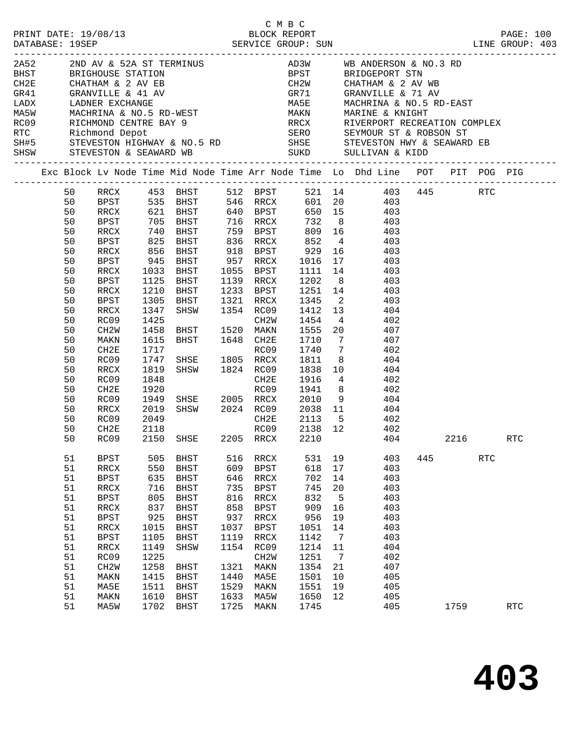C M B C

PRINT DATE: 19/08/13 BLOCK REPORT PAGE: 100
DATABASE: 19SEP SERVICE GROUP: SUN LINE GROUP: 403

| | | | |
|---|---|---|---|
| 2A52 | 2ND AV & 52A ST TERMINUS | AD3W | WB ANDERSON & NO.3 RD |
| BHST | BRIGHOUSE STATION | BPST | BRIDGEPORT STN |
| CH2E | CHATHAM & 2 AV EB | CH2W | CHATHAM & 2 AV WB |
| GR41 | GRANVILLE & 41 AV | GR71 | GRANVILLE & 71 AV |
| LADX | LADNER EXCHANGE | MA5E | MACHRINA & NO.5 RD-EAST |
| MA5W | MACHRINA & NO.5 RD-WEST | MAKN | MARINE & KNIGHT |
| RC09 | RICHMOND CENTRE BAY 9 | RRCX | RIVERPORT RECREATION COMPLEX |
| RTC | Richmond Depot | SERO | SEYMOUR ST & ROBSON ST |
| SH#5 | STEVESTON HIGHWAY & NO.5 RD | SHSE | STEVESTON HWY & SEAWARD EB |
| SHSW | STEVESTON & SEAWARD WB | SUKD | SULLIVAN & KIDD |

| Exc | Block | Lv Node | Time | Mid Node | Time | Arr Node | Time | Lo | Dhd Line | POT | PIT | POG | PIG |
|---|---|---|---|---|---|---|---|---|---|---|---|---|---|
| | 50 | RRCX | 453 | BHST | 512 | BPST | 521 | 14 | 403 | 445 | | RTC | |
| | 50 | BPST | 535 | BHST | 546 | RRCX | 601 | 20 | 403 | | | | |
| | 50 | RRCX | 621 | BHST | 640 | BPST | 650 | 15 | 403 | | | | |
| | 50 | BPST | 705 | BHST | 716 | RRCX | 732 | 8 | 403 | | | | |
| | 50 | RRCX | 740 | BHST | 759 | BPST | 809 | 16 | 403 | | | | |
| | 50 | BPST | 825 | BHST | 836 | RRCX | 852 | 4 | 403 | | | | |
| | 50 | RRCX | 856 | BHST | 918 | BPST | 929 | 16 | 403 | | | | |
| | 50 | BPST | 945 | BHST | 957 | RRCX | 1016 | 17 | 403 | | | | |
| | 50 | RRCX | 1033 | BHST | 1055 | BPST | 1111 | 14 | 403 | | | | |
| | 50 | BPST | 1125 | BHST | 1139 | RRCX | 1202 | 8 | 403 | | | | |
| | 50 | RRCX | 1210 | BHST | 1233 | BPST | 1251 | 14 | 403 | | | | |
| | 50 | BPST | 1305 | BHST | 1321 | RRCX | 1345 | 2 | 403 | | | | |
| | 50 | RRCX | 1347 | SHSW | 1354 | RC09 | 1412 | 13 | 404 | | | | |
| | 50 | RC09 | 1425 | | | CH2W | 1454 | 4 | 402 | | | | |
| | 50 | CH2W | 1458 | BHST | 1520 | MAKN | 1555 | 20 | 407 | | | | |
| | 50 | MAKN | 1615 | BHST | 1648 | CH2E | 1710 | 7 | 407 | | | | |
| | 50 | CH2E | 1717 | | | RC09 | 1740 | 7 | 402 | | | | |
| | 50 | RC09 | 1747 | SHSE | 1805 | RRCX | 1811 | 8 | 404 | | | | |
| | 50 | RRCX | 1819 | SHSW | 1824 | RC09 | 1838 | 10 | 404 | | | | |
| | 50 | RC09 | 1848 | | | CH2E | 1916 | 4 | 402 | | | | |
| | 50 | CH2E | 1920 | | | RC09 | 1941 | 8 | 402 | | | | |
| | 50 | RC09 | 1949 | SHSE | 2005 | RRCX | 2010 | 9 | 404 | | | | |
| | 50 | RRCX | 2019 | SHSW | 2024 | RC09 | 2038 | 11 | 404 | | | | |
| | 50 | RC09 | 2049 | | | CH2E | 2113 | 5 | 402 | | | | |
| | 50 | CH2E | 2118 | | | RC09 | 2138 | 12 | 402 | | | | |
| | 50 | RC09 | 2150 | SHSE | 2205 | RRCX | 2210 | | 404 | | 2216 | | RTC |
| | 51 | BPST | 505 | BHST | 516 | RRCX | 531 | 19 | 403 | 445 | | RTC | |
| | 51 | RRCX | 550 | BHST | 609 | BPST | 618 | 17 | 403 | | | | |
| | 51 | BPST | 635 | BHST | 646 | RRCX | 702 | 14 | 403 | | | | |
| | 51 | RRCX | 716 | BHST | 735 | BPST | 745 | 20 | 403 | | | | |
| | 51 | BPST | 805 | BHST | 816 | RRCX | 832 | 5 | 403 | | | | |
| | 51 | RRCX | 837 | BHST | 858 | BPST | 909 | 16 | 403 | | | | |
| | 51 | BPST | 925 | BHST | 937 | RRCX | 956 | 19 | 403 | | | | |
| | 51 | RRCX | 1015 | BHST | 1037 | BPST | 1051 | 14 | 403 | | | | |
| | 51 | BPST | 1105 | BHST | 1119 | RRCX | 1142 | 7 | 403 | | | | |
| | 51 | RRCX | 1149 | SHSW | 1154 | RC09 | 1214 | 11 | 404 | | | | |
| | 51 | RC09 | 1225 | | | CH2W | 1251 | 7 | 402 | | | | |
| | 51 | CH2W | 1258 | BHST | 1321 | MAKN | 1354 | 21 | 407 | | | | |
| | 51 | MAKN | 1415 | BHST | 1440 | MA5E | 1501 | 10 | 405 | | | | |
| | 51 | MA5E | 1511 | BHST | 1529 | MAKN | 1551 | 19 | 405 | | | | |
| | 51 | MAKN | 1610 | BHST | 1633 | MA5W | 1650 | 12 | 405 | | | | |
| | 51 | MA5W | 1702 | BHST | 1725 | MAKN | 1745 | | 405 | | 1759 | | RTC |

403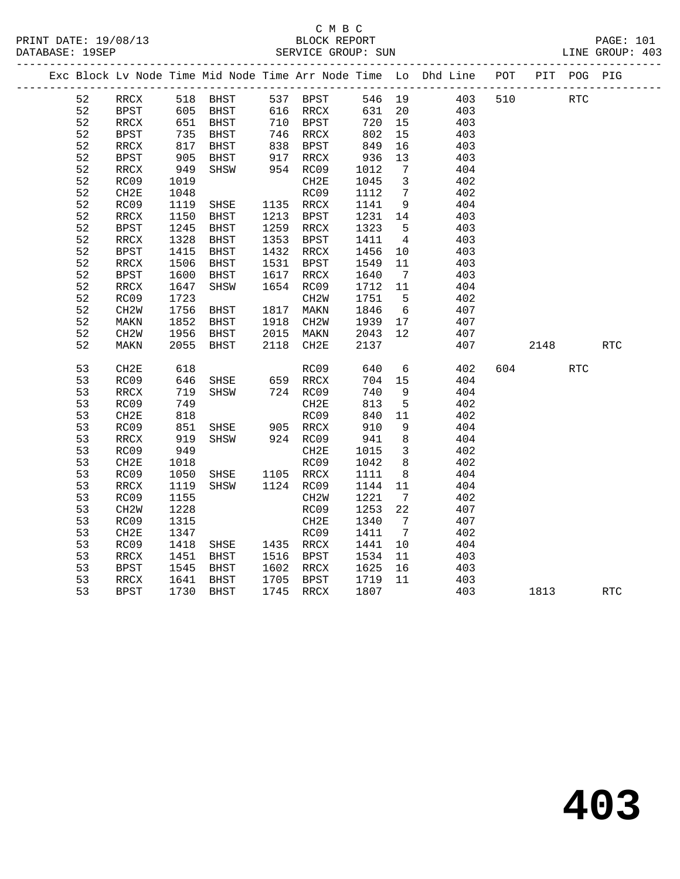C M B C
BLOCK REPORT
SERVICE GROUP: SUN

PRINT DATE: 19/08/13
DATABASE: 19SEP
LINE GROUP: 403

| Exc | Block | Lv Node | Time | Mid Node | Time | Arr Node | Time | Lo | Dhd Line | POT | PIT | POG | PIG |
|---|---|---|---|---|---|---|---|---|---|---|---|---|---|
| | 52 | RRCX | 518 | BHST | 537 | BPST | 546 | 19 | 403 | 510 | | RTC | |
| | 52 | BPST | 605 | BHST | 616 | RRCX | 631 | 20 | 403 | | | | |
| | 52 | RRCX | 651 | BHST | 710 | BPST | 720 | 15 | 403 | | | | |
| | 52 | BPST | 735 | BHST | 746 | RRCX | 802 | 15 | 403 | | | | |
| | 52 | RRCX | 817 | BHST | 838 | BPST | 849 | 16 | 403 | | | | |
| | 52 | BPST | 905 | BHST | 917 | RRCX | 936 | 13 | 403 | | | | |
| | 52 | RRCX | 949 | SHSW | 954 | RC09 | 1012 | 7 | 404 | | | | |
| | 52 | RC09 | 1019 | | | CH2E | 1045 | 3 | 402 | | | | |
| | 52 | CH2E | 1048 | | | RC09 | 1112 | 7 | 402 | | | | |
| | 52 | RC09 | 1119 | SHSE | 1135 | RRCX | 1141 | 9 | 404 | | | | |
| | 52 | RRCX | 1150 | BHST | 1213 | BPST | 1231 | 14 | 403 | | | | |
| | 52 | BPST | 1245 | BHST | 1259 | RRCX | 1323 | 5 | 403 | | | | |
| | 52 | RRCX | 1328 | BHST | 1353 | BPST | 1411 | 4 | 403 | | | | |
| | 52 | BPST | 1415 | BHST | 1432 | RRCX | 1456 | 10 | 403 | | | | |
| | 52 | RRCX | 1506 | BHST | 1531 | BPST | 1549 | 11 | 403 | | | | |
| | 52 | BPST | 1600 | BHST | 1617 | RRCX | 1640 | 7 | 403 | | | | |
| | 52 | RRCX | 1647 | SHSW | 1654 | RC09 | 1712 | 11 | 404 | | | | |
| | 52 | RC09 | 1723 | | | CH2W | 1751 | 5 | 402 | | | | |
| | 52 | CH2W | 1756 | BHST | 1817 | MAKN | 1846 | 6 | 407 | | | | |
| | 52 | MAKN | 1852 | BHST | 1918 | CH2W | 1939 | 17 | 407 | | | | |
| | 52 | CH2W | 1956 | BHST | 2015 | MAKN | 2043 | 12 | 407 | | | | |
| | 52 | MAKN | 2055 | BHST | 2118 | CH2E | 2137 | | 407 | | 2148 | | RTC |
| | 53 | CH2E | 618 | | | RC09 | 640 | 6 | 402 | 604 | | RTC | |
| | 53 | RC09 | 646 | SHSE | 659 | RRCX | 704 | 15 | 404 | | | | |
| | 53 | RRCX | 719 | SHSW | 724 | RC09 | 740 | 9 | 404 | | | | |
| | 53 | RC09 | 749 | | | CH2E | 813 | 5 | 402 | | | | |
| | 53 | CH2E | 818 | | | RC09 | 840 | 11 | 402 | | | | |
| | 53 | RC09 | 851 | SHSE | 905 | RRCX | 910 | 9 | 404 | | | | |
| | 53 | RRCX | 919 | SHSW | 924 | RC09 | 941 | 8 | 404 | | | | |
| | 53 | RC09 | 949 | | | CH2E | 1015 | 3 | 402 | | | | |
| | 53 | CH2E | 1018 | | | RC09 | 1042 | 8 | 402 | | | | |
| | 53 | RC09 | 1050 | SHSE | 1105 | RRCX | 1111 | 8 | 404 | | | | |
| | 53 | RRCX | 1119 | SHSW | 1124 | RC09 | 1144 | 11 | 404 | | | | |
| | 53 | RC09 | 1155 | | | CH2W | 1221 | 7 | 402 | | | | |
| | 53 | CH2W | 1228 | | | RC09 | 1253 | 22 | 407 | | | | |
| | 53 | RC09 | 1315 | | | CH2E | 1340 | 7 | 407 | | | | |
| | 53 | CH2E | 1347 | | | RC09 | 1411 | 7 | 402 | | | | |
| | 53 | RC09 | 1418 | SHSE | 1435 | RRCX | 1441 | 10 | 404 | | | | |
| | 53 | RRCX | 1451 | BHST | 1516 | BPST | 1534 | 11 | 403 | | | | |
| | 53 | BPST | 1545 | BHST | 1602 | RRCX | 1625 | 16 | 403 | | | | |
| | 53 | RRCX | 1641 | BHST | 1705 | BPST | 1719 | 11 | 403 | | | | |
| | 53 | BPST | 1730 | BHST | 1745 | RRCX | 1807 | | 403 | | 1813 | | RTC |

# 403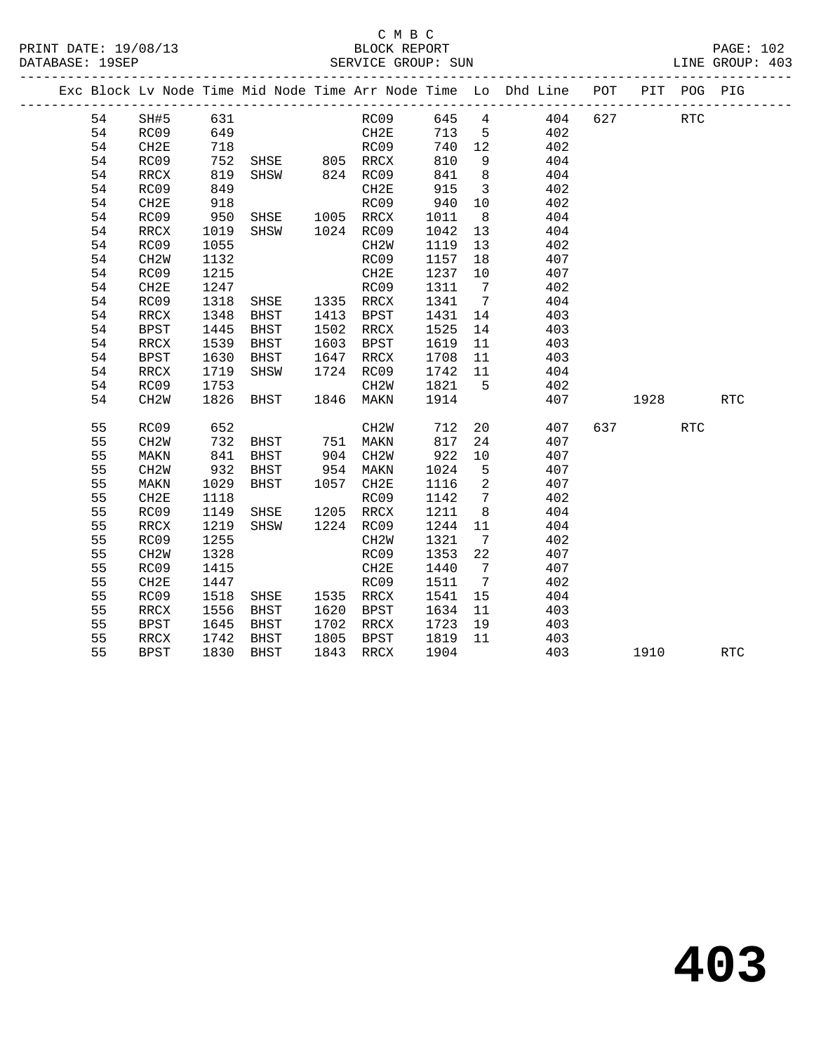C M B C
BLOCK REPORT
SERVICE GROUP: SUN

PRINT DATE: 19/08/13
DATABASE: 19SEP
LINE GROUP: 403

| Exc | Block | Lv Node | Time | Mid Node | Time | Arr Node | Time | Lo | Dhd Line | POT | PIT | POG | PIG |
|---|---|---|---|---|---|---|---|---|---|---|---|---|---|
| | 54 | SH#5 | 631 | | | RC09 | 645 | 4 | 404 | 627 | | RTC | |
| | 54 | RC09 | 649 | | | CH2E | 713 | 5 | 402 | | | | |
| | 54 | CH2E | 718 | | | RC09 | 740 | 12 | 402 | | | | |
| | 54 | RC09 | 752 | SHSE | 805 | RRCX | 810 | 9 | 404 | | | | |
| | 54 | RRCX | 819 | SHSW | 824 | RC09 | 841 | 8 | 404 | | | | |
| | 54 | RC09 | 849 | | | CH2E | 915 | 3 | 402 | | | | |
| | 54 | CH2E | 918 | | | RC09 | 940 | 10 | 402 | | | | |
| | 54 | RC09 | 950 | SHSE | 1005 | RRCX | 1011 | 8 | 404 | | | | |
| | 54 | RRCX | 1019 | SHSW | 1024 | RC09 | 1042 | 13 | 404 | | | | |
| | 54 | RC09 | 1055 | | | CH2W | 1119 | 13 | 402 | | | | |
| | 54 | CH2W | 1132 | | | RC09 | 1157 | 18 | 407 | | | | |
| | 54 | RC09 | 1215 | | | CH2E | 1237 | 10 | 407 | | | | |
| | 54 | CH2E | 1247 | | | RC09 | 1311 | 7 | 402 | | | | |
| | 54 | RC09 | 1318 | SHSE | 1335 | RRCX | 1341 | 7 | 404 | | | | |
| | 54 | RRCX | 1348 | BHST | 1413 | BPST | 1431 | 14 | 403 | | | | |
| | 54 | BPST | 1445 | BHST | 1502 | RRCX | 1525 | 14 | 403 | | | | |
| | 54 | RRCX | 1539 | BHST | 1603 | BPST | 1619 | 11 | 403 | | | | |
| | 54 | BPST | 1630 | BHST | 1647 | RRCX | 1708 | 11 | 403 | | | | |
| | 54 | RRCX | 1719 | SHSW | 1724 | RC09 | 1742 | 11 | 404 | | | | |
| | 54 | RC09 | 1753 | | | CH2W | 1821 | 5 | 402 | | | | |
| | 54 | CH2W | 1826 | BHST | 1846 | MAKN | 1914 | | 407 | | 1928 | | RTC |
| | 55 | RC09 | 652 | | | CH2W | 712 | 20 | 407 | 637 | | RTC | |
| | 55 | CH2W | 732 | BHST | 751 | MAKN | 817 | 24 | 407 | | | | |
| | 55 | MAKN | 841 | BHST | 904 | CH2W | 922 | 10 | 407 | | | | |
| | 55 | CH2W | 932 | BHST | 954 | MAKN | 1024 | 5 | 407 | | | | |
| | 55 | MAKN | 1029 | BHST | 1057 | CH2E | 1116 | 2 | 407 | | | | |
| | 55 | CH2E | 1118 | | | RC09 | 1142 | 7 | 402 | | | | |
| | 55 | RC09 | 1149 | SHSE | 1205 | RRCX | 1211 | 8 | 404 | | | | |
| | 55 | RRCX | 1219 | SHSW | 1224 | RC09 | 1244 | 11 | 404 | | | | |
| | 55 | RC09 | 1255 | | | CH2W | 1321 | 7 | 402 | | | | |
| | 55 | CH2W | 1328 | | | RC09 | 1353 | 22 | 407 | | | | |
| | 55 | RC09 | 1415 | | | CH2E | 1440 | 7 | 407 | | | | |
| | 55 | CH2E | 1447 | | | RC09 | 1511 | 7 | 402 | | | | |
| | 55 | RC09 | 1518 | SHSE | 1535 | RRCX | 1541 | 15 | 404 | | | | |
| | 55 | RRCX | 1556 | BHST | 1620 | BPST | 1634 | 11 | 403 | | | | |
| | 55 | BPST | 1645 | BHST | 1702 | RRCX | 1723 | 19 | 403 | | | | |
| | 55 | RRCX | 1742 | BHST | 1805 | BPST | 1819 | 11 | 403 | | | | |
| | 55 | BPST | 1830 | BHST | 1843 | RRCX | 1904 | | 403 | | 1910 | | RTC |

# 403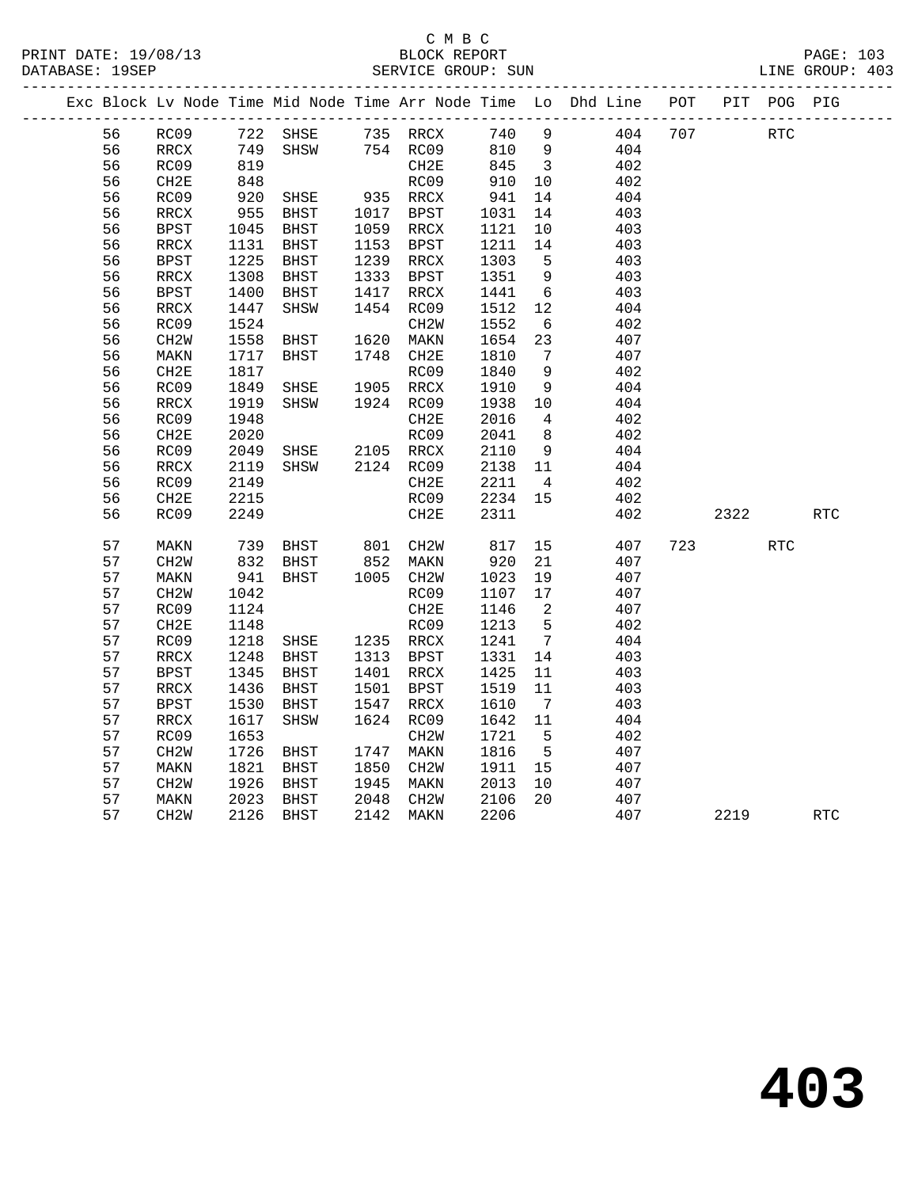C M B C
BLOCK REPORT
SERVICE GROUP: SUN

PRINT DATE: 19/08/13
DATABASE: 19SEP
LINE GROUP: 403

| Exc | Block | Lv Node | Time | Mid Node | Time | Arr Node | Time | Lo | Dhd Line | POT | PIT | POG | PIG |
|---|---|---|---|---|---|---|---|---|---|---|---|---|---|
| | 56 | RC09 | 722 | SHSE | 735 | RRCX | 740 | 9 | 404 | 707 | | RTC | |
| | 56 | RRCX | 749 | SHSW | 754 | RC09 | 810 | 9 | 404 | | | | |
| | 56 | RC09 | 819 | | | CH2E | 845 | 3 | 402 | | | | |
| | 56 | CH2E | 848 | | | RC09 | 910 | 10 | 402 | | | | |
| | 56 | RC09 | 920 | SHSE | 935 | RRCX | 941 | 14 | 404 | | | | |
| | 56 | RRCX | 955 | BHST | 1017 | BPST | 1031 | 14 | 403 | | | | |
| | 56 | BPST | 1045 | BHST | 1059 | RRCX | 1121 | 10 | 403 | | | | |
| | 56 | RRCX | 1131 | BHST | 1153 | BPST | 1211 | 14 | 403 | | | | |
| | 56 | BPST | 1225 | BHST | 1239 | RRCX | 1303 | 5 | 403 | | | | |
| | 56 | RRCX | 1308 | BHST | 1333 | BPST | 1351 | 9 | 403 | | | | |
| | 56 | BPST | 1400 | BHST | 1417 | RRCX | 1441 | 6 | 403 | | | | |
| | 56 | RRCX | 1447 | SHSW | 1454 | RC09 | 1512 | 12 | 404 | | | | |
| | 56 | RC09 | 1524 | | | CH2W | 1552 | 6 | 402 | | | | |
| | 56 | CH2W | 1558 | BHST | 1620 | MAKN | 1654 | 23 | 407 | | | | |
| | 56 | MAKN | 1717 | BHST | 1748 | CH2E | 1810 | 7 | 407 | | | | |
| | 56 | CH2E | 1817 | | | RC09 | 1840 | 9 | 402 | | | | |
| | 56 | RC09 | 1849 | SHSE | 1905 | RRCX | 1910 | 9 | 404 | | | | |
| | 56 | RRCX | 1919 | SHSW | 1924 | RC09 | 1938 | 10 | 404 | | | | |
| | 56 | RC09 | 1948 | | | CH2E | 2016 | 4 | 402 | | | | |
| | 56 | CH2E | 2020 | | | RC09 | 2041 | 8 | 402 | | | | |
| | 56 | RC09 | 2049 | SHSE | 2105 | RRCX | 2110 | 9 | 404 | | | | |
| | 56 | RRCX | 2119 | SHSW | 2124 | RC09 | 2138 | 11 | 404 | | | | |
| | 56 | RC09 | 2149 | | | CH2E | 2211 | 4 | 402 | | | | |
| | 56 | CH2E | 2215 | | | RC09 | 2234 | 15 | 402 | | | | |
| | 56 | RC09 | 2249 | | | CH2E | 2311 | | 402 | | 2322 | | RTC |
| | 57 | MAKN | 739 | BHST | 801 | CH2W | 817 | 15 | 407 | 723 | | RTC | |
| | 57 | CH2W | 832 | BHST | 852 | MAKN | 920 | 21 | 407 | | | | |
| | 57 | MAKN | 941 | BHST | 1005 | CH2W | 1023 | 19 | 407 | | | | |
| | 57 | CH2W | 1042 | | | RC09 | 1107 | 17 | 407 | | | | |
| | 57 | RC09 | 1124 | | | CH2E | 1146 | 2 | 407 | | | | |
| | 57 | CH2E | 1148 | | | RC09 | 1213 | 5 | 402 | | | | |
| | 57 | RC09 | 1218 | SHSE | 1235 | RRCX | 1241 | 7 | 404 | | | | |
| | 57 | RRCX | 1248 | BHST | 1313 | BPST | 1331 | 14 | 403 | | | | |
| | 57 | BPST | 1345 | BHST | 1401 | RRCX | 1425 | 11 | 403 | | | | |
| | 57 | RRCX | 1436 | BHST | 1501 | BPST | 1519 | 11 | 403 | | | | |
| | 57 | BPST | 1530 | BHST | 1547 | RRCX | 1610 | 7 | 403 | | | | |
| | 57 | RRCX | 1617 | SHSW | 1624 | RC09 | 1642 | 11 | 404 | | | | |
| | 57 | RC09 | 1653 | | | CH2W | 1721 | 5 | 402 | | | | |
| | 57 | CH2W | 1726 | BHST | 1747 | MAKN | 1816 | 5 | 407 | | | | |
| | 57 | MAKN | 1821 | BHST | 1850 | CH2W | 1911 | 15 | 407 | | | | |
| | 57 | CH2W | 1926 | BHST | 1945 | MAKN | 2013 | 10 | 407 | | | | |
| | 57 | MAKN | 2023 | BHST | 2048 | CH2W | 2106 | 20 | 407 | | | | |
| | 57 | CH2W | 2126 | BHST | 2142 | MAKN | 2206 | | 407 | | 2219 | | RTC |

403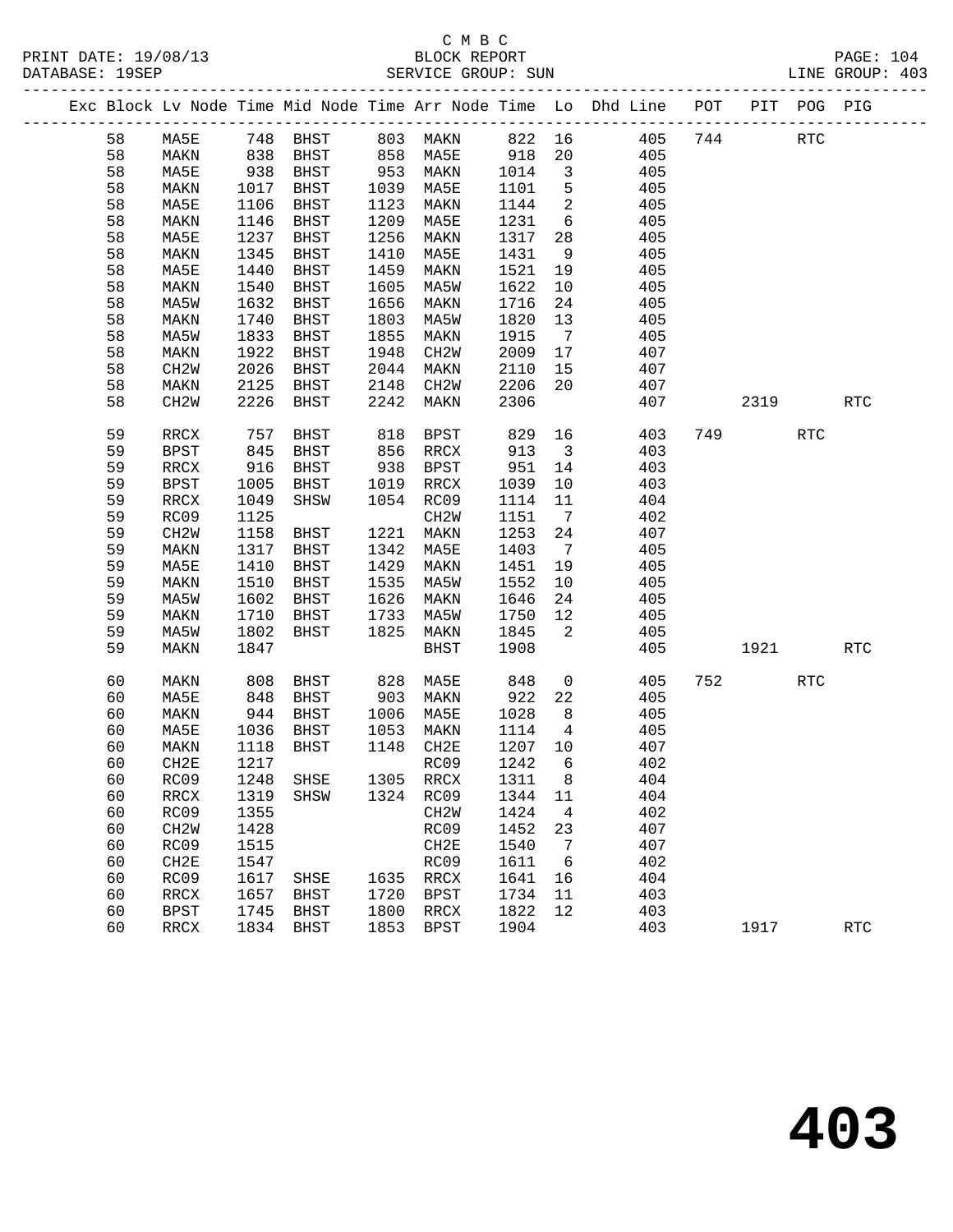C M B C
BLOCK REPORT
SERVICE GROUP: SUN

PRINT DATE: 19/08/13
DATABASE: 19SEP
LINE GROUP: 403

| Exc | Block | Lv Node | Time | Mid Node | Time | Arr Node | Time | Lo | Dhd Line | POT | PIT | POG | PIG |
|---|---|---|---|---|---|---|---|---|---|---|---|---|---|
| | 58 | MA5E | 748 | BHST | 803 | MAKN | 822 | 16 | 405 | 744 | | RTC | |
| | 58 | MAKN | 838 | BHST | 858 | MA5E | 918 | 20 | 405 | | | | |
| | 58 | MA5E | 938 | BHST | 953 | MAKN | 1014 | 3 | 405 | | | | |
| | 58 | MAKN | 1017 | BHST | 1039 | MA5E | 1101 | 5 | 405 | | | | |
| | 58 | MA5E | 1106 | BHST | 1123 | MAKN | 1144 | 2 | 405 | | | | |
| | 58 | MAKN | 1146 | BHST | 1209 | MA5E | 1231 | 6 | 405 | | | | |
| | 58 | MA5E | 1237 | BHST | 1256 | MAKN | 1317 | 28 | 405 | | | | |
| | 58 | MAKN | 1345 | BHST | 1410 | MA5E | 1431 | 9 | 405 | | | | |
| | 58 | MA5E | 1440 | BHST | 1459 | MAKN | 1521 | 19 | 405 | | | | |
| | 58 | MAKN | 1540 | BHST | 1605 | MA5W | 1622 | 10 | 405 | | | | |
| | 58 | MA5W | 1632 | BHST | 1656 | MAKN | 1716 | 24 | 405 | | | | |
| | 58 | MAKN | 1740 | BHST | 1803 | MA5W | 1820 | 13 | 405 | | | | |
| | 58 | MA5W | 1833 | BHST | 1855 | MAKN | 1915 | 7 | 405 | | | | |
| | 58 | MAKN | 1922 | BHST | 1948 | CH2W | 2009 | 17 | 407 | | | | |
| | 58 | CH2W | 2026 | BHST | 2044 | MAKN | 2110 | 15 | 407 | | | | |
| | 58 | MAKN | 2125 | BHST | 2148 | CH2W | 2206 | 20 | 407 | | | | |
| | 58 | CH2W | 2226 | BHST | 2242 | MAKN | 2306 | | 407 | | 2319 | | RTC |
| | 59 | RRCX | 757 | BHST | 818 | BPST | 829 | 16 | 403 | 749 | | RTC | |
| | 59 | BPST | 845 | BHST | 856 | RRCX | 913 | 3 | 403 | | | | |
| | 59 | RRCX | 916 | BHST | 938 | BPST | 951 | 14 | 403 | | | | |
| | 59 | BPST | 1005 | BHST | 1019 | RRCX | 1039 | 10 | 403 | | | | |
| | 59 | RRCX | 1049 | SHSW | 1054 | RC09 | 1114 | 11 | 404 | | | | |
| | 59 | RC09 | 1125 | | | CH2W | 1151 | 7 | 402 | | | | |
| | 59 | CH2W | 1158 | BHST | 1221 | MAKN | 1253 | 24 | 407 | | | | |
| | 59 | MAKN | 1317 | BHST | 1342 | MA5E | 1403 | 7 | 405 | | | | |
| | 59 | MA5E | 1410 | BHST | 1429 | MAKN | 1451 | 19 | 405 | | | | |
| | 59 | MAKN | 1510 | BHST | 1535 | MA5W | 1552 | 10 | 405 | | | | |
| | 59 | MA5W | 1602 | BHST | 1626 | MAKN | 1646 | 24 | 405 | | | | |
| | 59 | MAKN | 1710 | BHST | 1733 | MA5W | 1750 | 12 | 405 | | | | |
| | 59 | MA5W | 1802 | BHST | 1825 | MAKN | 1845 | 2 | 405 | | | | |
| | 59 | MAKN | 1847 | | | BHST | 1908 | | 405 | | 1921 | | RTC |
| | 60 | MAKN | 808 | BHST | 828 | MA5E | 848 | 0 | 405 | 752 | | RTC | |
| | 60 | MA5E | 848 | BHST | 903 | MAKN | 922 | 22 | 405 | | | | |
| | 60 | MAKN | 944 | BHST | 1006 | MA5E | 1028 | 8 | 405 | | | | |
| | 60 | MA5E | 1036 | BHST | 1053 | MAKN | 1114 | 4 | 405 | | | | |
| | 60 | MAKN | 1118 | BHST | 1148 | CH2E | 1207 | 10 | 407 | | | | |
| | 60 | CH2E | 1217 | | | RC09 | 1242 | 6 | 402 | | | | |
| | 60 | RC09 | 1248 | SHSE | 1305 | RRCX | 1311 | 8 | 404 | | | | |
| | 60 | RRCX | 1319 | SHSW | 1324 | RC09 | 1344 | 11 | 404 | | | | |
| | 60 | RC09 | 1355 | | | CH2W | 1424 | 4 | 402 | | | | |
| | 60 | CH2W | 1428 | | | RC09 | 1452 | 23 | 407 | | | | |
| | 60 | RC09 | 1515 | | | CH2E | 1540 | 7 | 407 | | | | |
| | 60 | CH2E | 1547 | | | RC09 | 1611 | 6 | 402 | | | | |
| | 60 | RC09 | 1617 | SHSE | 1635 | RRCX | 1641 | 16 | 404 | | | | |
| | 60 | RRCX | 1657 | BHST | 1720 | BPST | 1734 | 11 | 403 | | | | |
| | 60 | BPST | 1745 | BHST | 1800 | RRCX | 1822 | 12 | 403 | | | | |
| | 60 | RRCX | 1834 | BHST | 1853 | BPST | 1904 | | 403 | | 1917 | | RTC |

403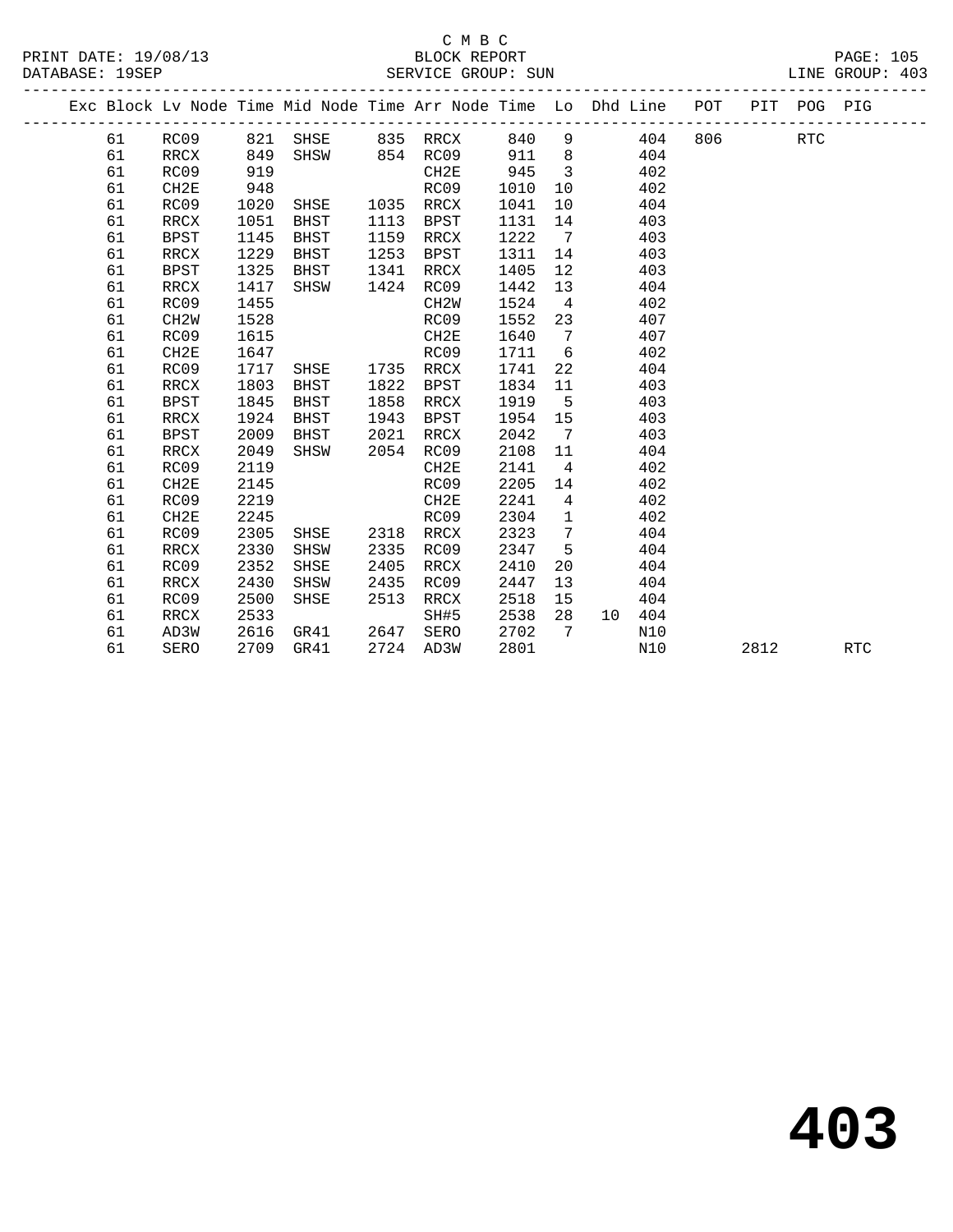C M B C
BLOCK REPORT
SERVICE GROUP: SUN

PRINT DATE: 19/08/13
DATABASE: 19SEP
LINE GROUP: 403

| Exc | Block | Lv Node | Time | Mid Node | Time | Arr Node | Time | Lo | Dhd | Line | POT | PIT | POG | PIG |
|---|---|---|---|---|---|---|---|---|---|---|---|---|---|---|
| | 61 | RC09 | 821 | SHSE | 835 | RRCX | 840 | 9 | | 404 | 806 | | RTC | |
| | 61 | RRCX | 849 | SHSW | 854 | RC09 | 911 | 8 | | 404 | | | | |
| | 61 | RC09 | 919 | | | CH2E | 945 | 3 | | 402 | | | | |
| | 61 | CH2E | 948 | | | RC09 | 1010 | 10 | | 402 | | | | |
| | 61 | RC09 | 1020 | SHSE | 1035 | RRCX | 1041 | 10 | | 404 | | | | |
| | 61 | RRCX | 1051 | BHST | 1113 | BPST | 1131 | 14 | | 403 | | | | |
| | 61 | BPST | 1145 | BHST | 1159 | RRCX | 1222 | 7 | | 403 | | | | |
| | 61 | RRCX | 1229 | BHST | 1253 | BPST | 1311 | 14 | | 403 | | | | |
| | 61 | BPST | 1325 | BHST | 1341 | RRCX | 1405 | 12 | | 403 | | | | |
| | 61 | RRCX | 1417 | SHSW | 1424 | RC09 | 1442 | 13 | | 404 | | | | |
| | 61 | RC09 | 1455 | | | CH2W | 1524 | 4 | | 402 | | | | |
| | 61 | CH2W | 1528 | | | RC09 | 1552 | 23 | | 407 | | | | |
| | 61 | RC09 | 1615 | | | CH2E | 1640 | 7 | | 407 | | | | |
| | 61 | CH2E | 1647 | | | RC09 | 1711 | 6 | | 402 | | | | |
| | 61 | RC09 | 1717 | SHSE | 1735 | RRCX | 1741 | 22 | | 404 | | | | |
| | 61 | RRCX | 1803 | BHST | 1822 | BPST | 1834 | 11 | | 403 | | | | |
| | 61 | BPST | 1845 | BHST | 1858 | RRCX | 1919 | 5 | | 403 | | | | |
| | 61 | RRCX | 1924 | BHST | 1943 | BPST | 1954 | 15 | | 403 | | | | |
| | 61 | BPST | 2009 | BHST | 2021 | RRCX | 2042 | 7 | | 403 | | | | |
| | 61 | RRCX | 2049 | SHSW | 2054 | RC09 | 2108 | 11 | | 404 | | | | |
| | 61 | RC09 | 2119 | | | CH2E | 2141 | 4 | | 402 | | | | |
| | 61 | CH2E | 2145 | | | RC09 | 2205 | 14 | | 402 | | | | |
| | 61 | RC09 | 2219 | | | CH2E | 2241 | 4 | | 402 | | | | |
| | 61 | CH2E | 2245 | | | RC09 | 2304 | 1 | | 402 | | | | |
| | 61 | RC09 | 2305 | SHSE | 2318 | RRCX | 2323 | 7 | | 404 | | | | |
| | 61 | RRCX | 2330 | SHSW | 2335 | RC09 | 2347 | 5 | | 404 | | | | |
| | 61 | RC09 | 2352 | SHSE | 2405 | RRCX | 2410 | 20 | | 404 | | | | |
| | 61 | RRCX | 2430 | SHSW | 2435 | RC09 | 2447 | 13 | | 404 | | | | |
| | 61 | RC09 | 2500 | SHSE | 2513 | RRCX | 2518 | 15 | | 404 | | | | |
| | 61 | RRCX | 2533 | | | SH#5 | 2538 | 28 | 10 | 404 | | | | |
| | 61 | AD3W | 2616 | GR41 | 2647 | SERO | 2702 | 7 | | N10 | | | | |
| | 61 | SERO | 2709 | GR41 | 2724 | AD3W | 2801 | | | N10 | | 2812 | | RTC |

# 403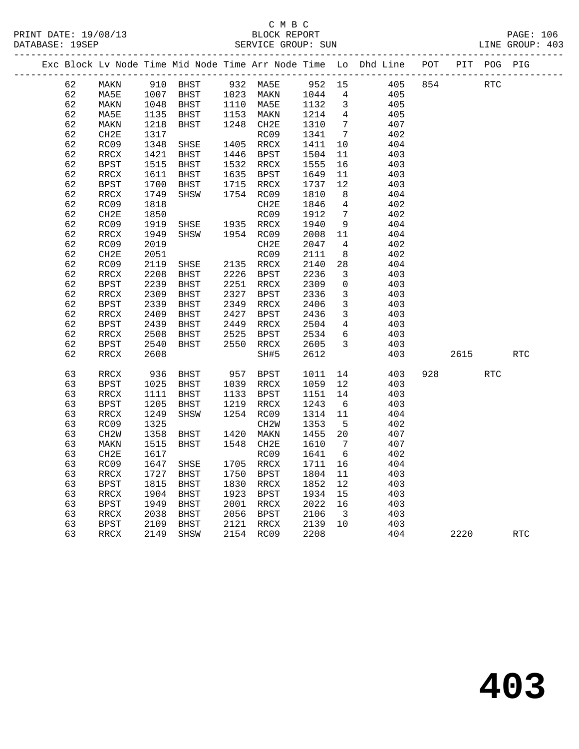C M B C
BLOCK REPORT
SERVICE GROUP: SUN

PRINT DATE: 19/08/13
DATABASE: 19SEP
LINE GROUP: 403

| Exc | Block | Lv Node | Time | Mid Node | Time | Arr Node | Time | Lo | Dhd Line | POT | PIT | POG | PIG |
|---|---|---|---|---|---|---|---|---|---|---|---|---|---|
| | 62 | MAKN | 910 | BHST | 932 | MA5E | 952 | 15 | 405 | 854 | | RTC | |
| | 62 | MA5E | 1007 | BHST | 1023 | MAKN | 1044 | 4 | 405 | | | | |
| | 62 | MAKN | 1048 | BHST | 1110 | MA5E | 1132 | 3 | 405 | | | | |
| | 62 | MA5E | 1135 | BHST | 1153 | MAKN | 1214 | 4 | 405 | | | | |
| | 62 | MAKN | 1218 | BHST | 1248 | CH2E | 1310 | 7 | 407 | | | | |
| | 62 | CH2E | 1317 | | | RC09 | 1341 | 7 | 402 | | | | |
| | 62 | RC09 | 1348 | SHSE | 1405 | RRCX | 1411 | 10 | 404 | | | | |
| | 62 | RRCX | 1421 | BHST | 1446 | BPST | 1504 | 11 | 403 | | | | |
| | 62 | BPST | 1515 | BHST | 1532 | RRCX | 1555 | 16 | 403 | | | | |
| | 62 | RRCX | 1611 | BHST | 1635 | BPST | 1649 | 11 | 403 | | | | |
| | 62 | BPST | 1700 | BHST | 1715 | RRCX | 1737 | 12 | 403 | | | | |
| | 62 | RRCX | 1749 | SHSW | 1754 | RC09 | 1810 | 8 | 404 | | | | |
| | 62 | RC09 | 1818 | | | CH2E | 1846 | 4 | 402 | | | | |
| | 62 | CH2E | 1850 | | | RC09 | 1912 | 7 | 402 | | | | |
| | 62 | RC09 | 1919 | SHSE | 1935 | RRCX | 1940 | 9 | 404 | | | | |
| | 62 | RRCX | 1949 | SHSW | 1954 | RC09 | 2008 | 11 | 404 | | | | |
| | 62 | RC09 | 2019 | | | CH2E | 2047 | 4 | 402 | | | | |
| | 62 | CH2E | 2051 | | | RC09 | 2111 | 8 | 402 | | | | |
| | 62 | RC09 | 2119 | SHSE | 2135 | RRCX | 2140 | 28 | 404 | | | | |
| | 62 | RRCX | 2208 | BHST | 2226 | BPST | 2236 | 3 | 403 | | | | |
| | 62 | BPST | 2239 | BHST | 2251 | RRCX | 2309 | 0 | 403 | | | | |
| | 62 | RRCX | 2309 | BHST | 2327 | BPST | 2336 | 3 | 403 | | | | |
| | 62 | BPST | 2339 | BHST | 2349 | RRCX | 2406 | 3 | 403 | | | | |
| | 62 | RRCX | 2409 | BHST | 2427 | BPST | 2436 | 3 | 403 | | | | |
| | 62 | BPST | 2439 | BHST | 2449 | RRCX | 2504 | 4 | 403 | | | | |
| | 62 | RRCX | 2508 | BHST | 2525 | BPST | 2534 | 6 | 403 | | | | |
| | 62 | BPST | 2540 | BHST | 2550 | RRCX | 2605 | 3 | 403 | | | | |
| | 62 | RRCX | 2608 | | | SH#5 | 2612 | | 403 | | 2615 | | RTC |
| | 63 | RRCX | 936 | BHST | 957 | BPST | 1011 | 14 | 403 | 928 | | RTC | |
| | 63 | BPST | 1025 | BHST | 1039 | RRCX | 1059 | 12 | 403 | | | | |
| | 63 | RRCX | 1111 | BHST | 1133 | BPST | 1151 | 14 | 403 | | | | |
| | 63 | BPST | 1205 | BHST | 1219 | RRCX | 1243 | 6 | 403 | | | | |
| | 63 | RRCX | 1249 | SHSW | 1254 | RC09 | 1314 | 11 | 404 | | | | |
| | 63 | RC09 | 1325 | | | CH2W | 1353 | 5 | 402 | | | | |
| | 63 | CH2W | 1358 | BHST | 1420 | MAKN | 1455 | 20 | 407 | | | | |
| | 63 | MAKN | 1515 | BHST | 1548 | CH2E | 1610 | 7 | 407 | | | | |
| | 63 | CH2E | 1617 | | | RC09 | 1641 | 6 | 402 | | | | |
| | 63 | RC09 | 1647 | SHSE | 1705 | RRCX | 1711 | 16 | 404 | | | | |
| | 63 | RRCX | 1727 | BHST | 1750 | BPST | 1804 | 11 | 403 | | | | |
| | 63 | BPST | 1815 | BHST | 1830 | RRCX | 1852 | 12 | 403 | | | | |
| | 63 | RRCX | 1904 | BHST | 1923 | BPST | 1934 | 15 | 403 | | | | |
| | 63 | BPST | 1949 | BHST | 2001 | RRCX | 2022 | 16 | 403 | | | | |
| | 63 | RRCX | 2038 | BHST | 2056 | BPST | 2106 | 3 | 403 | | | | |
| | 63 | BPST | 2109 | BHST | 2121 | RRCX | 2139 | 10 | 403 | | | | |
| | 63 | RRCX | 2149 | SHSW | 2154 | RC09 | 2208 | | 404 | | 2220 | | RTC |

403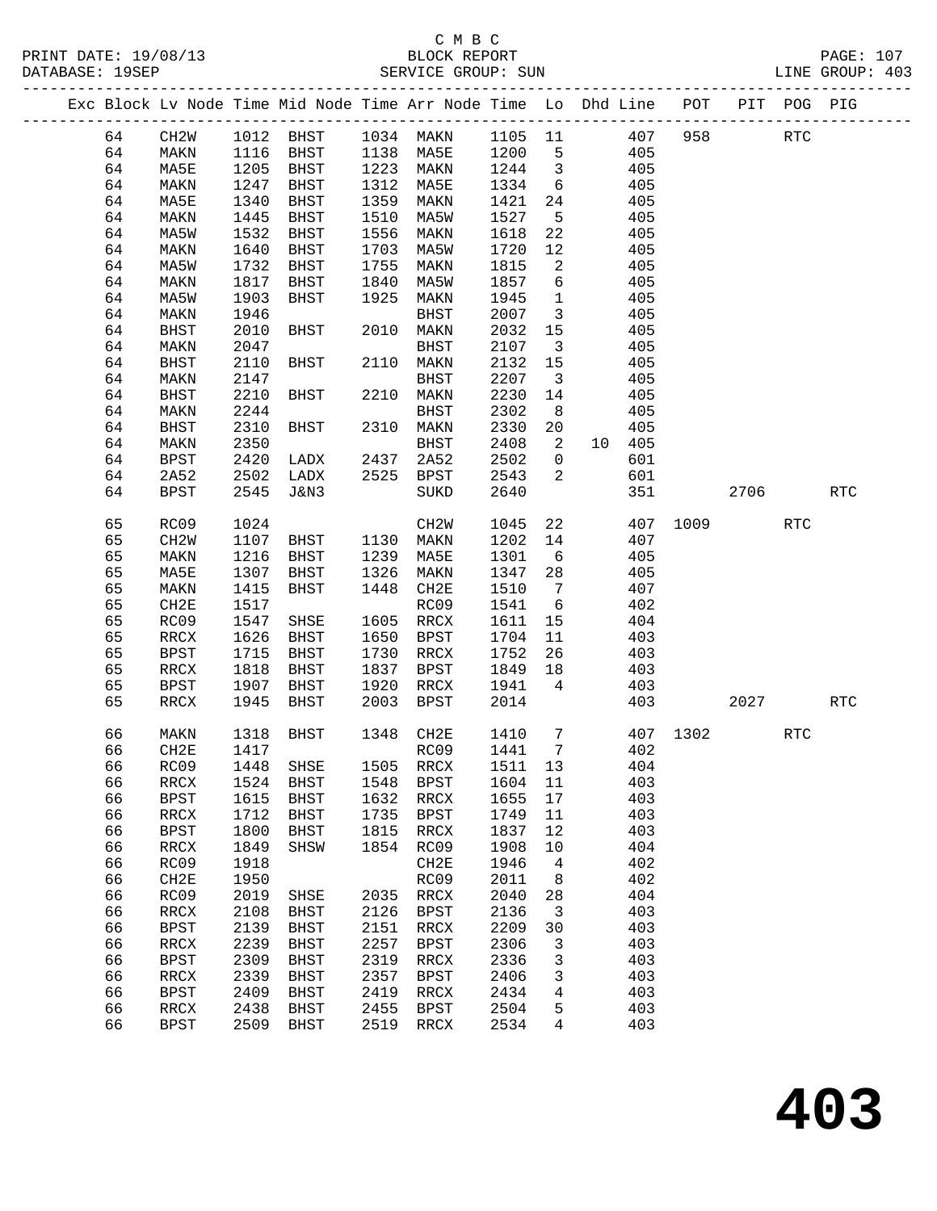C M B C
BLOCK REPORT
SERVICE GROUP: SUN

| Exc | Block | Lv Node | Time | Mid Node | Time | Arr Node | Time | Lo | Dhd | Line | POT | PIT | POG | PIG |
|---|---|---|---|---|---|---|---|---|---|---|---|---|---|---|
| | 64 | CH2W | 1012 | BHST | 1034 | MAKN | 1105 | 11 | | 407 | 958 | | RTC | |
| | 64 | MAKN | 1116 | BHST | 1138 | MA5E | 1200 | 5 | | 405 | | | | |
| | 64 | MA5E | 1205 | BHST | 1223 | MAKN | 1244 | 3 | | 405 | | | | |
| | 64 | MAKN | 1247 | BHST | 1312 | MA5E | 1334 | 6 | | 405 | | | | |
| | 64 | MA5E | 1340 | BHST | 1359 | MAKN | 1421 | 24 | | 405 | | | | |
| | 64 | MAKN | 1445 | BHST | 1510 | MA5W | 1527 | 5 | | 405 | | | | |
| | 64 | MA5W | 1532 | BHST | 1556 | MAKN | 1618 | 22 | | 405 | | | | |
| | 64 | MAKN | 1640 | BHST | 1703 | MA5W | 1720 | 12 | | 405 | | | | |
| | 64 | MA5W | 1732 | BHST | 1755 | MAKN | 1815 | 2 | | 405 | | | | |
| | 64 | MAKN | 1817 | BHST | 1840 | MA5W | 1857 | 6 | | 405 | | | | |
| | 64 | MA5W | 1903 | BHST | 1925 | MAKN | 1945 | 1 | | 405 | | | | |
| | 64 | MAKN | 1946 | | | BHST | 2007 | 3 | | 405 | | | | |
| | 64 | BHST | 2010 | BHST | 2010 | MAKN | 2032 | 15 | | 405 | | | | |
| | 64 | MAKN | 2047 | | | BHST | 2107 | 3 | | 405 | | | | |
| | 64 | BHST | 2110 | BHST | 2110 | MAKN | 2132 | 15 | | 405 | | | | |
| | 64 | MAKN | 2147 | | | BHST | 2207 | 3 | | 405 | | | | |
| | 64 | BHST | 2210 | BHST | 2210 | MAKN | 2230 | 14 | | 405 | | | | |
| | 64 | MAKN | 2244 | | | BHST | 2302 | 8 | | 405 | | | | |
| | 64 | BHST | 2310 | BHST | 2310 | MAKN | 2330 | 20 | | 405 | | | | |
| | 64 | MAKN | 2350 | | | BHST | 2408 | 2 | 10 | 405 | | | | |
| | 64 | BPST | 2420 | LADX | 2437 | 2A52 | 2502 | 0 | | 601 | | | | |
| | 64 | 2A52 | 2502 | LADX | 2525 | BPST | 2543 | 2 | | 601 | | | | |
| | 64 | BPST | 2545 | J&N3 | | SUKD | 2640 | | | 351 | | 2706 | | RTC |
| | 65 | RC09 | 1024 | | | CH2W | 1045 | 22 | | 407 | 1009 | | RTC | |
| | 65 | CH2W | 1107 | BHST | 1130 | MAKN | 1202 | 14 | | 407 | | | | |
| | 65 | MAKN | 1216 | BHST | 1239 | MA5E | 1301 | 6 | | 405 | | | | |
| | 65 | MA5E | 1307 | BHST | 1326 | MAKN | 1347 | 28 | | 405 | | | | |
| | 65 | MAKN | 1415 | BHST | 1448 | CH2E | 1510 | 7 | | 407 | | | | |
| | 65 | CH2E | 1517 | | | RC09 | 1541 | 6 | | 402 | | | | |
| | 65 | RC09 | 1547 | SHSE | 1605 | RRCX | 1611 | 15 | | 404 | | | | |
| | 65 | RRCX | 1626 | BHST | 1650 | BPST | 1704 | 11 | | 403 | | | | |
| | 65 | BPST | 1715 | BHST | 1730 | RRCX | 1752 | 26 | | 403 | | | | |
| | 65 | RRCX | 1818 | BHST | 1837 | BPST | 1849 | 18 | | 403 | | | | |
| | 65 | BPST | 1907 | BHST | 1920 | RRCX | 1941 | 4 | | 403 | | | | |
| | 65 | RRCX | 1945 | BHST | 2003 | BPST | 2014 | | | 403 | | 2027 | | RTC |
| | 66 | MAKN | 1318 | BHST | 1348 | CH2E | 1410 | 7 | | 407 | 1302 | | RTC | |
| | 66 | CH2E | 1417 | | | RC09 | 1441 | 7 | | 402 | | | | |
| | 66 | RC09 | 1448 | SHSE | 1505 | RRCX | 1511 | 13 | | 404 | | | | |
| | 66 | RRCX | 1524 | BHST | 1548 | BPST | 1604 | 11 | | 403 | | | | |
| | 66 | BPST | 1615 | BHST | 1632 | RRCX | 1655 | 17 | | 403 | | | | |
| | 66 | RRCX | 1712 | BHST | 1735 | BPST | 1749 | 11 | | 403 | | | | |
| | 66 | BPST | 1800 | BHST | 1815 | RRCX | 1837 | 12 | | 403 | | | | |
| | 66 | RRCX | 1849 | SHSW | 1854 | RC09 | 1908 | 10 | | 404 | | | | |
| | 66 | RC09 | 1918 | | | CH2E | 1946 | 4 | | 402 | | | | |
| | 66 | CH2E | 1950 | | | RC09 | 2011 | 8 | | 402 | | | | |
| | 66 | RC09 | 2019 | SHSE | 2035 | RRCX | 2040 | 28 | | 404 | | | | |
| | 66 | RRCX | 2108 | BHST | 2126 | BPST | 2136 | 3 | | 403 | | | | |
| | 66 | BPST | 2139 | BHST | 2151 | RRCX | 2209 | 30 | | 403 | | | | |
| | 66 | RRCX | 2239 | BHST | 2257 | BPST | 2306 | 3 | | 403 | | | | |
| | 66 | BPST | 2309 | BHST | 2319 | RRCX | 2336 | 3 | | 403 | | | | |
| | 66 | RRCX | 2339 | BHST | 2357 | BPST | 2406 | 3 | | 403 | | | | |
| | 66 | BPST | 2409 | BHST | 2419 | RRCX | 2434 | 4 | | 403 | | | | |
| | 66 | RRCX | 2438 | BHST | 2455 | BPST | 2504 | 5 | | 403 | | | | |
| | 66 | BPST | 2509 | BHST | 2519 | RRCX | 2534 | 4 | | 403 | | | | |

# 403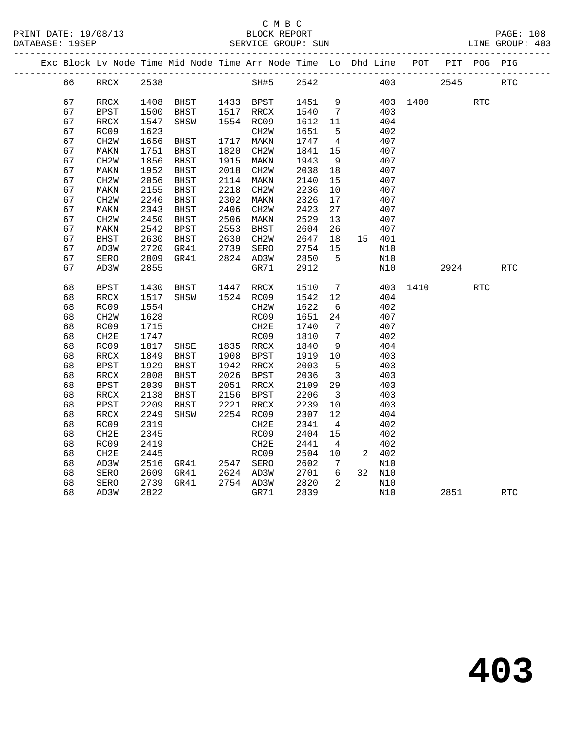C M B C

BLOCK REPORT

SERVICE GROUP: SUN

LINE GROUP: 403

| Exc | Block | Lv Node | Time | Mid Node | Time | Arr Node | Time | Lo | Dhd | Line | POT | PIT | POG | PIG |
|---|---|---|---|---|---|---|---|---|---|---|---|---|---|---|
| | 66 | RRCX | 2538 | | | SH#5 | 2542 | | | 403 | | 2545 | | RTC |
| | 67 | RRCX | 1408 | BHST | 1433 | BPST | 1451 | 9 | | 403 | 1400 | | RTC | |
| | 67 | BPST | 1500 | BHST | 1517 | RRCX | 1540 | 7 | | 403 | | | | |
| | 67 | RRCX | 1547 | SHSW | 1554 | RC09 | 1612 | 11 | | 404 | | | | |
| | 67 | RC09 | 1623 | | | CH2W | 1651 | 5 | | 402 | | | | |
| | 67 | CH2W | 1656 | BHST | 1717 | MAKN | 1747 | 4 | | 407 | | | | |
| | 67 | MAKN | 1751 | BHST | 1820 | CH2W | 1841 | 15 | | 407 | | | | |
| | 67 | CH2W | 1856 | BHST | 1915 | MAKN | 1943 | 9 | | 407 | | | | |
| | 67 | MAKN | 1952 | BHST | 2018 | CH2W | 2038 | 18 | | 407 | | | | |
| | 67 | CH2W | 2056 | BHST | 2114 | MAKN | 2140 | 15 | | 407 | | | | |
| | 67 | MAKN | 2155 | BHST | 2218 | CH2W | 2236 | 10 | | 407 | | | | |
| | 67 | CH2W | 2246 | BHST | 2302 | MAKN | 2326 | 17 | | 407 | | | | |
| | 67 | MAKN | 2343 | BHST | 2406 | CH2W | 2423 | 27 | | 407 | | | | |
| | 67 | CH2W | 2450 | BHST | 2506 | MAKN | 2529 | 13 | | 407 | | | | |
| | 67 | MAKN | 2542 | BPST | 2553 | BHST | 2604 | 26 | | 407 | | | | |
| | 67 | BHST | 2630 | BHST | 2630 | CH2W | 2647 | 18 | 15 | 401 | | | | |
| | 67 | AD3W | 2720 | GR41 | 2739 | SERO | 2754 | 15 | | N10 | | | | |
| | 67 | SERO | 2809 | GR41 | 2824 | AD3W | 2850 | 5 | | N10 | | | | |
| | 67 | AD3W | 2855 | | | GR71 | 2912 | | | N10 | | 2924 | | RTC |
| | 68 | BPST | 1430 | BHST | 1447 | RRCX | 1510 | 7 | | 403 | 1410 | | RTC | |
| | 68 | RRCX | 1517 | SHSW | 1524 | RC09 | 1542 | 12 | | 404 | | | | |
| | 68 | RC09 | 1554 | | | CH2W | 1622 | 6 | | 402 | | | | |
| | 68 | CH2W | 1628 | | | RC09 | 1651 | 24 | | 407 | | | | |
| | 68 | RC09 | 1715 | | | CH2E | 1740 | 7 | | 407 | | | | |
| | 68 | CH2E | 1747 | | | RC09 | 1810 | 7 | | 402 | | | | |
| | 68 | RC09 | 1817 | SHSE | 1835 | RRCX | 1840 | 9 | | 404 | | | | |
| | 68 | RRCX | 1849 | BHST | 1908 | BPST | 1919 | 10 | | 403 | | | | |
| | 68 | BPST | 1929 | BHST | 1942 | RRCX | 2003 | 5 | | 403 | | | | |
| | 68 | RRCX | 2008 | BHST | 2026 | BPST | 2036 | 3 | | 403 | | | | |
| | 68 | BPST | 2039 | BHST | 2051 | RRCX | 2109 | 29 | | 403 | | | | |
| | 68 | RRCX | 2138 | BHST | 2156 | BPST | 2206 | 3 | | 403 | | | | |
| | 68 | BPST | 2209 | BHST | 2221 | RRCX | 2239 | 10 | | 403 | | | | |
| | 68 | RRCX | 2249 | SHSW | 2254 | RC09 | 2307 | 12 | | 404 | | | | |
| | 68 | RC09 | 2319 | | | CH2E | 2341 | 4 | | 402 | | | | |
| | 68 | CH2E | 2345 | | | RC09 | 2404 | 15 | | 402 | | | | |
| | 68 | RC09 | 2419 | | | CH2E | 2441 | 4 | | 402 | | | | |
| | 68 | CH2E | 2445 | | | RC09 | 2504 | 10 | 2 | 402 | | | | |
| | 68 | AD3W | 2516 | GR41 | 2547 | SERO | 2602 | 7 | | N10 | | | | |
| | 68 | SERO | 2609 | GR41 | 2624 | AD3W | 2701 | 6 | 32 | N10 | | | | |
| | 68 | SERO | 2739 | GR41 | 2754 | AD3W | 2820 | 2 | | N10 | | | | |
| | 68 | AD3W | 2822 | | | GR71 | 2839 | | | N10 | | 2851 | | RTC |

403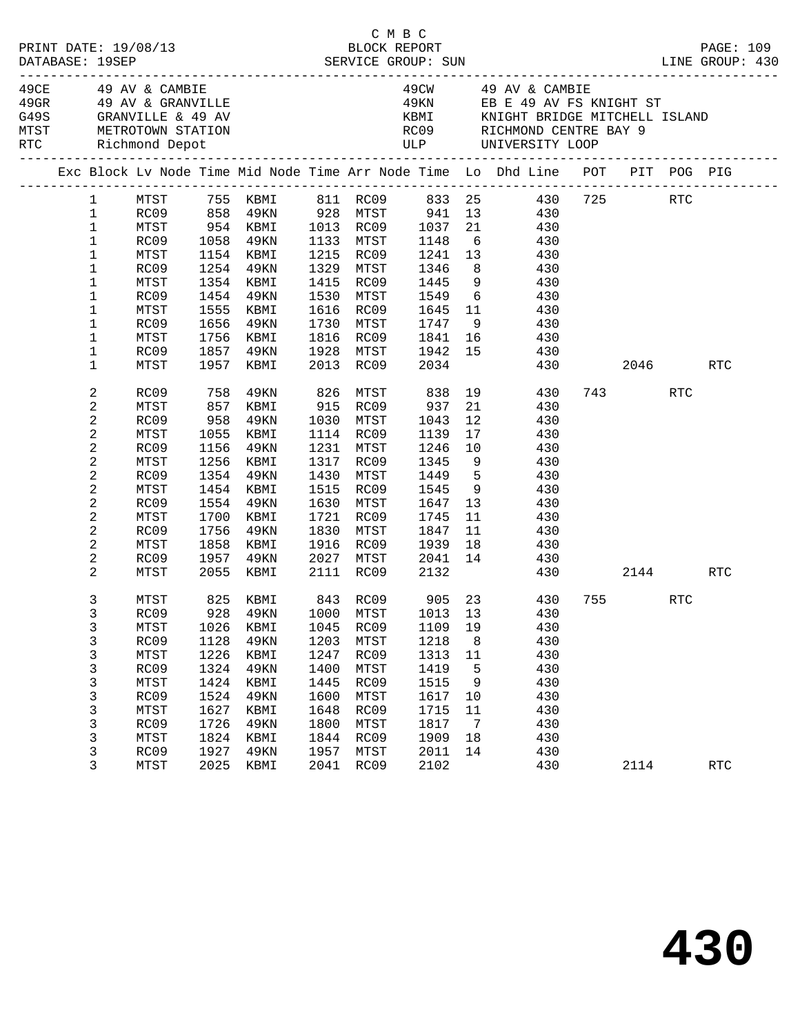C M B C
BLOCK REPORT
SERVICE GROUP: SUN

PRINT DATE: 19/08/13
DATABASE: 19SEP

LINE GROUP: 430

| | | | |
|---|---|---|---|
| 49CE | 49 AV & CAMBIE | 49CW | 49 AV & CAMBIE |
| 49GR | 49 AV & GRANVILLE | 49KN | EB E 49 AV FS KNIGHT ST |
| G49S | GRANVILLE & 49 AV | KBMI | KNIGHT BRIDGE MITCHELL ISLAND |
| MTST | METROTOWN STATION | RC09 | RICHMOND CENTRE BAY 9 |
| RTC | Richmond Depot | ULP | UNIVERSITY LOOP |

| Exc | Block | Lv Node | Time | Mid Node | Time | Arr Node | Time | Lo | Dhd Line | POT | PIT | POG | PIG |
|---|---|---|---|---|---|---|---|---|---|---|---|---|---|
| | 1 | MTST | 755 | KBMI | 811 | RC09 | 833 | 25 | 430 | 725 | | RTC | |
| | 1 | RC09 | 858 | 49KN | 928 | MTST | 941 | 13 | 430 | | | | |
| | 1 | MTST | 954 | KBMI | 1013 | RC09 | 1037 | 21 | 430 | | | | |
| | 1 | RC09 | 1058 | 49KN | 1133 | MTST | 1148 | 6 | 430 | | | | |
| | 1 | MTST | 1154 | KBMI | 1215 | RC09 | 1241 | 13 | 430 | | | | |
| | 1 | RC09 | 1254 | 49KN | 1329 | MTST | 1346 | 8 | 430 | | | | |
| | 1 | MTST | 1354 | KBMI | 1415 | RC09 | 1445 | 9 | 430 | | | | |
| | 1 | RC09 | 1454 | 49KN | 1530 | MTST | 1549 | 6 | 430 | | | | |
| | 1 | MTST | 1555 | KBMI | 1616 | RC09 | 1645 | 11 | 430 | | | | |
| | 1 | RC09 | 1656 | 49KN | 1730 | MTST | 1747 | 9 | 430 | | | | |
| | 1 | MTST | 1756 | KBMI | 1816 | RC09 | 1841 | 16 | 430 | | | | |
| | 1 | RC09 | 1857 | 49KN | 1928 | MTST | 1942 | 15 | 430 | | | | |
| | 1 | MTST | 1957 | KBMI | 2013 | RC09 | 2034 | | 430 | | 2046 | | RTC |
| | 2 | RC09 | 758 | 49KN | 826 | MTST | 838 | 19 | 430 | 743 | | RTC | |
| | 2 | MTST | 857 | KBMI | 915 | RC09 | 937 | 21 | 430 | | | | |
| | 2 | RC09 | 958 | 49KN | 1030 | MTST | 1043 | 12 | 430 | | | | |
| | 2 | MTST | 1055 | KBMI | 1114 | RC09 | 1139 | 17 | 430 | | | | |
| | 2 | RC09 | 1156 | 49KN | 1231 | MTST | 1246 | 10 | 430 | | | | |
| | 2 | MTST | 1256 | KBMI | 1317 | RC09 | 1345 | 9 | 430 | | | | |
| | 2 | RC09 | 1354 | 49KN | 1430 | MTST | 1449 | 5 | 430 | | | | |
| | 2 | MTST | 1454 | KBMI | 1515 | RC09 | 1545 | 9 | 430 | | | | |
| | 2 | RC09 | 1554 | 49KN | 1630 | MTST | 1647 | 13 | 430 | | | | |
| | 2 | MTST | 1700 | KBMI | 1721 | RC09 | 1745 | 11 | 430 | | | | |
| | 2 | RC09 | 1756 | 49KN | 1830 | MTST | 1847 | 11 | 430 | | | | |
| | 2 | MTST | 1858 | KBMI | 1916 | RC09 | 1939 | 18 | 430 | | | | |
| | 2 | RC09 | 1957 | 49KN | 2027 | MTST | 2041 | 14 | 430 | | | | |
| | 2 | MTST | 2055 | KBMI | 2111 | RC09 | 2132 | | 430 | | 2144 | | RTC |
| | 3 | MTST | 825 | KBMI | 843 | RC09 | 905 | 23 | 430 | 755 | | RTC | |
| | 3 | RC09 | 928 | 49KN | 1000 | MTST | 1013 | 13 | 430 | | | | |
| | 3 | MTST | 1026 | KBMI | 1045 | RC09 | 1109 | 19 | 430 | | | | |
| | 3 | RC09 | 1128 | 49KN | 1203 | MTST | 1218 | 8 | 430 | | | | |
| | 3 | MTST | 1226 | KBMI | 1247 | RC09 | 1313 | 11 | 430 | | | | |
| | 3 | RC09 | 1324 | 49KN | 1400 | MTST | 1419 | 5 | 430 | | | | |
| | 3 | MTST | 1424 | KBMI | 1445 | RC09 | 1515 | 9 | 430 | | | | |
| | 3 | RC09 | 1524 | 49KN | 1600 | MTST | 1617 | 10 | 430 | | | | |
| | 3 | MTST | 1627 | KBMI | 1648 | RC09 | 1715 | 11 | 430 | | | | |
| | 3 | RC09 | 1726 | 49KN | 1800 | MTST | 1817 | 7 | 430 | | | | |
| | 3 | MTST | 1824 | KBMI | 1844 | RC09 | 1909 | 18 | 430 | | | | |
| | 3 | RC09 | 1927 | 49KN | 1957 | MTST | 2011 | 14 | 430 | | | | |
| | 3 | MTST | 2025 | KBMI | 2041 | RC09 | 2102 | | 430 | | 2114 | | RTC |

# 430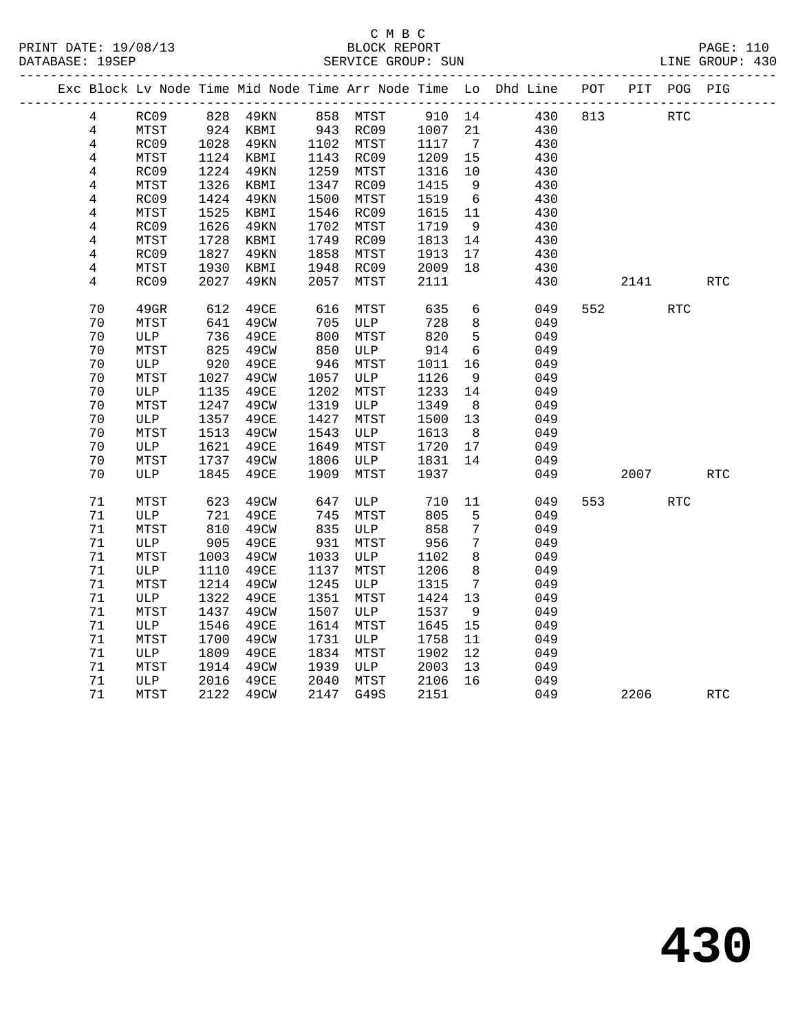C M B C
PRINT DATE: 19/08/13 BLOCK REPORT
DATABASE: 19SEP SERVICE GROUP: SUN LINE GROUP: 430

| Exc | Block | Lv | Node | Time | Mid Node | Time | Arr Node | Time | Lo | Dhd Line | POT | PIT | POG | PIG |
|---|---|---|---|---|---|---|---|---|---|---|---|---|---|---|
| | 4 | | RC09 | 828 | 49KN | 858 | MTST | 910 | 14 | 430 | 813 | | RTC | |
| | 4 | | MTST | 924 | KBMI | 943 | RC09 | 1007 | 21 | 430 | | | | |
| | 4 | | RC09 | 1028 | 49KN | 1102 | MTST | 1117 | 7 | 430 | | | | |
| | 4 | | MTST | 1124 | KBMI | 1143 | RC09 | 1209 | 15 | 430 | | | | |
| | 4 | | RC09 | 1224 | 49KN | 1259 | MTST | 1316 | 10 | 430 | | | | |
| | 4 | | MTST | 1326 | KBMI | 1347 | RC09 | 1415 | 9 | 430 | | | | |
| | 4 | | RC09 | 1424 | 49KN | 1500 | MTST | 1519 | 6 | 430 | | | | |
| | 4 | | MTST | 1525 | KBMI | 1546 | RC09 | 1615 | 11 | 430 | | | | |
| | 4 | | RC09 | 1626 | 49KN | 1702 | MTST | 1719 | 9 | 430 | | | | |
| | 4 | | MTST | 1728 | KBMI | 1749 | RC09 | 1813 | 14 | 430 | | | | |
| | 4 | | RC09 | 1827 | 49KN | 1858 | MTST | 1913 | 17 | 430 | | | | |
| | 4 | | MTST | 1930 | KBMI | 1948 | RC09 | 2009 | 18 | 430 | | | | |
| | 4 | | RC09 | 2027 | 49KN | 2057 | MTST | 2111 | | 430 | | 2141 | | RTC |
| | 70 | | 49GR | 612 | 49CE | 616 | MTST | 635 | 6 | 049 | 552 | | RTC | |
| | 70 | | MTST | 641 | 49CW | 705 | ULP | 728 | 8 | 049 | | | | |
| | 70 | | ULP | 736 | 49CE | 800 | MTST | 820 | 5 | 049 | | | | |
| | 70 | | MTST | 825 | 49CW | 850 | ULP | 914 | 6 | 049 | | | | |
| | 70 | | ULP | 920 | 49CE | 946 | MTST | 1011 | 16 | 049 | | | | |
| | 70 | | MTST | 1027 | 49CW | 1057 | ULP | 1126 | 9 | 049 | | | | |
| | 70 | | ULP | 1135 | 49CE | 1202 | MTST | 1233 | 14 | 049 | | | | |
| | 70 | | MTST | 1247 | 49CW | 1319 | ULP | 1349 | 8 | 049 | | | | |
| | 70 | | ULP | 1357 | 49CE | 1427 | MTST | 1500 | 13 | 049 | | | | |
| | 70 | | MTST | 1513 | 49CW | 1543 | ULP | 1613 | 8 | 049 | | | | |
| | 70 | | ULP | 1621 | 49CE | 1649 | MTST | 1720 | 17 | 049 | | | | |
| | 70 | | MTST | 1737 | 49CW | 1806 | ULP | 1831 | 14 | 049 | | | | |
| | 70 | | ULP | 1845 | 49CE | 1909 | MTST | 1937 | | 049 | | 2007 | | RTC |
| | 71 | | MTST | 623 | 49CW | 647 | ULP | 710 | 11 | 049 | 553 | | RTC | |
| | 71 | | ULP | 721 | 49CE | 745 | MTST | 805 | 5 | 049 | | | | |
| | 71 | | MTST | 810 | 49CW | 835 | ULP | 858 | 7 | 049 | | | | |
| | 71 | | ULP | 905 | 49CE | 931 | MTST | 956 | 7 | 049 | | | | |
| | 71 | | MTST | 1003 | 49CW | 1033 | ULP | 1102 | 8 | 049 | | | | |
| | 71 | | ULP | 1110 | 49CE | 1137 | MTST | 1206 | 8 | 049 | | | | |
| | 71 | | MTST | 1214 | 49CW | 1245 | ULP | 1315 | 7 | 049 | | | | |
| | 71 | | ULP | 1322 | 49CE | 1351 | MTST | 1424 | 13 | 049 | | | | |
| | 71 | | MTST | 1437 | 49CW | 1507 | ULP | 1537 | 9 | 049 | | | | |
| | 71 | | ULP | 1546 | 49CE | 1614 | MTST | 1645 | 15 | 049 | | | | |
| | 71 | | MTST | 1700 | 49CW | 1731 | ULP | 1758 | 11 | 049 | | | | |
| | 71 | | ULP | 1809 | 49CE | 1834 | MTST | 1902 | 12 | 049 | | | | |
| | 71 | | MTST | 1914 | 49CW | 1939 | ULP | 2003 | 13 | 049 | | | | |
| | 71 | | ULP | 2016 | 49CE | 2040 | MTST | 2106 | 16 | 049 | | | | |
| | 71 | | MTST | 2122 | 49CW | 2147 | G49S | 2151 | | 049 | | 2206 | | RTC |

430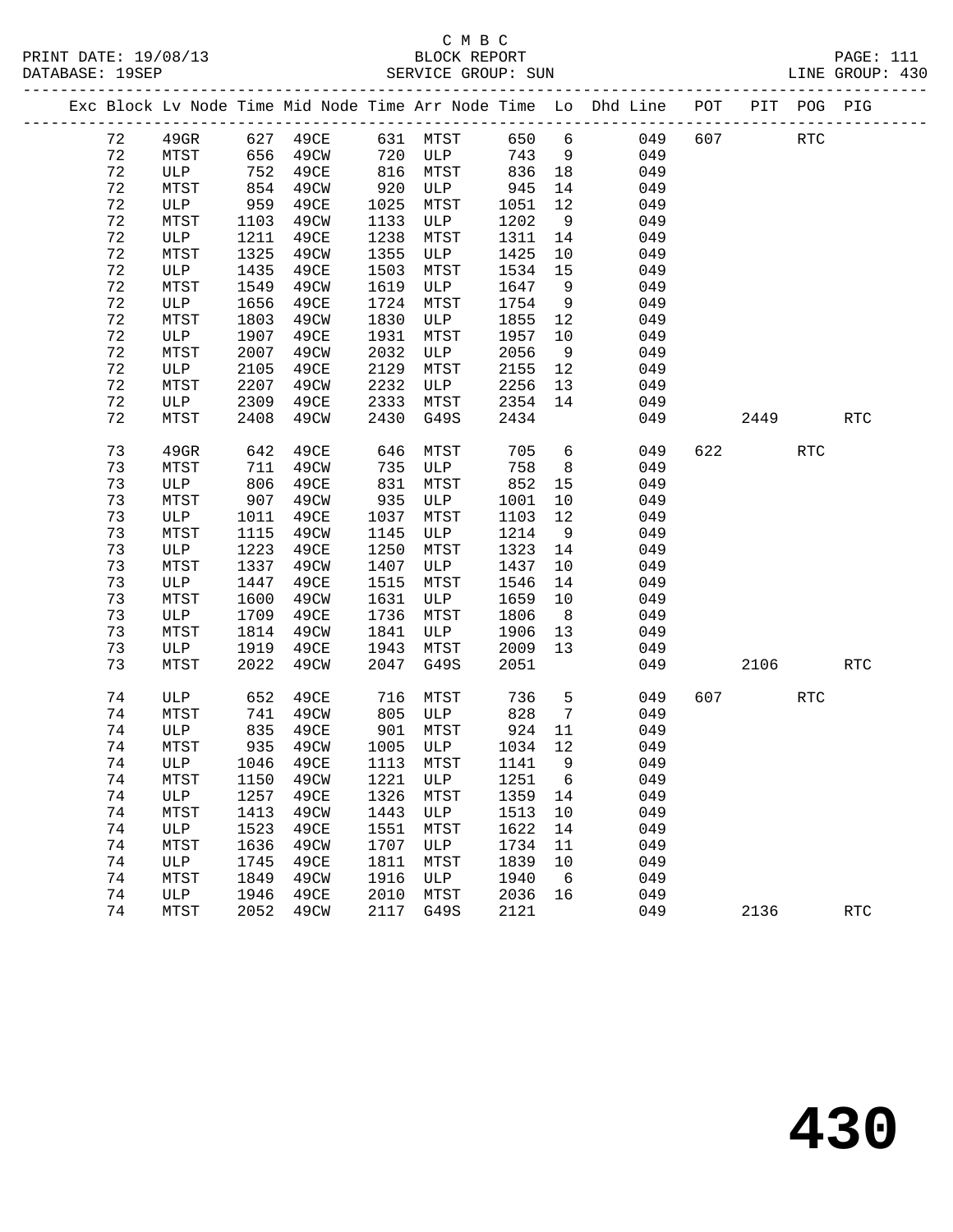C M B C
PRINT DATE: 19/08/13 BLOCK REPORT
DATABASE: 19SEP SERVICE GROUP: SUN LINE GROUP: 430

| Exc | Block | Lv | Node | Time | Mid Node | Time | Arr Node | Time | Lo | Dhd Line | POT | PIT | POG | PIG |
|---|---|---|---|---|---|---|---|---|---|---|---|---|---|---|
| | 72 | | 49GR | 627 | 49CE | 631 | MTST | 650 | 6 | 049 | 607 | | RTC | |
| | 72 | | MTST | 656 | 49CW | 720 | ULP | 743 | 9 | 049 | | | | |
| | 72 | | ULP | 752 | 49CE | 816 | MTST | 836 | 18 | 049 | | | | |
| | 72 | | MTST | 854 | 49CW | 920 | ULP | 945 | 14 | 049 | | | | |
| | 72 | | ULP | 959 | 49CE | 1025 | MTST | 1051 | 12 | 049 | | | | |
| | 72 | | MTST | 1103 | 49CW | 1133 | ULP | 1202 | 9 | 049 | | | | |
| | 72 | | ULP | 1211 | 49CE | 1238 | MTST | 1311 | 14 | 049 | | | | |
| | 72 | | MTST | 1325 | 49CW | 1355 | ULP | 1425 | 10 | 049 | | | | |
| | 72 | | ULP | 1435 | 49CE | 1503 | MTST | 1534 | 15 | 049 | | | | |
| | 72 | | MTST | 1549 | 49CW | 1619 | ULP | 1647 | 9 | 049 | | | | |
| | 72 | | ULP | 1656 | 49CE | 1724 | MTST | 1754 | 9 | 049 | | | | |
| | 72 | | MTST | 1803 | 49CW | 1830 | ULP | 1855 | 12 | 049 | | | | |
| | 72 | | ULP | 1907 | 49CE | 1931 | MTST | 1957 | 10 | 049 | | | | |
| | 72 | | MTST | 2007 | 49CW | 2032 | ULP | 2056 | 9 | 049 | | | | |
| | 72 | | ULP | 2105 | 49CE | 2129 | MTST | 2155 | 12 | 049 | | | | |
| | 72 | | MTST | 2207 | 49CW | 2232 | ULP | 2256 | 13 | 049 | | | | |
| | 72 | | ULP | 2309 | 49CE | 2333 | MTST | 2354 | 14 | 049 | | | | |
| | 72 | | MTST | 2408 | 49CW | 2430 | G49S | 2434 | | 049 | | 2449 | | RTC |
| | 73 | | 49GR | 642 | 49CE | 646 | MTST | 705 | 6 | 049 | 622 | | RTC | |
| | 73 | | MTST | 711 | 49CW | 735 | ULP | 758 | 8 | 049 | | | | |
| | 73 | | ULP | 806 | 49CE | 831 | MTST | 852 | 15 | 049 | | | | |
| | 73 | | MTST | 907 | 49CW | 935 | ULP | 1001 | 10 | 049 | | | | |
| | 73 | | ULP | 1011 | 49CE | 1037 | MTST | 1103 | 12 | 049 | | | | |
| | 73 | | MTST | 1115 | 49CW | 1145 | ULP | 1214 | 9 | 049 | | | | |
| | 73 | | ULP | 1223 | 49CE | 1250 | MTST | 1323 | 14 | 049 | | | | |
| | 73 | | MTST | 1337 | 49CW | 1407 | ULP | 1437 | 10 | 049 | | | | |
| | 73 | | ULP | 1447 | 49CE | 1515 | MTST | 1546 | 14 | 049 | | | | |
| | 73 | | MTST | 1600 | 49CW | 1631 | ULP | 1659 | 10 | 049 | | | | |
| | 73 | | ULP | 1709 | 49CE | 1736 | MTST | 1806 | 8 | 049 | | | | |
| | 73 | | MTST | 1814 | 49CW | 1841 | ULP | 1906 | 13 | 049 | | | | |
| | 73 | | ULP | 1919 | 49CE | 1943 | MTST | 2009 | 13 | 049 | | | | |
| | 73 | | MTST | 2022 | 49CW | 2047 | G49S | 2051 | | 049 | | 2106 | | RTC |
| | 74 | | ULP | 652 | 49CE | 716 | MTST | 736 | 5 | 049 | 607 | | RTC | |
| | 74 | | MTST | 741 | 49CW | 805 | ULP | 828 | 7 | 049 | | | | |
| | 74 | | ULP | 835 | 49CE | 901 | MTST | 924 | 11 | 049 | | | | |
| | 74 | | MTST | 935 | 49CW | 1005 | ULP | 1034 | 12 | 049 | | | | |
| | 74 | | ULP | 1046 | 49CE | 1113 | MTST | 1141 | 9 | 049 | | | | |
| | 74 | | MTST | 1150 | 49CW | 1221 | ULP | 1251 | 6 | 049 | | | | |
| | 74 | | ULP | 1257 | 49CE | 1326 | MTST | 1359 | 14 | 049 | | | | |
| | 74 | | MTST | 1413 | 49CW | 1443 | ULP | 1513 | 10 | 049 | | | | |
| | 74 | | ULP | 1523 | 49CE | 1551 | MTST | 1622 | 14 | 049 | | | | |
| | 74 | | MTST | 1636 | 49CW | 1707 | ULP | 1734 | 11 | 049 | | | | |
| | 74 | | ULP | 1745 | 49CE | 1811 | MTST | 1839 | 10 | 049 | | | | |
| | 74 | | MTST | 1849 | 49CW | 1916 | ULP | 1940 | 6 | 049 | | | | |
| | 74 | | ULP | 1946 | 49CE | 2010 | MTST | 2036 | 16 | 049 | | | | |
| | 74 | | MTST | 2052 | 49CW | 2117 | G49S | 2121 | | 049 | | 2136 | | RTC |

430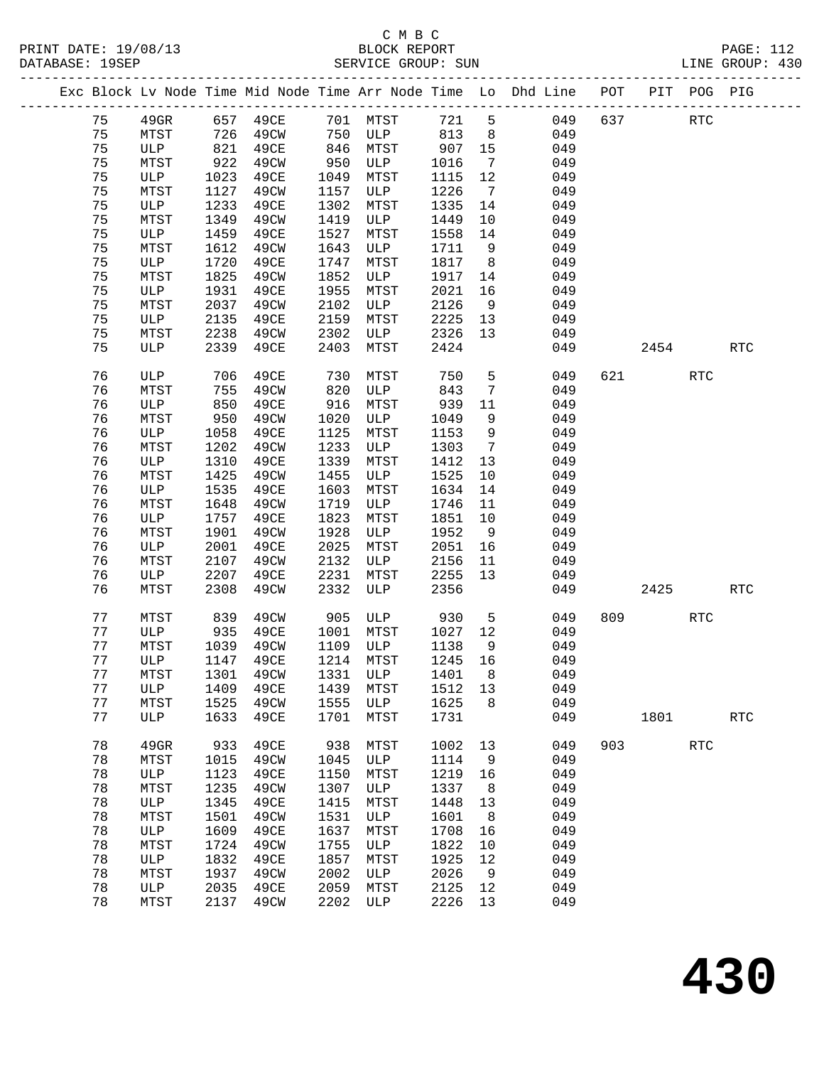C M B C

PRINT DATE: 19/08/13 BLOCK REPORT PAGE: 112
DATABASE: 19SEP SERVICE GROUP: SUN LINE GROUP: 430

| Exc | Block | Lv Node | Time | Mid Node | Time | Arr Node | Time | Lo | Dhd Line | POT | PIT | POG | PIG |
|---|---|---|---|---|---|---|---|---|---|---|---|---|---|
| | 75 | 49GR | 657 | 49CE | 701 | MTST | 721 | 5 | 049 | 637 | | RTC | |
| | 75 | MTST | 726 | 49CW | 750 | ULP | 813 | 8 | 049 | | | | |
| | 75 | ULP | 821 | 49CE | 846 | MTST | 907 | 15 | 049 | | | | |
| | 75 | MTST | 922 | 49CW | 950 | ULP | 1016 | 7 | 049 | | | | |
| | 75 | ULP | 1023 | 49CE | 1049 | MTST | 1115 | 12 | 049 | | | | |
| | 75 | MTST | 1127 | 49CW | 1157 | ULP | 1226 | 7 | 049 | | | | |
| | 75 | ULP | 1233 | 49CE | 1302 | MTST | 1335 | 14 | 049 | | | | |
| | 75 | MTST | 1349 | 49CW | 1419 | ULP | 1449 | 10 | 049 | | | | |
| | 75 | ULP | 1459 | 49CE | 1527 | MTST | 1558 | 14 | 049 | | | | |
| | 75 | MTST | 1612 | 49CW | 1643 | ULP | 1711 | 9 | 049 | | | | |
| | 75 | ULP | 1720 | 49CE | 1747 | MTST | 1817 | 8 | 049 | | | | |
| | 75 | MTST | 1825 | 49CW | 1852 | ULP | 1917 | 14 | 049 | | | | |
| | 75 | ULP | 1931 | 49CE | 1955 | MTST | 2021 | 16 | 049 | | | | |
| | 75 | MTST | 2037 | 49CW | 2102 | ULP | 2126 | 9 | 049 | | | | |
| | 75 | ULP | 2135 | 49CE | 2159 | MTST | 2225 | 13 | 049 | | | | |
| | 75 | MTST | 2238 | 49CW | 2302 | ULP | 2326 | 13 | 049 | | | | |
| | 75 | ULP | 2339 | 49CE | 2403 | MTST | 2424 | | 049 | | 2454 | | RTC |
| | 76 | ULP | 706 | 49CE | 730 | MTST | 750 | 5 | 049 | 621 | | RTC | |
| | 76 | MTST | 755 | 49CW | 820 | ULP | 843 | 7 | 049 | | | | |
| | 76 | ULP | 850 | 49CE | 916 | MTST | 939 | 11 | 049 | | | | |
| | 76 | MTST | 950 | 49CW | 1020 | ULP | 1049 | 9 | 049 | | | | |
| | 76 | ULP | 1058 | 49CE | 1125 | MTST | 1153 | 9 | 049 | | | | |
| | 76 | MTST | 1202 | 49CW | 1233 | ULP | 1303 | 7 | 049 | | | | |
| | 76 | ULP | 1310 | 49CE | 1339 | MTST | 1412 | 13 | 049 | | | | |
| | 76 | MTST | 1425 | 49CW | 1455 | ULP | 1525 | 10 | 049 | | | | |
| | 76 | ULP | 1535 | 49CE | 1603 | MTST | 1634 | 14 | 049 | | | | |
| | 76 | MTST | 1648 | 49CW | 1719 | ULP | 1746 | 11 | 049 | | | | |
| | 76 | ULP | 1757 | 49CE | 1823 | MTST | 1851 | 10 | 049 | | | | |
| | 76 | MTST | 1901 | 49CW | 1928 | ULP | 1952 | 9 | 049 | | | | |
| | 76 | ULP | 2001 | 49CE | 2025 | MTST | 2051 | 16 | 049 | | | | |
| | 76 | MTST | 2107 | 49CW | 2132 | ULP | 2156 | 11 | 049 | | | | |
| | 76 | ULP | 2207 | 49CE | 2231 | MTST | 2255 | 13 | 049 | | | | |
| | 76 | MTST | 2308 | 49CW | 2332 | ULP | 2356 | | 049 | | 2425 | | RTC |
| | 77 | MTST | 839 | 49CW | 905 | ULP | 930 | 5 | 049 | 809 | | RTC | |
| | 77 | ULP | 935 | 49CE | 1001 | MTST | 1027 | 12 | 049 | | | | |
| | 77 | MTST | 1039 | 49CW | 1109 | ULP | 1138 | 9 | 049 | | | | |
| | 77 | ULP | 1147 | 49CE | 1214 | MTST | 1245 | 16 | 049 | | | | |
| | 77 | MTST | 1301 | 49CW | 1331 | ULP | 1401 | 8 | 049 | | | | |
| | 77 | ULP | 1409 | 49CE | 1439 | MTST | 1512 | 13 | 049 | | | | |
| | 77 | MTST | 1525 | 49CW | 1555 | ULP | 1625 | 8 | 049 | | | | |
| | 77 | ULP | 1633 | 49CE | 1701 | MTST | 1731 | | 049 | | 1801 | | RTC |
| | 78 | 49GR | 933 | 49CE | 938 | MTST | 1002 | 13 | 049 | 903 | | RTC | |
| | 78 | MTST | 1015 | 49CW | 1045 | ULP | 1114 | 9 | 049 | | | | |
| | 78 | ULP | 1123 | 49CE | 1150 | MTST | 1219 | 16 | 049 | | | | |
| | 78 | MTST | 1235 | 49CW | 1307 | ULP | 1337 | 8 | 049 | | | | |
| | 78 | ULP | 1345 | 49CE | 1415 | MTST | 1448 | 13 | 049 | | | | |
| | 78 | MTST | 1501 | 49CW | 1531 | ULP | 1601 | 8 | 049 | | | | |
| | 78 | ULP | 1609 | 49CE | 1637 | MTST | 1708 | 16 | 049 | | | | |
| | 78 | MTST | 1724 | 49CW | 1755 | ULP | 1822 | 10 | 049 | | | | |
| | 78 | ULP | 1832 | 49CE | 1857 | MTST | 1925 | 12 | 049 | | | | |
| | 78 | MTST | 1937 | 49CW | 2002 | ULP | 2026 | 9 | 049 | | | | |
| | 78 | ULP | 2035 | 49CE | 2059 | MTST | 2125 | 12 | 049 | | | | |
| | 78 | MTST | 2137 | 49CW | 2202 | ULP | 2226 | 13 | 049 | | | | |

430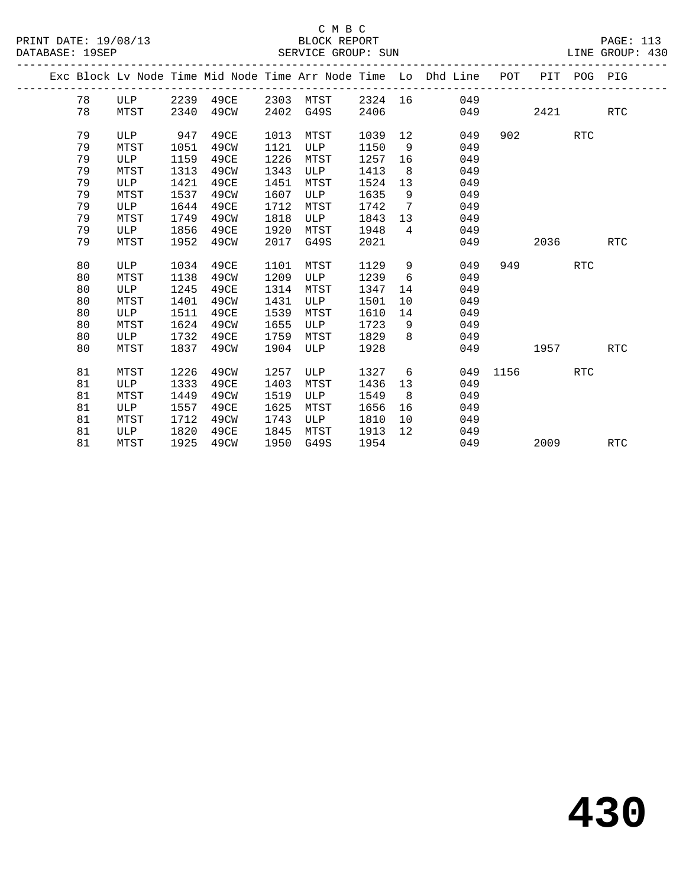C M B C
BLOCK REPORT
SERVICE GROUP: SUN

| Exc | Block | Lv | Node | Time | Mid Node | Time | Arr Node | Time | Lo | Dhd Line | POT | PIT | POG | PIG |
|---|---|---|---|---|---|---|---|---|---|---|---|---|---|---|
| | 78 | | ULP | 2239 | 49CE | 2303 | MTST | 2324 | 16 | 049 | | | | |
| | 78 | | MTST | 2340 | 49CW | 2402 | G49S | 2406 | | 049 | | 2421 | | RTC |
| | 79 | | ULP | 947 | 49CE | 1013 | MTST | 1039 | 12 | 049 | 902 | | RTC | |
| | 79 | | MTST | 1051 | 49CW | 1121 | ULP | 1150 | 9 | 049 | | | | |
| | 79 | | ULP | 1159 | 49CE | 1226 | MTST | 1257 | 16 | 049 | | | | |
| | 79 | | MTST | 1313 | 49CW | 1343 | ULP | 1413 | 8 | 049 | | | | |
| | 79 | | ULP | 1421 | 49CE | 1451 | MTST | 1524 | 13 | 049 | | | | |
| | 79 | | MTST | 1537 | 49CW | 1607 | ULP | 1635 | 9 | 049 | | | | |
| | 79 | | ULP | 1644 | 49CE | 1712 | MTST | 1742 | 7 | 049 | | | | |
| | 79 | | MTST | 1749 | 49CW | 1818 | ULP | 1843 | 13 | 049 | | | | |
| | 79 | | ULP | 1856 | 49CE | 1920 | MTST | 1948 | 4 | 049 | | | | |
| | 79 | | MTST | 1952 | 49CW | 2017 | G49S | 2021 | | 049 | | 2036 | | RTC |
| | 80 | | ULP | 1034 | 49CE | 1101 | MTST | 1129 | 9 | 049 | 949 | | RTC | |
| | 80 | | MTST | 1138 | 49CW | 1209 | ULP | 1239 | 6 | 049 | | | | |
| | 80 | | ULP | 1245 | 49CE | 1314 | MTST | 1347 | 14 | 049 | | | | |
| | 80 | | MTST | 1401 | 49CW | 1431 | ULP | 1501 | 10 | 049 | | | | |
| | 80 | | ULP | 1511 | 49CE | 1539 | MTST | 1610 | 14 | 049 | | | | |
| | 80 | | MTST | 1624 | 49CW | 1655 | ULP | 1723 | 9 | 049 | | | | |
| | 80 | | ULP | 1732 | 49CE | 1759 | MTST | 1829 | 8 | 049 | | | | |
| | 80 | | MTST | 1837 | 49CW | 1904 | ULP | 1928 | | 049 | | 1957 | | RTC |
| | 81 | | MTST | 1226 | 49CW | 1257 | ULP | 1327 | 6 | 049 | 1156 | | RTC | |
| | 81 | | ULP | 1333 | 49CE | 1403 | MTST | 1436 | 13 | 049 | | | | |
| | 81 | | MTST | 1449 | 49CW | 1519 | ULP | 1549 | 8 | 049 | | | | |
| | 81 | | ULP | 1557 | 49CE | 1625 | MTST | 1656 | 16 | 049 | | | | |
| | 81 | | MTST | 1712 | 49CW | 1743 | ULP | 1810 | 10 | 049 | | | | |
| | 81 | | ULP | 1820 | 49CE | 1845 | MTST | 1913 | 12 | 049 | | | | |
| | 81 | | MTST | 1925 | 49CW | 1950 | G49S | 1954 | | 049 | | 2009 | | RTC |

**430**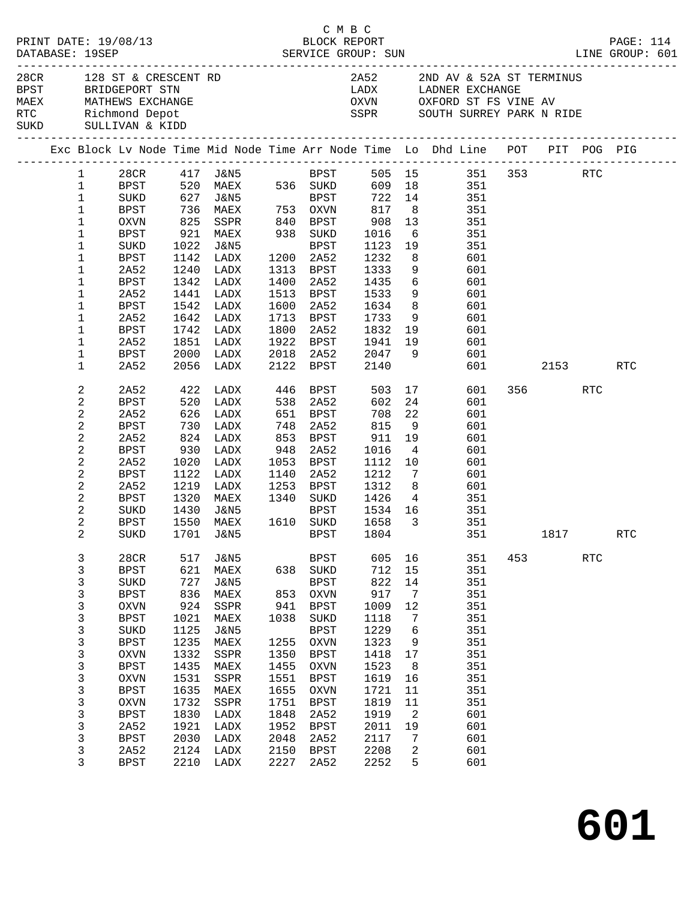C M B C

PRINT DATE: 19/08/13 BLOCK REPORT

DATABASE: 19SEP SERVICE GROUP: SUN LINE GROUP: 601

| | | | |
|---|---|---|---|
| 28CR | 128 ST & CRESCENT RD | 2A52 | 2ND AV & 52A ST TERMINUS |
| BPST | BRIDGEPORT STN | LADX | LADNER EXCHANGE |
| MAEX | MATHEWS EXCHANGE | OXVN | OXFORD ST FS VINE AV |
| RTC | Richmond Depot | SSPR | SOUTH SURREY PARK N RIDE |
| SUKD | SULLIVAN & KIDD | | |

| Exc | Block | Lv Node | Time | Mid Node | Time | Arr Node | Time | Lo | Dhd Line | POT | PIT | POG | PIG |
|---|---|---|---|---|---|---|---|---|---|---|---|---|---|
| | 1 | 28CR | 417 | J&N5 | | BPST | 505 | 15 | 351 | 353 | | RTC | |
| | 1 | BPST | 520 | MAEX | 536 | SUKD | 609 | 18 | 351 | | | | |
| | 1 | SUKD | 627 | J&N5 | | BPST | 722 | 14 | 351 | | | | |
| | 1 | BPST | 736 | MAEX | 753 | OXVN | 817 | 8 | 351 | | | | |
| | 1 | OXVN | 825 | SSPR | 840 | BPST | 908 | 13 | 351 | | | | |
| | 1 | BPST | 921 | MAEX | 938 | SUKD | 1016 | 6 | 351 | | | | |
| | 1 | SUKD | 1022 | J&N5 | | BPST | 1123 | 19 | 351 | | | | |
| | 1 | BPST | 1142 | LADX | 1200 | 2A52 | 1232 | 8 | 601 | | | | |
| | 1 | 2A52 | 1240 | LADX | 1313 | BPST | 1333 | 9 | 601 | | | | |
| | 1 | BPST | 1342 | LADX | 1400 | 2A52 | 1435 | 6 | 601 | | | | |
| | 1 | 2A52 | 1441 | LADX | 1513 | BPST | 1533 | 9 | 601 | | | | |
| | 1 | BPST | 1542 | LADX | 1600 | 2A52 | 1634 | 8 | 601 | | | | |
| | 1 | 2A52 | 1642 | LADX | 1713 | BPST | 1733 | 9 | 601 | | | | |
| | 1 | BPST | 1742 | LADX | 1800 | 2A52 | 1832 | 19 | 601 | | | | |
| | 1 | 2A52 | 1851 | LADX | 1922 | BPST | 1941 | 19 | 601 | | | | |
| | 1 | BPST | 2000 | LADX | 2018 | 2A52 | 2047 | 9 | 601 | | | | |
| | 1 | 2A52 | 2056 | LADX | 2122 | BPST | 2140 | | 601 | | 2153 | | RTC |
| | 2 | 2A52 | 422 | LADX | 446 | BPST | 503 | 17 | 601 | 356 | | RTC | |
| | 2 | BPST | 520 | LADX | 538 | 2A52 | 602 | 24 | 601 | | | | |
| | 2 | 2A52 | 626 | LADX | 651 | BPST | 708 | 22 | 601 | | | | |
| | 2 | BPST | 730 | LADX | 748 | 2A52 | 815 | 9 | 601 | | | | |
| | 2 | 2A52 | 824 | LADX | 853 | BPST | 911 | 19 | 601 | | | | |
| | 2 | BPST | 930 | LADX | 948 | 2A52 | 1016 | 4 | 601 | | | | |
| | 2 | 2A52 | 1020 | LADX | 1053 | BPST | 1112 | 10 | 601 | | | | |
| | 2 | BPST | 1122 | LADX | 1140 | 2A52 | 1212 | 7 | 601 | | | | |
| | 2 | 2A52 | 1219 | LADX | 1253 | BPST | 1312 | 8 | 601 | | | | |
| | 2 | BPST | 1320 | MAEX | 1340 | SUKD | 1426 | 4 | 351 | | | | |
| | 2 | SUKD | 1430 | J&N5 | | BPST | 1534 | 16 | 351 | | | | |
| | 2 | BPST | 1550 | MAEX | 1610 | SUKD | 1658 | 3 | 351 | | | | |
| | 2 | SUKD | 1701 | J&N5 | | BPST | 1804 | | 351 | | 1817 | | RTC |
| | 3 | 28CR | 517 | J&N5 | | BPST | 605 | 16 | 351 | 453 | | RTC | |
| | 3 | BPST | 621 | MAEX | 638 | SUKD | 712 | 15 | 351 | | | | |
| | 3 | SUKD | 727 | J&N5 | | BPST | 822 | 14 | 351 | | | | |
| | 3 | BPST | 836 | MAEX | 853 | OXVN | 917 | 7 | 351 | | | | |
| | 3 | OXVN | 924 | SSPR | 941 | BPST | 1009 | 12 | 351 | | | | |
| | 3 | BPST | 1021 | MAEX | 1038 | SUKD | 1118 | 7 | 351 | | | | |
| | 3 | SUKD | 1125 | J&N5 | | BPST | 1229 | 6 | 351 | | | | |
| | 3 | BPST | 1235 | MAEX | 1255 | OXVN | 1323 | 9 | 351 | | | | |
| | 3 | OXVN | 1332 | SSPR | 1350 | BPST | 1418 | 17 | 351 | | | | |
| | 3 | BPST | 1435 | MAEX | 1455 | OXVN | 1523 | 8 | 351 | | | | |
| | 3 | OXVN | 1531 | SSPR | 1551 | BPST | 1619 | 16 | 351 | | | | |
| | 3 | BPST | 1635 | MAEX | 1655 | OXVN | 1721 | 11 | 351 | | | | |
| | 3 | OXVN | 1732 | SSPR | 1751 | BPST | 1819 | 11 | 351 | | | | |
| | 3 | BPST | 1830 | LADX | 1848 | 2A52 | 1919 | 2 | 601 | | | | |
| | 3 | 2A52 | 1921 | LADX | 1952 | BPST | 2011 | 19 | 601 | | | | |
| | 3 | BPST | 2030 | LADX | 2048 | 2A52 | 2117 | 7 | 601 | | | | |
| | 3 | 2A52 | 2124 | LADX | 2150 | BPST | 2208 | 2 | 601 | | | | |
| | 3 | BPST | 2210 | LADX | 2227 | 2A52 | 2252 | 5 | 601 | | | | |

# 601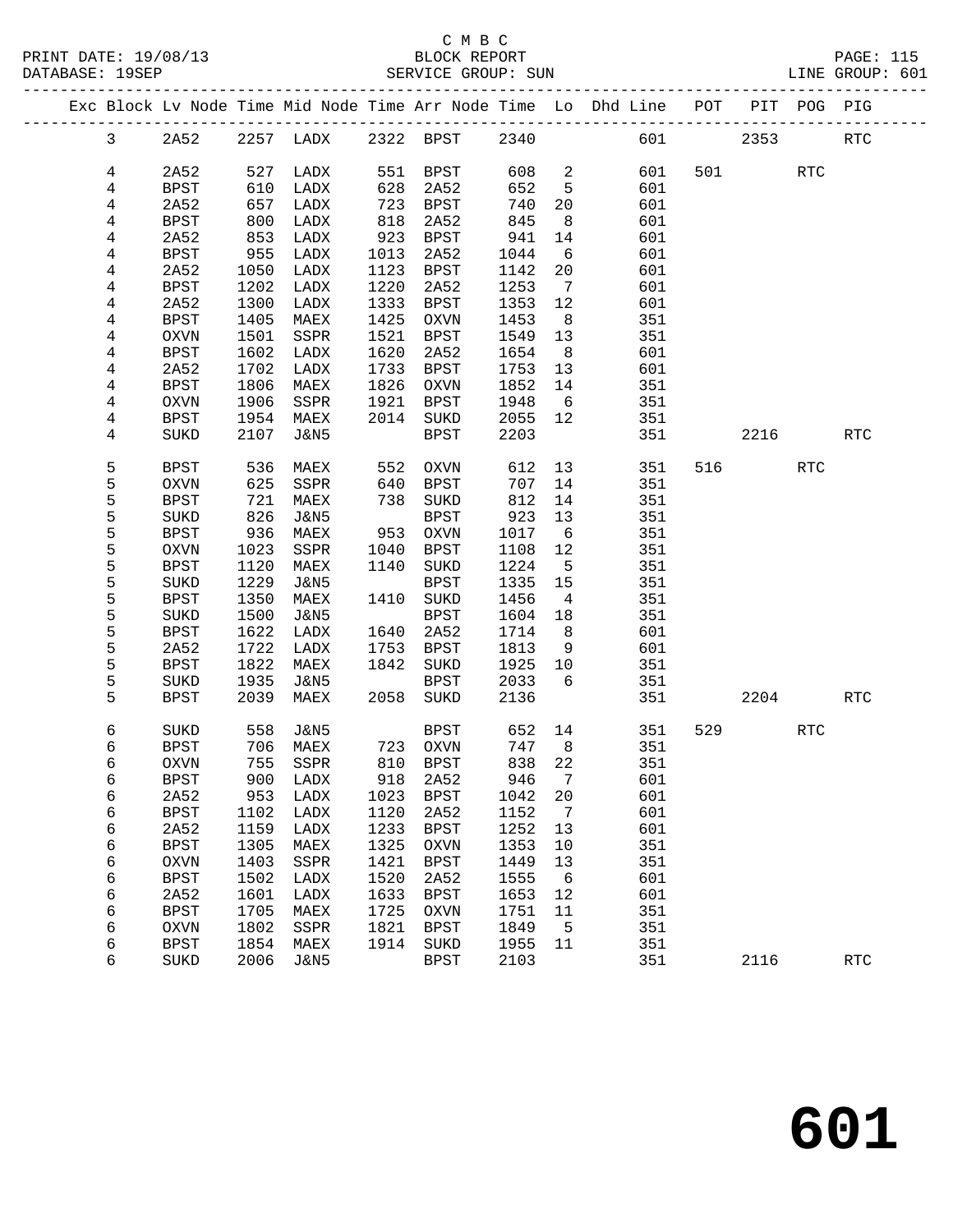C M B C
PRINT DATE: 19/08/13 BLOCK REPORT
DATABASE: 19SEP SERVICE GROUP: SUN LINE GROUP: 601

| Exc | Block | Lv Node | Time | Mid Node | Time | Arr Node | Time | Lo | Dhd Line | POT | PIT | POG | PIG |
|---|---|---|---|---|---|---|---|---|---|---|---|---|---|
| | 3 | 2A52 | 2257 | LADX | 2322 | BPST | 2340 | | 601 | | 2353 | | RTC |
| | 4 | 2A52 | 527 | LADX | 551 | BPST | 608 | 2 | 601 | 501 | | RTC | |
| | 4 | BPST | 610 | LADX | 628 | 2A52 | 652 | 5 | 601 | | | | |
| | 4 | 2A52 | 657 | LADX | 723 | BPST | 740 | 20 | 601 | | | | |
| | 4 | BPST | 800 | LADX | 818 | 2A52 | 845 | 8 | 601 | | | | |
| | 4 | 2A52 | 853 | LADX | 923 | BPST | 941 | 14 | 601 | | | | |
| | 4 | BPST | 955 | LADX | 1013 | 2A52 | 1044 | 6 | 601 | | | | |
| | 4 | 2A52 | 1050 | LADX | 1123 | BPST | 1142 | 20 | 601 | | | | |
| | 4 | BPST | 1202 | LADX | 1220 | 2A52 | 1253 | 7 | 601 | | | | |
| | 4 | 2A52 | 1300 | LADX | 1333 | BPST | 1353 | 12 | 601 | | | | |
| | 4 | BPST | 1405 | MAEX | 1425 | OXVN | 1453 | 8 | 351 | | | | |
| | 4 | OXVN | 1501 | SSPR | 1521 | BPST | 1549 | 13 | 351 | | | | |
| | 4 | BPST | 1602 | LADX | 1620 | 2A52 | 1654 | 8 | 601 | | | | |
| | 4 | 2A52 | 1702 | LADX | 1733 | BPST | 1753 | 13 | 601 | | | | |
| | 4 | BPST | 1806 | MAEX | 1826 | OXVN | 1852 | 14 | 351 | | | | |
| | 4 | OXVN | 1906 | SSPR | 1921 | BPST | 1948 | 6 | 351 | | | | |
| | 4 | BPST | 1954 | MAEX | 2014 | SUKD | 2055 | 12 | 351 | | | | |
| | 4 | SUKD | 2107 | J&N5 | | BPST | 2203 | | 351 | | 2216 | | RTC |
| | 5 | BPST | 536 | MAEX | 552 | OXVN | 612 | 13 | 351 | 516 | | RTC | |
| | 5 | OXVN | 625 | SSPR | 640 | BPST | 707 | 14 | 351 | | | | |
| | 5 | BPST | 721 | MAEX | 738 | SUKD | 812 | 14 | 351 | | | | |
| | 5 | SUKD | 826 | J&N5 | | BPST | 923 | 13 | 351 | | | | |
| | 5 | BPST | 936 | MAEX | 953 | OXVN | 1017 | 6 | 351 | | | | |
| | 5 | OXVN | 1023 | SSPR | 1040 | BPST | 1108 | 12 | 351 | | | | |
| | 5 | BPST | 1120 | MAEX | 1140 | SUKD | 1224 | 5 | 351 | | | | |
| | 5 | SUKD | 1229 | J&N5 | | BPST | 1335 | 15 | 351 | | | | |
| | 5 | BPST | 1350 | MAEX | 1410 | SUKD | 1456 | 4 | 351 | | | | |
| | 5 | SUKD | 1500 | J&N5 | | BPST | 1604 | 18 | 351 | | | | |
| | 5 | BPST | 1622 | LADX | 1640 | 2A52 | 1714 | 8 | 601 | | | | |
| | 5 | 2A52 | 1722 | LADX | 1753 | BPST | 1813 | 9 | 601 | | | | |
| | 5 | BPST | 1822 | MAEX | 1842 | SUKD | 1925 | 10 | 351 | | | | |
| | 5 | SUKD | 1935 | J&N5 | | BPST | 2033 | 6 | 351 | | | | |
| | 5 | BPST | 2039 | MAEX | 2058 | SUKD | 2136 | | 351 | | 2204 | | RTC |
| | 6 | SUKD | 558 | J&N5 | | BPST | 652 | 14 | 351 | 529 | | RTC | |
| | 6 | BPST | 706 | MAEX | 723 | OXVN | 747 | 8 | 351 | | | | |
| | 6 | OXVN | 755 | SSPR | 810 | BPST | 838 | 22 | 351 | | | | |
| | 6 | BPST | 900 | LADX | 918 | 2A52 | 946 | 7 | 601 | | | | |
| | 6 | 2A52 | 953 | LADX | 1023 | BPST | 1042 | 20 | 601 | | | | |
| | 6 | BPST | 1102 | LADX | 1120 | 2A52 | 1152 | 7 | 601 | | | | |
| | 6 | 2A52 | 1159 | LADX | 1233 | BPST | 1252 | 13 | 601 | | | | |
| | 6 | BPST | 1305 | MAEX | 1325 | OXVN | 1353 | 10 | 351 | | | | |
| | 6 | OXVN | 1403 | SSPR | 1421 | BPST | 1449 | 13 | 351 | | | | |
| | 6 | BPST | 1502 | LADX | 1520 | 2A52 | 1555 | 6 | 601 | | | | |
| | 6 | 2A52 | 1601 | LADX | 1633 | BPST | 1653 | 12 | 601 | | | | |
| | 6 | BPST | 1705 | MAEX | 1725 | OXVN | 1751 | 11 | 351 | | | | |
| | 6 | OXVN | 1802 | SSPR | 1821 | BPST | 1849 | 5 | 351 | | | | |
| | 6 | BPST | 1854 | MAEX | 1914 | SUKD | 1955 | 11 | 351 | | | | |
| | 6 | SUKD | 2006 | J&N5 | | BPST | 2103 | | 351 | | 2116 | | RTC |

# 601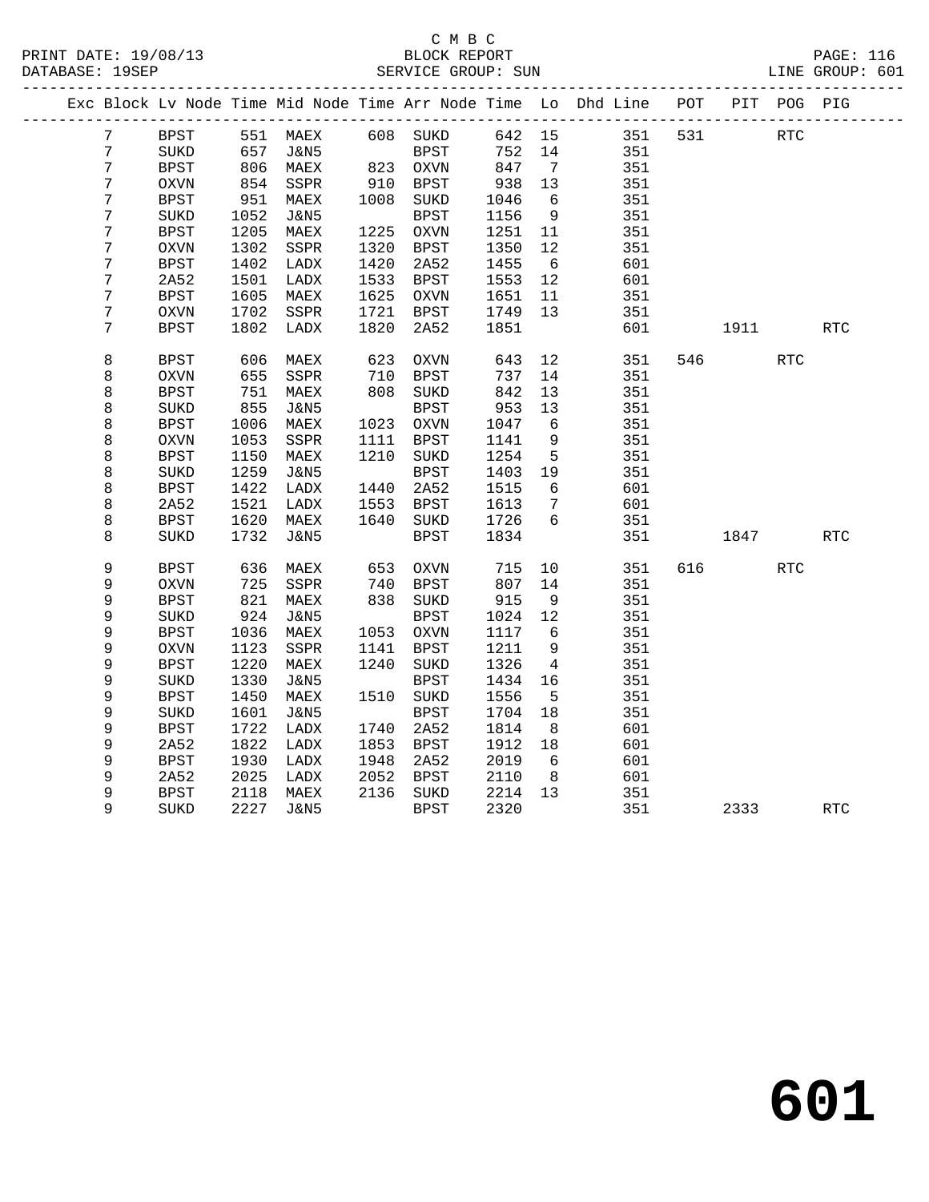C M B C

BLOCK REPORT

SERVICE GROUP: SUN

PRINT DATE: 19/08/13
DATABASE: 19SEP
LINE GROUP: 601

| Exc | Block | Lv | Node | Time | Mid Node | Time | Arr Node | Time | Lo | Dhd Line | POT | PIT | POG | PIG |
|---|---|---|---|---|---|---|---|---|---|---|---|---|---|---|
| | 7 | | BPST | 551 | MAEX | 608 | SUKD | 642 | 15 | 351 | 531 | | RTC | |
| | 7 | | SUKD | 657 | J&N5 | | BPST | 752 | 14 | 351 | | | | |
| | 7 | | BPST | 806 | MAEX | 823 | OXVN | 847 | 7 | 351 | | | | |
| | 7 | | OXVN | 854 | SSPR | 910 | BPST | 938 | 13 | 351 | | | | |
| | 7 | | BPST | 951 | MAEX | 1008 | SUKD | 1046 | 6 | 351 | | | | |
| | 7 | | SUKD | 1052 | J&N5 | | BPST | 1156 | 9 | 351 | | | | |
| | 7 | | BPST | 1205 | MAEX | 1225 | OXVN | 1251 | 11 | 351 | | | | |
| | 7 | | OXVN | 1302 | SSPR | 1320 | BPST | 1350 | 12 | 351 | | | | |
| | 7 | | BPST | 1402 | LADX | 1420 | 2A52 | 1455 | 6 | 601 | | | | |
| | 7 | | 2A52 | 1501 | LADX | 1533 | BPST | 1553 | 12 | 601 | | | | |
| | 7 | | BPST | 1605 | MAEX | 1625 | OXVN | 1651 | 11 | 351 | | | | |
| | 7 | | OXVN | 1702 | SSPR | 1721 | BPST | 1749 | 13 | 351 | | | | |
| | 7 | | BPST | 1802 | LADX | 1820 | 2A52 | 1851 | | 601 | | 1911 | | RTC |
| | 8 | | BPST | 606 | MAEX | 623 | OXVN | 643 | 12 | 351 | 546 | | RTC | |
| | 8 | | OXVN | 655 | SSPR | 710 | BPST | 737 | 14 | 351 | | | | |
| | 8 | | BPST | 751 | MAEX | 808 | SUKD | 842 | 13 | 351 | | | | |
| | 8 | | SUKD | 855 | J&N5 | | BPST | 953 | 13 | 351 | | | | |
| | 8 | | BPST | 1006 | MAEX | 1023 | OXVN | 1047 | 6 | 351 | | | | |
| | 8 | | OXVN | 1053 | SSPR | 1111 | BPST | 1141 | 9 | 351 | | | | |
| | 8 | | BPST | 1150 | MAEX | 1210 | SUKD | 1254 | 5 | 351 | | | | |
| | 8 | | SUKD | 1259 | J&N5 | | BPST | 1403 | 19 | 351 | | | | |
| | 8 | | BPST | 1422 | LADX | 1440 | 2A52 | 1515 | 6 | 601 | | | | |
| | 8 | | 2A52 | 1521 | LADX | 1553 | BPST | 1613 | 7 | 601 | | | | |
| | 8 | | BPST | 1620 | MAEX | 1640 | SUKD | 1726 | 6 | 351 | | | | |
| | 8 | | SUKD | 1732 | J&N5 | | BPST | 1834 | | 351 | | 1847 | | RTC |
| | 9 | | BPST | 636 | MAEX | 653 | OXVN | 715 | 10 | 351 | 616 | | RTC | |
| | 9 | | OXVN | 725 | SSPR | 740 | BPST | 807 | 14 | 351 | | | | |
| | 9 | | BPST | 821 | MAEX | 838 | SUKD | 915 | 9 | 351 | | | | |
| | 9 | | SUKD | 924 | J&N5 | | BPST | 1024 | 12 | 351 | | | | |
| | 9 | | BPST | 1036 | MAEX | 1053 | OXVN | 1117 | 6 | 351 | | | | |
| | 9 | | OXVN | 1123 | SSPR | 1141 | BPST | 1211 | 9 | 351 | | | | |
| | 9 | | BPST | 1220 | MAEX | 1240 | SUKD | 1326 | 4 | 351 | | | | |
| | 9 | | SUKD | 1330 | J&N5 | | BPST | 1434 | 16 | 351 | | | | |
| | 9 | | BPST | 1450 | MAEX | 1510 | SUKD | 1556 | 5 | 351 | | | | |
| | 9 | | SUKD | 1601 | J&N5 | | BPST | 1704 | 18 | 351 | | | | |
| | 9 | | BPST | 1722 | LADX | 1740 | 2A52 | 1814 | 8 | 601 | | | | |
| | 9 | | 2A52 | 1822 | LADX | 1853 | BPST | 1912 | 18 | 601 | | | | |
| | 9 | | BPST | 1930 | LADX | 1948 | 2A52 | 2019 | 6 | 601 | | | | |
| | 9 | | 2A52 | 2025 | LADX | 2052 | BPST | 2110 | 8 | 601 | | | | |
| | 9 | | BPST | 2118 | MAEX | 2136 | SUKD | 2214 | 13 | 351 | | | | |
| | 9 | | SUKD | 2227 | J&N5 | | BPST | 2320 | | 351 | | 2333 | | RTC |

601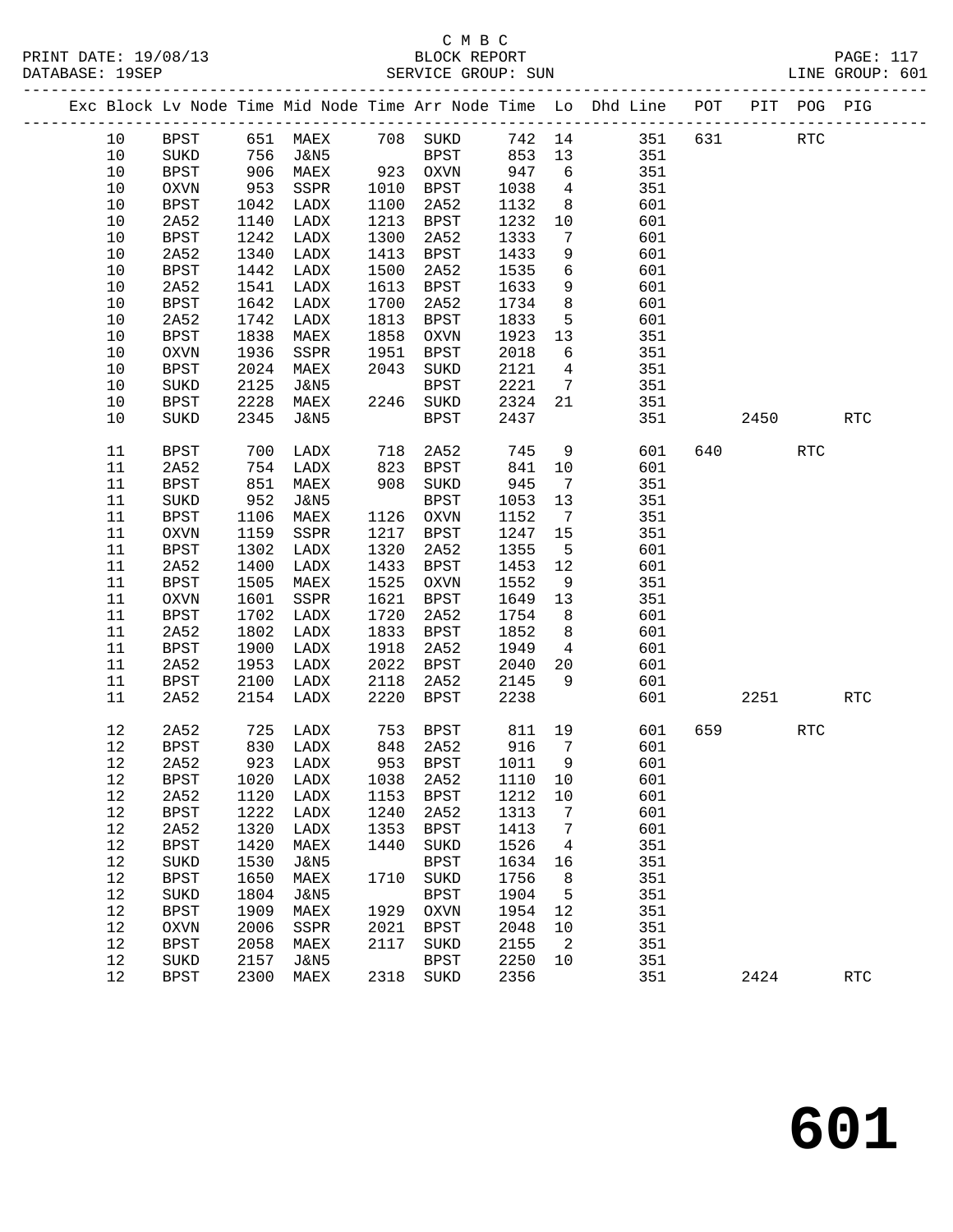C M B C
BLOCK REPORT
SERVICE GROUP: SUN

PRINT DATE: 19/08/13
DATABASE: 19SEP
LINE GROUP: 601

| Exc | Block | Lv | Node | Time | Mid Node | Time | Arr Node | Time | Lo | Dhd Line | POT | PIT | POG | PIG |
|---|---|---|---|---|---|---|---|---|---|---|---|---|---|---|
| | 10 | | BPST | 651 | MAEX | 708 | SUKD | 742 | 14 | 351 | 631 | | RTC | |
| | 10 | | SUKD | 756 | J&N5 | | BPST | 853 | 13 | 351 | | | | |
| | 10 | | BPST | 906 | MAEX | 923 | OXVN | 947 | 6 | 351 | | | | |
| | 10 | | OXVN | 953 | SSPR | 1010 | BPST | 1038 | 4 | 351 | | | | |
| | 10 | | BPST | 1042 | LADX | 1100 | 2A52 | 1132 | 8 | 601 | | | | |
| | 10 | | 2A52 | 1140 | LADX | 1213 | BPST | 1232 | 10 | 601 | | | | |
| | 10 | | BPST | 1242 | LADX | 1300 | 2A52 | 1333 | 7 | 601 | | | | |
| | 10 | | 2A52 | 1340 | LADX | 1413 | BPST | 1433 | 9 | 601 | | | | |
| | 10 | | BPST | 1442 | LADX | 1500 | 2A52 | 1535 | 6 | 601 | | | | |
| | 10 | | 2A52 | 1541 | LADX | 1613 | BPST | 1633 | 9 | 601 | | | | |
| | 10 | | BPST | 1642 | LADX | 1700 | 2A52 | 1734 | 8 | 601 | | | | |
| | 10 | | 2A52 | 1742 | LADX | 1813 | BPST | 1833 | 5 | 601 | | | | |
| | 10 | | BPST | 1838 | MAEX | 1858 | OXVN | 1923 | 13 | 351 | | | | |
| | 10 | | OXVN | 1936 | SSPR | 1951 | BPST | 2018 | 6 | 351 | | | | |
| | 10 | | BPST | 2024 | MAEX | 2043 | SUKD | 2121 | 4 | 351 | | | | |
| | 10 | | SUKD | 2125 | J&N5 | | BPST | 2221 | 7 | 351 | | | | |
| | 10 | | BPST | 2228 | MAEX | 2246 | SUKD | 2324 | 21 | 351 | | | | |
| | 10 | | SUKD | 2345 | J&N5 | | BPST | 2437 | | 351 | | 2450 | | RTC |
| | 11 | | BPST | 700 | LADX | 718 | 2A52 | 745 | 9 | 601 | 640 | | RTC | |
| | 11 | | 2A52 | 754 | LADX | 823 | BPST | 841 | 10 | 601 | | | | |
| | 11 | | BPST | 851 | MAEX | 908 | SUKD | 945 | 7 | 351 | | | | |
| | 11 | | SUKD | 952 | J&N5 | | BPST | 1053 | 13 | 351 | | | | |
| | 11 | | BPST | 1106 | MAEX | 1126 | OXVN | 1152 | 7 | 351 | | | | |
| | 11 | | OXVN | 1159 | SSPR | 1217 | BPST | 1247 | 15 | 351 | | | | |
| | 11 | | BPST | 1302 | LADX | 1320 | 2A52 | 1355 | 5 | 601 | | | | |
| | 11 | | 2A52 | 1400 | LADX | 1433 | BPST | 1453 | 12 | 601 | | | | |
| | 11 | | BPST | 1505 | MAEX | 1525 | OXVN | 1552 | 9 | 351 | | | | |
| | 11 | | OXVN | 1601 | SSPR | 1621 | BPST | 1649 | 13 | 351 | | | | |
| | 11 | | BPST | 1702 | LADX | 1720 | 2A52 | 1754 | 8 | 601 | | | | |
| | 11 | | 2A52 | 1802 | LADX | 1833 | BPST | 1852 | 8 | 601 | | | | |
| | 11 | | BPST | 1900 | LADX | 1918 | 2A52 | 1949 | 4 | 601 | | | | |
| | 11 | | 2A52 | 1953 | LADX | 2022 | BPST | 2040 | 20 | 601 | | | | |
| | 11 | | BPST | 2100 | LADX | 2118 | 2A52 | 2145 | 9 | 601 | | | | |
| | 11 | | 2A52 | 2154 | LADX | 2220 | BPST | 2238 | | 601 | | 2251 | | RTC |
| | 12 | | 2A52 | 725 | LADX | 753 | BPST | 811 | 19 | 601 | 659 | | RTC | |
| | 12 | | BPST | 830 | LADX | 848 | 2A52 | 916 | 7 | 601 | | | | |
| | 12 | | 2A52 | 923 | LADX | 953 | BPST | 1011 | 9 | 601 | | | | |
| | 12 | | BPST | 1020 | LADX | 1038 | 2A52 | 1110 | 10 | 601 | | | | |
| | 12 | | 2A52 | 1120 | LADX | 1153 | BPST | 1212 | 10 | 601 | | | | |
| | 12 | | BPST | 1222 | LADX | 1240 | 2A52 | 1313 | 7 | 601 | | | | |
| | 12 | | 2A52 | 1320 | LADX | 1353 | BPST | 1413 | 7 | 601 | | | | |
| | 12 | | BPST | 1420 | MAEX | 1440 | SUKD | 1526 | 4 | 351 | | | | |
| | 12 | | SUKD | 1530 | J&N5 | | BPST | 1634 | 16 | 351 | | | | |
| | 12 | | BPST | 1650 | MAEX | 1710 | SUKD | 1756 | 8 | 351 | | | | |
| | 12 | | SUKD | 1804 | J&N5 | | BPST | 1904 | 5 | 351 | | | | |
| | 12 | | BPST | 1909 | MAEX | 1929 | OXVN | 1954 | 12 | 351 | | | | |
| | 12 | | OXVN | 2006 | SSPR | 2021 | BPST | 2048 | 10 | 351 | | | | |
| | 12 | | BPST | 2058 | MAEX | 2117 | SUKD | 2155 | 2 | 351 | | | | |
| | 12 | | SUKD | 2157 | J&N5 | | BPST | 2250 | 10 | 351 | | | | |
| | 12 | | BPST | 2300 | MAEX | 2318 | SUKD | 2356 | | 351 | | 2424 | | RTC |

# 601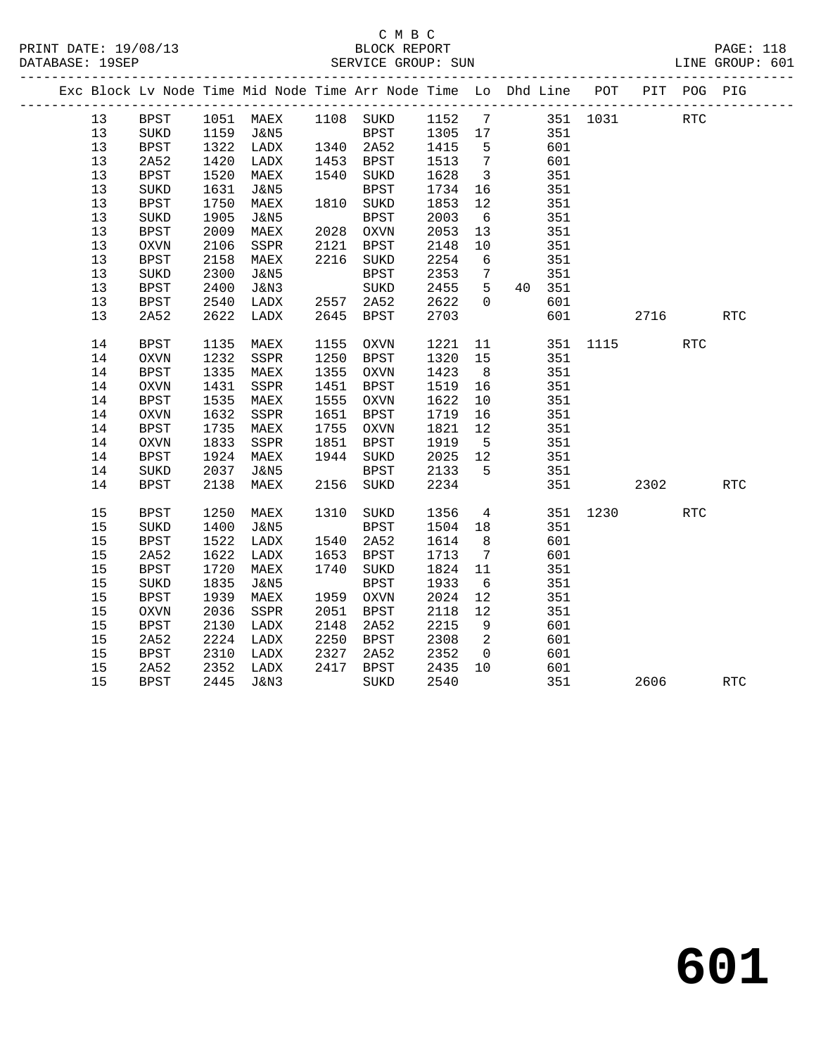C M B C
PRINT DATE: 19/08/13 BLOCK REPORT
DATABASE: 19SEP SERVICE GROUP: SUN LINE GROUP: 601

| Exc | Block | Lv | Node | Time | Mid Node | Time | Arr Node | Time | Lo | Dhd | Line | POT | PIT | POG | PIG |
|---|---|---|---|---|---|---|---|---|---|---|---|---|---|---|---|
| | 13 | | BPST | 1051 | MAEX | 1108 | SUKD | 1152 | 7 | | 351 | 1031 | | RTC | |
| | 13 | | SUKD | 1159 | J&N5 | | BPST | 1305 | 17 | | 351 | | | | |
| | 13 | | BPST | 1322 | LADX | 1340 | 2A52 | 1415 | 5 | | 601 | | | | |
| | 13 | | 2A52 | 1420 | LADX | 1453 | BPST | 1513 | 7 | | 601 | | | | |
| | 13 | | BPST | 1520 | MAEX | 1540 | SUKD | 1628 | 3 | | 351 | | | | |
| | 13 | | SUKD | 1631 | J&N5 | | BPST | 1734 | 16 | | 351 | | | | |
| | 13 | | BPST | 1750 | MAEX | 1810 | SUKD | 1853 | 12 | | 351 | | | | |
| | 13 | | SUKD | 1905 | J&N5 | | BPST | 2003 | 6 | | 351 | | | | |
| | 13 | | BPST | 2009 | MAEX | 2028 | OXVN | 2053 | 13 | | 351 | | | | |
| | 13 | | OXVN | 2106 | SSPR | 2121 | BPST | 2148 | 10 | | 351 | | | | |
| | 13 | | BPST | 2158 | MAEX | 2216 | SUKD | 2254 | 6 | | 351 | | | | |
| | 13 | | SUKD | 2300 | J&N5 | | BPST | 2353 | 7 | | 351 | | | | |
| | 13 | | BPST | 2400 | J&N3 | | SUKD | 2455 | 5 | 40 | 351 | | | | |
| | 13 | | BPST | 2540 | LADX | 2557 | 2A52 | 2622 | 0 | | 601 | | | | |
| | 13 | | 2A52 | 2622 | LADX | 2645 | BPST | 2703 | | | 601 | | 2716 | | RTC |
| | 14 | | BPST | 1135 | MAEX | 1155 | OXVN | 1221 | 11 | | 351 | 1115 | | RTC | |
| | 14 | | OXVN | 1232 | SSPR | 1250 | BPST | 1320 | 15 | | 351 | | | | |
| | 14 | | BPST | 1335 | MAEX | 1355 | OXVN | 1423 | 8 | | 351 | | | | |
| | 14 | | OXVN | 1431 | SSPR | 1451 | BPST | 1519 | 16 | | 351 | | | | |
| | 14 | | BPST | 1535 | MAEX | 1555 | OXVN | 1622 | 10 | | 351 | | | | |
| | 14 | | OXVN | 1632 | SSPR | 1651 | BPST | 1719 | 16 | | 351 | | | | |
| | 14 | | BPST | 1735 | MAEX | 1755 | OXVN | 1821 | 12 | | 351 | | | | |
| | 14 | | OXVN | 1833 | SSPR | 1851 | BPST | 1919 | 5 | | 351 | | | | |
| | 14 | | BPST | 1924 | MAEX | 1944 | SUKD | 2025 | 12 | | 351 | | | | |
| | 14 | | SUKD | 2037 | J&N5 | | BPST | 2133 | 5 | | 351 | | | | |
| | 14 | | BPST | 2138 | MAEX | 2156 | SUKD | 2234 | | | 351 | | 2302 | | RTC |
| | 15 | | BPST | 1250 | MAEX | 1310 | SUKD | 1356 | 4 | | 351 | 1230 | | RTC | |
| | 15 | | SUKD | 1400 | J&N5 | | BPST | 1504 | 18 | | 351 | | | | |
| | 15 | | BPST | 1522 | LADX | 1540 | 2A52 | 1614 | 8 | | 601 | | | | |
| | 15 | | 2A52 | 1622 | LADX | 1653 | BPST | 1713 | 7 | | 601 | | | | |
| | 15 | | BPST | 1720 | MAEX | 1740 | SUKD | 1824 | 11 | | 351 | | | | |
| | 15 | | SUKD | 1835 | J&N5 | | BPST | 1933 | 6 | | 351 | | | | |
| | 15 | | BPST | 1939 | MAEX | 1959 | OXVN | 2024 | 12 | | 351 | | | | |
| | 15 | | OXVN | 2036 | SSPR | 2051 | BPST | 2118 | 12 | | 351 | | | | |
| | 15 | | BPST | 2130 | LADX | 2148 | 2A52 | 2215 | 9 | | 601 | | | | |
| | 15 | | 2A52 | 2224 | LADX | 2250 | BPST | 2308 | 2 | | 601 | | | | |
| | 15 | | BPST | 2310 | LADX | 2327 | 2A52 | 2352 | 0 | | 601 | | | | |
| | 15 | | 2A52 | 2352 | LADX | 2417 | BPST | 2435 | 10 | | 601 | | | | |
| | 15 | | BPST | 2445 | J&N3 | | SUKD | 2540 | | | 351 | | 2606 | | RTC |

601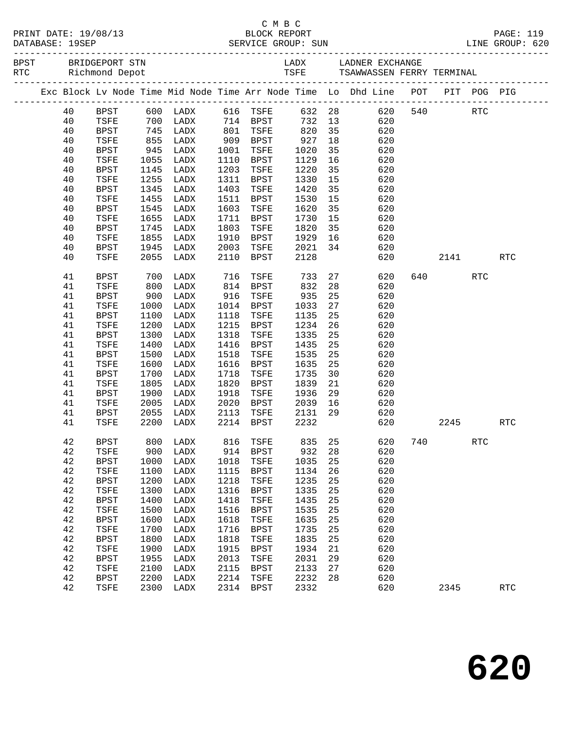C M B C

BLOCK REPORT

PRINT DATE: 19/08/13 DATABASE: 19SEP SERVICE GROUP: SUN LINE GROUP: 620

BPST BRIDGEPORT STN LADX LADNER EXCHANGE
RTC Richmond Depot TSFE TSAWWASSEN FERRY TERMINAL

| Exc | Block | Lv Node | Time | Mid Node | Time | Arr Node | Time | Lo | Dhd Line | POT | PIT | POG | PIG |
|---|---|---|---|---|---|---|---|---|---|---|---|---|---|
| | 40 | BPST | 600 | LADX | 616 | TSFE | 632 | 28 | 620 | 540 | | RTC | |
| | 40 | TSFE | 700 | LADX | 714 | BPST | 732 | 13 | 620 | | | | |
| | 40 | BPST | 745 | LADX | 801 | TSFE | 820 | 35 | 620 | | | | |
| | 40 | TSFE | 855 | LADX | 909 | BPST | 927 | 18 | 620 | | | | |
| | 40 | BPST | 945 | LADX | 1001 | TSFE | 1020 | 35 | 620 | | | | |
| | 40 | TSFE | 1055 | LADX | 1110 | BPST | 1129 | 16 | 620 | | | | |
| | 40 | BPST | 1145 | LADX | 1203 | TSFE | 1220 | 35 | 620 | | | | |
| | 40 | TSFE | 1255 | LADX | 1311 | BPST | 1330 | 15 | 620 | | | | |
| | 40 | BPST | 1345 | LADX | 1403 | TSFE | 1420 | 35 | 620 | | | | |
| | 40 | TSFE | 1455 | LADX | 1511 | BPST | 1530 | 15 | 620 | | | | |
| | 40 | BPST | 1545 | LADX | 1603 | TSFE | 1620 | 35 | 620 | | | | |
| | 40 | TSFE | 1655 | LADX | 1711 | BPST | 1730 | 15 | 620 | | | | |
| | 40 | BPST | 1745 | LADX | 1803 | TSFE | 1820 | 35 | 620 | | | | |
| | 40 | TSFE | 1855 | LADX | 1910 | BPST | 1929 | 16 | 620 | | | | |
| | 40 | BPST | 1945 | LADX | 2003 | TSFE | 2021 | 34 | 620 | | | | |
| | 40 | TSFE | 2055 | LADX | 2110 | BPST | 2128 | | 620 | | 2141 | | RTC |
| | 41 | BPST | 700 | LADX | 716 | TSFE | 733 | 27 | 620 | 640 | | RTC | |
| | 41 | TSFE | 800 | LADX | 814 | BPST | 832 | 28 | 620 | | | | |
| | 41 | BPST | 900 | LADX | 916 | TSFE | 935 | 25 | 620 | | | | |
| | 41 | TSFE | 1000 | LADX | 1014 | BPST | 1033 | 27 | 620 | | | | |
| | 41 | BPST | 1100 | LADX | 1118 | TSFE | 1135 | 25 | 620 | | | | |
| | 41 | TSFE | 1200 | LADX | 1215 | BPST | 1234 | 26 | 620 | | | | |
| | 41 | BPST | 1300 | LADX | 1318 | TSFE | 1335 | 25 | 620 | | | | |
| | 41 | TSFE | 1400 | LADX | 1416 | BPST | 1435 | 25 | 620 | | | | |
| | 41 | BPST | 1500 | LADX | 1518 | TSFE | 1535 | 25 | 620 | | | | |
| | 41 | TSFE | 1600 | LADX | 1616 | BPST | 1635 | 25 | 620 | | | | |
| | 41 | BPST | 1700 | LADX | 1718 | TSFE | 1735 | 30 | 620 | | | | |
| | 41 | TSFE | 1805 | LADX | 1820 | BPST | 1839 | 21 | 620 | | | | |
| | 41 | BPST | 1900 | LADX | 1918 | TSFE | 1936 | 29 | 620 | | | | |
| | 41 | TSFE | 2005 | LADX | 2020 | BPST | 2039 | 16 | 620 | | | | |
| | 41 | BPST | 2055 | LADX | 2113 | TSFE | 2131 | 29 | 620 | | | | |
| | 41 | TSFE | 2200 | LADX | 2214 | BPST | 2232 | | 620 | | 2245 | | RTC |
| | 42 | BPST | 800 | LADX | 816 | TSFE | 835 | 25 | 620 | 740 | | RTC | |
| | 42 | TSFE | 900 | LADX | 914 | BPST | 932 | 28 | 620 | | | | |
| | 42 | BPST | 1000 | LADX | 1018 | TSFE | 1035 | 25 | 620 | | | | |
| | 42 | TSFE | 1100 | LADX | 1115 | BPST | 1134 | 26 | 620 | | | | |
| | 42 | BPST | 1200 | LADX | 1218 | TSFE | 1235 | 25 | 620 | | | | |
| | 42 | TSFE | 1300 | LADX | 1316 | BPST | 1335 | 25 | 620 | | | | |
| | 42 | BPST | 1400 | LADX | 1418 | TSFE | 1435 | 25 | 620 | | | | |
| | 42 | TSFE | 1500 | LADX | 1516 | BPST | 1535 | 25 | 620 | | | | |
| | 42 | BPST | 1600 | LADX | 1618 | TSFE | 1635 | 25 | 620 | | | | |
| | 42 | TSFE | 1700 | LADX | 1716 | BPST | 1735 | 25 | 620 | | | | |
| | 42 | BPST | 1800 | LADX | 1818 | TSFE | 1835 | 25 | 620 | | | | |
| | 42 | TSFE | 1900 | LADX | 1915 | BPST | 1934 | 21 | 620 | | | | |
| | 42 | BPST | 1955 | LADX | 2013 | TSFE | 2031 | 29 | 620 | | | | |
| | 42 | TSFE | 2100 | LADX | 2115 | BPST | 2133 | 27 | 620 | | | | |
| | 42 | BPST | 2200 | LADX | 2214 | TSFE | 2232 | 28 | 620 | | | | |
| | 42 | TSFE | 2300 | LADX | 2314 | BPST | 2332 | | 620 | | 2345 | | RTC |

620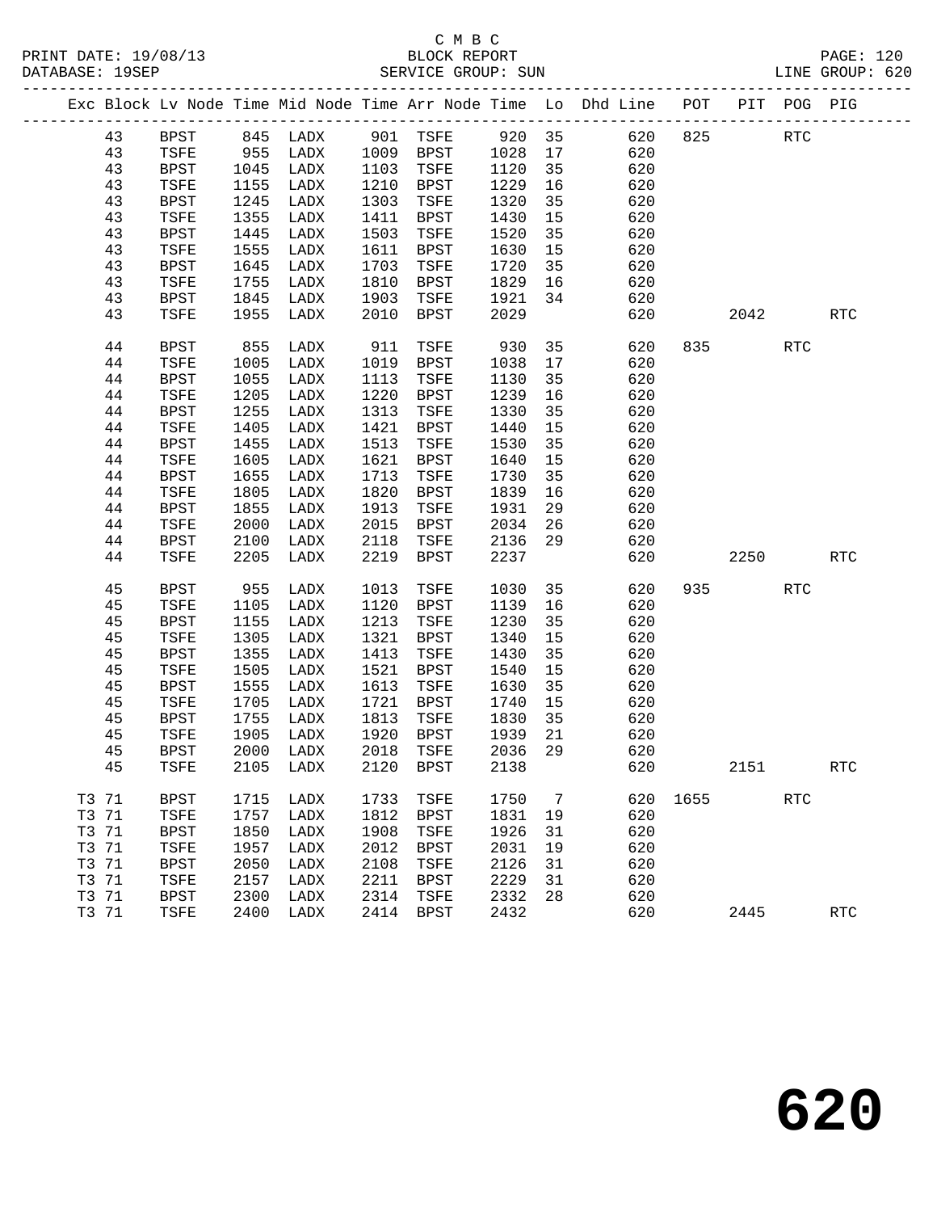C M B C
PRINT DATE: 19/08/13 BLOCK REPORT
DATABASE: 19SEP SERVICE GROUP: SUN LINE GROUP: 620

| Exc | Block | Lv | Node | Time | Mid Node | Time | Arr Node | Time | Lo | Dhd Line | POT | PIT | POG | PIG |
|---|---|---|---|---|---|---|---|---|---|---|---|---|---|---|
| | 43 | | BPST | 845 | LADX | 901 | TSFE | 920 | 35 | 620 | 825 | | RTC | |
| | 43 | | TSFE | 955 | LADX | 1009 | BPST | 1028 | 17 | 620 | | | | |
| | 43 | | BPST | 1045 | LADX | 1103 | TSFE | 1120 | 35 | 620 | | | | |
| | 43 | | TSFE | 1155 | LADX | 1210 | BPST | 1229 | 16 | 620 | | | | |
| | 43 | | BPST | 1245 | LADX | 1303 | TSFE | 1320 | 35 | 620 | | | | |
| | 43 | | TSFE | 1355 | LADX | 1411 | BPST | 1430 | 15 | 620 | | | | |
| | 43 | | BPST | 1445 | LADX | 1503 | TSFE | 1520 | 35 | 620 | | | | |
| | 43 | | TSFE | 1555 | LADX | 1611 | BPST | 1630 | 15 | 620 | | | | |
| | 43 | | BPST | 1645 | LADX | 1703 | TSFE | 1720 | 35 | 620 | | | | |
| | 43 | | TSFE | 1755 | LADX | 1810 | BPST | 1829 | 16 | 620 | | | | |
| | 43 | | BPST | 1845 | LADX | 1903 | TSFE | 1921 | 34 | 620 | | | | |
| | 43 | | TSFE | 1955 | LADX | 2010 | BPST | 2029 | | 620 | | 2042 | | RTC |
| | 44 | | BPST | 855 | LADX | 911 | TSFE | 930 | 35 | 620 | 835 | | RTC | |
| | 44 | | TSFE | 1005 | LADX | 1019 | BPST | 1038 | 17 | 620 | | | | |
| | 44 | | BPST | 1055 | LADX | 1113 | TSFE | 1130 | 35 | 620 | | | | |
| | 44 | | TSFE | 1205 | LADX | 1220 | BPST | 1239 | 16 | 620 | | | | |
| | 44 | | BPST | 1255 | LADX | 1313 | TSFE | 1330 | 35 | 620 | | | | |
| | 44 | | TSFE | 1405 | LADX | 1421 | BPST | 1440 | 15 | 620 | | | | |
| | 44 | | BPST | 1455 | LADX | 1513 | TSFE | 1530 | 35 | 620 | | | | |
| | 44 | | TSFE | 1605 | LADX | 1621 | BPST | 1640 | 15 | 620 | | | | |
| | 44 | | BPST | 1655 | LADX | 1713 | TSFE | 1730 | 35 | 620 | | | | |
| | 44 | | TSFE | 1805 | LADX | 1820 | BPST | 1839 | 16 | 620 | | | | |
| | 44 | | BPST | 1855 | LADX | 1913 | TSFE | 1931 | 29 | 620 | | | | |
| | 44 | | TSFE | 2000 | LADX | 2015 | BPST | 2034 | 26 | 620 | | | | |
| | 44 | | BPST | 2100 | LADX | 2118 | TSFE | 2136 | 29 | 620 | | | | |
| | 44 | | TSFE | 2205 | LADX | 2219 | BPST | 2237 | | 620 | | 2250 | | RTC |
| | 45 | | BPST | 955 | LADX | 1013 | TSFE | 1030 | 35 | 620 | 935 | | RTC | |
| | 45 | | TSFE | 1105 | LADX | 1120 | BPST | 1139 | 16 | 620 | | | | |
| | 45 | | BPST | 1155 | LADX | 1213 | TSFE | 1230 | 35 | 620 | | | | |
| | 45 | | TSFE | 1305 | LADX | 1321 | BPST | 1340 | 15 | 620 | | | | |
| | 45 | | BPST | 1355 | LADX | 1413 | TSFE | 1430 | 35 | 620 | | | | |
| | 45 | | TSFE | 1505 | LADX | 1521 | BPST | 1540 | 15 | 620 | | | | |
| | 45 | | BPST | 1555 | LADX | 1613 | TSFE | 1630 | 35 | 620 | | | | |
| | 45 | | TSFE | 1705 | LADX | 1721 | BPST | 1740 | 15 | 620 | | | | |
| | 45 | | BPST | 1755 | LADX | 1813 | TSFE | 1830 | 35 | 620 | | | | |
| | 45 | | TSFE | 1905 | LADX | 1920 | BPST | 1939 | 21 | 620 | | | | |
| | 45 | | BPST | 2000 | LADX | 2018 | TSFE | 2036 | 29 | 620 | | | | |
| | 45 | | TSFE | 2105 | LADX | 2120 | BPST | 2138 | | 620 | | 2151 | | RTC |
| T3 | 71 | | BPST | 1715 | LADX | 1733 | TSFE | 1750 | 7 | 620 | 1655 | | RTC | |
| T3 | 71 | | TSFE | 1757 | LADX | 1812 | BPST | 1831 | 19 | 620 | | | | |
| T3 | 71 | | BPST | 1850 | LADX | 1908 | TSFE | 1926 | 31 | 620 | | | | |
| T3 | 71 | | TSFE | 1957 | LADX | 2012 | BPST | 2031 | 19 | 620 | | | | |
| T3 | 71 | | BPST | 2050 | LADX | 2108 | TSFE | 2126 | 31 | 620 | | | | |
| T3 | 71 | | TSFE | 2157 | LADX | 2211 | BPST | 2229 | 31 | 620 | | | | |
| T3 | 71 | | BPST | 2300 | LADX | 2314 | TSFE | 2332 | 28 | 620 | | | | |
| T3 | 71 | | TSFE | 2400 | LADX | 2414 | BPST | 2432 | | 620 | | 2445 | | RTC |

620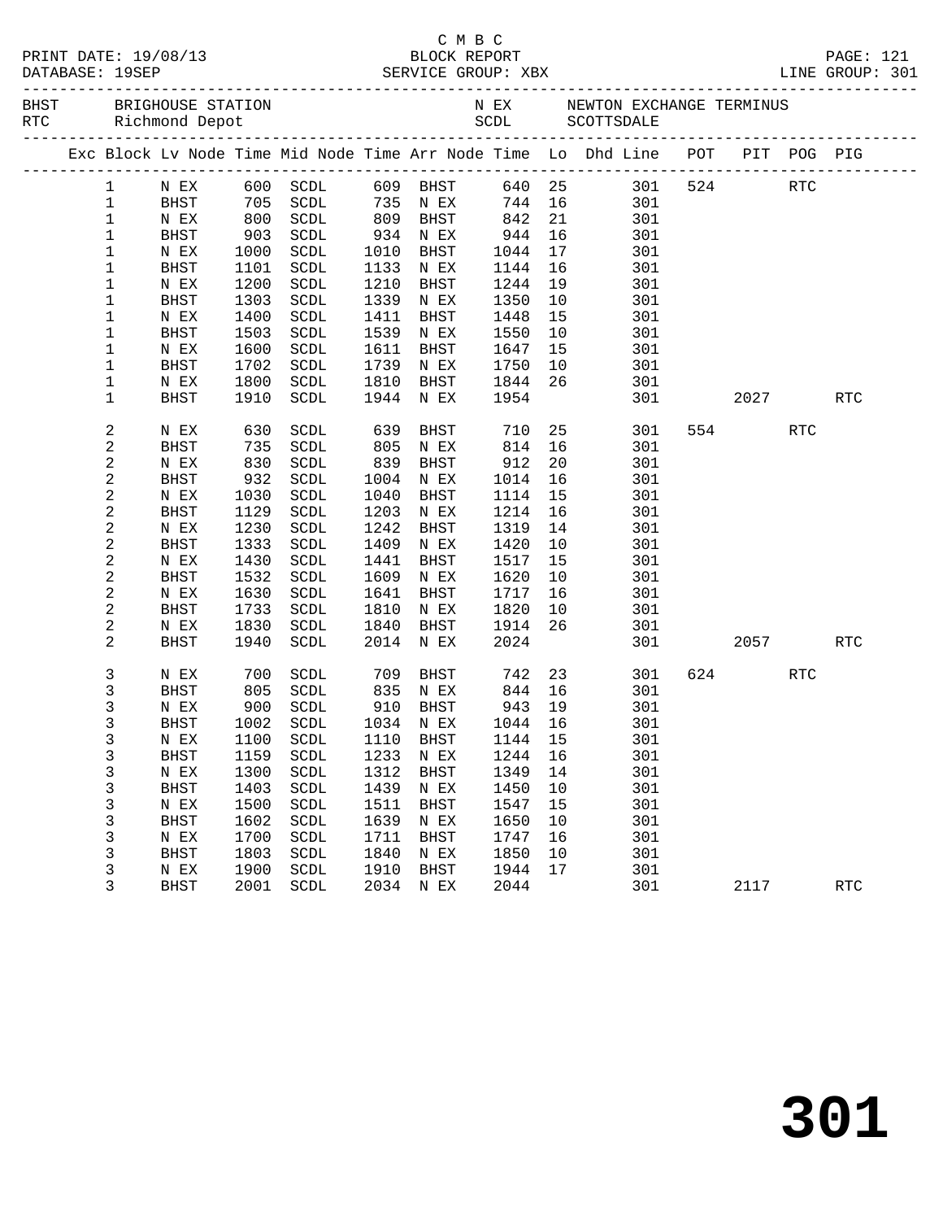C M B C
BLOCK REPORT
SERVICE GROUP: XBX

PRINT DATE: 19/08/13
DATABASE: 19SEP
LINE GROUP: 301

BHST BRIGHOUSE STATION — N EX NEWTON EXCHANGE TERMINUS
RTC Richmond Depot — SCDL SCOTTSDALE

| Exc | Block | Lv Node | Time | Mid Node | Time | Arr Node | Time | Lo | Dhd Line | POT | PIT | POG | PIG |
|---|---|---|---|---|---|---|---|---|---|---|---|---|---|
| | 1 | N EX | 600 | SCDL | 609 | BHST | 640 | 25 | 301 | 524 | | RTC | |
| | 1 | BHST | 705 | SCDL | 735 | N EX | 744 | 16 | 301 | | | | |
| | 1 | N EX | 800 | SCDL | 809 | BHST | 842 | 21 | 301 | | | | |
| | 1 | BHST | 903 | SCDL | 934 | N EX | 944 | 16 | 301 | | | | |
| | 1 | N EX | 1000 | SCDL | 1010 | BHST | 1044 | 17 | 301 | | | | |
| | 1 | BHST | 1101 | SCDL | 1133 | N EX | 1144 | 16 | 301 | | | | |
| | 1 | N EX | 1200 | SCDL | 1210 | BHST | 1244 | 19 | 301 | | | | |
| | 1 | BHST | 1303 | SCDL | 1339 | N EX | 1350 | 10 | 301 | | | | |
| | 1 | N EX | 1400 | SCDL | 1411 | BHST | 1448 | 15 | 301 | | | | |
| | 1 | BHST | 1503 | SCDL | 1539 | N EX | 1550 | 10 | 301 | | | | |
| | 1 | N EX | 1600 | SCDL | 1611 | BHST | 1647 | 15 | 301 | | | | |
| | 1 | BHST | 1702 | SCDL | 1739 | N EX | 1750 | 10 | 301 | | | | |
| | 1 | N EX | 1800 | SCDL | 1810 | BHST | 1844 | 26 | 301 | | | | |
| | 1 | BHST | 1910 | SCDL | 1944 | N EX | 1954 | | 301 | | 2027 | | RTC |
| | 2 | N EX | 630 | SCDL | 639 | BHST | 710 | 25 | 301 | 554 | | RTC | |
| | 2 | BHST | 735 | SCDL | 805 | N EX | 814 | 16 | 301 | | | | |
| | 2 | N EX | 830 | SCDL | 839 | BHST | 912 | 20 | 301 | | | | |
| | 2 | BHST | 932 | SCDL | 1004 | N EX | 1014 | 16 | 301 | | | | |
| | 2 | N EX | 1030 | SCDL | 1040 | BHST | 1114 | 15 | 301 | | | | |
| | 2 | BHST | 1129 | SCDL | 1203 | N EX | 1214 | 16 | 301 | | | | |
| | 2 | N EX | 1230 | SCDL | 1242 | BHST | 1319 | 14 | 301 | | | | |
| | 2 | BHST | 1333 | SCDL | 1409 | N EX | 1420 | 10 | 301 | | | | |
| | 2 | N EX | 1430 | SCDL | 1441 | BHST | 1517 | 15 | 301 | | | | |
| | 2 | BHST | 1532 | SCDL | 1609 | N EX | 1620 | 10 | 301 | | | | |
| | 2 | N EX | 1630 | SCDL | 1641 | BHST | 1717 | 16 | 301 | | | | |
| | 2 | BHST | 1733 | SCDL | 1810 | N EX | 1820 | 10 | 301 | | | | |
| | 2 | N EX | 1830 | SCDL | 1840 | BHST | 1914 | 26 | 301 | | | | |
| | 2 | BHST | 1940 | SCDL | 2014 | N EX | 2024 | | 301 | | 2057 | | RTC |
| | 3 | N EX | 700 | SCDL | 709 | BHST | 742 | 23 | 301 | 624 | | RTC | |
| | 3 | BHST | 805 | SCDL | 835 | N EX | 844 | 16 | 301 | | | | |
| | 3 | N EX | 900 | SCDL | 910 | BHST | 943 | 19 | 301 | | | | |
| | 3 | BHST | 1002 | SCDL | 1034 | N EX | 1044 | 16 | 301 | | | | |
| | 3 | N EX | 1100 | SCDL | 1110 | BHST | 1144 | 15 | 301 | | | | |
| | 3 | BHST | 1159 | SCDL | 1233 | N EX | 1244 | 16 | 301 | | | | |
| | 3 | N EX | 1300 | SCDL | 1312 | BHST | 1349 | 14 | 301 | | | | |
| | 3 | BHST | 1403 | SCDL | 1439 | N EX | 1450 | 10 | 301 | | | | |
| | 3 | N EX | 1500 | SCDL | 1511 | BHST | 1547 | 15 | 301 | | | | |
| | 3 | BHST | 1602 | SCDL | 1639 | N EX | 1650 | 10 | 301 | | | | |
| | 3 | N EX | 1700 | SCDL | 1711 | BHST | 1747 | 16 | 301 | | | | |
| | 3 | BHST | 1803 | SCDL | 1840 | N EX | 1850 | 10 | 301 | | | | |
| | 3 | N EX | 1900 | SCDL | 1910 | BHST | 1944 | 17 | 301 | | | | |
| | 3 | BHST | 2001 | SCDL | 2034 | N EX | 2044 | | 301 | | 2117 | | RTC |

# 301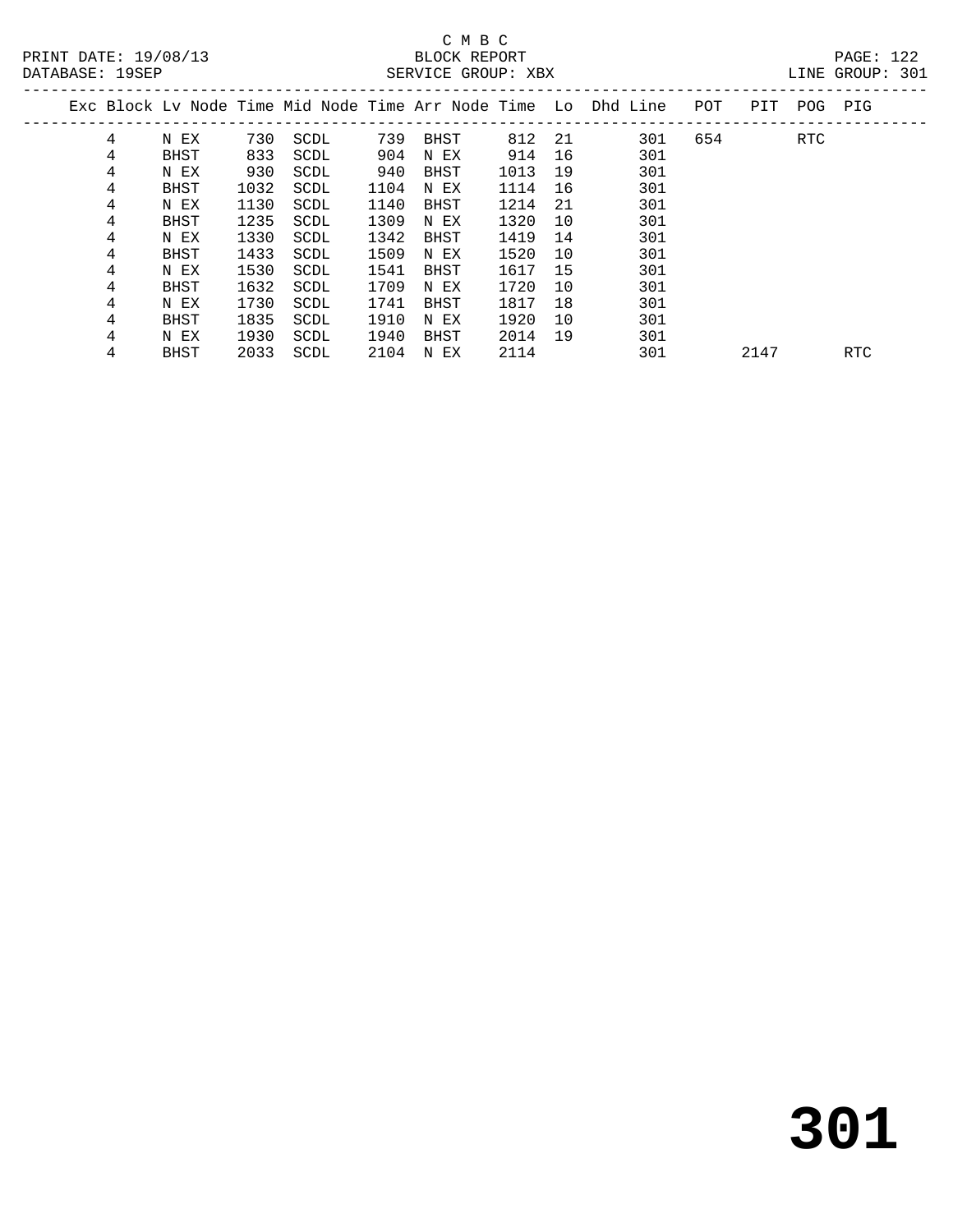C M B C
PRINT DATE: 19/08/13 BLOCK REPORT
DATABASE: 19SEP SERVICE GROUP: XBX LINE GROUP: 301

| Exc | Block | Lv Node | Time | Mid Node | Time | Arr Node | Time | Lo | Dhd Line | POT | PIT | POG | PIG |
|---|---|---|---|---|---|---|---|---|---|---|---|---|---|
| | 4 | N EX | 730 | SCDL | 739 | BHST | 812 | 21 | 301 | 654 | | RTC | |
| | 4 | BHST | 833 | SCDL | 904 | N EX | 914 | 16 | 301 | | | | |
| | 4 | N EX | 930 | SCDL | 940 | BHST | 1013 | 19 | 301 | | | | |
| | 4 | BHST | 1032 | SCDL | 1104 | N EX | 1114 | 16 | 301 | | | | |
| | 4 | N EX | 1130 | SCDL | 1140 | BHST | 1214 | 21 | 301 | | | | |
| | 4 | BHST | 1235 | SCDL | 1309 | N EX | 1320 | 10 | 301 | | | | |
| | 4 | N EX | 1330 | SCDL | 1342 | BHST | 1419 | 14 | 301 | | | | |
| | 4 | BHST | 1433 | SCDL | 1509 | N EX | 1520 | 10 | 301 | | | | |
| | 4 | N EX | 1530 | SCDL | 1541 | BHST | 1617 | 15 | 301 | | | | |
| | 4 | BHST | 1632 | SCDL | 1709 | N EX | 1720 | 10 | 301 | | | | |
| | 4 | N EX | 1730 | SCDL | 1741 | BHST | 1817 | 18 | 301 | | | | |
| | 4 | BHST | 1835 | SCDL | 1910 | N EX | 1920 | 10 | 301 | | | | |
| | 4 | N EX | 1930 | SCDL | 1940 | BHST | 2014 | 19 | 301 | | | | |
| | 4 | BHST | 2033 | SCDL | 2104 | N EX | 2114 | | 301 | | 2147 | | RTC |

# 301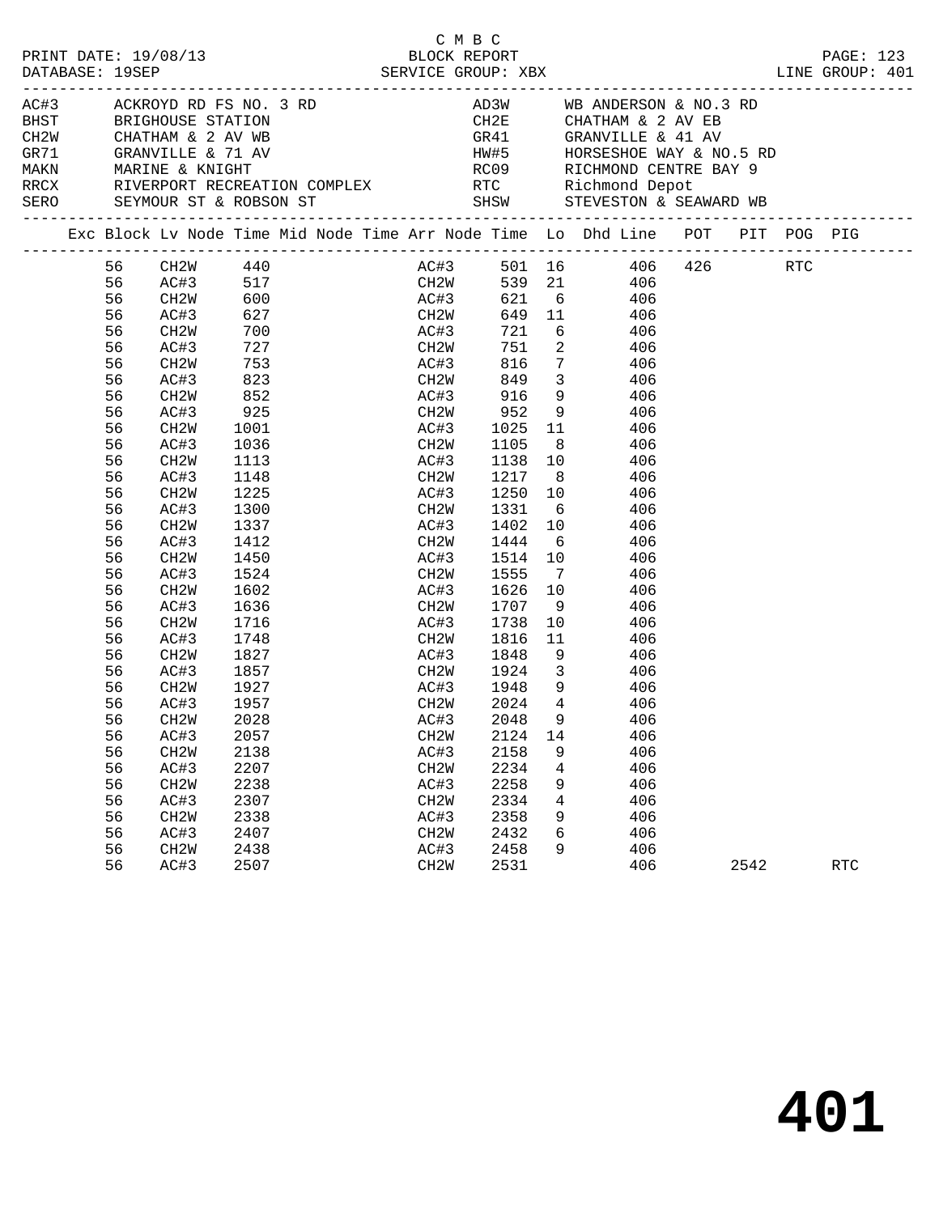C M B C
PRINT DATE: 19/08/13 BLOCK REPORT
DATABASE: 19SEP SERVICE GROUP: XBX LINE GROUP: 401

| | | | |
|---|---|---|---|
| AC#3 | ACKROYD RD FS NO. 3 RD | AD3W | WB ANDERSON & NO.3 RD |
| BHST | BRIGHOUSE STATION | CH2E | CHATHAM & 2 AV EB |
| CH2W | CHATHAM & 2 AV WB | GR41 | GRANVILLE & 41 AV |
| GR71 | GRANVILLE & 71 AV | HW#5 | HORSESHOE WAY & NO.5 RD |
| MAKN | MARINE & KNIGHT | RC09 | RICHMOND CENTRE BAY 9 |
| RRCX | RIVERPORT RECREATION COMPLEX | RTC | Richmond Depot |
| SERO | SEYMOUR ST & ROBSON ST | SHSW | STEVESTON & SEAWARD WB |

| Exc | Block | Lv Node | Time | Mid Node | Time | Arr Node | Time | Lo | Dhd Line | POT | PIT | POG | PIG |
|---|---|---|---|---|---|---|---|---|---|---|---|---|---|
| | 56 | CH2W | 440 | | | AC#3 | 501 | 16 | 406 | 426 | | RTC | |
| | 56 | AC#3 | 517 | | | CH2W | 539 | 21 | 406 | | | | |
| | 56 | CH2W | 600 | | | AC#3 | 621 | 6 | 406 | | | | |
| | 56 | AC#3 | 627 | | | CH2W | 649 | 11 | 406 | | | | |
| | 56 | CH2W | 700 | | | AC#3 | 721 | 6 | 406 | | | | |
| | 56 | AC#3 | 727 | | | CH2W | 751 | 2 | 406 | | | | |
| | 56 | CH2W | 753 | | | AC#3 | 816 | 7 | 406 | | | | |
| | 56 | AC#3 | 823 | | | CH2W | 849 | 3 | 406 | | | | |
| | 56 | CH2W | 852 | | | AC#3 | 916 | 9 | 406 | | | | |
| | 56 | AC#3 | 925 | | | CH2W | 952 | 9 | 406 | | | | |
| | 56 | CH2W | 1001 | | | AC#3 | 1025 | 11 | 406 | | | | |
| | 56 | AC#3 | 1036 | | | CH2W | 1105 | 8 | 406 | | | | |
| | 56 | CH2W | 1113 | | | AC#3 | 1138 | 10 | 406 | | | | |
| | 56 | AC#3 | 1148 | | | CH2W | 1217 | 8 | 406 | | | | |
| | 56 | CH2W | 1225 | | | AC#3 | 1250 | 10 | 406 | | | | |
| | 56 | AC#3 | 1300 | | | CH2W | 1331 | 6 | 406 | | | | |
| | 56 | CH2W | 1337 | | | AC#3 | 1402 | 10 | 406 | | | | |
| | 56 | AC#3 | 1412 | | | CH2W | 1444 | 6 | 406 | | | | |
| | 56 | CH2W | 1450 | | | AC#3 | 1514 | 10 | 406 | | | | |
| | 56 | AC#3 | 1524 | | | CH2W | 1555 | 7 | 406 | | | | |
| | 56 | CH2W | 1602 | | | AC#3 | 1626 | 10 | 406 | | | | |
| | 56 | AC#3 | 1636 | | | CH2W | 1707 | 9 | 406 | | | | |
| | 56 | CH2W | 1716 | | | AC#3 | 1738 | 10 | 406 | | | | |
| | 56 | AC#3 | 1748 | | | CH2W | 1816 | 11 | 406 | | | | |
| | 56 | CH2W | 1827 | | | AC#3 | 1848 | 9 | 406 | | | | |
| | 56 | AC#3 | 1857 | | | CH2W | 1924 | 3 | 406 | | | | |
| | 56 | CH2W | 1927 | | | AC#3 | 1948 | 9 | 406 | | | | |
| | 56 | AC#3 | 1957 | | | CH2W | 2024 | 4 | 406 | | | | |
| | 56 | CH2W | 2028 | | | AC#3 | 2048 | 9 | 406 | | | | |
| | 56 | AC#3 | 2057 | | | CH2W | 2124 | 14 | 406 | | | | |
| | 56 | CH2W | 2138 | | | AC#3 | 2158 | 9 | 406 | | | | |
| | 56 | AC#3 | 2207 | | | CH2W | 2234 | 4 | 406 | | | | |
| | 56 | CH2W | 2238 | | | AC#3 | 2258 | 9 | 406 | | | | |
| | 56 | AC#3 | 2307 | | | CH2W | 2334 | 4 | 406 | | | | |
| | 56 | CH2W | 2338 | | | AC#3 | 2358 | 9 | 406 | | | | |
| | 56 | AC#3 | 2407 | | | CH2W | 2432 | 6 | 406 | | | | |
| | 56 | CH2W | 2438 | | | AC#3 | 2458 | 9 | 406 | | | | |
| | 56 | AC#3 | 2507 | | | CH2W | 2531 | | 406 | | 2542 | | RTC |

401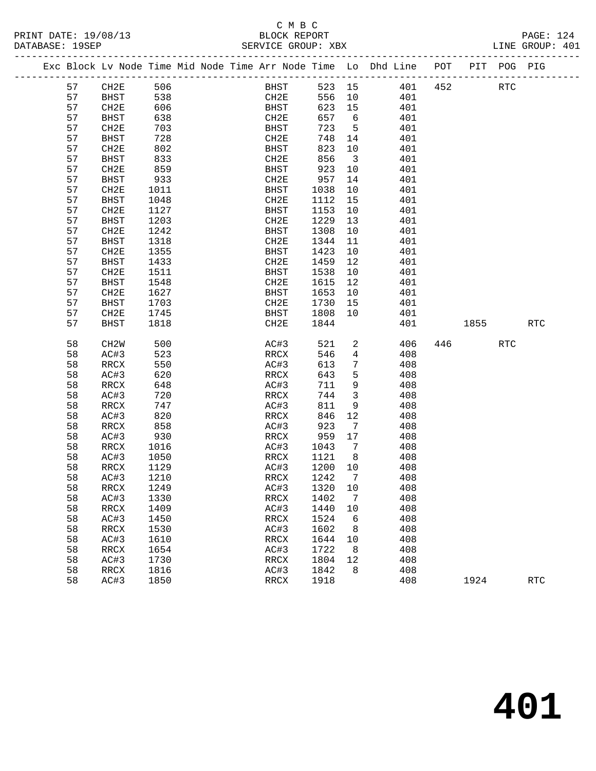C M B C
BLOCK REPORT
SERVICE GROUP: XBX

PRINT DATE: 19/08/13
DATABASE: 19SEP

LINE GROUP: 401

| Exc | Block | Lv | Node | Time | Mid Node | Time | Arr Node | Time | Lo | Dhd Line | POT | PIT | POG | PIG |
|---|---|---|---|---|---|---|---|---|---|---|---|---|---|---|
| | 57 | | CH2E | 506 | | | BHST | 523 | 15 | 401 | 452 | | RTC | |
| | 57 | | BHST | 538 | | | CH2E | 556 | 10 | 401 | | | | |
| | 57 | | CH2E | 606 | | | BHST | 623 | 15 | 401 | | | | |
| | 57 | | BHST | 638 | | | CH2E | 657 | 6 | 401 | | | | |
| | 57 | | CH2E | 703 | | | BHST | 723 | 5 | 401 | | | | |
| | 57 | | BHST | 728 | | | CH2E | 748 | 14 | 401 | | | | |
| | 57 | | CH2E | 802 | | | BHST | 823 | 10 | 401 | | | | |
| | 57 | | BHST | 833 | | | CH2E | 856 | 3 | 401 | | | | |
| | 57 | | CH2E | 859 | | | BHST | 923 | 10 | 401 | | | | |
| | 57 | | BHST | 933 | | | CH2E | 957 | 14 | 401 | | | | |
| | 57 | | CH2E | 1011 | | | BHST | 1038 | 10 | 401 | | | | |
| | 57 | | BHST | 1048 | | | CH2E | 1112 | 15 | 401 | | | | |
| | 57 | | CH2E | 1127 | | | BHST | 1153 | 10 | 401 | | | | |
| | 57 | | BHST | 1203 | | | CH2E | 1229 | 13 | 401 | | | | |
| | 57 | | CH2E | 1242 | | | BHST | 1308 | 10 | 401 | | | | |
| | 57 | | BHST | 1318 | | | CH2E | 1344 | 11 | 401 | | | | |
| | 57 | | CH2E | 1355 | | | BHST | 1423 | 10 | 401 | | | | |
| | 57 | | BHST | 1433 | | | CH2E | 1459 | 12 | 401 | | | | |
| | 57 | | CH2E | 1511 | | | BHST | 1538 | 10 | 401 | | | | |
| | 57 | | BHST | 1548 | | | CH2E | 1615 | 12 | 401 | | | | |
| | 57 | | CH2E | 1627 | | | BHST | 1653 | 10 | 401 | | | | |
| | 57 | | BHST | 1703 | | | CH2E | 1730 | 15 | 401 | | | | |
| | 57 | | CH2E | 1745 | | | BHST | 1808 | 10 | 401 | | | | |
| | 57 | | BHST | 1818 | | | CH2E | 1844 | | 401 | | 1855 | | RTC |
| | 58 | | CH2W | 500 | | | AC#3 | 521 | 2 | 406 | 446 | | RTC | |
| | 58 | | AC#3 | 523 | | | RRCX | 546 | 4 | 408 | | | | |
| | 58 | | RRCX | 550 | | | AC#3 | 613 | 7 | 408 | | | | |
| | 58 | | AC#3 | 620 | | | RRCX | 643 | 5 | 408 | | | | |
| | 58 | | RRCX | 648 | | | AC#3 | 711 | 9 | 408 | | | | |
| | 58 | | AC#3 | 720 | | | RRCX | 744 | 3 | 408 | | | | |
| | 58 | | RRCX | 747 | | | AC#3 | 811 | 9 | 408 | | | | |
| | 58 | | AC#3 | 820 | | | RRCX | 846 | 12 | 408 | | | | |
| | 58 | | RRCX | 858 | | | AC#3 | 923 | 7 | 408 | | | | |
| | 58 | | AC#3 | 930 | | | RRCX | 959 | 17 | 408 | | | | |
| | 58 | | RRCX | 1016 | | | AC#3 | 1043 | 7 | 408 | | | | |
| | 58 | | AC#3 | 1050 | | | RRCX | 1121 | 8 | 408 | | | | |
| | 58 | | RRCX | 1129 | | | AC#3 | 1200 | 10 | 408 | | | | |
| | 58 | | AC#3 | 1210 | | | RRCX | 1242 | 7 | 408 | | | | |
| | 58 | | RRCX | 1249 | | | AC#3 | 1320 | 10 | 408 | | | | |
| | 58 | | AC#3 | 1330 | | | RRCX | 1402 | 7 | 408 | | | | |
| | 58 | | RRCX | 1409 | | | AC#3 | 1440 | 10 | 408 | | | | |
| | 58 | | AC#3 | 1450 | | | RRCX | 1524 | 6 | 408 | | | | |
| | 58 | | RRCX | 1530 | | | AC#3 | 1602 | 8 | 408 | | | | |
| | 58 | | AC#3 | 1610 | | | RRCX | 1644 | 10 | 408 | | | | |
| | 58 | | RRCX | 1654 | | | AC#3 | 1722 | 8 | 408 | | | | |
| | 58 | | AC#3 | 1730 | | | RRCX | 1804 | 12 | 408 | | | | |
| | 58 | | RRCX | 1816 | | | AC#3 | 1842 | 8 | 408 | | | | |
| | 58 | | AC#3 | 1850 | | | RRCX | 1918 | | 408 | | 1924 | | RTC |

# 401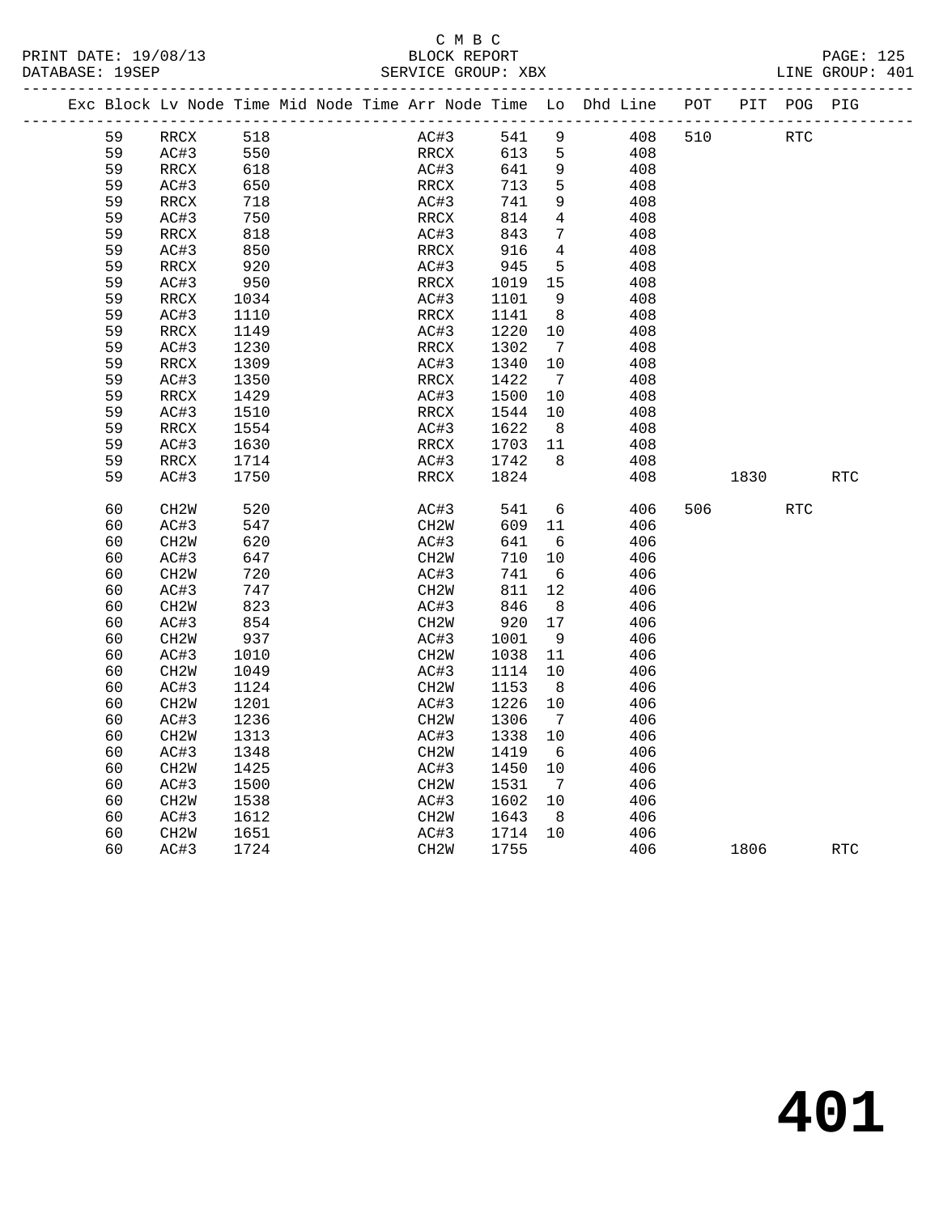C M B C
BLOCK REPORT
SERVICE GROUP: XBX

PRINT DATE: 19/08/13
DATABASE: 19SEP
LINE GROUP: 401

| Exc | Block | Lv | Node | Time | Mid | Node | Time | Arr | Node | Time | Lo | Dhd | Line | POT | PIT | POG | PIG |
|---|---|---|---|---|---|---|---|---|---|---|---|---|---|---|---|---|---|
| | 59 | | RRCX | 518 | | | | | AC#3 | 541 | 9 | | 408 | 510 | | RTC | |
| | 59 | | AC#3 | 550 | | | | | RRCX | 613 | 5 | | 408 | | | | |
| | 59 | | RRCX | 618 | | | | | AC#3 | 641 | 9 | | 408 | | | | |
| | 59 | | AC#3 | 650 | | | | | RRCX | 713 | 5 | | 408 | | | | |
| | 59 | | RRCX | 718 | | | | | AC#3 | 741 | 9 | | 408 | | | | |
| | 59 | | AC#3 | 750 | | | | | RRCX | 814 | 4 | | 408 | | | | |
| | 59 | | RRCX | 818 | | | | | AC#3 | 843 | 7 | | 408 | | | | |
| | 59 | | AC#3 | 850 | | | | | RRCX | 916 | 4 | | 408 | | | | |
| | 59 | | RRCX | 920 | | | | | AC#3 | 945 | 5 | | 408 | | | | |
| | 59 | | AC#3 | 950 | | | | | RRCX | 1019 | 15 | | 408 | | | | |
| | 59 | | RRCX | 1034 | | | | | AC#3 | 1101 | 9 | | 408 | | | | |
| | 59 | | AC#3 | 1110 | | | | | RRCX | 1141 | 8 | | 408 | | | | |
| | 59 | | RRCX | 1149 | | | | | AC#3 | 1220 | 10 | | 408 | | | | |
| | 59 | | AC#3 | 1230 | | | | | RRCX | 1302 | 7 | | 408 | | | | |
| | 59 | | RRCX | 1309 | | | | | AC#3 | 1340 | 10 | | 408 | | | | |
| | 59 | | AC#3 | 1350 | | | | | RRCX | 1422 | 7 | | 408 | | | | |
| | 59 | | RRCX | 1429 | | | | | AC#3 | 1500 | 10 | | 408 | | | | |
| | 59 | | AC#3 | 1510 | | | | | RRCX | 1544 | 10 | | 408 | | | | |
| | 59 | | RRCX | 1554 | | | | | AC#3 | 1622 | 8 | | 408 | | | | |
| | 59 | | AC#3 | 1630 | | | | | RRCX | 1703 | 11 | | 408 | | | | |
| | 59 | | RRCX | 1714 | | | | | AC#3 | 1742 | 8 | | 408 | | | | |
| | 59 | | AC#3 | 1750 | | | | | RRCX | 1824 | | | 408 | | 1830 | | RTC |
| | 60 | | CH2W | 520 | | | | | AC#3 | 541 | 6 | | 406 | 506 | | RTC | |
| | 60 | | AC#3 | 547 | | | | | CH2W | 609 | 11 | | 406 | | | | |
| | 60 | | CH2W | 620 | | | | | AC#3 | 641 | 6 | | 406 | | | | |
| | 60 | | AC#3 | 647 | | | | | CH2W | 710 | 10 | | 406 | | | | |
| | 60 | | CH2W | 720 | | | | | AC#3 | 741 | 6 | | 406 | | | | |
| | 60 | | AC#3 | 747 | | | | | CH2W | 811 | 12 | | 406 | | | | |
| | 60 | | CH2W | 823 | | | | | AC#3 | 846 | 8 | | 406 | | | | |
| | 60 | | AC#3 | 854 | | | | | CH2W | 920 | 17 | | 406 | | | | |
| | 60 | | CH2W | 937 | | | | | AC#3 | 1001 | 9 | | 406 | | | | |
| | 60 | | AC#3 | 1010 | | | | | CH2W | 1038 | 11 | | 406 | | | | |
| | 60 | | CH2W | 1049 | | | | | AC#3 | 1114 | 10 | | 406 | | | | |
| | 60 | | AC#3 | 1124 | | | | | CH2W | 1153 | 8 | | 406 | | | | |
| | 60 | | CH2W | 1201 | | | | | AC#3 | 1226 | 10 | | 406 | | | | |
| | 60 | | AC#3 | 1236 | | | | | CH2W | 1306 | 7 | | 406 | | | | |
| | 60 | | CH2W | 1313 | | | | | AC#3 | 1338 | 10 | | 406 | | | | |
| | 60 | | AC#3 | 1348 | | | | | CH2W | 1419 | 6 | | 406 | | | | |
| | 60 | | CH2W | 1425 | | | | | AC#3 | 1450 | 10 | | 406 | | | | |
| | 60 | | AC#3 | 1500 | | | | | CH2W | 1531 | 7 | | 406 | | | | |
| | 60 | | CH2W | 1538 | | | | | AC#3 | 1602 | 10 | | 406 | | | | |
| | 60 | | AC#3 | 1612 | | | | | CH2W | 1643 | 8 | | 406 | | | | |
| | 60 | | CH2W | 1651 | | | | | AC#3 | 1714 | 10 | | 406 | | | | |
| | 60 | | AC#3 | 1724 | | | | | CH2W | 1755 | | | 406 | | 1806 | | RTC |

# 401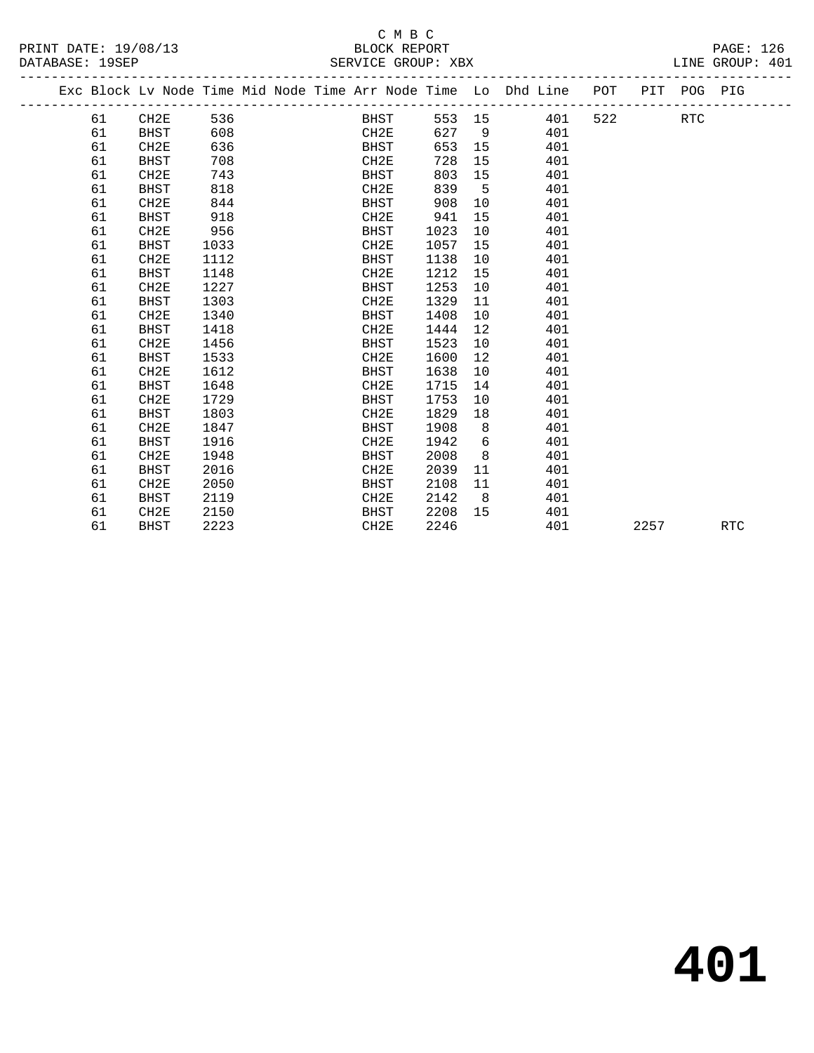C M B C

BLOCK REPORT

SERVICE GROUP: XBX

PRINT DATE: 19/08/13
DATABASE: 19SEP
LINE GROUP: 401

| Exc | Block | Lv Node | Time | Mid Node | Time | Arr Node | Time | Lo | Dhd Line | POT | PIT | POG | PIG |
|---|---|---|---|---|---|---|---|---|---|---|---|---|---|
| | 61 | CH2E | 536 | | | BHST | 553 | 15 | 401 | 522 | | RTC | |
| | 61 | BHST | 608 | | | CH2E | 627 | 9 | 401 | | | | |
| | 61 | CH2E | 636 | | | BHST | 653 | 15 | 401 | | | | |
| | 61 | BHST | 708 | | | CH2E | 728 | 15 | 401 | | | | |
| | 61 | CH2E | 743 | | | BHST | 803 | 15 | 401 | | | | |
| | 61 | BHST | 818 | | | CH2E | 839 | 5 | 401 | | | | |
| | 61 | CH2E | 844 | | | BHST | 908 | 10 | 401 | | | | |
| | 61 | BHST | 918 | | | CH2E | 941 | 15 | 401 | | | | |
| | 61 | CH2E | 956 | | | BHST | 1023 | 10 | 401 | | | | |
| | 61 | BHST | 1033 | | | CH2E | 1057 | 15 | 401 | | | | |
| | 61 | CH2E | 1112 | | | BHST | 1138 | 10 | 401 | | | | |
| | 61 | BHST | 1148 | | | CH2E | 1212 | 15 | 401 | | | | |
| | 61 | CH2E | 1227 | | | BHST | 1253 | 10 | 401 | | | | |
| | 61 | BHST | 1303 | | | CH2E | 1329 | 11 | 401 | | | | |
| | 61 | CH2E | 1340 | | | BHST | 1408 | 10 | 401 | | | | |
| | 61 | BHST | 1418 | | | CH2E | 1444 | 12 | 401 | | | | |
| | 61 | CH2E | 1456 | | | BHST | 1523 | 10 | 401 | | | | |
| | 61 | BHST | 1533 | | | CH2E | 1600 | 12 | 401 | | | | |
| | 61 | CH2E | 1612 | | | BHST | 1638 | 10 | 401 | | | | |
| | 61 | BHST | 1648 | | | CH2E | 1715 | 14 | 401 | | | | |
| | 61 | CH2E | 1729 | | | BHST | 1753 | 10 | 401 | | | | |
| | 61 | BHST | 1803 | | | CH2E | 1829 | 18 | 401 | | | | |
| | 61 | CH2E | 1847 | | | BHST | 1908 | 8 | 401 | | | | |
| | 61 | BHST | 1916 | | | CH2E | 1942 | 6 | 401 | | | | |
| | 61 | CH2E | 1948 | | | BHST | 2008 | 8 | 401 | | | | |
| | 61 | BHST | 2016 | | | CH2E | 2039 | 11 | 401 | | | | |
| | 61 | CH2E | 2050 | | | BHST | 2108 | 11 | 401 | | | | |
| | 61 | BHST | 2119 | | | CH2E | 2142 | 8 | 401 | | | | |
| | 61 | CH2E | 2150 | | | BHST | 2208 | 15 | 401 | | | | |
| | 61 | BHST | 2223 | | | CH2E | 2246 | | 401 | | 2257 | | RTC |

# 401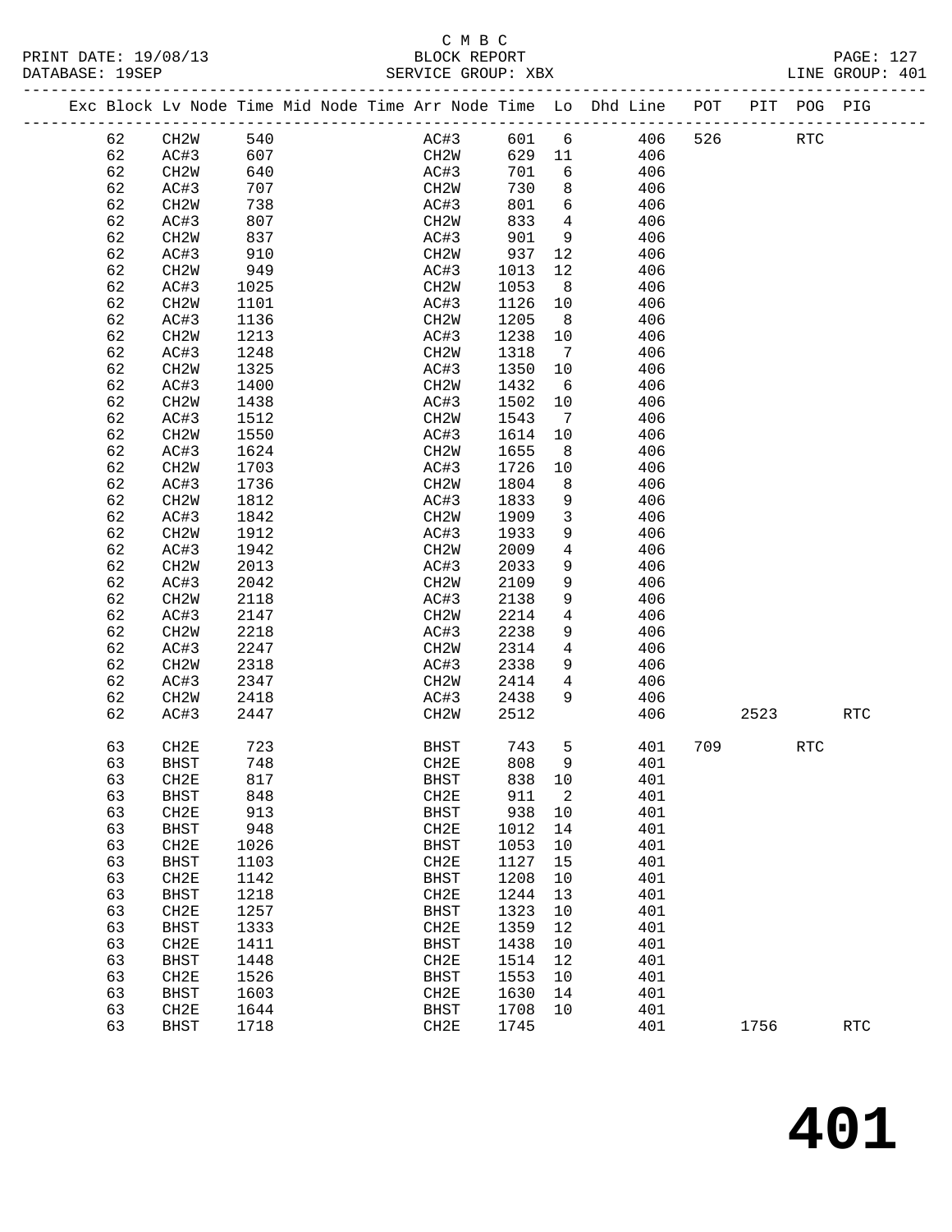C M B C
BLOCK REPORT
SERVICE GROUP: XBX

PRINT DATE: 19/08/13
DATABASE: 19SEP
LINE GROUP: 401

| Exc | Block | Lv | Node | Time | Mid | Node | Time | Arr | Node | Time | Lo | Dhd | Line | POT | PIT | POG | PIG |
|---|---|---|---|---|---|---|---|---|---|---|---|---|---|---|---|---|---|
| | 62 | | CH2W | 540 | | | | | AC#3 | 601 | 6 | | 406 | 526 | | RTC | |
| | 62 | | AC#3 | 607 | | | | | CH2W | 629 | 11 | | 406 | | | | |
| | 62 | | CH2W | 640 | | | | | AC#3 | 701 | 6 | | 406 | | | | |
| | 62 | | AC#3 | 707 | | | | | CH2W | 730 | 8 | | 406 | | | | |
| | 62 | | CH2W | 738 | | | | | AC#3 | 801 | 6 | | 406 | | | | |
| | 62 | | AC#3 | 807 | | | | | CH2W | 833 | 4 | | 406 | | | | |
| | 62 | | CH2W | 837 | | | | | AC#3 | 901 | 9 | | 406 | | | | |
| | 62 | | AC#3 | 910 | | | | | CH2W | 937 | 12 | | 406 | | | | |
| | 62 | | CH2W | 949 | | | | | AC#3 | 1013 | 12 | | 406 | | | | |
| | 62 | | AC#3 | 1025 | | | | | CH2W | 1053 | 8 | | 406 | | | | |
| | 62 | | CH2W | 1101 | | | | | AC#3 | 1126 | 10 | | 406 | | | | |
| | 62 | | AC#3 | 1136 | | | | | CH2W | 1205 | 8 | | 406 | | | | |
| | 62 | | CH2W | 1213 | | | | | AC#3 | 1238 | 10 | | 406 | | | | |
| | 62 | | AC#3 | 1248 | | | | | CH2W | 1318 | 7 | | 406 | | | | |
| | 62 | | CH2W | 1325 | | | | | AC#3 | 1350 | 10 | | 406 | | | | |
| | 62 | | AC#3 | 1400 | | | | | CH2W | 1432 | 6 | | 406 | | | | |
| | 62 | | CH2W | 1438 | | | | | AC#3 | 1502 | 10 | | 406 | | | | |
| | 62 | | AC#3 | 1512 | | | | | CH2W | 1543 | 7 | | 406 | | | | |
| | 62 | | CH2W | 1550 | | | | | AC#3 | 1614 | 10 | | 406 | | | | |
| | 62 | | AC#3 | 1624 | | | | | CH2W | 1655 | 8 | | 406 | | | | |
| | 62 | | CH2W | 1703 | | | | | AC#3 | 1726 | 10 | | 406 | | | | |
| | 62 | | AC#3 | 1736 | | | | | CH2W | 1804 | 8 | | 406 | | | | |
| | 62 | | CH2W | 1812 | | | | | AC#3 | 1833 | 9 | | 406 | | | | |
| | 62 | | AC#3 | 1842 | | | | | CH2W | 1909 | 3 | | 406 | | | | |
| | 62 | | CH2W | 1912 | | | | | AC#3 | 1933 | 9 | | 406 | | | | |
| | 62 | | AC#3 | 1942 | | | | | CH2W | 2009 | 4 | | 406 | | | | |
| | 62 | | CH2W | 2013 | | | | | AC#3 | 2033 | 9 | | 406 | | | | |
| | 62 | | AC#3 | 2042 | | | | | CH2W | 2109 | 9 | | 406 | | | | |
| | 62 | | CH2W | 2118 | | | | | AC#3 | 2138 | 9 | | 406 | | | | |
| | 62 | | AC#3 | 2147 | | | | | CH2W | 2214 | 4 | | 406 | | | | |
| | 62 | | CH2W | 2218 | | | | | AC#3 | 2238 | 9 | | 406 | | | | |
| | 62 | | AC#3 | 2247 | | | | | CH2W | 2314 | 4 | | 406 | | | | |
| | 62 | | CH2W | 2318 | | | | | AC#3 | 2338 | 9 | | 406 | | | | |
| | 62 | | AC#3 | 2347 | | | | | CH2W | 2414 | 4 | | 406 | | | | |
| | 62 | | CH2W | 2418 | | | | | AC#3 | 2438 | 9 | | 406 | | | | |
| | 62 | | AC#3 | 2447 | | | | | CH2W | 2512 | | | 406 | | 2523 | | RTC |
| | 63 | | CH2E | 723 | | | | | BHST | 743 | 5 | | 401 | 709 | | RTC | |
| | 63 | | BHST | 748 | | | | | CH2E | 808 | 9 | | 401 | | | | |
| | 63 | | CH2E | 817 | | | | | BHST | 838 | 10 | | 401 | | | | |
| | 63 | | BHST | 848 | | | | | CH2E | 911 | 2 | | 401 | | | | |
| | 63 | | CH2E | 913 | | | | | BHST | 938 | 10 | | 401 | | | | |
| | 63 | | BHST | 948 | | | | | CH2E | 1012 | 14 | | 401 | | | | |
| | 63 | | CH2E | 1026 | | | | | BHST | 1053 | 10 | | 401 | | | | |
| | 63 | | BHST | 1103 | | | | | CH2E | 1127 | 15 | | 401 | | | | |
| | 63 | | CH2E | 1142 | | | | | BHST | 1208 | 10 | | 401 | | | | |
| | 63 | | BHST | 1218 | | | | | CH2E | 1244 | 13 | | 401 | | | | |
| | 63 | | CH2E | 1257 | | | | | BHST | 1323 | 10 | | 401 | | | | |
| | 63 | | BHST | 1333 | | | | | CH2E | 1359 | 12 | | 401 | | | | |
| | 63 | | CH2E | 1411 | | | | | BHST | 1438 | 10 | | 401 | | | | |
| | 63 | | BHST | 1448 | | | | | CH2E | 1514 | 12 | | 401 | | | | |
| | 63 | | CH2E | 1526 | | | | | BHST | 1553 | 10 | | 401 | | | | |
| | 63 | | BHST | 1603 | | | | | CH2E | 1630 | 14 | | 401 | | | | |
| | 63 | | CH2E | 1644 | | | | | BHST | 1708 | 10 | | 401 | | | | |
| | 63 | | BHST | 1718 | | | | | CH2E | 1745 | | | 401 | | 1756 | | RTC |

401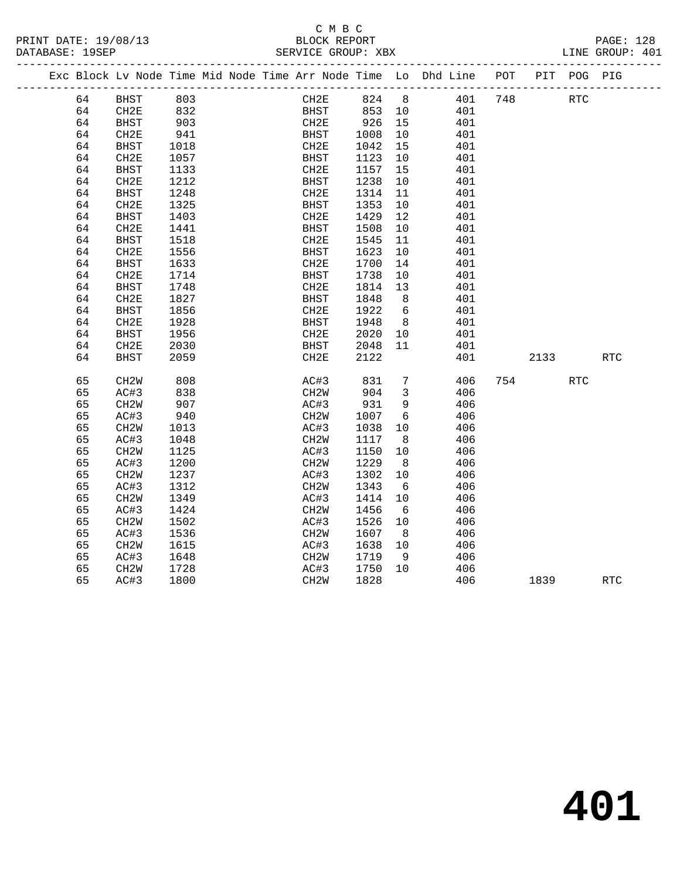C M B C
BLOCK REPORT
SERVICE GROUP: XBX

PRINT DATE: 19/08/13
DATABASE: 19SEP

LINE GROUP: 401

| Exc | Block | Lv | Node | Time | Mid | Node | Time | Arr | Node | Time | Lo | Dhd | Line | POT | PIT | POG | PIG |
|---|---|---|---|---|---|---|---|---|---|---|---|---|---|---|---|---|---|
| | 64 | | BHST | 803 | | | | | CH2E | 824 | 8 | | 401 | 748 | | RTC | |
| | 64 | | CH2E | 832 | | | | | BHST | 853 | 10 | | 401 | | | | |
| | 64 | | BHST | 903 | | | | | CH2E | 926 | 15 | | 401 | | | | |
| | 64 | | CH2E | 941 | | | | | BHST | 1008 | 10 | | 401 | | | | |
| | 64 | | BHST | 1018 | | | | | CH2E | 1042 | 15 | | 401 | | | | |
| | 64 | | CH2E | 1057 | | | | | BHST | 1123 | 10 | | 401 | | | | |
| | 64 | | BHST | 1133 | | | | | CH2E | 1157 | 15 | | 401 | | | | |
| | 64 | | CH2E | 1212 | | | | | BHST | 1238 | 10 | | 401 | | | | |
| | 64 | | BHST | 1248 | | | | | CH2E | 1314 | 11 | | 401 | | | | |
| | 64 | | CH2E | 1325 | | | | | BHST | 1353 | 10 | | 401 | | | | |
| | 64 | | BHST | 1403 | | | | | CH2E | 1429 | 12 | | 401 | | | | |
| | 64 | | CH2E | 1441 | | | | | BHST | 1508 | 10 | | 401 | | | | |
| | 64 | | BHST | 1518 | | | | | CH2E | 1545 | 11 | | 401 | | | | |
| | 64 | | CH2E | 1556 | | | | | BHST | 1623 | 10 | | 401 | | | | |
| | 64 | | BHST | 1633 | | | | | CH2E | 1700 | 14 | | 401 | | | | |
| | 64 | | CH2E | 1714 | | | | | BHST | 1738 | 10 | | 401 | | | | |
| | 64 | | BHST | 1748 | | | | | CH2E | 1814 | 13 | | 401 | | | | |
| | 64 | | CH2E | 1827 | | | | | BHST | 1848 | 8 | | 401 | | | | |
| | 64 | | BHST | 1856 | | | | | CH2E | 1922 | 6 | | 401 | | | | |
| | 64 | | CH2E | 1928 | | | | | BHST | 1948 | 8 | | 401 | | | | |
| | 64 | | BHST | 1956 | | | | | CH2E | 2020 | 10 | | 401 | | | | |
| | 64 | | CH2E | 2030 | | | | | BHST | 2048 | 11 | | 401 | | | | |
| | 64 | | BHST | 2059 | | | | | CH2E | 2122 | | | 401 | | 2133 | | RTC |
| | 65 | | CH2W | 808 | | | | | AC#3 | 831 | 7 | | 406 | 754 | | RTC | |
| | 65 | | AC#3 | 838 | | | | | CH2W | 904 | 3 | | 406 | | | | |
| | 65 | | CH2W | 907 | | | | | AC#3 | 931 | 9 | | 406 | | | | |
| | 65 | | AC#3 | 940 | | | | | CH2W | 1007 | 6 | | 406 | | | | |
| | 65 | | CH2W | 1013 | | | | | AC#3 | 1038 | 10 | | 406 | | | | |
| | 65 | | AC#3 | 1048 | | | | | CH2W | 1117 | 8 | | 406 | | | | |
| | 65 | | CH2W | 1125 | | | | | AC#3 | 1150 | 10 | | 406 | | | | |
| | 65 | | AC#3 | 1200 | | | | | CH2W | 1229 | 8 | | 406 | | | | |
| | 65 | | CH2W | 1237 | | | | | AC#3 | 1302 | 10 | | 406 | | | | |
| | 65 | | AC#3 | 1312 | | | | | CH2W | 1343 | 6 | | 406 | | | | |
| | 65 | | CH2W | 1349 | | | | | AC#3 | 1414 | 10 | | 406 | | | | |
| | 65 | | AC#3 | 1424 | | | | | CH2W | 1456 | 6 | | 406 | | | | |
| | 65 | | CH2W | 1502 | | | | | AC#3 | 1526 | 10 | | 406 | | | | |
| | 65 | | AC#3 | 1536 | | | | | CH2W | 1607 | 8 | | 406 | | | | |
| | 65 | | CH2W | 1615 | | | | | AC#3 | 1638 | 10 | | 406 | | | | |
| | 65 | | AC#3 | 1648 | | | | | CH2W | 1719 | 9 | | 406 | | | | |
| | 65 | | CH2W | 1728 | | | | | AC#3 | 1750 | 10 | | 406 | | | | |
| | 65 | | AC#3 | 1800 | | | | | CH2W | 1828 | | | 406 | | 1839 | | RTC |

# 401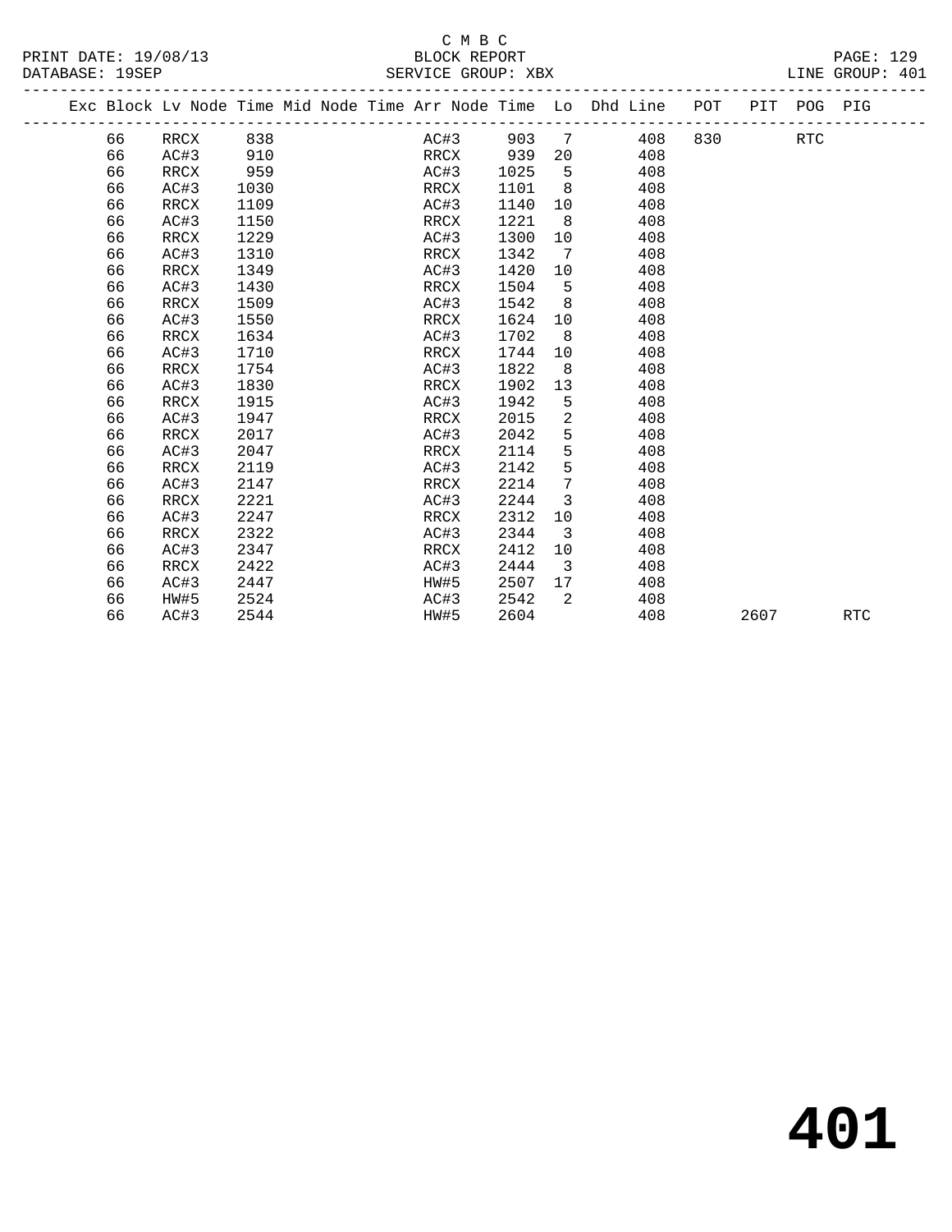C M B C

BLOCK REPORT

SERVICE GROUP: XBX

| Exc | Block | Lv Node | Time | Mid Node | Time | Arr Node | Time | Lo | Dhd Line | POT | PIT | POG | PIG |
|---|---|---|---|---|---|---|---|---|---|---|---|---|---|
| | 66 | RRCX | 838 | | | AC#3 | 903 | 7 | 408 | 830 | | RTC | |
| | 66 | AC#3 | 910 | | | RRCX | 939 | 20 | 408 | | | | |
| | 66 | RRCX | 959 | | | AC#3 | 1025 | 5 | 408 | | | | |
| | 66 | AC#3 | 1030 | | | RRCX | 1101 | 8 | 408 | | | | |
| | 66 | RRCX | 1109 | | | AC#3 | 1140 | 10 | 408 | | | | |
| | 66 | AC#3 | 1150 | | | RRCX | 1221 | 8 | 408 | | | | |
| | 66 | RRCX | 1229 | | | AC#3 | 1300 | 10 | 408 | | | | |
| | 66 | AC#3 | 1310 | | | RRCX | 1342 | 7 | 408 | | | | |
| | 66 | RRCX | 1349 | | | AC#3 | 1420 | 10 | 408 | | | | |
| | 66 | AC#3 | 1430 | | | RRCX | 1504 | 5 | 408 | | | | |
| | 66 | RRCX | 1509 | | | AC#3 | 1542 | 8 | 408 | | | | |
| | 66 | AC#3 | 1550 | | | RRCX | 1624 | 10 | 408 | | | | |
| | 66 | RRCX | 1634 | | | AC#3 | 1702 | 8 | 408 | | | | |
| | 66 | AC#3 | 1710 | | | RRCX | 1744 | 10 | 408 | | | | |
| | 66 | RRCX | 1754 | | | AC#3 | 1822 | 8 | 408 | | | | |
| | 66 | AC#3 | 1830 | | | RRCX | 1902 | 13 | 408 | | | | |
| | 66 | RRCX | 1915 | | | AC#3 | 1942 | 5 | 408 | | | | |
| | 66 | AC#3 | 1947 | | | RRCX | 2015 | 2 | 408 | | | | |
| | 66 | RRCX | 2017 | | | AC#3 | 2042 | 5 | 408 | | | | |
| | 66 | AC#3 | 2047 | | | RRCX | 2114 | 5 | 408 | | | | |
| | 66 | RRCX | 2119 | | | AC#3 | 2142 | 5 | 408 | | | | |
| | 66 | AC#3 | 2147 | | | RRCX | 2214 | 7 | 408 | | | | |
| | 66 | RRCX | 2221 | | | AC#3 | 2244 | 3 | 408 | | | | |
| | 66 | AC#3 | 2247 | | | RRCX | 2312 | 10 | 408 | | | | |
| | 66 | RRCX | 2322 | | | AC#3 | 2344 | 3 | 408 | | | | |
| | 66 | AC#3 | 2347 | | | RRCX | 2412 | 10 | 408 | | | | |
| | 66 | RRCX | 2422 | | | AC#3 | 2444 | 3 | 408 | | | | |
| | 66 | AC#3 | 2447 | | | HW#5 | 2507 | 17 | 408 | | | | |
| | 66 | HW#5 | 2524 | | | AC#3 | 2542 | 2 | 408 | | | | |
| | 66 | AC#3 | 2544 | | | HW#5 | 2604 | | 408 | | 2607 | | RTC |

401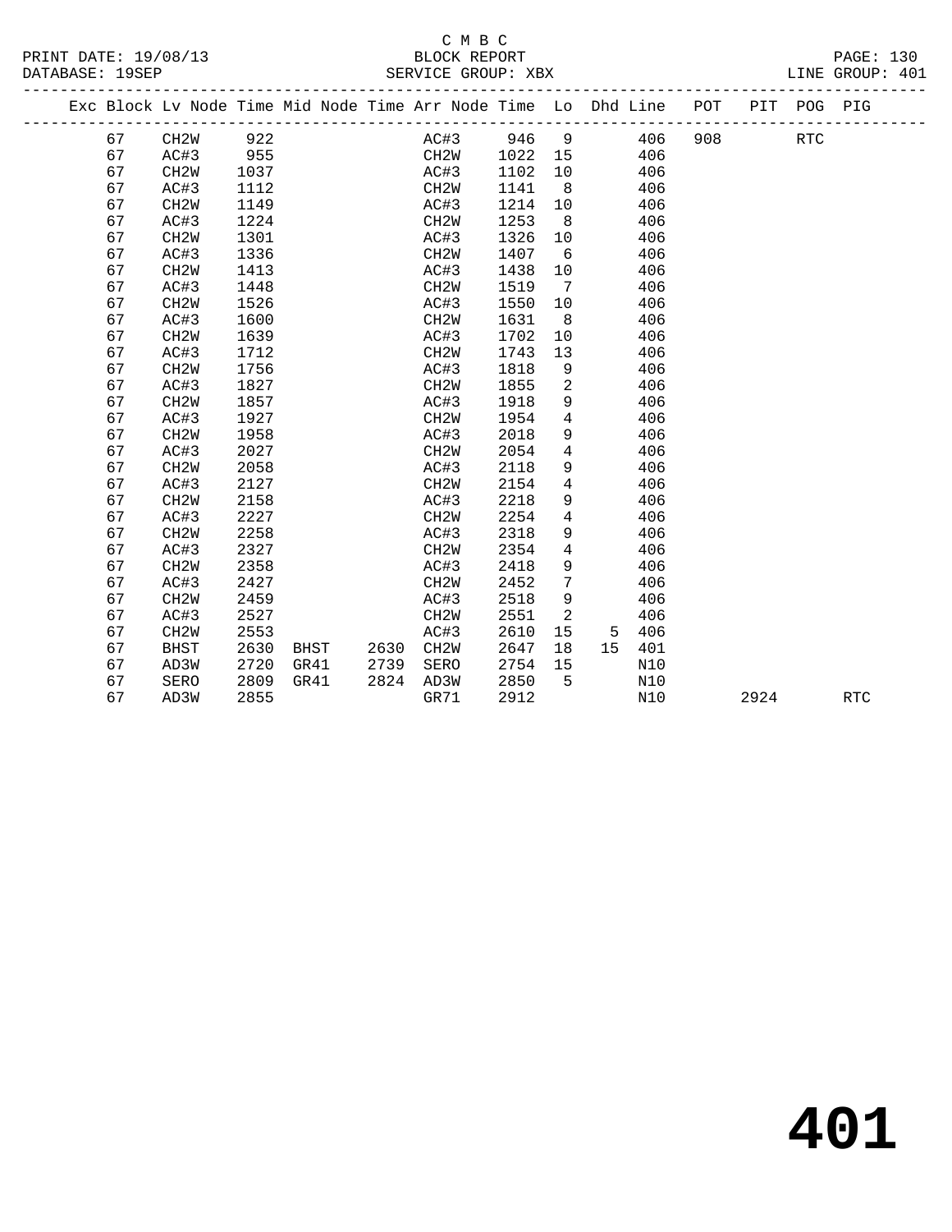C M B C

SERVICE GROUP: XBX

| Exc | Block | Lv Node | Time | Mid Node | Time | Arr Node | Time | Lo | Dhd | Line | POT | PIT | POG | PIG |
|---|---|---|---|---|---|---|---|---|---|---|---|---|---|---|
| | 67 | CH2W | 922 | | | AC#3 | 946 | 9 | | 406 | 908 | | RTC | |
| | 67 | AC#3 | 955 | | | CH2W | 1022 | 15 | | 406 | | | | |
| | 67 | CH2W | 1037 | | | AC#3 | 1102 | 10 | | 406 | | | | |
| | 67 | AC#3 | 1112 | | | CH2W | 1141 | 8 | | 406 | | | | |
| | 67 | CH2W | 1149 | | | AC#3 | 1214 | 10 | | 406 | | | | |
| | 67 | AC#3 | 1224 | | | CH2W | 1253 | 8 | | 406 | | | | |
| | 67 | CH2W | 1301 | | | AC#3 | 1326 | 10 | | 406 | | | | |
| | 67 | AC#3 | 1336 | | | CH2W | 1407 | 6 | | 406 | | | | |
| | 67 | CH2W | 1413 | | | AC#3 | 1438 | 10 | | 406 | | | | |
| | 67 | AC#3 | 1448 | | | CH2W | 1519 | 7 | | 406 | | | | |
| | 67 | CH2W | 1526 | | | AC#3 | 1550 | 10 | | 406 | | | | |
| | 67 | AC#3 | 1600 | | | CH2W | 1631 | 8 | | 406 | | | | |
| | 67 | CH2W | 1639 | | | AC#3 | 1702 | 10 | | 406 | | | | |
| | 67 | AC#3 | 1712 | | | CH2W | 1743 | 13 | | 406 | | | | |
| | 67 | CH2W | 1756 | | | AC#3 | 1818 | 9 | | 406 | | | | |
| | 67 | AC#3 | 1827 | | | CH2W | 1855 | 2 | | 406 | | | | |
| | 67 | CH2W | 1857 | | | AC#3 | 1918 | 9 | | 406 | | | | |
| | 67 | AC#3 | 1927 | | | CH2W | 1954 | 4 | | 406 | | | | |
| | 67 | CH2W | 1958 | | | AC#3 | 2018 | 9 | | 406 | | | | |
| | 67 | AC#3 | 2027 | | | CH2W | 2054 | 4 | | 406 | | | | |
| | 67 | CH2W | 2058 | | | AC#3 | 2118 | 9 | | 406 | | | | |
| | 67 | AC#3 | 2127 | | | CH2W | 2154 | 4 | | 406 | | | | |
| | 67 | CH2W | 2158 | | | AC#3 | 2218 | 9 | | 406 | | | | |
| | 67 | AC#3 | 2227 | | | CH2W | 2254 | 4 | | 406 | | | | |
| | 67 | CH2W | 2258 | | | AC#3 | 2318 | 9 | | 406 | | | | |
| | 67 | AC#3 | 2327 | | | CH2W | 2354 | 4 | | 406 | | | | |
| | 67 | CH2W | 2358 | | | AC#3 | 2418 | 9 | | 406 | | | | |
| | 67 | AC#3 | 2427 | | | CH2W | 2452 | 7 | | 406 | | | | |
| | 67 | CH2W | 2459 | | | AC#3 | 2518 | 9 | | 406 | | | | |
| | 67 | AC#3 | 2527 | | | CH2W | 2551 | 2 | | 406 | | | | |
| | 67 | CH2W | 2553 | | | AC#3 | 2610 | 15 | 5 | 406 | | | | |
| | 67 | BHST | 2630 | BHST | 2630 | CH2W | 2647 | 18 | 15 | 401 | | | | |
| | 67 | AD3W | 2720 | GR41 | 2739 | SERO | 2754 | 15 | | N10 | | | | |
| | 67 | SERO | 2809 | GR41 | 2824 | AD3W | 2850 | 5 | | N10 | | | | |
| | 67 | AD3W | 2855 | | | GR71 | 2912 | | | N10 | | 2924 | | RTC |

401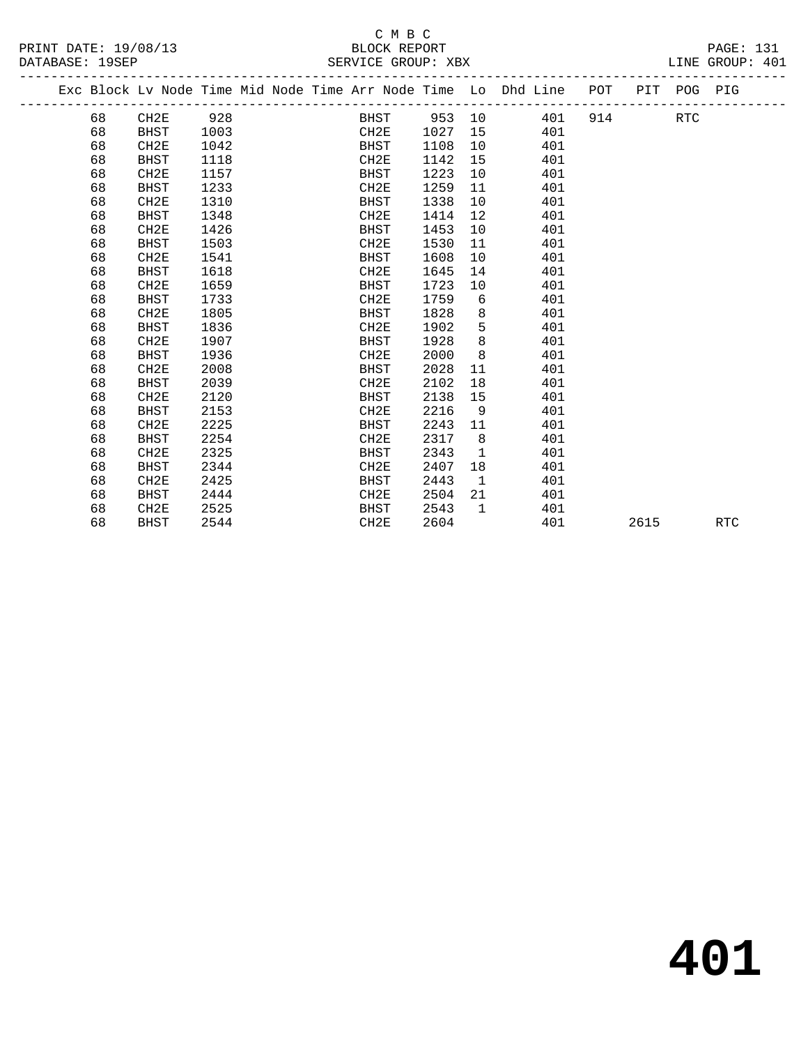C M B C
BLOCK REPORT
SERVICE GROUP: XBX

| Exc | Block | Lv Node | Time | Mid Node | Time | Arr Node | Time | Lo | Dhd Line | POT | PIT | POG | PIG |
|---|---|---|---|---|---|---|---|---|---|---|---|---|---|
| | 68 | CH2E | 928 | | | BHST | 953 | 10 | 401 | 914 | | RTC | |
| | 68 | BHST | 1003 | | | CH2E | 1027 | 15 | 401 | | | | |
| | 68 | CH2E | 1042 | | | BHST | 1108 | 10 | 401 | | | | |
| | 68 | BHST | 1118 | | | CH2E | 1142 | 15 | 401 | | | | |
| | 68 | CH2E | 1157 | | | BHST | 1223 | 10 | 401 | | | | |
| | 68 | BHST | 1233 | | | CH2E | 1259 | 11 | 401 | | | | |
| | 68 | CH2E | 1310 | | | BHST | 1338 | 10 | 401 | | | | |
| | 68 | BHST | 1348 | | | CH2E | 1414 | 12 | 401 | | | | |
| | 68 | CH2E | 1426 | | | BHST | 1453 | 10 | 401 | | | | |
| | 68 | BHST | 1503 | | | CH2E | 1530 | 11 | 401 | | | | |
| | 68 | CH2E | 1541 | | | BHST | 1608 | 10 | 401 | | | | |
| | 68 | BHST | 1618 | | | CH2E | 1645 | 14 | 401 | | | | |
| | 68 | CH2E | 1659 | | | BHST | 1723 | 10 | 401 | | | | |
| | 68 | BHST | 1733 | | | CH2E | 1759 | 6 | 401 | | | | |
| | 68 | CH2E | 1805 | | | BHST | 1828 | 8 | 401 | | | | |
| | 68 | BHST | 1836 | | | CH2E | 1902 | 5 | 401 | | | | |
| | 68 | CH2E | 1907 | | | BHST | 1928 | 8 | 401 | | | | |
| | 68 | BHST | 1936 | | | CH2E | 2000 | 8 | 401 | | | | |
| | 68 | CH2E | 2008 | | | BHST | 2028 | 11 | 401 | | | | |
| | 68 | BHST | 2039 | | | CH2E | 2102 | 18 | 401 | | | | |
| | 68 | CH2E | 2120 | | | BHST | 2138 | 15 | 401 | | | | |
| | 68 | BHST | 2153 | | | CH2E | 2216 | 9 | 401 | | | | |
| | 68 | CH2E | 2225 | | | BHST | 2243 | 11 | 401 | | | | |
| | 68 | BHST | 2254 | | | CH2E | 2317 | 8 | 401 | | | | |
| | 68 | CH2E | 2325 | | | BHST | 2343 | 1 | 401 | | | | |
| | 68 | BHST | 2344 | | | CH2E | 2407 | 18 | 401 | | | | |
| | 68 | CH2E | 2425 | | | BHST | 2443 | 1 | 401 | | | | |
| | 68 | BHST | 2444 | | | CH2E | 2504 | 21 | 401 | | | | |
| | 68 | CH2E | 2525 | | | BHST | 2543 | 1 | 401 | | | | |
| | 68 | BHST | 2544 | | | CH2E | 2604 | | 401 | | 2615 | | RTC |

401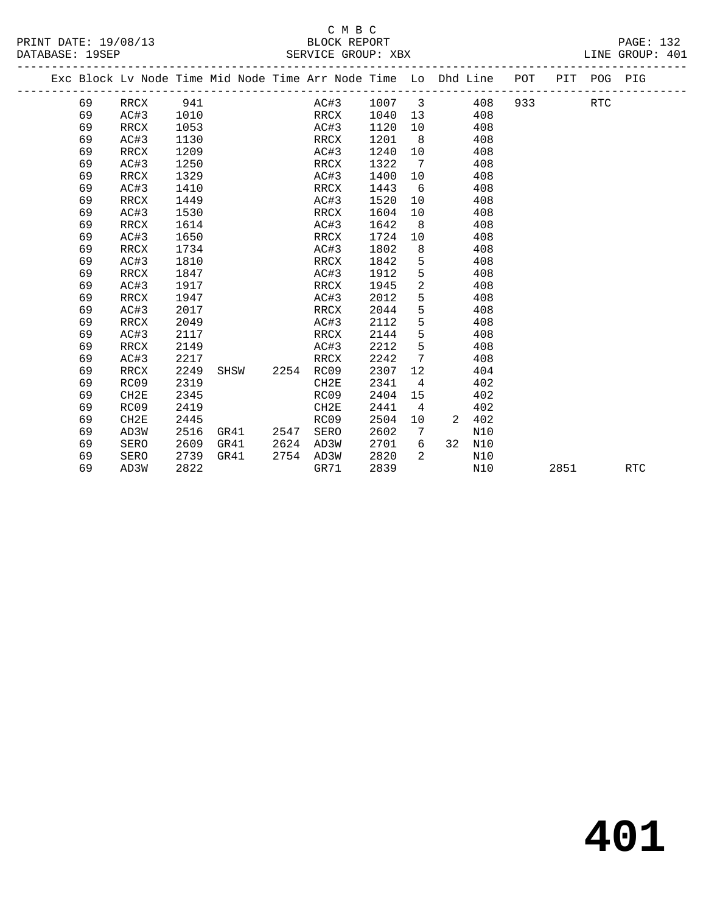C M B C
BLOCK REPORT
SERVICE GROUP: XBX

PRINT DATE: 19/08/13
DATABASE: 19SEP

LINE GROUP: 401

| Exc | Block | Lv Node | Time | Mid Node | Time | Arr Node | Time | Lo | Dhd | Line | POT | PIT | POG | PIG |
|---|---|---|---|---|---|---|---|---|---|---|---|---|---|---|
| | 69 | RRCX | 941 | | | AC#3 | 1007 | 3 | | 408 | 933 | | RTC | |
| | 69 | AC#3 | 1010 | | | RRCX | 1040 | 13 | | 408 | | | | |
| | 69 | RRCX | 1053 | | | AC#3 | 1120 | 10 | | 408 | | | | |
| | 69 | AC#3 | 1130 | | | RRCX | 1201 | 8 | | 408 | | | | |
| | 69 | RRCX | 1209 | | | AC#3 | 1240 | 10 | | 408 | | | | |
| | 69 | AC#3 | 1250 | | | RRCX | 1322 | 7 | | 408 | | | | |
| | 69 | RRCX | 1329 | | | AC#3 | 1400 | 10 | | 408 | | | | |
| | 69 | AC#3 | 1410 | | | RRCX | 1443 | 6 | | 408 | | | | |
| | 69 | RRCX | 1449 | | | AC#3 | 1520 | 10 | | 408 | | | | |
| | 69 | AC#3 | 1530 | | | RRCX | 1604 | 10 | | 408 | | | | |
| | 69 | RRCX | 1614 | | | AC#3 | 1642 | 8 | | 408 | | | | |
| | 69 | AC#3 | 1650 | | | RRCX | 1724 | 10 | | 408 | | | | |
| | 69 | RRCX | 1734 | | | AC#3 | 1802 | 8 | | 408 | | | | |
| | 69 | AC#3 | 1810 | | | RRCX | 1842 | 5 | | 408 | | | | |
| | 69 | RRCX | 1847 | | | AC#3 | 1912 | 5 | | 408 | | | | |
| | 69 | AC#3 | 1917 | | | RRCX | 1945 | 2 | | 408 | | | | |
| | 69 | RRCX | 1947 | | | AC#3 | 2012 | 5 | | 408 | | | | |
| | 69 | AC#3 | 2017 | | | RRCX | 2044 | 5 | | 408 | | | | |
| | 69 | RRCX | 2049 | | | AC#3 | 2112 | 5 | | 408 | | | | |
| | 69 | AC#3 | 2117 | | | RRCX | 2144 | 5 | | 408 | | | | |
| | 69 | RRCX | 2149 | | | AC#3 | 2212 | 5 | | 408 | | | | |
| | 69 | AC#3 | 2217 | | | RRCX | 2242 | 7 | | 408 | | | | |
| | 69 | RRCX | 2249 | SHSW | 2254 | RC09 | 2307 | 12 | | 404 | | | | |
| | 69 | RC09 | 2319 | | | CH2E | 2341 | 4 | | 402 | | | | |
| | 69 | CH2E | 2345 | | | RC09 | 2404 | 15 | | 402 | | | | |
| | 69 | RC09 | 2419 | | | CH2E | 2441 | 4 | | 402 | | | | |
| | 69 | CH2E | 2445 | | | RC09 | 2504 | 10 | 2 | 402 | | | | |
| | 69 | AD3W | 2516 | GR41 | 2547 | SERO | 2602 | 7 | | N10 | | | | |
| | 69 | SERO | 2609 | GR41 | 2624 | AD3W | 2701 | 6 | 32 | N10 | | | | |
| | 69 | SERO | 2739 | GR41 | 2754 | AD3W | 2820 | 2 | | N10 | | | | |
| | 69 | AD3W | 2822 | | | GR71 | 2839 | | | N10 | | 2851 | | RTC |

401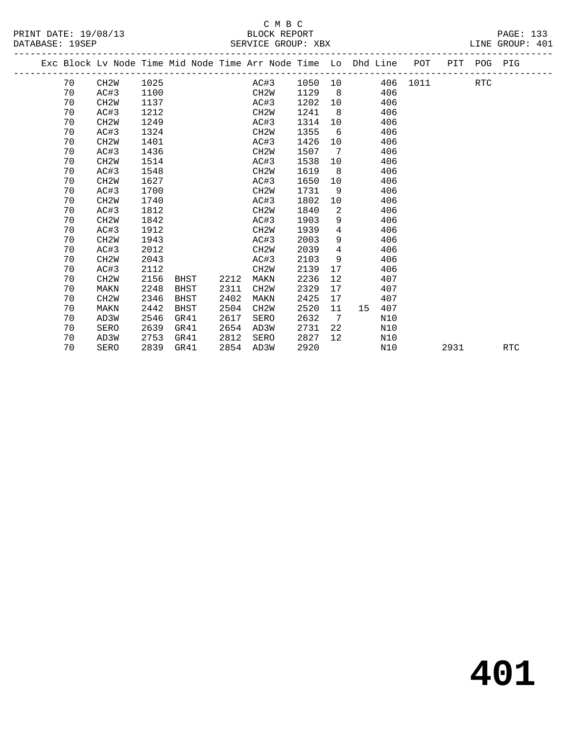C M B C
BLOCK REPORT
SERVICE GROUP: XBX

| Exc | Block | Lv | Node | Time | Mid Node | Time | Arr Node | Time | Lo | Dhd | Line | POT | PIT | POG | PIG |
|---|---|---|---|---|---|---|---|---|---|---|---|---|---|---|---|
| | 70 | | CH2W | 1025 | | | AC#3 | 1050 | 10 | | 406 | 1011 | | RTC | |
| | 70 | | AC#3 | 1100 | | | CH2W | 1129 | 8 | | 406 | | | | |
| | 70 | | CH2W | 1137 | | | AC#3 | 1202 | 10 | | 406 | | | | |
| | 70 | | AC#3 | 1212 | | | CH2W | 1241 | 8 | | 406 | | | | |
| | 70 | | CH2W | 1249 | | | AC#3 | 1314 | 10 | | 406 | | | | |
| | 70 | | AC#3 | 1324 | | | CH2W | 1355 | 6 | | 406 | | | | |
| | 70 | | CH2W | 1401 | | | AC#3 | 1426 | 10 | | 406 | | | | |
| | 70 | | AC#3 | 1436 | | | CH2W | 1507 | 7 | | 406 | | | | |
| | 70 | | CH2W | 1514 | | | AC#3 | 1538 | 10 | | 406 | | | | |
| | 70 | | AC#3 | 1548 | | | CH2W | 1619 | 8 | | 406 | | | | |
| | 70 | | CH2W | 1627 | | | AC#3 | 1650 | 10 | | 406 | | | | |
| | 70 | | AC#3 | 1700 | | | CH2W | 1731 | 9 | | 406 | | | | |
| | 70 | | CH2W | 1740 | | | AC#3 | 1802 | 10 | | 406 | | | | |
| | 70 | | AC#3 | 1812 | | | CH2W | 1840 | 2 | | 406 | | | | |
| | 70 | | CH2W | 1842 | | | AC#3 | 1903 | 9 | | 406 | | | | |
| | 70 | | AC#3 | 1912 | | | CH2W | 1939 | 4 | | 406 | | | | |
| | 70 | | CH2W | 1943 | | | AC#3 | 2003 | 9 | | 406 | | | | |
| | 70 | | AC#3 | 2012 | | | CH2W | 2039 | 4 | | 406 | | | | |
| | 70 | | CH2W | 2043 | | | AC#3 | 2103 | 9 | | 406 | | | | |
| | 70 | | AC#3 | 2112 | | | CH2W | 2139 | 17 | | 406 | | | | |
| | 70 | | CH2W | 2156 | BHST | 2212 | MAKN | 2236 | 12 | | 407 | | | | |
| | 70 | | MAKN | 2248 | BHST | 2311 | CH2W | 2329 | 17 | | 407 | | | | |
| | 70 | | CH2W | 2346 | BHST | 2402 | MAKN | 2425 | 17 | | 407 | | | | |
| | 70 | | MAKN | 2442 | BHST | 2504 | CH2W | 2520 | 11 | 15 | 407 | | | | |
| | 70 | | AD3W | 2546 | GR41 | 2617 | SERO | 2632 | 7 | | N10 | | | | |
| | 70 | | SERO | 2639 | GR41 | 2654 | AD3W | 2731 | 22 | | N10 | | | | |
| | 70 | | AD3W | 2753 | GR41 | 2812 | SERO | 2827 | 12 | | N10 | | | | |
| | 70 | | SERO | 2839 | GR41 | 2854 | AD3W | 2920 | | | N10 | | 2931 | | RTC |

401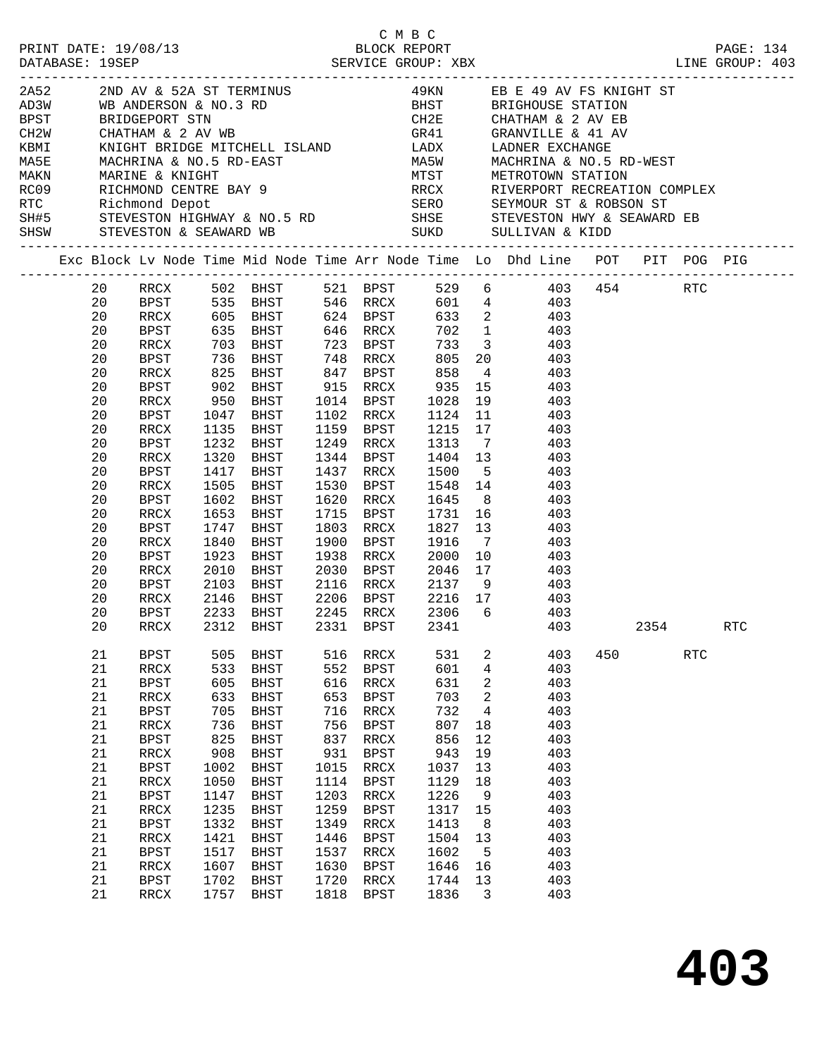C M B C

PRINT DATE: 19/08/13 BLOCK REPORT
DATABASE: 19SEP SERVICE GROUP: XBX LINE GROUP: 403

| | | | |
|---|---|---|---|
| 2A52 | 2ND AV & 52A ST TERMINUS | 49KN | EB E 49 AV FS KNIGHT ST |
| AD3W | WB ANDERSON & NO.3 RD | BHST | BRIGHOUSE STATION |
| BPST | BRIDGEPORT STN | CH2E | CHATHAM & 2 AV EB |
| CH2W | CHATHAM & 2 AV WB | GR41 | GRANVILLE & 41 AV |
| KBMI | KNIGHT BRIDGE MITCHELL ISLAND | LADX | LADNER EXCHANGE |
| MA5E | MACHRINA & NO.5 RD-EAST | MA5W | MACHRINA & NO.5 RD-WEST |
| MAKN | MARINE & KNIGHT | MTST | METROTOWN STATION |
| RC09 | RICHMOND CENTRE BAY 9 | RRCX | RIVERPORT RECREATION COMPLEX |
| RTC | Richmond Depot | SERO | SEYMOUR ST & ROBSON ST |
| SH#5 | STEVESTON HIGHWAY & NO.5 RD | SHSE | STEVESTON HWY & SEAWARD EB |
| SHSW | STEVESTON & SEAWARD WB | SUKD | SULLIVAN & KIDD |

| Exc | Block | Lv Node | Time | Mid Node | Time | Arr Node | Time | Lo | Dhd Line | POT | PIT | POG | PIG |
|---|---|---|---|---|---|---|---|---|---|---|---|---|---|
| | 20 | RRCX | 502 | BHST | 521 | BPST | 529 | 6 | 403 | 454 | | RTC | |
| | 20 | BPST | 535 | BHST | 546 | RRCX | 601 | 4 | 403 | | | | |
| | 20 | RRCX | 605 | BHST | 624 | BPST | 633 | 2 | 403 | | | | |
| | 20 | BPST | 635 | BHST | 646 | RRCX | 702 | 1 | 403 | | | | |
| | 20 | RRCX | 703 | BHST | 723 | BPST | 733 | 3 | 403 | | | | |
| | 20 | BPST | 736 | BHST | 748 | RRCX | 805 | 20 | 403 | | | | |
| | 20 | RRCX | 825 | BHST | 847 | BPST | 858 | 4 | 403 | | | | |
| | 20 | BPST | 902 | BHST | 915 | RRCX | 935 | 15 | 403 | | | | |
| | 20 | RRCX | 950 | BHST | 1014 | BPST | 1028 | 19 | 403 | | | | |
| | 20 | BPST | 1047 | BHST | 1102 | RRCX | 1124 | 11 | 403 | | | | |
| | 20 | RRCX | 1135 | BHST | 1159 | BPST | 1215 | 17 | 403 | | | | |
| | 20 | BPST | 1232 | BHST | 1249 | RRCX | 1313 | 7 | 403 | | | | |
| | 20 | RRCX | 1320 | BHST | 1344 | BPST | 1404 | 13 | 403 | | | | |
| | 20 | BPST | 1417 | BHST | 1437 | RRCX | 1500 | 5 | 403 | | | | |
| | 20 | RRCX | 1505 | BHST | 1530 | BPST | 1548 | 14 | 403 | | | | |
| | 20 | BPST | 1602 | BHST | 1620 | RRCX | 1645 | 8 | 403 | | | | |
| | 20 | RRCX | 1653 | BHST | 1715 | BPST | 1731 | 16 | 403 | | | | |
| | 20 | BPST | 1747 | BHST | 1803 | RRCX | 1827 | 13 | 403 | | | | |
| | 20 | RRCX | 1840 | BHST | 1900 | BPST | 1916 | 7 | 403 | | | | |
| | 20 | BPST | 1923 | BHST | 1938 | RRCX | 2000 | 10 | 403 | | | | |
| | 20 | RRCX | 2010 | BHST | 2030 | BPST | 2046 | 17 | 403 | | | | |
| | 20 | BPST | 2103 | BHST | 2116 | RRCX | 2137 | 9 | 403 | | | | |
| | 20 | RRCX | 2146 | BHST | 2206 | BPST | 2216 | 17 | 403 | | | | |
| | 20 | BPST | 2233 | BHST | 2245 | RRCX | 2306 | 6 | 403 | | | | |
| | 20 | RRCX | 2312 | BHST | 2331 | BPST | 2341 | | 403 | | 2354 | | RTC |
| | 21 | BPST | 505 | BHST | 516 | RRCX | 531 | 2 | 403 | 450 | | RTC | |
| | 21 | RRCX | 533 | BHST | 552 | BPST | 601 | 4 | 403 | | | | |
| | 21 | BPST | 605 | BHST | 616 | RRCX | 631 | 2 | 403 | | | | |
| | 21 | RRCX | 633 | BHST | 653 | BPST | 703 | 2 | 403 | | | | |
| | 21 | BPST | 705 | BHST | 716 | RRCX | 732 | 4 | 403 | | | | |
| | 21 | RRCX | 736 | BHST | 756 | BPST | 807 | 18 | 403 | | | | |
| | 21 | BPST | 825 | BHST | 837 | RRCX | 856 | 12 | 403 | | | | |
| | 21 | RRCX | 908 | BHST | 931 | BPST | 943 | 19 | 403 | | | | |
| | 21 | BPST | 1002 | BHST | 1015 | RRCX | 1037 | 13 | 403 | | | | |
| | 21 | RRCX | 1050 | BHST | 1114 | BPST | 1129 | 18 | 403 | | | | |
| | 21 | BPST | 1147 | BHST | 1203 | RRCX | 1226 | 9 | 403 | | | | |
| | 21 | RRCX | 1235 | BHST | 1259 | BPST | 1317 | 15 | 403 | | | | |
| | 21 | BPST | 1332 | BHST | 1349 | RRCX | 1413 | 8 | 403 | | | | |
| | 21 | RRCX | 1421 | BHST | 1446 | BPST | 1504 | 13 | 403 | | | | |
| | 21 | BPST | 1517 | BHST | 1537 | RRCX | 1602 | 5 | 403 | | | | |
| | 21 | RRCX | 1607 | BHST | 1630 | BPST | 1646 | 16 | 403 | | | | |
| | 21 | BPST | 1702 | BHST | 1720 | RRCX | 1744 | 13 | 403 | | | | |
| | 21 | RRCX | 1757 | BHST | 1818 | BPST | 1836 | 3 | 403 | | | | |

403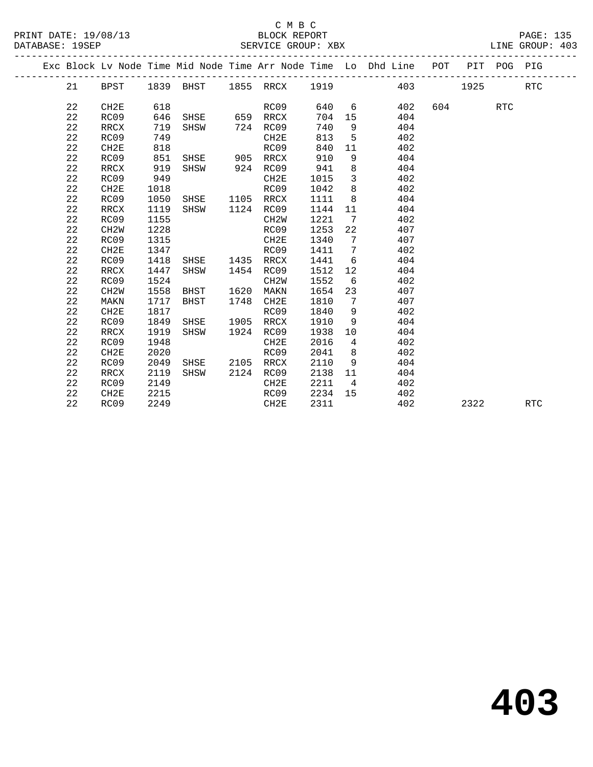C M B C
BLOCK REPORT
SERVICE GROUP: XBX

PRINT DATE: 19/08/13
DATABASE: 19SEP

LINE GROUP: 403

| Exc | Block | Lv Node | Time | Mid Node | Time | Arr Node | Time | Lo | Dhd Line | POT | PIT | POG | PIG |
|---|---|---|---|---|---|---|---|---|---|---|---|---|---|
| | 21 | BPST | 1839 | BHST | 1855 | RRCX | 1919 | | 403 | | 1925 | | RTC |
| | 22 | CH2E | 618 | | | RC09 | 640 | 6 | 402 | 604 | | RTC | |
| | 22 | RC09 | 646 | SHSE | 659 | RRCX | 704 | 15 | 404 | | | | |
| | 22 | RRCX | 719 | SHSW | 724 | RC09 | 740 | 9 | 404 | | | | |
| | 22 | RC09 | 749 | | | CH2E | 813 | 5 | 402 | | | | |
| | 22 | CH2E | 818 | | | RC09 | 840 | 11 | 402 | | | | |
| | 22 | RC09 | 851 | SHSE | 905 | RRCX | 910 | 9 | 404 | | | | |
| | 22 | RRCX | 919 | SHSW | 924 | RC09 | 941 | 8 | 404 | | | | |
| | 22 | RC09 | 949 | | | CH2E | 1015 | 3 | 402 | | | | |
| | 22 | CH2E | 1018 | | | RC09 | 1042 | 8 | 402 | | | | |
| | 22 | RC09 | 1050 | SHSE | 1105 | RRCX | 1111 | 8 | 404 | | | | |
| | 22 | RRCX | 1119 | SHSW | 1124 | RC09 | 1144 | 11 | 404 | | | | |
| | 22 | RC09 | 1155 | | | CH2W | 1221 | 7 | 402 | | | | |
| | 22 | CH2W | 1228 | | | RC09 | 1253 | 22 | 407 | | | | |
| | 22 | RC09 | 1315 | | | CH2E | 1340 | 7 | 407 | | | | |
| | 22 | CH2E | 1347 | | | RC09 | 1411 | 7 | 402 | | | | |
| | 22 | RC09 | 1418 | SHSE | 1435 | RRCX | 1441 | 6 | 404 | | | | |
| | 22 | RRCX | 1447 | SHSW | 1454 | RC09 | 1512 | 12 | 404 | | | | |
| | 22 | RC09 | 1524 | | | CH2W | 1552 | 6 | 402 | | | | |
| | 22 | CH2W | 1558 | BHST | 1620 | MAKN | 1654 | 23 | 407 | | | | |
| | 22 | MAKN | 1717 | BHST | 1748 | CH2E | 1810 | 7 | 407 | | | | |
| | 22 | CH2E | 1817 | | | RC09 | 1840 | 9 | 402 | | | | |
| | 22 | RC09 | 1849 | SHSE | 1905 | RRCX | 1910 | 9 | 404 | | | | |
| | 22 | RRCX | 1919 | SHSW | 1924 | RC09 | 1938 | 10 | 404 | | | | |
| | 22 | RC09 | 1948 | | | CH2E | 2016 | 4 | 402 | | | | |
| | 22 | CH2E | 2020 | | | RC09 | 2041 | 8 | 402 | | | | |
| | 22 | RC09 | 2049 | SHSE | 2105 | RRCX | 2110 | 9 | 404 | | | | |
| | 22 | RRCX | 2119 | SHSW | 2124 | RC09 | 2138 | 11 | 404 | | | | |
| | 22 | RC09 | 2149 | | | CH2E | 2211 | 4 | 402 | | | | |
| | 22 | CH2E | 2215 | | | RC09 | 2234 | 15 | 402 | | | | |
| | 22 | RC09 | 2249 | | | CH2E | 2311 | | 402 | | 2322 | | RTC |

# 403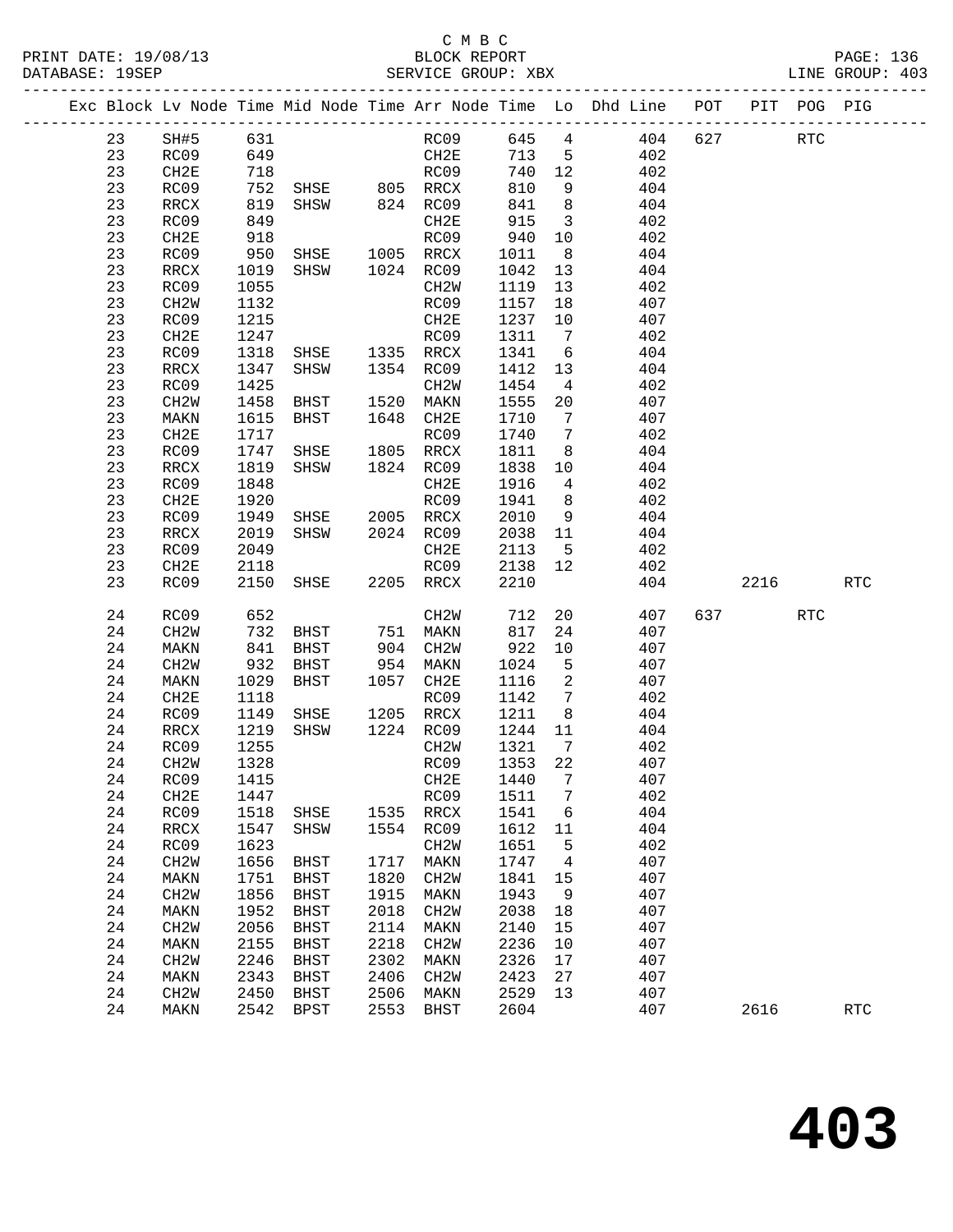C M B C
PRINT DATE: 19/08/13 BLOCK REPORT
DATABASE: 19SEP SERVICE GROUP: XBX LINE GROUP: 403

| Exc | Block | Lv | Node | Time | Mid Node | Time | Arr Node | Time | Lo | Dhd Line | POT | PIT | POG | PIG |
|---|---|---|---|---|---|---|---|---|---|---|---|---|---|---|
| | 23 | | SH#5 | 631 | | | RC09 | 645 | 4 | 404 | 627 | | RTC | |
| | 23 | | RC09 | 649 | | | CH2E | 713 | 5 | 402 | | | | |
| | 23 | | CH2E | 718 | | | RC09 | 740 | 12 | 402 | | | | |
| | 23 | | RC09 | 752 | SHSE | 805 | RRCX | 810 | 9 | 404 | | | | |
| | 23 | | RRCX | 819 | SHSW | 824 | RC09 | 841 | 8 | 404 | | | | |
| | 23 | | RC09 | 849 | | | CH2E | 915 | 3 | 402 | | | | |
| | 23 | | CH2E | 918 | | | RC09 | 940 | 10 | 402 | | | | |
| | 23 | | RC09 | 950 | SHSE | 1005 | RRCX | 1011 | 8 | 404 | | | | |
| | 23 | | RRCX | 1019 | SHSW | 1024 | RC09 | 1042 | 13 | 404 | | | | |
| | 23 | | RC09 | 1055 | | | CH2W | 1119 | 13 | 402 | | | | |
| | 23 | | CH2W | 1132 | | | RC09 | 1157 | 18 | 407 | | | | |
| | 23 | | RC09 | 1215 | | | CH2E | 1237 | 10 | 407 | | | | |
| | 23 | | CH2E | 1247 | | | RC09 | 1311 | 7 | 402 | | | | |
| | 23 | | RC09 | 1318 | SHSE | 1335 | RRCX | 1341 | 6 | 404 | | | | |
| | 23 | | RRCX | 1347 | SHSW | 1354 | RC09 | 1412 | 13 | 404 | | | | |
| | 23 | | RC09 | 1425 | | | CH2W | 1454 | 4 | 402 | | | | |
| | 23 | | CH2W | 1458 | BHST | 1520 | MAKN | 1555 | 20 | 407 | | | | |
| | 23 | | MAKN | 1615 | BHST | 1648 | CH2E | 1710 | 7 | 407 | | | | |
| | 23 | | CH2E | 1717 | | | RC09 | 1740 | 7 | 402 | | | | |
| | 23 | | RC09 | 1747 | SHSE | 1805 | RRCX | 1811 | 8 | 404 | | | | |
| | 23 | | RRCX | 1819 | SHSW | 1824 | RC09 | 1838 | 10 | 404 | | | | |
| | 23 | | RC09 | 1848 | | | CH2E | 1916 | 4 | 402 | | | | |
| | 23 | | CH2E | 1920 | | | RC09 | 1941 | 8 | 402 | | | | |
| | 23 | | RC09 | 1949 | SHSE | 2005 | RRCX | 2010 | 9 | 404 | | | | |
| | 23 | | RRCX | 2019 | SHSW | 2024 | RC09 | 2038 | 11 | 404 | | | | |
| | 23 | | RC09 | 2049 | | | CH2E | 2113 | 5 | 402 | | | | |
| | 23 | | CH2E | 2118 | | | RC09 | 2138 | 12 | 402 | | | | |
| | 23 | | RC09 | 2150 | SHSE | 2205 | RRCX | 2210 | | 404 | | 2216 | | RTC |
| | 24 | | RC09 | 652 | | | CH2W | 712 | 20 | 407 | 637 | | RTC | |
| | 24 | | CH2W | 732 | BHST | 751 | MAKN | 817 | 24 | 407 | | | | |
| | 24 | | MAKN | 841 | BHST | 904 | CH2W | 922 | 10 | 407 | | | | |
| | 24 | | CH2W | 932 | BHST | 954 | MAKN | 1024 | 5 | 407 | | | | |
| | 24 | | MAKN | 1029 | BHST | 1057 | CH2E | 1116 | 2 | 407 | | | | |
| | 24 | | CH2E | 1118 | | | RC09 | 1142 | 7 | 402 | | | | |
| | 24 | | RC09 | 1149 | SHSE | 1205 | RRCX | 1211 | 8 | 404 | | | | |
| | 24 | | RRCX | 1219 | SHSW | 1224 | RC09 | 1244 | 11 | 404 | | | | |
| | 24 | | RC09 | 1255 | | | CH2W | 1321 | 7 | 402 | | | | |
| | 24 | | CH2W | 1328 | | | RC09 | 1353 | 22 | 407 | | | | |
| | 24 | | RC09 | 1415 | | | CH2E | 1440 | 7 | 407 | | | | |
| | 24 | | CH2E | 1447 | | | RC09 | 1511 | 7 | 402 | | | | |
| | 24 | | RC09 | 1518 | SHSE | 1535 | RRCX | 1541 | 6 | 404 | | | | |
| | 24 | | RRCX | 1547 | SHSW | 1554 | RC09 | 1612 | 11 | 404 | | | | |
| | 24 | | RC09 | 1623 | | | CH2W | 1651 | 5 | 402 | | | | |
| | 24 | | CH2W | 1656 | BHST | 1717 | MAKN | 1747 | 4 | 407 | | | | |
| | 24 | | MAKN | 1751 | BHST | 1820 | CH2W | 1841 | 15 | 407 | | | | |
| | 24 | | CH2W | 1856 | BHST | 1915 | MAKN | 1943 | 9 | 407 | | | | |
| | 24 | | MAKN | 1952 | BHST | 2018 | CH2W | 2038 | 18 | 407 | | | | |
| | 24 | | CH2W | 2056 | BHST | 2114 | MAKN | 2140 | 15 | 407 | | | | |
| | 24 | | MAKN | 2155 | BHST | 2218 | CH2W | 2236 | 10 | 407 | | | | |
| | 24 | | CH2W | 2246 | BHST | 2302 | MAKN | 2326 | 17 | 407 | | | | |
| | 24 | | MAKN | 2343 | BHST | 2406 | CH2W | 2423 | 27 | 407 | | | | |
| | 24 | | CH2W | 2450 | BHST | 2506 | MAKN | 2529 | 13 | 407 | | | | |
| | 24 | | MAKN | 2542 | BPST | 2553 | BHST | 2604 | | 407 | | 2616 | | RTC |

# 403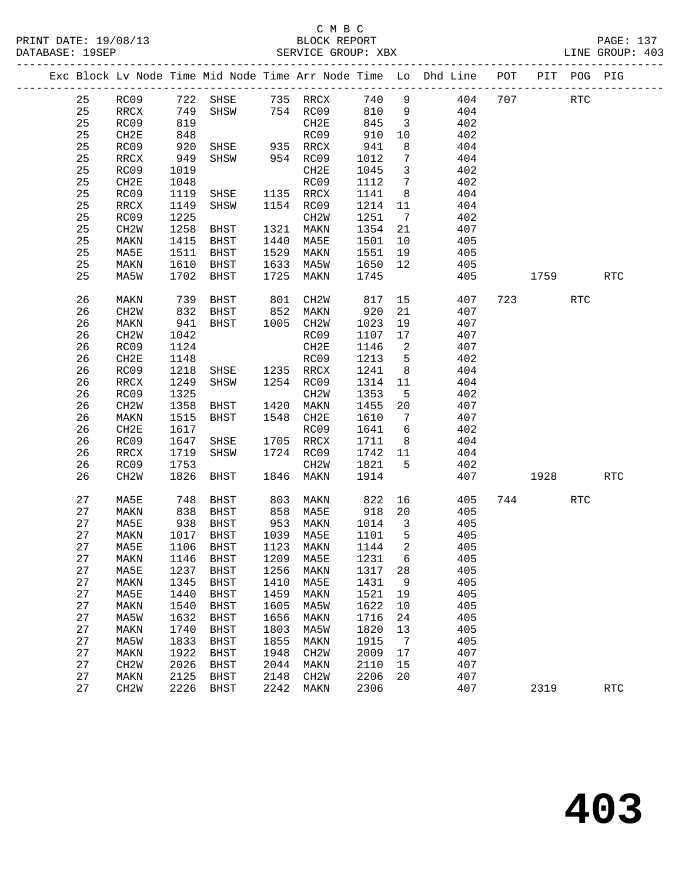C M B C
PRINT DATE: 19/08/13 BLOCK REPORT
DATABASE: 19SEP SERVICE GROUP: XBX LINE GROUP: 403

| Exc | Block | Lv Node | Time | Mid Node | Time | Arr Node | Time | Lo | Dhd Line | POT | PIT | POG | PIG |
|---|---|---|---|---|---|---|---|---|---|---|---|---|---|
| | 25 | RC09 | 722 | SHSE | 735 | RRCX | 740 | 9 | 404 | 707 | | RTC | |
| | 25 | RRCX | 749 | SHSW | 754 | RC09 | 810 | 9 | 404 | | | | |
| | 25 | RC09 | 819 | | | CH2E | 845 | 3 | 402 | | | | |
| | 25 | CH2E | 848 | | | RC09 | 910 | 10 | 402 | | | | |
| | 25 | RC09 | 920 | SHSE | 935 | RRCX | 941 | 8 | 404 | | | | |
| | 25 | RRCX | 949 | SHSW | 954 | RC09 | 1012 | 7 | 404 | | | | |
| | 25 | RC09 | 1019 | | | CH2E | 1045 | 3 | 402 | | | | |
| | 25 | CH2E | 1048 | | | RC09 | 1112 | 7 | 402 | | | | |
| | 25 | RC09 | 1119 | SHSE | 1135 | RRCX | 1141 | 8 | 404 | | | | |
| | 25 | RRCX | 1149 | SHSW | 1154 | RC09 | 1214 | 11 | 404 | | | | |
| | 25 | RC09 | 1225 | | | CH2W | 1251 | 7 | 402 | | | | |
| | 25 | CH2W | 1258 | BHST | 1321 | MAKN | 1354 | 21 | 407 | | | | |
| | 25 | MAKN | 1415 | BHST | 1440 | MA5E | 1501 | 10 | 405 | | | | |
| | 25 | MA5E | 1511 | BHST | 1529 | MAKN | 1551 | 19 | 405 | | | | |
| | 25 | MAKN | 1610 | BHST | 1633 | MA5W | 1650 | 12 | 405 | | | | |
| | 25 | MA5W | 1702 | BHST | 1725 | MAKN | 1745 | | 405 | | 1759 | | RTC |
| | 26 | MAKN | 739 | BHST | 801 | CH2W | 817 | 15 | 407 | 723 | | RTC | |
| | 26 | CH2W | 832 | BHST | 852 | MAKN | 920 | 21 | 407 | | | | |
| | 26 | MAKN | 941 | BHST | 1005 | CH2W | 1023 | 19 | 407 | | | | |
| | 26 | CH2W | 1042 | | | RC09 | 1107 | 17 | 407 | | | | |
| | 26 | RC09 | 1124 | | | CH2E | 1146 | 2 | 407 | | | | |
| | 26 | CH2E | 1148 | | | RC09 | 1213 | 5 | 402 | | | | |
| | 26 | RC09 | 1218 | SHSE | 1235 | RRCX | 1241 | 8 | 404 | | | | |
| | 26 | RRCX | 1249 | SHSW | 1254 | RC09 | 1314 | 11 | 404 | | | | |
| | 26 | RC09 | 1325 | | | CH2W | 1353 | 5 | 402 | | | | |
| | 26 | CH2W | 1358 | BHST | 1420 | MAKN | 1455 | 20 | 407 | | | | |
| | 26 | MAKN | 1515 | BHST | 1548 | CH2E | 1610 | 7 | 407 | | | | |
| | 26 | CH2E | 1617 | | | RC09 | 1641 | 6 | 402 | | | | |
| | 26 | RC09 | 1647 | SHSE | 1705 | RRCX | 1711 | 8 | 404 | | | | |
| | 26 | RRCX | 1719 | SHSW | 1724 | RC09 | 1742 | 11 | 404 | | | | |
| | 26 | RC09 | 1753 | | | CH2W | 1821 | 5 | 402 | | | | |
| | 26 | CH2W | 1826 | BHST | 1846 | MAKN | 1914 | | 407 | | 1928 | | RTC |
| | 27 | MA5E | 748 | BHST | 803 | MAKN | 822 | 16 | 405 | 744 | | RTC | |
| | 27 | MAKN | 838 | BHST | 858 | MA5E | 918 | 20 | 405 | | | | |
| | 27 | MA5E | 938 | BHST | 953 | MAKN | 1014 | 3 | 405 | | | | |
| | 27 | MAKN | 1017 | BHST | 1039 | MA5E | 1101 | 5 | 405 | | | | |
| | 27 | MA5E | 1106 | BHST | 1123 | MAKN | 1144 | 2 | 405 | | | | |
| | 27 | MAKN | 1146 | BHST | 1209 | MA5E | 1231 | 6 | 405 | | | | |
| | 27 | MA5E | 1237 | BHST | 1256 | MAKN | 1317 | 28 | 405 | | | | |
| | 27 | MAKN | 1345 | BHST | 1410 | MA5E | 1431 | 9 | 405 | | | | |
| | 27 | MA5E | 1440 | BHST | 1459 | MAKN | 1521 | 19 | 405 | | | | |
| | 27 | MAKN | 1540 | BHST | 1605 | MA5W | 1622 | 10 | 405 | | | | |
| | 27 | MA5W | 1632 | BHST | 1656 | MAKN | 1716 | 24 | 405 | | | | |
| | 27 | MAKN | 1740 | BHST | 1803 | MA5W | 1820 | 13 | 405 | | | | |
| | 27 | MA5W | 1833 | BHST | 1855 | MAKN | 1915 | 7 | 405 | | | | |
| | 27 | MAKN | 1922 | BHST | 1948 | CH2W | 2009 | 17 | 407 | | | | |
| | 27 | CH2W | 2026 | BHST | 2044 | MAKN | 2110 | 15 | 407 | | | | |
| | 27 | MAKN | 2125 | BHST | 2148 | CH2W | 2206 | 20 | 407 | | | | |
| | 27 | CH2W | 2226 | BHST | 2242 | MAKN | 2306 | | 407 | | 2319 | | RTC |

# 403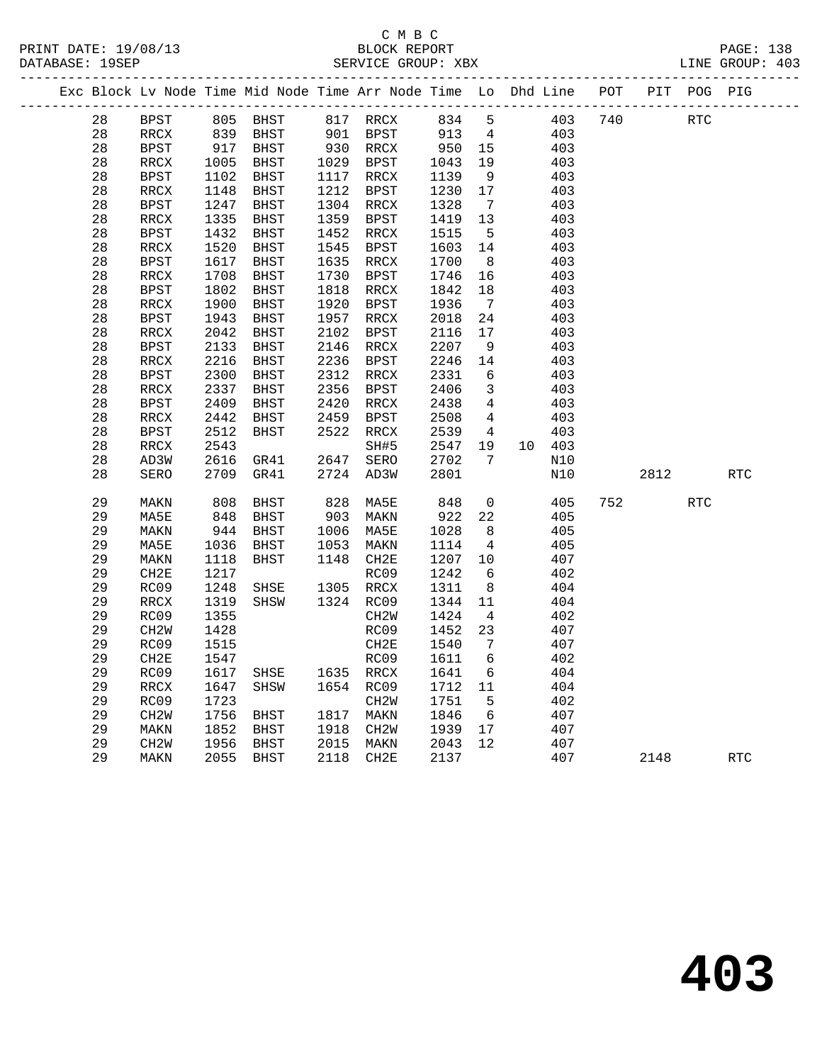C M B C
PRINT DATE: 19/08/13 BLOCK REPORT
DATABASE: 19SEP SERVICE GROUP: XBX LINE GROUP: 403

| Exc | Block | Lv | Node | Time | Mid Node | Time | Arr Node | Time | Lo | Dhd | Line | POT | PIT | POG | PIG |
|---|---|---|---|---|---|---|---|---|---|---|---|---|---|---|---|
| | 28 | | BPST | 805 | BHST | 817 | RRCX | 834 | 5 | | 403 | 740 | | RTC | |
| | 28 | | RRCX | 839 | BHST | 901 | BPST | 913 | 4 | | 403 | | | | |
| | 28 | | BPST | 917 | BHST | 930 | RRCX | 950 | 15 | | 403 | | | | |
| | 28 | | RRCX | 1005 | BHST | 1029 | BPST | 1043 | 19 | | 403 | | | | |
| | 28 | | BPST | 1102 | BHST | 1117 | RRCX | 1139 | 9 | | 403 | | | | |
| | 28 | | RRCX | 1148 | BHST | 1212 | BPST | 1230 | 17 | | 403 | | | | |
| | 28 | | BPST | 1247 | BHST | 1304 | RRCX | 1328 | 7 | | 403 | | | | |
| | 28 | | RRCX | 1335 | BHST | 1359 | BPST | 1419 | 13 | | 403 | | | | |
| | 28 | | BPST | 1432 | BHST | 1452 | RRCX | 1515 | 5 | | 403 | | | | |
| | 28 | | RRCX | 1520 | BHST | 1545 | BPST | 1603 | 14 | | 403 | | | | |
| | 28 | | BPST | 1617 | BHST | 1635 | RRCX | 1700 | 8 | | 403 | | | | |
| | 28 | | RRCX | 1708 | BHST | 1730 | BPST | 1746 | 16 | | 403 | | | | |
| | 28 | | BPST | 1802 | BHST | 1818 | RRCX | 1842 | 18 | | 403 | | | | |
| | 28 | | RRCX | 1900 | BHST | 1920 | BPST | 1936 | 7 | | 403 | | | | |
| | 28 | | BPST | 1943 | BHST | 1957 | RRCX | 2018 | 24 | | 403 | | | | |
| | 28 | | RRCX | 2042 | BHST | 2102 | BPST | 2116 | 17 | | 403 | | | | |
| | 28 | | BPST | 2133 | BHST | 2146 | RRCX | 2207 | 9 | | 403 | | | | |
| | 28 | | RRCX | 2216 | BHST | 2236 | BPST | 2246 | 14 | | 403 | | | | |
| | 28 | | BPST | 2300 | BHST | 2312 | RRCX | 2331 | 6 | | 403 | | | | |
| | 28 | | RRCX | 2337 | BHST | 2356 | BPST | 2406 | 3 | | 403 | | | | |
| | 28 | | BPST | 2409 | BHST | 2420 | RRCX | 2438 | 4 | | 403 | | | | |
| | 28 | | RRCX | 2442 | BHST | 2459 | BPST | 2508 | 4 | | 403 | | | | |
| | 28 | | BPST | 2512 | BHST | 2522 | RRCX | 2539 | 4 | | 403 | | | | |
| | 28 | | RRCX | 2543 | | | SH#5 | 2547 | 19 | 10 | 403 | | | | |
| | 28 | | AD3W | 2616 | GR41 | 2647 | SERO | 2702 | 7 | | N10 | | | | |
| | 28 | | SERO | 2709 | GR41 | 2724 | AD3W | 2801 | | | N10 | | 2812 | | RTC |
| | 29 | | MAKN | 808 | BHST | 828 | MA5E | 848 | 0 | | 405 | 752 | | RTC | |
| | 29 | | MA5E | 848 | BHST | 903 | MAKN | 922 | 22 | | 405 | | | | |
| | 29 | | MAKN | 944 | BHST | 1006 | MA5E | 1028 | 8 | | 405 | | | | |
| | 29 | | MA5E | 1036 | BHST | 1053 | MAKN | 1114 | 4 | | 405 | | | | |
| | 29 | | MAKN | 1118 | BHST | 1148 | CH2E | 1207 | 10 | | 407 | | | | |
| | 29 | | CH2E | 1217 | | | RC09 | 1242 | 6 | | 402 | | | | |
| | 29 | | RC09 | 1248 | SHSE | 1305 | RRCX | 1311 | 8 | | 404 | | | | |
| | 29 | | RRCX | 1319 | SHSW | 1324 | RC09 | 1344 | 11 | | 404 | | | | |
| | 29 | | RC09 | 1355 | | | CH2W | 1424 | 4 | | 402 | | | | |
| | 29 | | CH2W | 1428 | | | RC09 | 1452 | 23 | | 407 | | | | |
| | 29 | | RC09 | 1515 | | | CH2E | 1540 | 7 | | 407 | | | | |
| | 29 | | CH2E | 1547 | | | RC09 | 1611 | 6 | | 402 | | | | |
| | 29 | | RC09 | 1617 | SHSE | 1635 | RRCX | 1641 | 6 | | 404 | | | | |
| | 29 | | RRCX | 1647 | SHSW | 1654 | RC09 | 1712 | 11 | | 404 | | | | |
| | 29 | | RC09 | 1723 | | | CH2W | 1751 | 5 | | 402 | | | | |
| | 29 | | CH2W | 1756 | BHST | 1817 | MAKN | 1846 | 6 | | 407 | | | | |
| | 29 | | MAKN | 1852 | BHST | 1918 | CH2W | 1939 | 17 | | 407 | | | | |
| | 29 | | CH2W | 1956 | BHST | 2015 | MAKN | 2043 | 12 | | 407 | | | | |
| | 29 | | MAKN | 2055 | BHST | 2118 | CH2E | 2137 | | | 407 | | 2148 | | RTC |

403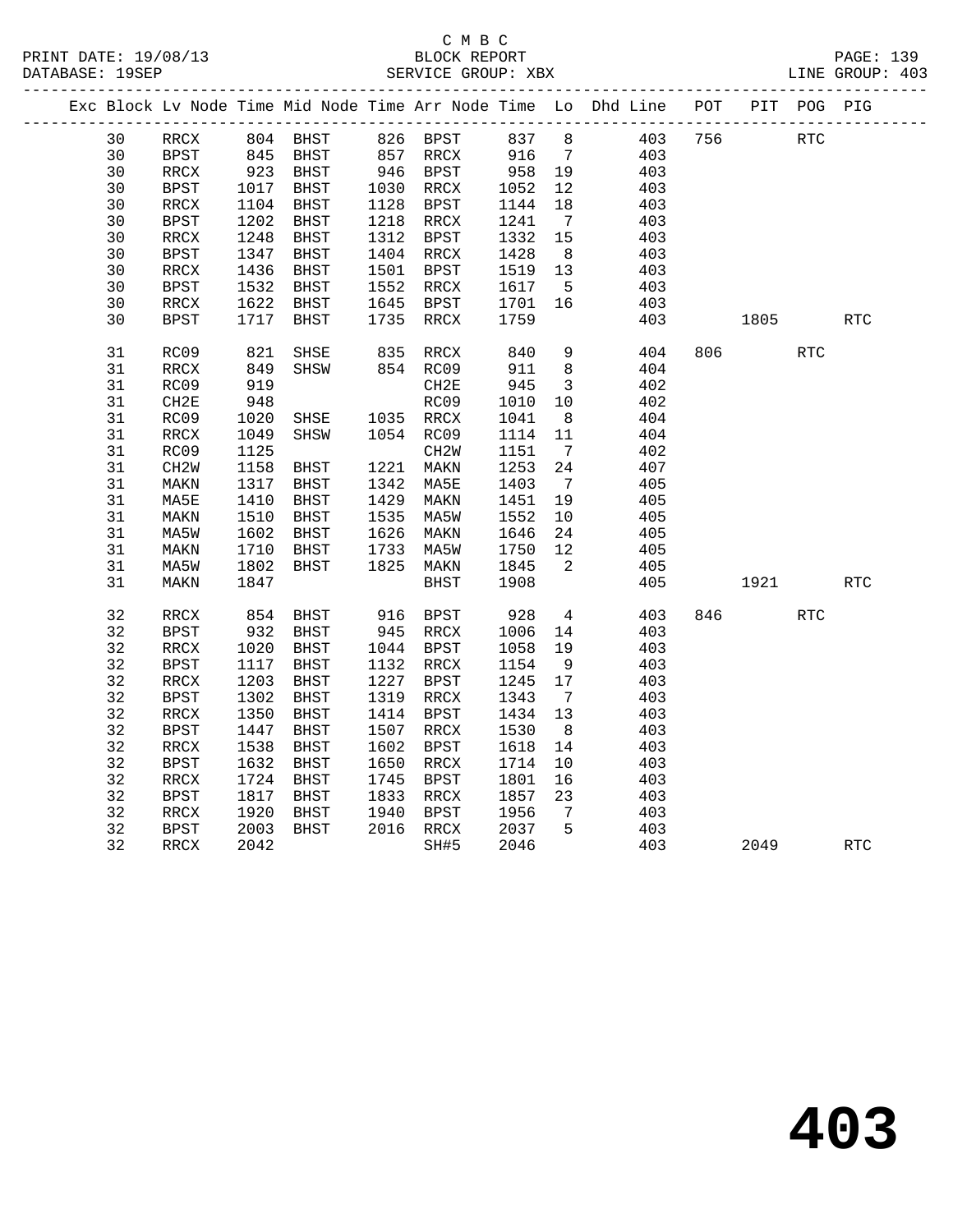C M B C

BLOCK REPORT

SERVICE GROUP: XBX

PRINT DATE: 19/08/13
DATABASE: 19SEP
LINE GROUP: 403

| Exc | Block | Lv | Node | Time | Mid Node | Time | Arr Node | Time | Lo | Dhd Line | POT | PIT | POG | PIG |
|---|---|---|---|---|---|---|---|---|---|---|---|---|---|---|
| | 30 | | RRCX | 804 | BHST | 826 | BPST | 837 | 8 | 403 | 756 | | RTC | |
| | 30 | | BPST | 845 | BHST | 857 | RRCX | 916 | 7 | 403 | | | | |
| | 30 | | RRCX | 923 | BHST | 946 | BPST | 958 | 19 | 403 | | | | |
| | 30 | | BPST | 1017 | BHST | 1030 | RRCX | 1052 | 12 | 403 | | | | |
| | 30 | | RRCX | 1104 | BHST | 1128 | BPST | 1144 | 18 | 403 | | | | |
| | 30 | | BPST | 1202 | BHST | 1218 | RRCX | 1241 | 7 | 403 | | | | |
| | 30 | | RRCX | 1248 | BHST | 1312 | BPST | 1332 | 15 | 403 | | | | |
| | 30 | | BPST | 1347 | BHST | 1404 | RRCX | 1428 | 8 | 403 | | | | |
| | 30 | | RRCX | 1436 | BHST | 1501 | BPST | 1519 | 13 | 403 | | | | |
| | 30 | | BPST | 1532 | BHST | 1552 | RRCX | 1617 | 5 | 403 | | | | |
| | 30 | | RRCX | 1622 | BHST | 1645 | BPST | 1701 | 16 | 403 | | | | |
| | 30 | | BPST | 1717 | BHST | 1735 | RRCX | 1759 | | 403 | | 1805 | | RTC |
| | 31 | | RC09 | 821 | SHSE | 835 | RRCX | 840 | 9 | 404 | 806 | | RTC | |
| | 31 | | RRCX | 849 | SHSW | 854 | RC09 | 911 | 8 | 404 | | | | |
| | 31 | | RC09 | 919 | | | CH2E | 945 | 3 | 402 | | | | |
| | 31 | | CH2E | 948 | | | RC09 | 1010 | 10 | 402 | | | | |
| | 31 | | RC09 | 1020 | SHSE | 1035 | RRCX | 1041 | 8 | 404 | | | | |
| | 31 | | RRCX | 1049 | SHSW | 1054 | RC09 | 1114 | 11 | 404 | | | | |
| | 31 | | RC09 | 1125 | | | CH2W | 1151 | 7 | 402 | | | | |
| | 31 | | CH2W | 1158 | BHST | 1221 | MAKN | 1253 | 24 | 407 | | | | |
| | 31 | | MAKN | 1317 | BHST | 1342 | MA5E | 1403 | 7 | 405 | | | | |
| | 31 | | MA5E | 1410 | BHST | 1429 | MAKN | 1451 | 19 | 405 | | | | |
| | 31 | | MAKN | 1510 | BHST | 1535 | MA5W | 1552 | 10 | 405 | | | | |
| | 31 | | MA5W | 1602 | BHST | 1626 | MAKN | 1646 | 24 | 405 | | | | |
| | 31 | | MAKN | 1710 | BHST | 1733 | MA5W | 1750 | 12 | 405 | | | | |
| | 31 | | MA5W | 1802 | BHST | 1825 | MAKN | 1845 | 2 | 405 | | | | |
| | 31 | | MAKN | 1847 | | | BHST | 1908 | | 405 | | 1921 | | RTC |
| | 32 | | RRCX | 854 | BHST | 916 | BPST | 928 | 4 | 403 | 846 | | RTC | |
| | 32 | | BPST | 932 | BHST | 945 | RRCX | 1006 | 14 | 403 | | | | |
| | 32 | | RRCX | 1020 | BHST | 1044 | BPST | 1058 | 19 | 403 | | | | |
| | 32 | | BPST | 1117 | BHST | 1132 | RRCX | 1154 | 9 | 403 | | | | |
| | 32 | | RRCX | 1203 | BHST | 1227 | BPST | 1245 | 17 | 403 | | | | |
| | 32 | | BPST | 1302 | BHST | 1319 | RRCX | 1343 | 7 | 403 | | | | |
| | 32 | | RRCX | 1350 | BHST | 1414 | BPST | 1434 | 13 | 403 | | | | |
| | 32 | | BPST | 1447 | BHST | 1507 | RRCX | 1530 | 8 | 403 | | | | |
| | 32 | | RRCX | 1538 | BHST | 1602 | BPST | 1618 | 14 | 403 | | | | |
| | 32 | | BPST | 1632 | BHST | 1650 | RRCX | 1714 | 10 | 403 | | | | |
| | 32 | | RRCX | 1724 | BHST | 1745 | BPST | 1801 | 16 | 403 | | | | |
| | 32 | | BPST | 1817 | BHST | 1833 | RRCX | 1857 | 23 | 403 | | | | |
| | 32 | | RRCX | 1920 | BHST | 1940 | BPST | 1956 | 7 | 403 | | | | |
| | 32 | | BPST | 2003 | BHST | 2016 | RRCX | 2037 | 5 | 403 | | | | |
| | 32 | | RRCX | 2042 | | | SH#5 | 2046 | | 403 | | 2049 | | RTC |

# 403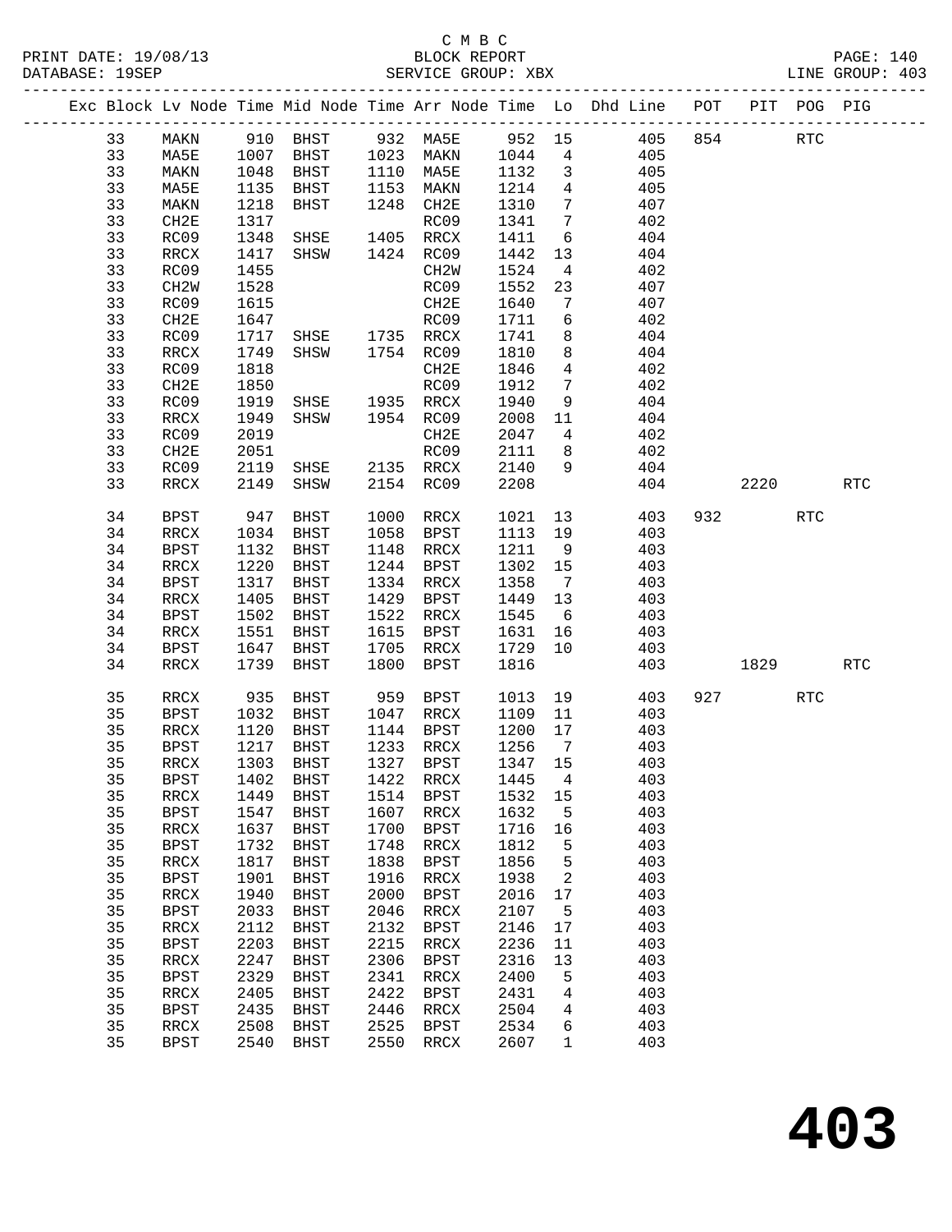C M B C
BLOCK REPORT
SERVICE GROUP: XBX

PRINT DATE: 19/08/13
DATABASE: 19SEP
LINE GROUP: 403

| Exc | Block | Lv Node | Time | Mid Node | Time | Arr Node | Time | Lo | Dhd Line | POT | PIT | POG | PIG |
|---|---|---|---|---|---|---|---|---|---|---|---|---|---|
| | 33 | MAKN | 910 | BHST | 932 | MA5E | 952 | 15 | 405 | 854 | | RTC | |
| | 33 | MA5E | 1007 | BHST | 1023 | MAKN | 1044 | 4 | 405 | | | | |
| | 33 | MAKN | 1048 | BHST | 1110 | MA5E | 1132 | 3 | 405 | | | | |
| | 33 | MA5E | 1135 | BHST | 1153 | MAKN | 1214 | 4 | 405 | | | | |
| | 33 | MAKN | 1218 | BHST | 1248 | CH2E | 1310 | 7 | 407 | | | | |
| | 33 | CH2E | 1317 | | | RC09 | 1341 | 7 | 402 | | | | |
| | 33 | RC09 | 1348 | SHSE | 1405 | RRCX | 1411 | 6 | 404 | | | | |
| | 33 | RRCX | 1417 | SHSW | 1424 | RC09 | 1442 | 13 | 404 | | | | |
| | 33 | RC09 | 1455 | | | CH2W | 1524 | 4 | 402 | | | | |
| | 33 | CH2W | 1528 | | | RC09 | 1552 | 23 | 407 | | | | |
| | 33 | RC09 | 1615 | | | CH2E | 1640 | 7 | 407 | | | | |
| | 33 | CH2E | 1647 | | | RC09 | 1711 | 6 | 402 | | | | |
| | 33 | RC09 | 1717 | SHSE | 1735 | RRCX | 1741 | 8 | 404 | | | | |
| | 33 | RRCX | 1749 | SHSW | 1754 | RC09 | 1810 | 8 | 404 | | | | |
| | 33 | RC09 | 1818 | | | CH2E | 1846 | 4 | 402 | | | | |
| | 33 | CH2E | 1850 | | | RC09 | 1912 | 7 | 402 | | | | |
| | 33 | RC09 | 1919 | SHSE | 1935 | RRCX | 1940 | 9 | 404 | | | | |
| | 33 | RRCX | 1949 | SHSW | 1954 | RC09 | 2008 | 11 | 404 | | | | |
| | 33 | RC09 | 2019 | | | CH2E | 2047 | 4 | 402 | | | | |
| | 33 | CH2E | 2051 | | | RC09 | 2111 | 8 | 402 | | | | |
| | 33 | RC09 | 2119 | SHSE | 2135 | RRCX | 2140 | 9 | 404 | | | | |
| | 33 | RRCX | 2149 | SHSW | 2154 | RC09 | 2208 | | 404 | | 2220 | | RTC |
| | 34 | BPST | 947 | BHST | 1000 | RRCX | 1021 | 13 | 403 | 932 | | RTC | |
| | 34 | RRCX | 1034 | BHST | 1058 | BPST | 1113 | 19 | 403 | | | | |
| | 34 | BPST | 1132 | BHST | 1148 | RRCX | 1211 | 9 | 403 | | | | |
| | 34 | RRCX | 1220 | BHST | 1244 | BPST | 1302 | 15 | 403 | | | | |
| | 34 | BPST | 1317 | BHST | 1334 | RRCX | 1358 | 7 | 403 | | | | |
| | 34 | RRCX | 1405 | BHST | 1429 | BPST | 1449 | 13 | 403 | | | | |
| | 34 | BPST | 1502 | BHST | 1522 | RRCX | 1545 | 6 | 403 | | | | |
| | 34 | RRCX | 1551 | BHST | 1615 | BPST | 1631 | 16 | 403 | | | | |
| | 34 | BPST | 1647 | BHST | 1705 | RRCX | 1729 | 10 | 403 | | | | |
| | 34 | RRCX | 1739 | BHST | 1800 | BPST | 1816 | | 403 | | 1829 | | RTC |
| | 35 | RRCX | 935 | BHST | 959 | BPST | 1013 | 19 | 403 | 927 | | RTC | |
| | 35 | BPST | 1032 | BHST | 1047 | RRCX | 1109 | 11 | 403 | | | | |
| | 35 | RRCX | 1120 | BHST | 1144 | BPST | 1200 | 17 | 403 | | | | |
| | 35 | BPST | 1217 | BHST | 1233 | RRCX | 1256 | 7 | 403 | | | | |
| | 35 | RRCX | 1303 | BHST | 1327 | BPST | 1347 | 15 | 403 | | | | |
| | 35 | BPST | 1402 | BHST | 1422 | RRCX | 1445 | 4 | 403 | | | | |
| | 35 | RRCX | 1449 | BHST | 1514 | BPST | 1532 | 15 | 403 | | | | |
| | 35 | BPST | 1547 | BHST | 1607 | RRCX | 1632 | 5 | 403 | | | | |
| | 35 | RRCX | 1637 | BHST | 1700 | BPST | 1716 | 16 | 403 | | | | |
| | 35 | BPST | 1732 | BHST | 1748 | RRCX | 1812 | 5 | 403 | | | | |
| | 35 | RRCX | 1817 | BHST | 1838 | BPST | 1856 | 5 | 403 | | | | |
| | 35 | BPST | 1901 | BHST | 1916 | RRCX | 1938 | 2 | 403 | | | | |
| | 35 | RRCX | 1940 | BHST | 2000 | BPST | 2016 | 17 | 403 | | | | |
| | 35 | BPST | 2033 | BHST | 2046 | RRCX | 2107 | 5 | 403 | | | | |
| | 35 | RRCX | 2112 | BHST | 2132 | BPST | 2146 | 17 | 403 | | | | |
| | 35 | BPST | 2203 | BHST | 2215 | RRCX | 2236 | 11 | 403 | | | | |
| | 35 | RRCX | 2247 | BHST | 2306 | BPST | 2316 | 13 | 403 | | | | |
| | 35 | BPST | 2329 | BHST | 2341 | RRCX | 2400 | 5 | 403 | | | | |
| | 35 | RRCX | 2405 | BHST | 2422 | BPST | 2431 | 4 | 403 | | | | |
| | 35 | BPST | 2435 | BHST | 2446 | RRCX | 2504 | 4 | 403 | | | | |
| | 35 | RRCX | 2508 | BHST | 2525 | BPST | 2534 | 6 | 403 | | | | |
| | 35 | BPST | 2540 | BHST | 2550 | RRCX | 2607 | 1 | 403 | | | | |

# 403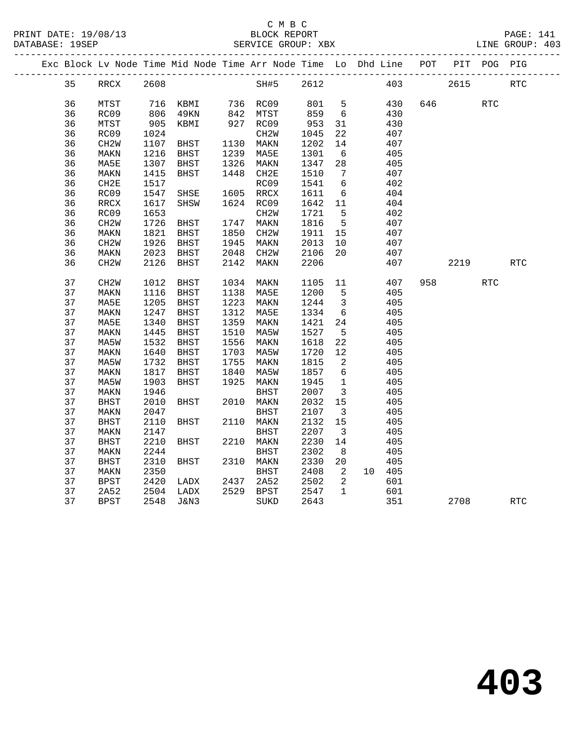C M B C

BLOCK REPORT

SERVICE GROUP: XBX

PRINT DATE: 19/08/13
DATABASE: 19SEP
LINE GROUP: 403

| Exc | Block | Lv | Node | Time | Mid Node | Time | Arr Node | Time | Lo | Dhd | Line | POT | PIT | POG | PIG |
|---|---|---|---|---|---|---|---|---|---|---|---|---|---|---|---|
| | 35 | | RRCX | 2608 | | | SH#5 | 2612 | | | 403 | | 2615 | | RTC |
| | 36 | | MTST | 716 | KBMI | 736 | RC09 | 801 | 5 | | 430 | 646 | | RTC | |
| | 36 | | RC09 | 806 | 49KN | 842 | MTST | 859 | 6 | | 430 | | | | |
| | 36 | | MTST | 905 | KBMI | 927 | RC09 | 953 | 31 | | 430 | | | | |
| | 36 | | RC09 | 1024 | | | CH2W | 1045 | 22 | | 407 | | | | |
| | 36 | | CH2W | 1107 | BHST | 1130 | MAKN | 1202 | 14 | | 407 | | | | |
| | 36 | | MAKN | 1216 | BHST | 1239 | MA5E | 1301 | 6 | | 405 | | | | |
| | 36 | | MA5E | 1307 | BHST | 1326 | MAKN | 1347 | 28 | | 405 | | | | |
| | 36 | | MAKN | 1415 | BHST | 1448 | CH2E | 1510 | 7 | | 407 | | | | |
| | 36 | | CH2E | 1517 | | | RC09 | 1541 | 6 | | 402 | | | | |
| | 36 | | RC09 | 1547 | SHSE | 1605 | RRCX | 1611 | 6 | | 404 | | | | |
| | 36 | | RRCX | 1617 | SHSW | 1624 | RC09 | 1642 | 11 | | 404 | | | | |
| | 36 | | RC09 | 1653 | | | CH2W | 1721 | 5 | | 402 | | | | |
| | 36 | | CH2W | 1726 | BHST | 1747 | MAKN | 1816 | 5 | | 407 | | | | |
| | 36 | | MAKN | 1821 | BHST | 1850 | CH2W | 1911 | 15 | | 407 | | | | |
| | 36 | | CH2W | 1926 | BHST | 1945 | MAKN | 2013 | 10 | | 407 | | | | |
| | 36 | | MAKN | 2023 | BHST | 2048 | CH2W | 2106 | 20 | | 407 | | | | |
| | 36 | | CH2W | 2126 | BHST | 2142 | MAKN | 2206 | | | 407 | | 2219 | | RTC |
| | 37 | | CH2W | 1012 | BHST | 1034 | MAKN | 1105 | 11 | | 407 | 958 | | RTC | |
| | 37 | | MAKN | 1116 | BHST | 1138 | MA5E | 1200 | 5 | | 405 | | | | |
| | 37 | | MA5E | 1205 | BHST | 1223 | MAKN | 1244 | 3 | | 405 | | | | |
| | 37 | | MAKN | 1247 | BHST | 1312 | MA5E | 1334 | 6 | | 405 | | | | |
| | 37 | | MA5E | 1340 | BHST | 1359 | MAKN | 1421 | 24 | | 405 | | | | |
| | 37 | | MAKN | 1445 | BHST | 1510 | MA5W | 1527 | 5 | | 405 | | | | |
| | 37 | | MA5W | 1532 | BHST | 1556 | MAKN | 1618 | 22 | | 405 | | | | |
| | 37 | | MAKN | 1640 | BHST | 1703 | MA5W | 1720 | 12 | | 405 | | | | |
| | 37 | | MA5W | 1732 | BHST | 1755 | MAKN | 1815 | 2 | | 405 | | | | |
| | 37 | | MAKN | 1817 | BHST | 1840 | MA5W | 1857 | 6 | | 405 | | | | |
| | 37 | | MA5W | 1903 | BHST | 1925 | MAKN | 1945 | 1 | | 405 | | | | |
| | 37 | | MAKN | 1946 | | | BHST | 2007 | 3 | | 405 | | | | |
| | 37 | | BHST | 2010 | BHST | 2010 | MAKN | 2032 | 15 | | 405 | | | | |
| | 37 | | MAKN | 2047 | | | BHST | 2107 | 3 | | 405 | | | | |
| | 37 | | BHST | 2110 | BHST | 2110 | MAKN | 2132 | 15 | | 405 | | | | |
| | 37 | | MAKN | 2147 | | | BHST | 2207 | 3 | | 405 | | | | |
| | 37 | | BHST | 2210 | BHST | 2210 | MAKN | 2230 | 14 | | 405 | | | | |
| | 37 | | MAKN | 2244 | | | BHST | 2302 | 8 | | 405 | | | | |
| | 37 | | BHST | 2310 | BHST | 2310 | MAKN | 2330 | 20 | | 405 | | | | |
| | 37 | | MAKN | 2350 | | | BHST | 2408 | 2 | 10 | 405 | | | | |
| | 37 | | BPST | 2420 | LADX | 2437 | 2A52 | 2502 | 2 | | 601 | | | | |
| | 37 | | 2A52 | 2504 | LADX | 2529 | BPST | 2547 | 1 | | 601 | | | | |
| | 37 | | BPST | 2548 | J&N3 | | SUKD | 2643 | | | 351 | | 2708 | | RTC |

403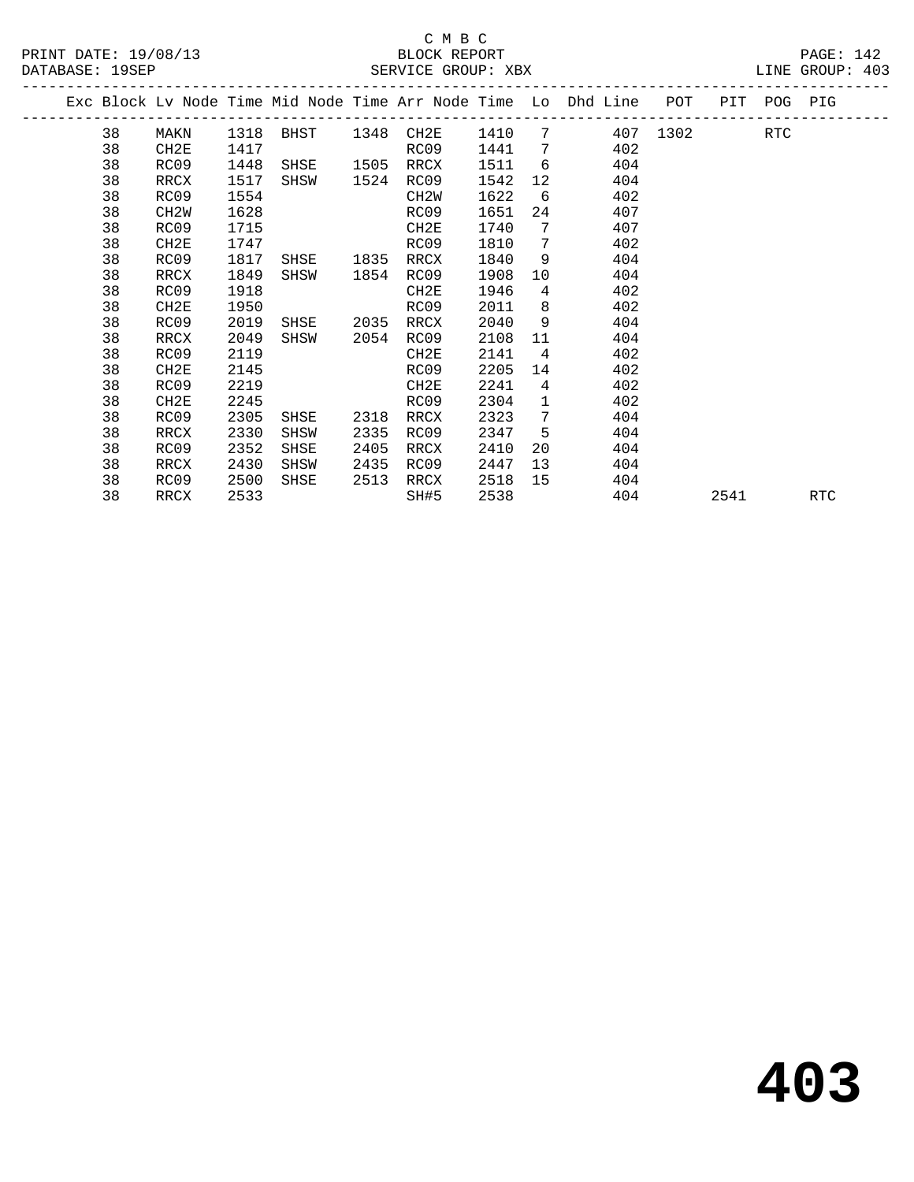C M B C

BLOCK REPORT

SERVICE GROUP: XBX

PRINT DATE: 19/08/13
DATABASE: 19SEP

LINE GROUP: 403

| Exc | Block | Lv Node | Time | Mid Node | Time | Arr Node | Time | Lo | Dhd Line | POT | PIT | POG | PIG |
|---|---|---|---|---|---|---|---|---|---|---|---|---|---|
| | 38 | MAKN | 1318 | BHST | 1348 | CH2E | 1410 | 7 | 407 | 1302 | | RTC | |
| | 38 | CH2E | 1417 | | | RC09 | 1441 | 7 | 402 | | | | |
| | 38 | RC09 | 1448 | SHSE | 1505 | RRCX | 1511 | 6 | 404 | | | | |
| | 38 | RRCX | 1517 | SHSW | 1524 | RC09 | 1542 | 12 | 404 | | | | |
| | 38 | RC09 | 1554 | | | CH2W | 1622 | 6 | 402 | | | | |
| | 38 | CH2W | 1628 | | | RC09 | 1651 | 24 | 407 | | | | |
| | 38 | RC09 | 1715 | | | CH2E | 1740 | 7 | 407 | | | | |
| | 38 | CH2E | 1747 | | | RC09 | 1810 | 7 | 402 | | | | |
| | 38 | RC09 | 1817 | SHSE | 1835 | RRCX | 1840 | 9 | 404 | | | | |
| | 38 | RRCX | 1849 | SHSW | 1854 | RC09 | 1908 | 10 | 404 | | | | |
| | 38 | RC09 | 1918 | | | CH2E | 1946 | 4 | 402 | | | | |
| | 38 | CH2E | 1950 | | | RC09 | 2011 | 8 | 402 | | | | |
| | 38 | RC09 | 2019 | SHSE | 2035 | RRCX | 2040 | 9 | 404 | | | | |
| | 38 | RRCX | 2049 | SHSW | 2054 | RC09 | 2108 | 11 | 404 | | | | |
| | 38 | RC09 | 2119 | | | CH2E | 2141 | 4 | 402 | | | | |
| | 38 | CH2E | 2145 | | | RC09 | 2205 | 14 | 402 | | | | |
| | 38 | RC09 | 2219 | | | CH2E | 2241 | 4 | 402 | | | | |
| | 38 | CH2E | 2245 | | | RC09 | 2304 | 1 | 402 | | | | |
| | 38 | RC09 | 2305 | SHSE | 2318 | RRCX | 2323 | 7 | 404 | | | | |
| | 38 | RRCX | 2330 | SHSW | 2335 | RC09 | 2347 | 5 | 404 | | | | |
| | 38 | RC09 | 2352 | SHSE | 2405 | RRCX | 2410 | 20 | 404 | | | | |
| | 38 | RRCX | 2430 | SHSW | 2435 | RC09 | 2447 | 13 | 404 | | | | |
| | 38 | RC09 | 2500 | SHSE | 2513 | RRCX | 2518 | 15 | 404 | | | | |
| | 38 | RRCX | 2533 | | | SH#5 | 2538 | | 404 | | 2541 | | RTC |

403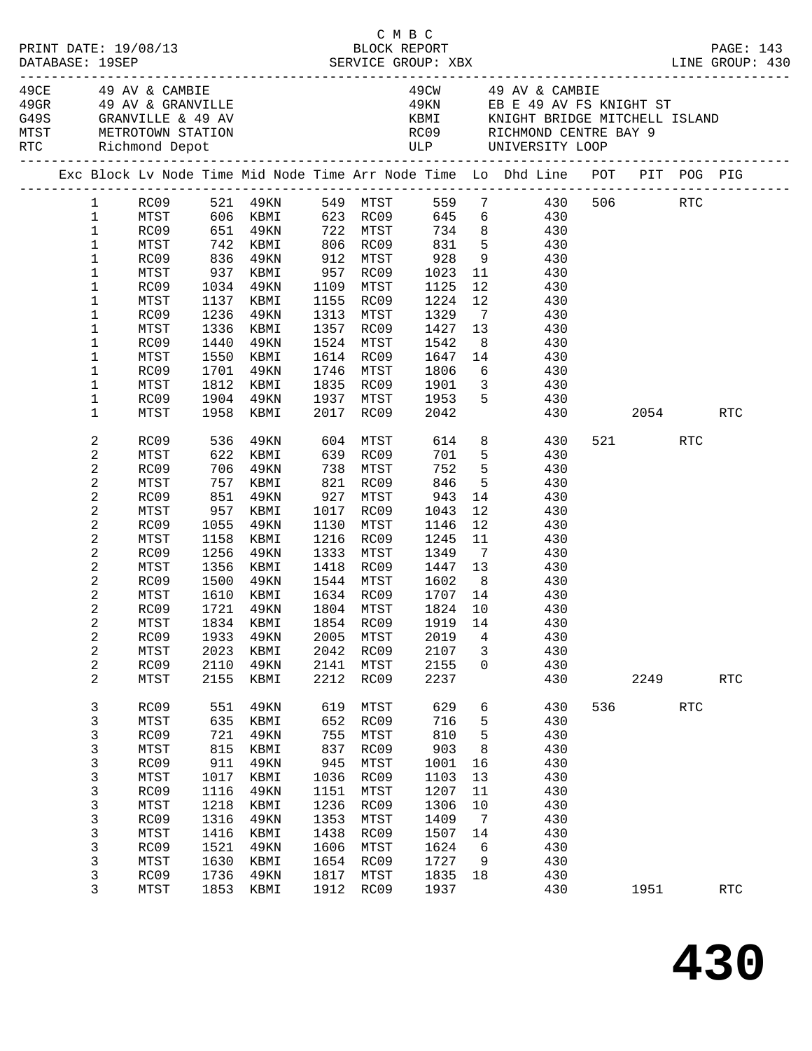C M B C

PRINT DATE: 19/08/13 BLOCK REPORT PAGE: 143
DATABASE: 19SEP SERVICE GROUP: XBX LINE GROUP: 430

| | | | |
|---|---|---|---|
| 49CE | 49 AV & CAMBIE | 49CW | 49 AV & CAMBIE |
| 49GR | 49 AV & GRANVILLE | 49KN | EB E 49 AV FS KNIGHT ST |
| G49S | GRANVILLE & 49 AV | KBMI | KNIGHT BRIDGE MITCHELL ISLAND |
| MTST | METROTOWN STATION | RC09 | RICHMOND CENTRE BAY 9 |
| RTC | Richmond Depot | ULP | UNIVERSITY LOOP |

| Exc | Block | Lv Node | Time | Mid Node | Time | Arr Node | Time | Lo | Dhd Line | POT | PIT | POG | PIG |
|---|---|---|---|---|---|---|---|---|---|---|---|---|---|
| | 1 | RC09 | 521 | 49KN | 549 | MTST | 559 | 7 | 430 | 506 | | RTC | |
| | 1 | MTST | 606 | KBMI | 623 | RC09 | 645 | 6 | 430 | | | | |
| | 1 | RC09 | 651 | 49KN | 722 | MTST | 734 | 8 | 430 | | | | |
| | 1 | MTST | 742 | KBMI | 806 | RC09 | 831 | 5 | 430 | | | | |
| | 1 | RC09 | 836 | 49KN | 912 | MTST | 928 | 9 | 430 | | | | |
| | 1 | MTST | 937 | KBMI | 957 | RC09 | 1023 | 11 | 430 | | | | |
| | 1 | RC09 | 1034 | 49KN | 1109 | MTST | 1125 | 12 | 430 | | | | |
| | 1 | MTST | 1137 | KBMI | 1155 | RC09 | 1224 | 12 | 430 | | | | |
| | 1 | RC09 | 1236 | 49KN | 1313 | MTST | 1329 | 7 | 430 | | | | |
| | 1 | MTST | 1336 | KBMI | 1357 | RC09 | 1427 | 13 | 430 | | | | |
| | 1 | RC09 | 1440 | 49KN | 1524 | MTST | 1542 | 8 | 430 | | | | |
| | 1 | MTST | 1550 | KBMI | 1614 | RC09 | 1647 | 14 | 430 | | | | |
| | 1 | RC09 | 1701 | 49KN | 1746 | MTST | 1806 | 6 | 430 | | | | |
| | 1 | MTST | 1812 | KBMI | 1835 | RC09 | 1901 | 3 | 430 | | | | |
| | 1 | RC09 | 1904 | 49KN | 1937 | MTST | 1953 | 5 | 430 | | | | |
| | 1 | MTST | 1958 | KBMI | 2017 | RC09 | 2042 | | 430 | | 2054 | | RTC |
| | 2 | RC09 | 536 | 49KN | 604 | MTST | 614 | 8 | 430 | 521 | | RTC | |
| | 2 | MTST | 622 | KBMI | 639 | RC09 | 701 | 5 | 430 | | | | |
| | 2 | RC09 | 706 | 49KN | 738 | MTST | 752 | 5 | 430 | | | | |
| | 2 | MTST | 757 | KBMI | 821 | RC09 | 846 | 5 | 430 | | | | |
| | 2 | RC09 | 851 | 49KN | 927 | MTST | 943 | 14 | 430 | | | | |
| | 2 | MTST | 957 | KBMI | 1017 | RC09 | 1043 | 12 | 430 | | | | |
| | 2 | RC09 | 1055 | 49KN | 1130 | MTST | 1146 | 12 | 430 | | | | |
| | 2 | MTST | 1158 | KBMI | 1216 | RC09 | 1245 | 11 | 430 | | | | |
| | 2 | RC09 | 1256 | 49KN | 1333 | MTST | 1349 | 7 | 430 | | | | |
| | 2 | MTST | 1356 | KBMI | 1418 | RC09 | 1447 | 13 | 430 | | | | |
| | 2 | RC09 | 1500 | 49KN | 1544 | MTST | 1602 | 8 | 430 | | | | |
| | 2 | MTST | 1610 | KBMI | 1634 | RC09 | 1707 | 14 | 430 | | | | |
| | 2 | RC09 | 1721 | 49KN | 1804 | MTST | 1824 | 10 | 430 | | | | |
| | 2 | MTST | 1834 | KBMI | 1854 | RC09 | 1919 | 14 | 430 | | | | |
| | 2 | RC09 | 1933 | 49KN | 2005 | MTST | 2019 | 4 | 430 | | | | |
| | 2 | MTST | 2023 | KBMI | 2042 | RC09 | 2107 | 3 | 430 | | | | |
| | 2 | RC09 | 2110 | 49KN | 2141 | MTST | 2155 | 0 | 430 | | | | |
| | 2 | MTST | 2155 | KBMI | 2212 | RC09 | 2237 | | 430 | | 2249 | | RTC |
| | 3 | RC09 | 551 | 49KN | 619 | MTST | 629 | 6 | 430 | 536 | | RTC | |
| | 3 | MTST | 635 | KBMI | 652 | RC09 | 716 | 5 | 430 | | | | |
| | 3 | RC09 | 721 | 49KN | 755 | MTST | 810 | 5 | 430 | | | | |
| | 3 | MTST | 815 | KBMI | 837 | RC09 | 903 | 8 | 430 | | | | |
| | 3 | RC09 | 911 | 49KN | 945 | MTST | 1001 | 16 | 430 | | | | |
| | 3 | MTST | 1017 | KBMI | 1036 | RC09 | 1103 | 13 | 430 | | | | |
| | 3 | RC09 | 1116 | 49KN | 1151 | MTST | 1207 | 11 | 430 | | | | |
| | 3 | MTST | 1218 | KBMI | 1236 | RC09 | 1306 | 10 | 430 | | | | |
| | 3 | RC09 | 1316 | 49KN | 1353 | MTST | 1409 | 7 | 430 | | | | |
| | 3 | MTST | 1416 | KBMI | 1438 | RC09 | 1507 | 14 | 430 | | | | |
| | 3 | RC09 | 1521 | 49KN | 1606 | MTST | 1624 | 6 | 430 | | | | |
| | 3 | MTST | 1630 | KBMI | 1654 | RC09 | 1727 | 9 | 430 | | | | |
| | 3 | RC09 | 1736 | 49KN | 1817 | MTST | 1835 | 18 | 430 | | | | |
| | 3 | MTST | 1853 | KBMI | 1912 | RC09 | 1937 | | 430 | | 1951 | | RTC |

# 430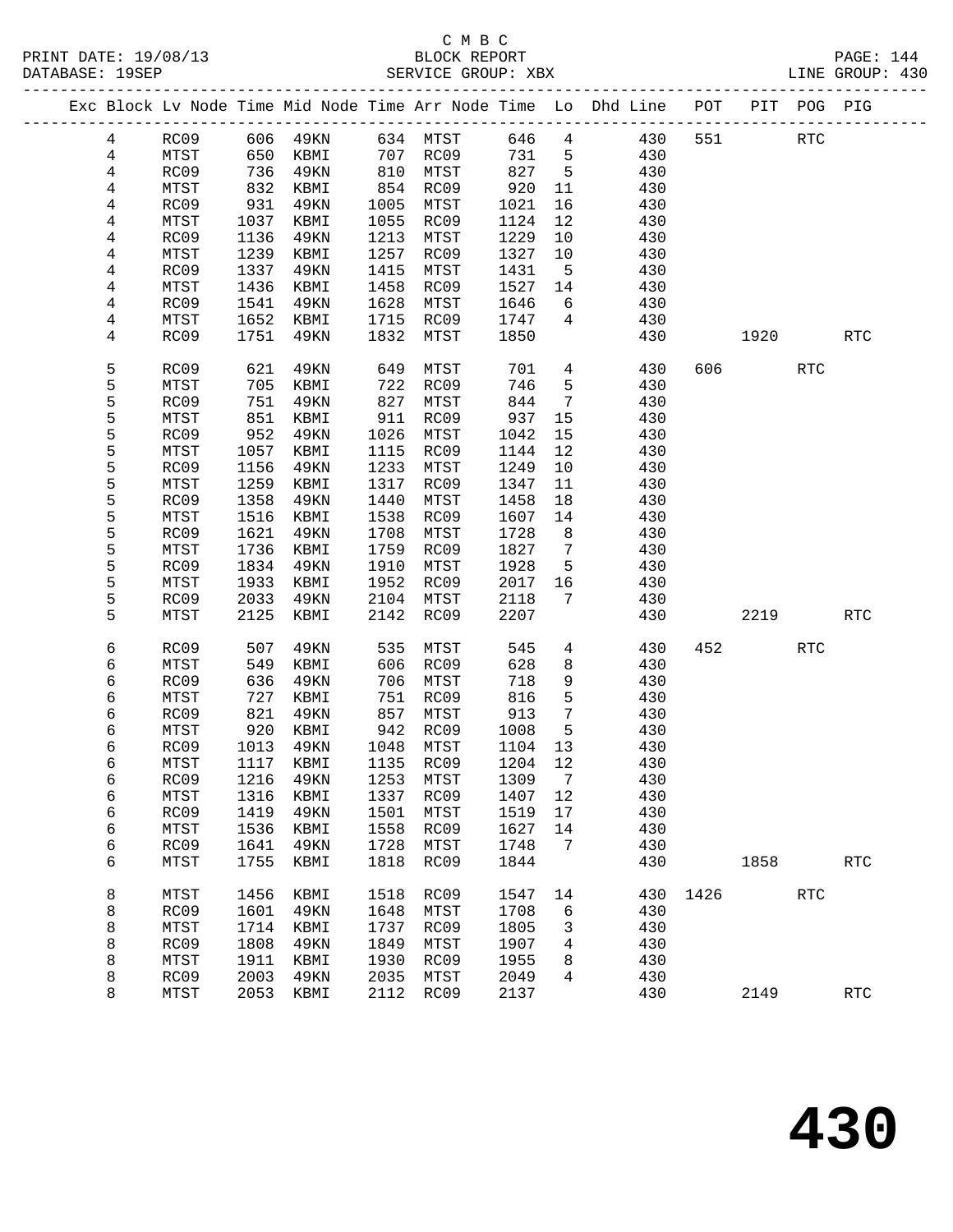C M B C
PRINT DATE: 19/08/13 BLOCK REPORT PAGE: 144
DATABASE: 19SEP SERVICE GROUP: XBX LINE GROUP: 430

| Exc | Block | Lv | Node | Time | Mid Node | Time | Arr Node | Time | Lo | Dhd Line | POT | PIT | POG | PIG |
|---|---|---|---|---|---|---|---|---|---|---|---|---|---|---|
| | 4 | | RC09 | 606 | 49KN | 634 | MTST | 646 | 4 | 430 | 551 | | RTC | |
| | 4 | | MTST | 650 | KBMI | 707 | RC09 | 731 | 5 | 430 | | | | |
| | 4 | | RC09 | 736 | 49KN | 810 | MTST | 827 | 5 | 430 | | | | |
| | 4 | | MTST | 832 | KBMI | 854 | RC09 | 920 | 11 | 430 | | | | |
| | 4 | | RC09 | 931 | 49KN | 1005 | MTST | 1021 | 16 | 430 | | | | |
| | 4 | | MTST | 1037 | KBMI | 1055 | RC09 | 1124 | 12 | 430 | | | | |
| | 4 | | RC09 | 1136 | 49KN | 1213 | MTST | 1229 | 10 | 430 | | | | |
| | 4 | | MTST | 1239 | KBMI | 1257 | RC09 | 1327 | 10 | 430 | | | | |
| | 4 | | RC09 | 1337 | 49KN | 1415 | MTST | 1431 | 5 | 430 | | | | |
| | 4 | | MTST | 1436 | KBMI | 1458 | RC09 | 1527 | 14 | 430 | | | | |
| | 4 | | RC09 | 1541 | 49KN | 1628 | MTST | 1646 | 6 | 430 | | | | |
| | 4 | | MTST | 1652 | KBMI | 1715 | RC09 | 1747 | 4 | 430 | | | | |
| | 4 | | RC09 | 1751 | 49KN | 1832 | MTST | 1850 | | 430 | | 1920 | | RTC |
| | 5 | | RC09 | 621 | 49KN | 649 | MTST | 701 | 4 | 430 | 606 | | RTC | |
| | 5 | | MTST | 705 | KBMI | 722 | RC09 | 746 | 5 | 430 | | | | |
| | 5 | | RC09 | 751 | 49KN | 827 | MTST | 844 | 7 | 430 | | | | |
| | 5 | | MTST | 851 | KBMI | 911 | RC09 | 937 | 15 | 430 | | | | |
| | 5 | | RC09 | 952 | 49KN | 1026 | MTST | 1042 | 15 | 430 | | | | |
| | 5 | | MTST | 1057 | KBMI | 1115 | RC09 | 1144 | 12 | 430 | | | | |
| | 5 | | RC09 | 1156 | 49KN | 1233 | MTST | 1249 | 10 | 430 | | | | |
| | 5 | | MTST | 1259 | KBMI | 1317 | RC09 | 1347 | 11 | 430 | | | | |
| | 5 | | RC09 | 1358 | 49KN | 1440 | MTST | 1458 | 18 | 430 | | | | |
| | 5 | | MTST | 1516 | KBMI | 1538 | RC09 | 1607 | 14 | 430 | | | | |
| | 5 | | RC09 | 1621 | 49KN | 1708 | MTST | 1728 | 8 | 430 | | | | |
| | 5 | | MTST | 1736 | KBMI | 1759 | RC09 | 1827 | 7 | 430 | | | | |
| | 5 | | RC09 | 1834 | 49KN | 1910 | MTST | 1928 | 5 | 430 | | | | |
| | 5 | | MTST | 1933 | KBMI | 1952 | RC09 | 2017 | 16 | 430 | | | | |
| | 5 | | RC09 | 2033 | 49KN | 2104 | MTST | 2118 | 7 | 430 | | | | |
| | 5 | | MTST | 2125 | KBMI | 2142 | RC09 | 2207 | | 430 | | 2219 | | RTC |
| | 6 | | RC09 | 507 | 49KN | 535 | MTST | 545 | 4 | 430 | 452 | | RTC | |
| | 6 | | MTST | 549 | KBMI | 606 | RC09 | 628 | 8 | 430 | | | | |
| | 6 | | RC09 | 636 | 49KN | 706 | MTST | 718 | 9 | 430 | | | | |
| | 6 | | MTST | 727 | KBMI | 751 | RC09 | 816 | 5 | 430 | | | | |
| | 6 | | RC09 | 821 | 49KN | 857 | MTST | 913 | 7 | 430 | | | | |
| | 6 | | MTST | 920 | KBMI | 942 | RC09 | 1008 | 5 | 430 | | | | |
| | 6 | | RC09 | 1013 | 49KN | 1048 | MTST | 1104 | 13 | 430 | | | | |
| | 6 | | MTST | 1117 | KBMI | 1135 | RC09 | 1204 | 12 | 430 | | | | |
| | 6 | | RC09 | 1216 | 49KN | 1253 | MTST | 1309 | 7 | 430 | | | | |
| | 6 | | MTST | 1316 | KBMI | 1337 | RC09 | 1407 | 12 | 430 | | | | |
| | 6 | | RC09 | 1419 | 49KN | 1501 | MTST | 1519 | 17 | 430 | | | | |
| | 6 | | MTST | 1536 | KBMI | 1558 | RC09 | 1627 | 14 | 430 | | | | |
| | 6 | | RC09 | 1641 | 49KN | 1728 | MTST | 1748 | 7 | 430 | | | | |
| | 6 | | MTST | 1755 | KBMI | 1818 | RC09 | 1844 | | 430 | | 1858 | | RTC |
| | 8 | | MTST | 1456 | KBMI | 1518 | RC09 | 1547 | 14 | 430 | 1426 | | RTC | |
| | 8 | | RC09 | 1601 | 49KN | 1648 | MTST | 1708 | 6 | 430 | | | | |
| | 8 | | MTST | 1714 | KBMI | 1737 | RC09 | 1805 | 3 | 430 | | | | |
| | 8 | | RC09 | 1808 | 49KN | 1849 | MTST | 1907 | 4 | 430 | | | | |
| | 8 | | MTST | 1911 | KBMI | 1930 | RC09 | 1955 | 8 | 430 | | | | |
| | 8 | | RC09 | 2003 | 49KN | 2035 | MTST | 2049 | 4 | 430 | | | | |
| | 8 | | MTST | 2053 | KBMI | 2112 | RC09 | 2137 | | 430 | | 2149 | | RTC |

430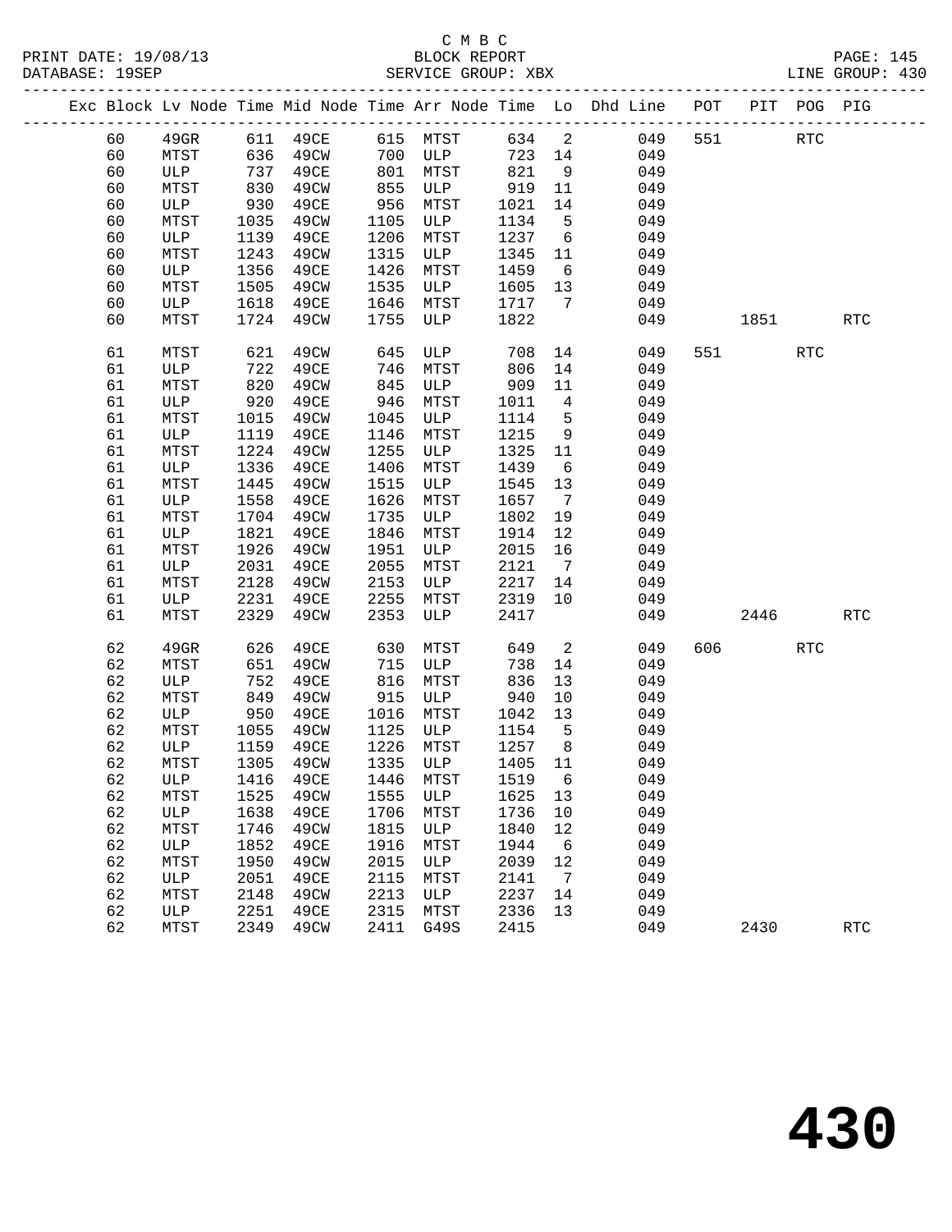C M B C

BLOCK REPORT

SERVICE GROUP: XBX

LINE GROUP: 430

| Exc | Block | Lv | Node | Time | Mid Node | Time | Arr Node | Time | Lo | Dhd Line | POT | PIT | POG | PIG |
|---|---|---|---|---|---|---|---|---|---|---|---|---|---|---|
| | 60 | | 49GR | 611 | 49CE | 615 | MTST | 634 | 2 | 049 | 551 | | RTC | |
| | 60 | | MTST | 636 | 49CW | 700 | ULP | 723 | 14 | 049 | | | | |
| | 60 | | ULP | 737 | 49CE | 801 | MTST | 821 | 9 | 049 | | | | |
| | 60 | | MTST | 830 | 49CW | 855 | ULP | 919 | 11 | 049 | | | | |
| | 60 | | ULP | 930 | 49CE | 956 | MTST | 1021 | 14 | 049 | | | | |
| | 60 | | MTST | 1035 | 49CW | 1105 | ULP | 1134 | 5 | 049 | | | | |
| | 60 | | ULP | 1139 | 49CE | 1206 | MTST | 1237 | 6 | 049 | | | | |
| | 60 | | MTST | 1243 | 49CW | 1315 | ULP | 1345 | 11 | 049 | | | | |
| | 60 | | ULP | 1356 | 49CE | 1426 | MTST | 1459 | 6 | 049 | | | | |
| | 60 | | MTST | 1505 | 49CW | 1535 | ULP | 1605 | 13 | 049 | | | | |
| | 60 | | ULP | 1618 | 49CE | 1646 | MTST | 1717 | 7 | 049 | | | | |
| | 60 | | MTST | 1724 | 49CW | 1755 | ULP | 1822 | | 049 | | 1851 | | RTC |
| | 61 | | MTST | 621 | 49CW | 645 | ULP | 708 | 14 | 049 | 551 | | RTC | |
| | 61 | | ULP | 722 | 49CE | 746 | MTST | 806 | 14 | 049 | | | | |
| | 61 | | MTST | 820 | 49CW | 845 | ULP | 909 | 11 | 049 | | | | |
| | 61 | | ULP | 920 | 49CE | 946 | MTST | 1011 | 4 | 049 | | | | |
| | 61 | | MTST | 1015 | 49CW | 1045 | ULP | 1114 | 5 | 049 | | | | |
| | 61 | | ULP | 1119 | 49CE | 1146 | MTST | 1215 | 9 | 049 | | | | |
| | 61 | | MTST | 1224 | 49CW | 1255 | ULP | 1325 | 11 | 049 | | | | |
| | 61 | | ULP | 1336 | 49CE | 1406 | MTST | 1439 | 6 | 049 | | | | |
| | 61 | | MTST | 1445 | 49CW | 1515 | ULP | 1545 | 13 | 049 | | | | |
| | 61 | | ULP | 1558 | 49CE | 1626 | MTST | 1657 | 7 | 049 | | | | |
| | 61 | | MTST | 1704 | 49CW | 1735 | ULP | 1802 | 19 | 049 | | | | |
| | 61 | | ULP | 1821 | 49CE | 1846 | MTST | 1914 | 12 | 049 | | | | |
| | 61 | | MTST | 1926 | 49CW | 1951 | ULP | 2015 | 16 | 049 | | | | |
| | 61 | | ULP | 2031 | 49CE | 2055 | MTST | 2121 | 7 | 049 | | | | |
| | 61 | | MTST | 2128 | 49CW | 2153 | ULP | 2217 | 14 | 049 | | | | |
| | 61 | | ULP | 2231 | 49CE | 2255 | MTST | 2319 | 10 | 049 | | | | |
| | 61 | | MTST | 2329 | 49CW | 2353 | ULP | 2417 | | 049 | | 2446 | | RTC |
| | 62 | | 49GR | 626 | 49CE | 630 | MTST | 649 | 2 | 049 | 606 | | RTC | |
| | 62 | | MTST | 651 | 49CW | 715 | ULP | 738 | 14 | 049 | | | | |
| | 62 | | ULP | 752 | 49CE | 816 | MTST | 836 | 13 | 049 | | | | |
| | 62 | | MTST | 849 | 49CW | 915 | ULP | 940 | 10 | 049 | | | | |
| | 62 | | ULP | 950 | 49CE | 1016 | MTST | 1042 | 13 | 049 | | | | |
| | 62 | | MTST | 1055 | 49CW | 1125 | ULP | 1154 | 5 | 049 | | | | |
| | 62 | | ULP | 1159 | 49CE | 1226 | MTST | 1257 | 8 | 049 | | | | |
| | 62 | | MTST | 1305 | 49CW | 1335 | ULP | 1405 | 11 | 049 | | | | |
| | 62 | | ULP | 1416 | 49CE | 1446 | MTST | 1519 | 6 | 049 | | | | |
| | 62 | | MTST | 1525 | 49CW | 1555 | ULP | 1625 | 13 | 049 | | | | |
| | 62 | | ULP | 1638 | 49CE | 1706 | MTST | 1736 | 10 | 049 | | | | |
| | 62 | | MTST | 1746 | 49CW | 1815 | ULP | 1840 | 12 | 049 | | | | |
| | 62 | | ULP | 1852 | 49CE | 1916 | MTST | 1944 | 6 | 049 | | | | |
| | 62 | | MTST | 1950 | 49CW | 2015 | ULP | 2039 | 12 | 049 | | | | |
| | 62 | | ULP | 2051 | 49CE | 2115 | MTST | 2141 | 7 | 049 | | | | |
| | 62 | | MTST | 2148 | 49CW | 2213 | ULP | 2237 | 14 | 049 | | | | |
| | 62 | | ULP | 2251 | 49CE | 2315 | MTST | 2336 | 13 | 049 | | | | |
| | 62 | | MTST | 2349 | 49CW | 2411 | G49S | 2415 | | 049 | | 2430 | | RTC |

# 430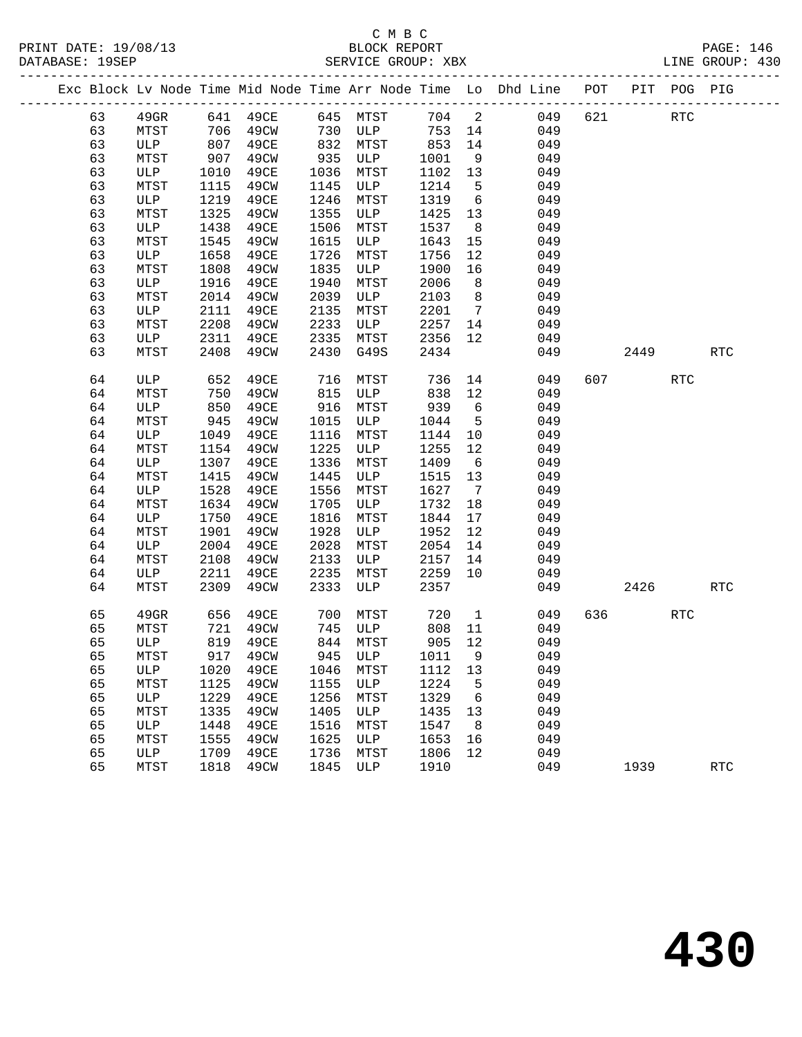C M B C
PRINT DATE: 19/08/13 BLOCK REPORT PAGE: 146
DATABASE: 19SEP SERVICE GROUP: XBX LINE GROUP: 430

| Exc | Block | Lv | Node | Time | Mid Node | Time | Arr Node | Time | Lo | Dhd Line | POT | PIT | POG | PIG |
|---|---|---|---|---|---|---|---|---|---|---|---|---|---|---|
| | 63 | | 49GR | 641 | 49CE | 645 | MTST | 704 | 2 | 049 | 621 | | RTC | |
| | 63 | | MTST | 706 | 49CW | 730 | ULP | 753 | 14 | 049 | | | | |
| | 63 | | ULP | 807 | 49CE | 832 | MTST | 853 | 14 | 049 | | | | |
| | 63 | | MTST | 907 | 49CW | 935 | ULP | 1001 | 9 | 049 | | | | |
| | 63 | | ULP | 1010 | 49CE | 1036 | MTST | 1102 | 13 | 049 | | | | |
| | 63 | | MTST | 1115 | 49CW | 1145 | ULP | 1214 | 5 | 049 | | | | |
| | 63 | | ULP | 1219 | 49CE | 1246 | MTST | 1319 | 6 | 049 | | | | |
| | 63 | | MTST | 1325 | 49CW | 1355 | ULP | 1425 | 13 | 049 | | | | |
| | 63 | | ULP | 1438 | 49CE | 1506 | MTST | 1537 | 8 | 049 | | | | |
| | 63 | | MTST | 1545 | 49CW | 1615 | ULP | 1643 | 15 | 049 | | | | |
| | 63 | | ULP | 1658 | 49CE | 1726 | MTST | 1756 | 12 | 049 | | | | |
| | 63 | | MTST | 1808 | 49CW | 1835 | ULP | 1900 | 16 | 049 | | | | |
| | 63 | | ULP | 1916 | 49CE | 1940 | MTST | 2006 | 8 | 049 | | | | |
| | 63 | | MTST | 2014 | 49CW | 2039 | ULP | 2103 | 8 | 049 | | | | |
| | 63 | | ULP | 2111 | 49CE | 2135 | MTST | 2201 | 7 | 049 | | | | |
| | 63 | | MTST | 2208 | 49CW | 2233 | ULP | 2257 | 14 | 049 | | | | |
| | 63 | | ULP | 2311 | 49CE | 2335 | MTST | 2356 | 12 | 049 | | | | |
| | 63 | | MTST | 2408 | 49CW | 2430 | G49S | 2434 | | 049 | | 2449 | | RTC |
| | 64 | | ULP | 652 | 49CE | 716 | MTST | 736 | 14 | 049 | 607 | | RTC | |
| | 64 | | MTST | 750 | 49CW | 815 | ULP | 838 | 12 | 049 | | | | |
| | 64 | | ULP | 850 | 49CE | 916 | MTST | 939 | 6 | 049 | | | | |
| | 64 | | MTST | 945 | 49CW | 1015 | ULP | 1044 | 5 | 049 | | | | |
| | 64 | | ULP | 1049 | 49CE | 1116 | MTST | 1144 | 10 | 049 | | | | |
| | 64 | | MTST | 1154 | 49CW | 1225 | ULP | 1255 | 12 | 049 | | | | |
| | 64 | | ULP | 1307 | 49CE | 1336 | MTST | 1409 | 6 | 049 | | | | |
| | 64 | | MTST | 1415 | 49CW | 1445 | ULP | 1515 | 13 | 049 | | | | |
| | 64 | | ULP | 1528 | 49CE | 1556 | MTST | 1627 | 7 | 049 | | | | |
| | 64 | | MTST | 1634 | 49CW | 1705 | ULP | 1732 | 18 | 049 | | | | |
| | 64 | | ULP | 1750 | 49CE | 1816 | MTST | 1844 | 17 | 049 | | | | |
| | 64 | | MTST | 1901 | 49CW | 1928 | ULP | 1952 | 12 | 049 | | | | |
| | 64 | | ULP | 2004 | 49CE | 2028 | MTST | 2054 | 14 | 049 | | | | |
| | 64 | | MTST | 2108 | 49CW | 2133 | ULP | 2157 | 14 | 049 | | | | |
| | 64 | | ULP | 2211 | 49CE | 2235 | MTST | 2259 | 10 | 049 | | | | |
| | 64 | | MTST | 2309 | 49CW | 2333 | ULP | 2357 | | 049 | | 2426 | | RTC |
| | 65 | | 49GR | 656 | 49CE | 700 | MTST | 720 | 1 | 049 | 636 | | RTC | |
| | 65 | | MTST | 721 | 49CW | 745 | ULP | 808 | 11 | 049 | | | | |
| | 65 | | ULP | 819 | 49CE | 844 | MTST | 905 | 12 | 049 | | | | |
| | 65 | | MTST | 917 | 49CW | 945 | ULP | 1011 | 9 | 049 | | | | |
| | 65 | | ULP | 1020 | 49CE | 1046 | MTST | 1112 | 13 | 049 | | | | |
| | 65 | | MTST | 1125 | 49CW | 1155 | ULP | 1224 | 5 | 049 | | | | |
| | 65 | | ULP | 1229 | 49CE | 1256 | MTST | 1329 | 6 | 049 | | | | |
| | 65 | | MTST | 1335 | 49CW | 1405 | ULP | 1435 | 13 | 049 | | | | |
| | 65 | | ULP | 1448 | 49CE | 1516 | MTST | 1547 | 8 | 049 | | | | |
| | 65 | | MTST | 1555 | 49CW | 1625 | ULP | 1653 | 16 | 049 | | | | |
| | 65 | | ULP | 1709 | 49CE | 1736 | MTST | 1806 | 12 | 049 | | | | |
| | 65 | | MTST | 1818 | 49CW | 1845 | ULP | 1910 | | 049 | | 1939 | | RTC |

430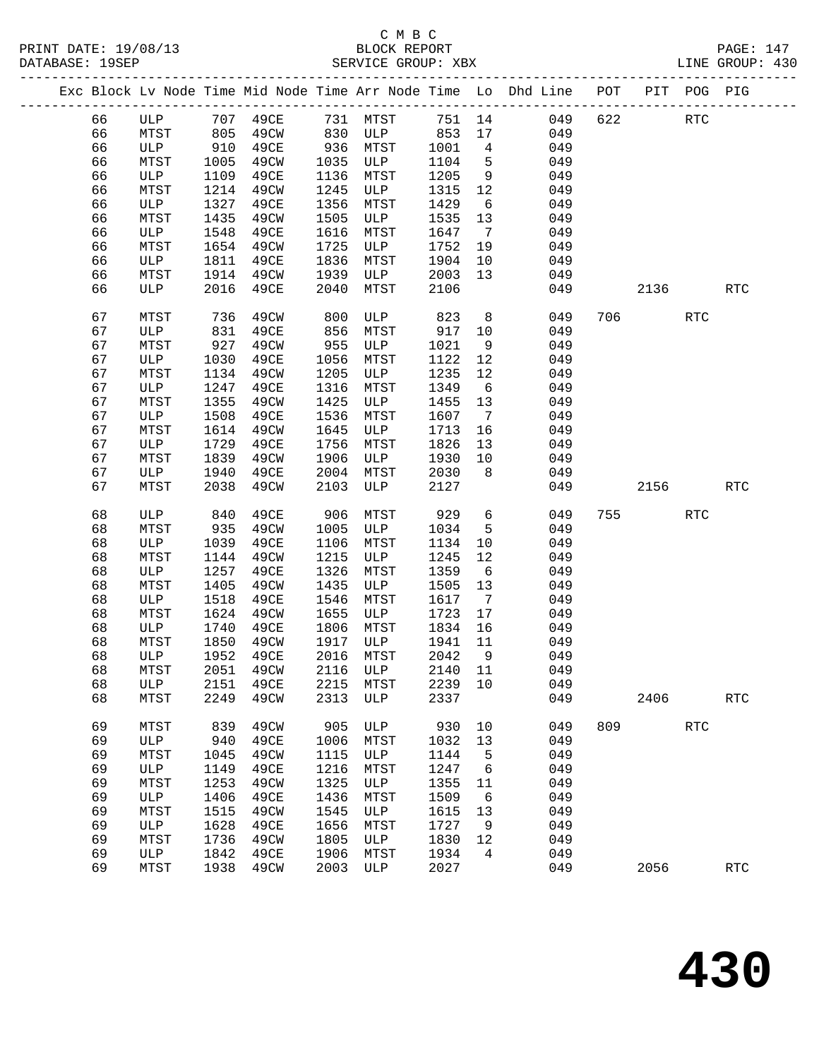C M B C
PRINT DATE: 19/08/13 BLOCK REPORT
DATABASE: 19SEP SERVICE GROUP: XBX LINE GROUP: 430

| Exc | Block | Lv | Node | Time | Mid Node | Time | Arr Node | Time | Lo | Dhd Line | POT | PIT | POG | PIG |
|---|---|---|---|---|---|---|---|---|---|---|---|---|---|---|
| | 66 | | ULP | 707 | 49CE | 731 | MTST | 751 | 14 | 049 | 622 | | RTC | |
| | 66 | | MTST | 805 | 49CW | 830 | ULP | 853 | 17 | 049 | | | | |
| | 66 | | ULP | 910 | 49CE | 936 | MTST | 1001 | 4 | 049 | | | | |
| | 66 | | MTST | 1005 | 49CW | 1035 | ULP | 1104 | 5 | 049 | | | | |
| | 66 | | ULP | 1109 | 49CE | 1136 | MTST | 1205 | 9 | 049 | | | | |
| | 66 | | MTST | 1214 | 49CW | 1245 | ULP | 1315 | 12 | 049 | | | | |
| | 66 | | ULP | 1327 | 49CE | 1356 | MTST | 1429 | 6 | 049 | | | | |
| | 66 | | MTST | 1435 | 49CW | 1505 | ULP | 1535 | 13 | 049 | | | | |
| | 66 | | ULP | 1548 | 49CE | 1616 | MTST | 1647 | 7 | 049 | | | | |
| | 66 | | MTST | 1654 | 49CW | 1725 | ULP | 1752 | 19 | 049 | | | | |
| | 66 | | ULP | 1811 | 49CE | 1836 | MTST | 1904 | 10 | 049 | | | | |
| | 66 | | MTST | 1914 | 49CW | 1939 | ULP | 2003 | 13 | 049 | | | | |
| | 66 | | ULP | 2016 | 49CE | 2040 | MTST | 2106 | | 049 | | 2136 | | RTC |
| | 67 | | MTST | 736 | 49CW | 800 | ULP | 823 | 8 | 049 | 706 | | RTC | |
| | 67 | | ULP | 831 | 49CE | 856 | MTST | 917 | 10 | 049 | | | | |
| | 67 | | MTST | 927 | 49CW | 955 | ULP | 1021 | 9 | 049 | | | | |
| | 67 | | ULP | 1030 | 49CE | 1056 | MTST | 1122 | 12 | 049 | | | | |
| | 67 | | MTST | 1134 | 49CW | 1205 | ULP | 1235 | 12 | 049 | | | | |
| | 67 | | ULP | 1247 | 49CE | 1316 | MTST | 1349 | 6 | 049 | | | | |
| | 67 | | MTST | 1355 | 49CW | 1425 | ULP | 1455 | 13 | 049 | | | | |
| | 67 | | ULP | 1508 | 49CE | 1536 | MTST | 1607 | 7 | 049 | | | | |
| | 67 | | MTST | 1614 | 49CW | 1645 | ULP | 1713 | 16 | 049 | | | | |
| | 67 | | ULP | 1729 | 49CE | 1756 | MTST | 1826 | 13 | 049 | | | | |
| | 67 | | MTST | 1839 | 49CW | 1906 | ULP | 1930 | 10 | 049 | | | | |
| | 67 | | ULP | 1940 | 49CE | 2004 | MTST | 2030 | 8 | 049 | | | | |
| | 67 | | MTST | 2038 | 49CW | 2103 | ULP | 2127 | | 049 | | 2156 | | RTC |
| | 68 | | ULP | 840 | 49CE | 906 | MTST | 929 | 6 | 049 | 755 | | RTC | |
| | 68 | | MTST | 935 | 49CW | 1005 | ULP | 1034 | 5 | 049 | | | | |
| | 68 | | ULP | 1039 | 49CE | 1106 | MTST | 1134 | 10 | 049 | | | | |
| | 68 | | MTST | 1144 | 49CW | 1215 | ULP | 1245 | 12 | 049 | | | | |
| | 68 | | ULP | 1257 | 49CE | 1326 | MTST | 1359 | 6 | 049 | | | | |
| | 68 | | MTST | 1405 | 49CW | 1435 | ULP | 1505 | 13 | 049 | | | | |
| | 68 | | ULP | 1518 | 49CE | 1546 | MTST | 1617 | 7 | 049 | | | | |
| | 68 | | MTST | 1624 | 49CW | 1655 | ULP | 1723 | 17 | 049 | | | | |
| | 68 | | ULP | 1740 | 49CE | 1806 | MTST | 1834 | 16 | 049 | | | | |
| | 68 | | MTST | 1850 | 49CW | 1917 | ULP | 1941 | 11 | 049 | | | | |
| | 68 | | ULP | 1952 | 49CE | 2016 | MTST | 2042 | 9 | 049 | | | | |
| | 68 | | MTST | 2051 | 49CW | 2116 | ULP | 2140 | 11 | 049 | | | | |
| | 68 | | ULP | 2151 | 49CE | 2215 | MTST | 2239 | 10 | 049 | | | | |
| | 68 | | MTST | 2249 | 49CW | 2313 | ULP | 2337 | | 049 | | 2406 | | RTC |
| | 69 | | MTST | 839 | 49CW | 905 | ULP | 930 | 10 | 049 | 809 | | RTC | |
| | 69 | | ULP | 940 | 49CE | 1006 | MTST | 1032 | 13 | 049 | | | | |
| | 69 | | MTST | 1045 | 49CW | 1115 | ULP | 1144 | 5 | 049 | | | | |
| | 69 | | ULP | 1149 | 49CE | 1216 | MTST | 1247 | 6 | 049 | | | | |
| | 69 | | MTST | 1253 | 49CW | 1325 | ULP | 1355 | 11 | 049 | | | | |
| | 69 | | ULP | 1406 | 49CE | 1436 | MTST | 1509 | 6 | 049 | | | | |
| | 69 | | MTST | 1515 | 49CW | 1545 | ULP | 1615 | 13 | 049 | | | | |
| | 69 | | ULP | 1628 | 49CE | 1656 | MTST | 1727 | 9 | 049 | | | | |
| | 69 | | MTST | 1736 | 49CW | 1805 | ULP | 1830 | 12 | 049 | | | | |
| | 69 | | ULP | 1842 | 49CE | 1906 | MTST | 1934 | 4 | 049 | | | | |
| | 69 | | MTST | 1938 | 49CW | 2003 | ULP | 2027 | | 049 | | 2056 | | RTC |

430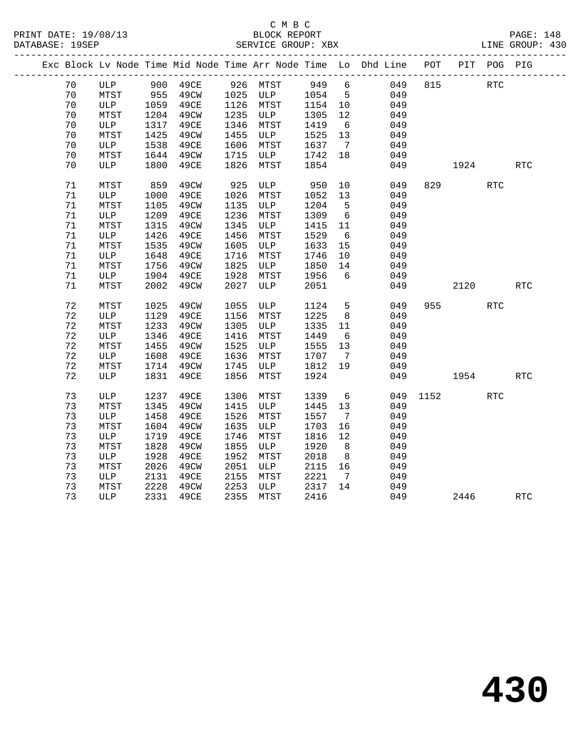C M B C
BLOCK REPORT
SERVICE GROUP: XBX

PRINT DATE: 19/08/13
DATABASE: 19SEP

LINE GROUP: 430

| Exc | Block | Lv | Node | Time | Mid Node | Time | Arr Node | Time | Lo | Dhd Line | POT | PIT | POG | PIG |
|---|---|---|---|---|---|---|---|---|---|---|---|---|---|---|
| | 70 | | ULP | 900 | 49CE | 926 | MTST | 949 | 6 | 049 | 815 | | RTC | |
| | 70 | | MTST | 955 | 49CW | 1025 | ULP | 1054 | 5 | 049 | | | | |
| | 70 | | ULP | 1059 | 49CE | 1126 | MTST | 1154 | 10 | 049 | | | | |
| | 70 | | MTST | 1204 | 49CW | 1235 | ULP | 1305 | 12 | 049 | | | | |
| | 70 | | ULP | 1317 | 49CE | 1346 | MTST | 1419 | 6 | 049 | | | | |
| | 70 | | MTST | 1425 | 49CW | 1455 | ULP | 1525 | 13 | 049 | | | | |
| | 70 | | ULP | 1538 | 49CE | 1606 | MTST | 1637 | 7 | 049 | | | | |
| | 70 | | MTST | 1644 | 49CW | 1715 | ULP | 1742 | 18 | 049 | | | | |
| | 70 | | ULP | 1800 | 49CE | 1826 | MTST | 1854 | | 049 | | 1924 | | RTC |
| | 71 | | MTST | 859 | 49CW | 925 | ULP | 950 | 10 | 049 | 829 | | RTC | |
| | 71 | | ULP | 1000 | 49CE | 1026 | MTST | 1052 | 13 | 049 | | | | |
| | 71 | | MTST | 1105 | 49CW | 1135 | ULP | 1204 | 5 | 049 | | | | |
| | 71 | | ULP | 1209 | 49CE | 1236 | MTST | 1309 | 6 | 049 | | | | |
| | 71 | | MTST | 1315 | 49CW | 1345 | ULP | 1415 | 11 | 049 | | | | |
| | 71 | | ULP | 1426 | 49CE | 1456 | MTST | 1529 | 6 | 049 | | | | |
| | 71 | | MTST | 1535 | 49CW | 1605 | ULP | 1633 | 15 | 049 | | | | |
| | 71 | | ULP | 1648 | 49CE | 1716 | MTST | 1746 | 10 | 049 | | | | |
| | 71 | | MTST | 1756 | 49CW | 1825 | ULP | 1850 | 14 | 049 | | | | |
| | 71 | | ULP | 1904 | 49CE | 1928 | MTST | 1956 | 6 | 049 | | | | |
| | 71 | | MTST | 2002 | 49CW | 2027 | ULP | 2051 | | 049 | | 2120 | | RTC |
| | 72 | | MTST | 1025 | 49CW | 1055 | ULP | 1124 | 5 | 049 | 955 | | RTC | |
| | 72 | | ULP | 1129 | 49CE | 1156 | MTST | 1225 | 8 | 049 | | | | |
| | 72 | | MTST | 1233 | 49CW | 1305 | ULP | 1335 | 11 | 049 | | | | |
| | 72 | | ULP | 1346 | 49CE | 1416 | MTST | 1449 | 6 | 049 | | | | |
| | 72 | | MTST | 1455 | 49CW | 1525 | ULP | 1555 | 13 | 049 | | | | |
| | 72 | | ULP | 1608 | 49CE | 1636 | MTST | 1707 | 7 | 049 | | | | |
| | 72 | | MTST | 1714 | 49CW | 1745 | ULP | 1812 | 19 | 049 | | | | |
| | 72 | | ULP | 1831 | 49CE | 1856 | MTST | 1924 | | 049 | | 1954 | | RTC |
| | 73 | | ULP | 1237 | 49CE | 1306 | MTST | 1339 | 6 | 049 | 1152 | | RTC | |
| | 73 | | MTST | 1345 | 49CW | 1415 | ULP | 1445 | 13 | 049 | | | | |
| | 73 | | ULP | 1458 | 49CE | 1526 | MTST | 1557 | 7 | 049 | | | | |
| | 73 | | MTST | 1604 | 49CW | 1635 | ULP | 1703 | 16 | 049 | | | | |
| | 73 | | ULP | 1719 | 49CE | 1746 | MTST | 1816 | 12 | 049 | | | | |
| | 73 | | MTST | 1828 | 49CW | 1855 | ULP | 1920 | 8 | 049 | | | | |
| | 73 | | ULP | 1928 | 49CE | 1952 | MTST | 2018 | 8 | 049 | | | | |
| | 73 | | MTST | 2026 | 49CW | 2051 | ULP | 2115 | 16 | 049 | | | | |
| | 73 | | ULP | 2131 | 49CE | 2155 | MTST | 2221 | 7 | 049 | | | | |
| | 73 | | MTST | 2228 | 49CW | 2253 | ULP | 2317 | 14 | 049 | | | | |
| | 73 | | ULP | 2331 | 49CE | 2355 | MTST | 2416 | | 049 | | 2446 | | RTC |

430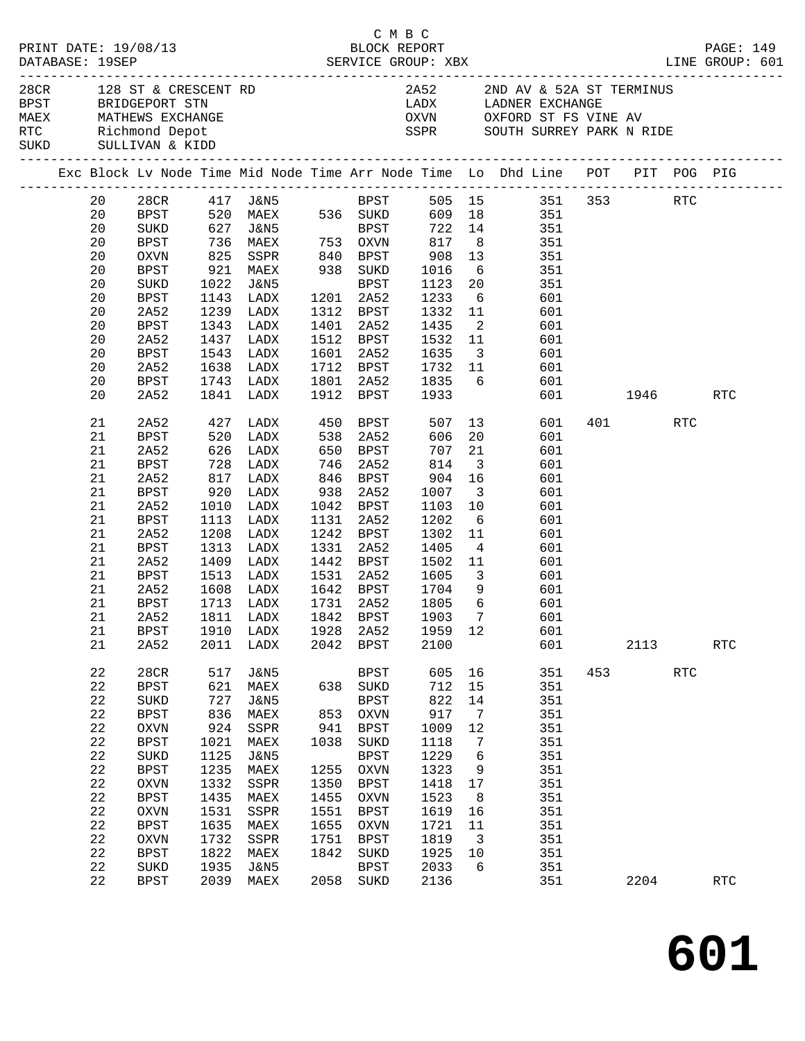C M B C
PRINT DATE: 19/08/13 BLOCK REPORT
DATABASE: 19SEP SERVICE GROUP: XBX LINE GROUP: 601

| | | | |
|---|---|---|---|
| 28CR | 128 ST & CRESCENT RD | 2A52 | 2ND AV & 52A ST TERMINUS |
| BPST | BRIDGEPORT STN | LADX | LADNER EXCHANGE |
| MAEX | MATHEWS EXCHANGE | OXVN | OXFORD ST FS VINE AV |
| RTC | Richmond Depot | SSPR | SOUTH SURREY PARK N RIDE |
| SUKD | SULLIVAN & KIDD | | |

| Exc | Block | Lv Node | Time | Mid Node | Time | Arr Node | Time | Lo | Dhd Line | POT | PIT | POG | PIG |
|---|---|---|---|---|---|---|---|---|---|---|---|---|---|
| | 20 | 28CR | 417 | J&N5 | | BPST | 505 | 15 | 351 | 353 | | RTC | |
| | 20 | BPST | 520 | MAEX | 536 | SUKD | 609 | 18 | 351 | | | | |
| | 20 | SUKD | 627 | J&N5 | | BPST | 722 | 14 | 351 | | | | |
| | 20 | BPST | 736 | MAEX | 753 | OXVN | 817 | 8 | 351 | | | | |
| | 20 | OXVN | 825 | SSPR | 840 | BPST | 908 | 13 | 351 | | | | |
| | 20 | BPST | 921 | MAEX | 938 | SUKD | 1016 | 6 | 351 | | | | |
| | 20 | SUKD | 1022 | J&N5 | | BPST | 1123 | 20 | 351 | | | | |
| | 20 | BPST | 1143 | LADX | 1201 | 2A52 | 1233 | 6 | 601 | | | | |
| | 20 | 2A52 | 1239 | LADX | 1312 | BPST | 1332 | 11 | 601 | | | | |
| | 20 | BPST | 1343 | LADX | 1401 | 2A52 | 1435 | 2 | 601 | | | | |
| | 20 | 2A52 | 1437 | LADX | 1512 | BPST | 1532 | 11 | 601 | | | | |
| | 20 | BPST | 1543 | LADX | 1601 | 2A52 | 1635 | 3 | 601 | | | | |
| | 20 | 2A52 | 1638 | LADX | 1712 | BPST | 1732 | 11 | 601 | | | | |
| | 20 | BPST | 1743 | LADX | 1801 | 2A52 | 1835 | 6 | 601 | | | | |
| | 20 | 2A52 | 1841 | LADX | 1912 | BPST | 1933 | | 601 | | 1946 | | RTC |
| | 21 | 2A52 | 427 | LADX | 450 | BPST | 507 | 13 | 601 | 401 | | RTC | |
| | 21 | BPST | 520 | LADX | 538 | 2A52 | 606 | 20 | 601 | | | | |
| | 21 | 2A52 | 626 | LADX | 650 | BPST | 707 | 21 | 601 | | | | |
| | 21 | BPST | 728 | LADX | 746 | 2A52 | 814 | 3 | 601 | | | | |
| | 21 | 2A52 | 817 | LADX | 846 | BPST | 904 | 16 | 601 | | | | |
| | 21 | BPST | 920 | LADX | 938 | 2A52 | 1007 | 3 | 601 | | | | |
| | 21 | 2A52 | 1010 | LADX | 1042 | BPST | 1103 | 10 | 601 | | | | |
| | 21 | BPST | 1113 | LADX | 1131 | 2A52 | 1202 | 6 | 601 | | | | |
| | 21 | 2A52 | 1208 | LADX | 1242 | BPST | 1302 | 11 | 601 | | | | |
| | 21 | BPST | 1313 | LADX | 1331 | 2A52 | 1405 | 4 | 601 | | | | |
| | 21 | 2A52 | 1409 | LADX | 1442 | BPST | 1502 | 11 | 601 | | | | |
| | 21 | BPST | 1513 | LADX | 1531 | 2A52 | 1605 | 3 | 601 | | | | |
| | 21 | 2A52 | 1608 | LADX | 1642 | BPST | 1704 | 9 | 601 | | | | |
| | 21 | BPST | 1713 | LADX | 1731 | 2A52 | 1805 | 6 | 601 | | | | |
| | 21 | 2A52 | 1811 | LADX | 1842 | BPST | 1903 | 7 | 601 | | | | |
| | 21 | BPST | 1910 | LADX | 1928 | 2A52 | 1959 | 12 | 601 | | | | |
| | 21 | 2A52 | 2011 | LADX | 2042 | BPST | 2100 | | 601 | | 2113 | | RTC |
| | 22 | 28CR | 517 | J&N5 | | BPST | 605 | 16 | 351 | 453 | | RTC | |
| | 22 | BPST | 621 | MAEX | 638 | SUKD | 712 | 15 | 351 | | | | |
| | 22 | SUKD | 727 | J&N5 | | BPST | 822 | 14 | 351 | | | | |
| | 22 | BPST | 836 | MAEX | 853 | OXVN | 917 | 7 | 351 | | | | |
| | 22 | OXVN | 924 | SSPR | 941 | BPST | 1009 | 12 | 351 | | | | |
| | 22 | BPST | 1021 | MAEX | 1038 | SUKD | 1118 | 7 | 351 | | | | |
| | 22 | SUKD | 1125 | J&N5 | | BPST | 1229 | 6 | 351 | | | | |
| | 22 | BPST | 1235 | MAEX | 1255 | OXVN | 1323 | 9 | 351 | | | | |
| | 22 | OXVN | 1332 | SSPR | 1350 | BPST | 1418 | 17 | 351 | | | | |
| | 22 | BPST | 1435 | MAEX | 1455 | OXVN | 1523 | 8 | 351 | | | | |
| | 22 | OXVN | 1531 | SSPR | 1551 | BPST | 1619 | 16 | 351 | | | | |
| | 22 | BPST | 1635 | MAEX | 1655 | OXVN | 1721 | 11 | 351 | | | | |
| | 22 | OXVN | 1732 | SSPR | 1751 | BPST | 1819 | 3 | 351 | | | | |
| | 22 | BPST | 1822 | MAEX | 1842 | SUKD | 1925 | 10 | 351 | | | | |
| | 22 | SUKD | 1935 | J&N5 | | BPST | 2033 | 6 | 351 | | | | |
| | 22 | BPST | 2039 | MAEX | 2058 | SUKD | 2136 | | 351 | | 2204 | | RTC |

601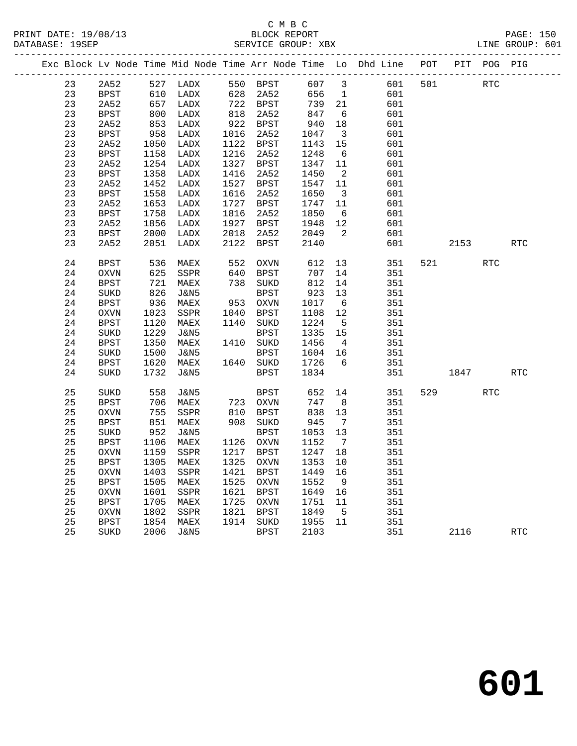C M B C
BLOCK REPORT
SERVICE GROUP: XBX

PRINT DATE: 19/08/13
DATABASE: 19SEP
LINE GROUP: 601

| Exc | Block | Lv Node | Time | Mid Node | Time | Arr Node | Time | Lo | Dhd Line | POT | PIT | POG | PIG |
|---|---|---|---|---|---|---|---|---|---|---|---|---|---|
| | 23 | 2A52 | 527 | LADX | 550 | BPST | 607 | 3 | 601 | 501 | | RTC | |
| | 23 | BPST | 610 | LADX | 628 | 2A52 | 656 | 1 | 601 | | | | |
| | 23 | 2A52 | 657 | LADX | 722 | BPST | 739 | 21 | 601 | | | | |
| | 23 | BPST | 800 | LADX | 818 | 2A52 | 847 | 6 | 601 | | | | |
| | 23 | 2A52 | 853 | LADX | 922 | BPST | 940 | 18 | 601 | | | | |
| | 23 | BPST | 958 | LADX | 1016 | 2A52 | 1047 | 3 | 601 | | | | |
| | 23 | 2A52 | 1050 | LADX | 1122 | BPST | 1143 | 15 | 601 | | | | |
| | 23 | BPST | 1158 | LADX | 1216 | 2A52 | 1248 | 6 | 601 | | | | |
| | 23 | 2A52 | 1254 | LADX | 1327 | BPST | 1347 | 11 | 601 | | | | |
| | 23 | BPST | 1358 | LADX | 1416 | 2A52 | 1450 | 2 | 601 | | | | |
| | 23 | 2A52 | 1452 | LADX | 1527 | BPST | 1547 | 11 | 601 | | | | |
| | 23 | BPST | 1558 | LADX | 1616 | 2A52 | 1650 | 3 | 601 | | | | |
| | 23 | 2A52 | 1653 | LADX | 1727 | BPST | 1747 | 11 | 601 | | | | |
| | 23 | BPST | 1758 | LADX | 1816 | 2A52 | 1850 | 6 | 601 | | | | |
| | 23 | 2A52 | 1856 | LADX | 1927 | BPST | 1948 | 12 | 601 | | | | |
| | 23 | BPST | 2000 | LADX | 2018 | 2A52 | 2049 | 2 | 601 | | | | |
| | 23 | 2A52 | 2051 | LADX | 2122 | BPST | 2140 | | 601 | | 2153 | | RTC |
| | 24 | BPST | 536 | MAEX | 552 | OXVN | 612 | 13 | 351 | 521 | | RTC | |
| | 24 | OXVN | 625 | SSPR | 640 | BPST | 707 | 14 | 351 | | | | |
| | 24 | BPST | 721 | MAEX | 738 | SUKD | 812 | 14 | 351 | | | | |
| | 24 | SUKD | 826 | J&N5 | | BPST | 923 | 13 | 351 | | | | |
| | 24 | BPST | 936 | MAEX | 953 | OXVN | 1017 | 6 | 351 | | | | |
| | 24 | OXVN | 1023 | SSPR | 1040 | BPST | 1108 | 12 | 351 | | | | |
| | 24 | BPST | 1120 | MAEX | 1140 | SUKD | 1224 | 5 | 351 | | | | |
| | 24 | SUKD | 1229 | J&N5 | | BPST | 1335 | 15 | 351 | | | | |
| | 24 | BPST | 1350 | MAEX | 1410 | SUKD | 1456 | 4 | 351 | | | | |
| | 24 | SUKD | 1500 | J&N5 | | BPST | 1604 | 16 | 351 | | | | |
| | 24 | BPST | 1620 | MAEX | 1640 | SUKD | 1726 | 6 | 351 | | | | |
| | 24 | SUKD | 1732 | J&N5 | | BPST | 1834 | | 351 | | 1847 | | RTC |
| | 25 | SUKD | 558 | J&N5 | | BPST | 652 | 14 | 351 | 529 | | RTC | |
| | 25 | BPST | 706 | MAEX | 723 | OXVN | 747 | 8 | 351 | | | | |
| | 25 | OXVN | 755 | SSPR | 810 | BPST | 838 | 13 | 351 | | | | |
| | 25 | BPST | 851 | MAEX | 908 | SUKD | 945 | 7 | 351 | | | | |
| | 25 | SUKD | 952 | J&N5 | | BPST | 1053 | 13 | 351 | | | | |
| | 25 | BPST | 1106 | MAEX | 1126 | OXVN | 1152 | 7 | 351 | | | | |
| | 25 | OXVN | 1159 | SSPR | 1217 | BPST | 1247 | 18 | 351 | | | | |
| | 25 | BPST | 1305 | MAEX | 1325 | OXVN | 1353 | 10 | 351 | | | | |
| | 25 | OXVN | 1403 | SSPR | 1421 | BPST | 1449 | 16 | 351 | | | | |
| | 25 | BPST | 1505 | MAEX | 1525 | OXVN | 1552 | 9 | 351 | | | | |
| | 25 | OXVN | 1601 | SSPR | 1621 | BPST | 1649 | 16 | 351 | | | | |
| | 25 | BPST | 1705 | MAEX | 1725 | OXVN | 1751 | 11 | 351 | | | | |
| | 25 | OXVN | 1802 | SSPR | 1821 | BPST | 1849 | 5 | 351 | | | | |
| | 25 | BPST | 1854 | MAEX | 1914 | SUKD | 1955 | 11 | 351 | | | | |
| | 25 | SUKD | 2006 | J&N5 | | BPST | 2103 | | 351 | | 2116 | | RTC |

601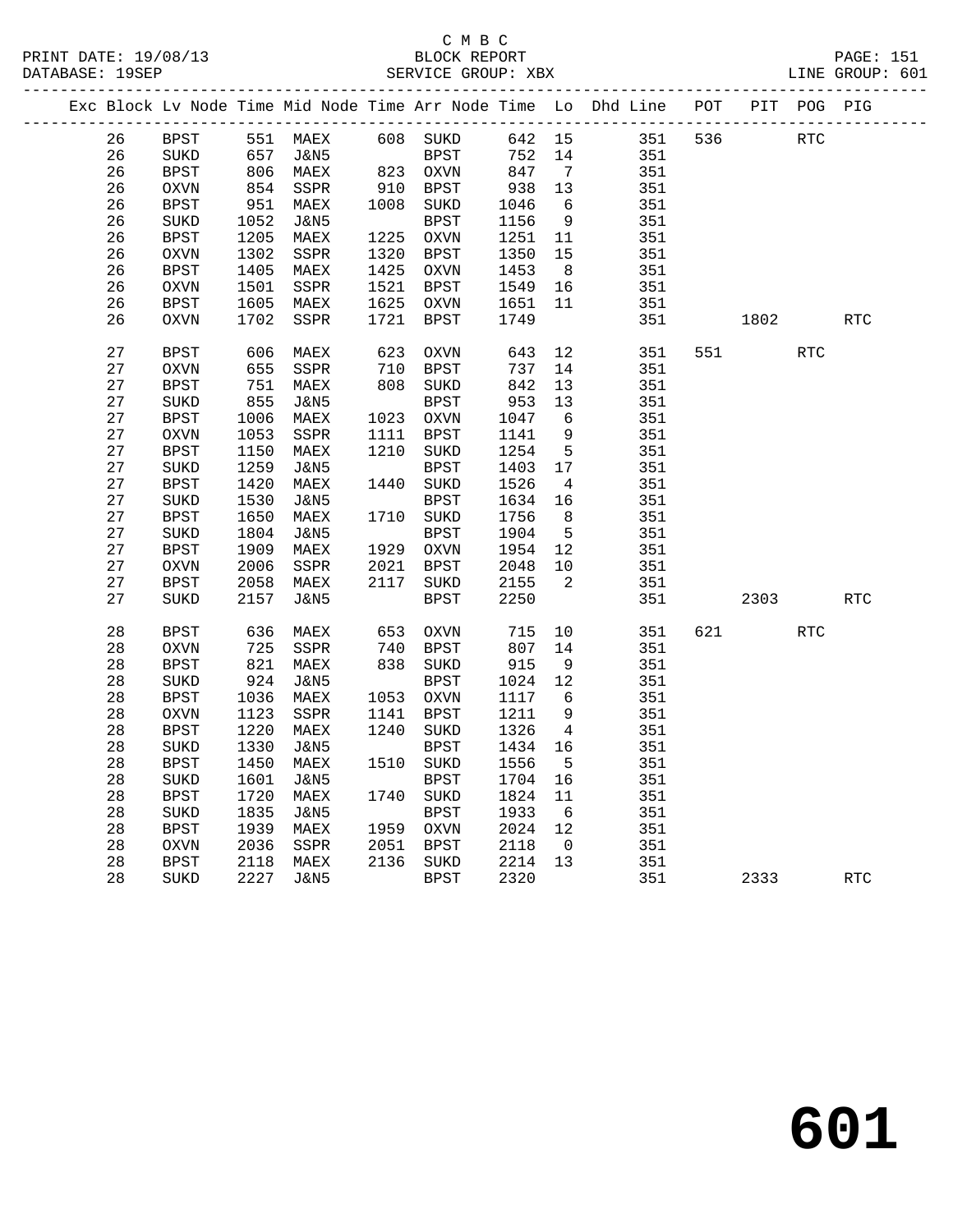C M B C
PRINT DATE: 19/08/13 BLOCK REPORT
DATABASE: 19SEP SERVICE GROUP: XBX LINE GROUP: 601

| Exc | Block | Lv | Node | Time | Mid Node | Time | Arr Node | Time | Lo | Dhd Line | POT | PIT | POG | PIG |
|---|---|---|---|---|---|---|---|---|---|---|---|---|---|---|
| | 26 | | BPST | 551 | MAEX | 608 | SUKD | 642 | 15 | 351 | 536 | | RTC | |
| | 26 | | SUKD | 657 | J&N5 | | BPST | 752 | 14 | 351 | | | | |
| | 26 | | BPST | 806 | MAEX | 823 | OXVN | 847 | 7 | 351 | | | | |
| | 26 | | OXVN | 854 | SSPR | 910 | BPST | 938 | 13 | 351 | | | | |
| | 26 | | BPST | 951 | MAEX | 1008 | SUKD | 1046 | 6 | 351 | | | | |
| | 26 | | SUKD | 1052 | J&N5 | | BPST | 1156 | 9 | 351 | | | | |
| | 26 | | BPST | 1205 | MAEX | 1225 | OXVN | 1251 | 11 | 351 | | | | |
| | 26 | | OXVN | 1302 | SSPR | 1320 | BPST | 1350 | 15 | 351 | | | | |
| | 26 | | BPST | 1405 | MAEX | 1425 | OXVN | 1453 | 8 | 351 | | | | |
| | 26 | | OXVN | 1501 | SSPR | 1521 | BPST | 1549 | 16 | 351 | | | | |
| | 26 | | BPST | 1605 | MAEX | 1625 | OXVN | 1651 | 11 | 351 | | | | |
| | 26 | | OXVN | 1702 | SSPR | 1721 | BPST | 1749 | | 351 | | 1802 | | RTC |
| | 27 | | BPST | 606 | MAEX | 623 | OXVN | 643 | 12 | 351 | 551 | | RTC | |
| | 27 | | OXVN | 655 | SSPR | 710 | BPST | 737 | 14 | 351 | | | | |
| | 27 | | BPST | 751 | MAEX | 808 | SUKD | 842 | 13 | 351 | | | | |
| | 27 | | SUKD | 855 | J&N5 | | BPST | 953 | 13 | 351 | | | | |
| | 27 | | BPST | 1006 | MAEX | 1023 | OXVN | 1047 | 6 | 351 | | | | |
| | 27 | | OXVN | 1053 | SSPR | 1111 | BPST | 1141 | 9 | 351 | | | | |
| | 27 | | BPST | 1150 | MAEX | 1210 | SUKD | 1254 | 5 | 351 | | | | |
| | 27 | | SUKD | 1259 | J&N5 | | BPST | 1403 | 17 | 351 | | | | |
| | 27 | | BPST | 1420 | MAEX | 1440 | SUKD | 1526 | 4 | 351 | | | | |
| | 27 | | SUKD | 1530 | J&N5 | | BPST | 1634 | 16 | 351 | | | | |
| | 27 | | BPST | 1650 | MAEX | 1710 | SUKD | 1756 | 8 | 351 | | | | |
| | 27 | | SUKD | 1804 | J&N5 | | BPST | 1904 | 5 | 351 | | | | |
| | 27 | | BPST | 1909 | MAEX | 1929 | OXVN | 1954 | 12 | 351 | | | | |
| | 27 | | OXVN | 2006 | SSPR | 2021 | BPST | 2048 | 10 | 351 | | | | |
| | 27 | | BPST | 2058 | MAEX | 2117 | SUKD | 2155 | 2 | 351 | | | | |
| | 27 | | SUKD | 2157 | J&N5 | | BPST | 2250 | | 351 | | 2303 | | RTC |
| | 28 | | BPST | 636 | MAEX | 653 | OXVN | 715 | 10 | 351 | 621 | | RTC | |
| | 28 | | OXVN | 725 | SSPR | 740 | BPST | 807 | 14 | 351 | | | | |
| | 28 | | BPST | 821 | MAEX | 838 | SUKD | 915 | 9 | 351 | | | | |
| | 28 | | SUKD | 924 | J&N5 | | BPST | 1024 | 12 | 351 | | | | |
| | 28 | | BPST | 1036 | MAEX | 1053 | OXVN | 1117 | 6 | 351 | | | | |
| | 28 | | OXVN | 1123 | SSPR | 1141 | BPST | 1211 | 9 | 351 | | | | |
| | 28 | | BPST | 1220 | MAEX | 1240 | SUKD | 1326 | 4 | 351 | | | | |
| | 28 | | SUKD | 1330 | J&N5 | | BPST | 1434 | 16 | 351 | | | | |
| | 28 | | BPST | 1450 | MAEX | 1510 | SUKD | 1556 | 5 | 351 | | | | |
| | 28 | | SUKD | 1601 | J&N5 | | BPST | 1704 | 16 | 351 | | | | |
| | 28 | | BPST | 1720 | MAEX | 1740 | SUKD | 1824 | 11 | 351 | | | | |
| | 28 | | SUKD | 1835 | J&N5 | | BPST | 1933 | 6 | 351 | | | | |
| | 28 | | BPST | 1939 | MAEX | 1959 | OXVN | 2024 | 12 | 351 | | | | |
| | 28 | | OXVN | 2036 | SSPR | 2051 | BPST | 2118 | 0 | 351 | | | | |
| | 28 | | BPST | 2118 | MAEX | 2136 | SUKD | 2214 | 13 | 351 | | | | |
| | 28 | | SUKD | 2227 | J&N5 | | BPST | 2320 | | 351 | | 2333 | | RTC |

601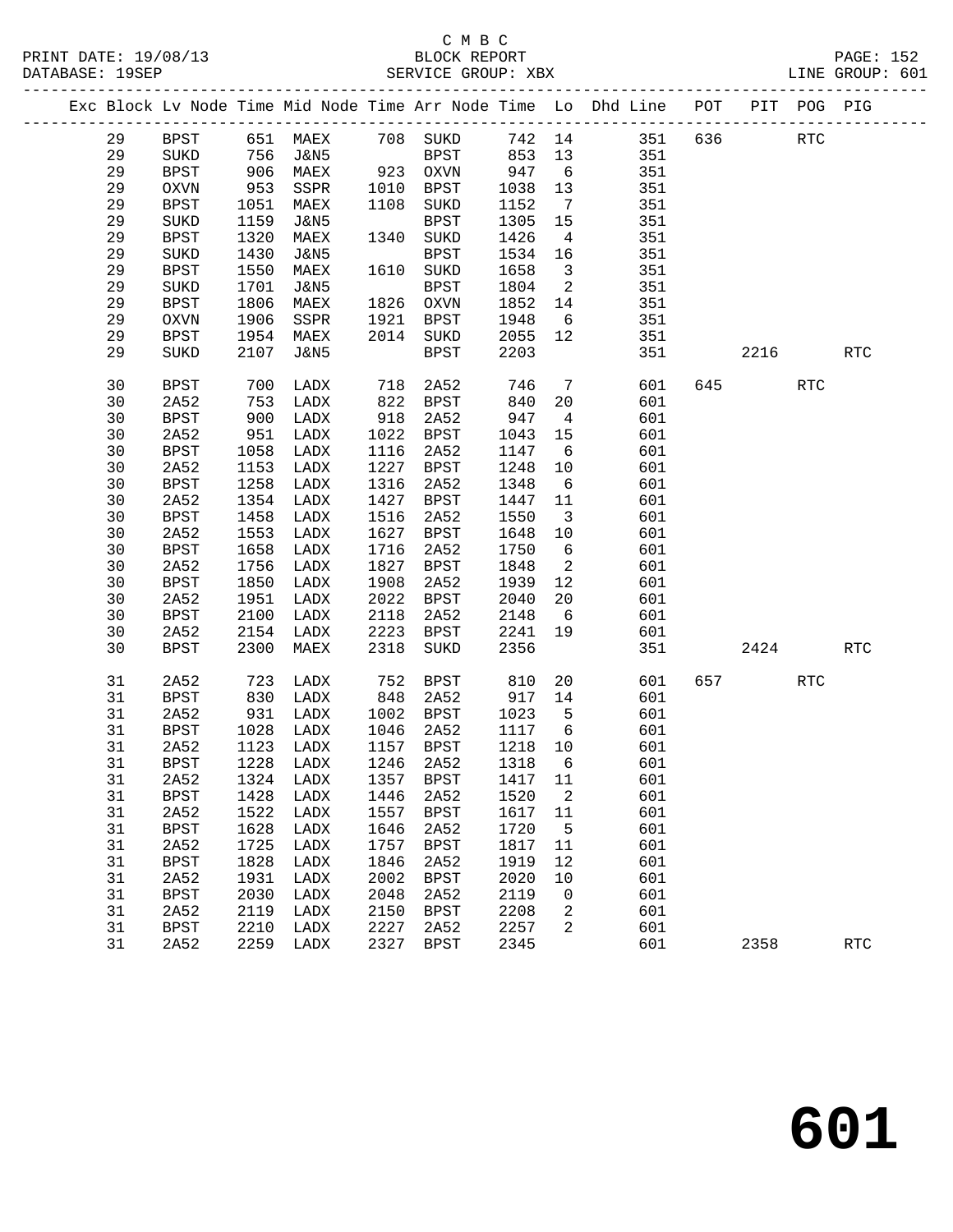C M B C

BLOCK REPORT

SERVICE GROUP: XBX

PRINT DATE: 19/08/13
DATABASE: 19SEP
LINE GROUP: 601

| Exc | Block | Lv | Node | Time | Mid Node | Time | Arr Node | Time | Lo | Dhd Line | POT | PIT | POG | PIG |
|---|---|---|---|---|---|---|---|---|---|---|---|---|---|---|
| | 29 | | BPST | 651 | MAEX | 708 | SUKD | 742 | 14 | 351 | 636 | | RTC | |
| | 29 | | SUKD | 756 | J&N5 | | BPST | 853 | 13 | 351 | | | | |
| | 29 | | BPST | 906 | MAEX | 923 | OXVN | 947 | 6 | 351 | | | | |
| | 29 | | OXVN | 953 | SSPR | 1010 | BPST | 1038 | 13 | 351 | | | | |
| | 29 | | BPST | 1051 | MAEX | 1108 | SUKD | 1152 | 7 | 351 | | | | |
| | 29 | | SUKD | 1159 | J&N5 | | BPST | 1305 | 15 | 351 | | | | |
| | 29 | | BPST | 1320 | MAEX | 1340 | SUKD | 1426 | 4 | 351 | | | | |
| | 29 | | SUKD | 1430 | J&N5 | | BPST | 1534 | 16 | 351 | | | | |
| | 29 | | BPST | 1550 | MAEX | 1610 | SUKD | 1658 | 3 | 351 | | | | |
| | 29 | | SUKD | 1701 | J&N5 | | BPST | 1804 | 2 | 351 | | | | |
| | 29 | | BPST | 1806 | MAEX | 1826 | OXVN | 1852 | 14 | 351 | | | | |
| | 29 | | OXVN | 1906 | SSPR | 1921 | BPST | 1948 | 6 | 351 | | | | |
| | 29 | | BPST | 1954 | MAEX | 2014 | SUKD | 2055 | 12 | 351 | | | | |
| | 29 | | SUKD | 2107 | J&N5 | | BPST | 2203 | | 351 | | 2216 | | RTC |
| | 30 | | BPST | 700 | LADX | 718 | 2A52 | 746 | 7 | 601 | 645 | | RTC | |
| | 30 | | 2A52 | 753 | LADX | 822 | BPST | 840 | 20 | 601 | | | | |
| | 30 | | BPST | 900 | LADX | 918 | 2A52 | 947 | 4 | 601 | | | | |
| | 30 | | 2A52 | 951 | LADX | 1022 | BPST | 1043 | 15 | 601 | | | | |
| | 30 | | BPST | 1058 | LADX | 1116 | 2A52 | 1147 | 6 | 601 | | | | |
| | 30 | | 2A52 | 1153 | LADX | 1227 | BPST | 1248 | 10 | 601 | | | | |
| | 30 | | BPST | 1258 | LADX | 1316 | 2A52 | 1348 | 6 | 601 | | | | |
| | 30 | | 2A52 | 1354 | LADX | 1427 | BPST | 1447 | 11 | 601 | | | | |
| | 30 | | BPST | 1458 | LADX | 1516 | 2A52 | 1550 | 3 | 601 | | | | |
| | 30 | | 2A52 | 1553 | LADX | 1627 | BPST | 1648 | 10 | 601 | | | | |
| | 30 | | BPST | 1658 | LADX | 1716 | 2A52 | 1750 | 6 | 601 | | | | |
| | 30 | | 2A52 | 1756 | LADX | 1827 | BPST | 1848 | 2 | 601 | | | | |
| | 30 | | BPST | 1850 | LADX | 1908 | 2A52 | 1939 | 12 | 601 | | | | |
| | 30 | | 2A52 | 1951 | LADX | 2022 | BPST | 2040 | 20 | 601 | | | | |
| | 30 | | BPST | 2100 | LADX | 2118 | 2A52 | 2148 | 6 | 601 | | | | |
| | 30 | | 2A52 | 2154 | LADX | 2223 | BPST | 2241 | 19 | 601 | | | | |
| | 30 | | BPST | 2300 | MAEX | 2318 | SUKD | 2356 | | 351 | | 2424 | | RTC |
| | 31 | | 2A52 | 723 | LADX | 752 | BPST | 810 | 20 | 601 | 657 | | RTC | |
| | 31 | | BPST | 830 | LADX | 848 | 2A52 | 917 | 14 | 601 | | | | |
| | 31 | | 2A52 | 931 | LADX | 1002 | BPST | 1023 | 5 | 601 | | | | |
| | 31 | | BPST | 1028 | LADX | 1046 | 2A52 | 1117 | 6 | 601 | | | | |
| | 31 | | 2A52 | 1123 | LADX | 1157 | BPST | 1218 | 10 | 601 | | | | |
| | 31 | | BPST | 1228 | LADX | 1246 | 2A52 | 1318 | 6 | 601 | | | | |
| | 31 | | 2A52 | 1324 | LADX | 1357 | BPST | 1417 | 11 | 601 | | | | |
| | 31 | | BPST | 1428 | LADX | 1446 | 2A52 | 1520 | 2 | 601 | | | | |
| | 31 | | 2A52 | 1522 | LADX | 1557 | BPST | 1617 | 11 | 601 | | | | |
| | 31 | | BPST | 1628 | LADX | 1646 | 2A52 | 1720 | 5 | 601 | | | | |
| | 31 | | 2A52 | 1725 | LADX | 1757 | BPST | 1817 | 11 | 601 | | | | |
| | 31 | | BPST | 1828 | LADX | 1846 | 2A52 | 1919 | 12 | 601 | | | | |
| | 31 | | 2A52 | 1931 | LADX | 2002 | BPST | 2020 | 10 | 601 | | | | |
| | 31 | | BPST | 2030 | LADX | 2048 | 2A52 | 2119 | 0 | 601 | | | | |
| | 31 | | 2A52 | 2119 | LADX | 2150 | BPST | 2208 | 2 | 601 | | | | |
| | 31 | | BPST | 2210 | LADX | 2227 | 2A52 | 2257 | 2 | 601 | | | | |
| | 31 | | 2A52 | 2259 | LADX | 2327 | BPST | 2345 | | 601 | | 2358 | | RTC |

601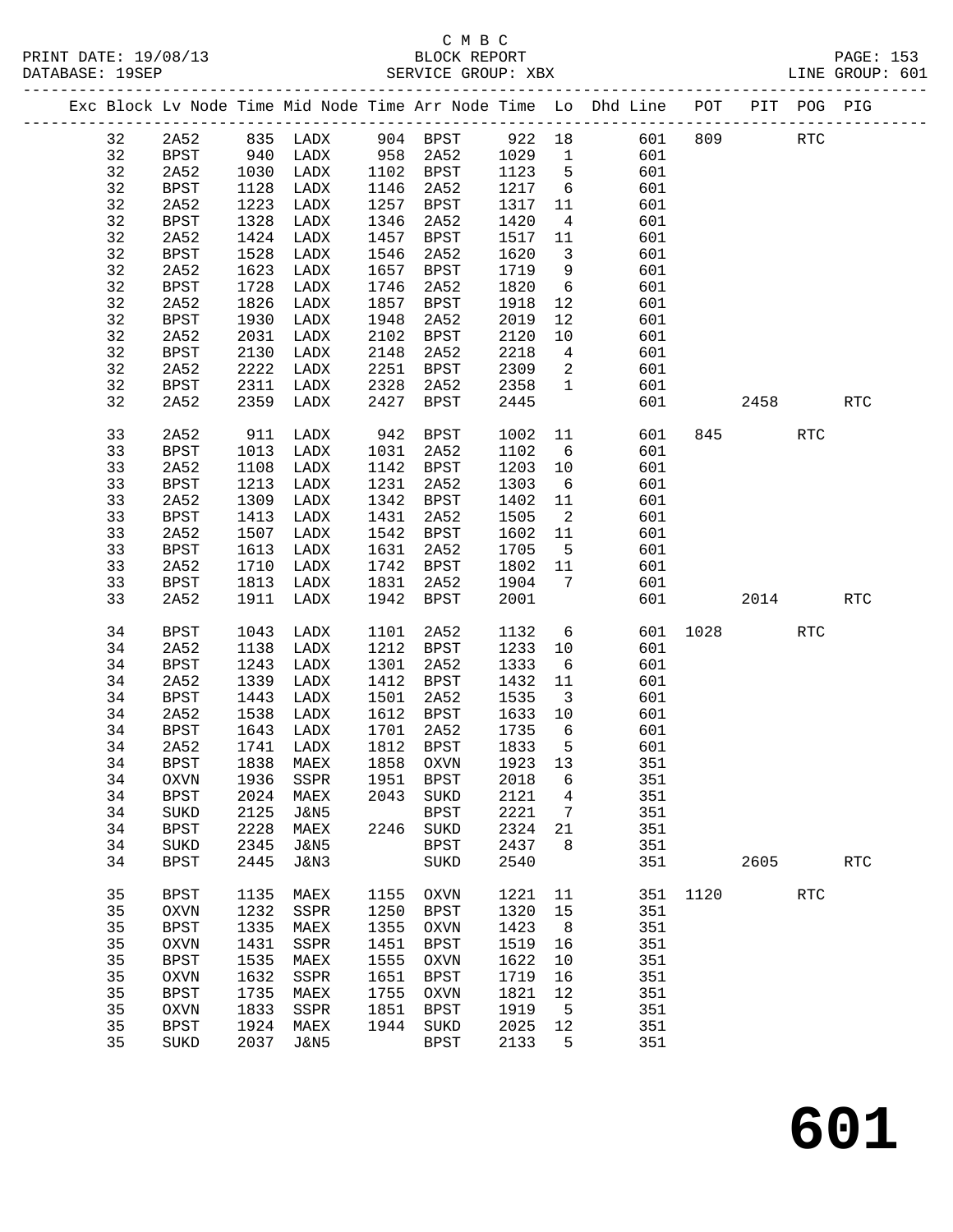C M B C

BLOCK REPORT

SERVICE GROUP: XBX

| Exc | Block | Lv Node | Time | Mid Node | Time | Arr Node | Time | Lo | Dhd Line | POT | PIT | POG | PIG |
|---|---|---|---|---|---|---|---|---|---|---|---|---|---|
| | 32 | 2A52 | 835 | LADX | 904 | BPST | 922 | 18 | 601 | 809 | | RTC | |
| | 32 | BPST | 940 | LADX | 958 | 2A52 | 1029 | 1 | 601 | | | | |
| | 32 | 2A52 | 1030 | LADX | 1102 | BPST | 1123 | 5 | 601 | | | | |
| | 32 | BPST | 1128 | LADX | 1146 | 2A52 | 1217 | 6 | 601 | | | | |
| | 32 | 2A52 | 1223 | LADX | 1257 | BPST | 1317 | 11 | 601 | | | | |
| | 32 | BPST | 1328 | LADX | 1346 | 2A52 | 1420 | 4 | 601 | | | | |
| | 32 | 2A52 | 1424 | LADX | 1457 | BPST | 1517 | 11 | 601 | | | | |
| | 32 | BPST | 1528 | LADX | 1546 | 2A52 | 1620 | 3 | 601 | | | | |
| | 32 | 2A52 | 1623 | LADX | 1657 | BPST | 1719 | 9 | 601 | | | | |
| | 32 | BPST | 1728 | LADX | 1746 | 2A52 | 1820 | 6 | 601 | | | | |
| | 32 | 2A52 | 1826 | LADX | 1857 | BPST | 1918 | 12 | 601 | | | | |
| | 32 | BPST | 1930 | LADX | 1948 | 2A52 | 2019 | 12 | 601 | | | | |
| | 32 | 2A52 | 2031 | LADX | 2102 | BPST | 2120 | 10 | 601 | | | | |
| | 32 | BPST | 2130 | LADX | 2148 | 2A52 | 2218 | 4 | 601 | | | | |
| | 32 | 2A52 | 2222 | LADX | 2251 | BPST | 2309 | 2 | 601 | | | | |
| | 32 | BPST | 2311 | LADX | 2328 | 2A52 | 2358 | 1 | 601 | | | | |
| | 32 | 2A52 | 2359 | LADX | 2427 | BPST | 2445 | | 601 | | 2458 | | RTC |
| | 33 | 2A52 | 911 | LADX | 942 | BPST | 1002 | 11 | 601 | 845 | | RTC | |
| | 33 | BPST | 1013 | LADX | 1031 | 2A52 | 1102 | 6 | 601 | | | | |
| | 33 | 2A52 | 1108 | LADX | 1142 | BPST | 1203 | 10 | 601 | | | | |
| | 33 | BPST | 1213 | LADX | 1231 | 2A52 | 1303 | 6 | 601 | | | | |
| | 33 | 2A52 | 1309 | LADX | 1342 | BPST | 1402 | 11 | 601 | | | | |
| | 33 | BPST | 1413 | LADX | 1431 | 2A52 | 1505 | 2 | 601 | | | | |
| | 33 | 2A52 | 1507 | LADX | 1542 | BPST | 1602 | 11 | 601 | | | | |
| | 33 | BPST | 1613 | LADX | 1631 | 2A52 | 1705 | 5 | 601 | | | | |
| | 33 | 2A52 | 1710 | LADX | 1742 | BPST | 1802 | 11 | 601 | | | | |
| | 33 | BPST | 1813 | LADX | 1831 | 2A52 | 1904 | 7 | 601 | | | | |
| | 33 | 2A52 | 1911 | LADX | 1942 | BPST | 2001 | | 601 | | 2014 | | RTC |
| | 34 | BPST | 1043 | LADX | 1101 | 2A52 | 1132 | 6 | 601 | 1028 | | RTC | |
| | 34 | 2A52 | 1138 | LADX | 1212 | BPST | 1233 | 10 | 601 | | | | |
| | 34 | BPST | 1243 | LADX | 1301 | 2A52 | 1333 | 6 | 601 | | | | |
| | 34 | 2A52 | 1339 | LADX | 1412 | BPST | 1432 | 11 | 601 | | | | |
| | 34 | BPST | 1443 | LADX | 1501 | 2A52 | 1535 | 3 | 601 | | | | |
| | 34 | 2A52 | 1538 | LADX | 1612 | BPST | 1633 | 10 | 601 | | | | |
| | 34 | BPST | 1643 | LADX | 1701 | 2A52 | 1735 | 6 | 601 | | | | |
| | 34 | 2A52 | 1741 | LADX | 1812 | BPST | 1833 | 5 | 601 | | | | |
| | 34 | BPST | 1838 | MAEX | 1858 | OXVN | 1923 | 13 | 351 | | | | |
| | 34 | OXVN | 1936 | SSPR | 1951 | BPST | 2018 | 6 | 351 | | | | |
| | 34 | BPST | 2024 | MAEX | 2043 | SUKD | 2121 | 4 | 351 | | | | |
| | 34 | SUKD | 2125 | J&N5 | | BPST | 2221 | 7 | 351 | | | | |
| | 34 | BPST | 2228 | MAEX | 2246 | SUKD | 2324 | 21 | 351 | | | | |
| | 34 | SUKD | 2345 | J&N5 | | BPST | 2437 | 8 | 351 | | | | |
| | 34 | BPST | 2445 | J&N3 | | SUKD | 2540 | | 351 | | 2605 | | RTC |
| | 35 | BPST | 1135 | MAEX | 1155 | OXVN | 1221 | 11 | 351 | 1120 | | RTC | |
| | 35 | OXVN | 1232 | SSPR | 1250 | BPST | 1320 | 15 | 351 | | | | |
| | 35 | BPST | 1335 | MAEX | 1355 | OXVN | 1423 | 8 | 351 | | | | |
| | 35 | OXVN | 1431 | SSPR | 1451 | BPST | 1519 | 16 | 351 | | | | |
| | 35 | BPST | 1535 | MAEX | 1555 | OXVN | 1622 | 10 | 351 | | | | |
| | 35 | OXVN | 1632 | SSPR | 1651 | BPST | 1719 | 16 | 351 | | | | |
| | 35 | BPST | 1735 | MAEX | 1755 | OXVN | 1821 | 12 | 351 | | | | |
| | 35 | OXVN | 1833 | SSPR | 1851 | BPST | 1919 | 5 | 351 | | | | |
| | 35 | BPST | 1924 | MAEX | 1944 | SUKD | 2025 | 12 | 351 | | | | |
| | 35 | SUKD | 2037 | J&N5 | | BPST | 2133 | 5 | 351 | | | | |

# 601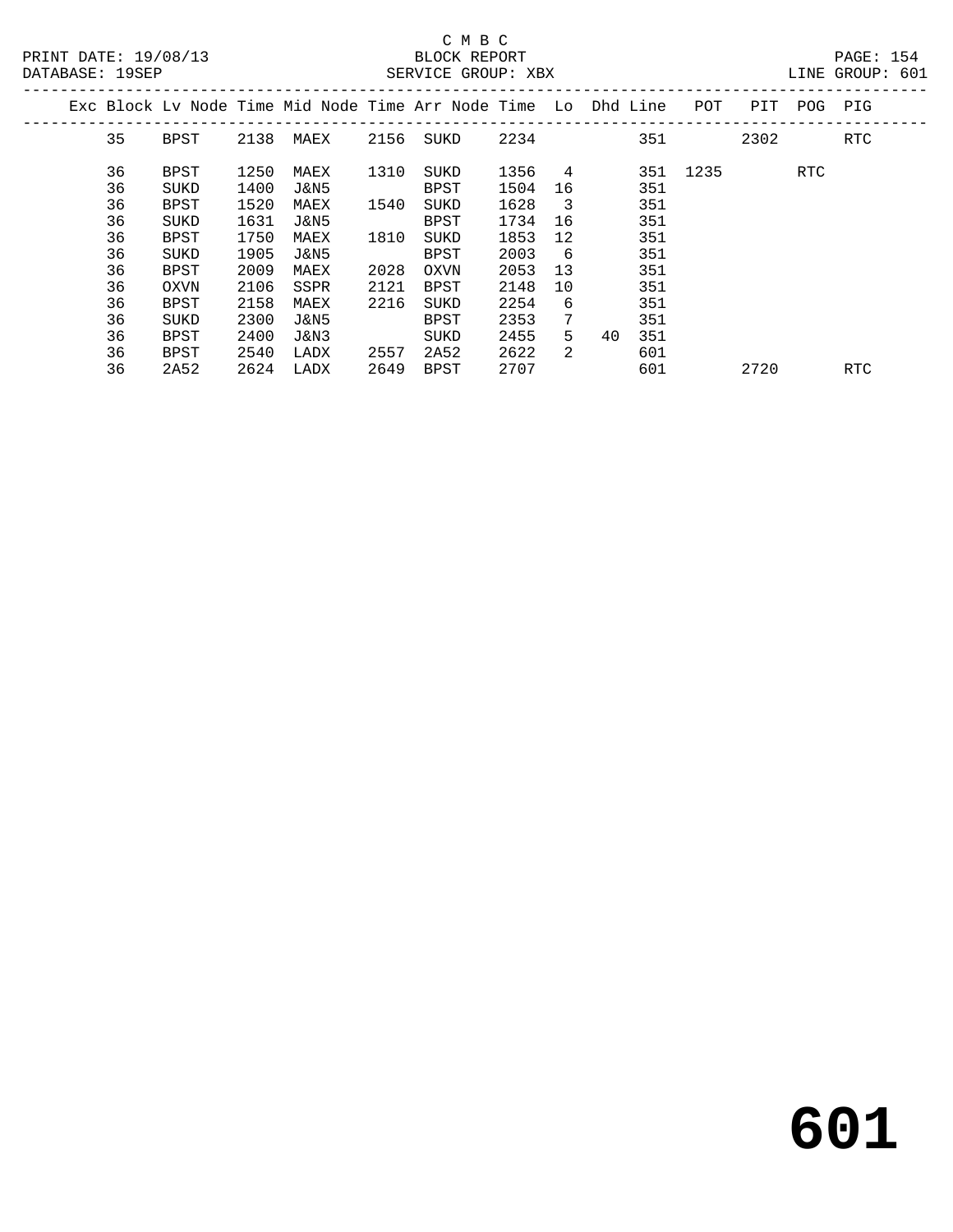C M B C

PRINT DATE: 19/08/13 BLOCK REPORT

DATABASE: 19SEP SERVICE GROUP: XBX LINE GROUP: 601

| Exc | Block | Lv Node | Time | Mid Node | Time | Arr Node | Time | Lo | Dhd | Line | POT | PIT | POG | PIG |
|---|---|---|---|---|---|---|---|---|---|---|---|---|---|---|
| | 35 | BPST | 2138 | MAEX | 2156 | SUKD | 2234 | | | 351 | | 2302 | | RTC |
| | 36 | BPST | 1250 | MAEX | 1310 | SUKD | 1356 | 4 | | 351 | 1235 | | RTC | |
| | 36 | SUKD | 1400 | J&N5 | | BPST | 1504 | 16 | | 351 | | | | |
| | 36 | BPST | 1520 | MAEX | 1540 | SUKD | 1628 | 3 | | 351 | | | | |
| | 36 | SUKD | 1631 | J&N5 | | BPST | 1734 | 16 | | 351 | | | | |
| | 36 | BPST | 1750 | MAEX | 1810 | SUKD | 1853 | 12 | | 351 | | | | |
| | 36 | SUKD | 1905 | J&N5 | | BPST | 2003 | 6 | | 351 | | | | |
| | 36 | BPST | 2009 | MAEX | 2028 | OXVN | 2053 | 13 | | 351 | | | | |
| | 36 | OXVN | 2106 | SSPR | 2121 | BPST | 2148 | 10 | | 351 | | | | |
| | 36 | BPST | 2158 | MAEX | 2216 | SUKD | 2254 | 6 | | 351 | | | | |
| | 36 | SUKD | 2300 | J&N5 | | BPST | 2353 | 7 | | 351 | | | | |
| | 36 | BPST | 2400 | J&N3 | | SUKD | 2455 | 5 | 40 | 351 | | | | |
| | 36 | BPST | 2540 | LADX | 2557 | 2A52 | 2622 | 2 | | 601 | | | | |
| | 36 | 2A52 | 2624 | LADX | 2649 | BPST | 2707 | | | 601 | | 2720 | | RTC |

# 601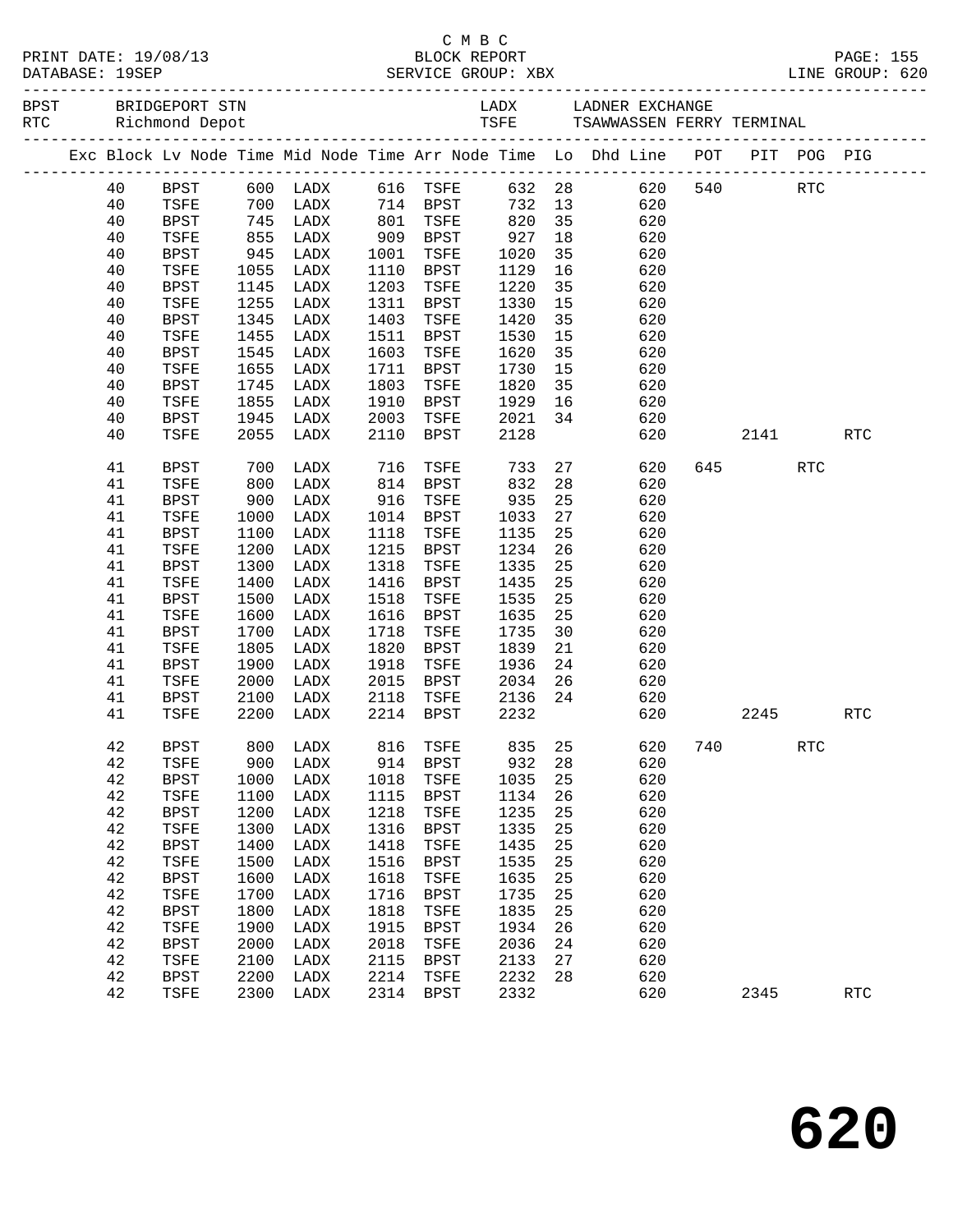C M B C

PRINT DATE: 19/08/13 BLOCK REPORT

DATABASE: 19SEP SERVICE GROUP: XBX LINE GROUP: 620

BPST BRIDGEPORT STN LADX LADNER EXCHANGE
RTC Richmond Depot TSFE TSAWWASSEN FERRY TERMINAL

| Exc | Block | Lv | Node | Time | Mid Node | Time | Arr Node | Time | Lo | Dhd Line | POT | PIT | POG | PIG |
|---|---|---|---|---|---|---|---|---|---|---|---|---|---|---|
| | 40 | BPST | 600 | LADX | 616 | TSFE | 632 | 28 | | 620 | 540 | | RTC | |
| | 40 | TSFE | 700 | LADX | 714 | BPST | 732 | 13 | | 620 | | | | |
| | 40 | BPST | 745 | LADX | 801 | TSFE | 820 | 35 | | 620 | | | | |
| | 40 | TSFE | 855 | LADX | 909 | BPST | 927 | 18 | | 620 | | | | |
| | 40 | BPST | 945 | LADX | 1001 | TSFE | 1020 | 35 | | 620 | | | | |
| | 40 | TSFE | 1055 | LADX | 1110 | BPST | 1129 | 16 | | 620 | | | | |
| | 40 | BPST | 1145 | LADX | 1203 | TSFE | 1220 | 35 | | 620 | | | | |
| | 40 | TSFE | 1255 | LADX | 1311 | BPST | 1330 | 15 | | 620 | | | | |
| | 40 | BPST | 1345 | LADX | 1403 | TSFE | 1420 | 35 | | 620 | | | | |
| | 40 | TSFE | 1455 | LADX | 1511 | BPST | 1530 | 15 | | 620 | | | | |
| | 40 | BPST | 1545 | LADX | 1603 | TSFE | 1620 | 35 | | 620 | | | | |
| | 40 | TSFE | 1655 | LADX | 1711 | BPST | 1730 | 15 | | 620 | | | | |
| | 40 | BPST | 1745 | LADX | 1803 | TSFE | 1820 | 35 | | 620 | | | | |
| | 40 | TSFE | 1855 | LADX | 1910 | BPST | 1929 | 16 | | 620 | | | | |
| | 40 | BPST | 1945 | LADX | 2003 | TSFE | 2021 | 34 | | 620 | | | | |
| | 40 | TSFE | 2055 | LADX | 2110 | BPST | 2128 | | | 620 | | 2141 | | RTC |
| | 41 | BPST | 700 | LADX | 716 | TSFE | 733 | 27 | | 620 | 645 | | RTC | |
| | 41 | TSFE | 800 | LADX | 814 | BPST | 832 | 28 | | 620 | | | | |
| | 41 | BPST | 900 | LADX | 916 | TSFE | 935 | 25 | | 620 | | | | |
| | 41 | TSFE | 1000 | LADX | 1014 | BPST | 1033 | 27 | | 620 | | | | |
| | 41 | BPST | 1100 | LADX | 1118 | TSFE | 1135 | 25 | | 620 | | | | |
| | 41 | TSFE | 1200 | LADX | 1215 | BPST | 1234 | 26 | | 620 | | | | |
| | 41 | BPST | 1300 | LADX | 1318 | TSFE | 1335 | 25 | | 620 | | | | |
| | 41 | TSFE | 1400 | LADX | 1416 | BPST | 1435 | 25 | | 620 | | | | |
| | 41 | BPST | 1500 | LADX | 1518 | TSFE | 1535 | 25 | | 620 | | | | |
| | 41 | TSFE | 1600 | LADX | 1616 | BPST | 1635 | 25 | | 620 | | | | |
| | 41 | BPST | 1700 | LADX | 1718 | TSFE | 1735 | 30 | | 620 | | | | |
| | 41 | TSFE | 1805 | LADX | 1820 | BPST | 1839 | 21 | | 620 | | | | |
| | 41 | BPST | 1900 | LADX | 1918 | TSFE | 1936 | 24 | | 620 | | | | |
| | 41 | TSFE | 2000 | LADX | 2015 | BPST | 2034 | 26 | | 620 | | | | |
| | 41 | BPST | 2100 | LADX | 2118 | TSFE | 2136 | 24 | | 620 | | | | |
| | 41 | TSFE | 2200 | LADX | 2214 | BPST | 2232 | | | 620 | | 2245 | | RTC |
| | 42 | BPST | 800 | LADX | 816 | TSFE | 835 | 25 | | 620 | 740 | | RTC | |
| | 42 | TSFE | 900 | LADX | 914 | BPST | 932 | 28 | | 620 | | | | |
| | 42 | BPST | 1000 | LADX | 1018 | TSFE | 1035 | 25 | | 620 | | | | |
| | 42 | TSFE | 1100 | LADX | 1115 | BPST | 1134 | 26 | | 620 | | | | |
| | 42 | BPST | 1200 | LADX | 1218 | TSFE | 1235 | 25 | | 620 | | | | |
| | 42 | TSFE | 1300 | LADX | 1316 | BPST | 1335 | 25 | | 620 | | | | |
| | 42 | BPST | 1400 | LADX | 1418 | TSFE | 1435 | 25 | | 620 | | | | |
| | 42 | TSFE | 1500 | LADX | 1516 | BPST | 1535 | 25 | | 620 | | | | |
| | 42 | BPST | 1600 | LADX | 1618 | TSFE | 1635 | 25 | | 620 | | | | |
| | 42 | TSFE | 1700 | LADX | 1716 | BPST | 1735 | 25 | | 620 | | | | |
| | 42 | BPST | 1800 | LADX | 1818 | TSFE | 1835 | 25 | | 620 | | | | |
| | 42 | TSFE | 1900 | LADX | 1915 | BPST | 1934 | 26 | | 620 | | | | |
| | 42 | BPST | 2000 | LADX | 2018 | TSFE | 2036 | 24 | | 620 | | | | |
| | 42 | TSFE | 2100 | LADX | 2115 | BPST | 2133 | 27 | | 620 | | | | |
| | 42 | BPST | 2200 | LADX | 2214 | TSFE | 2232 | 28 | | 620 | | | | |
| | 42 | TSFE | 2300 | LADX | 2314 | BPST | 2332 | | | 620 | | 2345 | | RTC |

620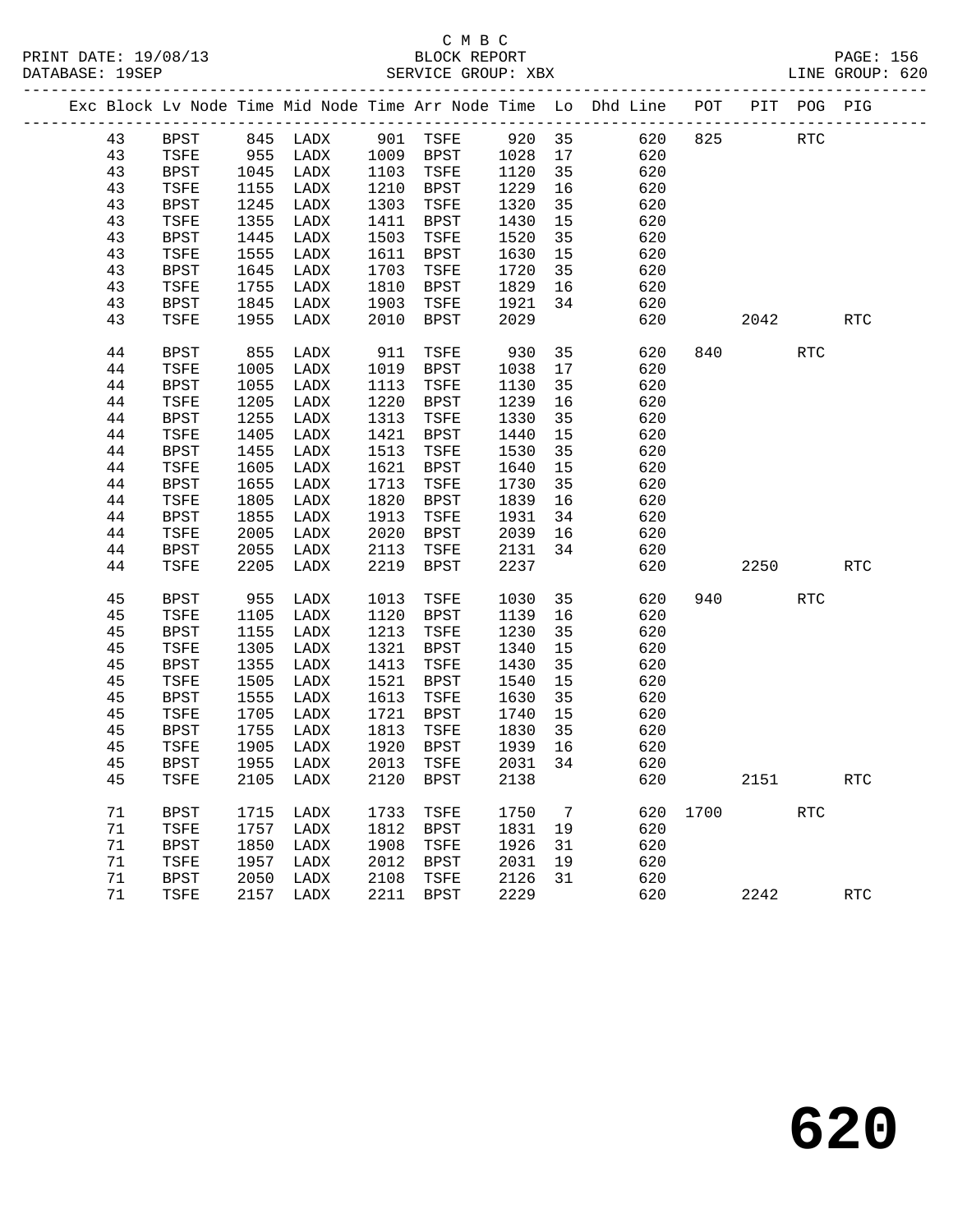C M B C

BLOCK REPORT

SERVICE GROUP: XBX

PRINT DATE: 19/08/13
DATABASE: 19SEP

LINE GROUP: 620

| Exc | Block | Lv Node | Time | Mid Node | Time | Arr Node | Time | Lo | Dhd Line | POT | PIT | POG | PIG |
|---|---|---|---|---|---|---|---|---|---|---|---|---|---|
| | 43 | BPST | 845 | LADX | 901 | TSFE | 920 | 35 | 620 | 825 | | RTC | |
| | 43 | TSFE | 955 | LADX | 1009 | BPST | 1028 | 17 | 620 | | | | |
| | 43 | BPST | 1045 | LADX | 1103 | TSFE | 1120 | 35 | 620 | | | | |
| | 43 | TSFE | 1155 | LADX | 1210 | BPST | 1229 | 16 | 620 | | | | |
| | 43 | BPST | 1245 | LADX | 1303 | TSFE | 1320 | 35 | 620 | | | | |
| | 43 | TSFE | 1355 | LADX | 1411 | BPST | 1430 | 15 | 620 | | | | |
| | 43 | BPST | 1445 | LADX | 1503 | TSFE | 1520 | 35 | 620 | | | | |
| | 43 | TSFE | 1555 | LADX | 1611 | BPST | 1630 | 15 | 620 | | | | |
| | 43 | BPST | 1645 | LADX | 1703 | TSFE | 1720 | 35 | 620 | | | | |
| | 43 | TSFE | 1755 | LADX | 1810 | BPST | 1829 | 16 | 620 | | | | |
| | 43 | BPST | 1845 | LADX | 1903 | TSFE | 1921 | 34 | 620 | | | | |
| | 43 | TSFE | 1955 | LADX | 2010 | BPST | 2029 | | 620 | | 2042 | | RTC |
| | 44 | BPST | 855 | LADX | 911 | TSFE | 930 | 35 | 620 | 840 | | RTC | |
| | 44 | TSFE | 1005 | LADX | 1019 | BPST | 1038 | 17 | 620 | | | | |
| | 44 | BPST | 1055 | LADX | 1113 | TSFE | 1130 | 35 | 620 | | | | |
| | 44 | TSFE | 1205 | LADX | 1220 | BPST | 1239 | 16 | 620 | | | | |
| | 44 | BPST | 1255 | LADX | 1313 | TSFE | 1330 | 35 | 620 | | | | |
| | 44 | TSFE | 1405 | LADX | 1421 | BPST | 1440 | 15 | 620 | | | | |
| | 44 | BPST | 1455 | LADX | 1513 | TSFE | 1530 | 35 | 620 | | | | |
| | 44 | TSFE | 1605 | LADX | 1621 | BPST | 1640 | 15 | 620 | | | | |
| | 44 | BPST | 1655 | LADX | 1713 | TSFE | 1730 | 35 | 620 | | | | |
| | 44 | TSFE | 1805 | LADX | 1820 | BPST | 1839 | 16 | 620 | | | | |
| | 44 | BPST | 1855 | LADX | 1913 | TSFE | 1931 | 34 | 620 | | | | |
| | 44 | TSFE | 2005 | LADX | 2020 | BPST | 2039 | 16 | 620 | | | | |
| | 44 | BPST | 2055 | LADX | 2113 | TSFE | 2131 | 34 | 620 | | | | |
| | 44 | TSFE | 2205 | LADX | 2219 | BPST | 2237 | | 620 | | 2250 | | RTC |
| | 45 | BPST | 955 | LADX | 1013 | TSFE | 1030 | 35 | 620 | 940 | | RTC | |
| | 45 | TSFE | 1105 | LADX | 1120 | BPST | 1139 | 16 | 620 | | | | |
| | 45 | BPST | 1155 | LADX | 1213 | TSFE | 1230 | 35 | 620 | | | | |
| | 45 | TSFE | 1305 | LADX | 1321 | BPST | 1340 | 15 | 620 | | | | |
| | 45 | BPST | 1355 | LADX | 1413 | TSFE | 1430 | 35 | 620 | | | | |
| | 45 | TSFE | 1505 | LADX | 1521 | BPST | 1540 | 15 | 620 | | | | |
| | 45 | BPST | 1555 | LADX | 1613 | TSFE | 1630 | 35 | 620 | | | | |
| | 45 | TSFE | 1705 | LADX | 1721 | BPST | 1740 | 15 | 620 | | | | |
| | 45 | BPST | 1755 | LADX | 1813 | TSFE | 1830 | 35 | 620 | | | | |
| | 45 | TSFE | 1905 | LADX | 1920 | BPST | 1939 | 16 | 620 | | | | |
| | 45 | BPST | 1955 | LADX | 2013 | TSFE | 2031 | 34 | 620 | | | | |
| | 45 | TSFE | 2105 | LADX | 2120 | BPST | 2138 | | 620 | | 2151 | | RTC |
| | 71 | BPST | 1715 | LADX | 1733 | TSFE | 1750 | 7 | 620 | 1700 | | RTC | |
| | 71 | TSFE | 1757 | LADX | 1812 | BPST | 1831 | 19 | 620 | | | | |
| | 71 | BPST | 1850 | LADX | 1908 | TSFE | 1926 | 31 | 620 | | | | |
| | 71 | TSFE | 1957 | LADX | 2012 | BPST | 2031 | 19 | 620 | | | | |
| | 71 | BPST | 2050 | LADX | 2108 | TSFE | 2126 | 31 | 620 | | | | |
| | 71 | TSFE | 2157 | LADX | 2211 | BPST | 2229 | | 620 | | 2242 | | RTC |

620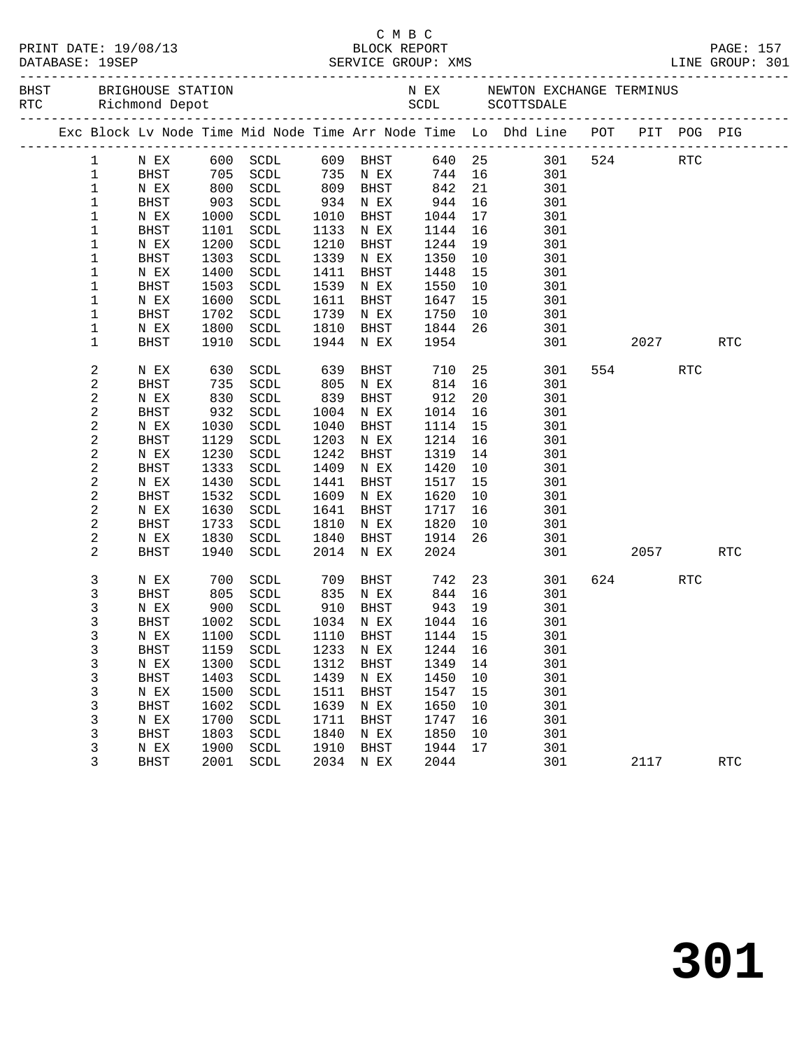C M B C
BLOCK REPORT
SERVICE GROUP: XMS

PRINT DATE: 19/08/13
DATABASE: 19SEP

PAGE: 157
LINE GROUP: 301

BHST BRIGHOUSE STATION — N EX NEWTON EXCHANGE TERMINUS
RTC Richmond Depot — SCDL SCOTTSDALE

| Exc | Block | Lv Node | Time | Mid Node | Time | Arr Node | Time | Lo | Dhd Line | POT | PIT | POG | PIG |
|---|---|---|---|---|---|---|---|---|---|---|---|---|---|
| | 1 | N EX | 600 | SCDL | 609 | BHST | 640 | 25 | 301 | 524 | | RTC | |
| | 1 | BHST | 705 | SCDL | 735 | N EX | 744 | 16 | 301 | | | | |
| | 1 | N EX | 800 | SCDL | 809 | BHST | 842 | 21 | 301 | | | | |
| | 1 | BHST | 903 | SCDL | 934 | N EX | 944 | 16 | 301 | | | | |
| | 1 | N EX | 1000 | SCDL | 1010 | BHST | 1044 | 17 | 301 | | | | |
| | 1 | BHST | 1101 | SCDL | 1133 | N EX | 1144 | 16 | 301 | | | | |
| | 1 | N EX | 1200 | SCDL | 1210 | BHST | 1244 | 19 | 301 | | | | |
| | 1 | BHST | 1303 | SCDL | 1339 | N EX | 1350 | 10 | 301 | | | | |
| | 1 | N EX | 1400 | SCDL | 1411 | BHST | 1448 | 15 | 301 | | | | |
| | 1 | BHST | 1503 | SCDL | 1539 | N EX | 1550 | 10 | 301 | | | | |
| | 1 | N EX | 1600 | SCDL | 1611 | BHST | 1647 | 15 | 301 | | | | |
| | 1 | BHST | 1702 | SCDL | 1739 | N EX | 1750 | 10 | 301 | | | | |
| | 1 | N EX | 1800 | SCDL | 1810 | BHST | 1844 | 26 | 301 | | | | |
| | 1 | BHST | 1910 | SCDL | 1944 | N EX | 1954 | | 301 | | 2027 | | RTC |
| | 2 | N EX | 630 | SCDL | 639 | BHST | 710 | 25 | 301 | 554 | | RTC | |
| | 2 | BHST | 735 | SCDL | 805 | N EX | 814 | 16 | 301 | | | | |
| | 2 | N EX | 830 | SCDL | 839 | BHST | 912 | 20 | 301 | | | | |
| | 2 | BHST | 932 | SCDL | 1004 | N EX | 1014 | 16 | 301 | | | | |
| | 2 | N EX | 1030 | SCDL | 1040 | BHST | 1114 | 15 | 301 | | | | |
| | 2 | BHST | 1129 | SCDL | 1203 | N EX | 1214 | 16 | 301 | | | | |
| | 2 | N EX | 1230 | SCDL | 1242 | BHST | 1319 | 14 | 301 | | | | |
| | 2 | BHST | 1333 | SCDL | 1409 | N EX | 1420 | 10 | 301 | | | | |
| | 2 | N EX | 1430 | SCDL | 1441 | BHST | 1517 | 15 | 301 | | | | |
| | 2 | BHST | 1532 | SCDL | 1609 | N EX | 1620 | 10 | 301 | | | | |
| | 2 | N EX | 1630 | SCDL | 1641 | BHST | 1717 | 16 | 301 | | | | |
| | 2 | BHST | 1733 | SCDL | 1810 | N EX | 1820 | 10 | 301 | | | | |
| | 2 | N EX | 1830 | SCDL | 1840 | BHST | 1914 | 26 | 301 | | | | |
| | 2 | BHST | 1940 | SCDL | 2014 | N EX | 2024 | | 301 | | 2057 | | RTC |
| | 3 | N EX | 700 | SCDL | 709 | BHST | 742 | 23 | 301 | 624 | | RTC | |
| | 3 | BHST | 805 | SCDL | 835 | N EX | 844 | 16 | 301 | | | | |
| | 3 | N EX | 900 | SCDL | 910 | BHST | 943 | 19 | 301 | | | | |
| | 3 | BHST | 1002 | SCDL | 1034 | N EX | 1044 | 16 | 301 | | | | |
| | 3 | N EX | 1100 | SCDL | 1110 | BHST | 1144 | 15 | 301 | | | | |
| | 3 | BHST | 1159 | SCDL | 1233 | N EX | 1244 | 16 | 301 | | | | |
| | 3 | N EX | 1300 | SCDL | 1312 | BHST | 1349 | 14 | 301 | | | | |
| | 3 | BHST | 1403 | SCDL | 1439 | N EX | 1450 | 10 | 301 | | | | |
| | 3 | N EX | 1500 | SCDL | 1511 | BHST | 1547 | 15 | 301 | | | | |
| | 3 | BHST | 1602 | SCDL | 1639 | N EX | 1650 | 10 | 301 | | | | |
| | 3 | N EX | 1700 | SCDL | 1711 | BHST | 1747 | 16 | 301 | | | | |
| | 3 | BHST | 1803 | SCDL | 1840 | N EX | 1850 | 10 | 301 | | | | |
| | 3 | N EX | 1900 | SCDL | 1910 | BHST | 1944 | 17 | 301 | | | | |
| | 3 | BHST | 2001 | SCDL | 2034 | N EX | 2044 | | 301 | | 2117 | | RTC |

301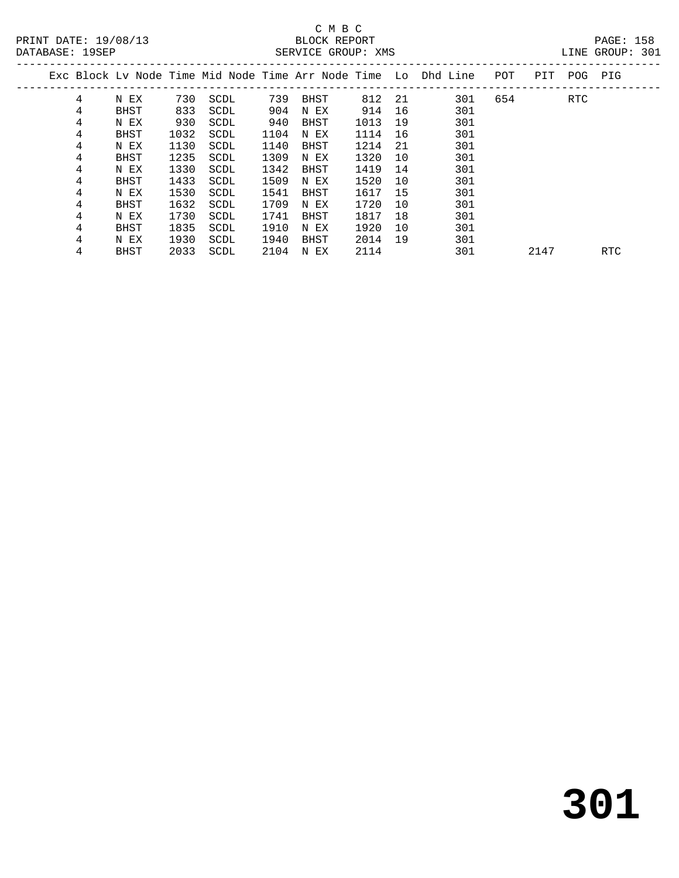C M B C

BLOCK REPORT

SERVICE GROUP: XMS

| Exc | Block | Lv Node | Time | Mid Node | Time | Arr Node | Time | Lo | Dhd | Line | POT | PIT | POG | PIG |
|---|---|---|---|---|---|---|---|---|---|---|---|---|---|---|
| | 4 | N EX | 730 | SCDL | 739 | BHST | 812 | 21 | | 301 | 654 | | RTC | |
| | 4 | BHST | 833 | SCDL | 904 | N EX | 914 | 16 | | 301 | | | | |
| | 4 | N EX | 930 | SCDL | 940 | BHST | 1013 | 19 | | 301 | | | | |
| | 4 | BHST | 1032 | SCDL | 1104 | N EX | 1114 | 16 | | 301 | | | | |
| | 4 | N EX | 1130 | SCDL | 1140 | BHST | 1214 | 21 | | 301 | | | | |
| | 4 | BHST | 1235 | SCDL | 1309 | N EX | 1320 | 10 | | 301 | | | | |
| | 4 | N EX | 1330 | SCDL | 1342 | BHST | 1419 | 14 | | 301 | | | | |
| | 4 | BHST | 1433 | SCDL | 1509 | N EX | 1520 | 10 | | 301 | | | | |
| | 4 | N EX | 1530 | SCDL | 1541 | BHST | 1617 | 15 | | 301 | | | | |
| | 4 | BHST | 1632 | SCDL | 1709 | N EX | 1720 | 10 | | 301 | | | | |
| | 4 | N EX | 1730 | SCDL | 1741 | BHST | 1817 | 18 | | 301 | | | | |
| | 4 | BHST | 1835 | SCDL | 1910 | N EX | 1920 | 10 | | 301 | | | | |
| | 4 | N EX | 1930 | SCDL | 1940 | BHST | 2014 | 19 | | 301 | | | | |
| | 4 | BHST | 2033 | SCDL | 2104 | N EX | 2114 | | | 301 | | 2147 | | RTC |

**301**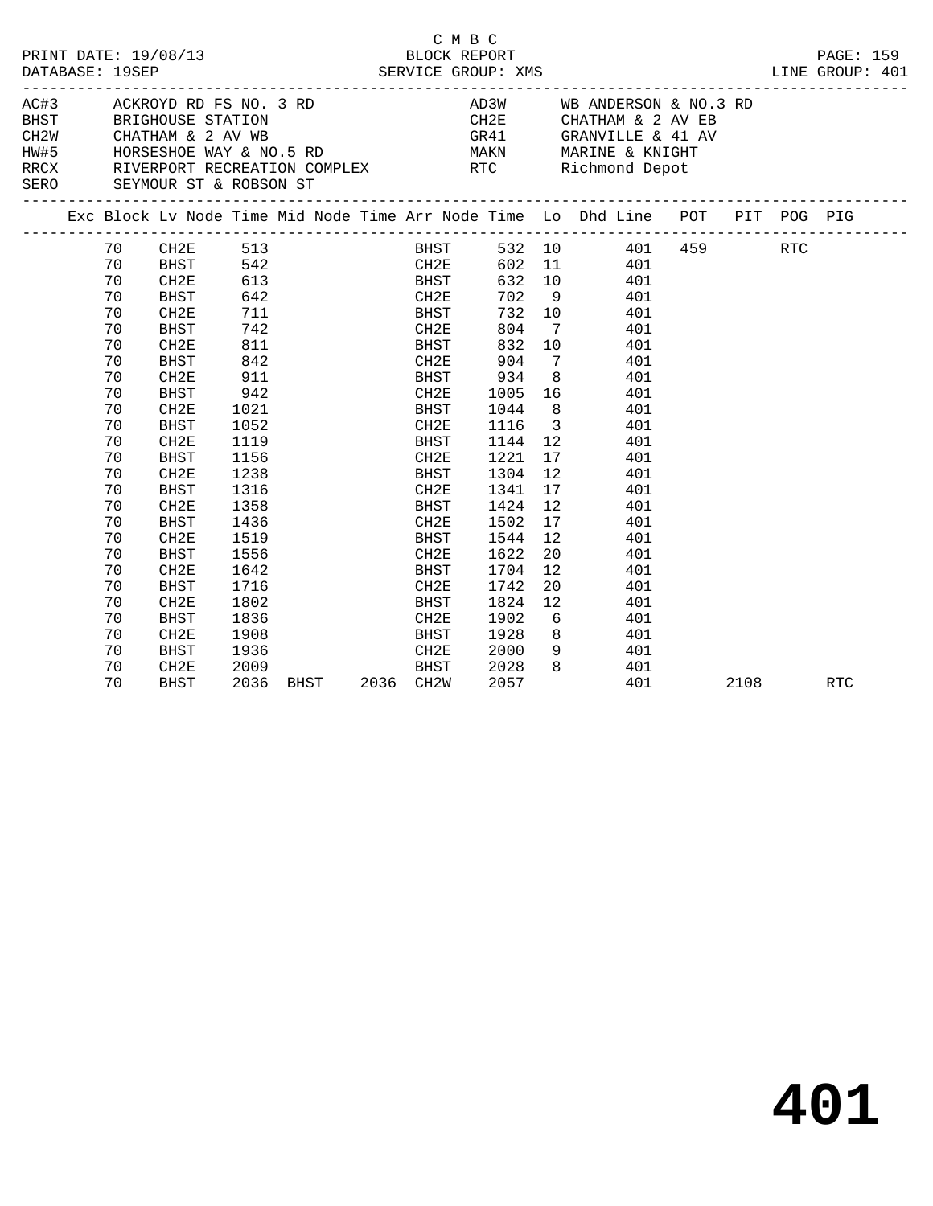C M B C
BLOCK REPORT
SERVICE GROUP: XMS

PRINT DATE: 19/08/13
DATABASE: 19SEP

LINE GROUP: 401

| | | | |
|---|---|---|---|
| AC#3 | ACKROYD RD FS NO. 3 RD | AD3W | WB ANDERSON & NO.3 RD |
| BHST | BRIGHOUSE STATION | CH2E | CHATHAM & 2 AV EB |
| CH2W | CHATHAM & 2 AV WB | GR41 | GRANVILLE & 41 AV |
| HW#5 | HORSESHOE WAY & NO.5 RD | MAKN | MARINE & KNIGHT |
| RRCX | RIVERPORT RECREATION COMPLEX | RTC | Richmond Depot |
| SERO | SEYMOUR ST & ROBSON ST | | |

| Exc | Block | Lv Node | Time | Mid Node | Time | Arr Node | Time | Lo | Dhd Line | POT | PIT | POG | PIG |
|---|---|---|---|---|---|---|---|---|---|---|---|---|---|
| | 70 | CH2E | 513 | | | BHST | 532 | 10 | 401 | 459 | | RTC | |
| | 70 | BHST | 542 | | | CH2E | 602 | 11 | 401 | | | | |
| | 70 | CH2E | 613 | | | BHST | 632 | 10 | 401 | | | | |
| | 70 | BHST | 642 | | | CH2E | 702 | 9 | 401 | | | | |
| | 70 | CH2E | 711 | | | BHST | 732 | 10 | 401 | | | | |
| | 70 | BHST | 742 | | | CH2E | 804 | 7 | 401 | | | | |
| | 70 | CH2E | 811 | | | BHST | 832 | 10 | 401 | | | | |
| | 70 | BHST | 842 | | | CH2E | 904 | 7 | 401 | | | | |
| | 70 | CH2E | 911 | | | BHST | 934 | 8 | 401 | | | | |
| | 70 | BHST | 942 | | | CH2E | 1005 | 16 | 401 | | | | |
| | 70 | CH2E | 1021 | | | BHST | 1044 | 8 | 401 | | | | |
| | 70 | BHST | 1052 | | | CH2E | 1116 | 3 | 401 | | | | |
| | 70 | CH2E | 1119 | | | BHST | 1144 | 12 | 401 | | | | |
| | 70 | BHST | 1156 | | | CH2E | 1221 | 17 | 401 | | | | |
| | 70 | CH2E | 1238 | | | BHST | 1304 | 12 | 401 | | | | |
| | 70 | BHST | 1316 | | | CH2E | 1341 | 17 | 401 | | | | |
| | 70 | CH2E | 1358 | | | BHST | 1424 | 12 | 401 | | | | |
| | 70 | BHST | 1436 | | | CH2E | 1502 | 17 | 401 | | | | |
| | 70 | CH2E | 1519 | | | BHST | 1544 | 12 | 401 | | | | |
| | 70 | BHST | 1556 | | | CH2E | 1622 | 20 | 401 | | | | |
| | 70 | CH2E | 1642 | | | BHST | 1704 | 12 | 401 | | | | |
| | 70 | BHST | 1716 | | | CH2E | 1742 | 20 | 401 | | | | |
| | 70 | CH2E | 1802 | | | BHST | 1824 | 12 | 401 | | | | |
| | 70 | BHST | 1836 | | | CH2E | 1902 | 6 | 401 | | | | |
| | 70 | CH2E | 1908 | | | BHST | 1928 | 8 | 401 | | | | |
| | 70 | BHST | 1936 | | | CH2E | 2000 | 9 | 401 | | | | |
| | 70 | CH2E | 2009 | | | BHST | 2028 | 8 | 401 | | | | |
| | 70 | BHST | 2036 | BHST | 2036 | CH2W | 2057 | | 401 | | 2108 | | RTC |

# 401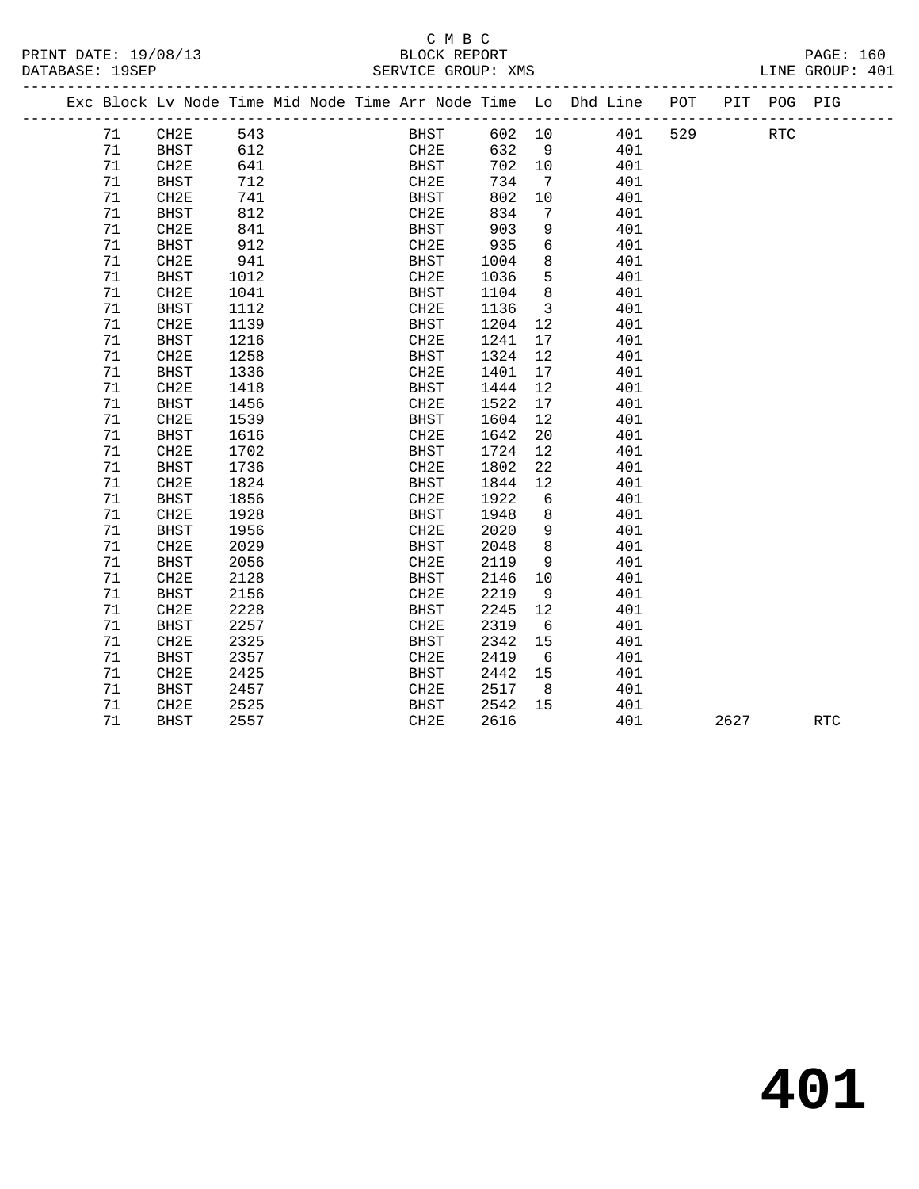C M B C
BLOCK REPORT
SERVICE GROUP: XMS

PRINT DATE: 19/08/13
DATABASE: 19SEP

LINE GROUP: 401

| Exc | Block | Lv Node | Time | Mid Node | Time | Arr Node | Time | Lo | Dhd Line | POT | PIT | POG | PIG |
|---|---|---|---|---|---|---|---|---|---|---|---|---|---|
| | 71 | CH2E | 543 | | | BHST | 602 | 10 | 401 | 529 | | RTC | |
| | 71 | BHST | 612 | | | CH2E | 632 | 9 | 401 | | | | |
| | 71 | CH2E | 641 | | | BHST | 702 | 10 | 401 | | | | |
| | 71 | BHST | 712 | | | CH2E | 734 | 7 | 401 | | | | |
| | 71 | CH2E | 741 | | | BHST | 802 | 10 | 401 | | | | |
| | 71 | BHST | 812 | | | CH2E | 834 | 7 | 401 | | | | |
| | 71 | CH2E | 841 | | | BHST | 903 | 9 | 401 | | | | |
| | 71 | BHST | 912 | | | CH2E | 935 | 6 | 401 | | | | |
| | 71 | CH2E | 941 | | | BHST | 1004 | 8 | 401 | | | | |
| | 71 | BHST | 1012 | | | CH2E | 1036 | 5 | 401 | | | | |
| | 71 | CH2E | 1041 | | | BHST | 1104 | 8 | 401 | | | | |
| | 71 | BHST | 1112 | | | CH2E | 1136 | 3 | 401 | | | | |
| | 71 | CH2E | 1139 | | | BHST | 1204 | 12 | 401 | | | | |
| | 71 | BHST | 1216 | | | CH2E | 1241 | 17 | 401 | | | | |
| | 71 | CH2E | 1258 | | | BHST | 1324 | 12 | 401 | | | | |
| | 71 | BHST | 1336 | | | CH2E | 1401 | 17 | 401 | | | | |
| | 71 | CH2E | 1418 | | | BHST | 1444 | 12 | 401 | | | | |
| | 71 | BHST | 1456 | | | CH2E | 1522 | 17 | 401 | | | | |
| | 71 | CH2E | 1539 | | | BHST | 1604 | 12 | 401 | | | | |
| | 71 | BHST | 1616 | | | CH2E | 1642 | 20 | 401 | | | | |
| | 71 | CH2E | 1702 | | | BHST | 1724 | 12 | 401 | | | | |
| | 71 | BHST | 1736 | | | CH2E | 1802 | 22 | 401 | | | | |
| | 71 | CH2E | 1824 | | | BHST | 1844 | 12 | 401 | | | | |
| | 71 | BHST | 1856 | | | CH2E | 1922 | 6 | 401 | | | | |
| | 71 | CH2E | 1928 | | | BHST | 1948 | 8 | 401 | | | | |
| | 71 | BHST | 1956 | | | CH2E | 2020 | 9 | 401 | | | | |
| | 71 | CH2E | 2029 | | | BHST | 2048 | 8 | 401 | | | | |
| | 71 | BHST | 2056 | | | CH2E | 2119 | 9 | 401 | | | | |
| | 71 | CH2E | 2128 | | | BHST | 2146 | 10 | 401 | | | | |
| | 71 | BHST | 2156 | | | CH2E | 2219 | 9 | 401 | | | | |
| | 71 | CH2E | 2228 | | | BHST | 2245 | 12 | 401 | | | | |
| | 71 | BHST | 2257 | | | CH2E | 2319 | 6 | 401 | | | | |
| | 71 | CH2E | 2325 | | | BHST | 2342 | 15 | 401 | | | | |
| | 71 | BHST | 2357 | | | CH2E | 2419 | 6 | 401 | | | | |
| | 71 | CH2E | 2425 | | | BHST | 2442 | 15 | 401 | | | | |
| | 71 | BHST | 2457 | | | CH2E | 2517 | 8 | 401 | | | | |
| | 71 | CH2E | 2525 | | | BHST | 2542 | 15 | 401 | | | | |
| | 71 | BHST | 2557 | | | CH2E | 2616 | | 401 | | 2627 | | RTC |

# 401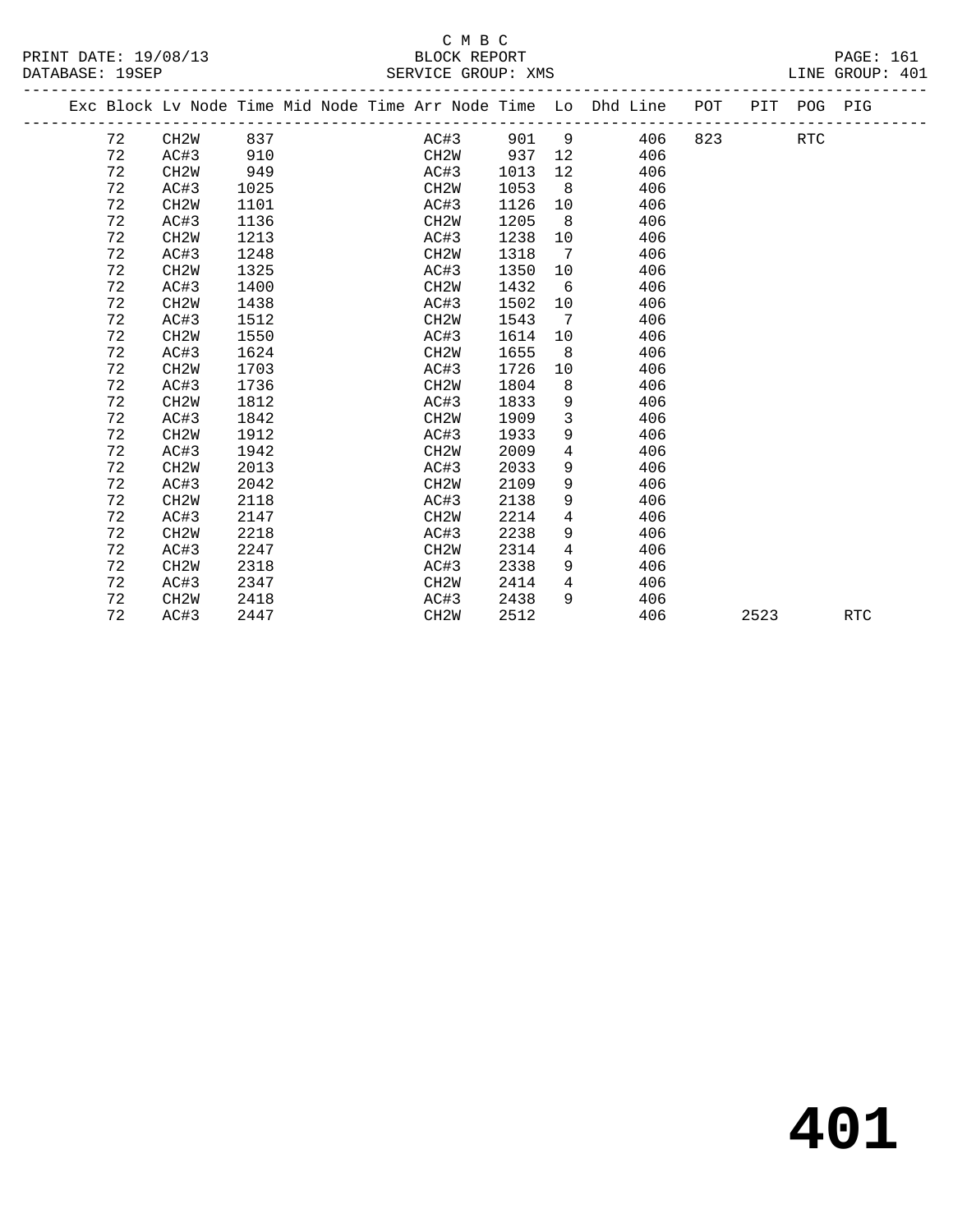C M B C
BLOCK REPORT
SERVICE GROUP: XMS

PRINT DATE: 19/08/13
DATABASE: 19SEP
LINE GROUP: 401

| Exc | Block | Lv Node | Time | Mid Node | Time | Arr Node | Time | Lo | Dhd | Line | POT | PIT | POG | PIG |
|---|---|---|---|---|---|---|---|---|---|---|---|---|---|---|
| | 72 | CH2W | 837 | | | AC#3 | 901 | 9 | | 406 | 823 | | RTC | |
| | 72 | AC#3 | 910 | | | CH2W | 937 | 12 | | 406 | | | | |
| | 72 | CH2W | 949 | | | AC#3 | 1013 | 12 | | 406 | | | | |
| | 72 | AC#3 | 1025 | | | CH2W | 1053 | 8 | | 406 | | | | |
| | 72 | CH2W | 1101 | | | AC#3 | 1126 | 10 | | 406 | | | | |
| | 72 | AC#3 | 1136 | | | CH2W | 1205 | 8 | | 406 | | | | |
| | 72 | CH2W | 1213 | | | AC#3 | 1238 | 10 | | 406 | | | | |
| | 72 | AC#3 | 1248 | | | CH2W | 1318 | 7 | | 406 | | | | |
| | 72 | CH2W | 1325 | | | AC#3 | 1350 | 10 | | 406 | | | | |
| | 72 | AC#3 | 1400 | | | CH2W | 1432 | 6 | | 406 | | | | |
| | 72 | CH2W | 1438 | | | AC#3 | 1502 | 10 | | 406 | | | | |
| | 72 | AC#3 | 1512 | | | CH2W | 1543 | 7 | | 406 | | | | |
| | 72 | CH2W | 1550 | | | AC#3 | 1614 | 10 | | 406 | | | | |
| | 72 | AC#3 | 1624 | | | CH2W | 1655 | 8 | | 406 | | | | |
| | 72 | CH2W | 1703 | | | AC#3 | 1726 | 10 | | 406 | | | | |
| | 72 | AC#3 | 1736 | | | CH2W | 1804 | 8 | | 406 | | | | |
| | 72 | CH2W | 1812 | | | AC#3 | 1833 | 9 | | 406 | | | | |
| | 72 | AC#3 | 1842 | | | CH2W | 1909 | 3 | | 406 | | | | |
| | 72 | CH2W | 1912 | | | AC#3 | 1933 | 9 | | 406 | | | | |
| | 72 | AC#3 | 1942 | | | CH2W | 2009 | 4 | | 406 | | | | |
| | 72 | CH2W | 2013 | | | AC#3 | 2033 | 9 | | 406 | | | | |
| | 72 | AC#3 | 2042 | | | CH2W | 2109 | 9 | | 406 | | | | |
| | 72 | CH2W | 2118 | | | AC#3 | 2138 | 9 | | 406 | | | | |
| | 72 | AC#3 | 2147 | | | CH2W | 2214 | 4 | | 406 | | | | |
| | 72 | CH2W | 2218 | | | AC#3 | 2238 | 9 | | 406 | | | | |
| | 72 | AC#3 | 2247 | | | CH2W | 2314 | 4 | | 406 | | | | |
| | 72 | CH2W | 2318 | | | AC#3 | 2338 | 9 | | 406 | | | | |
| | 72 | AC#3 | 2347 | | | CH2W | 2414 | 4 | | 406 | | | | |
| | 72 | CH2W | 2418 | | | AC#3 | 2438 | 9 | | 406 | | | | |
| | 72 | AC#3 | 2447 | | | CH2W | 2512 | | | 406 | | 2523 | | RTC |

# 401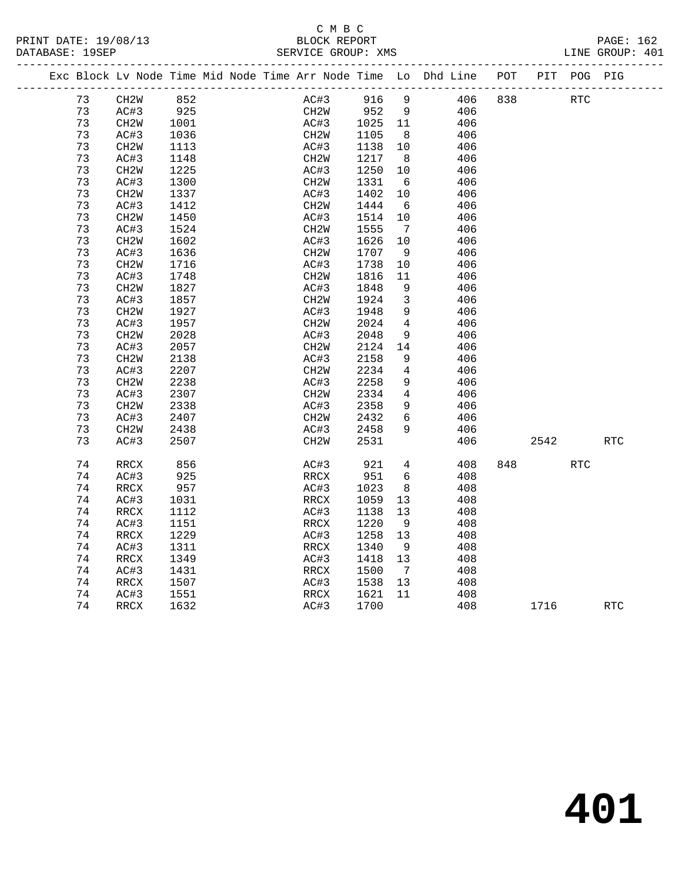C M B C

BLOCK REPORT

SERVICE GROUP: XMS

PRINT DATE: 19/08/13
DATABASE: 19SEP

LINE GROUP: 401

| Exc | Block | Lv | Node | Time | Mid | Node | Time | Arr | Node | Time | Lo | Dhd | Line | POT | PIT | POG | PIG |
|---|---|---|---|---|---|---|---|---|---|---|---|---|---|---|---|---|---|
| | 73 | | CH2W | 852 | | | | | AC#3 | 916 | 9 | | 406 | 838 | | RTC | |
| | 73 | | AC#3 | 925 | | | | | CH2W | 952 | 9 | | 406 | | | | |
| | 73 | | CH2W | 1001 | | | | | AC#3 | 1025 | 11 | | 406 | | | | |
| | 73 | | AC#3 | 1036 | | | | | CH2W | 1105 | 8 | | 406 | | | | |
| | 73 | | CH2W | 1113 | | | | | AC#3 | 1138 | 10 | | 406 | | | | |
| | 73 | | AC#3 | 1148 | | | | | CH2W | 1217 | 8 | | 406 | | | | |
| | 73 | | CH2W | 1225 | | | | | AC#3 | 1250 | 10 | | 406 | | | | |
| | 73 | | AC#3 | 1300 | | | | | CH2W | 1331 | 6 | | 406 | | | | |
| | 73 | | CH2W | 1337 | | | | | AC#3 | 1402 | 10 | | 406 | | | | |
| | 73 | | AC#3 | 1412 | | | | | CH2W | 1444 | 6 | | 406 | | | | |
| | 73 | | CH2W | 1450 | | | | | AC#3 | 1514 | 10 | | 406 | | | | |
| | 73 | | AC#3 | 1524 | | | | | CH2W | 1555 | 7 | | 406 | | | | |
| | 73 | | CH2W | 1602 | | | | | AC#3 | 1626 | 10 | | 406 | | | | |
| | 73 | | AC#3 | 1636 | | | | | CH2W | 1707 | 9 | | 406 | | | | |
| | 73 | | CH2W | 1716 | | | | | AC#3 | 1738 | 10 | | 406 | | | | |
| | 73 | | AC#3 | 1748 | | | | | CH2W | 1816 | 11 | | 406 | | | | |
| | 73 | | CH2W | 1827 | | | | | AC#3 | 1848 | 9 | | 406 | | | | |
| | 73 | | AC#3 | 1857 | | | | | CH2W | 1924 | 3 | | 406 | | | | |
| | 73 | | CH2W | 1927 | | | | | AC#3 | 1948 | 9 | | 406 | | | | |
| | 73 | | AC#3 | 1957 | | | | | CH2W | 2024 | 4 | | 406 | | | | |
| | 73 | | CH2W | 2028 | | | | | AC#3 | 2048 | 9 | | 406 | | | | |
| | 73 | | AC#3 | 2057 | | | | | CH2W | 2124 | 14 | | 406 | | | | |
| | 73 | | CH2W | 2138 | | | | | AC#3 | 2158 | 9 | | 406 | | | | |
| | 73 | | AC#3 | 2207 | | | | | CH2W | 2234 | 4 | | 406 | | | | |
| | 73 | | CH2W | 2238 | | | | | AC#3 | 2258 | 9 | | 406 | | | | |
| | 73 | | AC#3 | 2307 | | | | | CH2W | 2334 | 4 | | 406 | | | | |
| | 73 | | CH2W | 2338 | | | | | AC#3 | 2358 | 9 | | 406 | | | | |
| | 73 | | AC#3 | 2407 | | | | | CH2W | 2432 | 6 | | 406 | | | | |
| | 73 | | CH2W | 2438 | | | | | AC#3 | 2458 | 9 | | 406 | | | | |
| | 73 | | AC#3 | 2507 | | | | | CH2W | 2531 | | | 406 | | 2542 | | RTC |
| | 74 | | RRCX | 856 | | | | | AC#3 | 921 | 4 | | 408 | 848 | | RTC | |
| | 74 | | AC#3 | 925 | | | | | RRCX | 951 | 6 | | 408 | | | | |
| | 74 | | RRCX | 957 | | | | | AC#3 | 1023 | 8 | | 408 | | | | |
| | 74 | | AC#3 | 1031 | | | | | RRCX | 1059 | 13 | | 408 | | | | |
| | 74 | | RRCX | 1112 | | | | | AC#3 | 1138 | 13 | | 408 | | | | |
| | 74 | | AC#3 | 1151 | | | | | RRCX | 1220 | 9 | | 408 | | | | |
| | 74 | | RRCX | 1229 | | | | | AC#3 | 1258 | 13 | | 408 | | | | |
| | 74 | | AC#3 | 1311 | | | | | RRCX | 1340 | 9 | | 408 | | | | |
| | 74 | | RRCX | 1349 | | | | | AC#3 | 1418 | 13 | | 408 | | | | |
| | 74 | | AC#3 | 1431 | | | | | RRCX | 1500 | 7 | | 408 | | | | |
| | 74 | | RRCX | 1507 | | | | | AC#3 | 1538 | 13 | | 408 | | | | |
| | 74 | | AC#3 | 1551 | | | | | RRCX | 1621 | 11 | | 408 | | | | |
| | 74 | | RRCX | 1632 | | | | | AC#3 | 1700 | | | 408 | | 1716 | | RTC |

401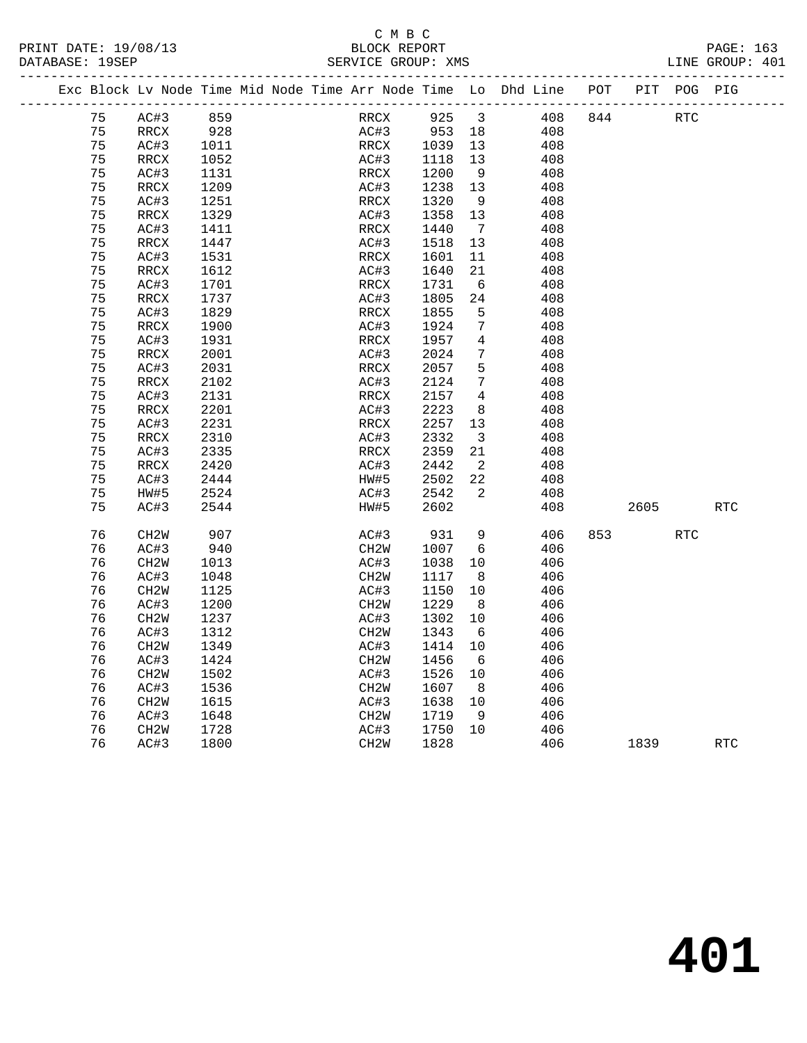C M B C
BLOCK REPORT
SERVICE GROUP: XMS

PRINT DATE: 19/08/13
DATABASE: 19SEP
LINE GROUP: 401

| Exc | Block | Lv | Node | Time | Mid Node | Time | Arr Node | Time | Lo | Dhd Line | POT | PIT | POG | PIG |
|---|---|---|---|---|---|---|---|---|---|---|---|---|---|---|
| | 75 | | AC#3 | 859 | | | RRCX | 925 | 3 | 408 | 844 | | RTC | |
| | 75 | | RRCX | 928 | | | AC#3 | 953 | 18 | 408 | | | | |
| | 75 | | AC#3 | 1011 | | | RRCX | 1039 | 13 | 408 | | | | |
| | 75 | | RRCX | 1052 | | | AC#3 | 1118 | 13 | 408 | | | | |
| | 75 | | AC#3 | 1131 | | | RRCX | 1200 | 9 | 408 | | | | |
| | 75 | | RRCX | 1209 | | | AC#3 | 1238 | 13 | 408 | | | | |
| | 75 | | AC#3 | 1251 | | | RRCX | 1320 | 9 | 408 | | | | |
| | 75 | | RRCX | 1329 | | | AC#3 | 1358 | 13 | 408 | | | | |
| | 75 | | AC#3 | 1411 | | | RRCX | 1440 | 7 | 408 | | | | |
| | 75 | | RRCX | 1447 | | | AC#3 | 1518 | 13 | 408 | | | | |
| | 75 | | AC#3 | 1531 | | | RRCX | 1601 | 11 | 408 | | | | |
| | 75 | | RRCX | 1612 | | | AC#3 | 1640 | 21 | 408 | | | | |
| | 75 | | AC#3 | 1701 | | | RRCX | 1731 | 6 | 408 | | | | |
| | 75 | | RRCX | 1737 | | | AC#3 | 1805 | 24 | 408 | | | | |
| | 75 | | AC#3 | 1829 | | | RRCX | 1855 | 5 | 408 | | | | |
| | 75 | | RRCX | 1900 | | | AC#3 | 1924 | 7 | 408 | | | | |
| | 75 | | AC#3 | 1931 | | | RRCX | 1957 | 4 | 408 | | | | |
| | 75 | | RRCX | 2001 | | | AC#3 | 2024 | 7 | 408 | | | | |
| | 75 | | AC#3 | 2031 | | | RRCX | 2057 | 5 | 408 | | | | |
| | 75 | | RRCX | 2102 | | | AC#3 | 2124 | 7 | 408 | | | | |
| | 75 | | AC#3 | 2131 | | | RRCX | 2157 | 4 | 408 | | | | |
| | 75 | | RRCX | 2201 | | | AC#3 | 2223 | 8 | 408 | | | | |
| | 75 | | AC#3 | 2231 | | | RRCX | 2257 | 13 | 408 | | | | |
| | 75 | | RRCX | 2310 | | | AC#3 | 2332 | 3 | 408 | | | | |
| | 75 | | AC#3 | 2335 | | | RRCX | 2359 | 21 | 408 | | | | |
| | 75 | | RRCX | 2420 | | | AC#3 | 2442 | 2 | 408 | | | | |
| | 75 | | AC#3 | 2444 | | | HW#5 | 2502 | 22 | 408 | | | | |
| | 75 | | HW#5 | 2524 | | | AC#3 | 2542 | 2 | 408 | | | | |
| | 75 | | AC#3 | 2544 | | | HW#5 | 2602 | | 408 | | 2605 | | RTC |
| | 76 | | CH2W | 907 | | | AC#3 | 931 | 9 | 406 | 853 | | RTC | |
| | 76 | | AC#3 | 940 | | | CH2W | 1007 | 6 | 406 | | | | |
| | 76 | | CH2W | 1013 | | | AC#3 | 1038 | 10 | 406 | | | | |
| | 76 | | AC#3 | 1048 | | | CH2W | 1117 | 8 | 406 | | | | |
| | 76 | | CH2W | 1125 | | | AC#3 | 1150 | 10 | 406 | | | | |
| | 76 | | AC#3 | 1200 | | | CH2W | 1229 | 8 | 406 | | | | |
| | 76 | | CH2W | 1237 | | | AC#3 | 1302 | 10 | 406 | | | | |
| | 76 | | AC#3 | 1312 | | | CH2W | 1343 | 6 | 406 | | | | |
| | 76 | | CH2W | 1349 | | | AC#3 | 1414 | 10 | 406 | | | | |
| | 76 | | AC#3 | 1424 | | | CH2W | 1456 | 6 | 406 | | | | |
| | 76 | | CH2W | 1502 | | | AC#3 | 1526 | 10 | 406 | | | | |
| | 76 | | AC#3 | 1536 | | | CH2W | 1607 | 8 | 406 | | | | |
| | 76 | | CH2W | 1615 | | | AC#3 | 1638 | 10 | 406 | | | | |
| | 76 | | AC#3 | 1648 | | | CH2W | 1719 | 9 | 406 | | | | |
| | 76 | | CH2W | 1728 | | | AC#3 | 1750 | 10 | 406 | | | | |
| | 76 | | AC#3 | 1800 | | | CH2W | 1828 | | 406 | | 1839 | | RTC |

401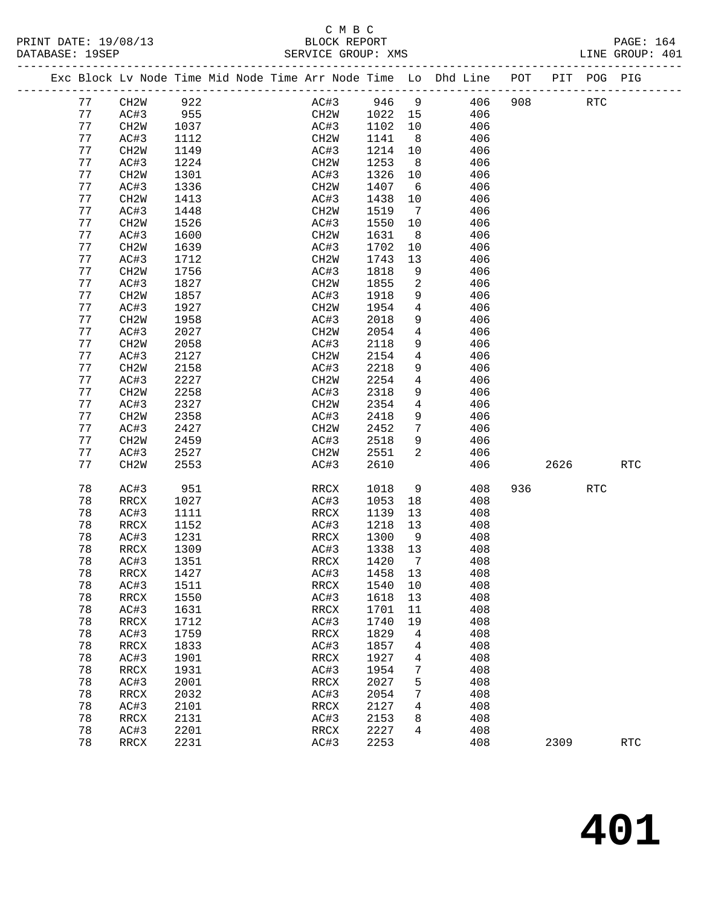C M B C
BLOCK REPORT
SERVICE GROUP: XMS

PRINT DATE: 19/08/13
DATABASE: 19SEP
LINE GROUP: 401

| Exc | Block | Lv | Node | Time | Mid Node | Time | Arr Node | Time | Lo | Dhd Line | POT | PIT | POG | PIG |
|---|---|---|---|---|---|---|---|---|---|---|---|---|---|---|
| | 77 | | CH2W | 922 | | | AC#3 | 946 | 9 | 406 | 908 | | RTC | |
| | 77 | | AC#3 | 955 | | | CH2W | 1022 | 15 | 406 | | | | |
| | 77 | | CH2W | 1037 | | | AC#3 | 1102 | 10 | 406 | | | | |
| | 77 | | AC#3 | 1112 | | | CH2W | 1141 | 8 | 406 | | | | |
| | 77 | | CH2W | 1149 | | | AC#3 | 1214 | 10 | 406 | | | | |
| | 77 | | AC#3 | 1224 | | | CH2W | 1253 | 8 | 406 | | | | |
| | 77 | | CH2W | 1301 | | | AC#3 | 1326 | 10 | 406 | | | | |
| | 77 | | AC#3 | 1336 | | | CH2W | 1407 | 6 | 406 | | | | |
| | 77 | | CH2W | 1413 | | | AC#3 | 1438 | 10 | 406 | | | | |
| | 77 | | AC#3 | 1448 | | | CH2W | 1519 | 7 | 406 | | | | |
| | 77 | | CH2W | 1526 | | | AC#3 | 1550 | 10 | 406 | | | | |
| | 77 | | AC#3 | 1600 | | | CH2W | 1631 | 8 | 406 | | | | |
| | 77 | | CH2W | 1639 | | | AC#3 | 1702 | 10 | 406 | | | | |
| | 77 | | AC#3 | 1712 | | | CH2W | 1743 | 13 | 406 | | | | |
| | 77 | | CH2W | 1756 | | | AC#3 | 1818 | 9 | 406 | | | | |
| | 77 | | AC#3 | 1827 | | | CH2W | 1855 | 2 | 406 | | | | |
| | 77 | | CH2W | 1857 | | | AC#3 | 1918 | 9 | 406 | | | | |
| | 77 | | AC#3 | 1927 | | | CH2W | 1954 | 4 | 406 | | | | |
| | 77 | | CH2W | 1958 | | | AC#3 | 2018 | 9 | 406 | | | | |
| | 77 | | AC#3 | 2027 | | | CH2W | 2054 | 4 | 406 | | | | |
| | 77 | | CH2W | 2058 | | | AC#3 | 2118 | 9 | 406 | | | | |
| | 77 | | AC#3 | 2127 | | | CH2W | 2154 | 4 | 406 | | | | |
| | 77 | | CH2W | 2158 | | | AC#3 | 2218 | 9 | 406 | | | | |
| | 77 | | AC#3 | 2227 | | | CH2W | 2254 | 4 | 406 | | | | |
| | 77 | | CH2W | 2258 | | | AC#3 | 2318 | 9 | 406 | | | | |
| | 77 | | AC#3 | 2327 | | | CH2W | 2354 | 4 | 406 | | | | |
| | 77 | | CH2W | 2358 | | | AC#3 | 2418 | 9 | 406 | | | | |
| | 77 | | AC#3 | 2427 | | | CH2W | 2452 | 7 | 406 | | | | |
| | 77 | | CH2W | 2459 | | | AC#3 | 2518 | 9 | 406 | | | | |
| | 77 | | AC#3 | 2527 | | | CH2W | 2551 | 2 | 406 | | | | |
| | 77 | | CH2W | 2553 | | | AC#3 | 2610 | | 406 | | 2626 | | RTC |
| | 78 | | AC#3 | 951 | | | RRCX | 1018 | 9 | 408 | 936 | | RTC | |
| | 78 | | RRCX | 1027 | | | AC#3 | 1053 | 18 | 408 | | | | |
| | 78 | | AC#3 | 1111 | | | RRCX | 1139 | 13 | 408 | | | | |
| | 78 | | RRCX | 1152 | | | AC#3 | 1218 | 13 | 408 | | | | |
| | 78 | | AC#3 | 1231 | | | RRCX | 1300 | 9 | 408 | | | | |
| | 78 | | RRCX | 1309 | | | AC#3 | 1338 | 13 | 408 | | | | |
| | 78 | | AC#3 | 1351 | | | RRCX | 1420 | 7 | 408 | | | | |
| | 78 | | RRCX | 1427 | | | AC#3 | 1458 | 13 | 408 | | | | |
| | 78 | | AC#3 | 1511 | | | RRCX | 1540 | 10 | 408 | | | | |
| | 78 | | RRCX | 1550 | | | AC#3 | 1618 | 13 | 408 | | | | |
| | 78 | | AC#3 | 1631 | | | RRCX | 1701 | 11 | 408 | | | | |
| | 78 | | RRCX | 1712 | | | AC#3 | 1740 | 19 | 408 | | | | |
| | 78 | | AC#3 | 1759 | | | RRCX | 1829 | 4 | 408 | | | | |
| | 78 | | RRCX | 1833 | | | AC#3 | 1857 | 4 | 408 | | | | |
| | 78 | | AC#3 | 1901 | | | RRCX | 1927 | 4 | 408 | | | | |
| | 78 | | RRCX | 1931 | | | AC#3 | 1954 | 7 | 408 | | | | |
| | 78 | | AC#3 | 2001 | | | RRCX | 2027 | 5 | 408 | | | | |
| | 78 | | RRCX | 2032 | | | AC#3 | 2054 | 7 | 408 | | | | |
| | 78 | | AC#3 | 2101 | | | RRCX | 2127 | 4 | 408 | | | | |
| | 78 | | RRCX | 2131 | | | AC#3 | 2153 | 8 | 408 | | | | |
| | 78 | | AC#3 | 2201 | | | RRCX | 2227 | 4 | 408 | | | | |
| | 78 | | RRCX | 2231 | | | AC#3 | 2253 | | 408 | | 2309 | | RTC |

# 401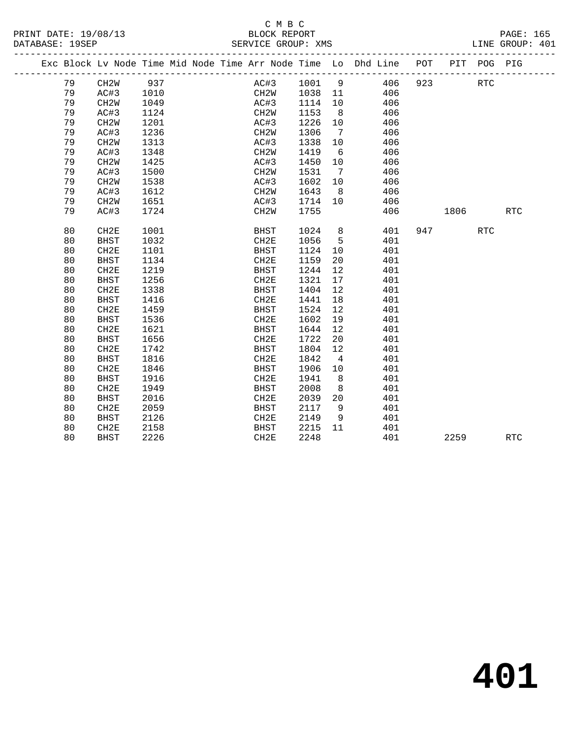C M B C
PRINT DATE: 19/08/13 BLOCK REPORT
DATABASE: 19SEP SERVICE GROUP: XMS LINE GROUP: 401

| Exc | Block | Lv | Node | Time | Mid Node | Time | Arr Node | Time | Lo | Dhd Line | POT | PIT | POG | PIG |
|---|---|---|---|---|---|---|---|---|---|---|---|---|---|---|
| | 79 | | CH2W | 937 | | | AC#3 | 1001 | 9 | 406 | 923 | | RTC | |
| | 79 | | AC#3 | 1010 | | | CH2W | 1038 | 11 | 406 | | | | |
| | 79 | | CH2W | 1049 | | | AC#3 | 1114 | 10 | 406 | | | | |
| | 79 | | AC#3 | 1124 | | | CH2W | 1153 | 8 | 406 | | | | |
| | 79 | | CH2W | 1201 | | | AC#3 | 1226 | 10 | 406 | | | | |
| | 79 | | AC#3 | 1236 | | | CH2W | 1306 | 7 | 406 | | | | |
| | 79 | | CH2W | 1313 | | | AC#3 | 1338 | 10 | 406 | | | | |
| | 79 | | AC#3 | 1348 | | | CH2W | 1419 | 6 | 406 | | | | |
| | 79 | | CH2W | 1425 | | | AC#3 | 1450 | 10 | 406 | | | | |
| | 79 | | AC#3 | 1500 | | | CH2W | 1531 | 7 | 406 | | | | |
| | 79 | | CH2W | 1538 | | | AC#3 | 1602 | 10 | 406 | | | | |
| | 79 | | AC#3 | 1612 | | | CH2W | 1643 | 8 | 406 | | | | |
| | 79 | | CH2W | 1651 | | | AC#3 | 1714 | 10 | 406 | | | | |
| | 79 | | AC#3 | 1724 | | | CH2W | 1755 | | 406 | | 1806 | | RTC |
| | 80 | | CH2E | 1001 | | | BHST | 1024 | 8 | 401 | 947 | | RTC | |
| | 80 | | BHST | 1032 | | | CH2E | 1056 | 5 | 401 | | | | |
| | 80 | | CH2E | 1101 | | | BHST | 1124 | 10 | 401 | | | | |
| | 80 | | BHST | 1134 | | | CH2E | 1159 | 20 | 401 | | | | |
| | 80 | | CH2E | 1219 | | | BHST | 1244 | 12 | 401 | | | | |
| | 80 | | BHST | 1256 | | | CH2E | 1321 | 17 | 401 | | | | |
| | 80 | | CH2E | 1338 | | | BHST | 1404 | 12 | 401 | | | | |
| | 80 | | BHST | 1416 | | | CH2E | 1441 | 18 | 401 | | | | |
| | 80 | | CH2E | 1459 | | | BHST | 1524 | 12 | 401 | | | | |
| | 80 | | BHST | 1536 | | | CH2E | 1602 | 19 | 401 | | | | |
| | 80 | | CH2E | 1621 | | | BHST | 1644 | 12 | 401 | | | | |
| | 80 | | BHST | 1656 | | | CH2E | 1722 | 20 | 401 | | | | |
| | 80 | | CH2E | 1742 | | | BHST | 1804 | 12 | 401 | | | | |
| | 80 | | BHST | 1816 | | | CH2E | 1842 | 4 | 401 | | | | |
| | 80 | | CH2E | 1846 | | | BHST | 1906 | 10 | 401 | | | | |
| | 80 | | BHST | 1916 | | | CH2E | 1941 | 8 | 401 | | | | |
| | 80 | | CH2E | 1949 | | | BHST | 2008 | 8 | 401 | | | | |
| | 80 | | BHST | 2016 | | | CH2E | 2039 | 20 | 401 | | | | |
| | 80 | | CH2E | 2059 | | | BHST | 2117 | 9 | 401 | | | | |
| | 80 | | BHST | 2126 | | | CH2E | 2149 | 9 | 401 | | | | |
| | 80 | | CH2E | 2158 | | | BHST | 2215 | 11 | 401 | | | | |
| | 80 | | BHST | 2226 | | | CH2E | 2248 | | 401 | | 2259 | | RTC |

# 401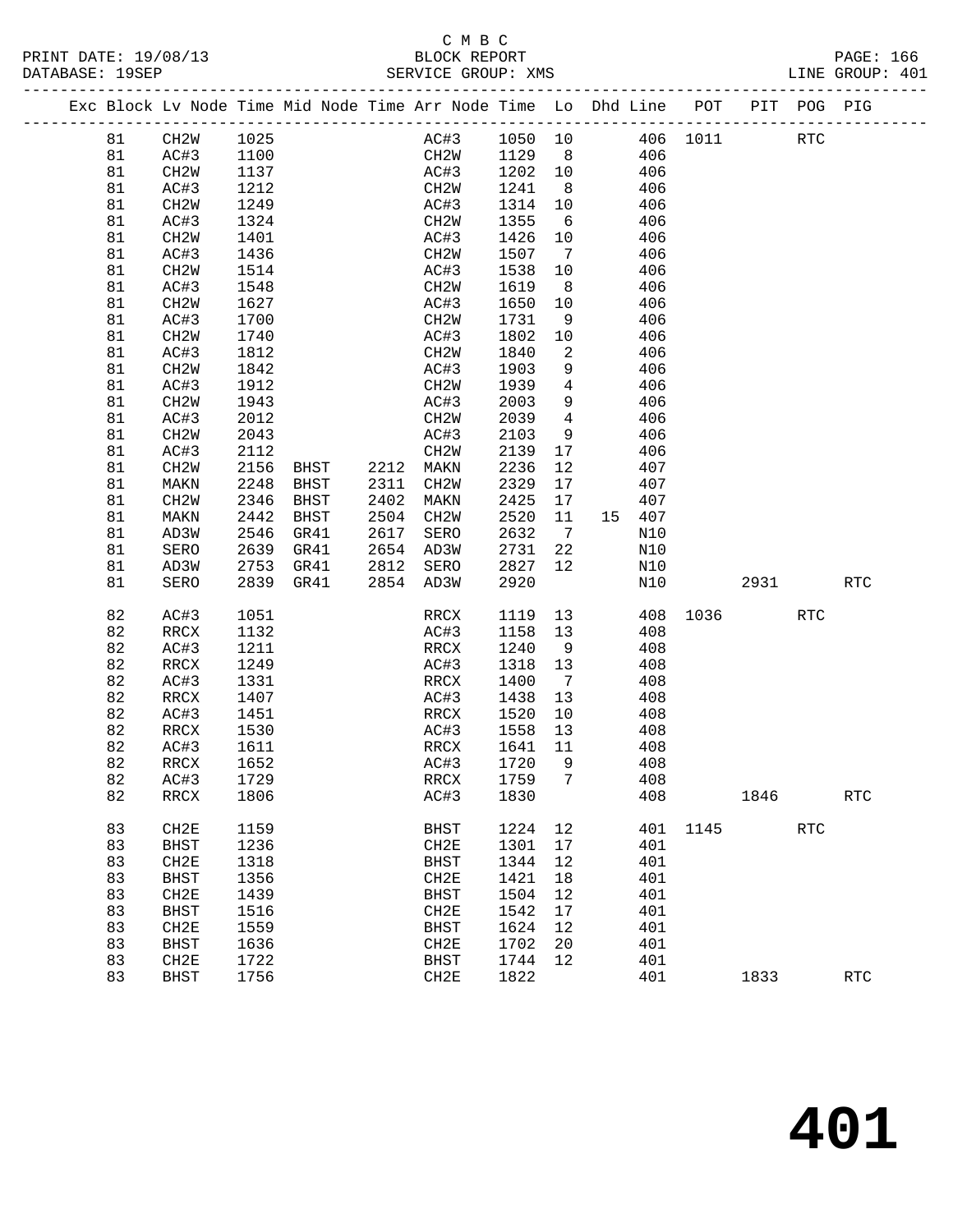C M B C
BLOCK REPORT
SERVICE GROUP: XMS

PRINT DATE: 19/08/13
DATABASE: 19SEP
PAGE: 166
LINE GROUP: 401

| Exc | Block | Lv Node | Time | Mid Node | Time | Arr Node | Time | Lo | Dhd | Line | POT | PIT | POG | PIG |
|---|---|---|---|---|---|---|---|---|---|---|---|---|---|---|
| | 81 | CH2W | 1025 | | | AC#3 | 1050 | 10 | | 406 | 1011 | | RTC | |
| | 81 | AC#3 | 1100 | | | CH2W | 1129 | 8 | | 406 | | | | |
| | 81 | CH2W | 1137 | | | AC#3 | 1202 | 10 | | 406 | | | | |
| | 81 | AC#3 | 1212 | | | CH2W | 1241 | 8 | | 406 | | | | |
| | 81 | CH2W | 1249 | | | AC#3 | 1314 | 10 | | 406 | | | | |
| | 81 | AC#3 | 1324 | | | CH2W | 1355 | 6 | | 406 | | | | |
| | 81 | CH2W | 1401 | | | AC#3 | 1426 | 10 | | 406 | | | | |
| | 81 | AC#3 | 1436 | | | CH2W | 1507 | 7 | | 406 | | | | |
| | 81 | CH2W | 1514 | | | AC#3 | 1538 | 10 | | 406 | | | | |
| | 81 | AC#3 | 1548 | | | CH2W | 1619 | 8 | | 406 | | | | |
| | 81 | CH2W | 1627 | | | AC#3 | 1650 | 10 | | 406 | | | | |
| | 81 | AC#3 | 1700 | | | CH2W | 1731 | 9 | | 406 | | | | |
| | 81 | CH2W | 1740 | | | AC#3 | 1802 | 10 | | 406 | | | | |
| | 81 | AC#3 | 1812 | | | CH2W | 1840 | 2 | | 406 | | | | |
| | 81 | CH2W | 1842 | | | AC#3 | 1903 | 9 | | 406 | | | | |
| | 81 | AC#3 | 1912 | | | CH2W | 1939 | 4 | | 406 | | | | |
| | 81 | CH2W | 1943 | | | AC#3 | 2003 | 9 | | 406 | | | | |
| | 81 | AC#3 | 2012 | | | CH2W | 2039 | 4 | | 406 | | | | |
| | 81 | CH2W | 2043 | | | AC#3 | 2103 | 9 | | 406 | | | | |
| | 81 | AC#3 | 2112 | | | CH2W | 2139 | 17 | | 406 | | | | |
| | 81 | CH2W | 2156 | BHST | 2212 | MAKN | 2236 | 12 | | 407 | | | | |
| | 81 | MAKN | 2248 | BHST | 2311 | CH2W | 2329 | 17 | | 407 | | | | |
| | 81 | CH2W | 2346 | BHST | 2402 | MAKN | 2425 | 17 | | 407 | | | | |
| | 81 | MAKN | 2442 | BHST | 2504 | CH2W | 2520 | 11 | 15 | 407 | | | | |
| | 81 | AD3W | 2546 | GR41 | 2617 | SERO | 2632 | 7 | | N10 | | | | |
| | 81 | SERO | 2639 | GR41 | 2654 | AD3W | 2731 | 22 | | N10 | | | | |
| | 81 | AD3W | 2753 | GR41 | 2812 | SERO | 2827 | 12 | | N10 | | | | |
| | 81 | SERO | 2839 | GR41 | 2854 | AD3W | 2920 | | | N10 | | 2931 | | RTC |
| | 82 | AC#3 | 1051 | | | RRCX | 1119 | 13 | | 408 | 1036 | | RTC | |
| | 82 | RRCX | 1132 | | | AC#3 | 1158 | 13 | | 408 | | | | |
| | 82 | AC#3 | 1211 | | | RRCX | 1240 | 9 | | 408 | | | | |
| | 82 | RRCX | 1249 | | | AC#3 | 1318 | 13 | | 408 | | | | |
| | 82 | AC#3 | 1331 | | | RRCX | 1400 | 7 | | 408 | | | | |
| | 82 | RRCX | 1407 | | | AC#3 | 1438 | 13 | | 408 | | | | |
| | 82 | AC#3 | 1451 | | | RRCX | 1520 | 10 | | 408 | | | | |
| | 82 | RRCX | 1530 | | | AC#3 | 1558 | 13 | | 408 | | | | |
| | 82 | AC#3 | 1611 | | | RRCX | 1641 | 11 | | 408 | | | | |
| | 82 | RRCX | 1652 | | | AC#3 | 1720 | 9 | | 408 | | | | |
| | 82 | AC#3 | 1729 | | | RRCX | 1759 | 7 | | 408 | | | | |
| | 82 | RRCX | 1806 | | | AC#3 | 1830 | | | 408 | | 1846 | | RTC |
| | 83 | CH2E | 1159 | | | BHST | 1224 | 12 | | 401 | 1145 | | RTC | |
| | 83 | BHST | 1236 | | | CH2E | 1301 | 17 | | 401 | | | | |
| | 83 | CH2E | 1318 | | | BHST | 1344 | 12 | | 401 | | | | |
| | 83 | BHST | 1356 | | | CH2E | 1421 | 18 | | 401 | | | | |
| | 83 | CH2E | 1439 | | | BHST | 1504 | 12 | | 401 | | | | |
| | 83 | BHST | 1516 | | | CH2E | 1542 | 17 | | 401 | | | | |
| | 83 | CH2E | 1559 | | | BHST | 1624 | 12 | | 401 | | | | |
| | 83 | BHST | 1636 | | | CH2E | 1702 | 20 | | 401 | | | | |
| | 83 | CH2E | 1722 | | | BHST | 1744 | 12 | | 401 | | | | |
| | 83 | BHST | 1756 | | | CH2E | 1822 | | | 401 | | 1833 | | RTC |

# 401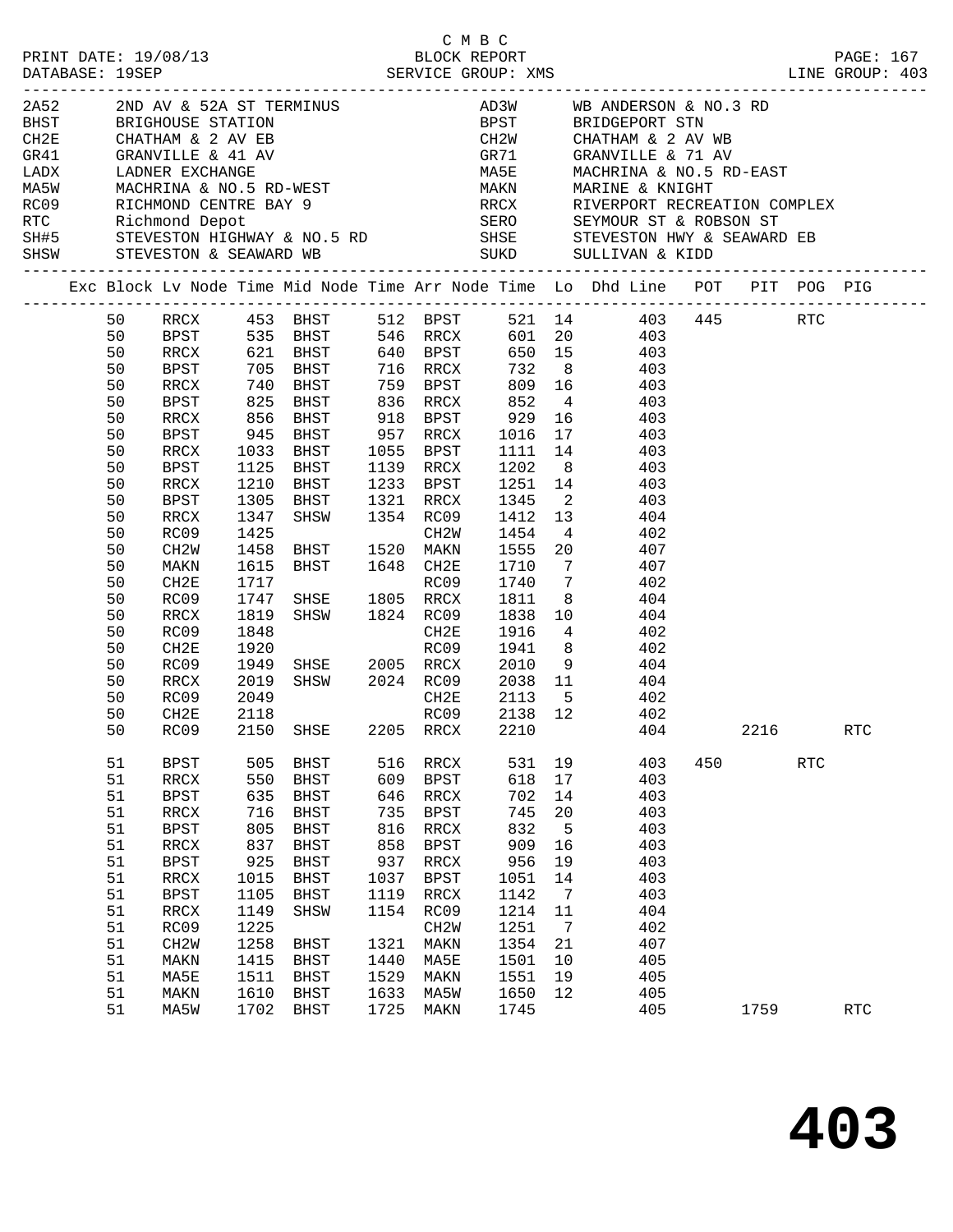C M B C
PRINT DATE: 19/08/13 BLOCK REPORT
DATABASE: 19SEP SERVICE GROUP: XMS LINE GROUP: 403

| | | | |
|---|---|---|---|
| 2A52 | 2ND AV & 52A ST TERMINUS | AD3W | WB ANDERSON & NO.3 RD |
| BHST | BRIGHOUSE STATION | BPST | BRIDGEPORT STN |
| CH2E | CHATHAM & 2 AV EB | CH2W | CHATHAM & 2 AV WB |
| GR41 | GRANVILLE & 41 AV | GR71 | GRANVILLE & 71 AV |
| LADX | LADNER EXCHANGE | MA5E | MACHRINA & NO.5 RD-EAST |
| MA5W | MACHRINA & NO.5 RD-WEST | MAKN | MARINE & KNIGHT |
| RC09 | RICHMOND CENTRE BAY 9 | RRCX | RIVERPORT RECREATION COMPLEX |
| RTC | Richmond Depot | SERO | SEYMOUR ST & ROBSON ST |
| SH#5 | STEVESTON HIGHWAY & NO.5 RD | SHSE | STEVESTON HWY & SEAWARD EB |
| SHSW | STEVESTON & SEAWARD WB | SUKD | SULLIVAN & KIDD |

| Exc | Block | Lv Node | Time | Mid Node | Time | Arr Node | Time | Lo | Dhd Line | POT | PIT | POG | PIG |
|---|---|---|---|---|---|---|---|---|---|---|---|---|---|
| | 50 | RRCX | 453 | BHST | 512 | BPST | 521 | 14 | 403 | 445 | | RTC | |
| | 50 | BPST | 535 | BHST | 546 | RRCX | 601 | 20 | 403 | | | | |
| | 50 | RRCX | 621 | BHST | 640 | BPST | 650 | 15 | 403 | | | | |
| | 50 | BPST | 705 | BHST | 716 | RRCX | 732 | 8 | 403 | | | | |
| | 50 | RRCX | 740 | BHST | 759 | BPST | 809 | 16 | 403 | | | | |
| | 50 | BPST | 825 | BHST | 836 | RRCX | 852 | 4 | 403 | | | | |
| | 50 | RRCX | 856 | BHST | 918 | BPST | 929 | 16 | 403 | | | | |
| | 50 | BPST | 945 | BHST | 957 | RRCX | 1016 | 17 | 403 | | | | |
| | 50 | RRCX | 1033 | BHST | 1055 | BPST | 1111 | 14 | 403 | | | | |
| | 50 | BPST | 1125 | BHST | 1139 | RRCX | 1202 | 8 | 403 | | | | |
| | 50 | RRCX | 1210 | BHST | 1233 | BPST | 1251 | 14 | 403 | | | | |
| | 50 | BPST | 1305 | BHST | 1321 | RRCX | 1345 | 2 | 403 | | | | |
| | 50 | RRCX | 1347 | SHSW | 1354 | RC09 | 1412 | 13 | 404 | | | | |
| | 50 | RC09 | 1425 | | | CH2W | 1454 | 4 | 402 | | | | |
| | 50 | CH2W | 1458 | BHST | 1520 | MAKN | 1555 | 20 | 407 | | | | |
| | 50 | MAKN | 1615 | BHST | 1648 | CH2E | 1710 | 7 | 407 | | | | |
| | 50 | CH2E | 1717 | | | RC09 | 1740 | 7 | 402 | | | | |
| | 50 | RC09 | 1747 | SHSE | 1805 | RRCX | 1811 | 8 | 404 | | | | |
| | 50 | RRCX | 1819 | SHSW | 1824 | RC09 | 1838 | 10 | 404 | | | | |
| | 50 | RC09 | 1848 | | | CH2E | 1916 | 4 | 402 | | | | |
| | 50 | CH2E | 1920 | | | RC09 | 1941 | 8 | 402 | | | | |
| | 50 | RC09 | 1949 | SHSE | 2005 | RRCX | 2010 | 9 | 404 | | | | |
| | 50 | RRCX | 2019 | SHSW | 2024 | RC09 | 2038 | 11 | 404 | | | | |
| | 50 | RC09 | 2049 | | | CH2E | 2113 | 5 | 402 | | | | |
| | 50 | CH2E | 2118 | | | RC09 | 2138 | 12 | 402 | | | | |
| | 50 | RC09 | 2150 | SHSE | 2205 | RRCX | 2210 | | 404 | | 2216 | | RTC |
| | 51 | BPST | 505 | BHST | 516 | RRCX | 531 | 19 | 403 | 450 | | RTC | |
| | 51 | RRCX | 550 | BHST | 609 | BPST | 618 | 17 | 403 | | | | |
| | 51 | BPST | 635 | BHST | 646 | RRCX | 702 | 14 | 403 | | | | |
| | 51 | RRCX | 716 | BHST | 735 | BPST | 745 | 20 | 403 | | | | |
| | 51 | BPST | 805 | BHST | 816 | RRCX | 832 | 5 | 403 | | | | |
| | 51 | RRCX | 837 | BHST | 858 | BPST | 909 | 16 | 403 | | | | |
| | 51 | BPST | 925 | BHST | 937 | RRCX | 956 | 19 | 403 | | | | |
| | 51 | RRCX | 1015 | BHST | 1037 | BPST | 1051 | 14 | 403 | | | | |
| | 51 | BPST | 1105 | BHST | 1119 | RRCX | 1142 | 7 | 403 | | | | |
| | 51 | RRCX | 1149 | SHSW | 1154 | RC09 | 1214 | 11 | 404 | | | | |
| | 51 | RC09 | 1225 | | | CH2W | 1251 | 7 | 402 | | | | |
| | 51 | CH2W | 1258 | BHST | 1321 | MAKN | 1354 | 21 | 407 | | | | |
| | 51 | MAKN | 1415 | BHST | 1440 | MA5E | 1501 | 10 | 405 | | | | |
| | 51 | MA5E | 1511 | BHST | 1529 | MAKN | 1551 | 19 | 405 | | | | |
| | 51 | MAKN | 1610 | BHST | 1633 | MA5W | 1650 | 12 | 405 | | | | |
| | 51 | MA5W | 1702 | BHST | 1725 | MAKN | 1745 | | 405 | | 1759 | | RTC |

403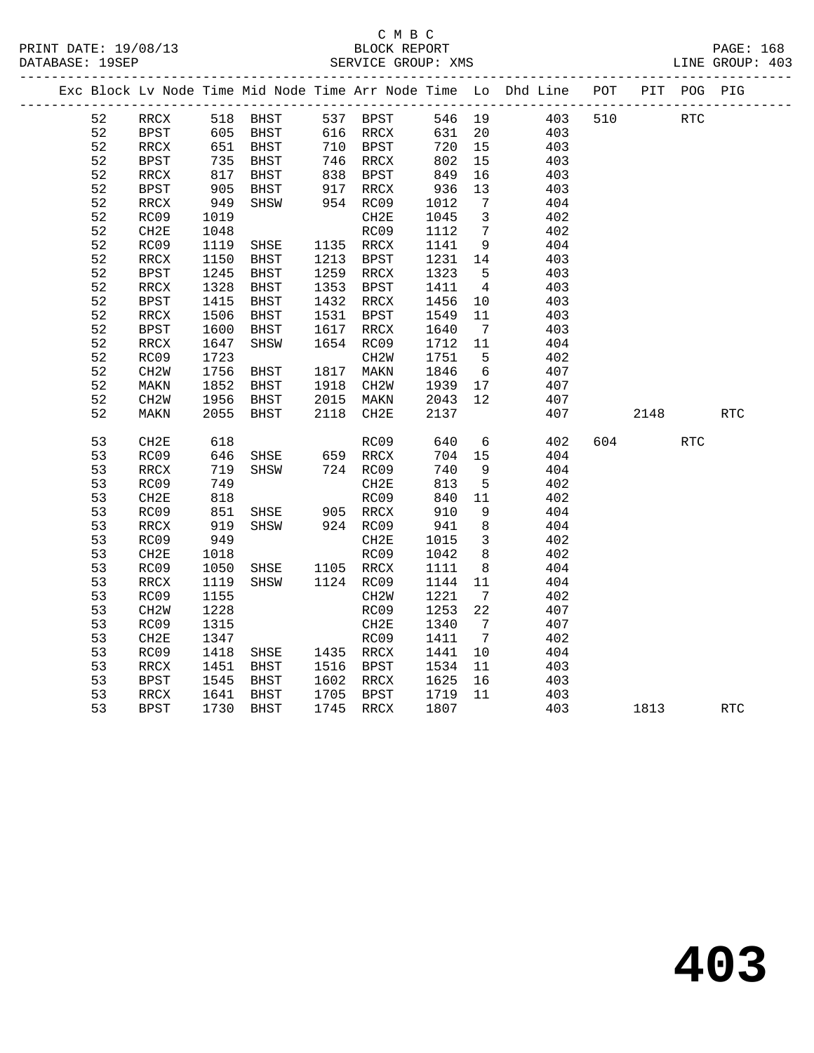C M B C
PRINT DATE: 19/08/13 BLOCK REPORT
DATABASE: 19SEP SERVICE GROUP: XMS LINE GROUP: 403

| Exc | Block | Lv Node | Time | Mid Node | Time | Arr Node | Time | Lo | Dhd Line | POT | PIT | POG | PIG |
|---|---|---|---|---|---|---|---|---|---|---|---|---|---|
| | 52 | RRCX | 518 | BHST | 537 | BPST | 546 | 19 | 403 | 510 | | RTC | |
| | 52 | BPST | 605 | BHST | 616 | RRCX | 631 | 20 | 403 | | | | |
| | 52 | RRCX | 651 | BHST | 710 | BPST | 720 | 15 | 403 | | | | |
| | 52 | BPST | 735 | BHST | 746 | RRCX | 802 | 15 | 403 | | | | |
| | 52 | RRCX | 817 | BHST | 838 | BPST | 849 | 16 | 403 | | | | |
| | 52 | BPST | 905 | BHST | 917 | RRCX | 936 | 13 | 403 | | | | |
| | 52 | RRCX | 949 | SHSW | 954 | RC09 | 1012 | 7 | 404 | | | | |
| | 52 | RC09 | 1019 | | | CH2E | 1045 | 3 | 402 | | | | |
| | 52 | CH2E | 1048 | | | RC09 | 1112 | 7 | 402 | | | | |
| | 52 | RC09 | 1119 | SHSE | 1135 | RRCX | 1141 | 9 | 404 | | | | |
| | 52 | RRCX | 1150 | BHST | 1213 | BPST | 1231 | 14 | 403 | | | | |
| | 52 | BPST | 1245 | BHST | 1259 | RRCX | 1323 | 5 | 403 | | | | |
| | 52 | RRCX | 1328 | BHST | 1353 | BPST | 1411 | 4 | 403 | | | | |
| | 52 | BPST | 1415 | BHST | 1432 | RRCX | 1456 | 10 | 403 | | | | |
| | 52 | RRCX | 1506 | BHST | 1531 | BPST | 1549 | 11 | 403 | | | | |
| | 52 | BPST | 1600 | BHST | 1617 | RRCX | 1640 | 7 | 403 | | | | |
| | 52 | RRCX | 1647 | SHSW | 1654 | RC09 | 1712 | 11 | 404 | | | | |
| | 52 | RC09 | 1723 | | | CH2W | 1751 | 5 | 402 | | | | |
| | 52 | CH2W | 1756 | BHST | 1817 | MAKN | 1846 | 6 | 407 | | | | |
| | 52 | MAKN | 1852 | BHST | 1918 | CH2W | 1939 | 17 | 407 | | | | |
| | 52 | CH2W | 1956 | BHST | 2015 | MAKN | 2043 | 12 | 407 | | | | |
| | 52 | MAKN | 2055 | BHST | 2118 | CH2E | 2137 | | 407 | | 2148 | | RTC |
| | 53 | CH2E | 618 | | | RC09 | 640 | 6 | 402 | 604 | | RTC | |
| | 53 | RC09 | 646 | SHSE | 659 | RRCX | 704 | 15 | 404 | | | | |
| | 53 | RRCX | 719 | SHSW | 724 | RC09 | 740 | 9 | 404 | | | | |
| | 53 | RC09 | 749 | | | CH2E | 813 | 5 | 402 | | | | |
| | 53 | CH2E | 818 | | | RC09 | 840 | 11 | 402 | | | | |
| | 53 | RC09 | 851 | SHSE | 905 | RRCX | 910 | 9 | 404 | | | | |
| | 53 | RRCX | 919 | SHSW | 924 | RC09 | 941 | 8 | 404 | | | | |
| | 53 | RC09 | 949 | | | CH2E | 1015 | 3 | 402 | | | | |
| | 53 | CH2E | 1018 | | | RC09 | 1042 | 8 | 402 | | | | |
| | 53 | RC09 | 1050 | SHSE | 1105 | RRCX | 1111 | 8 | 404 | | | | |
| | 53 | RRCX | 1119 | SHSW | 1124 | RC09 | 1144 | 11 | 404 | | | | |
| | 53 | RC09 | 1155 | | | CH2W | 1221 | 7 | 402 | | | | |
| | 53 | CH2W | 1228 | | | RC09 | 1253 | 22 | 407 | | | | |
| | 53 | RC09 | 1315 | | | CH2E | 1340 | 7 | 407 | | | | |
| | 53 | CH2E | 1347 | | | RC09 | 1411 | 7 | 402 | | | | |
| | 53 | RC09 | 1418 | SHSE | 1435 | RRCX | 1441 | 10 | 404 | | | | |
| | 53 | RRCX | 1451 | BHST | 1516 | BPST | 1534 | 11 | 403 | | | | |
| | 53 | BPST | 1545 | BHST | 1602 | RRCX | 1625 | 16 | 403 | | | | |
| | 53 | RRCX | 1641 | BHST | 1705 | BPST | 1719 | 11 | 403 | | | | |
| | 53 | BPST | 1730 | BHST | 1745 | RRCX | 1807 | | 403 | | 1813 | | RTC |

# 403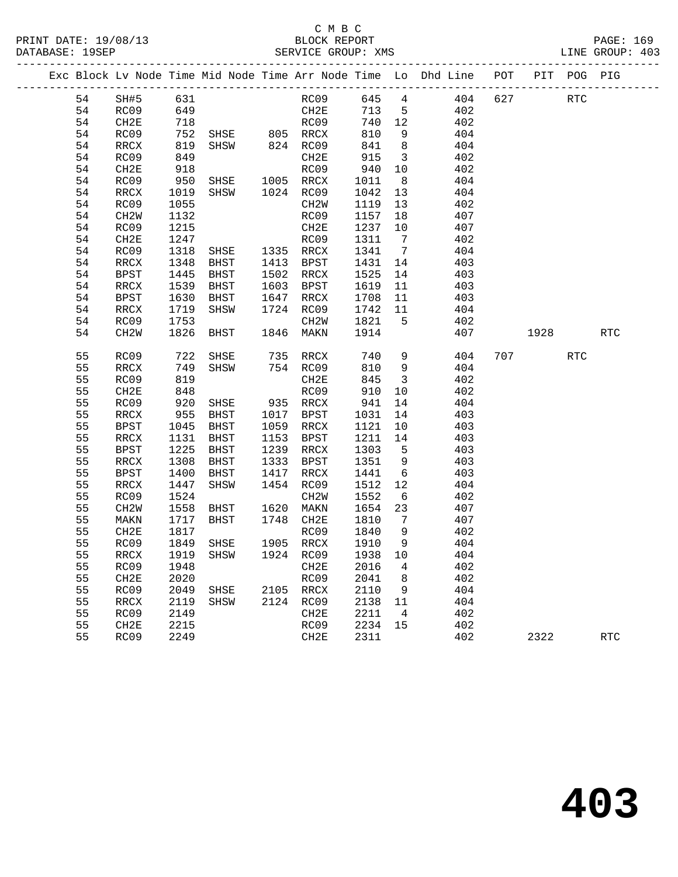C M B C
BLOCK REPORT
SERVICE GROUP: XMS

PRINT DATE: 19/08/13
DATABASE: 19SEP
LINE GROUP: 403

| Exc | Block | Lv Node | Time | Mid Node | Time | Arr Node | Time | Lo | Dhd Line | POT | PIT | POG | PIG |
|---|---|---|---|---|---|---|---|---|---|---|---|---|---|
| | 54 | SH#5 | 631 | | | RC09 | 645 | 4 | 404 | 627 | | RTC | |
| | 54 | RC09 | 649 | | | CH2E | 713 | 5 | 402 | | | | |
| | 54 | CH2E | 718 | | | RC09 | 740 | 12 | 402 | | | | |
| | 54 | RC09 | 752 | SHSE | 805 | RRCX | 810 | 9 | 404 | | | | |
| | 54 | RRCX | 819 | SHSW | 824 | RC09 | 841 | 8 | 404 | | | | |
| | 54 | RC09 | 849 | | | CH2E | 915 | 3 | 402 | | | | |
| | 54 | CH2E | 918 | | | RC09 | 940 | 10 | 402 | | | | |
| | 54 | RC09 | 950 | SHSE | 1005 | RRCX | 1011 | 8 | 404 | | | | |
| | 54 | RRCX | 1019 | SHSW | 1024 | RC09 | 1042 | 13 | 404 | | | | |
| | 54 | RC09 | 1055 | | | CH2W | 1119 | 13 | 402 | | | | |
| | 54 | CH2W | 1132 | | | RC09 | 1157 | 18 | 407 | | | | |
| | 54 | RC09 | 1215 | | | CH2E | 1237 | 10 | 407 | | | | |
| | 54 | CH2E | 1247 | | | RC09 | 1311 | 7 | 402 | | | | |
| | 54 | RC09 | 1318 | SHSE | 1335 | RRCX | 1341 | 7 | 404 | | | | |
| | 54 | RRCX | 1348 | BHST | 1413 | BPST | 1431 | 14 | 403 | | | | |
| | 54 | BPST | 1445 | BHST | 1502 | RRCX | 1525 | 14 | 403 | | | | |
| | 54 | RRCX | 1539 | BHST | 1603 | BPST | 1619 | 11 | 403 | | | | |
| | 54 | BPST | 1630 | BHST | 1647 | RRCX | 1708 | 11 | 403 | | | | |
| | 54 | RRCX | 1719 | SHSW | 1724 | RC09 | 1742 | 11 | 404 | | | | |
| | 54 | RC09 | 1753 | | | CH2W | 1821 | 5 | 402 | | | | |
| | 54 | CH2W | 1826 | BHST | 1846 | MAKN | 1914 | | 407 | | 1928 | | RTC |
| | 55 | RC09 | 722 | SHSE | 735 | RRCX | 740 | 9 | 404 | 707 | | RTC | |
| | 55 | RRCX | 749 | SHSW | 754 | RC09 | 810 | 9 | 404 | | | | |
| | 55 | RC09 | 819 | | | CH2E | 845 | 3 | 402 | | | | |
| | 55 | CH2E | 848 | | | RC09 | 910 | 10 | 402 | | | | |
| | 55 | RC09 | 920 | SHSE | 935 | RRCX | 941 | 14 | 404 | | | | |
| | 55 | RRCX | 955 | BHST | 1017 | BPST | 1031 | 14 | 403 | | | | |
| | 55 | BPST | 1045 | BHST | 1059 | RRCX | 1121 | 10 | 403 | | | | |
| | 55 | RRCX | 1131 | BHST | 1153 | BPST | 1211 | 14 | 403 | | | | |
| | 55 | BPST | 1225 | BHST | 1239 | RRCX | 1303 | 5 | 403 | | | | |
| | 55 | RRCX | 1308 | BHST | 1333 | BPST | 1351 | 9 | 403 | | | | |
| | 55 | BPST | 1400 | BHST | 1417 | RRCX | 1441 | 6 | 403 | | | | |
| | 55 | RRCX | 1447 | SHSW | 1454 | RC09 | 1512 | 12 | 404 | | | | |
| | 55 | RC09 | 1524 | | | CH2W | 1552 | 6 | 402 | | | | |
| | 55 | CH2W | 1558 | BHST | 1620 | MAKN | 1654 | 23 | 407 | | | | |
| | 55 | MAKN | 1717 | BHST | 1748 | CH2E | 1810 | 7 | 407 | | | | |
| | 55 | CH2E | 1817 | | | RC09 | 1840 | 9 | 402 | | | | |
| | 55 | RC09 | 1849 | SHSE | 1905 | RRCX | 1910 | 9 | 404 | | | | |
| | 55 | RRCX | 1919 | SHSW | 1924 | RC09 | 1938 | 10 | 404 | | | | |
| | 55 | RC09 | 1948 | | | CH2E | 2016 | 4 | 402 | | | | |
| | 55 | CH2E | 2020 | | | RC09 | 2041 | 8 | 402 | | | | |
| | 55 | RC09 | 2049 | SHSE | 2105 | RRCX | 2110 | 9 | 404 | | | | |
| | 55 | RRCX | 2119 | SHSW | 2124 | RC09 | 2138 | 11 | 404 | | | | |
| | 55 | RC09 | 2149 | | | CH2E | 2211 | 4 | 402 | | | | |
| | 55 | CH2E | 2215 | | | RC09 | 2234 | 15 | 402 | | | | |
| | 55 | RC09 | 2249 | | | CH2E | 2311 | | 402 | | 2322 | | RTC |

# 403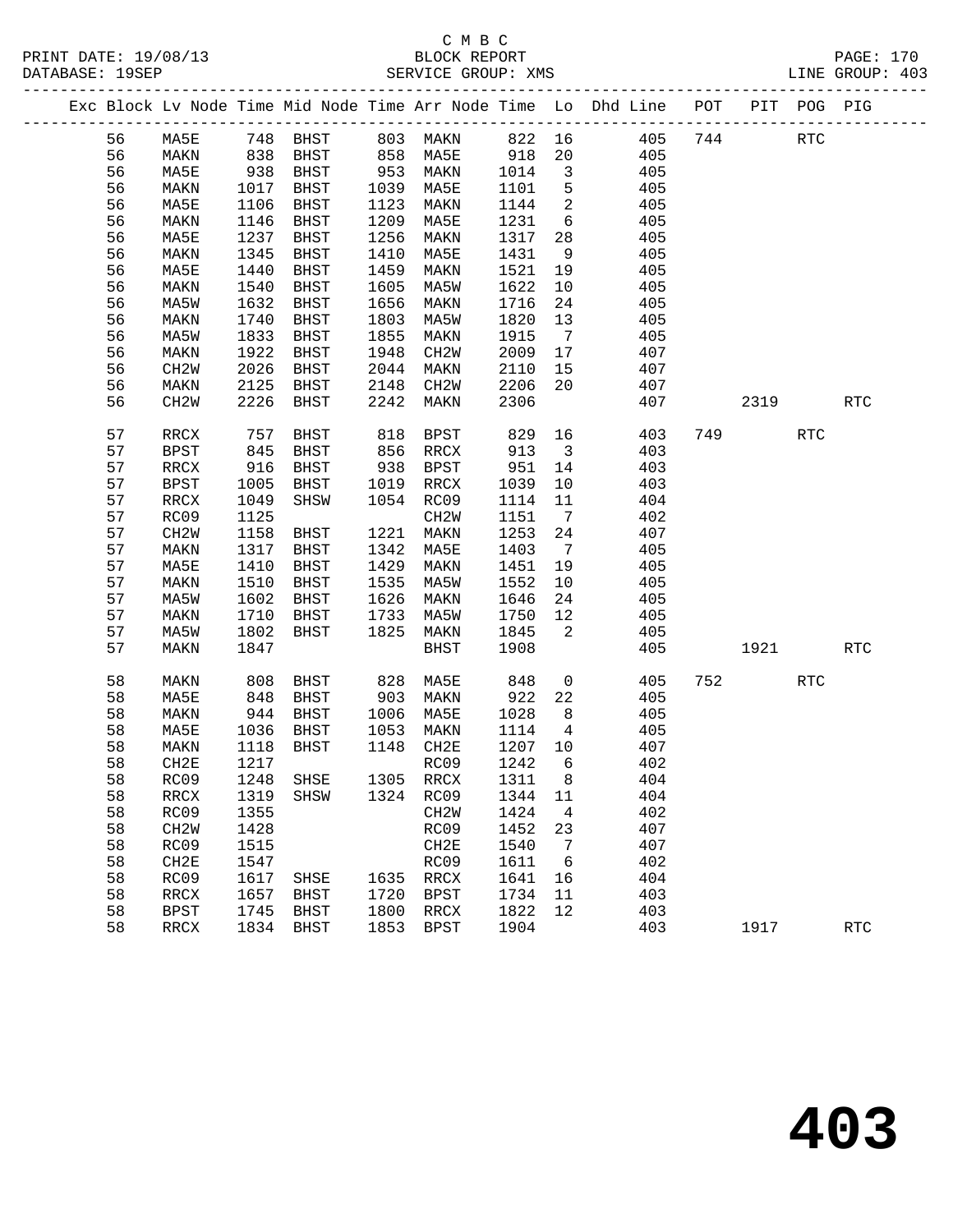C M B C
BLOCK REPORT
SERVICE GROUP: XMS

PRINT DATE: 19/08/13
DATABASE: 19SEP
LINE GROUP: 403

| Exc | Block | Lv Node | Time | Mid Node | Time | Arr Node | Time | Lo | Dhd Line | POT | PIT | POG | PIG |
|---|---|---|---|---|---|---|---|---|---|---|---|---|---|
| | 56 | MA5E | 748 | BHST | 803 | MAKN | 822 | 16 | 405 | 744 | | RTC | |
| | 56 | MAKN | 838 | BHST | 858 | MA5E | 918 | 20 | 405 | | | | |
| | 56 | MA5E | 938 | BHST | 953 | MAKN | 1014 | 3 | 405 | | | | |
| | 56 | MAKN | 1017 | BHST | 1039 | MA5E | 1101 | 5 | 405 | | | | |
| | 56 | MA5E | 1106 | BHST | 1123 | MAKN | 1144 | 2 | 405 | | | | |
| | 56 | MAKN | 1146 | BHST | 1209 | MA5E | 1231 | 6 | 405 | | | | |
| | 56 | MA5E | 1237 | BHST | 1256 | MAKN | 1317 | 28 | 405 | | | | |
| | 56 | MAKN | 1345 | BHST | 1410 | MA5E | 1431 | 9 | 405 | | | | |
| | 56 | MA5E | 1440 | BHST | 1459 | MAKN | 1521 | 19 | 405 | | | | |
| | 56 | MAKN | 1540 | BHST | 1605 | MA5W | 1622 | 10 | 405 | | | | |
| | 56 | MA5W | 1632 | BHST | 1656 | MAKN | 1716 | 24 | 405 | | | | |
| | 56 | MAKN | 1740 | BHST | 1803 | MA5W | 1820 | 13 | 405 | | | | |
| | 56 | MA5W | 1833 | BHST | 1855 | MAKN | 1915 | 7 | 405 | | | | |
| | 56 | MAKN | 1922 | BHST | 1948 | CH2W | 2009 | 17 | 407 | | | | |
| | 56 | CH2W | 2026 | BHST | 2044 | MAKN | 2110 | 15 | 407 | | | | |
| | 56 | MAKN | 2125 | BHST | 2148 | CH2W | 2206 | 20 | 407 | | | | |
| | 56 | CH2W | 2226 | BHST | 2242 | MAKN | 2306 | | 407 | | 2319 | | RTC |
| | 57 | RRCX | 757 | BHST | 818 | BPST | 829 | 16 | 403 | 749 | | RTC | |
| | 57 | BPST | 845 | BHST | 856 | RRCX | 913 | 3 | 403 | | | | |
| | 57 | RRCX | 916 | BHST | 938 | BPST | 951 | 14 | 403 | | | | |
| | 57 | BPST | 1005 | BHST | 1019 | RRCX | 1039 | 10 | 403 | | | | |
| | 57 | RRCX | 1049 | SHSW | 1054 | RC09 | 1114 | 11 | 404 | | | | |
| | 57 | RC09 | 1125 | | | CH2W | 1151 | 7 | 402 | | | | |
| | 57 | CH2W | 1158 | BHST | 1221 | MAKN | 1253 | 24 | 407 | | | | |
| | 57 | MAKN | 1317 | BHST | 1342 | MA5E | 1403 | 7 | 405 | | | | |
| | 57 | MA5E | 1410 | BHST | 1429 | MAKN | 1451 | 19 | 405 | | | | |
| | 57 | MAKN | 1510 | BHST | 1535 | MA5W | 1552 | 10 | 405 | | | | |
| | 57 | MA5W | 1602 | BHST | 1626 | MAKN | 1646 | 24 | 405 | | | | |
| | 57 | MAKN | 1710 | BHST | 1733 | MA5W | 1750 | 12 | 405 | | | | |
| | 57 | MA5W | 1802 | BHST | 1825 | MAKN | 1845 | 2 | 405 | | | | |
| | 57 | MAKN | 1847 | | | BHST | 1908 | | 405 | | 1921 | | RTC |
| | 58 | MAKN | 808 | BHST | 828 | MA5E | 848 | 0 | 405 | 752 | | RTC | |
| | 58 | MA5E | 848 | BHST | 903 | MAKN | 922 | 22 | 405 | | | | |
| | 58 | MAKN | 944 | BHST | 1006 | MA5E | 1028 | 8 | 405 | | | | |
| | 58 | MA5E | 1036 | BHST | 1053 | MAKN | 1114 | 4 | 405 | | | | |
| | 58 | MAKN | 1118 | BHST | 1148 | CH2E | 1207 | 10 | 407 | | | | |
| | 58 | CH2E | 1217 | | | RC09 | 1242 | 6 | 402 | | | | |
| | 58 | RC09 | 1248 | SHSE | 1305 | RRCX | 1311 | 8 | 404 | | | | |
| | 58 | RRCX | 1319 | SHSW | 1324 | RC09 | 1344 | 11 | 404 | | | | |
| | 58 | RC09 | 1355 | | | CH2W | 1424 | 4 | 402 | | | | |
| | 58 | CH2W | 1428 | | | RC09 | 1452 | 23 | 407 | | | | |
| | 58 | RC09 | 1515 | | | CH2E | 1540 | 7 | 407 | | | | |
| | 58 | CH2E | 1547 | | | RC09 | 1611 | 6 | 402 | | | | |
| | 58 | RC09 | 1617 | SHSE | 1635 | RRCX | 1641 | 16 | 404 | | | | |
| | 58 | RRCX | 1657 | BHST | 1720 | BPST | 1734 | 11 | 403 | | | | |
| | 58 | BPST | 1745 | BHST | 1800 | RRCX | 1822 | 12 | 403 | | | | |
| | 58 | RRCX | 1834 | BHST | 1853 | BPST | 1904 | | 403 | | 1917 | | RTC |

# 403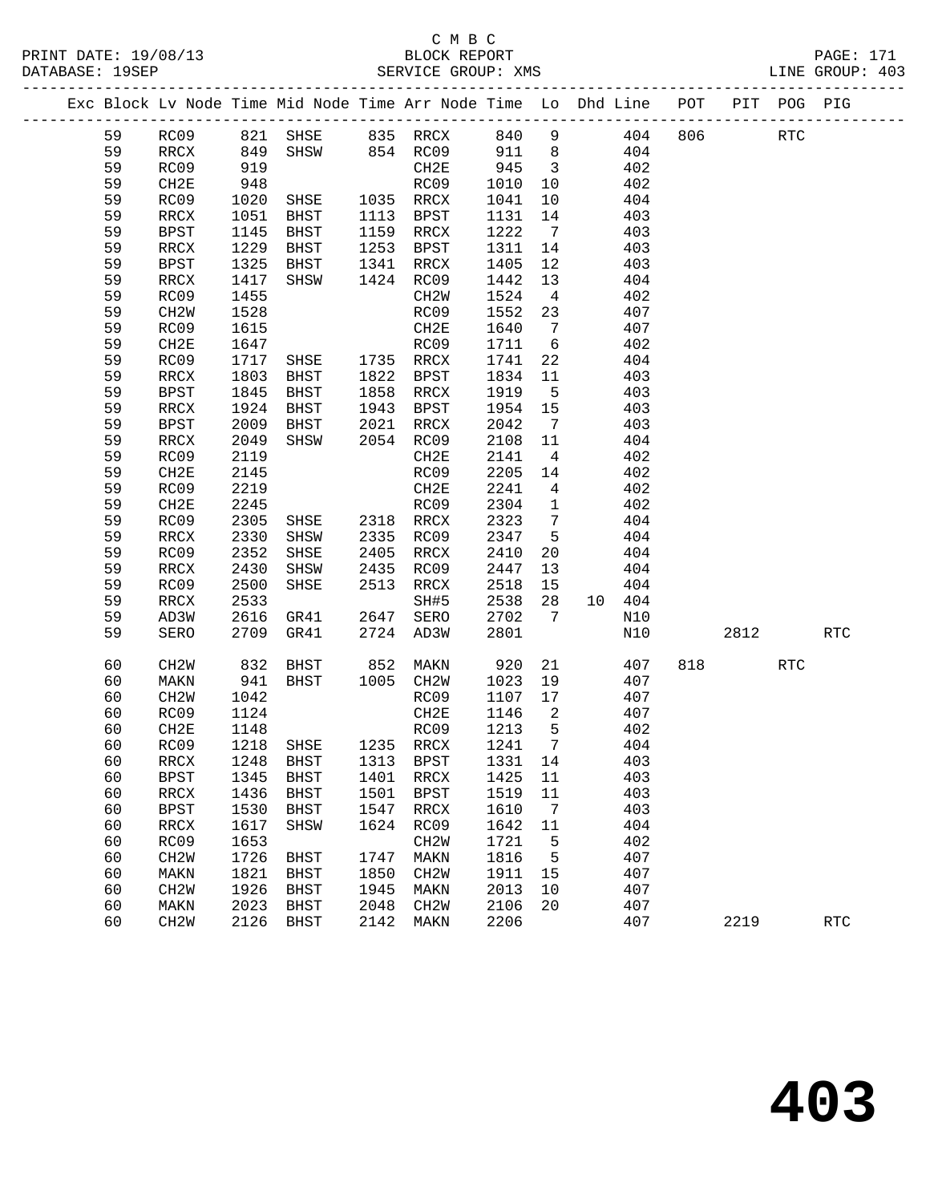C M B C
BLOCK REPORT
SERVICE GROUP: XMS

PRINT DATE: 19/08/13
DATABASE: 19SEP
LINE GROUP: 403

| Exc | Block | Lv Node | Time | Mid Node | Time | Arr Node | Time | Lo | Dhd | Line | POT | PIT | POG | PIG |
|---|---|---|---|---|---|---|---|---|---|---|---|---|---|---|
| | 59 | RC09 | 821 | SHSE | 835 | RRCX | 840 | 9 | | 404 | 806 | | RTC | |
| | 59 | RRCX | 849 | SHSW | 854 | RC09 | 911 | 8 | | 404 | | | | |
| | 59 | RC09 | 919 | | | CH2E | 945 | 3 | | 402 | | | | |
| | 59 | CH2E | 948 | | | RC09 | 1010 | 10 | | 402 | | | | |
| | 59 | RC09 | 1020 | SHSE | 1035 | RRCX | 1041 | 10 | | 404 | | | | |
| | 59 | RRCX | 1051 | BHST | 1113 | BPST | 1131 | 14 | | 403 | | | | |
| | 59 | BPST | 1145 | BHST | 1159 | RRCX | 1222 | 7 | | 403 | | | | |
| | 59 | RRCX | 1229 | BHST | 1253 | BPST | 1311 | 14 | | 403 | | | | |
| | 59 | BPST | 1325 | BHST | 1341 | RRCX | 1405 | 12 | | 403 | | | | |
| | 59 | RRCX | 1417 | SHSW | 1424 | RC09 | 1442 | 13 | | 404 | | | | |
| | 59 | RC09 | 1455 | | | CH2W | 1524 | 4 | | 402 | | | | |
| | 59 | CH2W | 1528 | | | RC09 | 1552 | 23 | | 407 | | | | |
| | 59 | RC09 | 1615 | | | CH2E | 1640 | 7 | | 407 | | | | |
| | 59 | CH2E | 1647 | | | RC09 | 1711 | 6 | | 402 | | | | |
| | 59 | RC09 | 1717 | SHSE | 1735 | RRCX | 1741 | 22 | | 404 | | | | |
| | 59 | RRCX | 1803 | BHST | 1822 | BPST | 1834 | 11 | | 403 | | | | |
| | 59 | BPST | 1845 | BHST | 1858 | RRCX | 1919 | 5 | | 403 | | | | |
| | 59 | RRCX | 1924 | BHST | 1943 | BPST | 1954 | 15 | | 403 | | | | |
| | 59 | BPST | 2009 | BHST | 2021 | RRCX | 2042 | 7 | | 403 | | | | |
| | 59 | RRCX | 2049 | SHSW | 2054 | RC09 | 2108 | 11 | | 404 | | | | |
| | 59 | RC09 | 2119 | | | CH2E | 2141 | 4 | | 402 | | | | |
| | 59 | CH2E | 2145 | | | RC09 | 2205 | 14 | | 402 | | | | |
| | 59 | RC09 | 2219 | | | CH2E | 2241 | 4 | | 402 | | | | |
| | 59 | CH2E | 2245 | | | RC09 | 2304 | 1 | | 402 | | | | |
| | 59 | RC09 | 2305 | SHSE | 2318 | RRCX | 2323 | 7 | | 404 | | | | |
| | 59 | RRCX | 2330 | SHSW | 2335 | RC09 | 2347 | 5 | | 404 | | | | |
| | 59 | RC09 | 2352 | SHSE | 2405 | RRCX | 2410 | 20 | | 404 | | | | |
| | 59 | RRCX | 2430 | SHSW | 2435 | RC09 | 2447 | 13 | | 404 | | | | |
| | 59 | RC09 | 2500 | SHSE | 2513 | RRCX | 2518 | 15 | | 404 | | | | |
| | 59 | RRCX | 2533 | | | SH#5 | 2538 | 28 | 10 | 404 | | | | |
| | 59 | AD3W | 2616 | GR41 | 2647 | SERO | 2702 | 7 | | N10 | | | | |
| | 59 | SERO | 2709 | GR41 | 2724 | AD3W | 2801 | | | N10 | | 2812 | | RTC |
| | 60 | CH2W | 832 | BHST | 852 | MAKN | 920 | 21 | | 407 | 818 | | RTC | |
| | 60 | MAKN | 941 | BHST | 1005 | CH2W | 1023 | 19 | | 407 | | | | |
| | 60 | CH2W | 1042 | | | RC09 | 1107 | 17 | | 407 | | | | |
| | 60 | RC09 | 1124 | | | CH2E | 1146 | 2 | | 407 | | | | |
| | 60 | CH2E | 1148 | | | RC09 | 1213 | 5 | | 402 | | | | |
| | 60 | RC09 | 1218 | SHSE | 1235 | RRCX | 1241 | 7 | | 404 | | | | |
| | 60 | RRCX | 1248 | BHST | 1313 | BPST | 1331 | 14 | | 403 | | | | |
| | 60 | BPST | 1345 | BHST | 1401 | RRCX | 1425 | 11 | | 403 | | | | |
| | 60 | RRCX | 1436 | BHST | 1501 | BPST | 1519 | 11 | | 403 | | | | |
| | 60 | BPST | 1530 | BHST | 1547 | RRCX | 1610 | 7 | | 403 | | | | |
| | 60 | RRCX | 1617 | SHSW | 1624 | RC09 | 1642 | 11 | | 404 | | | | |
| | 60 | RC09 | 1653 | | | CH2W | 1721 | 5 | | 402 | | | | |
| | 60 | CH2W | 1726 | BHST | 1747 | MAKN | 1816 | 5 | | 407 | | | | |
| | 60 | MAKN | 1821 | BHST | 1850 | CH2W | 1911 | 15 | | 407 | | | | |
| | 60 | CH2W | 1926 | BHST | 1945 | MAKN | 2013 | 10 | | 407 | | | | |
| | 60 | MAKN | 2023 | BHST | 2048 | CH2W | 2106 | 20 | | 407 | | | | |
| | 60 | CH2W | 2126 | BHST | 2142 | MAKN | 2206 | | | 407 | | 2219 | | RTC |

# 403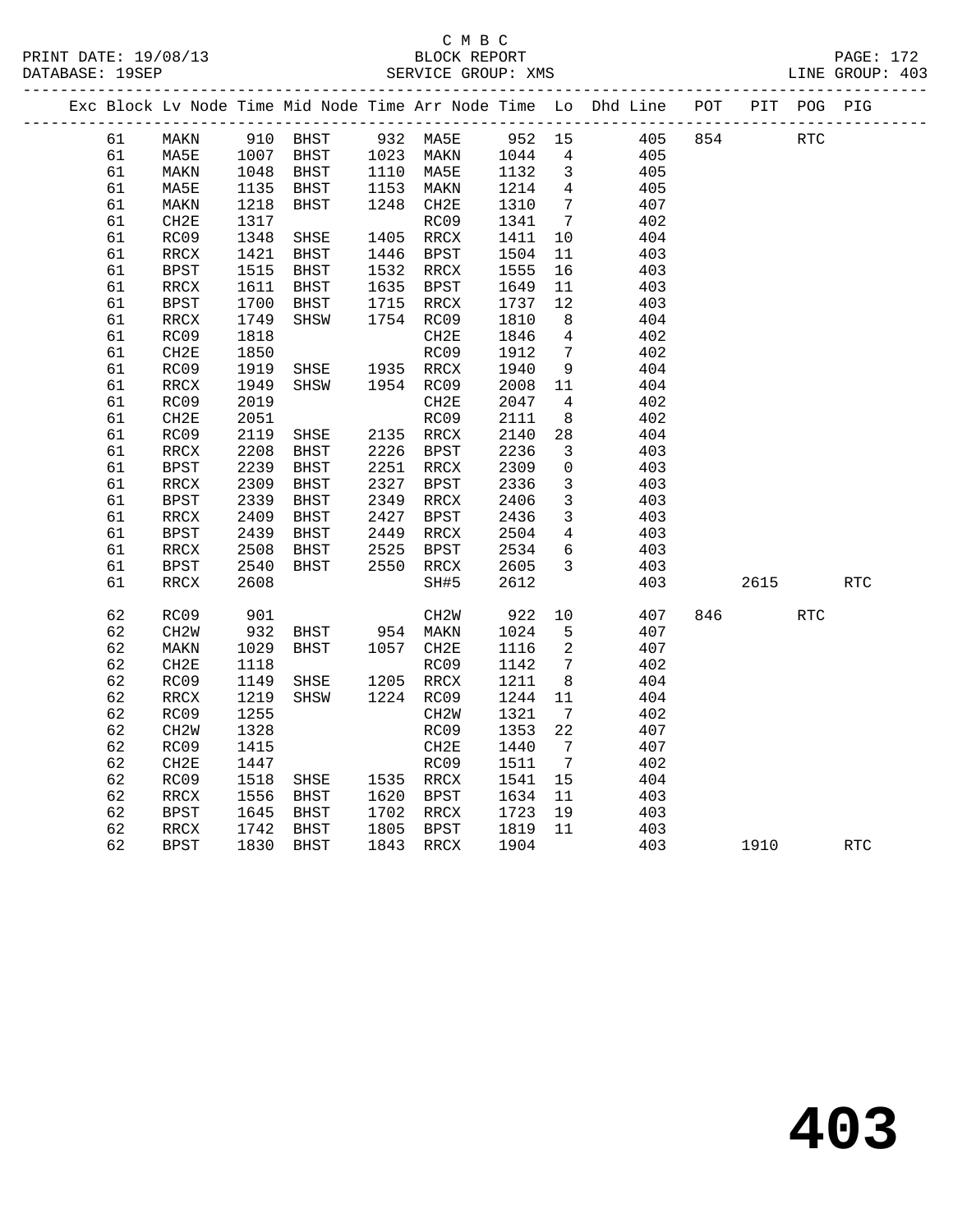C M B C

BLOCK REPORT

SERVICE GROUP: XMS

PRINT DATE: 19/08/13
DATABASE: 19SEP
LINE GROUP: 403

| Exc | Block | Lv Node | Time | Mid Node | Time | Arr Node | Time | Lo | Dhd Line | POT | PIT | POG | PIG |
|---|---|---|---|---|---|---|---|---|---|---|---|---|---|
| | 61 | MAKN | 910 | BHST | 932 | MA5E | 952 | 15 | 405 | 854 | | RTC | |
| | 61 | MA5E | 1007 | BHST | 1023 | MAKN | 1044 | 4 | 405 | | | | |
| | 61 | MAKN | 1048 | BHST | 1110 | MA5E | 1132 | 3 | 405 | | | | |
| | 61 | MA5E | 1135 | BHST | 1153 | MAKN | 1214 | 4 | 405 | | | | |
| | 61 | MAKN | 1218 | BHST | 1248 | CH2E | 1310 | 7 | 407 | | | | |
| | 61 | CH2E | 1317 | | | RC09 | 1341 | 7 | 402 | | | | |
| | 61 | RC09 | 1348 | SHSE | 1405 | RRCX | 1411 | 10 | 404 | | | | |
| | 61 | RRCX | 1421 | BHST | 1446 | BPST | 1504 | 11 | 403 | | | | |
| | 61 | BPST | 1515 | BHST | 1532 | RRCX | 1555 | 16 | 403 | | | | |
| | 61 | RRCX | 1611 | BHST | 1635 | BPST | 1649 | 11 | 403 | | | | |
| | 61 | BPST | 1700 | BHST | 1715 | RRCX | 1737 | 12 | 403 | | | | |
| | 61 | RRCX | 1749 | SHSW | 1754 | RC09 | 1810 | 8 | 404 | | | | |
| | 61 | RC09 | 1818 | | | CH2E | 1846 | 4 | 402 | | | | |
| | 61 | CH2E | 1850 | | | RC09 | 1912 | 7 | 402 | | | | |
| | 61 | RC09 | 1919 | SHSE | 1935 | RRCX | 1940 | 9 | 404 | | | | |
| | 61 | RRCX | 1949 | SHSW | 1954 | RC09 | 2008 | 11 | 404 | | | | |
| | 61 | RC09 | 2019 | | | CH2E | 2047 | 4 | 402 | | | | |
| | 61 | CH2E | 2051 | | | RC09 | 2111 | 8 | 402 | | | | |
| | 61 | RC09 | 2119 | SHSE | 2135 | RRCX | 2140 | 28 | 404 | | | | |
| | 61 | RRCX | 2208 | BHST | 2226 | BPST | 2236 | 3 | 403 | | | | |
| | 61 | BPST | 2239 | BHST | 2251 | RRCX | 2309 | 0 | 403 | | | | |
| | 61 | RRCX | 2309 | BHST | 2327 | BPST | 2336 | 3 | 403 | | | | |
| | 61 | BPST | 2339 | BHST | 2349 | RRCX | 2406 | 3 | 403 | | | | |
| | 61 | RRCX | 2409 | BHST | 2427 | BPST | 2436 | 3 | 403 | | | | |
| | 61 | BPST | 2439 | BHST | 2449 | RRCX | 2504 | 4 | 403 | | | | |
| | 61 | RRCX | 2508 | BHST | 2525 | BPST | 2534 | 6 | 403 | | | | |
| | 61 | BPST | 2540 | BHST | 2550 | RRCX | 2605 | 3 | 403 | | | | |
| | 61 | RRCX | 2608 | | | SH#5 | 2612 | | 403 | | 2615 | | RTC |
| | 62 | RC09 | 901 | | | CH2W | 922 | 10 | 407 | 846 | | RTC | |
| | 62 | CH2W | 932 | BHST | 954 | MAKN | 1024 | 5 | 407 | | | | |
| | 62 | MAKN | 1029 | BHST | 1057 | CH2E | 1116 | 2 | 407 | | | | |
| | 62 | CH2E | 1118 | | | RC09 | 1142 | 7 | 402 | | | | |
| | 62 | RC09 | 1149 | SHSE | 1205 | RRCX | 1211 | 8 | 404 | | | | |
| | 62 | RRCX | 1219 | SHSW | 1224 | RC09 | 1244 | 11 | 404 | | | | |
| | 62 | RC09 | 1255 | | | CH2W | 1321 | 7 | 402 | | | | |
| | 62 | CH2W | 1328 | | | RC09 | 1353 | 22 | 407 | | | | |
| | 62 | RC09 | 1415 | | | CH2E | 1440 | 7 | 407 | | | | |
| | 62 | CH2E | 1447 | | | RC09 | 1511 | 7 | 402 | | | | |
| | 62 | RC09 | 1518 | SHSE | 1535 | RRCX | 1541 | 15 | 404 | | | | |
| | 62 | RRCX | 1556 | BHST | 1620 | BPST | 1634 | 11 | 403 | | | | |
| | 62 | BPST | 1645 | BHST | 1702 | RRCX | 1723 | 19 | 403 | | | | |
| | 62 | RRCX | 1742 | BHST | 1805 | BPST | 1819 | 11 | 403 | | | | |
| | 62 | BPST | 1830 | BHST | 1843 | RRCX | 1904 | | 403 | | 1910 | | RTC |

403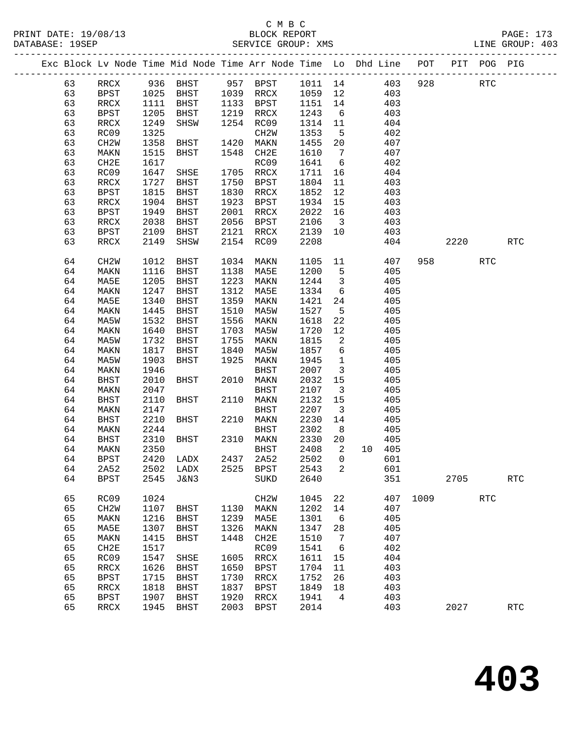C M B C
BLOCK REPORT
SERVICE GROUP: XMS

PRINT DATE: 19/08/13
DATABASE: 19SEP
LINE GROUP: 403

| Exc | Block | Lv Node | Time | Mid Node | Time | Arr Node | Time | Lo | Dhd | Line | POT | PIT | POG | PIG |
|---|---|---|---|---|---|---|---|---|---|---|---|---|---|---|
| | 63 | RRCX | 936 | BHST | 957 | BPST | 1011 | 14 | | 403 | 928 | | RTC | |
| | 63 | BPST | 1025 | BHST | 1039 | RRCX | 1059 | 12 | | 403 | | | | |
| | 63 | RRCX | 1111 | BHST | 1133 | BPST | 1151 | 14 | | 403 | | | | |
| | 63 | BPST | 1205 | BHST | 1219 | RRCX | 1243 | 6 | | 403 | | | | |
| | 63 | RRCX | 1249 | SHSW | 1254 | RC09 | 1314 | 11 | | 404 | | | | |
| | 63 | RC09 | 1325 | | | CH2W | 1353 | 5 | | 402 | | | | |
| | 63 | CH2W | 1358 | BHST | 1420 | MAKN | 1455 | 20 | | 407 | | | | |
| | 63 | MAKN | 1515 | BHST | 1548 | CH2E | 1610 | 7 | | 407 | | | | |
| | 63 | CH2E | 1617 | | | RC09 | 1641 | 6 | | 402 | | | | |
| | 63 | RC09 | 1647 | SHSE | 1705 | RRCX | 1711 | 16 | | 404 | | | | |
| | 63 | RRCX | 1727 | BHST | 1750 | BPST | 1804 | 11 | | 403 | | | | |
| | 63 | BPST | 1815 | BHST | 1830 | RRCX | 1852 | 12 | | 403 | | | | |
| | 63 | RRCX | 1904 | BHST | 1923 | BPST | 1934 | 15 | | 403 | | | | |
| | 63 | BPST | 1949 | BHST | 2001 | RRCX | 2022 | 16 | | 403 | | | | |
| | 63 | RRCX | 2038 | BHST | 2056 | BPST | 2106 | 3 | | 403 | | | | |
| | 63 | BPST | 2109 | BHST | 2121 | RRCX | 2139 | 10 | | 403 | | | | |
| | 63 | RRCX | 2149 | SHSW | 2154 | RC09 | 2208 | | | 404 | | 2220 | | RTC |
| | 64 | CH2W | 1012 | BHST | 1034 | MAKN | 1105 | 11 | | 407 | 958 | | RTC | |
| | 64 | MAKN | 1116 | BHST | 1138 | MA5E | 1200 | 5 | | 405 | | | | |
| | 64 | MA5E | 1205 | BHST | 1223 | MAKN | 1244 | 3 | | 405 | | | | |
| | 64 | MAKN | 1247 | BHST | 1312 | MA5E | 1334 | 6 | | 405 | | | | |
| | 64 | MA5E | 1340 | BHST | 1359 | MAKN | 1421 | 24 | | 405 | | | | |
| | 64 | MAKN | 1445 | BHST | 1510 | MA5W | 1527 | 5 | | 405 | | | | |
| | 64 | MA5W | 1532 | BHST | 1556 | MAKN | 1618 | 22 | | 405 | | | | |
| | 64 | MAKN | 1640 | BHST | 1703 | MA5W | 1720 | 12 | | 405 | | | | |
| | 64 | MA5W | 1732 | BHST | 1755 | MAKN | 1815 | 2 | | 405 | | | | |
| | 64 | MAKN | 1817 | BHST | 1840 | MA5W | 1857 | 6 | | 405 | | | | |
| | 64 | MA5W | 1903 | BHST | 1925 | MAKN | 1945 | 1 | | 405 | | | | |
| | 64 | MAKN | 1946 | | | BHST | 2007 | 3 | | 405 | | | | |
| | 64 | BHST | 2010 | BHST | 2010 | MAKN | 2032 | 15 | | 405 | | | | |
| | 64 | MAKN | 2047 | | | BHST | 2107 | 3 | | 405 | | | | |
| | 64 | BHST | 2110 | BHST | 2110 | MAKN | 2132 | 15 | | 405 | | | | |
| | 64 | MAKN | 2147 | | | BHST | 2207 | 3 | | 405 | | | | |
| | 64 | BHST | 2210 | BHST | 2210 | MAKN | 2230 | 14 | | 405 | | | | |
| | 64 | MAKN | 2244 | | | BHST | 2302 | 8 | | 405 | | | | |
| | 64 | BHST | 2310 | BHST | 2310 | MAKN | 2330 | 20 | | 405 | | | | |
| | 64 | MAKN | 2350 | | | BHST | 2408 | 2 | 10 | 405 | | | | |
| | 64 | BPST | 2420 | LADX | 2437 | 2A52 | 2502 | 0 | | 601 | | | | |
| | 64 | 2A52 | 2502 | LADX | 2525 | BPST | 2543 | 2 | | 601 | | | | |
| | 64 | BPST | 2545 | J&N3 | | SUKD | 2640 | | | 351 | | 2705 | | RTC |
| | 65 | RC09 | 1024 | | | CH2W | 1045 | 22 | | 407 | 1009 | | RTC | |
| | 65 | CH2W | 1107 | BHST | 1130 | MAKN | 1202 | 14 | | 407 | | | | |
| | 65 | MAKN | 1216 | BHST | 1239 | MA5E | 1301 | 6 | | 405 | | | | |
| | 65 | MA5E | 1307 | BHST | 1326 | MAKN | 1347 | 28 | | 405 | | | | |
| | 65 | MAKN | 1415 | BHST | 1448 | CH2E | 1510 | 7 | | 407 | | | | |
| | 65 | CH2E | 1517 | | | RC09 | 1541 | 6 | | 402 | | | | |
| | 65 | RC09 | 1547 | SHSE | 1605 | RRCX | 1611 | 15 | | 404 | | | | |
| | 65 | RRCX | 1626 | BHST | 1650 | BPST | 1704 | 11 | | 403 | | | | |
| | 65 | BPST | 1715 | BHST | 1730 | RRCX | 1752 | 26 | | 403 | | | | |
| | 65 | RRCX | 1818 | BHST | 1837 | BPST | 1849 | 18 | | 403 | | | | |
| | 65 | BPST | 1907 | BHST | 1920 | RRCX | 1941 | 4 | | 403 | | | | |
| | 65 | RRCX | 1945 | BHST | 2003 | BPST | 2014 | | | 403 | | 2027 | | RTC |

403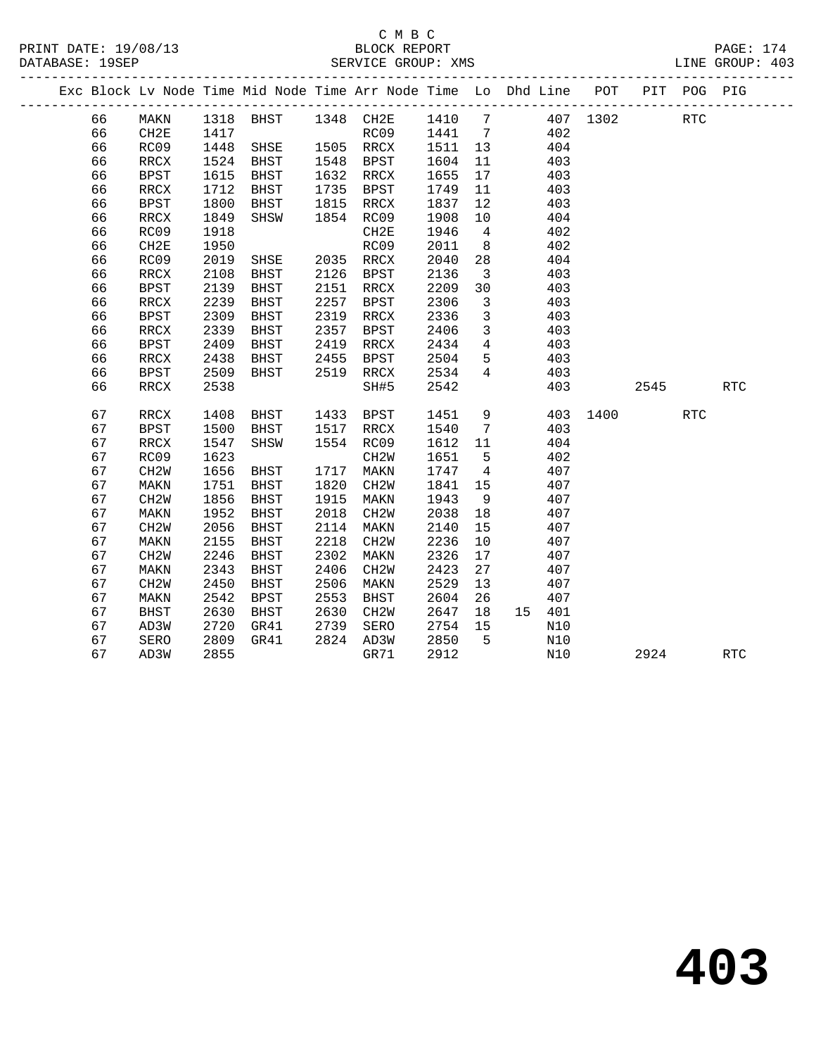C M B C
BLOCK REPORT
SERVICE GROUP: XMS

PRINT DATE: 19/08/13
DATABASE: 19SEP
LINE GROUP: 403

| Exc | Block | Lv Node | Time | Mid Node | Time | Arr Node | Time | Lo | Dhd | Line | POT | PIT | POG | PIG |
|---|---|---|---|---|---|---|---|---|---|---|---|---|---|---|
| | 66 | MAKN | 1318 | BHST | 1348 | CH2E | 1410 | 7 | | 407 | 1302 | | RTC | |
| | 66 | CH2E | 1417 | | | RC09 | 1441 | 7 | | 402 | | | | |
| | 66 | RC09 | 1448 | SHSE | 1505 | RRCX | 1511 | 13 | | 404 | | | | |
| | 66 | RRCX | 1524 | BHST | 1548 | BPST | 1604 | 11 | | 403 | | | | |
| | 66 | BPST | 1615 | BHST | 1632 | RRCX | 1655 | 17 | | 403 | | | | |
| | 66 | RRCX | 1712 | BHST | 1735 | BPST | 1749 | 11 | | 403 | | | | |
| | 66 | BPST | 1800 | BHST | 1815 | RRCX | 1837 | 12 | | 403 | | | | |
| | 66 | RRCX | 1849 | SHSW | 1854 | RC09 | 1908 | 10 | | 404 | | | | |
| | 66 | RC09 | 1918 | | | CH2E | 1946 | 4 | | 402 | | | | |
| | 66 | CH2E | 1950 | | | RC09 | 2011 | 8 | | 402 | | | | |
| | 66 | RC09 | 2019 | SHSE | 2035 | RRCX | 2040 | 28 | | 404 | | | | |
| | 66 | RRCX | 2108 | BHST | 2126 | BPST | 2136 | 3 | | 403 | | | | |
| | 66 | BPST | 2139 | BHST | 2151 | RRCX | 2209 | 30 | | 403 | | | | |
| | 66 | RRCX | 2239 | BHST | 2257 | BPST | 2306 | 3 | | 403 | | | | |
| | 66 | BPST | 2309 | BHST | 2319 | RRCX | 2336 | 3 | | 403 | | | | |
| | 66 | RRCX | 2339 | BHST | 2357 | BPST | 2406 | 3 | | 403 | | | | |
| | 66 | BPST | 2409 | BHST | 2419 | RRCX | 2434 | 4 | | 403 | | | | |
| | 66 | RRCX | 2438 | BHST | 2455 | BPST | 2504 | 5 | | 403 | | | | |
| | 66 | BPST | 2509 | BHST | 2519 | RRCX | 2534 | 4 | | 403 | | | | |
| | 66 | RRCX | 2538 | | | SH#5 | 2542 | | | 403 | | 2545 | | RTC |
| | 67 | RRCX | 1408 | BHST | 1433 | BPST | 1451 | 9 | | 403 | 1400 | | RTC | |
| | 67 | BPST | 1500 | BHST | 1517 | RRCX | 1540 | 7 | | 403 | | | | |
| | 67 | RRCX | 1547 | SHSW | 1554 | RC09 | 1612 | 11 | | 404 | | | | |
| | 67 | RC09 | 1623 | | | CH2W | 1651 | 5 | | 402 | | | | |
| | 67 | CH2W | 1656 | BHST | 1717 | MAKN | 1747 | 4 | | 407 | | | | |
| | 67 | MAKN | 1751 | BHST | 1820 | CH2W | 1841 | 15 | | 407 | | | | |
| | 67 | CH2W | 1856 | BHST | 1915 | MAKN | 1943 | 9 | | 407 | | | | |
| | 67 | MAKN | 1952 | BHST | 2018 | CH2W | 2038 | 18 | | 407 | | | | |
| | 67 | CH2W | 2056 | BHST | 2114 | MAKN | 2140 | 15 | | 407 | | | | |
| | 67 | MAKN | 2155 | BHST | 2218 | CH2W | 2236 | 10 | | 407 | | | | |
| | 67 | CH2W | 2246 | BHST | 2302 | MAKN | 2326 | 17 | | 407 | | | | |
| | 67 | MAKN | 2343 | BHST | 2406 | CH2W | 2423 | 27 | | 407 | | | | |
| | 67 | CH2W | 2450 | BHST | 2506 | MAKN | 2529 | 13 | | 407 | | | | |
| | 67 | MAKN | 2542 | BPST | 2553 | BHST | 2604 | 26 | | 407 | | | | |
| | 67 | BHST | 2630 | BHST | 2630 | CH2W | 2647 | 18 | 15 | 401 | | | | |
| | 67 | AD3W | 2720 | GR41 | 2739 | SERO | 2754 | 15 | | N10 | | | | |
| | 67 | SERO | 2809 | GR41 | 2824 | AD3W | 2850 | 5 | | N10 | | | | |
| | 67 | AD3W | 2855 | | | GR71 | 2912 | | | N10 | | 2924 | | RTC |

# 403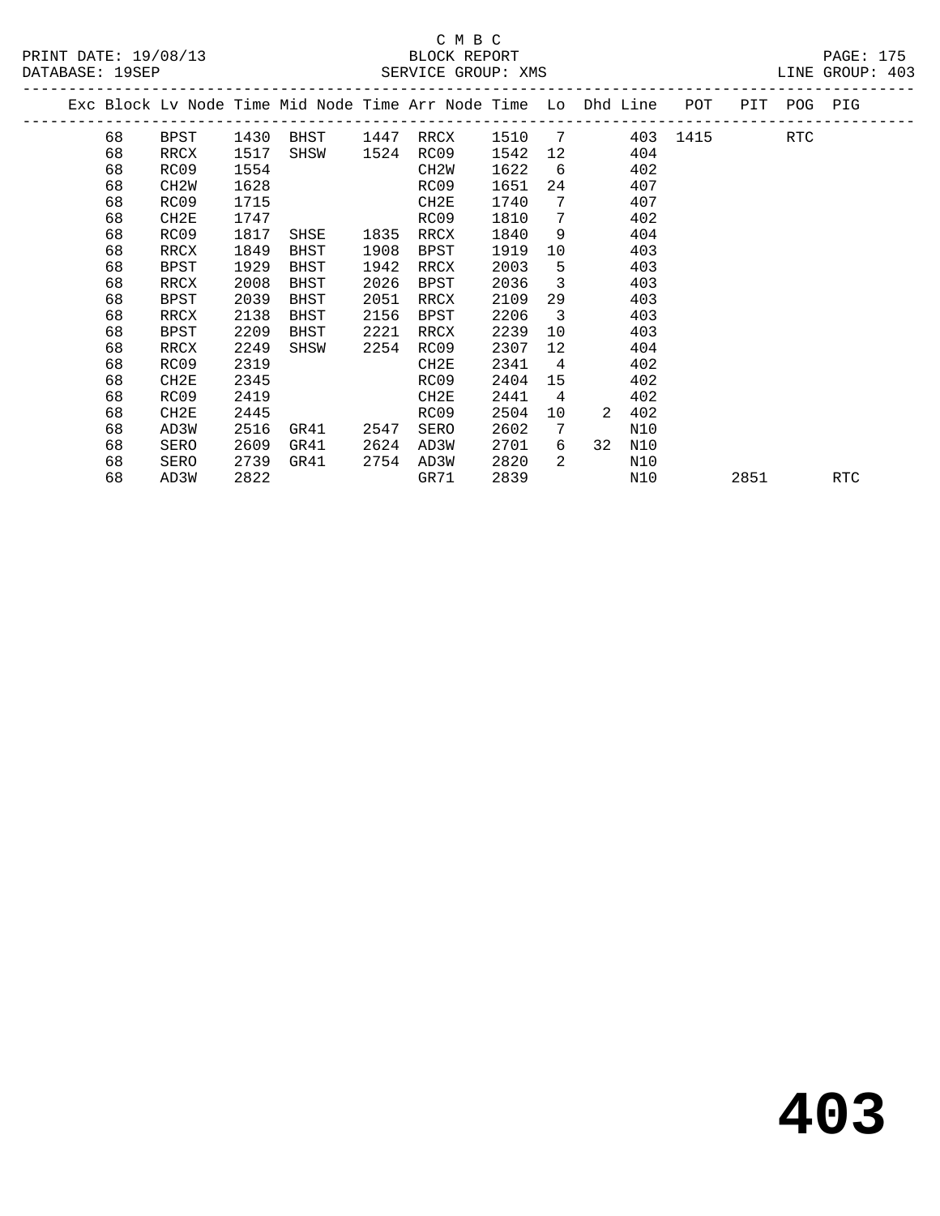C M B C

BLOCK REPORT

SERVICE GROUP: XMS

| Exc | Block | Lv Node | Time | Mid Node | Time | Arr Node | Time | Lo | Dhd | Line | POT | PIT | POG | PIG |
|---|---|---|---|---|---|---|---|---|---|---|---|---|---|---|
| | 68 | BPST | 1430 | BHST | 1447 | RRCX | 1510 | 7 | | 403 | 1415 | | RTC | |
| | 68 | RRCX | 1517 | SHSW | 1524 | RC09 | 1542 | 12 | | 404 | | | | |
| | 68 | RC09 | 1554 | | | CH2W | 1622 | 6 | | 402 | | | | |
| | 68 | CH2W | 1628 | | | RC09 | 1651 | 24 | | 407 | | | | |
| | 68 | RC09 | 1715 | | | CH2E | 1740 | 7 | | 407 | | | | |
| | 68 | CH2E | 1747 | | | RC09 | 1810 | 7 | | 402 | | | | |
| | 68 | RC09 | 1817 | SHSE | 1835 | RRCX | 1840 | 9 | | 404 | | | | |
| | 68 | RRCX | 1849 | BHST | 1908 | BPST | 1919 | 10 | | 403 | | | | |
| | 68 | BPST | 1929 | BHST | 1942 | RRCX | 2003 | 5 | | 403 | | | | |
| | 68 | RRCX | 2008 | BHST | 2026 | BPST | 2036 | 3 | | 403 | | | | |
| | 68 | BPST | 2039 | BHST | 2051 | RRCX | 2109 | 29 | | 403 | | | | |
| | 68 | RRCX | 2138 | BHST | 2156 | BPST | 2206 | 3 | | 403 | | | | |
| | 68 | BPST | 2209 | BHST | 2221 | RRCX | 2239 | 10 | | 403 | | | | |
| | 68 | RRCX | 2249 | SHSW | 2254 | RC09 | 2307 | 12 | | 404 | | | | |
| | 68 | RC09 | 2319 | | | CH2E | 2341 | 4 | | 402 | | | | |
| | 68 | CH2E | 2345 | | | RC09 | 2404 | 15 | | 402 | | | | |
| | 68 | RC09 | 2419 | | | CH2E | 2441 | 4 | | 402 | | | | |
| | 68 | CH2E | 2445 | | | RC09 | 2504 | 10 | 2 | 402 | | | | |
| | 68 | AD3W | 2516 | GR41 | 2547 | SERO | 2602 | 7 | | N10 | | | | |
| | 68 | SERO | 2609 | GR41 | 2624 | AD3W | 2701 | 6 | 32 | N10 | | | | |
| | 68 | SERO | 2739 | GR41 | 2754 | AD3W | 2820 | 2 | | N10 | | | | |
| | 68 | AD3W | 2822 | | | GR71 | 2839 | | | N10 | | 2851 | | RTC |

# 403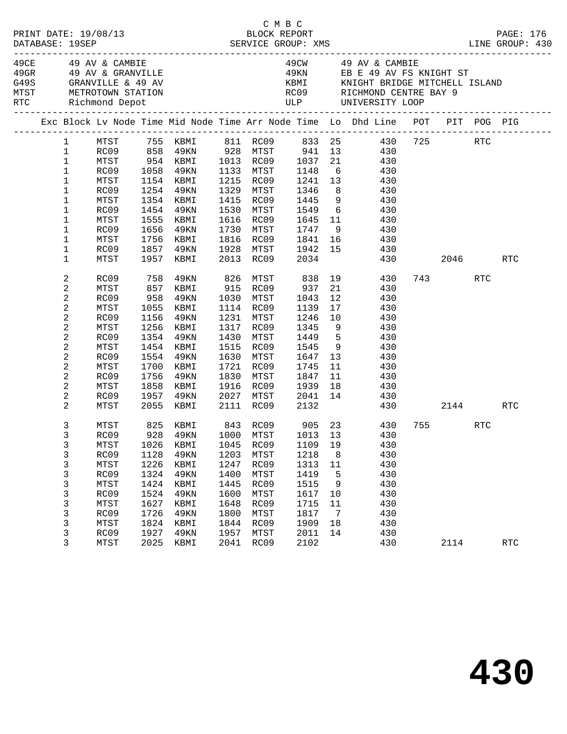C M B C
BLOCK REPORT
SERVICE GROUP: XMS

PRINT DATE: 19/08/13
DATABASE: 19SEP
PAGE: 176
LINE GROUP: 430

| Code | Description | Code | Description |
|---|---|---|---|
| 49CE | 49 AV & CAMBIE | 49CW | 49 AV & CAMBIE |
| 49GR | 49 AV & GRANVILLE | 49KN | EB E 49 AV FS KNIGHT ST |
| G49S | GRANVILLE & 49 AV | KBMI | KNIGHT BRIDGE MITCHELL ISLAND |
| MTST | METROTOWN STATION | RC09 | RICHMOND CENTRE BAY 9 |
| RTC | Richmond Depot | ULP | UNIVERSITY LOOP |

| Exc | Block | Lv Node | Time | Mid Node | Time | Arr Node | Time | Lo | Dhd Line | POT | PIT | POG | PIG |
|---|---|---|---|---|---|---|---|---|---|---|---|---|---|
| | 1 | MTST | 755 | KBMI | 811 | RC09 | 833 | 25 | 430 | 725 | | RTC | |
| | 1 | RC09 | 858 | 49KN | 928 | MTST | 941 | 13 | 430 | | | | |
| | 1 | MTST | 954 | KBMI | 1013 | RC09 | 1037 | 21 | 430 | | | | |
| | 1 | RC09 | 1058 | 49KN | 1133 | MTST | 1148 | 6 | 430 | | | | |
| | 1 | MTST | 1154 | KBMI | 1215 | RC09 | 1241 | 13 | 430 | | | | |
| | 1 | RC09 | 1254 | 49KN | 1329 | MTST | 1346 | 8 | 430 | | | | |
| | 1 | MTST | 1354 | KBMI | 1415 | RC09 | 1445 | 9 | 430 | | | | |
| | 1 | RC09 | 1454 | 49KN | 1530 | MTST | 1549 | 6 | 430 | | | | |
| | 1 | MTST | 1555 | KBMI | 1616 | RC09 | 1645 | 11 | 430 | | | | |
| | 1 | RC09 | 1656 | 49KN | 1730 | MTST | 1747 | 9 | 430 | | | | |
| | 1 | MTST | 1756 | KBMI | 1816 | RC09 | 1841 | 16 | 430 | | | | |
| | 1 | RC09 | 1857 | 49KN | 1928 | MTST | 1942 | 15 | 430 | | | | |
| | 1 | MTST | 1957 | KBMI | 2013 | RC09 | 2034 | | 430 | | 2046 | | RTC |
| | 2 | RC09 | 758 | 49KN | 826 | MTST | 838 | 19 | 430 | 743 | | RTC | |
| | 2 | MTST | 857 | KBMI | 915 | RC09 | 937 | 21 | 430 | | | | |
| | 2 | RC09 | 958 | 49KN | 1030 | MTST | 1043 | 12 | 430 | | | | |
| | 2 | MTST | 1055 | KBMI | 1114 | RC09 | 1139 | 17 | 430 | | | | |
| | 2 | RC09 | 1156 | 49KN | 1231 | MTST | 1246 | 10 | 430 | | | | |
| | 2 | MTST | 1256 | KBMI | 1317 | RC09 | 1345 | 9 | 430 | | | | |
| | 2 | RC09 | 1354 | 49KN | 1430 | MTST | 1449 | 5 | 430 | | | | |
| | 2 | MTST | 1454 | KBMI | 1515 | RC09 | 1545 | 9 | 430 | | | | |
| | 2 | RC09 | 1554 | 49KN | 1630 | MTST | 1647 | 13 | 430 | | | | |
| | 2 | MTST | 1700 | KBMI | 1721 | RC09 | 1745 | 11 | 430 | | | | |
| | 2 | RC09 | 1756 | 49KN | 1830 | MTST | 1847 | 11 | 430 | | | | |
| | 2 | MTST | 1858 | KBMI | 1916 | RC09 | 1939 | 18 | 430 | | | | |
| | 2 | RC09 | 1957 | 49KN | 2027 | MTST | 2041 | 14 | 430 | | | | |
| | 2 | MTST | 2055 | KBMI | 2111 | RC09 | 2132 | | 430 | | 2144 | | RTC |
| | 3 | MTST | 825 | KBMI | 843 | RC09 | 905 | 23 | 430 | 755 | | RTC | |
| | 3 | RC09 | 928 | 49KN | 1000 | MTST | 1013 | 13 | 430 | | | | |
| | 3 | MTST | 1026 | KBMI | 1045 | RC09 | 1109 | 19 | 430 | | | | |
| | 3 | RC09 | 1128 | 49KN | 1203 | MTST | 1218 | 8 | 430 | | | | |
| | 3 | MTST | 1226 | KBMI | 1247 | RC09 | 1313 | 11 | 430 | | | | |
| | 3 | RC09 | 1324 | 49KN | 1400 | MTST | 1419 | 5 | 430 | | | | |
| | 3 | MTST | 1424 | KBMI | 1445 | RC09 | 1515 | 9 | 430 | | | | |
| | 3 | RC09 | 1524 | 49KN | 1600 | MTST | 1617 | 10 | 430 | | | | |
| | 3 | MTST | 1627 | KBMI | 1648 | RC09 | 1715 | 11 | 430 | | | | |
| | 3 | RC09 | 1726 | 49KN | 1800 | MTST | 1817 | 7 | 430 | | | | |
| | 3 | MTST | 1824 | KBMI | 1844 | RC09 | 1909 | 18 | 430 | | | | |
| | 3 | RC09 | 1927 | 49KN | 1957 | MTST | 2011 | 14 | 430 | | | | |
| | 3 | MTST | 2025 | KBMI | 2041 | RC09 | 2102 | | 430 | | 2114 | | RTC |

# 430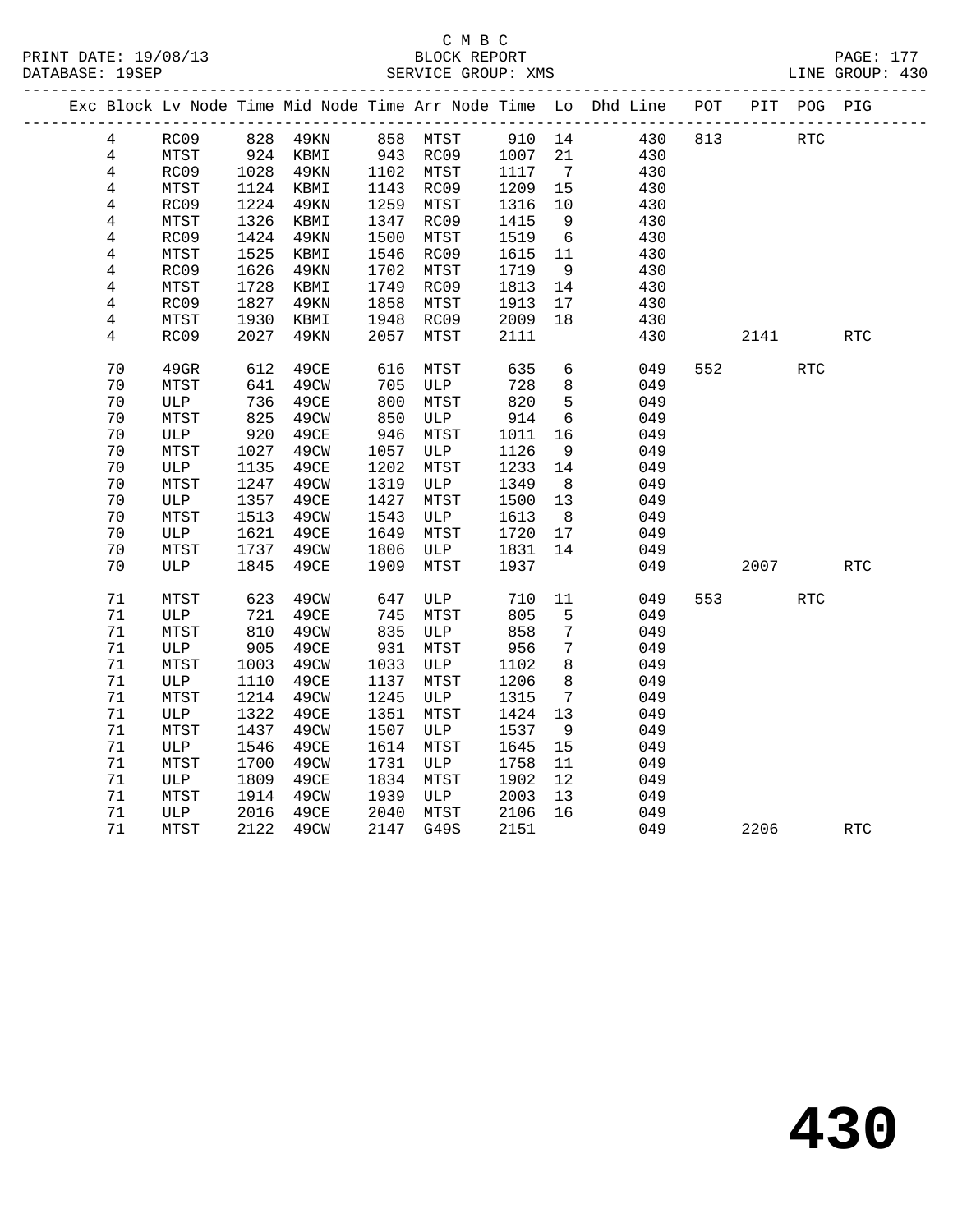C M B C
BLOCK REPORT
SERVICE GROUP: XMS

PRINT DATE: 19/08/13
DATABASE: 19SEP
LINE GROUP: 430

| Exc | Block | Lv | Node | Time | Mid Node | Time | Arr Node | Time | Lo | Dhd Line | POT | PIT | POG | PIG |
|---|---|---|---|---|---|---|---|---|---|---|---|---|---|---|
| | 4 | | RC09 | 828 | 49KN | 858 | MTST | 910 | 14 | 430 | 813 | | RTC | |
| | 4 | | MTST | 924 | KBMI | 943 | RC09 | 1007 | 21 | 430 | | | | |
| | 4 | | RC09 | 1028 | 49KN | 1102 | MTST | 1117 | 7 | 430 | | | | |
| | 4 | | MTST | 1124 | KBMI | 1143 | RC09 | 1209 | 15 | 430 | | | | |
| | 4 | | RC09 | 1224 | 49KN | 1259 | MTST | 1316 | 10 | 430 | | | | |
| | 4 | | MTST | 1326 | KBMI | 1347 | RC09 | 1415 | 9 | 430 | | | | |
| | 4 | | RC09 | 1424 | 49KN | 1500 | MTST | 1519 | 6 | 430 | | | | |
| | 4 | | MTST | 1525 | KBMI | 1546 | RC09 | 1615 | 11 | 430 | | | | |
| | 4 | | RC09 | 1626 | 49KN | 1702 | MTST | 1719 | 9 | 430 | | | | |
| | 4 | | MTST | 1728 | KBMI | 1749 | RC09 | 1813 | 14 | 430 | | | | |
| | 4 | | RC09 | 1827 | 49KN | 1858 | MTST | 1913 | 17 | 430 | | | | |
| | 4 | | MTST | 1930 | KBMI | 1948 | RC09 | 2009 | 18 | 430 | | | | |
| | 4 | | RC09 | 2027 | 49KN | 2057 | MTST | 2111 | | 430 | | 2141 | | RTC |
| | 70 | | 49GR | 612 | 49CE | 616 | MTST | 635 | 6 | 049 | 552 | | RTC | |
| | 70 | | MTST | 641 | 49CW | 705 | ULP | 728 | 8 | 049 | | | | |
| | 70 | | ULP | 736 | 49CE | 800 | MTST | 820 | 5 | 049 | | | | |
| | 70 | | MTST | 825 | 49CW | 850 | ULP | 914 | 6 | 049 | | | | |
| | 70 | | ULP | 920 | 49CE | 946 | MTST | 1011 | 16 | 049 | | | | |
| | 70 | | MTST | 1027 | 49CW | 1057 | ULP | 1126 | 9 | 049 | | | | |
| | 70 | | ULP | 1135 | 49CE | 1202 | MTST | 1233 | 14 | 049 | | | | |
| | 70 | | MTST | 1247 | 49CW | 1319 | ULP | 1349 | 8 | 049 | | | | |
| | 70 | | ULP | 1357 | 49CE | 1427 | MTST | 1500 | 13 | 049 | | | | |
| | 70 | | MTST | 1513 | 49CW | 1543 | ULP | 1613 | 8 | 049 | | | | |
| | 70 | | ULP | 1621 | 49CE | 1649 | MTST | 1720 | 17 | 049 | | | | |
| | 70 | | MTST | 1737 | 49CW | 1806 | ULP | 1831 | 14 | 049 | | | | |
| | 70 | | ULP | 1845 | 49CE | 1909 | MTST | 1937 | | 049 | | 2007 | | RTC |
| | 71 | | MTST | 623 | 49CW | 647 | ULP | 710 | 11 | 049 | 553 | | RTC | |
| | 71 | | ULP | 721 | 49CE | 745 | MTST | 805 | 5 | 049 | | | | |
| | 71 | | MTST | 810 | 49CW | 835 | ULP | 858 | 7 | 049 | | | | |
| | 71 | | ULP | 905 | 49CE | 931 | MTST | 956 | 7 | 049 | | | | |
| | 71 | | MTST | 1003 | 49CW | 1033 | ULP | 1102 | 8 | 049 | | | | |
| | 71 | | ULP | 1110 | 49CE | 1137 | MTST | 1206 | 8 | 049 | | | | |
| | 71 | | MTST | 1214 | 49CW | 1245 | ULP | 1315 | 7 | 049 | | | | |
| | 71 | | ULP | 1322 | 49CE | 1351 | MTST | 1424 | 13 | 049 | | | | |
| | 71 | | MTST | 1437 | 49CW | 1507 | ULP | 1537 | 9 | 049 | | | | |
| | 71 | | ULP | 1546 | 49CE | 1614 | MTST | 1645 | 15 | 049 | | | | |
| | 71 | | MTST | 1700 | 49CW | 1731 | ULP | 1758 | 11 | 049 | | | | |
| | 71 | | ULP | 1809 | 49CE | 1834 | MTST | 1902 | 12 | 049 | | | | |
| | 71 | | MTST | 1914 | 49CW | 1939 | ULP | 2003 | 13 | 049 | | | | |
| | 71 | | ULP | 2016 | 49CE | 2040 | MTST | 2106 | 16 | 049 | | | | |
| | 71 | | MTST | 2122 | 49CW | 2147 | G49S | 2151 | | 049 | | 2206 | | RTC |

# 430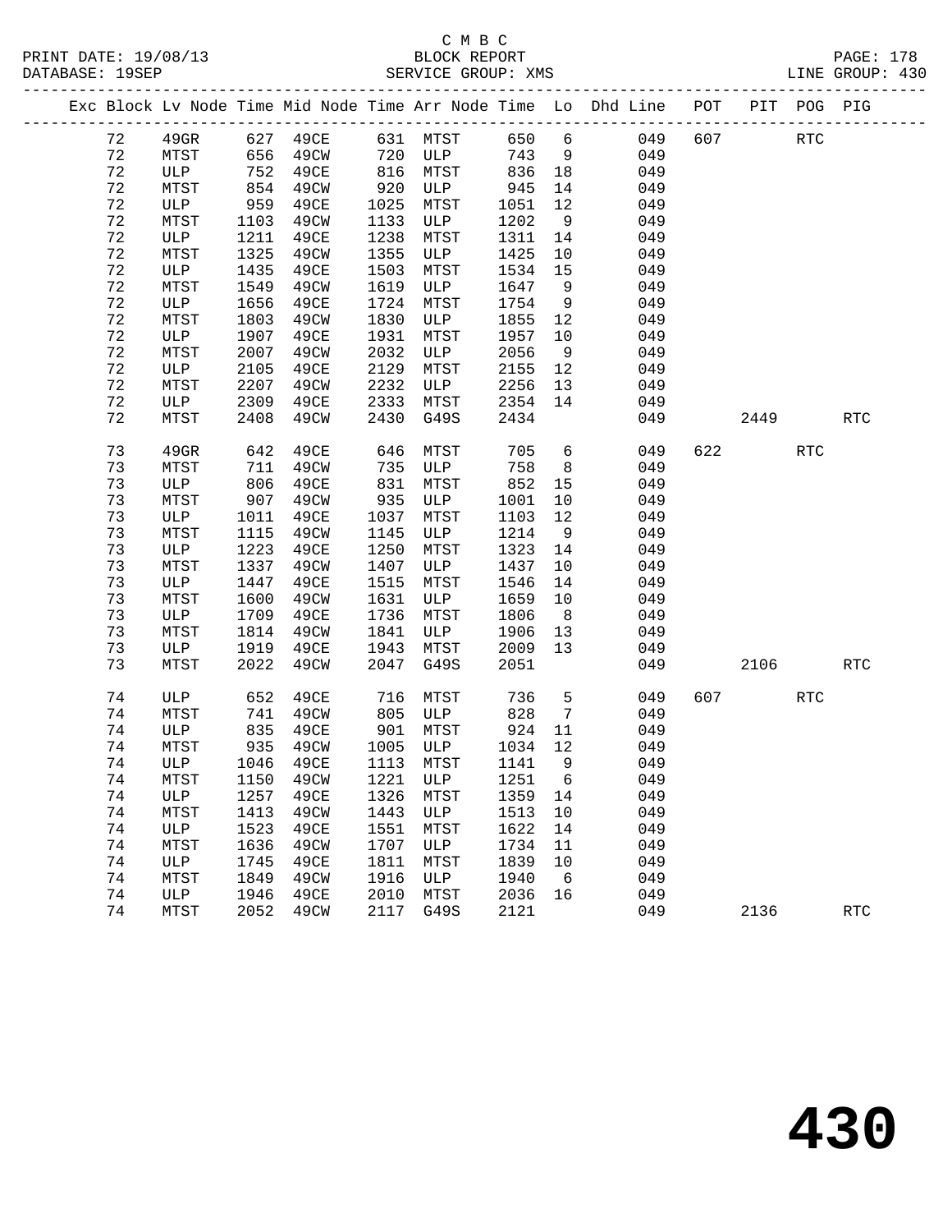C M B C
PRINT DATE: 19/08/13 BLOCK REPORT PAGE: 178
DATABASE: 19SEP SERVICE GROUP: XMS LINE GROUP: 430

| Exc | Block | Lv | Node | Time | Mid Node | Time | Arr Node | Time | Lo | Dhd Line | POT | PIT | POG | PIG |
|---|---|---|---|---|---|---|---|---|---|---|---|---|---|---|
| | 72 | | 49GR | 627 | 49CE | 631 | MTST | 650 | 6 | 049 | 607 | | RTC | |
| | 72 | | MTST | 656 | 49CW | 720 | ULP | 743 | 9 | 049 | | | | |
| | 72 | | ULP | 752 | 49CE | 816 | MTST | 836 | 18 | 049 | | | | |
| | 72 | | MTST | 854 | 49CW | 920 | ULP | 945 | 14 | 049 | | | | |
| | 72 | | ULP | 959 | 49CE | 1025 | MTST | 1051 | 12 | 049 | | | | |
| | 72 | | MTST | 1103 | 49CW | 1133 | ULP | 1202 | 9 | 049 | | | | |
| | 72 | | ULP | 1211 | 49CE | 1238 | MTST | 1311 | 14 | 049 | | | | |
| | 72 | | MTST | 1325 | 49CW | 1355 | ULP | 1425 | 10 | 049 | | | | |
| | 72 | | ULP | 1435 | 49CE | 1503 | MTST | 1534 | 15 | 049 | | | | |
| | 72 | | MTST | 1549 | 49CW | 1619 | ULP | 1647 | 9 | 049 | | | | |
| | 72 | | ULP | 1656 | 49CE | 1724 | MTST | 1754 | 9 | 049 | | | | |
| | 72 | | MTST | 1803 | 49CW | 1830 | ULP | 1855 | 12 | 049 | | | | |
| | 72 | | ULP | 1907 | 49CE | 1931 | MTST | 1957 | 10 | 049 | | | | |
| | 72 | | MTST | 2007 | 49CW | 2032 | ULP | 2056 | 9 | 049 | | | | |
| | 72 | | ULP | 2105 | 49CE | 2129 | MTST | 2155 | 12 | 049 | | | | |
| | 72 | | MTST | 2207 | 49CW | 2232 | ULP | 2256 | 13 | 049 | | | | |
| | 72 | | ULP | 2309 | 49CE | 2333 | MTST | 2354 | 14 | 049 | | | | |
| | 72 | | MTST | 2408 | 49CW | 2430 | G49S | 2434 | | 049 | | 2449 | | RTC |
| | 73 | | 49GR | 642 | 49CE | 646 | MTST | 705 | 6 | 049 | 622 | | RTC | |
| | 73 | | MTST | 711 | 49CW | 735 | ULP | 758 | 8 | 049 | | | | |
| | 73 | | ULP | 806 | 49CE | 831 | MTST | 852 | 15 | 049 | | | | |
| | 73 | | MTST | 907 | 49CW | 935 | ULP | 1001 | 10 | 049 | | | | |
| | 73 | | ULP | 1011 | 49CE | 1037 | MTST | 1103 | 12 | 049 | | | | |
| | 73 | | MTST | 1115 | 49CW | 1145 | ULP | 1214 | 9 | 049 | | | | |
| | 73 | | ULP | 1223 | 49CE | 1250 | MTST | 1323 | 14 | 049 | | | | |
| | 73 | | MTST | 1337 | 49CW | 1407 | ULP | 1437 | 10 | 049 | | | | |
| | 73 | | ULP | 1447 | 49CE | 1515 | MTST | 1546 | 14 | 049 | | | | |
| | 73 | | MTST | 1600 | 49CW | 1631 | ULP | 1659 | 10 | 049 | | | | |
| | 73 | | ULP | 1709 | 49CE | 1736 | MTST | 1806 | 8 | 049 | | | | |
| | 73 | | MTST | 1814 | 49CW | 1841 | ULP | 1906 | 13 | 049 | | | | |
| | 73 | | ULP | 1919 | 49CE | 1943 | MTST | 2009 | 13 | 049 | | | | |
| | 73 | | MTST | 2022 | 49CW | 2047 | G49S | 2051 | | 049 | | 2106 | | RTC |
| | 74 | | ULP | 652 | 49CE | 716 | MTST | 736 | 5 | 049 | 607 | | RTC | |
| | 74 | | MTST | 741 | 49CW | 805 | ULP | 828 | 7 | 049 | | | | |
| | 74 | | ULP | 835 | 49CE | 901 | MTST | 924 | 11 | 049 | | | | |
| | 74 | | MTST | 935 | 49CW | 1005 | ULP | 1034 | 12 | 049 | | | | |
| | 74 | | ULP | 1046 | 49CE | 1113 | MTST | 1141 | 9 | 049 | | | | |
| | 74 | | MTST | 1150 | 49CW | 1221 | ULP | 1251 | 6 | 049 | | | | |
| | 74 | | ULP | 1257 | 49CE | 1326 | MTST | 1359 | 14 | 049 | | | | |
| | 74 | | MTST | 1413 | 49CW | 1443 | ULP | 1513 | 10 | 049 | | | | |
| | 74 | | ULP | 1523 | 49CE | 1551 | MTST | 1622 | 14 | 049 | | | | |
| | 74 | | MTST | 1636 | 49CW | 1707 | ULP | 1734 | 11 | 049 | | | | |
| | 74 | | ULP | 1745 | 49CE | 1811 | MTST | 1839 | 10 | 049 | | | | |
| | 74 | | MTST | 1849 | 49CW | 1916 | ULP | 1940 | 6 | 049 | | | | |
| | 74 | | ULP | 1946 | 49CE | 2010 | MTST | 2036 | 16 | 049 | | | | |
| | 74 | | MTST | 2052 | 49CW | 2117 | G49S | 2121 | | 049 | | 2136 | | RTC |

430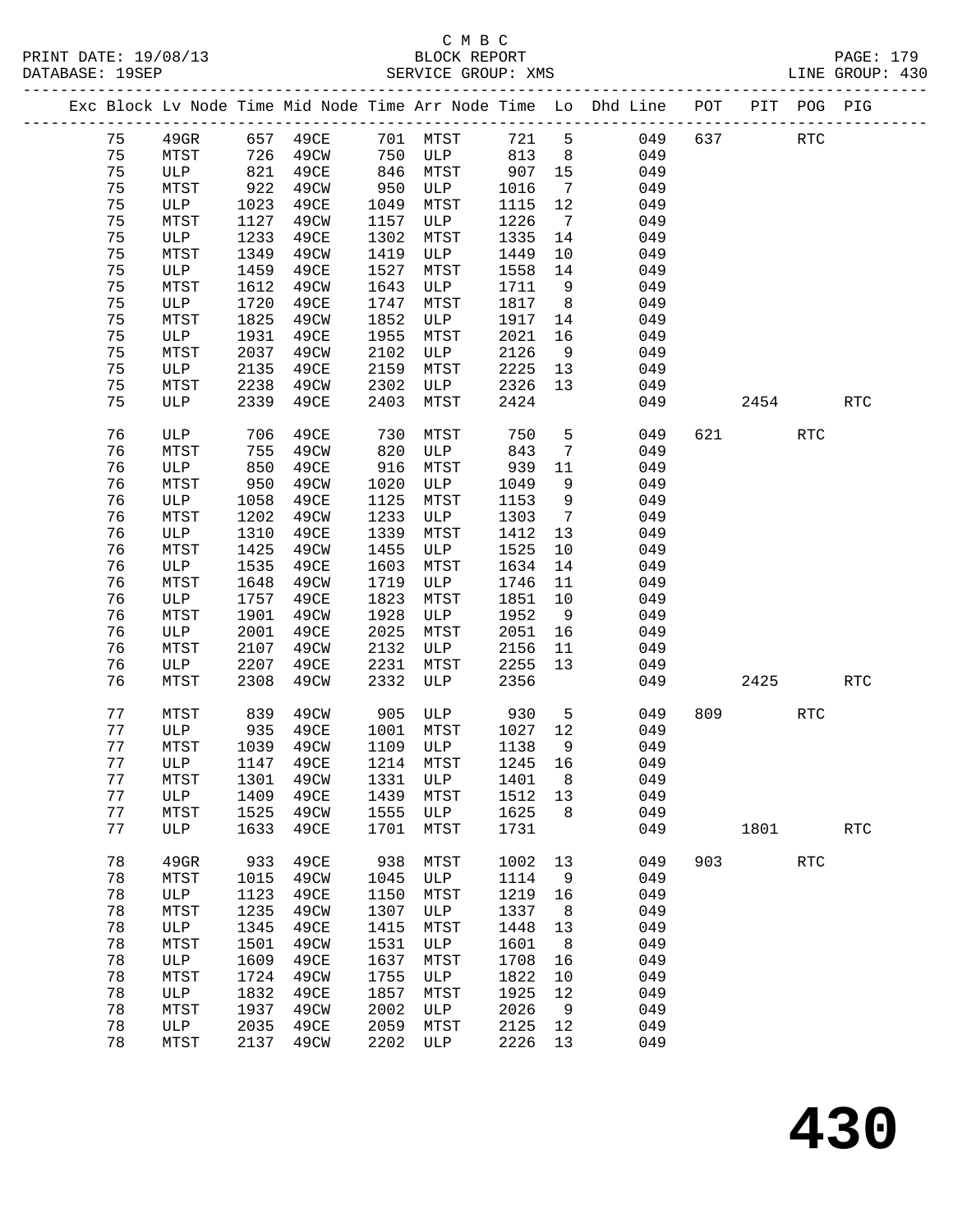C M B C
BLOCK REPORT
SERVICE GROUP: XMS

PRINT DATE: 19/08/13
DATABASE: 19SEP
LINE GROUP: 430

| Exc | Block | Lv Node | Time | Mid Node | Time | Arr Node | Time | Lo | Dhd Line | POT | PIT | POG | PIG |
|---|---|---|---|---|---|---|---|---|---|---|---|---|---|
| | 75 | 49GR | 657 | 49CE | 701 | MTST | 721 | 5 | 049 | 637 | | RTC | |
| | 75 | MTST | 726 | 49CW | 750 | ULP | 813 | 8 | 049 | | | | |
| | 75 | ULP | 821 | 49CE | 846 | MTST | 907 | 15 | 049 | | | | |
| | 75 | MTST | 922 | 49CW | 950 | ULP | 1016 | 7 | 049 | | | | |
| | 75 | ULP | 1023 | 49CE | 1049 | MTST | 1115 | 12 | 049 | | | | |
| | 75 | MTST | 1127 | 49CW | 1157 | ULP | 1226 | 7 | 049 | | | | |
| | 75 | ULP | 1233 | 49CE | 1302 | MTST | 1335 | 14 | 049 | | | | |
| | 75 | MTST | 1349 | 49CW | 1419 | ULP | 1449 | 10 | 049 | | | | |
| | 75 | ULP | 1459 | 49CE | 1527 | MTST | 1558 | 14 | 049 | | | | |
| | 75 | MTST | 1612 | 49CW | 1643 | ULP | 1711 | 9 | 049 | | | | |
| | 75 | ULP | 1720 | 49CE | 1747 | MTST | 1817 | 8 | 049 | | | | |
| | 75 | MTST | 1825 | 49CW | 1852 | ULP | 1917 | 14 | 049 | | | | |
| | 75 | ULP | 1931 | 49CE | 1955 | MTST | 2021 | 16 | 049 | | | | |
| | 75 | MTST | 2037 | 49CW | 2102 | ULP | 2126 | 9 | 049 | | | | |
| | 75 | ULP | 2135 | 49CE | 2159 | MTST | 2225 | 13 | 049 | | | | |
| | 75 | MTST | 2238 | 49CW | 2302 | ULP | 2326 | 13 | 049 | | | | |
| | 75 | ULP | 2339 | 49CE | 2403 | MTST | 2424 | | 049 | | 2454 | | RTC |
| | 76 | ULP | 706 | 49CE | 730 | MTST | 750 | 5 | 049 | 621 | | RTC | |
| | 76 | MTST | 755 | 49CW | 820 | ULP | 843 | 7 | 049 | | | | |
| | 76 | ULP | 850 | 49CE | 916 | MTST | 939 | 11 | 049 | | | | |
| | 76 | MTST | 950 | 49CW | 1020 | ULP | 1049 | 9 | 049 | | | | |
| | 76 | ULP | 1058 | 49CE | 1125 | MTST | 1153 | 9 | 049 | | | | |
| | 76 | MTST | 1202 | 49CW | 1233 | ULP | 1303 | 7 | 049 | | | | |
| | 76 | ULP | 1310 | 49CE | 1339 | MTST | 1412 | 13 | 049 | | | | |
| | 76 | MTST | 1425 | 49CW | 1455 | ULP | 1525 | 10 | 049 | | | | |
| | 76 | ULP | 1535 | 49CE | 1603 | MTST | 1634 | 14 | 049 | | | | |
| | 76 | MTST | 1648 | 49CW | 1719 | ULP | 1746 | 11 | 049 | | | | |
| | 76 | ULP | 1757 | 49CE | 1823 | MTST | 1851 | 10 | 049 | | | | |
| | 76 | MTST | 1901 | 49CW | 1928 | ULP | 1952 | 9 | 049 | | | | |
| | 76 | ULP | 2001 | 49CE | 2025 | MTST | 2051 | 16 | 049 | | | | |
| | 76 | MTST | 2107 | 49CW | 2132 | ULP | 2156 | 11 | 049 | | | | |
| | 76 | ULP | 2207 | 49CE | 2231 | MTST | 2255 | 13 | 049 | | | | |
| | 76 | MTST | 2308 | 49CW | 2332 | ULP | 2356 | | 049 | | 2425 | | RTC |
| | 77 | MTST | 839 | 49CW | 905 | ULP | 930 | 5 | 049 | 809 | | RTC | |
| | 77 | ULP | 935 | 49CE | 1001 | MTST | 1027 | 12 | 049 | | | | |
| | 77 | MTST | 1039 | 49CW | 1109 | ULP | 1138 | 9 | 049 | | | | |
| | 77 | ULP | 1147 | 49CE | 1214 | MTST | 1245 | 16 | 049 | | | | |
| | 77 | MTST | 1301 | 49CW | 1331 | ULP | 1401 | 8 | 049 | | | | |
| | 77 | ULP | 1409 | 49CE | 1439 | MTST | 1512 | 13 | 049 | | | | |
| | 77 | MTST | 1525 | 49CW | 1555 | ULP | 1625 | 8 | 049 | | | | |
| | 77 | ULP | 1633 | 49CE | 1701 | MTST | 1731 | | 049 | | 1801 | | RTC |
| | 78 | 49GR | 933 | 49CE | 938 | MTST | 1002 | 13 | 049 | 903 | | RTC | |
| | 78 | MTST | 1015 | 49CW | 1045 | ULP | 1114 | 9 | 049 | | | | |
| | 78 | ULP | 1123 | 49CE | 1150 | MTST | 1219 | 16 | 049 | | | | |
| | 78 | MTST | 1235 | 49CW | 1307 | ULP | 1337 | 8 | 049 | | | | |
| | 78 | ULP | 1345 | 49CE | 1415 | MTST | 1448 | 13 | 049 | | | | |
| | 78 | MTST | 1501 | 49CW | 1531 | ULP | 1601 | 8 | 049 | | | | |
| | 78 | ULP | 1609 | 49CE | 1637 | MTST | 1708 | 16 | 049 | | | | |
| | 78 | MTST | 1724 | 49CW | 1755 | ULP | 1822 | 10 | 049 | | | | |
| | 78 | ULP | 1832 | 49CE | 1857 | MTST | 1925 | 12 | 049 | | | | |
| | 78 | MTST | 1937 | 49CW | 2002 | ULP | 2026 | 9 | 049 | | | | |
| | 78 | ULP | 2035 | 49CE | 2059 | MTST | 2125 | 12 | 049 | | | | |
| | 78 | MTST | 2137 | 49CW | 2202 | ULP | 2226 | 13 | 049 | | | | |

430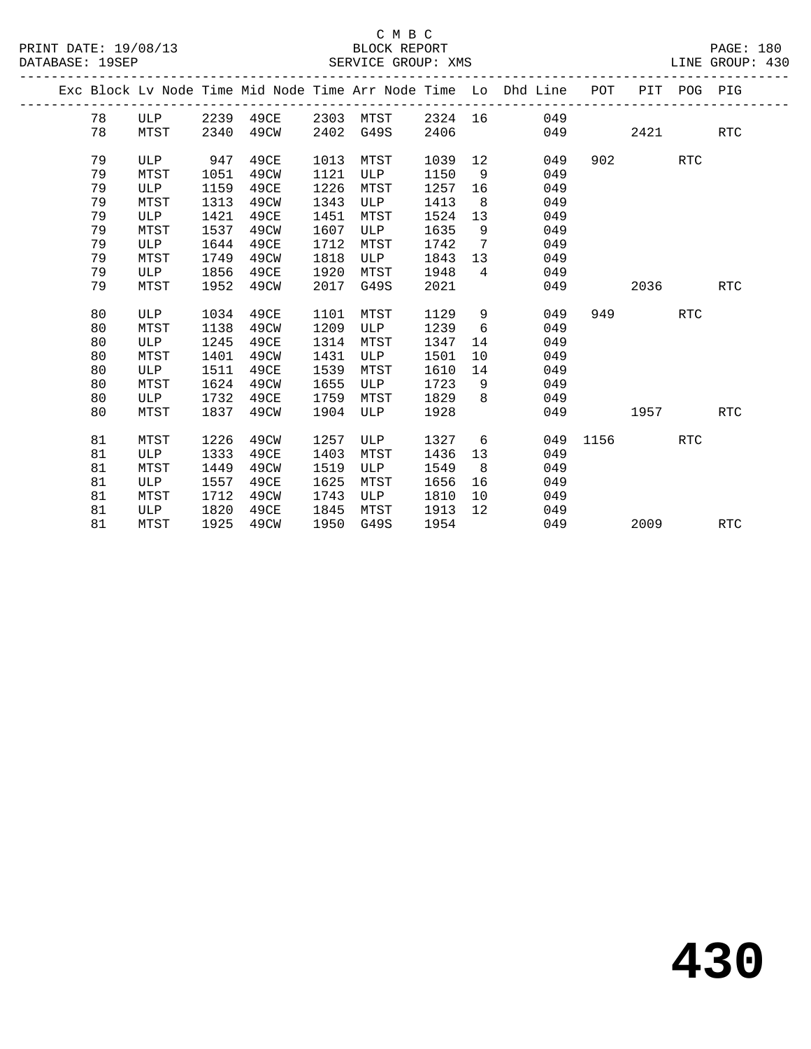C M B C

BLOCK REPORT

SERVICE GROUP: XMS

| Exc | Block | Lv | Node | Time | Mid Node | Time | Arr Node | Time | Lo | Dhd Line | POT | PIT | POG | PIG |
|---|---|---|---|---|---|---|---|---|---|---|---|---|---|---|
| | 78 | | ULP | 2239 | 49CE | 2303 | MTST | 2324 | 16 | 049 | | | | |
| | 78 | | MTST | 2340 | 49CW | 2402 | G49S | 2406 | | 049 | | 2421 | | RTC |
| | 79 | | ULP | 947 | 49CE | 1013 | MTST | 1039 | 12 | 049 | 902 | | RTC | |
| | 79 | | MTST | 1051 | 49CW | 1121 | ULP | 1150 | 9 | 049 | | | | |
| | 79 | | ULP | 1159 | 49CE | 1226 | MTST | 1257 | 16 | 049 | | | | |
| | 79 | | MTST | 1313 | 49CW | 1343 | ULP | 1413 | 8 | 049 | | | | |
| | 79 | | ULP | 1421 | 49CE | 1451 | MTST | 1524 | 13 | 049 | | | | |
| | 79 | | MTST | 1537 | 49CW | 1607 | ULP | 1635 | 9 | 049 | | | | |
| | 79 | | ULP | 1644 | 49CE | 1712 | MTST | 1742 | 7 | 049 | | | | |
| | 79 | | MTST | 1749 | 49CW | 1818 | ULP | 1843 | 13 | 049 | | | | |
| | 79 | | ULP | 1856 | 49CE | 1920 | MTST | 1948 | 4 | 049 | | | | |
| | 79 | | MTST | 1952 | 49CW | 2017 | G49S | 2021 | | 049 | | 2036 | | RTC |
| | 80 | | ULP | 1034 | 49CE | 1101 | MTST | 1129 | 9 | 049 | 949 | | RTC | |
| | 80 | | MTST | 1138 | 49CW | 1209 | ULP | 1239 | 6 | 049 | | | | |
| | 80 | | ULP | 1245 | 49CE | 1314 | MTST | 1347 | 14 | 049 | | | | |
| | 80 | | MTST | 1401 | 49CW | 1431 | ULP | 1501 | 10 | 049 | | | | |
| | 80 | | ULP | 1511 | 49CE | 1539 | MTST | 1610 | 14 | 049 | | | | |
| | 80 | | MTST | 1624 | 49CW | 1655 | ULP | 1723 | 9 | 049 | | | | |
| | 80 | | ULP | 1732 | 49CE | 1759 | MTST | 1829 | 8 | 049 | | | | |
| | 80 | | MTST | 1837 | 49CW | 1904 | ULP | 1928 | | 049 | | 1957 | | RTC |
| | 81 | | MTST | 1226 | 49CW | 1257 | ULP | 1327 | 6 | 049 | 1156 | | RTC | |
| | 81 | | ULP | 1333 | 49CE | 1403 | MTST | 1436 | 13 | 049 | | | | |
| | 81 | | MTST | 1449 | 49CW | 1519 | ULP | 1549 | 8 | 049 | | | | |
| | 81 | | ULP | 1557 | 49CE | 1625 | MTST | 1656 | 16 | 049 | | | | |
| | 81 | | MTST | 1712 | 49CW | 1743 | ULP | 1810 | 10 | 049 | | | | |
| | 81 | | ULP | 1820 | 49CE | 1845 | MTST | 1913 | 12 | 049 | | | | |
| | 81 | | MTST | 1925 | 49CW | 1950 | G49S | 1954 | | 049 | | 2009 | | RTC |

430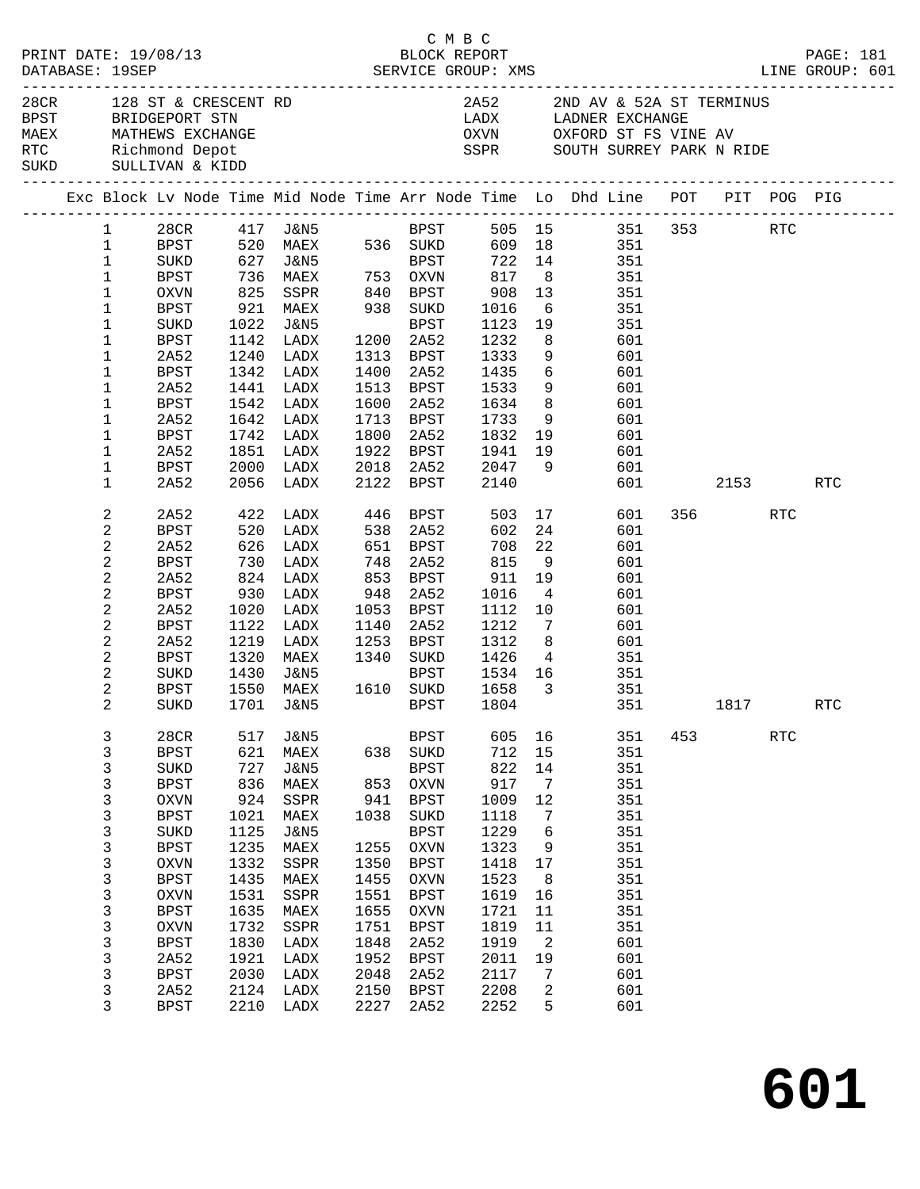C M B C
PRINT DATE: 19/08/13 BLOCK REPORT
DATABASE: 19SEP SERVICE GROUP: XMS LINE GROUP: 601

| | | | |
|---|---|---|---|
| 28CR | 128 ST & CRESCENT RD | 2A52 | 2ND AV & 52A ST TERMINUS |
| BPST | BRIDGEPORT STN | LADX | LADNER EXCHANGE |
| MAEX | MATHEWS EXCHANGE | OXVN | OXFORD ST FS VINE AV |
| RTC | Richmond Depot | SSPR | SOUTH SURREY PARK N RIDE |
| SUKD | SULLIVAN & KIDD | | |

| Exc | Block | Lv Node | Time | Mid Node | Time | Arr Node | Time | Lo | Dhd Line | POT | PIT | POG | PIG |
|---|---|---|---|---|---|---|---|---|---|---|---|---|---|
| | 1 | 28CR | 417 | J&N5 | | BPST | 505 | 15 | 351 | 353 | | RTC | |
| | 1 | BPST | 520 | MAEX | 536 | SUKD | 609 | 18 | 351 | | | | |
| | 1 | SUKD | 627 | J&N5 | | BPST | 722 | 14 | 351 | | | | |
| | 1 | BPST | 736 | MAEX | 753 | OXVN | 817 | 8 | 351 | | | | |
| | 1 | OXVN | 825 | SSPR | 840 | BPST | 908 | 13 | 351 | | | | |
| | 1 | BPST | 921 | MAEX | 938 | SUKD | 1016 | 6 | 351 | | | | |
| | 1 | SUKD | 1022 | J&N5 | | BPST | 1123 | 19 | 351 | | | | |
| | 1 | BPST | 1142 | LADX | 1200 | 2A52 | 1232 | 8 | 601 | | | | |
| | 1 | 2A52 | 1240 | LADX | 1313 | BPST | 1333 | 9 | 601 | | | | |
| | 1 | BPST | 1342 | LADX | 1400 | 2A52 | 1435 | 6 | 601 | | | | |
| | 1 | 2A52 | 1441 | LADX | 1513 | BPST | 1533 | 9 | 601 | | | | |
| | 1 | BPST | 1542 | LADX | 1600 | 2A52 | 1634 | 8 | 601 | | | | |
| | 1 | 2A52 | 1642 | LADX | 1713 | BPST | 1733 | 9 | 601 | | | | |
| | 1 | BPST | 1742 | LADX | 1800 | 2A52 | 1832 | 19 | 601 | | | | |
| | 1 | 2A52 | 1851 | LADX | 1922 | BPST | 1941 | 19 | 601 | | | | |
| | 1 | BPST | 2000 | LADX | 2018 | 2A52 | 2047 | 9 | 601 | | | | |
| | 1 | 2A52 | 2056 | LADX | 2122 | BPST | 2140 | | 601 | | 2153 | | RTC |
| | 2 | 2A52 | 422 | LADX | 446 | BPST | 503 | 17 | 601 | 356 | | RTC | |
| | 2 | BPST | 520 | LADX | 538 | 2A52 | 602 | 24 | 601 | | | | |
| | 2 | 2A52 | 626 | LADX | 651 | BPST | 708 | 22 | 601 | | | | |
| | 2 | BPST | 730 | LADX | 748 | 2A52 | 815 | 9 | 601 | | | | |
| | 2 | 2A52 | 824 | LADX | 853 | BPST | 911 | 19 | 601 | | | | |
| | 2 | BPST | 930 | LADX | 948 | 2A52 | 1016 | 4 | 601 | | | | |
| | 2 | 2A52 | 1020 | LADX | 1053 | BPST | 1112 | 10 | 601 | | | | |
| | 2 | BPST | 1122 | LADX | 1140 | 2A52 | 1212 | 7 | 601 | | | | |
| | 2 | 2A52 | 1219 | LADX | 1253 | BPST | 1312 | 8 | 601 | | | | |
| | 2 | BPST | 1320 | MAEX | 1340 | SUKD | 1426 | 4 | 351 | | | | |
| | 2 | SUKD | 1430 | J&N5 | | BPST | 1534 | 16 | 351 | | | | |
| | 2 | BPST | 1550 | MAEX | 1610 | SUKD | 1658 | 3 | 351 | | | | |
| | 2 | SUKD | 1701 | J&N5 | | BPST | 1804 | | 351 | | 1817 | | RTC |
| | 3 | 28CR | 517 | J&N5 | | BPST | 605 | 16 | 351 | 453 | | RTC | |
| | 3 | BPST | 621 | MAEX | 638 | SUKD | 712 | 15 | 351 | | | | |
| | 3 | SUKD | 727 | J&N5 | | BPST | 822 | 14 | 351 | | | | |
| | 3 | BPST | 836 | MAEX | 853 | OXVN | 917 | 7 | 351 | | | | |
| | 3 | OXVN | 924 | SSPR | 941 | BPST | 1009 | 12 | 351 | | | | |
| | 3 | BPST | 1021 | MAEX | 1038 | SUKD | 1118 | 7 | 351 | | | | |
| | 3 | SUKD | 1125 | J&N5 | | BPST | 1229 | 6 | 351 | | | | |
| | 3 | BPST | 1235 | MAEX | 1255 | OXVN | 1323 | 9 | 351 | | | | |
| | 3 | OXVN | 1332 | SSPR | 1350 | BPST | 1418 | 17 | 351 | | | | |
| | 3 | BPST | 1435 | MAEX | 1455 | OXVN | 1523 | 8 | 351 | | | | |
| | 3 | OXVN | 1531 | SSPR | 1551 | BPST | 1619 | 16 | 351 | | | | |
| | 3 | BPST | 1635 | MAEX | 1655 | OXVN | 1721 | 11 | 351 | | | | |
| | 3 | OXVN | 1732 | SSPR | 1751 | BPST | 1819 | 11 | 351 | | | | |
| | 3 | BPST | 1830 | LADX | 1848 | 2A52 | 1919 | 2 | 601 | | | | |
| | 3 | 2A52 | 1921 | LADX | 1952 | BPST | 2011 | 19 | 601 | | | | |
| | 3 | BPST | 2030 | LADX | 2048 | 2A52 | 2117 | 7 | 601 | | | | |
| | 3 | 2A52 | 2124 | LADX | 2150 | BPST | 2208 | 2 | 601 | | | | |
| | 3 | BPST | 2210 | LADX | 2227 | 2A52 | 2252 | 5 | 601 | | | | |

# 601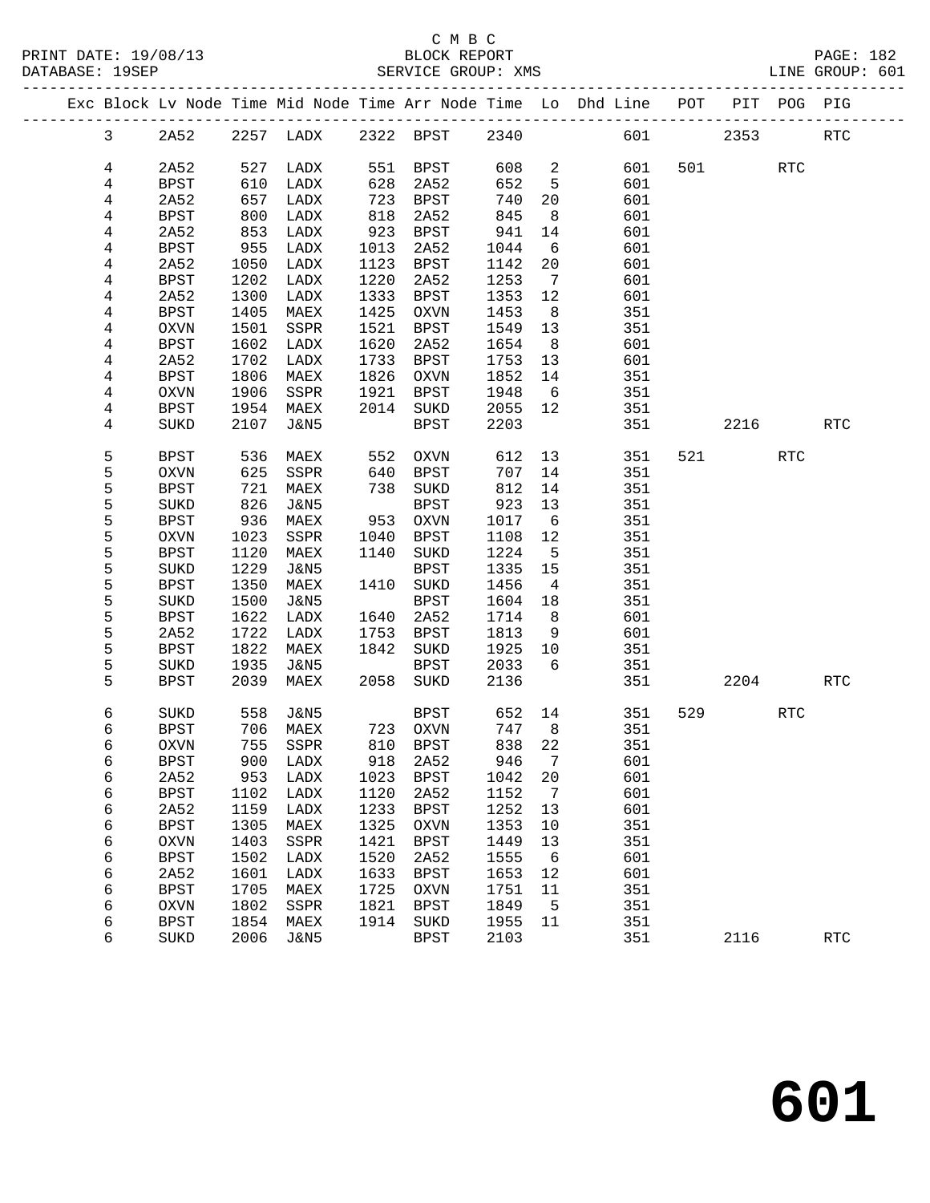C M B C
BLOCK REPORT
SERVICE GROUP: XMS

PRINT DATE: 19/08/13
DATABASE: 19SEP
LINE GROUP: 601

| Exc | Block | Lv Node | Time | Mid Node | Time | Arr Node | Time | Lo | Dhd Line | POT | PIT | POG | PIG |
|---|---|---|---|---|---|---|---|---|---|---|---|---|---|
| | 3 | 2A52 | 2257 | LADX | 2322 | BPST | 2340 | | 601 | | 2353 | | RTC |
| | 4 | 2A52 | 527 | LADX | 551 | BPST | 608 | 2 | 601 | 501 | | RTC | |
| | 4 | BPST | 610 | LADX | 628 | 2A52 | 652 | 5 | 601 | | | | |
| | 4 | 2A52 | 657 | LADX | 723 | BPST | 740 | 20 | 601 | | | | |
| | 4 | BPST | 800 | LADX | 818 | 2A52 | 845 | 8 | 601 | | | | |
| | 4 | 2A52 | 853 | LADX | 923 | BPST | 941 | 14 | 601 | | | | |
| | 4 | BPST | 955 | LADX | 1013 | 2A52 | 1044 | 6 | 601 | | | | |
| | 4 | 2A52 | 1050 | LADX | 1123 | BPST | 1142 | 20 | 601 | | | | |
| | 4 | BPST | 1202 | LADX | 1220 | 2A52 | 1253 | 7 | 601 | | | | |
| | 4 | 2A52 | 1300 | LADX | 1333 | BPST | 1353 | 12 | 601 | | | | |
| | 4 | BPST | 1405 | MAEX | 1425 | OXVN | 1453 | 8 | 351 | | | | |
| | 4 | OXVN | 1501 | SSPR | 1521 | BPST | 1549 | 13 | 351 | | | | |
| | 4 | BPST | 1602 | LADX | 1620 | 2A52 | 1654 | 8 | 601 | | | | |
| | 4 | 2A52 | 1702 | LADX | 1733 | BPST | 1753 | 13 | 601 | | | | |
| | 4 | BPST | 1806 | MAEX | 1826 | OXVN | 1852 | 14 | 351 | | | | |
| | 4 | OXVN | 1906 | SSPR | 1921 | BPST | 1948 | 6 | 351 | | | | |
| | 4 | BPST | 1954 | MAEX | 2014 | SUKD | 2055 | 12 | 351 | | | | |
| | 4 | SUKD | 2107 | J&N5 | | BPST | 2203 | | 351 | | 2216 | | RTC |
| | 5 | BPST | 536 | MAEX | 552 | OXVN | 612 | 13 | 351 | 521 | | RTC | |
| | 5 | OXVN | 625 | SSPR | 640 | BPST | 707 | 14 | 351 | | | | |
| | 5 | BPST | 721 | MAEX | 738 | SUKD | 812 | 14 | 351 | | | | |
| | 5 | SUKD | 826 | J&N5 | | BPST | 923 | 13 | 351 | | | | |
| | 5 | BPST | 936 | MAEX | 953 | OXVN | 1017 | 6 | 351 | | | | |
| | 5 | OXVN | 1023 | SSPR | 1040 | BPST | 1108 | 12 | 351 | | | | |
| | 5 | BPST | 1120 | MAEX | 1140 | SUKD | 1224 | 5 | 351 | | | | |
| | 5 | SUKD | 1229 | J&N5 | | BPST | 1335 | 15 | 351 | | | | |
| | 5 | BPST | 1350 | MAEX | 1410 | SUKD | 1456 | 4 | 351 | | | | |
| | 5 | SUKD | 1500 | J&N5 | | BPST | 1604 | 18 | 351 | | | | |
| | 5 | BPST | 1622 | LADX | 1640 | 2A52 | 1714 | 8 | 601 | | | | |
| | 5 | 2A52 | 1722 | LADX | 1753 | BPST | 1813 | 9 | 601 | | | | |
| | 5 | BPST | 1822 | MAEX | 1842 | SUKD | 1925 | 10 | 351 | | | | |
| | 5 | SUKD | 1935 | J&N5 | | BPST | 2033 | 6 | 351 | | | | |
| | 5 | BPST | 2039 | MAEX | 2058 | SUKD | 2136 | | 351 | | 2204 | | RTC |
| | 6 | SUKD | 558 | J&N5 | | BPST | 652 | 14 | 351 | 529 | | RTC | |
| | 6 | BPST | 706 | MAEX | 723 | OXVN | 747 | 8 | 351 | | | | |
| | 6 | OXVN | 755 | SSPR | 810 | BPST | 838 | 22 | 351 | | | | |
| | 6 | BPST | 900 | LADX | 918 | 2A52 | 946 | 7 | 601 | | | | |
| | 6 | 2A52 | 953 | LADX | 1023 | BPST | 1042 | 20 | 601 | | | | |
| | 6 | BPST | 1102 | LADX | 1120 | 2A52 | 1152 | 7 | 601 | | | | |
| | 6 | 2A52 | 1159 | LADX | 1233 | BPST | 1252 | 13 | 601 | | | | |
| | 6 | BPST | 1305 | MAEX | 1325 | OXVN | 1353 | 10 | 351 | | | | |
| | 6 | OXVN | 1403 | SSPR | 1421 | BPST | 1449 | 13 | 351 | | | | |
| | 6 | BPST | 1502 | LADX | 1520 | 2A52 | 1555 | 6 | 601 | | | | |
| | 6 | 2A52 | 1601 | LADX | 1633 | BPST | 1653 | 12 | 601 | | | | |
| | 6 | BPST | 1705 | MAEX | 1725 | OXVN | 1751 | 11 | 351 | | | | |
| | 6 | OXVN | 1802 | SSPR | 1821 | BPST | 1849 | 5 | 351 | | | | |
| | 6 | BPST | 1854 | MAEX | 1914 | SUKD | 1955 | 11 | 351 | | | | |
| | 6 | SUKD | 2006 | J&N5 | | BPST | 2103 | | 351 | | 2116 | | RTC |

601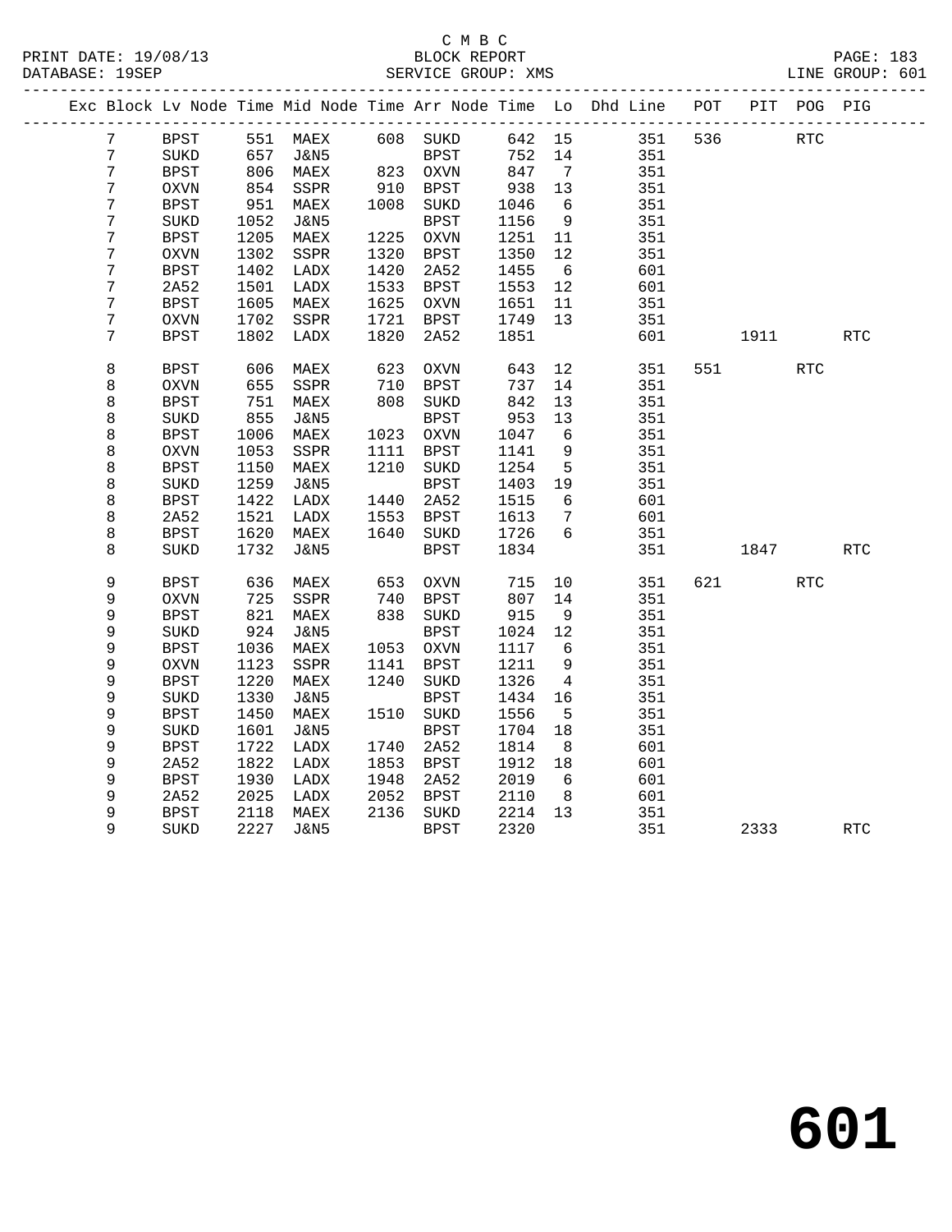C M B C

PRINT DATE: 19/08/13 BLOCK REPORT
DATABASE: 19SEP SERVICE GROUP: XMS LINE GROUP: 601

| Exc | Block | Lv | Node | Time | Mid Node | Time | Arr Node | Time | Lo | Dhd Line | POT | PIT | POG | PIG |
|---|---|---|---|---|---|---|---|---|---|---|---|---|---|---|
| | 7 | | BPST | 551 | MAEX | 608 | SUKD | 642 | 15 | 351 | 536 | | RTC | |
| | 7 | | SUKD | 657 | J&N5 | | BPST | 752 | 14 | 351 | | | | |
| | 7 | | BPST | 806 | MAEX | 823 | OXVN | 847 | 7 | 351 | | | | |
| | 7 | | OXVN | 854 | SSPR | 910 | BPST | 938 | 13 | 351 | | | | |
| | 7 | | BPST | 951 | MAEX | 1008 | SUKD | 1046 | 6 | 351 | | | | |
| | 7 | | SUKD | 1052 | J&N5 | | BPST | 1156 | 9 | 351 | | | | |
| | 7 | | BPST | 1205 | MAEX | 1225 | OXVN | 1251 | 11 | 351 | | | | |
| | 7 | | OXVN | 1302 | SSPR | 1320 | BPST | 1350 | 12 | 351 | | | | |
| | 7 | | BPST | 1402 | LADX | 1420 | 2A52 | 1455 | 6 | 601 | | | | |
| | 7 | | 2A52 | 1501 | LADX | 1533 | BPST | 1553 | 12 | 601 | | | | |
| | 7 | | BPST | 1605 | MAEX | 1625 | OXVN | 1651 | 11 | 351 | | | | |
| | 7 | | OXVN | 1702 | SSPR | 1721 | BPST | 1749 | 13 | 351 | | | | |
| | 7 | | BPST | 1802 | LADX | 1820 | 2A52 | 1851 | | 601 | | 1911 | | RTC |
| | 8 | | BPST | 606 | MAEX | 623 | OXVN | 643 | 12 | 351 | 551 | | RTC | |
| | 8 | | OXVN | 655 | SSPR | 710 | BPST | 737 | 14 | 351 | | | | |
| | 8 | | BPST | 751 | MAEX | 808 | SUKD | 842 | 13 | 351 | | | | |
| | 8 | | SUKD | 855 | J&N5 | | BPST | 953 | 13 | 351 | | | | |
| | 8 | | BPST | 1006 | MAEX | 1023 | OXVN | 1047 | 6 | 351 | | | | |
| | 8 | | OXVN | 1053 | SSPR | 1111 | BPST | 1141 | 9 | 351 | | | | |
| | 8 | | BPST | 1150 | MAEX | 1210 | SUKD | 1254 | 5 | 351 | | | | |
| | 8 | | SUKD | 1259 | J&N5 | | BPST | 1403 | 19 | 351 | | | | |
| | 8 | | BPST | 1422 | LADX | 1440 | 2A52 | 1515 | 6 | 601 | | | | |
| | 8 | | 2A52 | 1521 | LADX | 1553 | BPST | 1613 | 7 | 601 | | | | |
| | 8 | | BPST | 1620 | MAEX | 1640 | SUKD | 1726 | 6 | 351 | | | | |
| | 8 | | SUKD | 1732 | J&N5 | | BPST | 1834 | | 351 | | 1847 | | RTC |
| | 9 | | BPST | 636 | MAEX | 653 | OXVN | 715 | 10 | 351 | 621 | | RTC | |
| | 9 | | OXVN | 725 | SSPR | 740 | BPST | 807 | 14 | 351 | | | | |
| | 9 | | BPST | 821 | MAEX | 838 | SUKD | 915 | 9 | 351 | | | | |
| | 9 | | SUKD | 924 | J&N5 | | BPST | 1024 | 12 | 351 | | | | |
| | 9 | | BPST | 1036 | MAEX | 1053 | OXVN | 1117 | 6 | 351 | | | | |
| | 9 | | OXVN | 1123 | SSPR | 1141 | BPST | 1211 | 9 | 351 | | | | |
| | 9 | | BPST | 1220 | MAEX | 1240 | SUKD | 1326 | 4 | 351 | | | | |
| | 9 | | SUKD | 1330 | J&N5 | | BPST | 1434 | 16 | 351 | | | | |
| | 9 | | BPST | 1450 | MAEX | 1510 | SUKD | 1556 | 5 | 351 | | | | |
| | 9 | | SUKD | 1601 | J&N5 | | BPST | 1704 | 18 | 351 | | | | |
| | 9 | | BPST | 1722 | LADX | 1740 | 2A52 | 1814 | 8 | 601 | | | | |
| | 9 | | 2A52 | 1822 | LADX | 1853 | BPST | 1912 | 18 | 601 | | | | |
| | 9 | | BPST | 1930 | LADX | 1948 | 2A52 | 2019 | 6 | 601 | | | | |
| | 9 | | 2A52 | 2025 | LADX | 2052 | BPST | 2110 | 8 | 601 | | | | |
| | 9 | | BPST | 2118 | MAEX | 2136 | SUKD | 2214 | 13 | 351 | | | | |
| | 9 | | SUKD | 2227 | J&N5 | | BPST | 2320 | | 351 | | 2333 | | RTC |

# 601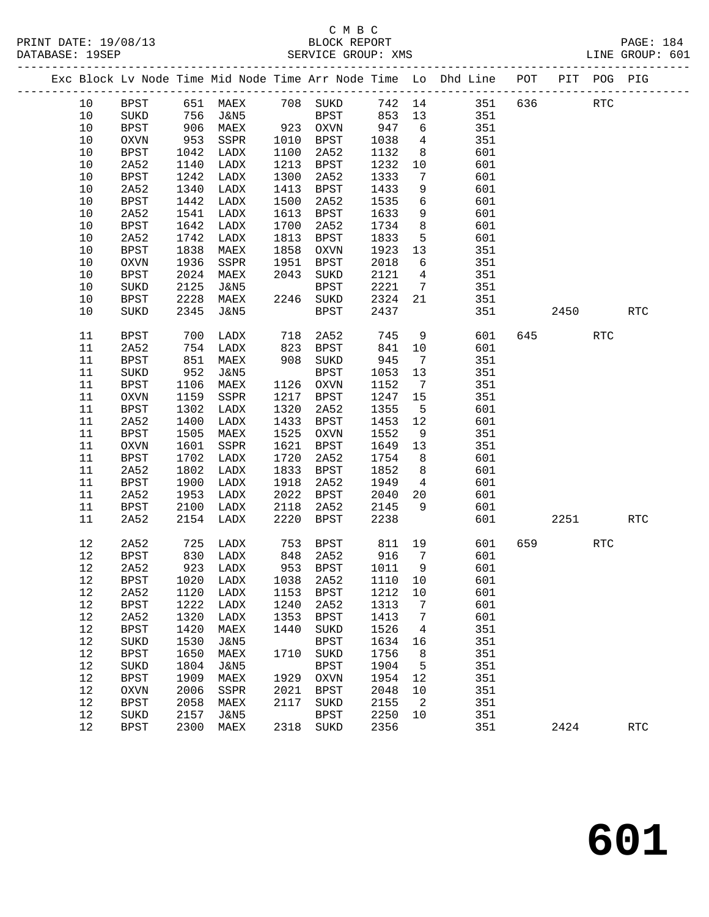C M B C
BLOCK REPORT
SERVICE GROUP: XMS

PRINT DATE: 19/08/13
DATABASE: 19SEP
LINE GROUP: 601

| Exc | Block | Lv | Node | Time | Mid Node | Time | Arr Node | Time | Lo | Dhd Line | POT | PIT | POG | PIG |
|---|---|---|---|---|---|---|---|---|---|---|---|---|---|---|
| | 10 | | BPST | 651 | MAEX | 708 | SUKD | 742 | 14 | 351 | 636 | | RTC | |
| | 10 | | SUKD | 756 | J&N5 | | BPST | 853 | 13 | 351 | | | | |
| | 10 | | BPST | 906 | MAEX | 923 | OXVN | 947 | 6 | 351 | | | | |
| | 10 | | OXVN | 953 | SSPR | 1010 | BPST | 1038 | 4 | 351 | | | | |
| | 10 | | BPST | 1042 | LADX | 1100 | 2A52 | 1132 | 8 | 601 | | | | |
| | 10 | | 2A52 | 1140 | LADX | 1213 | BPST | 1232 | 10 | 601 | | | | |
| | 10 | | BPST | 1242 | LADX | 1300 | 2A52 | 1333 | 7 | 601 | | | | |
| | 10 | | 2A52 | 1340 | LADX | 1413 | BPST | 1433 | 9 | 601 | | | | |
| | 10 | | BPST | 1442 | LADX | 1500 | 2A52 | 1535 | 6 | 601 | | | | |
| | 10 | | 2A52 | 1541 | LADX | 1613 | BPST | 1633 | 9 | 601 | | | | |
| | 10 | | BPST | 1642 | LADX | 1700 | 2A52 | 1734 | 8 | 601 | | | | |
| | 10 | | 2A52 | 1742 | LADX | 1813 | BPST | 1833 | 5 | 601 | | | | |
| | 10 | | BPST | 1838 | MAEX | 1858 | OXVN | 1923 | 13 | 351 | | | | |
| | 10 | | OXVN | 1936 | SSPR | 1951 | BPST | 2018 | 6 | 351 | | | | |
| | 10 | | BPST | 2024 | MAEX | 2043 | SUKD | 2121 | 4 | 351 | | | | |
| | 10 | | SUKD | 2125 | J&N5 | | BPST | 2221 | 7 | 351 | | | | |
| | 10 | | BPST | 2228 | MAEX | 2246 | SUKD | 2324 | 21 | 351 | | | | |
| | 10 | | SUKD | 2345 | J&N5 | | BPST | 2437 | | 351 | | 2450 | | RTC |
| | 11 | | BPST | 700 | LADX | 718 | 2A52 | 745 | 9 | 601 | 645 | | RTC | |
| | 11 | | 2A52 | 754 | LADX | 823 | BPST | 841 | 10 | 601 | | | | |
| | 11 | | BPST | 851 | MAEX | 908 | SUKD | 945 | 7 | 351 | | | | |
| | 11 | | SUKD | 952 | J&N5 | | BPST | 1053 | 13 | 351 | | | | |
| | 11 | | BPST | 1106 | MAEX | 1126 | OXVN | 1152 | 7 | 351 | | | | |
| | 11 | | OXVN | 1159 | SSPR | 1217 | BPST | 1247 | 15 | 351 | | | | |
| | 11 | | BPST | 1302 | LADX | 1320 | 2A52 | 1355 | 5 | 601 | | | | |
| | 11 | | 2A52 | 1400 | LADX | 1433 | BPST | 1453 | 12 | 601 | | | | |
| | 11 | | BPST | 1505 | MAEX | 1525 | OXVN | 1552 | 9 | 351 | | | | |
| | 11 | | OXVN | 1601 | SSPR | 1621 | BPST | 1649 | 13 | 351 | | | | |
| | 11 | | BPST | 1702 | LADX | 1720 | 2A52 | 1754 | 8 | 601 | | | | |
| | 11 | | 2A52 | 1802 | LADX | 1833 | BPST | 1852 | 8 | 601 | | | | |
| | 11 | | BPST | 1900 | LADX | 1918 | 2A52 | 1949 | 4 | 601 | | | | |
| | 11 | | 2A52 | 1953 | LADX | 2022 | BPST | 2040 | 20 | 601 | | | | |
| | 11 | | BPST | 2100 | LADX | 2118 | 2A52 | 2145 | 9 | 601 | | | | |
| | 11 | | 2A52 | 2154 | LADX | 2220 | BPST | 2238 | | 601 | | 2251 | | RTC |
| | 12 | | 2A52 | 725 | LADX | 753 | BPST | 811 | 19 | 601 | 659 | | RTC | |
| | 12 | | BPST | 830 | LADX | 848 | 2A52 | 916 | 7 | 601 | | | | |
| | 12 | | 2A52 | 923 | LADX | 953 | BPST | 1011 | 9 | 601 | | | | |
| | 12 | | BPST | 1020 | LADX | 1038 | 2A52 | 1110 | 10 | 601 | | | | |
| | 12 | | 2A52 | 1120 | LADX | 1153 | BPST | 1212 | 10 | 601 | | | | |
| | 12 | | BPST | 1222 | LADX | 1240 | 2A52 | 1313 | 7 | 601 | | | | |
| | 12 | | 2A52 | 1320 | LADX | 1353 | BPST | 1413 | 7 | 601 | | | | |
| | 12 | | BPST | 1420 | MAEX | 1440 | SUKD | 1526 | 4 | 351 | | | | |
| | 12 | | SUKD | 1530 | J&N5 | | BPST | 1634 | 16 | 351 | | | | |
| | 12 | | BPST | 1650 | MAEX | 1710 | SUKD | 1756 | 8 | 351 | | | | |
| | 12 | | SUKD | 1804 | J&N5 | | BPST | 1904 | 5 | 351 | | | | |
| | 12 | | BPST | 1909 | MAEX | 1929 | OXVN | 1954 | 12 | 351 | | | | |
| | 12 | | OXVN | 2006 | SSPR | 2021 | BPST | 2048 | 10 | 351 | | | | |
| | 12 | | BPST | 2058 | MAEX | 2117 | SUKD | 2155 | 2 | 351 | | | | |
| | 12 | | SUKD | 2157 | J&N5 | | BPST | 2250 | 10 | 351 | | | | |
| | 12 | | BPST | 2300 | MAEX | 2318 | SUKD | 2356 | | 351 | | 2424 | | RTC |

# 601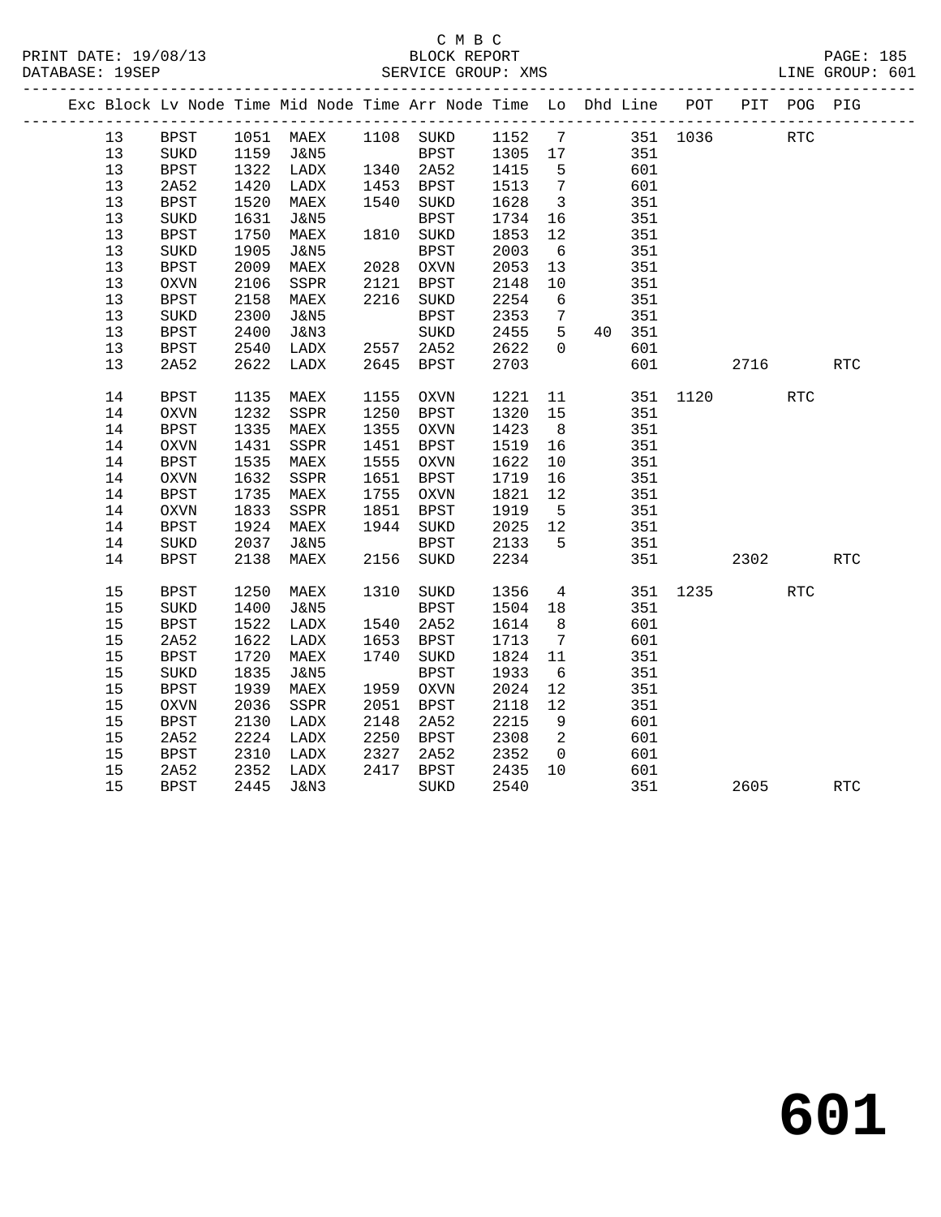C M B C

BLOCK REPORT

SERVICE GROUP: XMS

PRINT DATE: 19/08/13
DATABASE: 19SEP

LINE GROUP: 601

| Exc | Block | Lv Node | Time | Mid Node | Time | Arr Node | Time | Lo | Dhd | Line | POT | PIT | POG | PIG |
|---|---|---|---|---|---|---|---|---|---|---|---|---|---|---|
| | 13 | BPST | 1051 | MAEX | 1108 | SUKD | 1152 | 7 | | 351 | 1036 | | RTC | |
| | 13 | SUKD | 1159 | J&N5 | | BPST | 1305 | 17 | | 351 | | | | |
| | 13 | BPST | 1322 | LADX | 1340 | 2A52 | 1415 | 5 | | 601 | | | | |
| | 13 | 2A52 | 1420 | LADX | 1453 | BPST | 1513 | 7 | | 601 | | | | |
| | 13 | BPST | 1520 | MAEX | 1540 | SUKD | 1628 | 3 | | 351 | | | | |
| | 13 | SUKD | 1631 | J&N5 | | BPST | 1734 | 16 | | 351 | | | | |
| | 13 | BPST | 1750 | MAEX | 1810 | SUKD | 1853 | 12 | | 351 | | | | |
| | 13 | SUKD | 1905 | J&N5 | | BPST | 2003 | 6 | | 351 | | | | |
| | 13 | BPST | 2009 | MAEX | 2028 | OXVN | 2053 | 13 | | 351 | | | | |
| | 13 | OXVN | 2106 | SSPR | 2121 | BPST | 2148 | 10 | | 351 | | | | |
| | 13 | BPST | 2158 | MAEX | 2216 | SUKD | 2254 | 6 | | 351 | | | | |
| | 13 | SUKD | 2300 | J&N5 | | BPST | 2353 | 7 | | 351 | | | | |
| | 13 | BPST | 2400 | J&N3 | | SUKD | 2455 | 5 | 40 | 351 | | | | |
| | 13 | BPST | 2540 | LADX | 2557 | 2A52 | 2622 | 0 | | 601 | | | | |
| | 13 | 2A52 | 2622 | LADX | 2645 | BPST | 2703 | | | 601 | | 2716 | | RTC |
| | 14 | BPST | 1135 | MAEX | 1155 | OXVN | 1221 | 11 | | 351 | 1120 | | RTC | |
| | 14 | OXVN | 1232 | SSPR | 1250 | BPST | 1320 | 15 | | 351 | | | | |
| | 14 | BPST | 1335 | MAEX | 1355 | OXVN | 1423 | 8 | | 351 | | | | |
| | 14 | OXVN | 1431 | SSPR | 1451 | BPST | 1519 | 16 | | 351 | | | | |
| | 14 | BPST | 1535 | MAEX | 1555 | OXVN | 1622 | 10 | | 351 | | | | |
| | 14 | OXVN | 1632 | SSPR | 1651 | BPST | 1719 | 16 | | 351 | | | | |
| | 14 | BPST | 1735 | MAEX | 1755 | OXVN | 1821 | 12 | | 351 | | | | |
| | 14 | OXVN | 1833 | SSPR | 1851 | BPST | 1919 | 5 | | 351 | | | | |
| | 14 | BPST | 1924 | MAEX | 1944 | SUKD | 2025 | 12 | | 351 | | | | |
| | 14 | SUKD | 2037 | J&N5 | | BPST | 2133 | 5 | | 351 | | | | |
| | 14 | BPST | 2138 | MAEX | 2156 | SUKD | 2234 | | | 351 | | 2302 | | RTC |
| | 15 | BPST | 1250 | MAEX | 1310 | SUKD | 1356 | 4 | | 351 | 1235 | | RTC | |
| | 15 | SUKD | 1400 | J&N5 | | BPST | 1504 | 18 | | 351 | | | | |
| | 15 | BPST | 1522 | LADX | 1540 | 2A52 | 1614 | 8 | | 601 | | | | |
| | 15 | 2A52 | 1622 | LADX | 1653 | BPST | 1713 | 7 | | 601 | | | | |
| | 15 | BPST | 1720 | MAEX | 1740 | SUKD | 1824 | 11 | | 351 | | | | |
| | 15 | SUKD | 1835 | J&N5 | | BPST | 1933 | 6 | | 351 | | | | |
| | 15 | BPST | 1939 | MAEX | 1959 | OXVN | 2024 | 12 | | 351 | | | | |
| | 15 | OXVN | 2036 | SSPR | 2051 | BPST | 2118 | 12 | | 351 | | | | |
| | 15 | BPST | 2130 | LADX | 2148 | 2A52 | 2215 | 9 | | 601 | | | | |
| | 15 | 2A52 | 2224 | LADX | 2250 | BPST | 2308 | 2 | | 601 | | | | |
| | 15 | BPST | 2310 | LADX | 2327 | 2A52 | 2352 | 0 | | 601 | | | | |
| | 15 | 2A52 | 2352 | LADX | 2417 | BPST | 2435 | 10 | | 601 | | | | |
| | 15 | BPST | 2445 | J&N3 | | SUKD | 2540 | | | 351 | | 2605 | | RTC |

601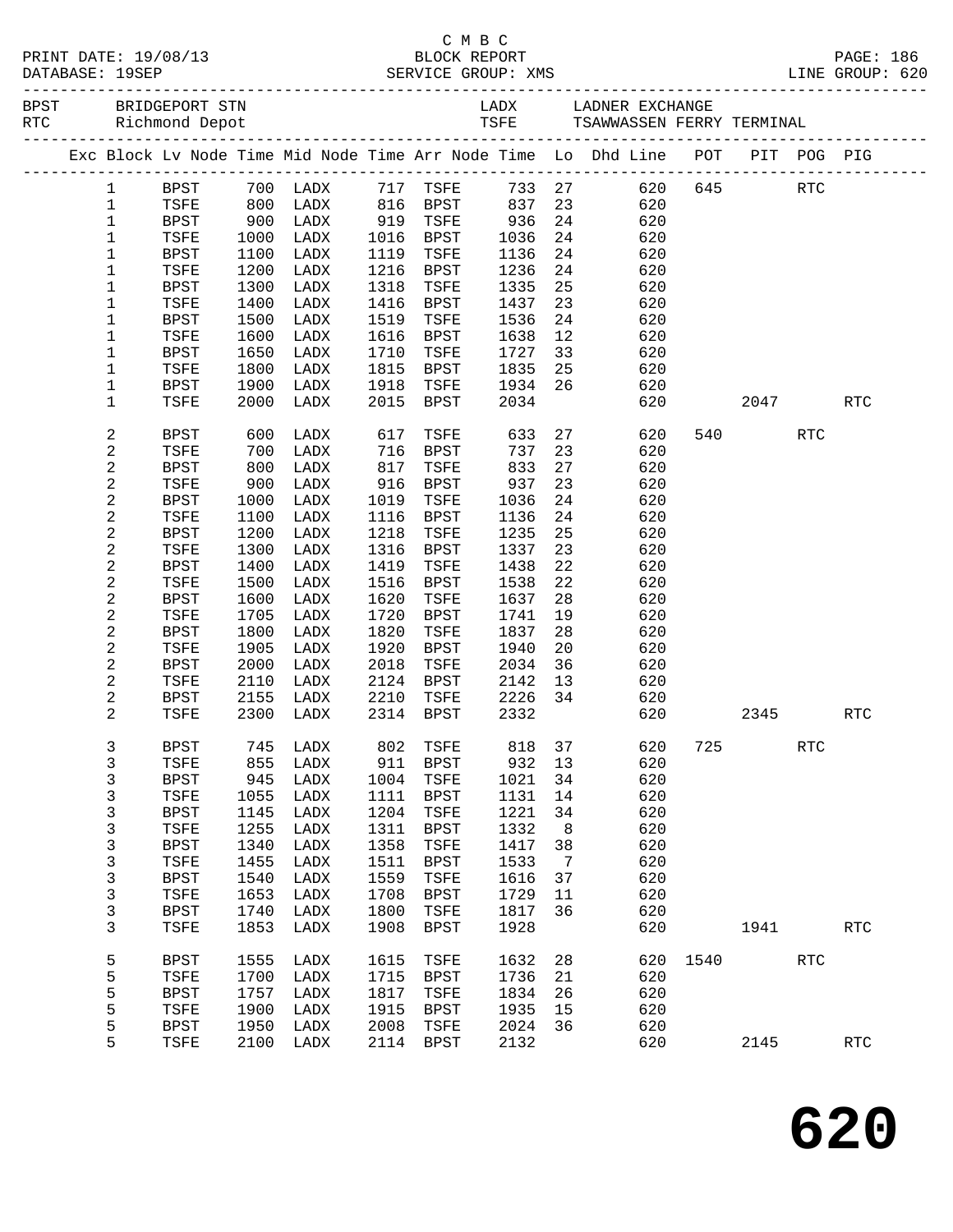C M B C
BLOCK REPORT
SERVICE GROUP: XMS

PRINT DATE: 19/08/13
DATABASE: 19SEP
LINE GROUP: 620

BPST BRIDGEPORT STN — LADX LADNER EXCHANGE
RTC Richmond Depot — TSFE TSAWWASSEN FERRY TERMINAL

| Exc | Block | Lv Node | Time | Mid Node | Time | Arr Node | Time | Lo | Dhd Line | POT | PIT | POG | PIG |
|---|---|---|---|---|---|---|---|---|---|---|---|---|---|
| | 1 | BPST | 700 | LADX | 717 | TSFE | 733 | 27 | 620 | 645 | | RTC | |
| | 1 | TSFE | 800 | LADX | 816 | BPST | 837 | 23 | 620 | | | | |
| | 1 | BPST | 900 | LADX | 919 | TSFE | 936 | 24 | 620 | | | | |
| | 1 | TSFE | 1000 | LADX | 1016 | BPST | 1036 | 24 | 620 | | | | |
| | 1 | BPST | 1100 | LADX | 1119 | TSFE | 1136 | 24 | 620 | | | | |
| | 1 | TSFE | 1200 | LADX | 1216 | BPST | 1236 | 24 | 620 | | | | |
| | 1 | BPST | 1300 | LADX | 1318 | TSFE | 1335 | 25 | 620 | | | | |
| | 1 | TSFE | 1400 | LADX | 1416 | BPST | 1437 | 23 | 620 | | | | |
| | 1 | BPST | 1500 | LADX | 1519 | TSFE | 1536 | 24 | 620 | | | | |
| | 1 | TSFE | 1600 | LADX | 1616 | BPST | 1638 | 12 | 620 | | | | |
| | 1 | BPST | 1650 | LADX | 1710 | TSFE | 1727 | 33 | 620 | | | | |
| | 1 | TSFE | 1800 | LADX | 1815 | BPST | 1835 | 25 | 620 | | | | |
| | 1 | BPST | 1900 | LADX | 1918 | TSFE | 1934 | 26 | 620 | | | | |
| | 1 | TSFE | 2000 | LADX | 2015 | BPST | 2034 | | 620 | | 2047 | | RTC |
| | 2 | BPST | 600 | LADX | 617 | TSFE | 633 | 27 | 620 | 540 | | RTC | |
| | 2 | TSFE | 700 | LADX | 716 | BPST | 737 | 23 | 620 | | | | |
| | 2 | BPST | 800 | LADX | 817 | TSFE | 833 | 27 | 620 | | | | |
| | 2 | TSFE | 900 | LADX | 916 | BPST | 937 | 23 | 620 | | | | |
| | 2 | BPST | 1000 | LADX | 1019 | TSFE | 1036 | 24 | 620 | | | | |
| | 2 | TSFE | 1100 | LADX | 1116 | BPST | 1136 | 24 | 620 | | | | |
| | 2 | BPST | 1200 | LADX | 1218 | TSFE | 1235 | 25 | 620 | | | | |
| | 2 | TSFE | 1300 | LADX | 1316 | BPST | 1337 | 23 | 620 | | | | |
| | 2 | BPST | 1400 | LADX | 1419 | TSFE | 1438 | 22 | 620 | | | | |
| | 2 | TSFE | 1500 | LADX | 1516 | BPST | 1538 | 22 | 620 | | | | |
| | 2 | BPST | 1600 | LADX | 1620 | TSFE | 1637 | 28 | 620 | | | | |
| | 2 | TSFE | 1705 | LADX | 1720 | BPST | 1741 | 19 | 620 | | | | |
| | 2 | BPST | 1800 | LADX | 1820 | TSFE | 1837 | 28 | 620 | | | | |
| | 2 | TSFE | 1905 | LADX | 1920 | BPST | 1940 | 20 | 620 | | | | |
| | 2 | BPST | 2000 | LADX | 2018 | TSFE | 2034 | 36 | 620 | | | | |
| | 2 | TSFE | 2110 | LADX | 2124 | BPST | 2142 | 13 | 620 | | | | |
| | 2 | BPST | 2155 | LADX | 2210 | TSFE | 2226 | 34 | 620 | | | | |
| | 2 | TSFE | 2300 | LADX | 2314 | BPST | 2332 | | 620 | | 2345 | | RTC |
| | 3 | BPST | 745 | LADX | 802 | TSFE | 818 | 37 | 620 | 725 | | RTC | |
| | 3 | TSFE | 855 | LADX | 911 | BPST | 932 | 13 | 620 | | | | |
| | 3 | BPST | 945 | LADX | 1004 | TSFE | 1021 | 34 | 620 | | | | |
| | 3 | TSFE | 1055 | LADX | 1111 | BPST | 1131 | 14 | 620 | | | | |
| | 3 | BPST | 1145 | LADX | 1204 | TSFE | 1221 | 34 | 620 | | | | |
| | 3 | TSFE | 1255 | LADX | 1311 | BPST | 1332 | 8 | 620 | | | | |
| | 3 | BPST | 1340 | LADX | 1358 | TSFE | 1417 | 38 | 620 | | | | |
| | 3 | TSFE | 1455 | LADX | 1511 | BPST | 1533 | 7 | 620 | | | | |
| | 3 | BPST | 1540 | LADX | 1559 | TSFE | 1616 | 37 | 620 | | | | |
| | 3 | TSFE | 1653 | LADX | 1708 | BPST | 1729 | 11 | 620 | | | | |
| | 3 | BPST | 1740 | LADX | 1800 | TSFE | 1817 | 36 | 620 | | | | |
| | 3 | TSFE | 1853 | LADX | 1908 | BPST | 1928 | | 620 | | 1941 | | RTC |
| | 5 | BPST | 1555 | LADX | 1615 | TSFE | 1632 | 28 | 620 | 1540 | | RTC | |
| | 5 | TSFE | 1700 | LADX | 1715 | BPST | 1736 | 21 | 620 | | | | |
| | 5 | BPST | 1757 | LADX | 1817 | TSFE | 1834 | 26 | 620 | | | | |
| | 5 | TSFE | 1900 | LADX | 1915 | BPST | 1935 | 15 | 620 | | | | |
| | 5 | BPST | 1950 | LADX | 2008 | TSFE | 2024 | 36 | 620 | | | | |
| | 5 | TSFE | 2100 | LADX | 2114 | BPST | 2132 | | 620 | | 2145 | | RTC |

**620**